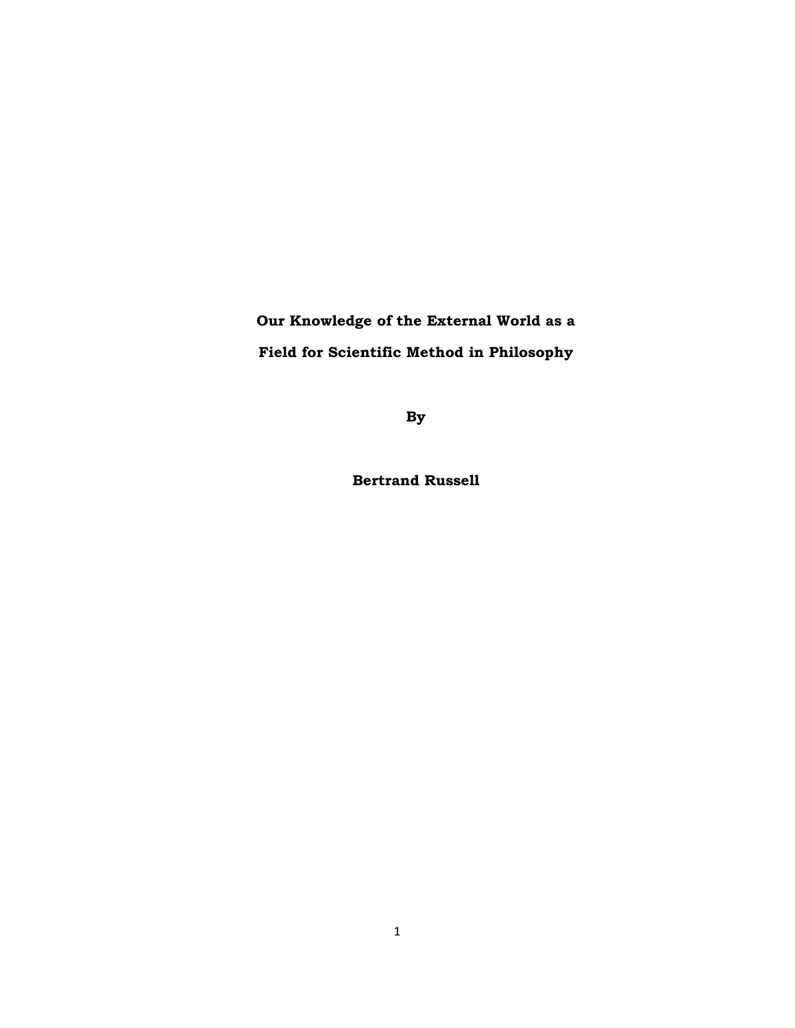# Our Knowledge of the External World as a Field for Scientific Method in Philosophy

**By**

**Bertrand Russell**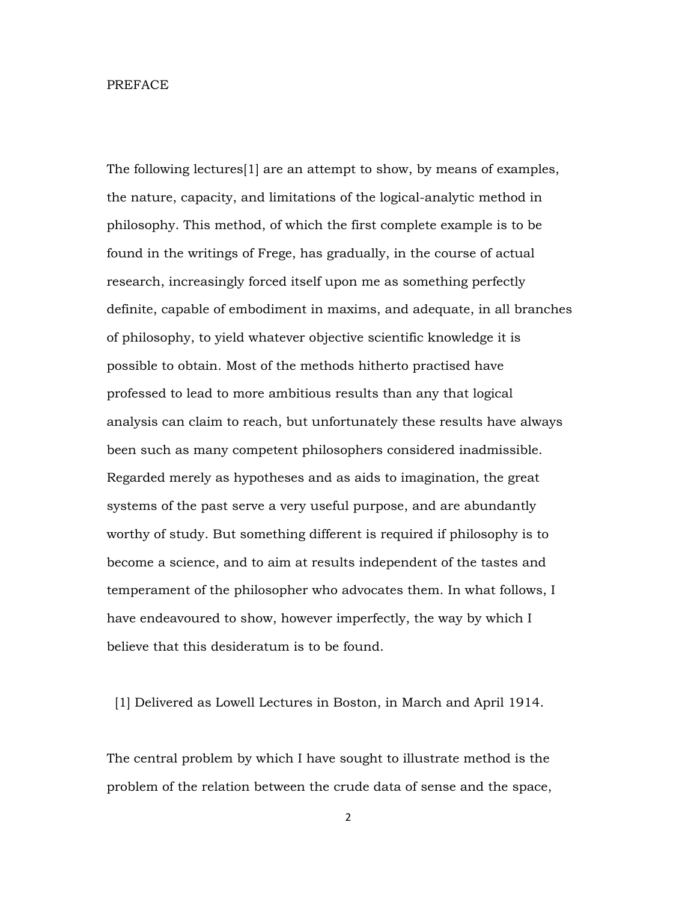# PREFACE

The following lectures[1] are an attempt to show, by means of examples, the nature, capacity, and limitations of the logical-analytic method in philosophy. This method, of which the first complete example is to be found in the writings of Frege, has gradually, in the course of actual research, increasingly forced itself upon me as something perfectly definite, capable of embodiment in maxims, and adequate, in all branches of philosophy, to yield whatever objective scientific knowledge it is possible to obtain. Most of the methods hitherto practised have professed to lead to more ambitious results than any that logical analysis can claim to reach, but unfortunately these results have always been such as many competent philosophers considered inadmissible. Regarded merely as hypotheses and as aids to imagination, the great systems of the past serve a very useful purpose, and are abundantly worthy of study. But something different is required if philosophy is to become a science, and to aim at results independent of the tastes and temperament of the philosopher who advocates them. In what follows, I have endeavoured to show, however imperfectly, the way by which I believe that this desideratum is to be found.

[1] Delivered as Lowell Lectures in Boston, in March and April 1914.

The central problem by which I have sought to illustrate method is the problem of the relation between the crude data of sense and the space,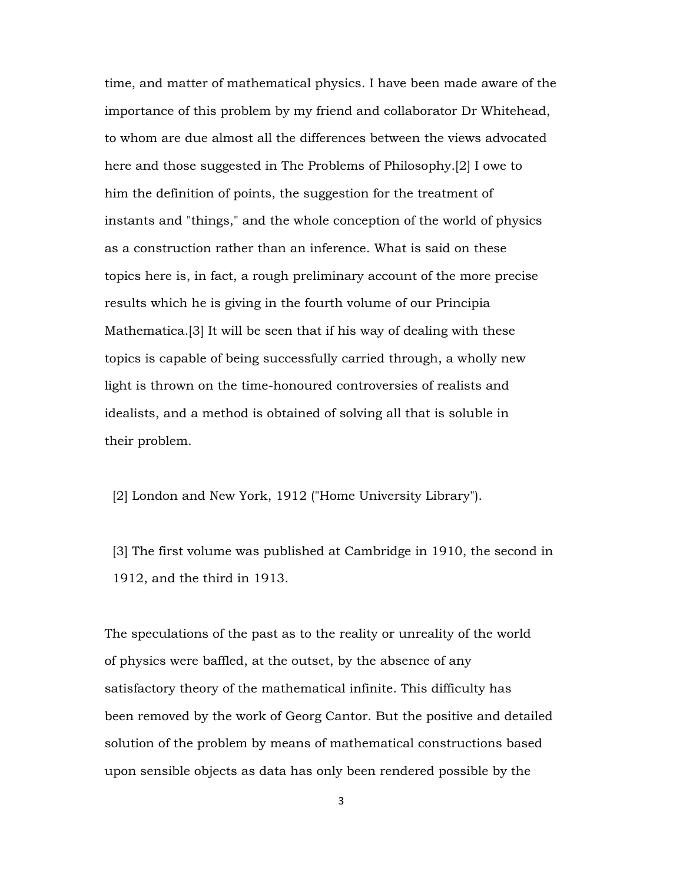time, and matter of mathematical physics. I have been made aware of the importance of this problem by my friend and collaborator Dr Whitehead, to whom are due almost all the differences between the views advocated here and those suggested in The Problems of Philosophy.[2] I owe to him the definition of points, the suggestion for the treatment of instants and "things," and the whole conception of the world of physics as a construction rather than an inference. What is said on these topics here is, in fact, a rough preliminary account of the more precise results which he is giving in the fourth volume of our Principia Mathematica.[3] It will be seen that if his way of dealing with these topics is capable of being successfully carried through, a wholly new light is thrown on the time-honoured controversies of realists and idealists, and a method is obtained of solving all that is soluble in their problem.

[2] London and New York, 1912 ("Home University Library").

[3] The first volume was published at Cambridge in 1910, the second in 1912, and the third in 1913.

The speculations of the past as to the reality or unreality of the world of physics were baffled, at the outset, by the absence of any satisfactory theory of the mathematical infinite. This difficulty has been removed by the work of Georg Cantor. But the positive and detailed solution of the problem by means of mathematical constructions based upon sensible objects as data has only been rendered possible by the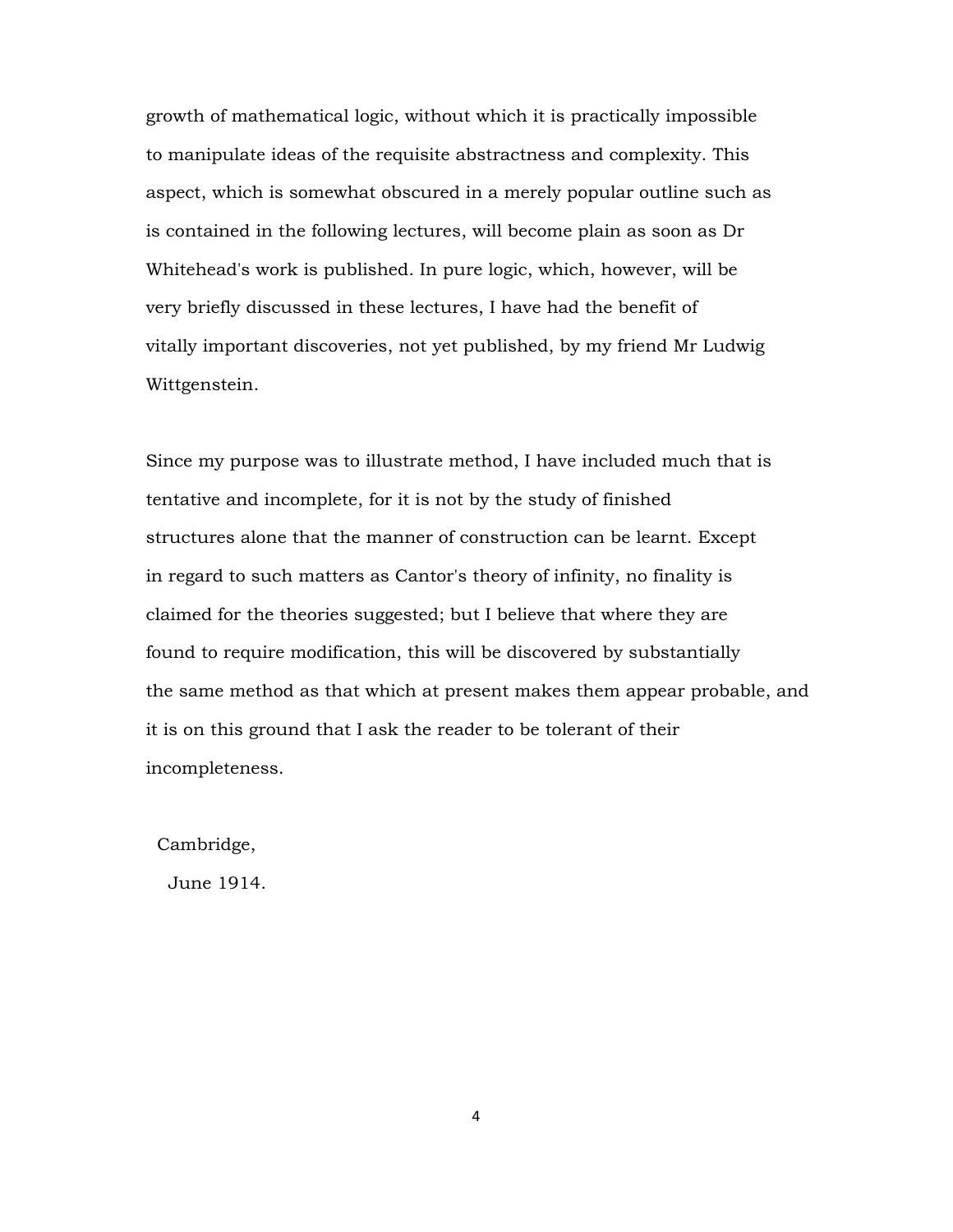growth of mathematical logic, without which it is practically impossible to manipulate ideas of the requisite abstractness and complexity. This aspect, which is somewhat obscured in a merely popular outline such as is contained in the following lectures, will become plain as soon as Dr Whitehead's work is published. In pure logic, which, however, will be very briefly discussed in these lectures, I have had the benefit of vitally important discoveries, not yet published, by my friend Mr Ludwig Wittgenstein.

Since my purpose was to illustrate method, I have included much that is tentative and incomplete, for it is not by the study of finished structures alone that the manner of construction can be learnt. Except in regard to such matters as Cantor's theory of infinity, no finality is claimed for the theories suggested; but I believe that where they are found to require modification, this will be discovered by substantially the same method as that which at present makes them appear probable, and it is on this ground that I ask the reader to be tolerant of their incompleteness.

Cambridge,
June 1914.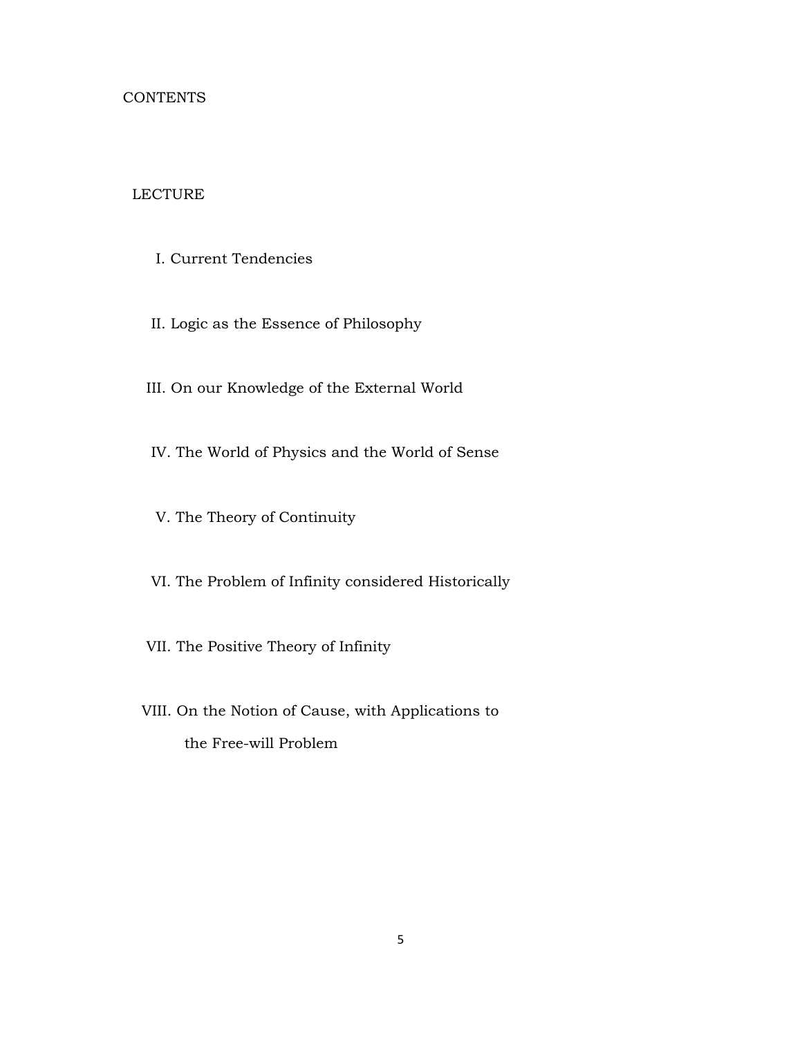# CONTENTS

LECTURE

I. Current Tendencies

II. Logic as the Essence of Philosophy

III. On our Knowledge of the External World

IV. The World of Physics and the World of Sense

V. The Theory of Continuity

VI. The Problem of Infinity considered Historically

VII. The Positive Theory of Infinity

VIII. On the Notion of Cause, with Applications to the Free-will Problem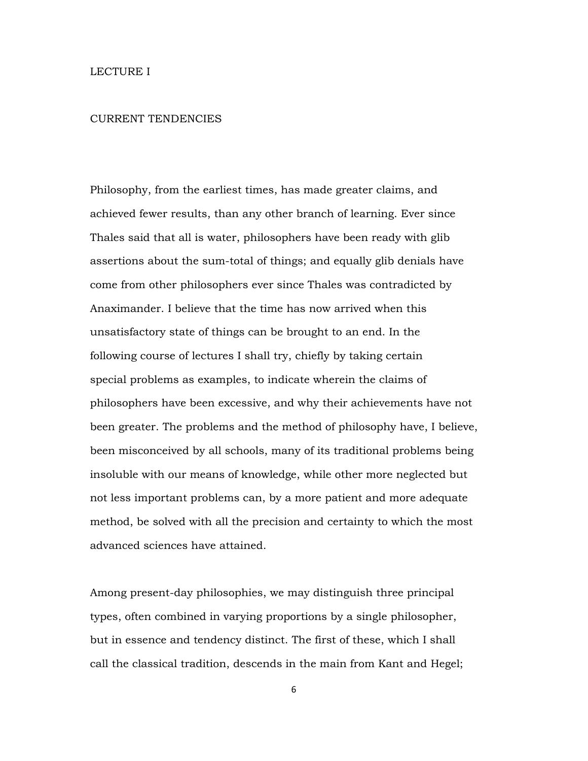# LECTURE I

## CURRENT TENDENCIES

Philosophy, from the earliest times, has made greater claims, and achieved fewer results, than any other branch of learning. Ever since Thales said that all is water, philosophers have been ready with glib assertions about the sum-total of things; and equally glib denials have come from other philosophers ever since Thales was contradicted by Anaximander. I believe that the time has now arrived when this unsatisfactory state of things can be brought to an end. In the following course of lectures I shall try, chiefly by taking certain special problems as examples, to indicate wherein the claims of philosophers have been excessive, and why their achievements have not been greater. The problems and the method of philosophy have, I believe, been misconceived by all schools, many of its traditional problems being insoluble with our means of knowledge, while other more neglected but not less important problems can, by a more patient and more adequate method, be solved with all the precision and certainty to which the most advanced sciences have attained.

Among present-day philosophies, we may distinguish three principal types, often combined in varying proportions by a single philosopher, but in essence and tendency distinct. The first of these, which I shall call the classical tradition, descends in the main from Kant and Hegel;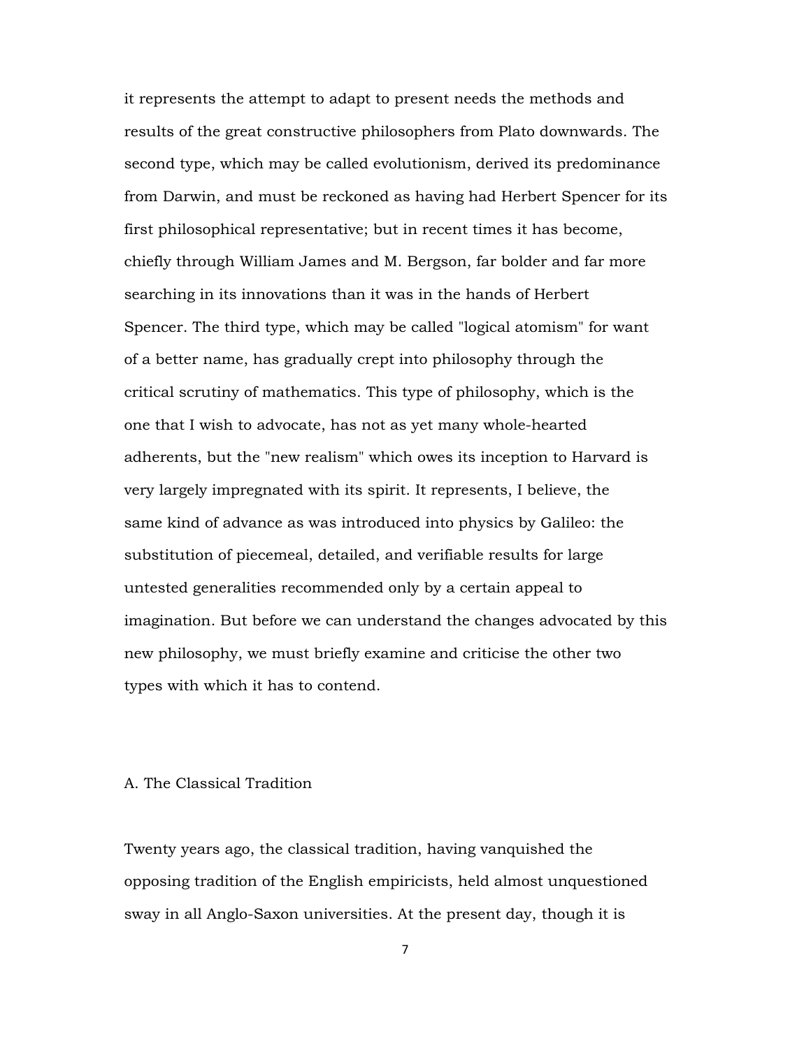it represents the attempt to adapt to present needs the methods and results of the great constructive philosophers from Plato downwards. The second type, which may be called evolutionism, derived its predominance from Darwin, and must be reckoned as having had Herbert Spencer for its first philosophical representative; but in recent times it has become, chiefly through William James and M. Bergson, far bolder and far more searching in its innovations than it was in the hands of Herbert Spencer. The third type, which may be called "logical atomism" for want of a better name, has gradually crept into philosophy through the critical scrutiny of mathematics. This type of philosophy, which is the one that I wish to advocate, has not as yet many whole-hearted adherents, but the "new realism" which owes its inception to Harvard is very largely impregnated with its spirit. It represents, I believe, the same kind of advance as was introduced into physics by Galileo: the substitution of piecemeal, detailed, and verifiable results for large untested generalities recommended only by a certain appeal to imagination. But before we can understand the changes advocated by this new philosophy, we must briefly examine and criticise the other two types with which it has to contend.

## A. The Classical Tradition

Twenty years ago, the classical tradition, having vanquished the opposing tradition of the English empiricists, held almost unquestioned sway in all Anglo-Saxon universities. At the present day, though it is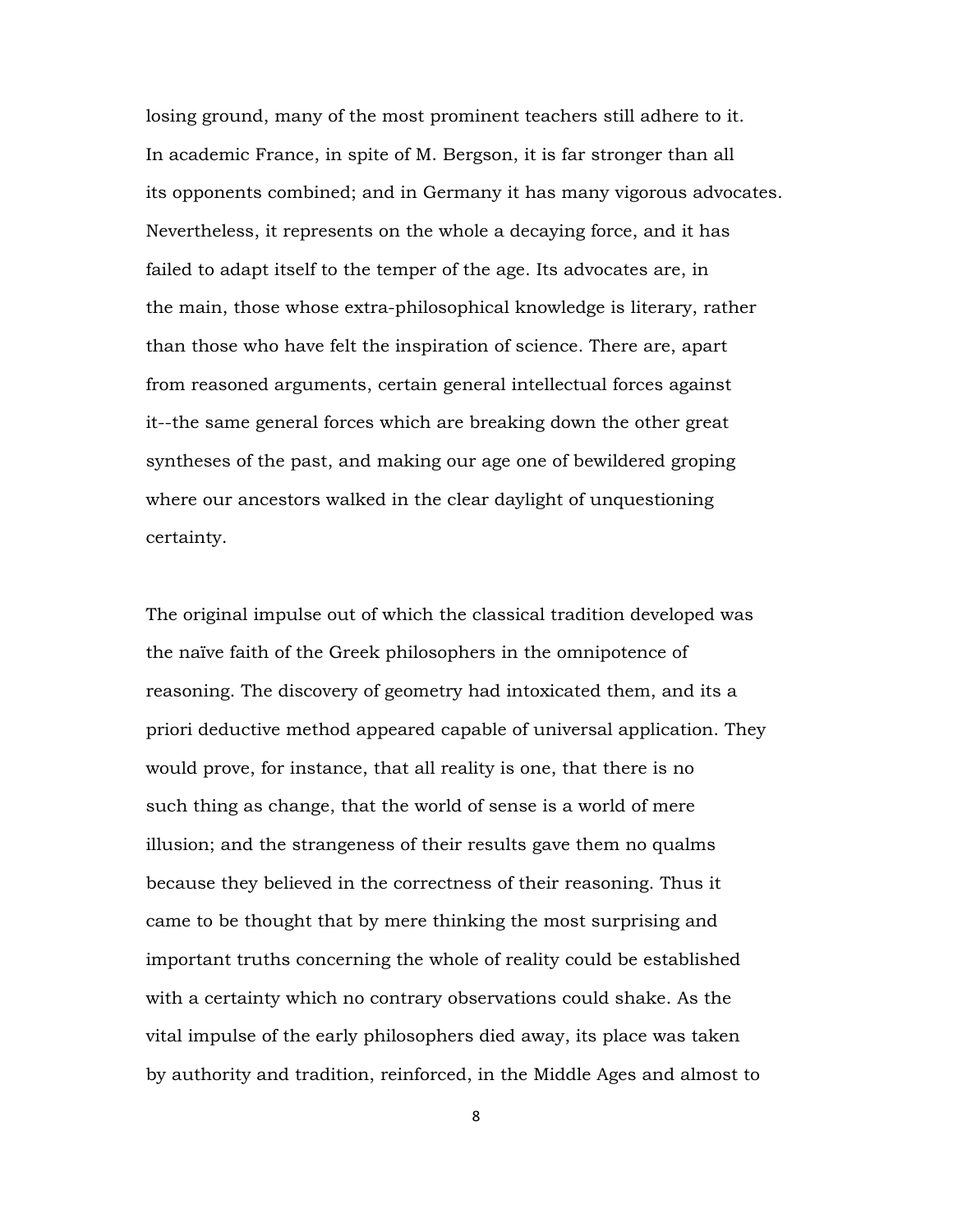losing ground, many of the most prominent teachers still adhere to it. In academic France, in spite of M. Bergson, it is far stronger than all its opponents combined; and in Germany it has many vigorous advocates. Nevertheless, it represents on the whole a decaying force, and it has failed to adapt itself to the temper of the age. Its advocates are, in the main, those whose extra-philosophical knowledge is literary, rather than those who have felt the inspiration of science. There are, apart from reasoned arguments, certain general intellectual forces against it--the same general forces which are breaking down the other great syntheses of the past, and making our age one of bewildered groping where our ancestors walked in the clear daylight of unquestioning certainty.

The original impulse out of which the classical tradition developed was the naïve faith of the Greek philosophers in the omnipotence of reasoning. The discovery of geometry had intoxicated them, and its a priori deductive method appeared capable of universal application. They would prove, for instance, that all reality is one, that there is no such thing as change, that the world of sense is a world of mere illusion; and the strangeness of their results gave them no qualms because they believed in the correctness of their reasoning. Thus it came to be thought that by mere thinking the most surprising and important truths concerning the whole of reality could be established with a certainty which no contrary observations could shake. As the vital impulse of the early philosophers died away, its place was taken by authority and tradition, reinforced, in the Middle Ages and almost to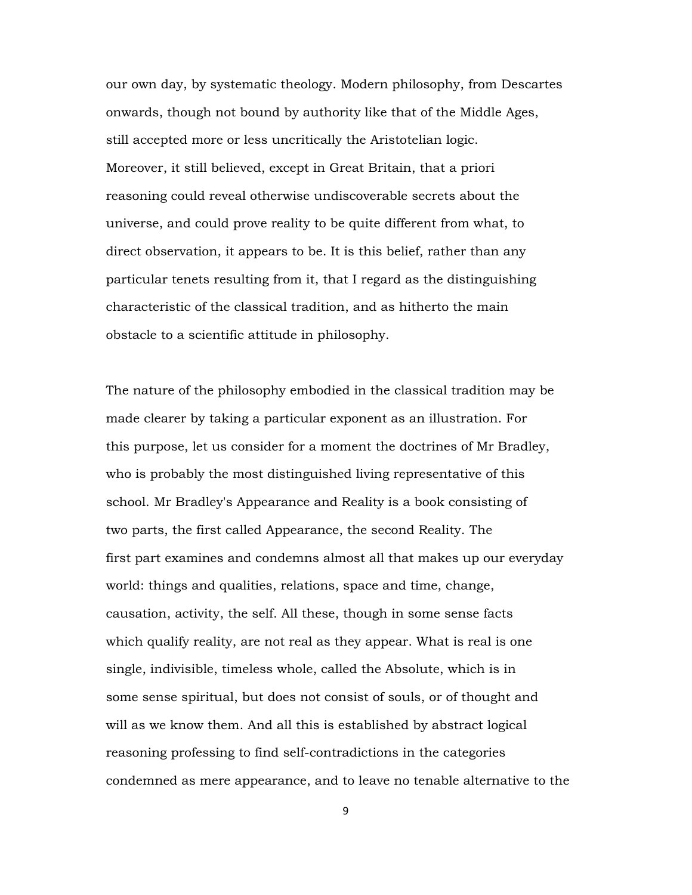our own day, by systematic theology. Modern philosophy, from Descartes onwards, though not bound by authority like that of the Middle Ages, still accepted more or less uncritically the Aristotelian logic. Moreover, it still believed, except in Great Britain, that a priori reasoning could reveal otherwise undiscoverable secrets about the universe, and could prove reality to be quite different from what, to direct observation, it appears to be. It is this belief, rather than any particular tenets resulting from it, that I regard as the distinguishing characteristic of the classical tradition, and as hitherto the main obstacle to a scientific attitude in philosophy.

The nature of the philosophy embodied in the classical tradition may be made clearer by taking a particular exponent as an illustration. For this purpose, let us consider for a moment the doctrines of Mr Bradley, who is probably the most distinguished living representative of this school. Mr Bradley's Appearance and Reality is a book consisting of two parts, the first called Appearance, the second Reality. The first part examines and condemns almost all that makes up our everyday world: things and qualities, relations, space and time, change, causation, activity, the self. All these, though in some sense facts which qualify reality, are not real as they appear. What is real is one single, indivisible, timeless whole, called the Absolute, which is in some sense spiritual, but does not consist of souls, or of thought and will as we know them. And all this is established by abstract logical reasoning professing to find self-contradictions in the categories condemned as mere appearance, and to leave no tenable alternative to the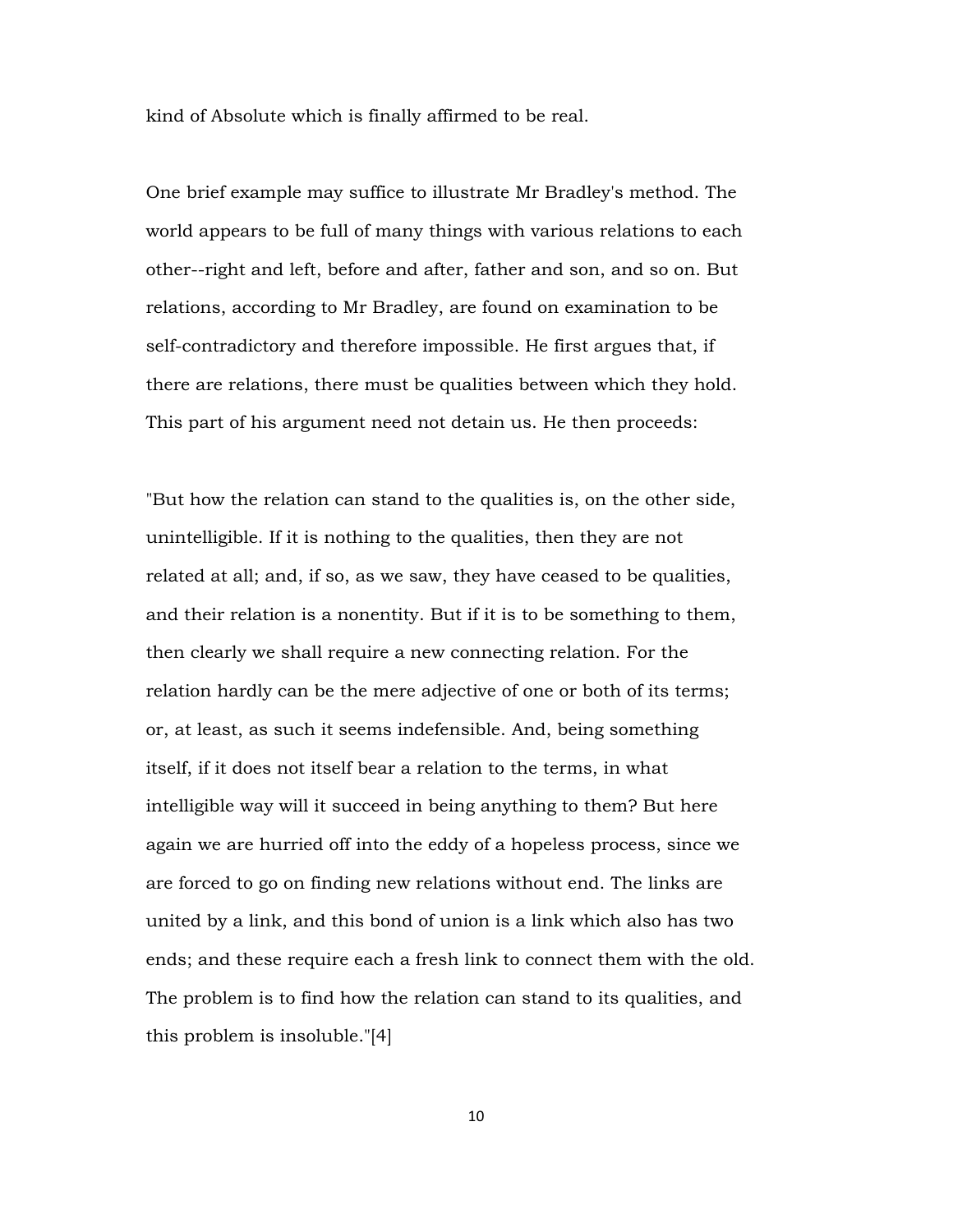kind of Absolute which is finally affirmed to be real.

One brief example may suffice to illustrate Mr Bradley's method. The world appears to be full of many things with various relations to each other--right and left, before and after, father and son, and so on. But relations, according to Mr Bradley, are found on examination to be self-contradictory and therefore impossible. He first argues that, if there are relations, there must be qualities between which they hold. This part of his argument need not detain us. He then proceeds:

"But how the relation can stand to the qualities is, on the other side, unintelligible. If it is nothing to the qualities, then they are not related at all; and, if so, as we saw, they have ceased to be qualities, and their relation is a nonentity. But if it is to be something to them, then clearly we shall require a new connecting relation. For the relation hardly can be the mere adjective of one or both of its terms; or, at least, as such it seems indefensible. And, being something itself, if it does not itself bear a relation to the terms, in what intelligible way will it succeed in being anything to them? But here again we are hurried off into the eddy of a hopeless process, since we are forced to go on finding new relations without end. The links are united by a link, and this bond of union is a link which also has two ends; and these require each a fresh link to connect them with the old. The problem is to find how the relation can stand to its qualities, and this problem is insoluble."[4]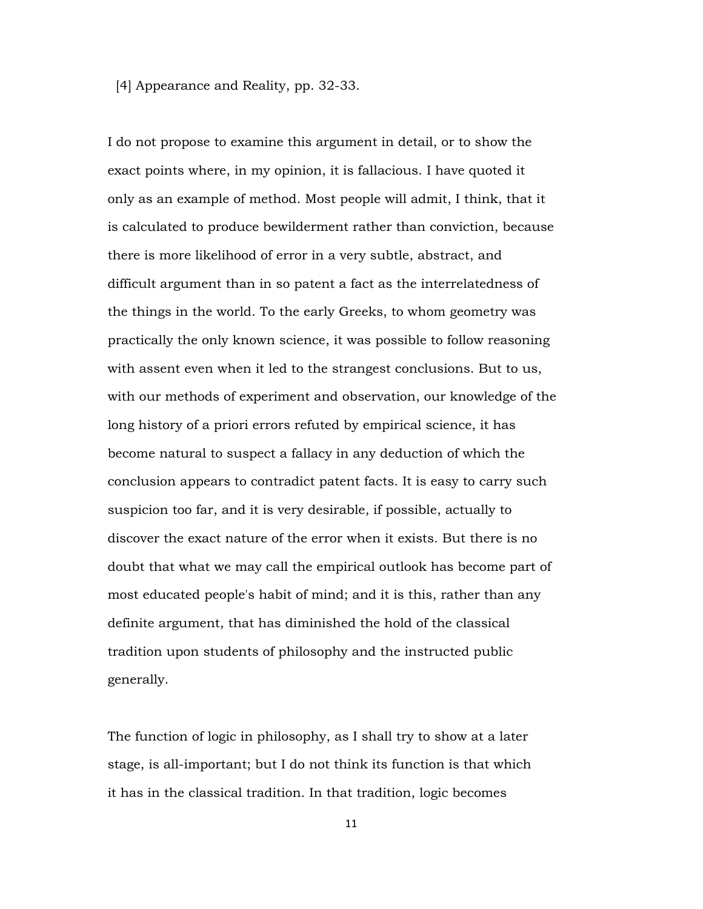[4] Appearance and Reality, pp. 32-33.

I do not propose to examine this argument in detail, or to show the exact points where, in my opinion, it is fallacious. I have quoted it only as an example of method. Most people will admit, I think, that it is calculated to produce bewilderment rather than conviction, because there is more likelihood of error in a very subtle, abstract, and difficult argument than in so patent a fact as the interrelatedness of the things in the world. To the early Greeks, to whom geometry was practically the only known science, it was possible to follow reasoning with assent even when it led to the strangest conclusions. But to us, with our methods of experiment and observation, our knowledge of the long history of a priori errors refuted by empirical science, it has become natural to suspect a fallacy in any deduction of which the conclusion appears to contradict patent facts. It is easy to carry such suspicion too far, and it is very desirable, if possible, actually to discover the exact nature of the error when it exists. But there is no doubt that what we may call the empirical outlook has become part of most educated people's habit of mind; and it is this, rather than any definite argument, that has diminished the hold of the classical tradition upon students of philosophy and the instructed public generally.

The function of logic in philosophy, as I shall try to show at a later stage, is all-important; but I do not think its function is that which it has in the classical tradition. In that tradition, logic becomes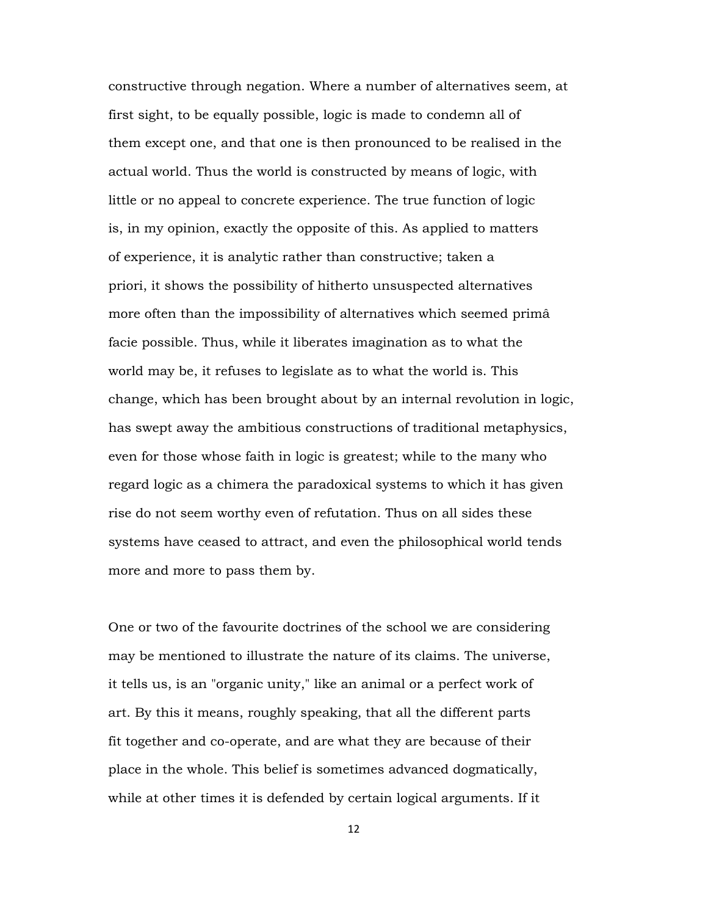constructive through negation. Where a number of alternatives seem, at first sight, to be equally possible, logic is made to condemn all of them except one, and that one is then pronounced to be realised in the actual world. Thus the world is constructed by means of logic, with little or no appeal to concrete experience. The true function of logic is, in my opinion, exactly the opposite of this. As applied to matters of experience, it is analytic rather than constructive; taken a priori, it shows the possibility of hitherto unsuspected alternatives more often than the impossibility of alternatives which seemed primâ facie possible. Thus, while it liberates imagination as to what the world may be, it refuses to legislate as to what the world is. This change, which has been brought about by an internal revolution in logic, has swept away the ambitious constructions of traditional metaphysics, even for those whose faith in logic is greatest; while to the many who regard logic as a chimera the paradoxical systems to which it has given rise do not seem worthy even of refutation. Thus on all sides these systems have ceased to attract, and even the philosophical world tends more and more to pass them by.

One or two of the favourite doctrines of the school we are considering may be mentioned to illustrate the nature of its claims. The universe, it tells us, is an "organic unity," like an animal or a perfect work of art. By this it means, roughly speaking, that all the different parts fit together and co-operate, and are what they are because of their place in the whole. This belief is sometimes advanced dogmatically, while at other times it is defended by certain logical arguments. If it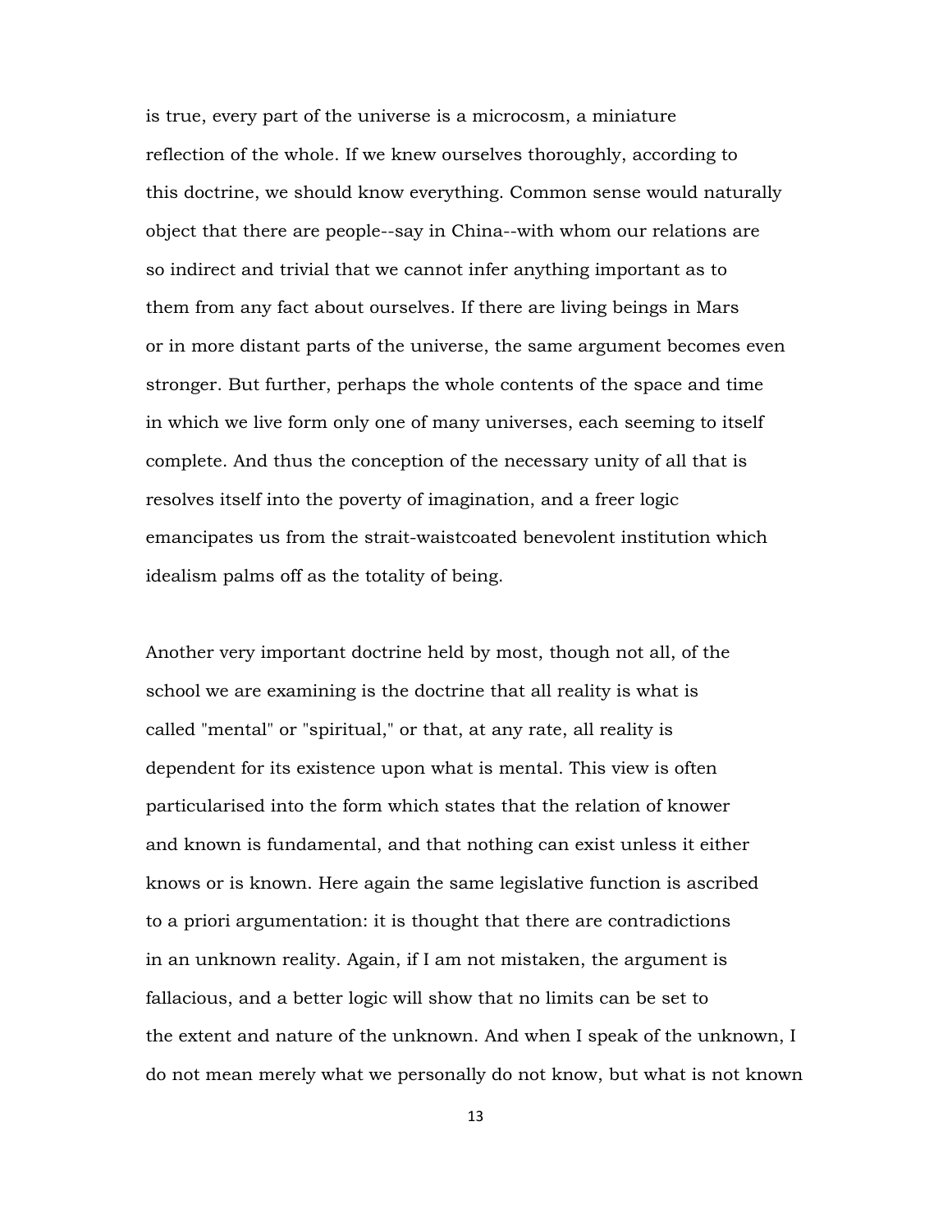is true, every part of the universe is a microcosm, a miniature reflection of the whole. If we knew ourselves thoroughly, according to this doctrine, we should know everything. Common sense would naturally object that there are people--say in China--with whom our relations are so indirect and trivial that we cannot infer anything important as to them from any fact about ourselves. If there are living beings in Mars or in more distant parts of the universe, the same argument becomes even stronger. But further, perhaps the whole contents of the space and time in which we live form only one of many universes, each seeming to itself complete. And thus the conception of the necessary unity of all that is resolves itself into the poverty of imagination, and a freer logic emancipates us from the strait-waistcoated benevolent institution which idealism palms off as the totality of being.

Another very important doctrine held by most, though not all, of the school we are examining is the doctrine that all reality is what is called "mental" or "spiritual," or that, at any rate, all reality is dependent for its existence upon what is mental. This view is often particularised into the form which states that the relation of knower and known is fundamental, and that nothing can exist unless it either knows or is known. Here again the same legislative function is ascribed to a priori argumentation: it is thought that there are contradictions in an unknown reality. Again, if I am not mistaken, the argument is fallacious, and a better logic will show that no limits can be set to the extent and nature of the unknown. And when I speak of the unknown, I do not mean merely what we personally do not know, but what is not known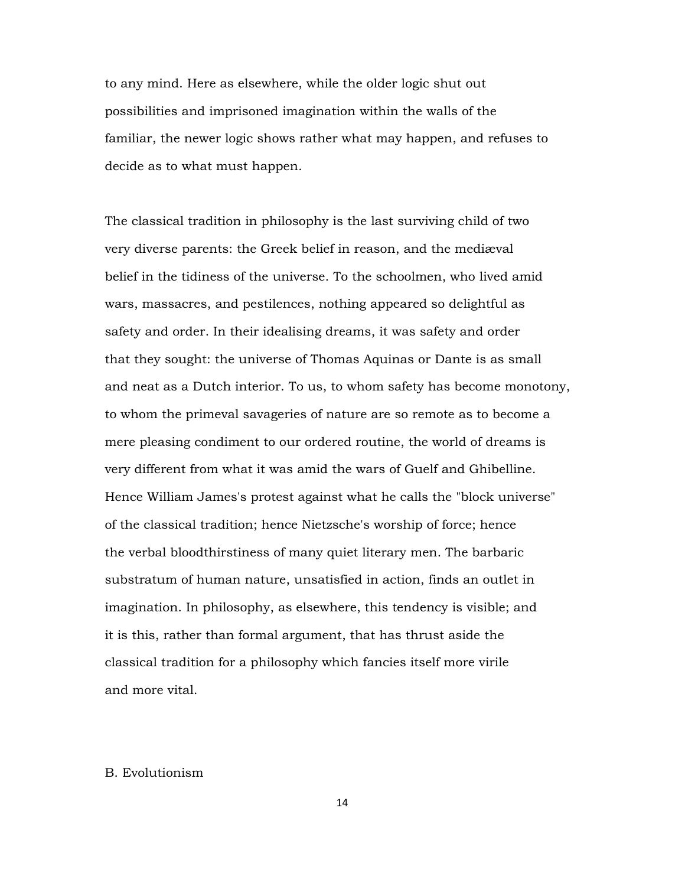to any mind. Here as elsewhere, while the older logic shut out possibilities and imprisoned imagination within the walls of the familiar, the newer logic shows rather what may happen, and refuses to decide as to what must happen.

The classical tradition in philosophy is the last surviving child of two very diverse parents: the Greek belief in reason, and the mediæval belief in the tidiness of the universe. To the schoolmen, who lived amid wars, massacres, and pestilences, nothing appeared so delightful as safety and order. In their idealising dreams, it was safety and order that they sought: the universe of Thomas Aquinas or Dante is as small and neat as a Dutch interior. To us, to whom safety has become monotony, to whom the primeval savageries of nature are so remote as to become a mere pleasing condiment to our ordered routine, the world of dreams is very different from what it was amid the wars of Guelf and Ghibelline. Hence William James's protest against what he calls the "block universe" of the classical tradition; hence Nietzsche's worship of force; hence the verbal bloodthirstiness of many quiet literary men. The barbaric substratum of human nature, unsatisfied in action, finds an outlet in imagination. In philosophy, as elsewhere, this tendency is visible; and it is this, rather than formal argument, that has thrust aside the classical tradition for a philosophy which fancies itself more virile and more vital.

## B. Evolutionism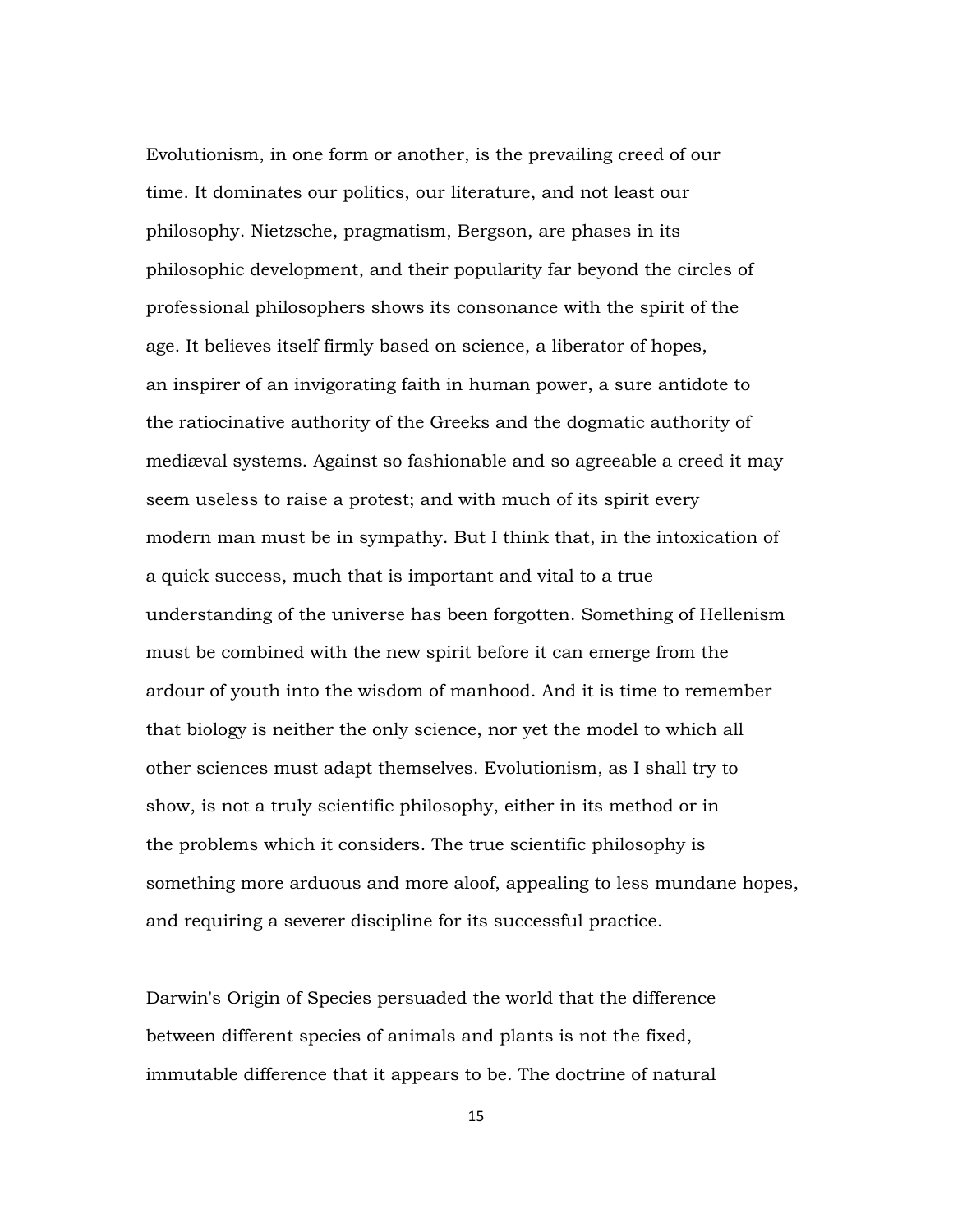Evolutionism, in one form or another, is the prevailing creed of our time. It dominates our politics, our literature, and not least our philosophy. Nietzsche, pragmatism, Bergson, are phases in its philosophic development, and their popularity far beyond the circles of professional philosophers shows its consonance with the spirit of the age. It believes itself firmly based on science, a liberator of hopes, an inspirer of an invigorating faith in human power, a sure antidote to the ratiocinative authority of the Greeks and the dogmatic authority of mediæval systems. Against so fashionable and so agreeable a creed it may seem useless to raise a protest; and with much of its spirit every modern man must be in sympathy. But I think that, in the intoxication of a quick success, much that is important and vital to a true understanding of the universe has been forgotten. Something of Hellenism must be combined with the new spirit before it can emerge from the ardour of youth into the wisdom of manhood. And it is time to remember that biology is neither the only science, nor yet the model to which all other sciences must adapt themselves. Evolutionism, as I shall try to show, is not a truly scientific philosophy, either in its method or in the problems which it considers. The true scientific philosophy is something more arduous and more aloof, appealing to less mundane hopes, and requiring a severer discipline for its successful practice.

Darwin's Origin of Species persuaded the world that the difference between different species of animals and plants is not the fixed, immutable difference that it appears to be. The doctrine of natural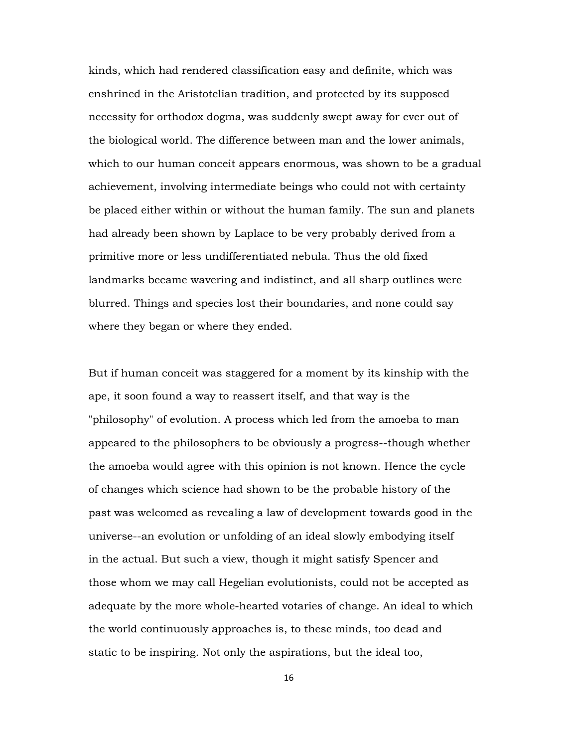kinds, which had rendered classification easy and definite, which was enshrined in the Aristotelian tradition, and protected by its supposed necessity for orthodox dogma, was suddenly swept away for ever out of the biological world. The difference between man and the lower animals, which to our human conceit appears enormous, was shown to be a gradual achievement, involving intermediate beings who could not with certainty be placed either within or without the human family. The sun and planets had already been shown by Laplace to be very probably derived from a primitive more or less undifferentiated nebula. Thus the old fixed landmarks became wavering and indistinct, and all sharp outlines were blurred. Things and species lost their boundaries, and none could say where they began or where they ended.

But if human conceit was staggered for a moment by its kinship with the ape, it soon found a way to reassert itself, and that way is the "philosophy" of evolution. A process which led from the amoeba to man appeared to the philosophers to be obviously a progress--though whether the amoeba would agree with this opinion is not known. Hence the cycle of changes which science had shown to be the probable history of the past was welcomed as revealing a law of development towards good in the universe--an evolution or unfolding of an ideal slowly embodying itself in the actual. But such a view, though it might satisfy Spencer and those whom we may call Hegelian evolutionists, could not be accepted as adequate by the more whole-hearted votaries of change. An ideal to which the world continuously approaches is, to these minds, too dead and static to be inspiring. Not only the aspirations, but the ideal too,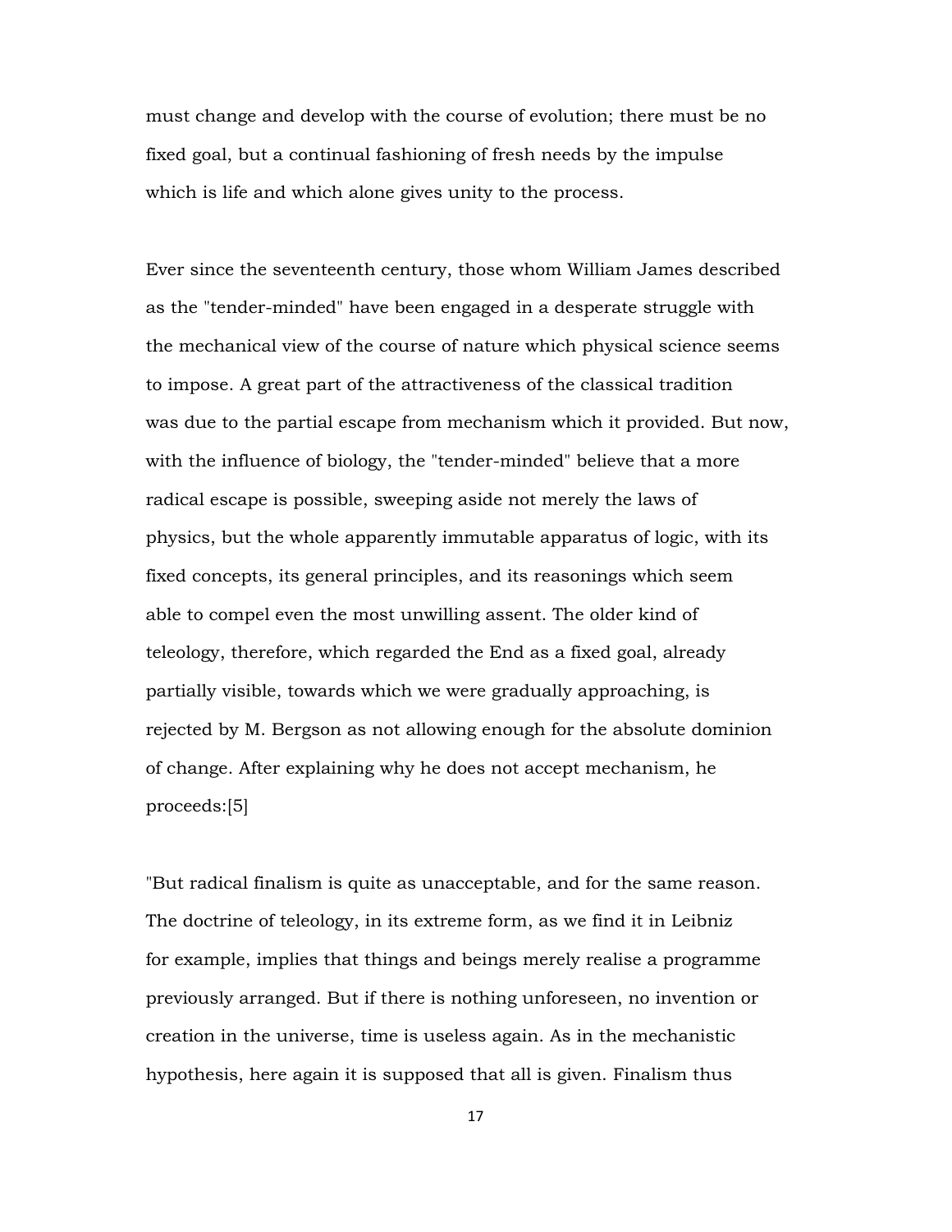must change and develop with the course of evolution; there must be no fixed goal, but a continual fashioning of fresh needs by the impulse which is life and which alone gives unity to the process.

Ever since the seventeenth century, those whom William James described as the "tender-minded" have been engaged in a desperate struggle with the mechanical view of the course of nature which physical science seems to impose. A great part of the attractiveness of the classical tradition was due to the partial escape from mechanism which it provided. But now, with the influence of biology, the "tender-minded" believe that a more radical escape is possible, sweeping aside not merely the laws of physics, but the whole apparently immutable apparatus of logic, with its fixed concepts, its general principles, and its reasonings which seem able to compel even the most unwilling assent. The older kind of teleology, therefore, which regarded the End as a fixed goal, already partially visible, towards which we were gradually approaching, is rejected by M. Bergson as not allowing enough for the absolute dominion of change. After explaining why he does not accept mechanism, he proceeds:[5]

"But radical finalism is quite as unacceptable, and for the same reason. The doctrine of teleology, in its extreme form, as we find it in Leibniz for example, implies that things and beings merely realise a programme previously arranged. But if there is nothing unforeseen, no invention or creation in the universe, time is useless again. As in the mechanistic hypothesis, here again it is supposed that all is given. Finalism thus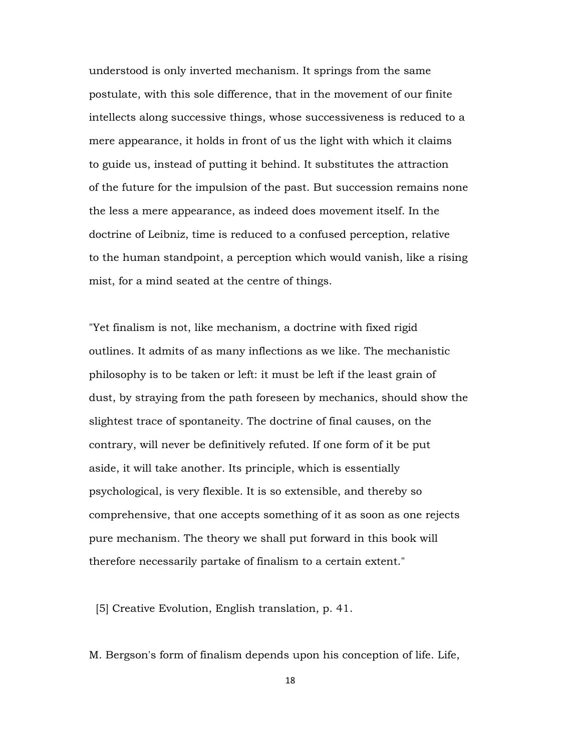understood is only inverted mechanism. It springs from the same postulate, with this sole difference, that in the movement of our finite intellects along successive things, whose successiveness is reduced to a mere appearance, it holds in front of us the light with which it claims to guide us, instead of putting it behind. It substitutes the attraction of the future for the impulsion of the past. But succession remains none the less a mere appearance, as indeed does movement itself. In the doctrine of Leibniz, time is reduced to a confused perception, relative to the human standpoint, a perception which would vanish, like a rising mist, for a mind seated at the centre of things.

"Yet finalism is not, like mechanism, a doctrine with fixed rigid outlines. It admits of as many inflections as we like. The mechanistic philosophy is to be taken or left: it must be left if the least grain of dust, by straying from the path foreseen by mechanics, should show the slightest trace of spontaneity. The doctrine of final causes, on the contrary, will never be definitively refuted. If one form of it be put aside, it will take another. Its principle, which is essentially psychological, is very flexible. It is so extensible, and thereby so comprehensive, that one accepts something of it as soon as one rejects pure mechanism. The theory we shall put forward in this book will therefore necessarily partake of finalism to a certain extent."

[5] Creative Evolution, English translation, p. 41.

M. Bergson's form of finalism depends upon his conception of life. Life,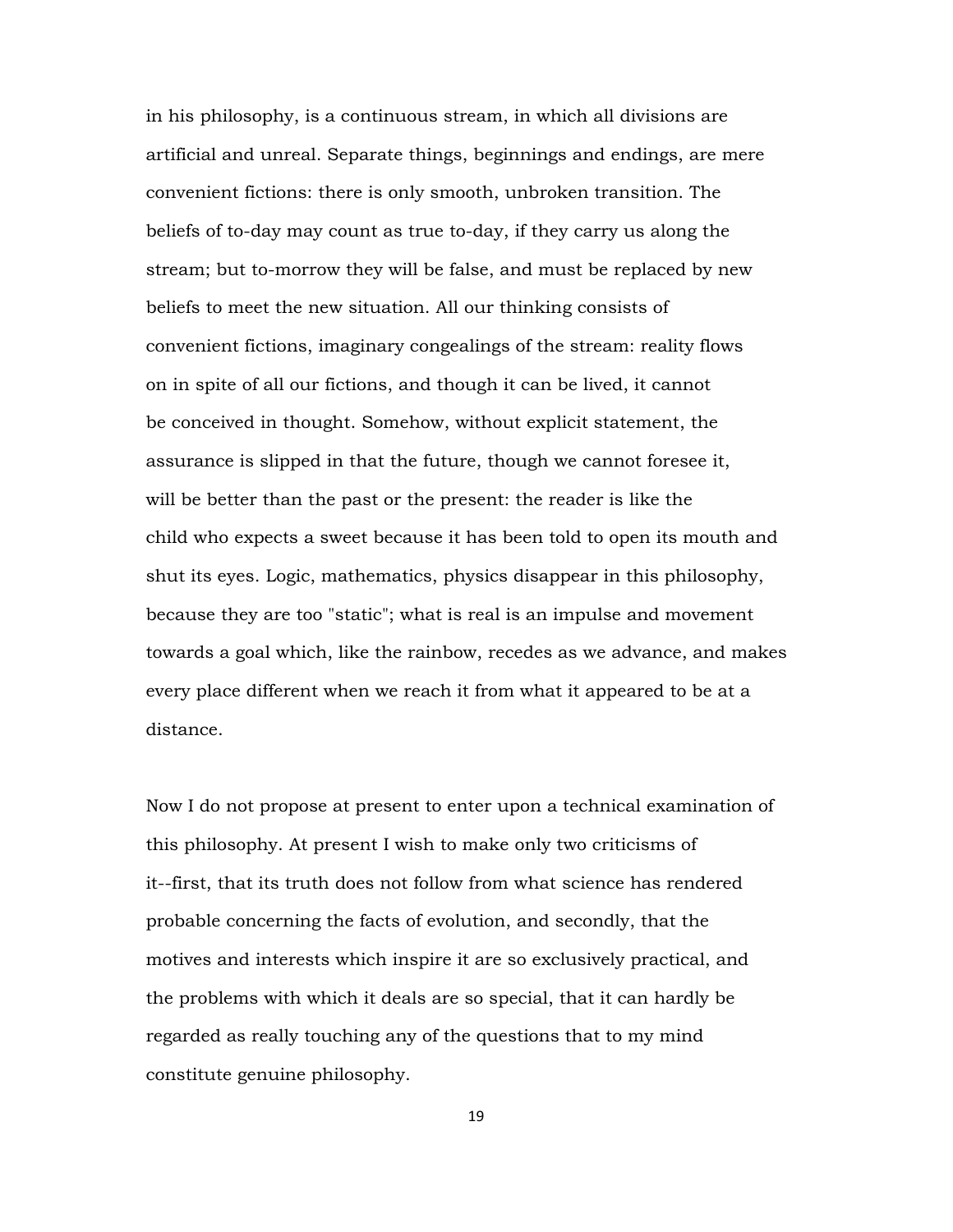in his philosophy, is a continuous stream, in which all divisions are artificial and unreal. Separate things, beginnings and endings, are mere convenient fictions: there is only smooth, unbroken transition. The beliefs of to-day may count as true to-day, if they carry us along the stream; but to-morrow they will be false, and must be replaced by new beliefs to meet the new situation. All our thinking consists of convenient fictions, imaginary congealings of the stream: reality flows on in spite of all our fictions, and though it can be lived, it cannot be conceived in thought. Somehow, without explicit statement, the assurance is slipped in that the future, though we cannot foresee it, will be better than the past or the present: the reader is like the child who expects a sweet because it has been told to open its mouth and shut its eyes. Logic, mathematics, physics disappear in this philosophy, because they are too "static"; what is real is an impulse and movement towards a goal which, like the rainbow, recedes as we advance, and makes every place different when we reach it from what it appeared to be at a distance.

Now I do not propose at present to enter upon a technical examination of this philosophy. At present I wish to make only two criticisms of it--first, that its truth does not follow from what science has rendered probable concerning the facts of evolution, and secondly, that the motives and interests which inspire it are so exclusively practical, and the problems with which it deals are so special, that it can hardly be regarded as really touching any of the questions that to my mind constitute genuine philosophy.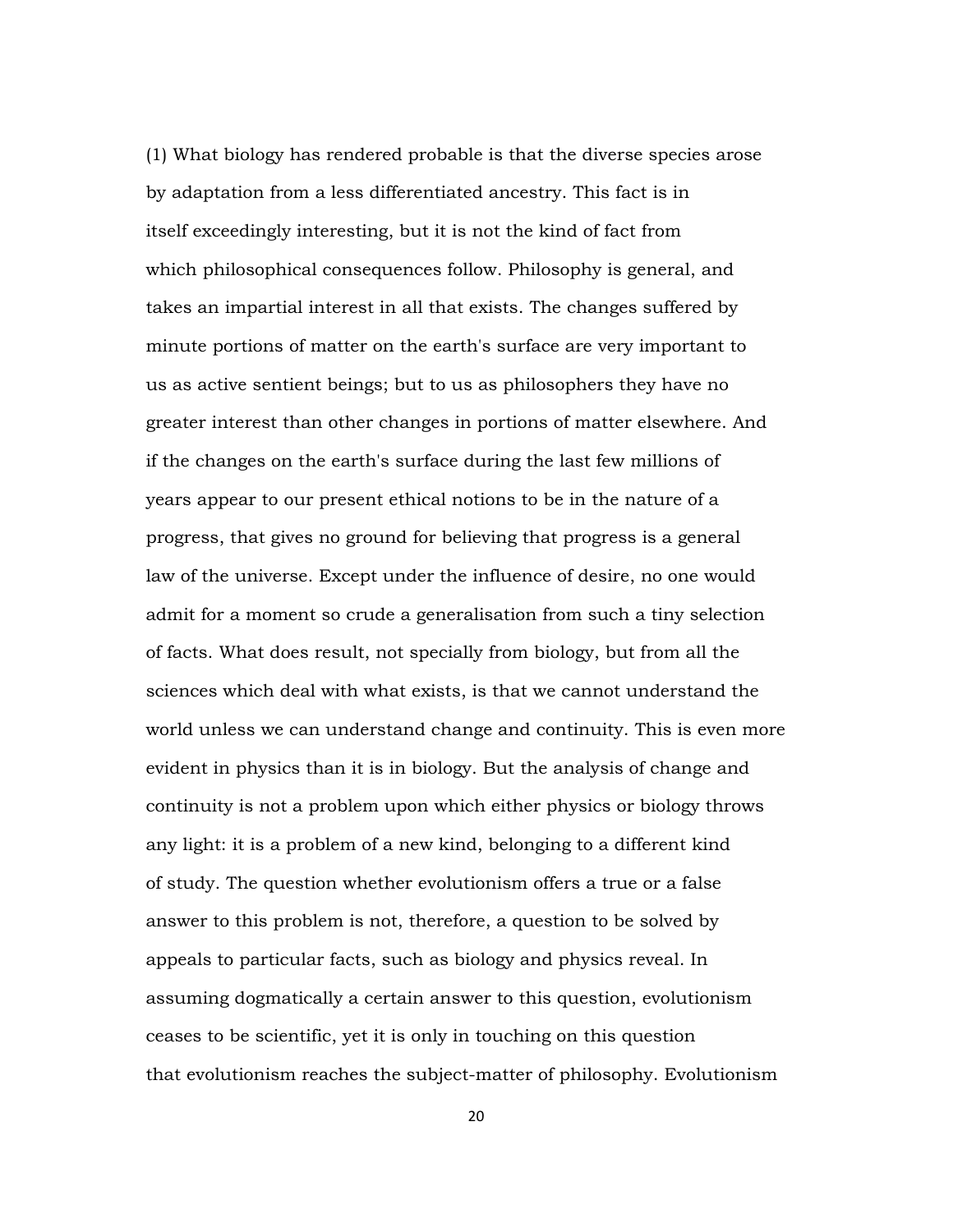(1) What biology has rendered probable is that the diverse species arose by adaptation from a less differentiated ancestry. This fact is in itself exceedingly interesting, but it is not the kind of fact from which philosophical consequences follow. Philosophy is general, and takes an impartial interest in all that exists. The changes suffered by minute portions of matter on the earth's surface are very important to us as active sentient beings; but to us as philosophers they have no greater interest than other changes in portions of matter elsewhere. And if the changes on the earth's surface during the last few millions of years appear to our present ethical notions to be in the nature of a progress, that gives no ground for believing that progress is a general law of the universe. Except under the influence of desire, no one would admit for a moment so crude a generalisation from such a tiny selection of facts. What does result, not specially from biology, but from all the sciences which deal with what exists, is that we cannot understand the world unless we can understand change and continuity. This is even more evident in physics than it is in biology. But the analysis of change and continuity is not a problem upon which either physics or biology throws any light: it is a problem of a new kind, belonging to a different kind of study. The question whether evolutionism offers a true or a false answer to this problem is not, therefore, a question to be solved by appeals to particular facts, such as biology and physics reveal. In assuming dogmatically a certain answer to this question, evolutionism ceases to be scientific, yet it is only in touching on this question that evolutionism reaches the subject-matter of philosophy. Evolutionism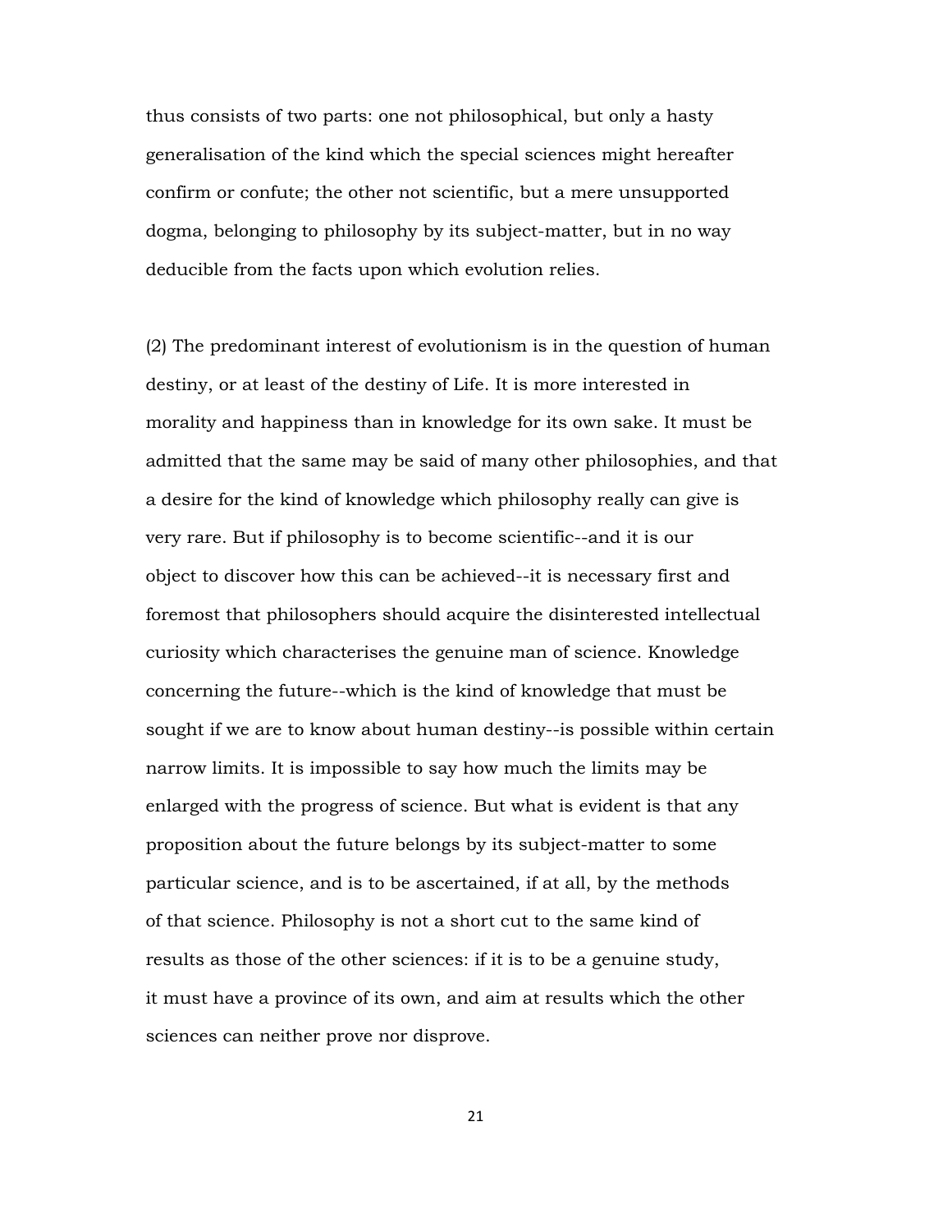thus consists of two parts: one not philosophical, but only a hasty generalisation of the kind which the special sciences might hereafter confirm or confute; the other not scientific, but a mere unsupported dogma, belonging to philosophy by its subject-matter, but in no way deducible from the facts upon which evolution relies.

(2) The predominant interest of evolutionism is in the question of human destiny, or at least of the destiny of Life. It is more interested in morality and happiness than in knowledge for its own sake. It must be admitted that the same may be said of many other philosophies, and that a desire for the kind of knowledge which philosophy really can give is very rare. But if philosophy is to become scientific--and it is our object to discover how this can be achieved--it is necessary first and foremost that philosophers should acquire the disinterested intellectual curiosity which characterises the genuine man of science. Knowledge concerning the future--which is the kind of knowledge that must be sought if we are to know about human destiny--is possible within certain narrow limits. It is impossible to say how much the limits may be enlarged with the progress of science. But what is evident is that any proposition about the future belongs by its subject-matter to some particular science, and is to be ascertained, if at all, by the methods of that science. Philosophy is not a short cut to the same kind of results as those of the other sciences: if it is to be a genuine study, it must have a province of its own, and aim at results which the other sciences can neither prove nor disprove.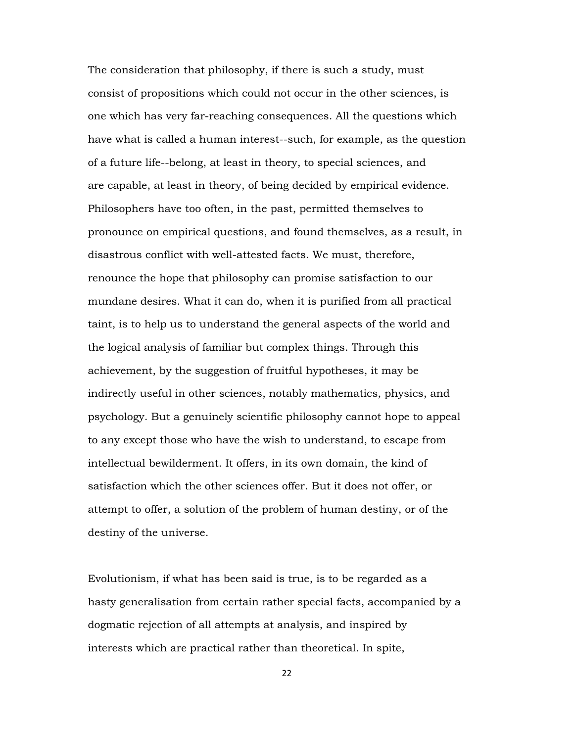The consideration that philosophy, if there is such a study, must consist of propositions which could not occur in the other sciences, is one which has very far-reaching consequences. All the questions which have what is called a human interest--such, for example, as the question of a future life--belong, at least in theory, to special sciences, and are capable, at least in theory, of being decided by empirical evidence. Philosophers have too often, in the past, permitted themselves to pronounce on empirical questions, and found themselves, as a result, in disastrous conflict with well-attested facts. We must, therefore, renounce the hope that philosophy can promise satisfaction to our mundane desires. What it can do, when it is purified from all practical taint, is to help us to understand the general aspects of the world and the logical analysis of familiar but complex things. Through this achievement, by the suggestion of fruitful hypotheses, it may be indirectly useful in other sciences, notably mathematics, physics, and psychology. But a genuinely scientific philosophy cannot hope to appeal to any except those who have the wish to understand, to escape from intellectual bewilderment. It offers, in its own domain, the kind of satisfaction which the other sciences offer. But it does not offer, or attempt to offer, a solution of the problem of human destiny, or of the destiny of the universe.

Evolutionism, if what has been said is true, is to be regarded as a hasty generalisation from certain rather special facts, accompanied by a dogmatic rejection of all attempts at analysis, and inspired by interests which are practical rather than theoretical. In spite,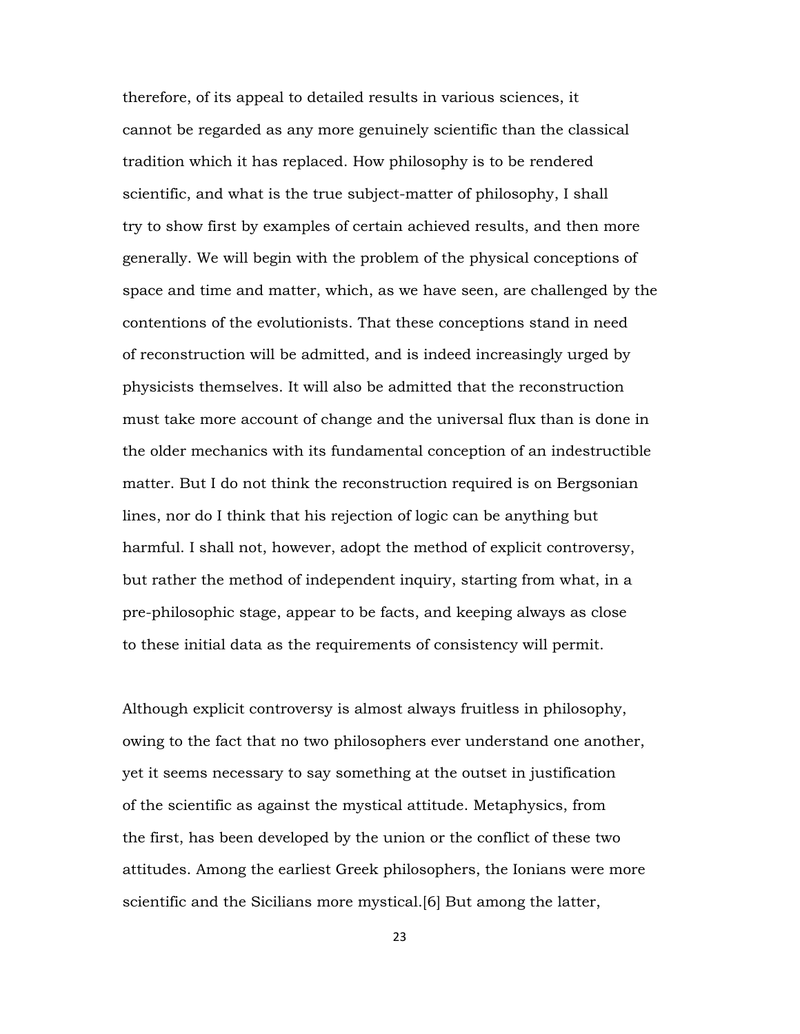therefore, of its appeal to detailed results in various sciences, it cannot be regarded as any more genuinely scientific than the classical tradition which it has replaced. How philosophy is to be rendered scientific, and what is the true subject-matter of philosophy, I shall try to show first by examples of certain achieved results, and then more generally. We will begin with the problem of the physical conceptions of space and time and matter, which, as we have seen, are challenged by the contentions of the evolutionists. That these conceptions stand in need of reconstruction will be admitted, and is indeed increasingly urged by physicists themselves. It will also be admitted that the reconstruction must take more account of change and the universal flux than is done in the older mechanics with its fundamental conception of an indestructible matter. But I do not think the reconstruction required is on Bergsonian lines, nor do I think that his rejection of logic can be anything but harmful. I shall not, however, adopt the method of explicit controversy, but rather the method of independent inquiry, starting from what, in a pre-philosophic stage, appear to be facts, and keeping always as close to these initial data as the requirements of consistency will permit.

Although explicit controversy is almost always fruitless in philosophy, owing to the fact that no two philosophers ever understand one another, yet it seems necessary to say something at the outset in justification of the scientific as against the mystical attitude. Metaphysics, from the first, has been developed by the union or the conflict of these two attitudes. Among the earliest Greek philosophers, the Ionians were more scientific and the Sicilians more mystical.[6] But among the latter,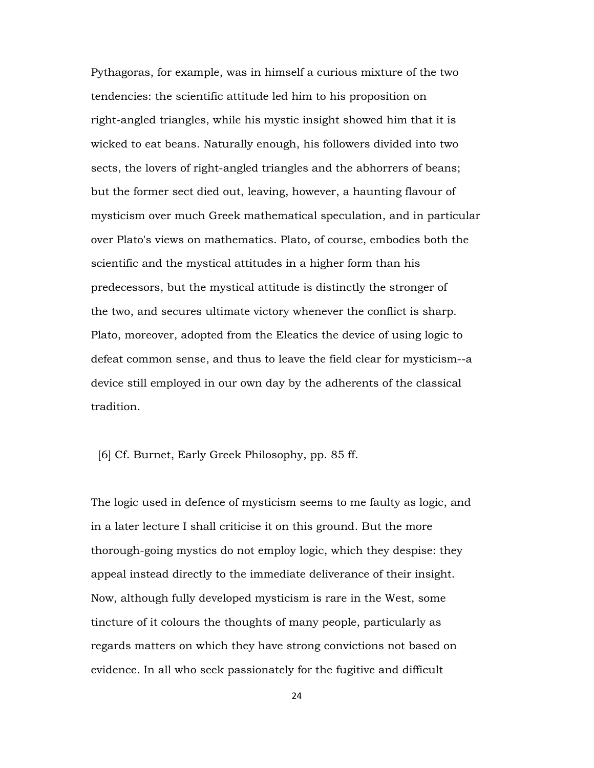Pythagoras, for example, was in himself a curious mixture of the two tendencies: the scientific attitude led him to his proposition on right-angled triangles, while his mystic insight showed him that it is wicked to eat beans. Naturally enough, his followers divided into two sects, the lovers of right-angled triangles and the abhorrers of beans; but the former sect died out, leaving, however, a haunting flavour of mysticism over much Greek mathematical speculation, and in particular over Plato's views on mathematics. Plato, of course, embodies both the scientific and the mystical attitudes in a higher form than his predecessors, but the mystical attitude is distinctly the stronger of the two, and secures ultimate victory whenever the conflict is sharp. Plato, moreover, adopted from the Eleatics the device of using logic to defeat common sense, and thus to leave the field clear for mysticism--a device still employed in our own day by the adherents of the classical tradition.

[6] Cf. Burnet, Early Greek Philosophy, pp. 85 ff.

The logic used in defence of mysticism seems to me faulty as logic, and in a later lecture I shall criticise it on this ground. But the more thorough-going mystics do not employ logic, which they despise: they appeal instead directly to the immediate deliverance of their insight. Now, although fully developed mysticism is rare in the West, some tincture of it colours the thoughts of many people, particularly as regards matters on which they have strong convictions not based on evidence. In all who seek passionately for the fugitive and difficult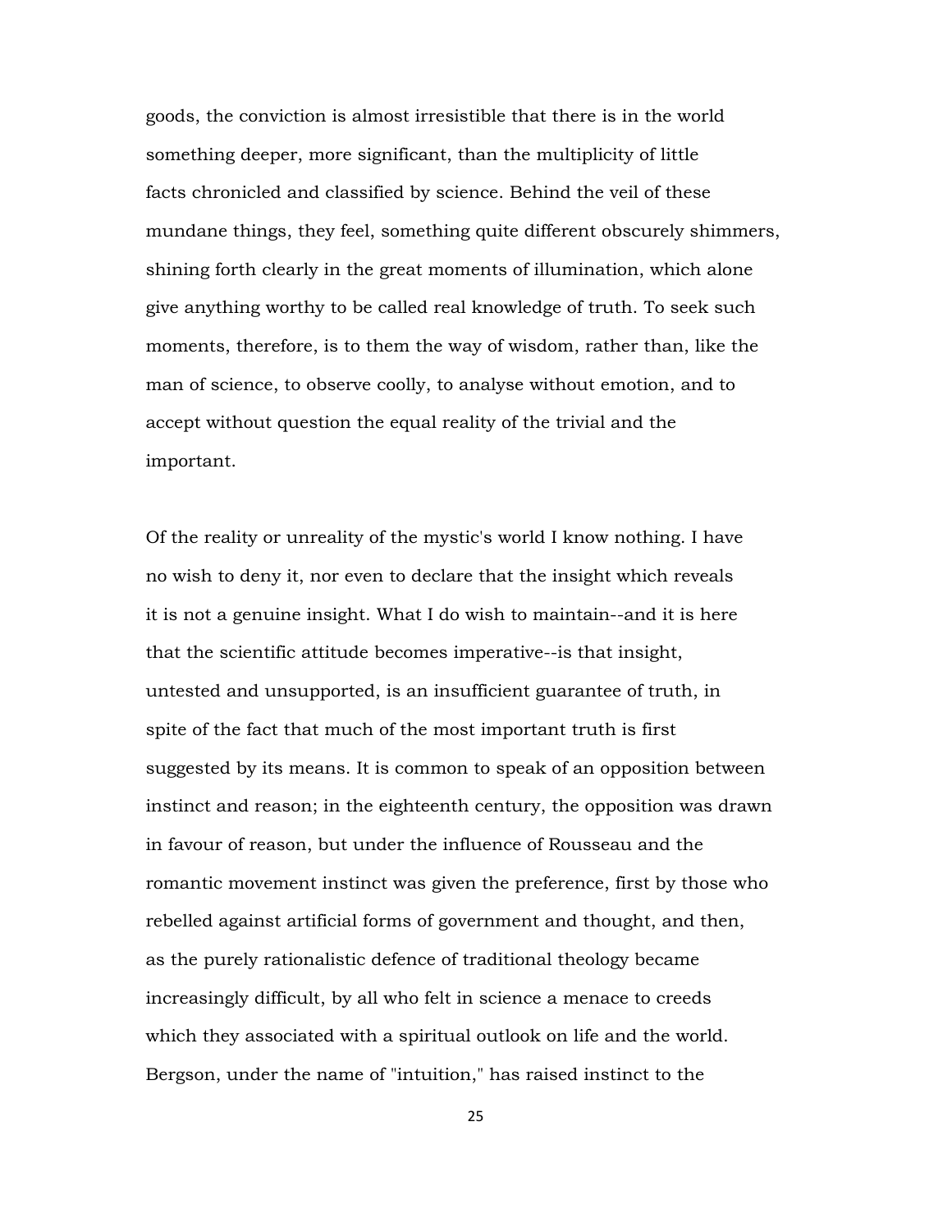goods, the conviction is almost irresistible that there is in the world something deeper, more significant, than the multiplicity of little facts chronicled and classified by science. Behind the veil of these mundane things, they feel, something quite different obscurely shimmers, shining forth clearly in the great moments of illumination, which alone give anything worthy to be called real knowledge of truth. To seek such moments, therefore, is to them the way of wisdom, rather than, like the man of science, to observe coolly, to analyse without emotion, and to accept without question the equal reality of the trivial and the important.

Of the reality or unreality of the mystic's world I know nothing. I have no wish to deny it, nor even to declare that the insight which reveals it is not a genuine insight. What I do wish to maintain--and it is here that the scientific attitude becomes imperative--is that insight, untested and unsupported, is an insufficient guarantee of truth, in spite of the fact that much of the most important truth is first suggested by its means. It is common to speak of an opposition between instinct and reason; in the eighteenth century, the opposition was drawn in favour of reason, but under the influence of Rousseau and the romantic movement instinct was given the preference, first by those who rebelled against artificial forms of government and thought, and then, as the purely rationalistic defence of traditional theology became increasingly difficult, by all who felt in science a menace to creeds which they associated with a spiritual outlook on life and the world. Bergson, under the name of "intuition," has raised instinct to the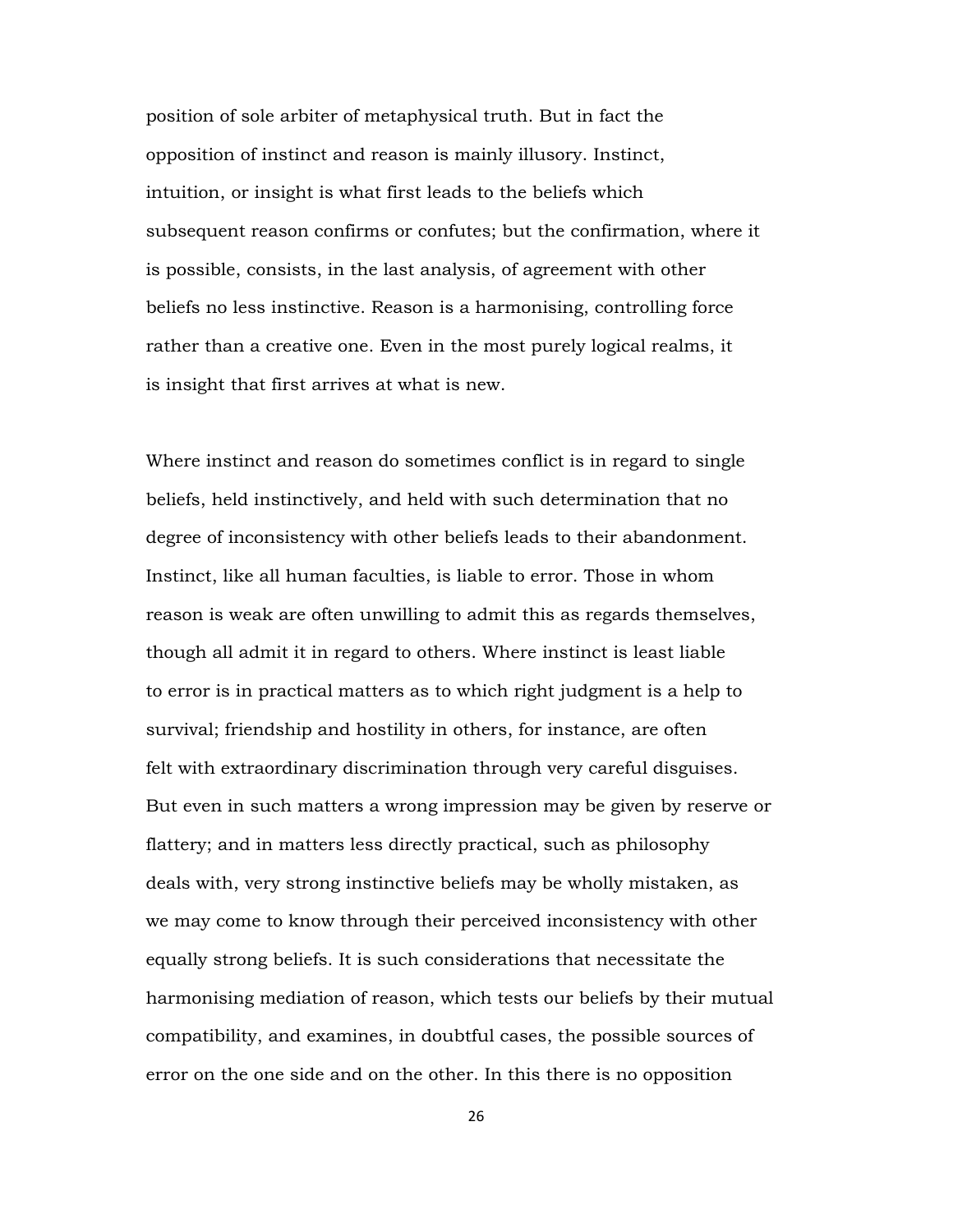position of sole arbiter of metaphysical truth. But in fact the opposition of instinct and reason is mainly illusory. Instinct, intuition, or insight is what first leads to the beliefs which subsequent reason confirms or confutes; but the confirmation, where it is possible, consists, in the last analysis, of agreement with other beliefs no less instinctive. Reason is a harmonising, controlling force rather than a creative one. Even in the most purely logical realms, it is insight that first arrives at what is new.

Where instinct and reason do sometimes conflict is in regard to single beliefs, held instinctively, and held with such determination that no degree of inconsistency with other beliefs leads to their abandonment. Instinct, like all human faculties, is liable to error. Those in whom reason is weak are often unwilling to admit this as regards themselves, though all admit it in regard to others. Where instinct is least liable to error is in practical matters as to which right judgment is a help to survival; friendship and hostility in others, for instance, are often felt with extraordinary discrimination through very careful disguises. But even in such matters a wrong impression may be given by reserve or flattery; and in matters less directly practical, such as philosophy deals with, very strong instinctive beliefs may be wholly mistaken, as we may come to know through their perceived inconsistency with other equally strong beliefs. It is such considerations that necessitate the harmonising mediation of reason, which tests our beliefs by their mutual compatibility, and examines, in doubtful cases, the possible sources of error on the one side and on the other. In this there is no opposition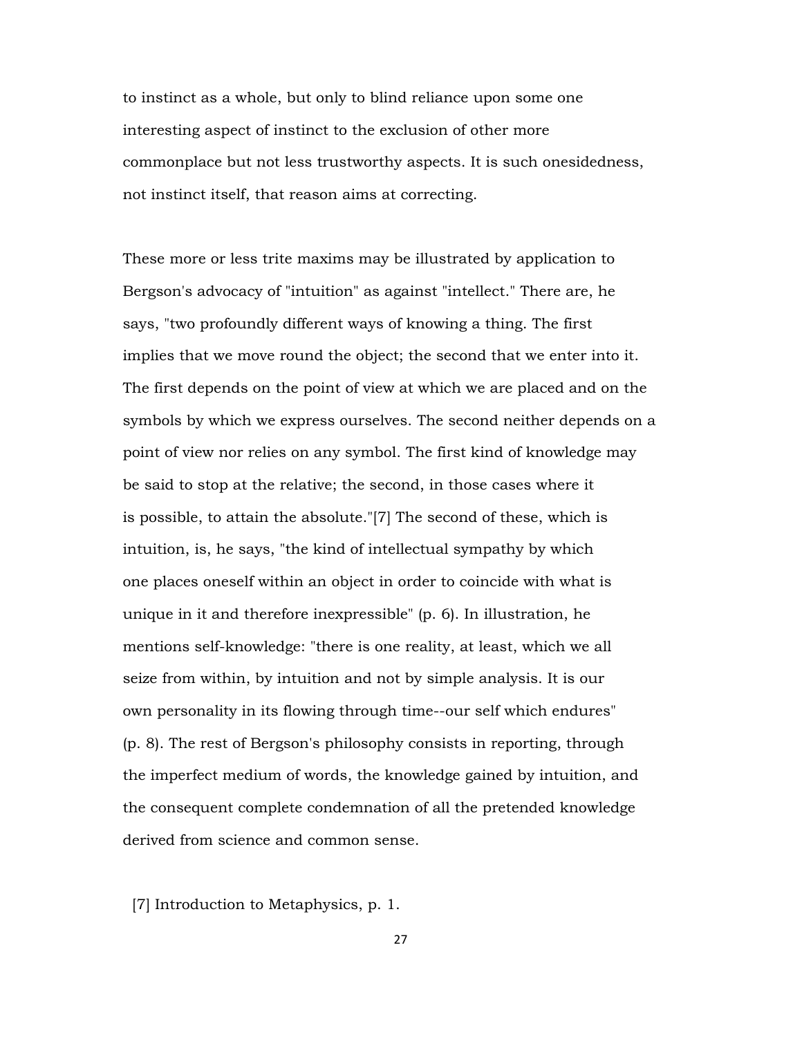to instinct as a whole, but only to blind reliance upon some one interesting aspect of instinct to the exclusion of other more commonplace but not less trustworthy aspects. It is such onesidedness, not instinct itself, that reason aims at correcting.

These more or less trite maxims may be illustrated by application to Bergson's advocacy of "intuition" as against "intellect." There are, he says, "two profoundly different ways of knowing a thing. The first implies that we move round the object; the second that we enter into it. The first depends on the point of view at which we are placed and on the symbols by which we express ourselves. The second neither depends on a point of view nor relies on any symbol. The first kind of knowledge may be said to stop at the relative; the second, in those cases where it is possible, to attain the absolute."[7] The second of these, which is intuition, is, he says, "the kind of intellectual sympathy by which one places oneself within an object in order to coincide with what is unique in it and therefore inexpressible" (p. 6). In illustration, he mentions self-knowledge: "there is one reality, at least, which we all seize from within, by intuition and not by simple analysis. It is our own personality in its flowing through time--our self which endures" (p. 8). The rest of Bergson's philosophy consists in reporting, through the imperfect medium of words, the knowledge gained by intuition, and the consequent complete condemnation of all the pretended knowledge derived from science and common sense.

[7] Introduction to Metaphysics, p. 1.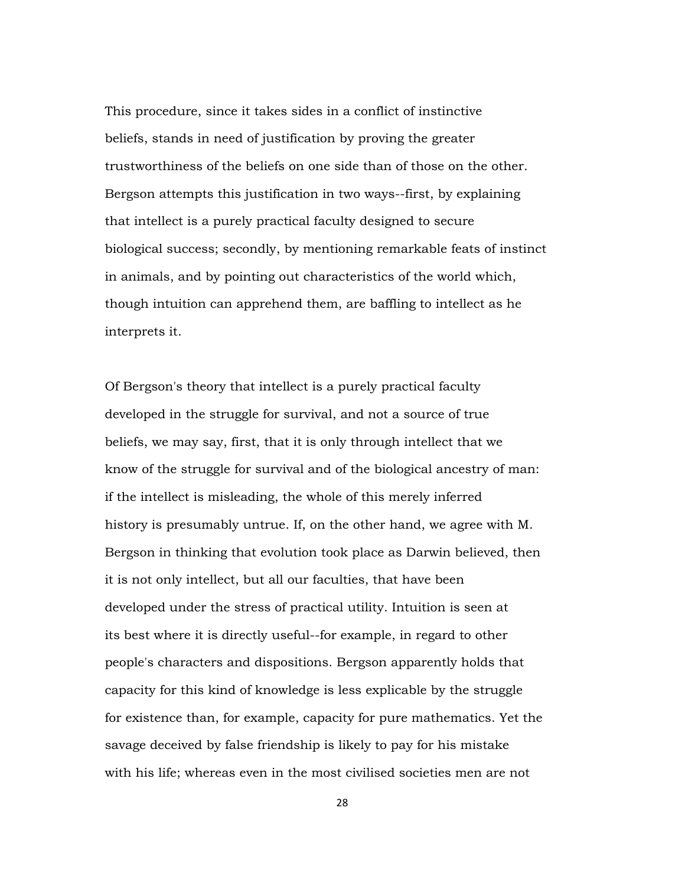This procedure, since it takes sides in a conflict of instinctive beliefs, stands in need of justification by proving the greater trustworthiness of the beliefs on one side than of those on the other. Bergson attempts this justification in two ways--first, by explaining that intellect is a purely practical faculty designed to secure biological success; secondly, by mentioning remarkable feats of instinct in animals, and by pointing out characteristics of the world which, though intuition can apprehend them, are baffling to intellect as he interprets it.

Of Bergson's theory that intellect is a purely practical faculty developed in the struggle for survival, and not a source of true beliefs, we may say, first, that it is only through intellect that we know of the struggle for survival and of the biological ancestry of man: if the intellect is misleading, the whole of this merely inferred history is presumably untrue. If, on the other hand, we agree with M. Bergson in thinking that evolution took place as Darwin believed, then it is not only intellect, but all our faculties, that have been developed under the stress of practical utility. Intuition is seen at its best where it is directly useful--for example, in regard to other people's characters and dispositions. Bergson apparently holds that capacity for this kind of knowledge is less explicable by the struggle for existence than, for example, capacity for pure mathematics. Yet the savage deceived by false friendship is likely to pay for his mistake with his life; whereas even in the most civilised societies men are not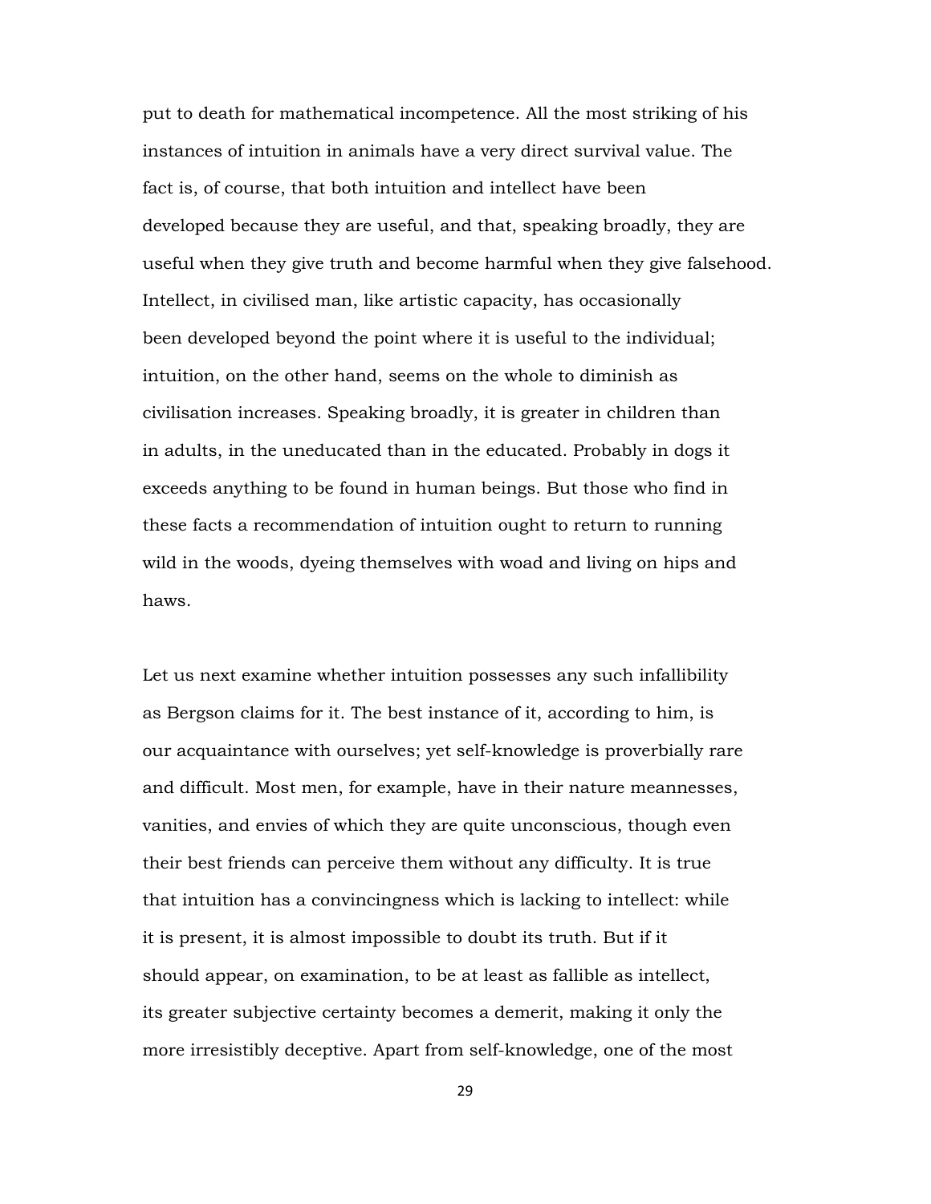put to death for mathematical incompetence. All the most striking of his instances of intuition in animals have a very direct survival value. The fact is, of course, that both intuition and intellect have been developed because they are useful, and that, speaking broadly, they are useful when they give truth and become harmful when they give falsehood. Intellect, in civilised man, like artistic capacity, has occasionally been developed beyond the point where it is useful to the individual; intuition, on the other hand, seems on the whole to diminish as civilisation increases. Speaking broadly, it is greater in children than in adults, in the uneducated than in the educated. Probably in dogs it exceeds anything to be found in human beings. But those who find in these facts a recommendation of intuition ought to return to running wild in the woods, dyeing themselves with woad and living on hips and haws.

Let us next examine whether intuition possesses any such infallibility as Bergson claims for it. The best instance of it, according to him, is our acquaintance with ourselves; yet self-knowledge is proverbially rare and difficult. Most men, for example, have in their nature meannesses, vanities, and envies of which they are quite unconscious, though even their best friends can perceive them without any difficulty. It is true that intuition has a convincingness which is lacking to intellect: while it is present, it is almost impossible to doubt its truth. But if it should appear, on examination, to be at least as fallible as intellect, its greater subjective certainty becomes a demerit, making it only the more irresistibly deceptive. Apart from self-knowledge, one of the most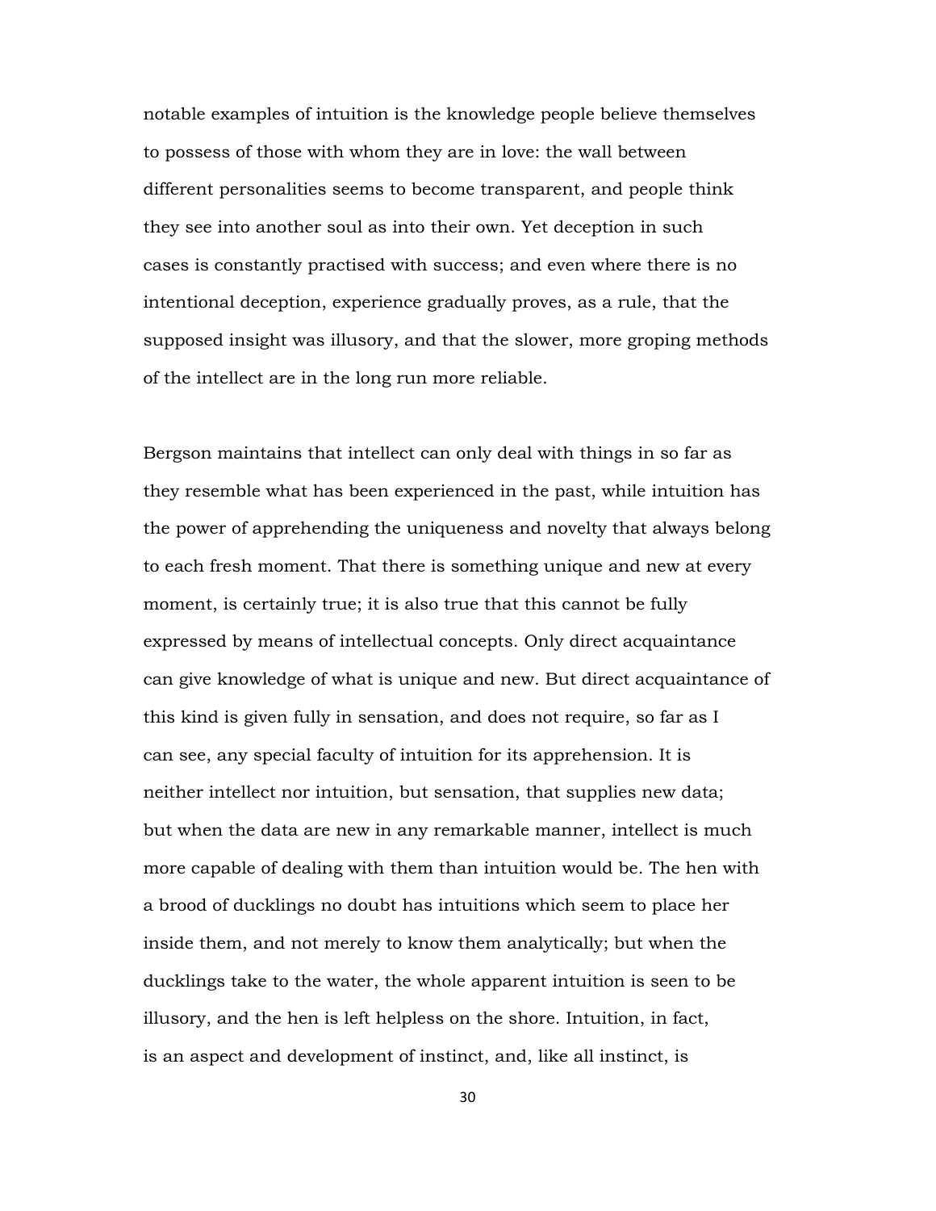notable examples of intuition is the knowledge people believe themselves to possess of those with whom they are in love: the wall between different personalities seems to become transparent, and people think they see into another soul as into their own. Yet deception in such cases is constantly practised with success; and even where there is no intentional deception, experience gradually proves, as a rule, that the supposed insight was illusory, and that the slower, more groping methods of the intellect are in the long run more reliable.

Bergson maintains that intellect can only deal with things in so far as they resemble what has been experienced in the past, while intuition has the power of apprehending the uniqueness and novelty that always belong to each fresh moment. That there is something unique and new at every moment, is certainly true; it is also true that this cannot be fully expressed by means of intellectual concepts. Only direct acquaintance can give knowledge of what is unique and new. But direct acquaintance of this kind is given fully in sensation, and does not require, so far as I can see, any special faculty of intuition for its apprehension. It is neither intellect nor intuition, but sensation, that supplies new data; but when the data are new in any remarkable manner, intellect is much more capable of dealing with them than intuition would be. The hen with a brood of ducklings no doubt has intuitions which seem to place her inside them, and not merely to know them analytically; but when the ducklings take to the water, the whole apparent intuition is seen to be illusory, and the hen is left helpless on the shore. Intuition, in fact, is an aspect and development of instinct, and, like all instinct, is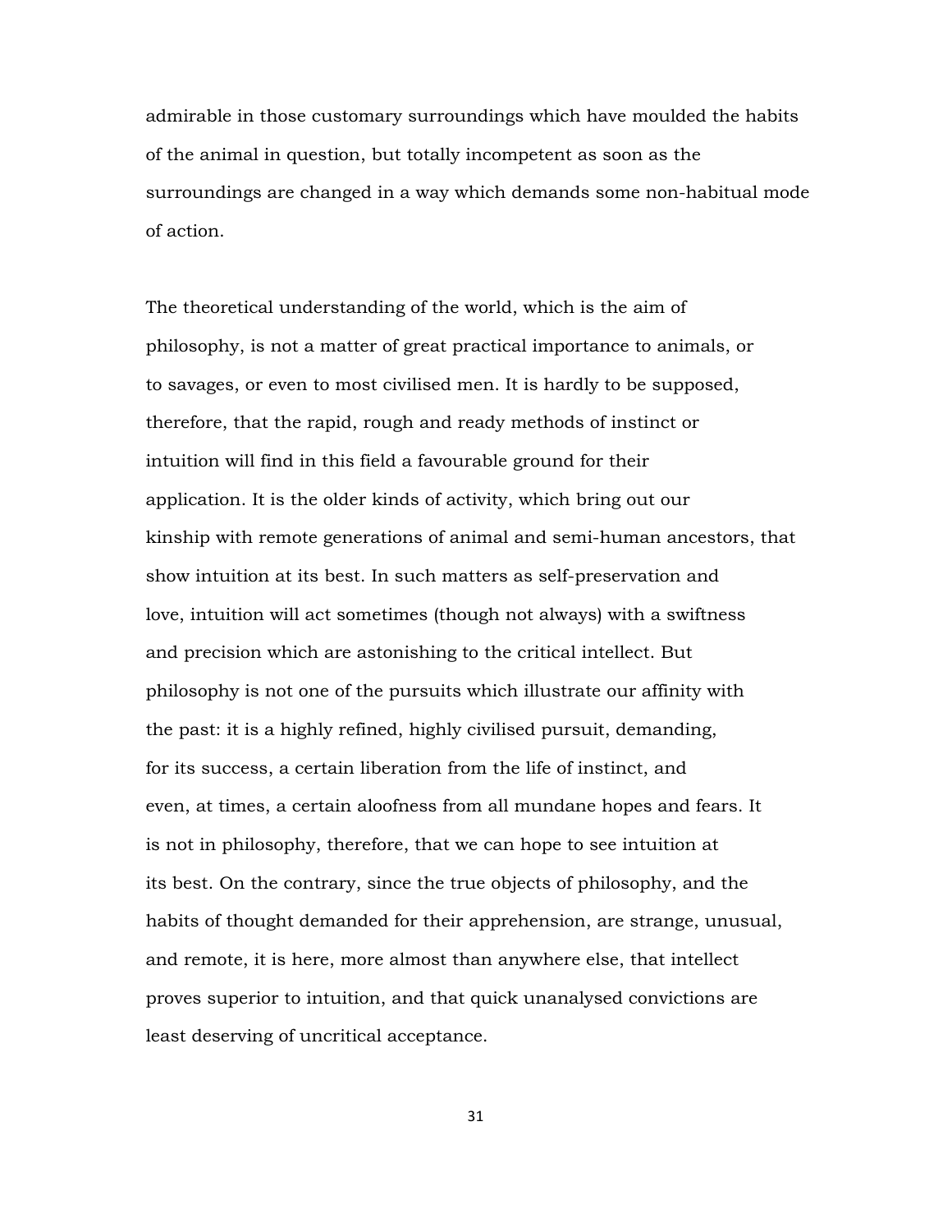admirable in those customary surroundings which have moulded the habits of the animal in question, but totally incompetent as soon as the surroundings are changed in a way which demands some non-habitual mode of action.

The theoretical understanding of the world, which is the aim of philosophy, is not a matter of great practical importance to animals, or to savages, or even to most civilised men. It is hardly to be supposed, therefore, that the rapid, rough and ready methods of instinct or intuition will find in this field a favourable ground for their application. It is the older kinds of activity, which bring out our kinship with remote generations of animal and semi-human ancestors, that show intuition at its best. In such matters as self-preservation and love, intuition will act sometimes (though not always) with a swiftness and precision which are astonishing to the critical intellect. But philosophy is not one of the pursuits which illustrate our affinity with the past: it is a highly refined, highly civilised pursuit, demanding, for its success, a certain liberation from the life of instinct, and even, at times, a certain aloofness from all mundane hopes and fears. It is not in philosophy, therefore, that we can hope to see intuition at its best. On the contrary, since the true objects of philosophy, and the habits of thought demanded for their apprehension, are strange, unusual, and remote, it is here, more almost than anywhere else, that intellect proves superior to intuition, and that quick unanalysed convictions are least deserving of uncritical acceptance.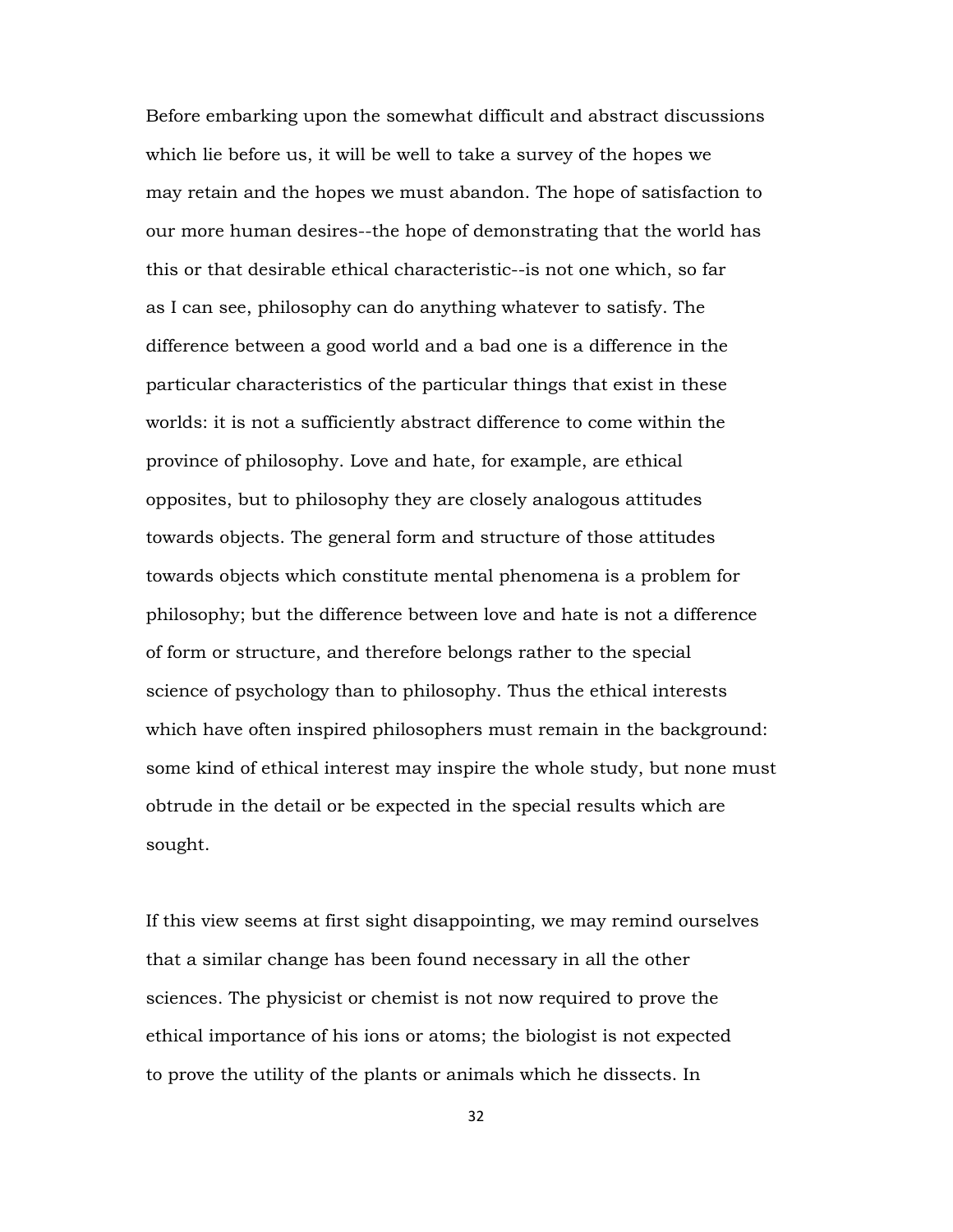Before embarking upon the somewhat difficult and abstract discussions which lie before us, it will be well to take a survey of the hopes we may retain and the hopes we must abandon. The hope of satisfaction to our more human desires--the hope of demonstrating that the world has this or that desirable ethical characteristic--is not one which, so far as I can see, philosophy can do anything whatever to satisfy. The difference between a good world and a bad one is a difference in the particular characteristics of the particular things that exist in these worlds: it is not a sufficiently abstract difference to come within the province of philosophy. Love and hate, for example, are ethical opposites, but to philosophy they are closely analogous attitudes towards objects. The general form and structure of those attitudes towards objects which constitute mental phenomena is a problem for philosophy; but the difference between love and hate is not a difference of form or structure, and therefore belongs rather to the special science of psychology than to philosophy. Thus the ethical interests which have often inspired philosophers must remain in the background: some kind of ethical interest may inspire the whole study, but none must obtrude in the detail or be expected in the special results which are sought.

If this view seems at first sight disappointing, we may remind ourselves that a similar change has been found necessary in all the other sciences. The physicist or chemist is not now required to prove the ethical importance of his ions or atoms; the biologist is not expected to prove the utility of the plants or animals which he dissects. In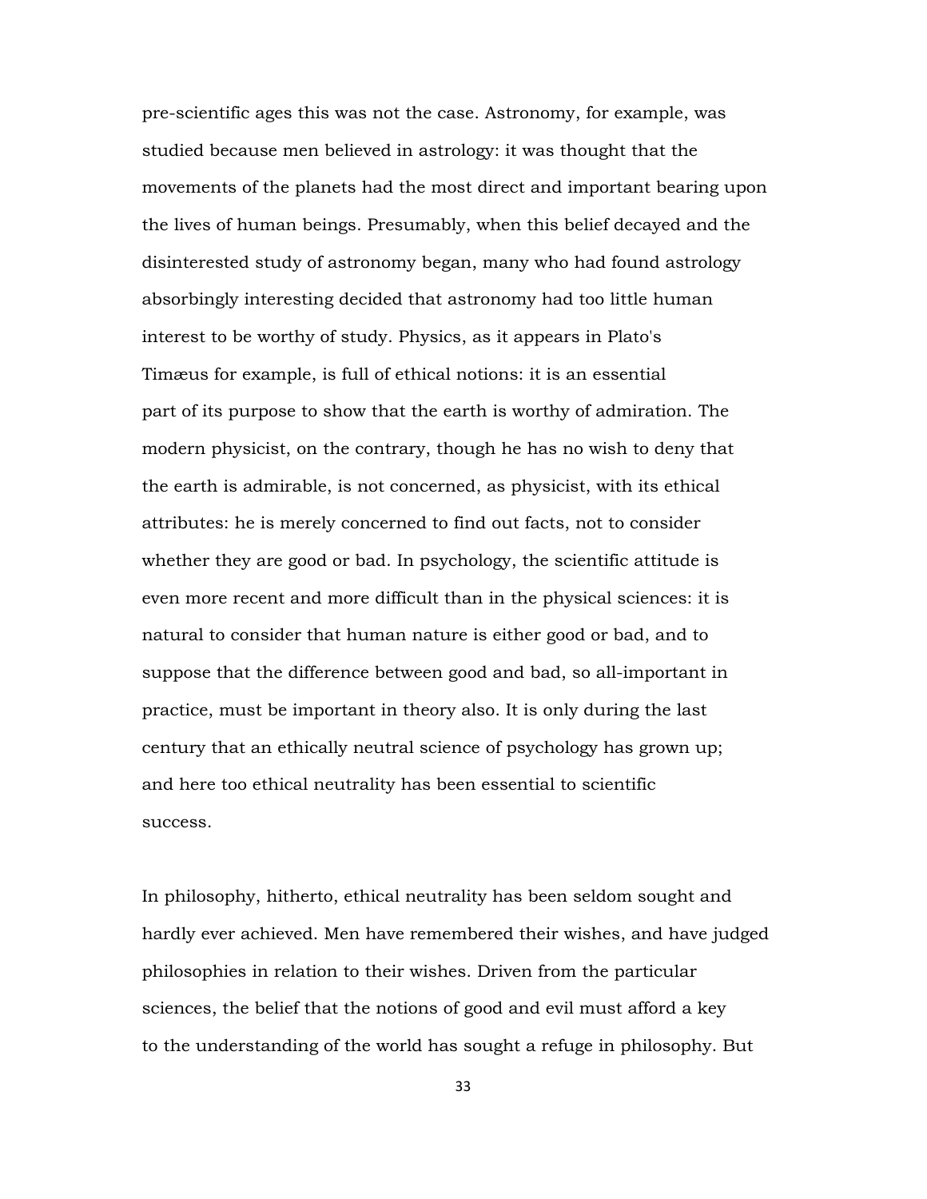pre-scientific ages this was not the case. Astronomy, for example, was studied because men believed in astrology: it was thought that the movements of the planets had the most direct and important bearing upon the lives of human beings. Presumably, when this belief decayed and the disinterested study of astronomy began, many who had found astrology absorbingly interesting decided that astronomy had too little human interest to be worthy of study. Physics, as it appears in Plato's Timæus for example, is full of ethical notions: it is an essential part of its purpose to show that the earth is worthy of admiration. The modern physicist, on the contrary, though he has no wish to deny that the earth is admirable, is not concerned, as physicist, with its ethical attributes: he is merely concerned to find out facts, not to consider whether they are good or bad. In psychology, the scientific attitude is even more recent and more difficult than in the physical sciences: it is natural to consider that human nature is either good or bad, and to suppose that the difference between good and bad, so all-important in practice, must be important in theory also. It is only during the last century that an ethically neutral science of psychology has grown up; and here too ethical neutrality has been essential to scientific success.

In philosophy, hitherto, ethical neutrality has been seldom sought and hardly ever achieved. Men have remembered their wishes, and have judged philosophies in relation to their wishes. Driven from the particular sciences, the belief that the notions of good and evil must afford a key to the understanding of the world has sought a refuge in philosophy. But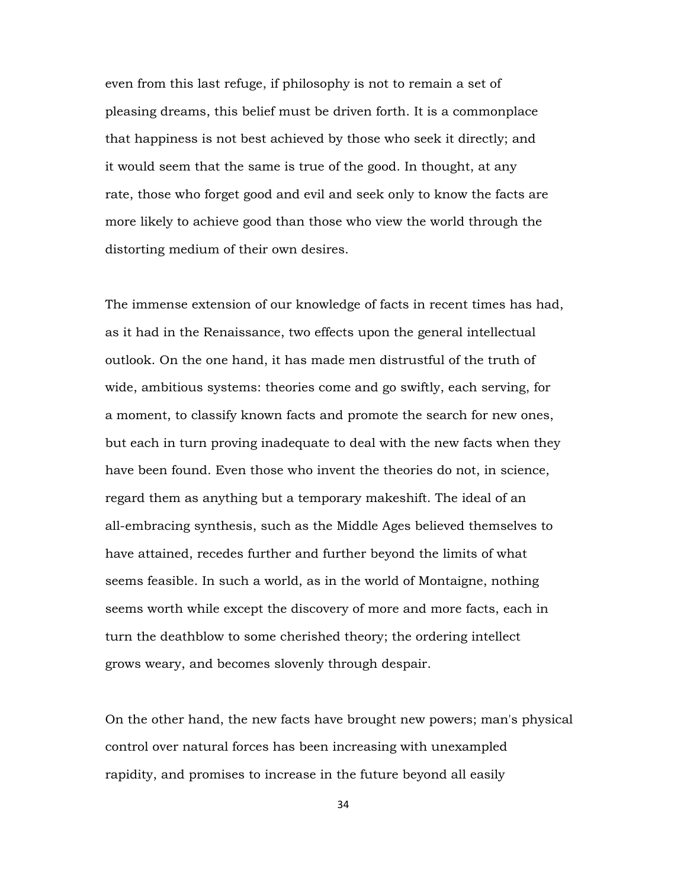even from this last refuge, if philosophy is not to remain a set of pleasing dreams, this belief must be driven forth. It is a commonplace that happiness is not best achieved by those who seek it directly; and it would seem that the same is true of the good. In thought, at any rate, those who forget good and evil and seek only to know the facts are more likely to achieve good than those who view the world through the distorting medium of their own desires.

The immense extension of our knowledge of facts in recent times has had, as it had in the Renaissance, two effects upon the general intellectual outlook. On the one hand, it has made men distrustful of the truth of wide, ambitious systems: theories come and go swiftly, each serving, for a moment, to classify known facts and promote the search for new ones, but each in turn proving inadequate to deal with the new facts when they have been found. Even those who invent the theories do not, in science, regard them as anything but a temporary makeshift. The ideal of an all-embracing synthesis, such as the Middle Ages believed themselves to have attained, recedes further and further beyond the limits of what seems feasible. In such a world, as in the world of Montaigne, nothing seems worth while except the discovery of more and more facts, each in turn the deathblow to some cherished theory; the ordering intellect grows weary, and becomes slovenly through despair.

On the other hand, the new facts have brought new powers; man's physical control over natural forces has been increasing with unexampled rapidity, and promises to increase in the future beyond all easily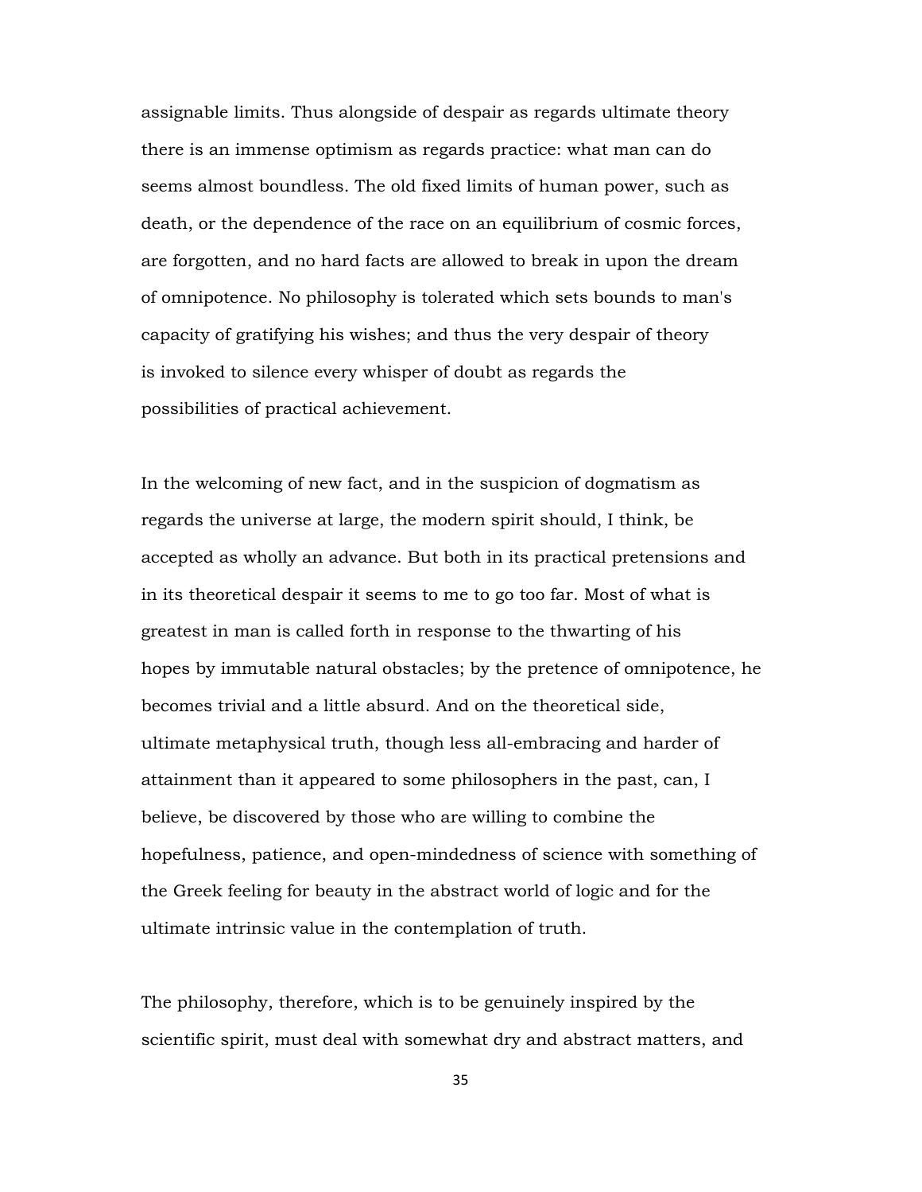assignable limits. Thus alongside of despair as regards ultimate theory there is an immense optimism as regards practice: what man can do seems almost boundless. The old fixed limits of human power, such as death, or the dependence of the race on an equilibrium of cosmic forces, are forgotten, and no hard facts are allowed to break in upon the dream of omnipotence. No philosophy is tolerated which sets bounds to man's capacity of gratifying his wishes; and thus the very despair of theory is invoked to silence every whisper of doubt as regards the possibilities of practical achievement.

In the welcoming of new fact, and in the suspicion of dogmatism as regards the universe at large, the modern spirit should, I think, be accepted as wholly an advance. But both in its practical pretensions and in its theoretical despair it seems to me to go too far. Most of what is greatest in man is called forth in response to the thwarting of his hopes by immutable natural obstacles; by the pretence of omnipotence, he becomes trivial and a little absurd. And on the theoretical side, ultimate metaphysical truth, though less all-embracing and harder of attainment than it appeared to some philosophers in the past, can, I believe, be discovered by those who are willing to combine the hopefulness, patience, and open-mindedness of science with something of the Greek feeling for beauty in the abstract world of logic and for the ultimate intrinsic value in the contemplation of truth.

The philosophy, therefore, which is to be genuinely inspired by the scientific spirit, must deal with somewhat dry and abstract matters, and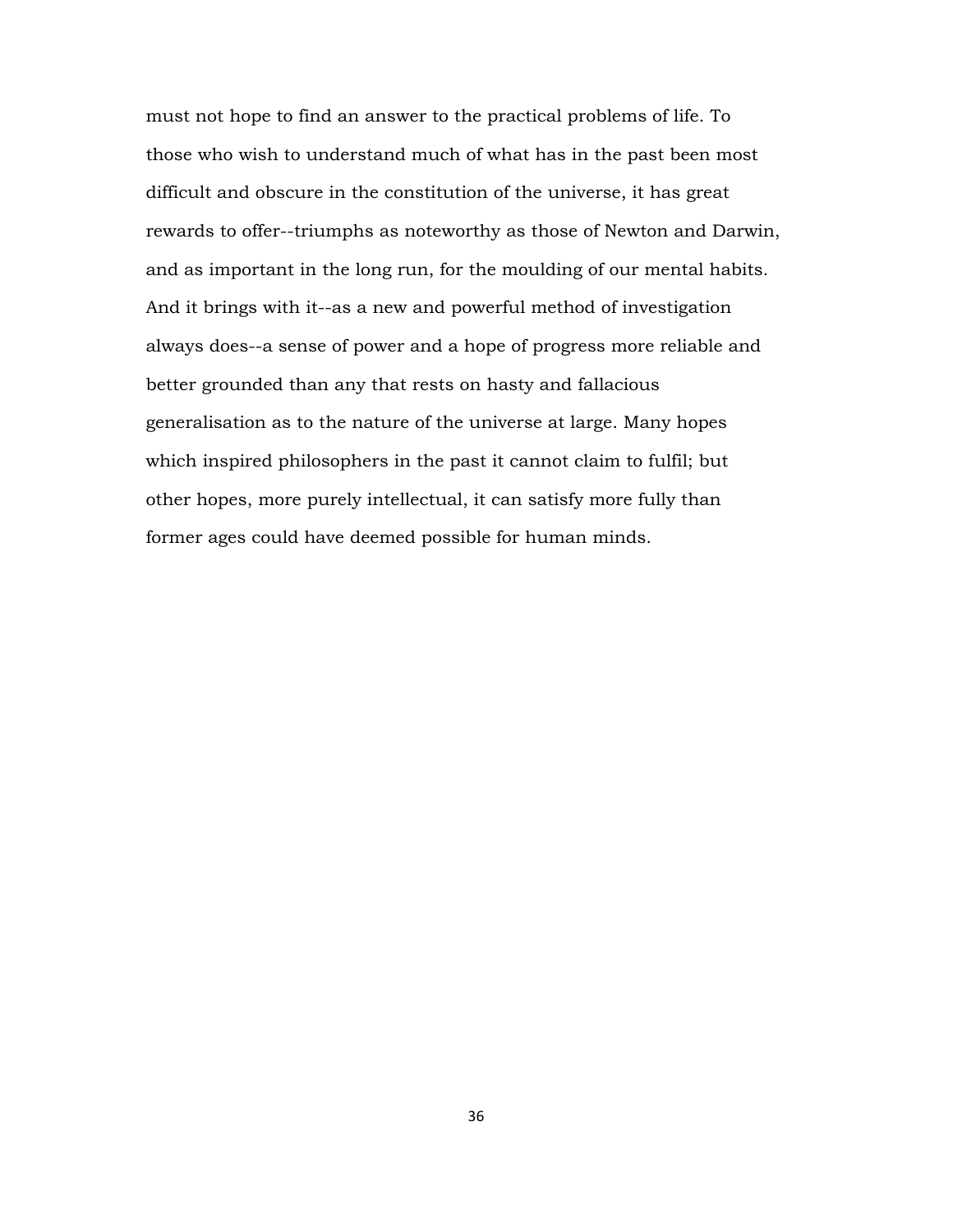must not hope to find an answer to the practical problems of life. To those who wish to understand much of what has in the past been most difficult and obscure in the constitution of the universe, it has great rewards to offer--triumphs as noteworthy as those of Newton and Darwin, and as important in the long run, for the moulding of our mental habits. And it brings with it--as a new and powerful method of investigation always does--a sense of power and a hope of progress more reliable and better grounded than any that rests on hasty and fallacious generalisation as to the nature of the universe at large. Many hopes which inspired philosophers in the past it cannot claim to fulfil; but other hopes, more purely intellectual, it can satisfy more fully than former ages could have deemed possible for human minds.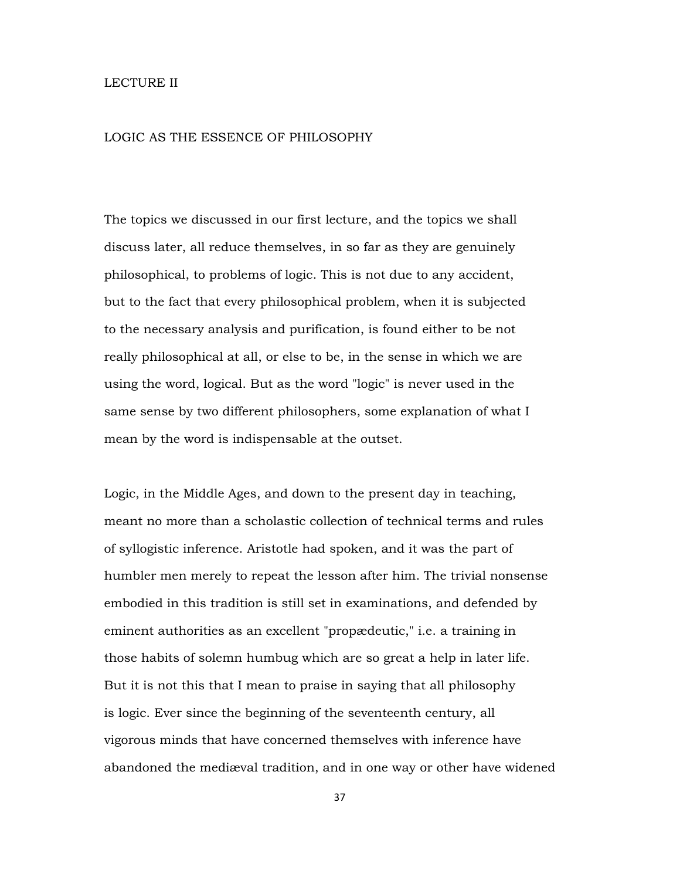# LECTURE II

## LOGIC AS THE ESSENCE OF PHILOSOPHY

The topics we discussed in our first lecture, and the topics we shall discuss later, all reduce themselves, in so far as they are genuinely philosophical, to problems of logic. This is not due to any accident, but to the fact that every philosophical problem, when it is subjected to the necessary analysis and purification, is found either to be not really philosophical at all, or else to be, in the sense in which we are using the word, logical. But as the word "logic" is never used in the same sense by two different philosophers, some explanation of what I mean by the word is indispensable at the outset.

Logic, in the Middle Ages, and down to the present day in teaching, meant no more than a scholastic collection of technical terms and rules of syllogistic inference. Aristotle had spoken, and it was the part of humbler men merely to repeat the lesson after him. The trivial nonsense embodied in this tradition is still set in examinations, and defended by eminent authorities as an excellent "propædeutic," i.e. a training in those habits of solemn humbug which are so great a help in later life. But it is not this that I mean to praise in saying that all philosophy is logic. Ever since the beginning of the seventeenth century, all vigorous minds that have concerned themselves with inference have abandoned the mediæval tradition, and in one way or other have widened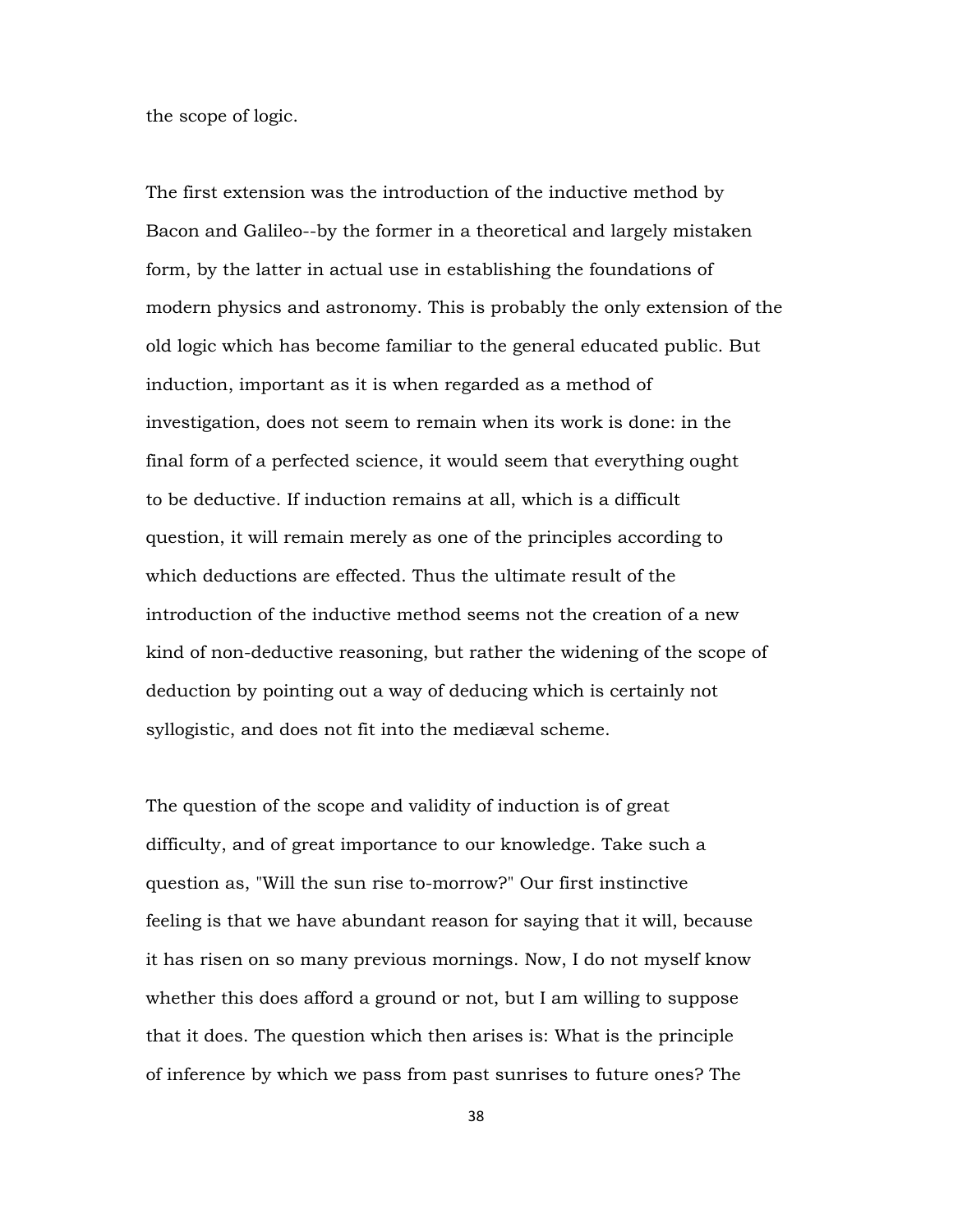the scope of logic.

The first extension was the introduction of the inductive method by Bacon and Galileo--by the former in a theoretical and largely mistaken form, by the latter in actual use in establishing the foundations of modern physics and astronomy. This is probably the only extension of the old logic which has become familiar to the general educated public. But induction, important as it is when regarded as a method of investigation, does not seem to remain when its work is done: in the final form of a perfected science, it would seem that everything ought to be deductive. If induction remains at all, which is a difficult question, it will remain merely as one of the principles according to which deductions are effected. Thus the ultimate result of the introduction of the inductive method seems not the creation of a new kind of non-deductive reasoning, but rather the widening of the scope of deduction by pointing out a way of deducing which is certainly not syllogistic, and does not fit into the mediæval scheme.

The question of the scope and validity of induction is of great difficulty, and of great importance to our knowledge. Take such a question as, "Will the sun rise to-morrow?" Our first instinctive feeling is that we have abundant reason for saying that it will, because it has risen on so many previous mornings. Now, I do not myself know whether this does afford a ground or not, but I am willing to suppose that it does. The question which then arises is: What is the principle of inference by which we pass from past sunrises to future ones? The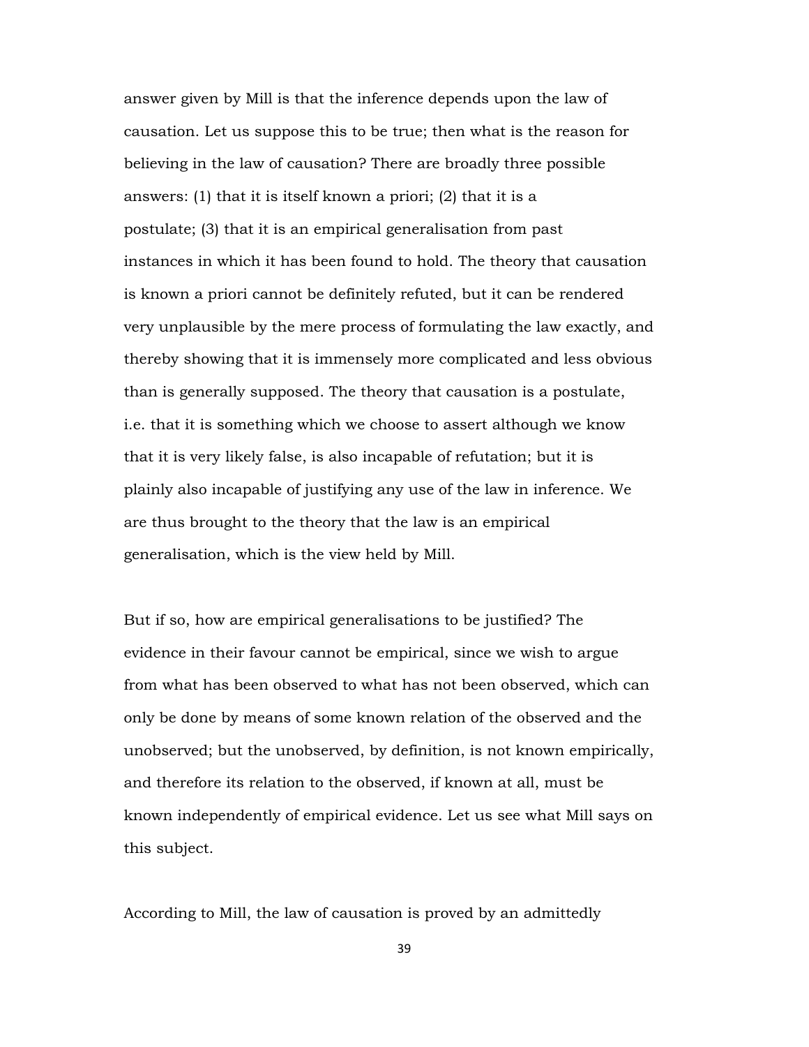answer given by Mill is that the inference depends upon the law of causation. Let us suppose this to be true; then what is the reason for believing in the law of causation? There are broadly three possible answers: (1) that it is itself known a priori; (2) that it is a postulate; (3) that it is an empirical generalisation from past instances in which it has been found to hold. The theory that causation is known a priori cannot be definitely refuted, but it can be rendered very unplausible by the mere process of formulating the law exactly, and thereby showing that it is immensely more complicated and less obvious than is generally supposed. The theory that causation is a postulate, i.e. that it is something which we choose to assert although we know that it is very likely false, is also incapable of refutation; but it is plainly also incapable of justifying any use of the law in inference. We are thus brought to the theory that the law is an empirical generalisation, which is the view held by Mill.

But if so, how are empirical generalisations to be justified? The evidence in their favour cannot be empirical, since we wish to argue from what has been observed to what has not been observed, which can only be done by means of some known relation of the observed and the unobserved; but the unobserved, by definition, is not known empirically, and therefore its relation to the observed, if known at all, must be known independently of empirical evidence. Let us see what Mill says on this subject.

According to Mill, the law of causation is proved by an admittedly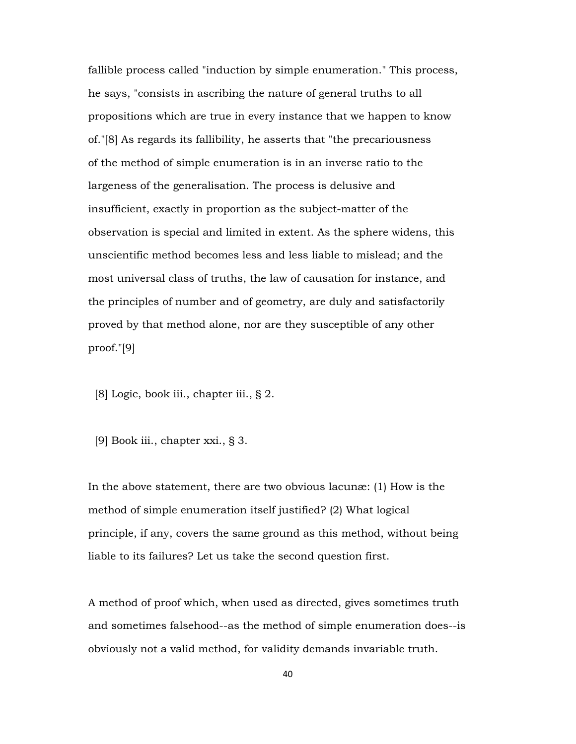fallible process called "induction by simple enumeration." This process, he says, "consists in ascribing the nature of general truths to all propositions which are true in every instance that we happen to know of."[8] As regards its fallibility, he asserts that "the precariousness of the method of simple enumeration is in an inverse ratio to the largeness of the generalisation. The process is delusive and insufficient, exactly in proportion as the subject-matter of the observation is special and limited in extent. As the sphere widens, this unscientific method becomes less and less liable to mislead; and the most universal class of truths, the law of causation for instance, and the principles of number and of geometry, are duly and satisfactorily proved by that method alone, nor are they susceptible of any other proof."[9]

[8] Logic, book iii., chapter iii., § 2.

[9] Book iii., chapter xxi., § 3.

In the above statement, there are two obvious lacunæ: (1) How is the method of simple enumeration itself justified? (2) What logical principle, if any, covers the same ground as this method, without being liable to its failures? Let us take the second question first.

A method of proof which, when used as directed, gives sometimes truth and sometimes falsehood--as the method of simple enumeration does--is obviously not a valid method, for validity demands invariable truth.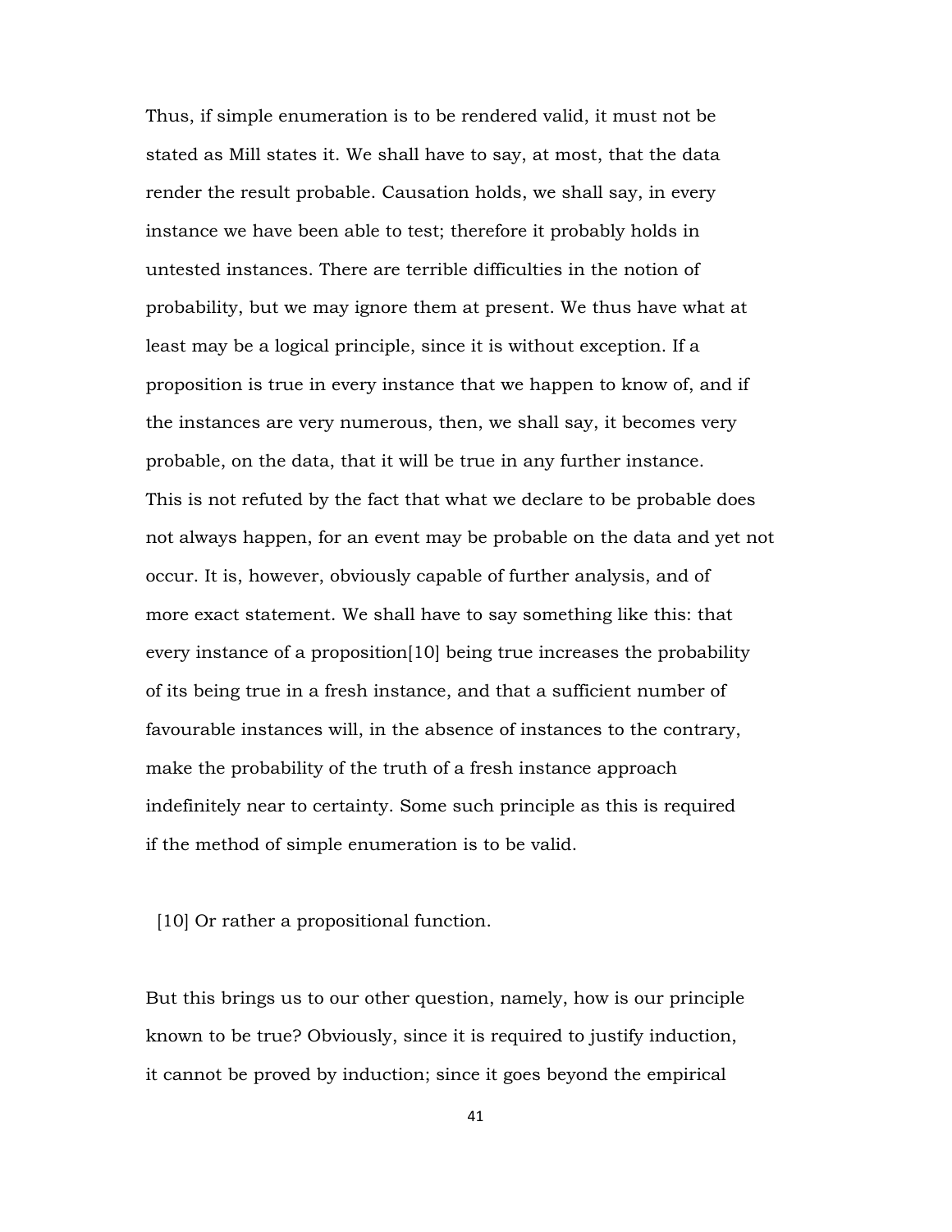Thus, if simple enumeration is to be rendered valid, it must not be stated as Mill states it. We shall have to say, at most, that the data render the result probable. Causation holds, we shall say, in every instance we have been able to test; therefore it probably holds in untested instances. There are terrible difficulties in the notion of probability, but we may ignore them at present. We thus have what at least may be a logical principle, since it is without exception. If a proposition is true in every instance that we happen to know of, and if the instances are very numerous, then, we shall say, it becomes very probable, on the data, that it will be true in any further instance. This is not refuted by the fact that what we declare to be probable does not always happen, for an event may be probable on the data and yet not occur. It is, however, obviously capable of further analysis, and of more exact statement. We shall have to say something like this: that every instance of a proposition[10] being true increases the probability of its being true in a fresh instance, and that a sufficient number of favourable instances will, in the absence of instances to the contrary, make the probability of the truth of a fresh instance approach indefinitely near to certainty. Some such principle as this is required if the method of simple enumeration is to be valid.

[10] Or rather a propositional function.

But this brings us to our other question, namely, how is our principle known to be true? Obviously, since it is required to justify induction, it cannot be proved by induction; since it goes beyond the empirical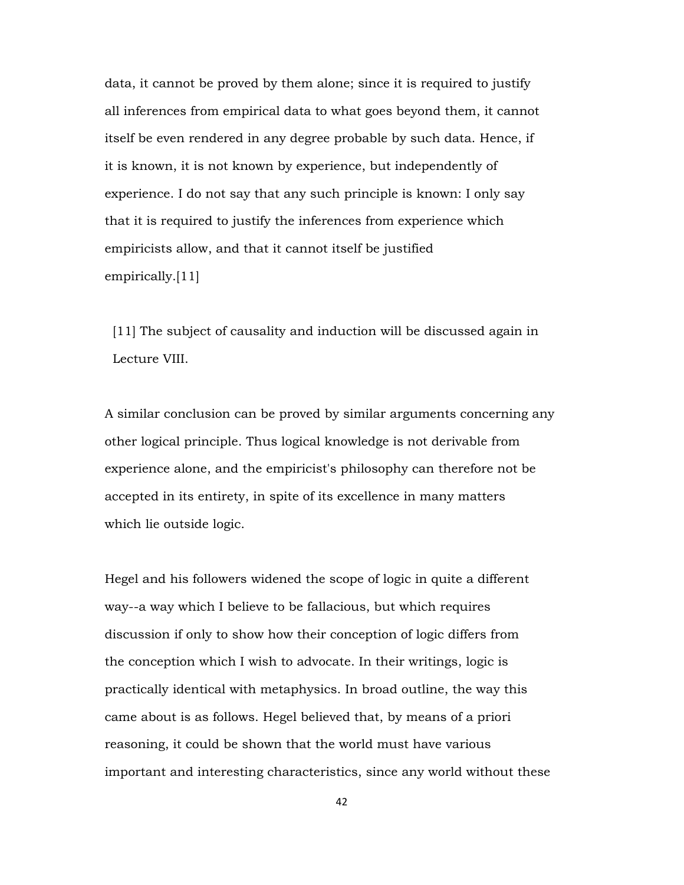data, it cannot be proved by them alone; since it is required to justify all inferences from empirical data to what goes beyond them, it cannot itself be even rendered in any degree probable by such data. Hence, if it is known, it is not known by experience, but independently of experience. I do not say that any such principle is known: I only say that it is required to justify the inferences from experience which empiricists allow, and that it cannot itself be justified empirically.[11]

[11] The subject of causality and induction will be discussed again in Lecture VIII.

A similar conclusion can be proved by similar arguments concerning any other logical principle. Thus logical knowledge is not derivable from experience alone, and the empiricist's philosophy can therefore not be accepted in its entirety, in spite of its excellence in many matters which lie outside logic.

Hegel and his followers widened the scope of logic in quite a different way--a way which I believe to be fallacious, but which requires discussion if only to show how their conception of logic differs from the conception which I wish to advocate. In their writings, logic is practically identical with metaphysics. In broad outline, the way this came about is as follows. Hegel believed that, by means of a priori reasoning, it could be shown that the world must have various important and interesting characteristics, since any world without these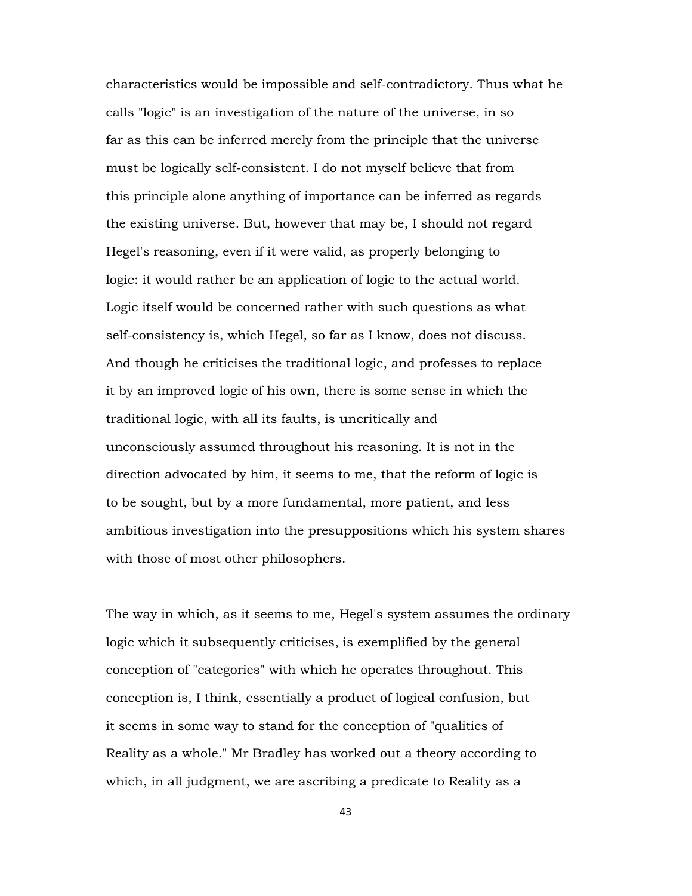characteristics would be impossible and self-contradictory. Thus what he calls "logic" is an investigation of the nature of the universe, in so far as this can be inferred merely from the principle that the universe must be logically self-consistent. I do not myself believe that from this principle alone anything of importance can be inferred as regards the existing universe. But, however that may be, I should not regard Hegel's reasoning, even if it were valid, as properly belonging to logic: it would rather be an application of logic to the actual world. Logic itself would be concerned rather with such questions as what self-consistency is, which Hegel, so far as I know, does not discuss. And though he criticises the traditional logic, and professes to replace it by an improved logic of his own, there is some sense in which the traditional logic, with all its faults, is uncritically and unconsciously assumed throughout his reasoning. It is not in the direction advocated by him, it seems to me, that the reform of logic is to be sought, but by a more fundamental, more patient, and less ambitious investigation into the presuppositions which his system shares with those of most other philosophers.

The way in which, as it seems to me, Hegel's system assumes the ordinary logic which it subsequently criticises, is exemplified by the general conception of "categories" with which he operates throughout. This conception is, I think, essentially a product of logical confusion, but it seems in some way to stand for the conception of "qualities of Reality as a whole." Mr Bradley has worked out a theory according to which, in all judgment, we are ascribing a predicate to Reality as a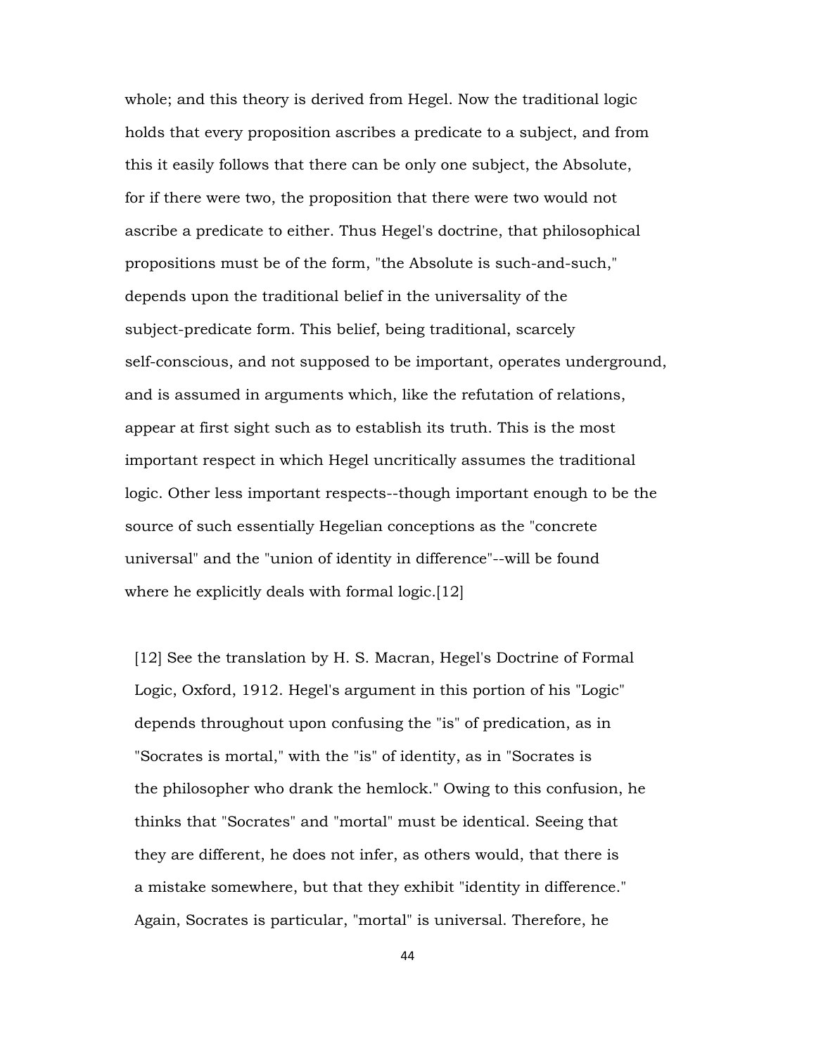whole; and this theory is derived from Hegel. Now the traditional logic holds that every proposition ascribes a predicate to a subject, and from this it easily follows that there can be only one subject, the Absolute, for if there were two, the proposition that there were two would not ascribe a predicate to either. Thus Hegel's doctrine, that philosophical propositions must be of the form, "the Absolute is such-and-such," depends upon the traditional belief in the universality of the subject-predicate form. This belief, being traditional, scarcely self-conscious, and not supposed to be important, operates underground, and is assumed in arguments which, like the refutation of relations, appear at first sight such as to establish its truth. This is the most important respect in which Hegel uncritically assumes the traditional logic. Other less important respects--though important enough to be the source of such essentially Hegelian conceptions as the "concrete universal" and the "union of identity in difference"--will be found where he explicitly deals with formal logic.[12]

[12] See the translation by H. S. Macran, Hegel's Doctrine of Formal Logic, Oxford, 1912. Hegel's argument in this portion of his "Logic" depends throughout upon confusing the "is" of predication, as in "Socrates is mortal," with the "is" of identity, as in "Socrates is the philosopher who drank the hemlock." Owing to this confusion, he thinks that "Socrates" and "mortal" must be identical. Seeing that they are different, he does not infer, as others would, that there is a mistake somewhere, but that they exhibit "identity in difference." Again, Socrates is particular, "mortal" is universal. Therefore, he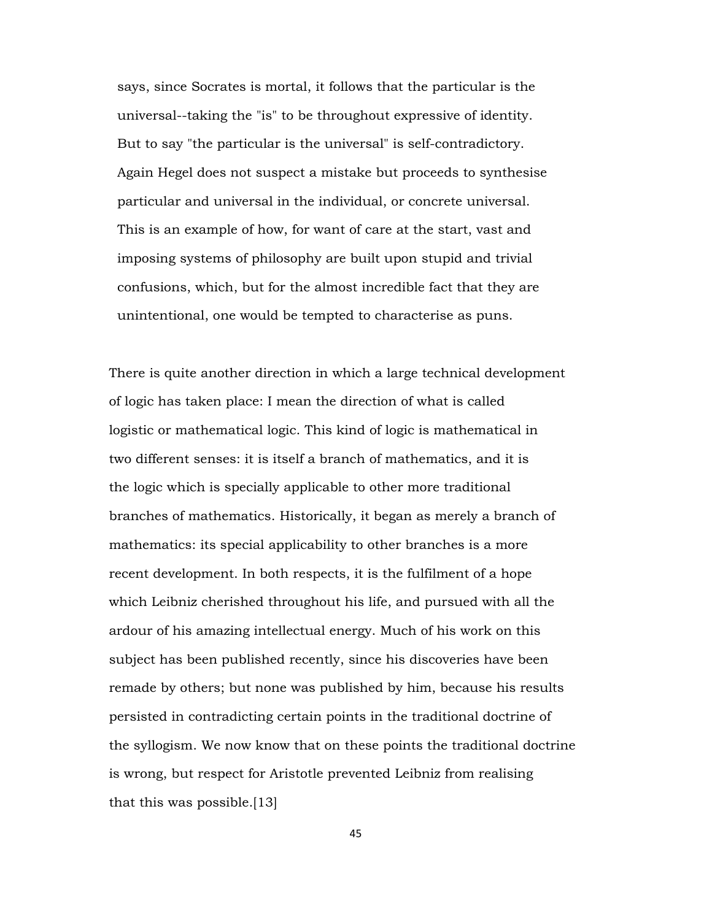says, since Socrates is mortal, it follows that the particular is the universal--taking the "is" to be throughout expressive of identity. But to say "the particular is the universal" is self-contradictory. Again Hegel does not suspect a mistake but proceeds to synthesise particular and universal in the individual, or concrete universal. This is an example of how, for want of care at the start, vast and imposing systems of philosophy are built upon stupid and trivial confusions, which, but for the almost incredible fact that they are unintentional, one would be tempted to characterise as puns.

There is quite another direction in which a large technical development of logic has taken place: I mean the direction of what is called logistic or mathematical logic. This kind of logic is mathematical in two different senses: it is itself a branch of mathematics, and it is the logic which is specially applicable to other more traditional branches of mathematics. Historically, it began as merely a branch of mathematics: its special applicability to other branches is a more recent development. In both respects, it is the fulfilment of a hope which Leibniz cherished throughout his life, and pursued with all the ardour of his amazing intellectual energy. Much of his work on this subject has been published recently, since his discoveries have been remade by others; but none was published by him, because his results persisted in contradicting certain points in the traditional doctrine of the syllogism. We now know that on these points the traditional doctrine is wrong, but respect for Aristotle prevented Leibniz from realising that this was possible.[13]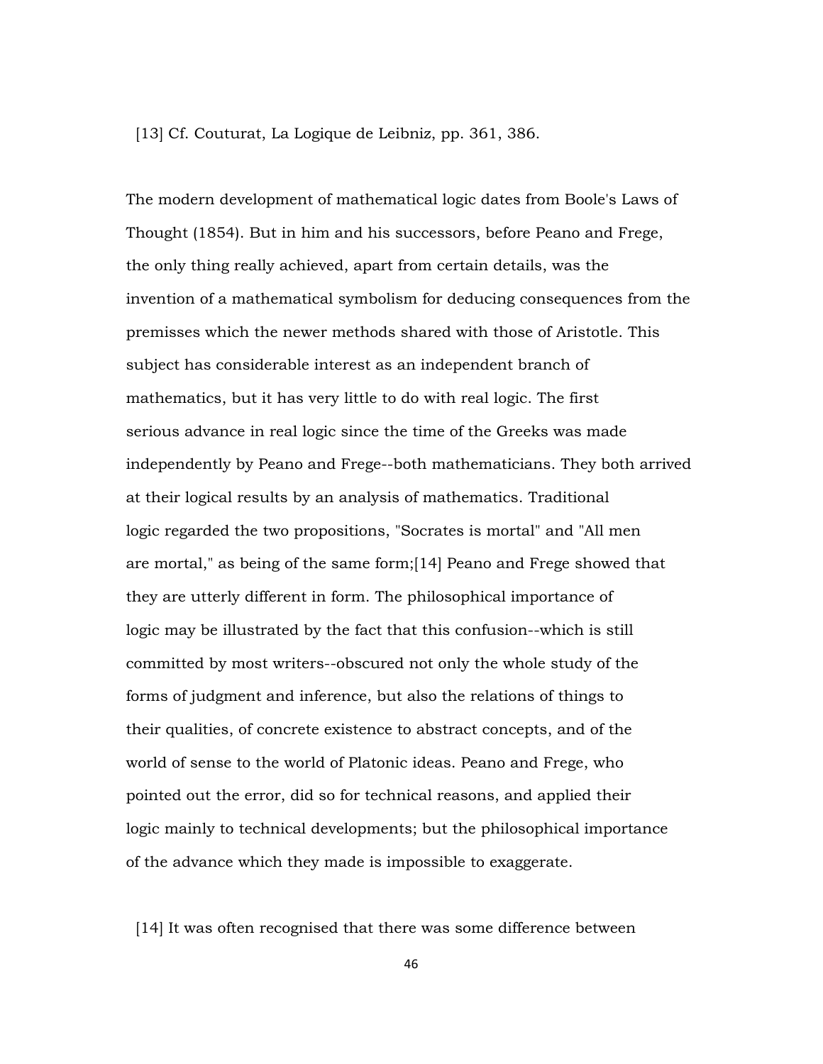[13] Cf. Couturat, La Logique de Leibniz, pp. 361, 386.

The modern development of mathematical logic dates from Boole's Laws of Thought (1854). But in him and his successors, before Peano and Frege, the only thing really achieved, apart from certain details, was the invention of a mathematical symbolism for deducing consequences from the premisses which the newer methods shared with those of Aristotle. This subject has considerable interest as an independent branch of mathematics, but it has very little to do with real logic. The first serious advance in real logic since the time of the Greeks was made independently by Peano and Frege--both mathematicians. They both arrived at their logical results by an analysis of mathematics. Traditional logic regarded the two propositions, "Socrates is mortal" and "All men are mortal," as being of the same form;[14] Peano and Frege showed that they are utterly different in form. The philosophical importance of logic may be illustrated by the fact that this confusion--which is still committed by most writers--obscured not only the whole study of the forms of judgment and inference, but also the relations of things to their qualities, of concrete existence to abstract concepts, and of the world of sense to the world of Platonic ideas. Peano and Frege, who pointed out the error, did so for technical reasons, and applied their logic mainly to technical developments; but the philosophical importance of the advance which they made is impossible to exaggerate.

[14] It was often recognised that there was some difference between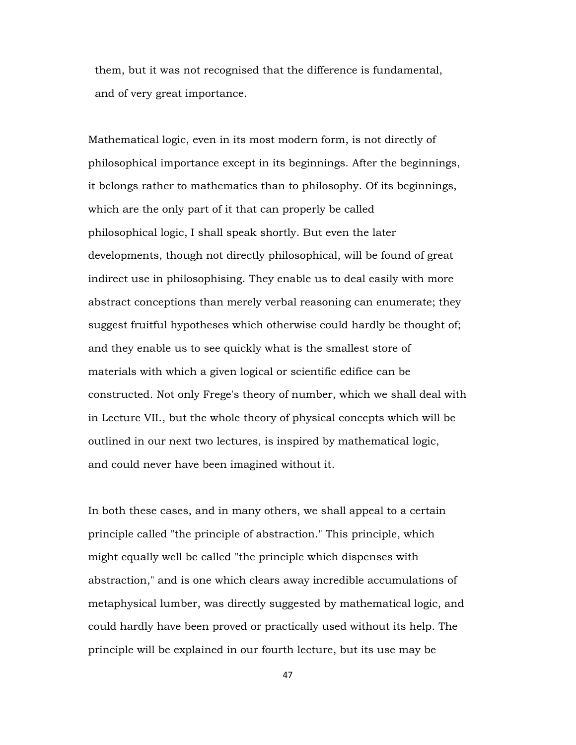them, but it was not recognised that the difference is fundamental, and of very great importance.

Mathematical logic, even in its most modern form, is not directly of philosophical importance except in its beginnings. After the beginnings, it belongs rather to mathematics than to philosophy. Of its beginnings, which are the only part of it that can properly be called philosophical logic, I shall speak shortly. But even the later developments, though not directly philosophical, will be found of great indirect use in philosophising. They enable us to deal easily with more abstract conceptions than merely verbal reasoning can enumerate; they suggest fruitful hypotheses which otherwise could hardly be thought of; and they enable us to see quickly what is the smallest store of materials with which a given logical or scientific edifice can be constructed. Not only Frege's theory of number, which we shall deal with in Lecture VII., but the whole theory of physical concepts which will be outlined in our next two lectures, is inspired by mathematical logic, and could never have been imagined without it.

In both these cases, and in many others, we shall appeal to a certain principle called "the principle of abstraction." This principle, which might equally well be called "the principle which dispenses with abstraction," and is one which clears away incredible accumulations of metaphysical lumber, was directly suggested by mathematical logic, and could hardly have been proved or practically used without its help. The principle will be explained in our fourth lecture, but its use may be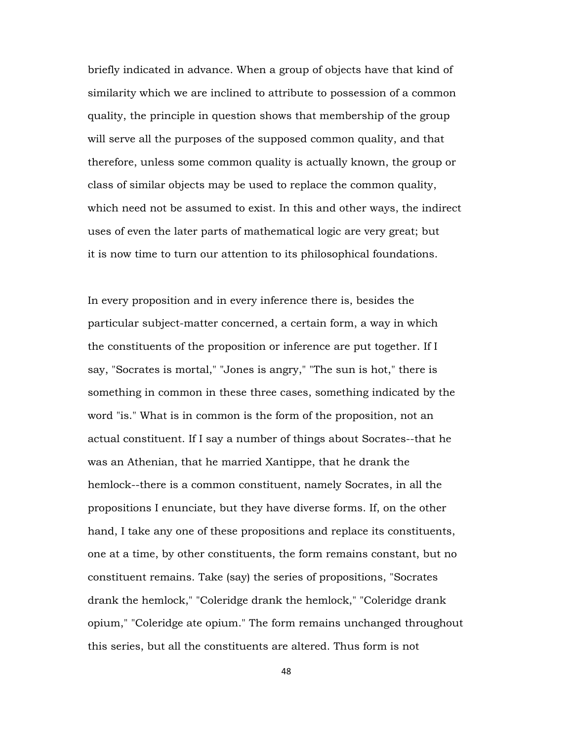briefly indicated in advance. When a group of objects have that kind of similarity which we are inclined to attribute to possession of a common quality, the principle in question shows that membership of the group will serve all the purposes of the supposed common quality, and that therefore, unless some common quality is actually known, the group or class of similar objects may be used to replace the common quality, which need not be assumed to exist. In this and other ways, the indirect uses of even the later parts of mathematical logic are very great; but it is now time to turn our attention to its philosophical foundations.

In every proposition and in every inference there is, besides the particular subject-matter concerned, a certain form, a way in which the constituents of the proposition or inference are put together. If I say, "Socrates is mortal," "Jones is angry," "The sun is hot," there is something in common in these three cases, something indicated by the word "is." What is in common is the form of the proposition, not an actual constituent. If I say a number of things about Socrates--that he was an Athenian, that he married Xantippe, that he drank the hemlock--there is a common constituent, namely Socrates, in all the propositions I enunciate, but they have diverse forms. If, on the other hand, I take any one of these propositions and replace its constituents, one at a time, by other constituents, the form remains constant, but no constituent remains. Take (say) the series of propositions, "Socrates drank the hemlock," "Coleridge drank the hemlock," "Coleridge drank opium," "Coleridge ate opium." The form remains unchanged throughout this series, but all the constituents are altered. Thus form is not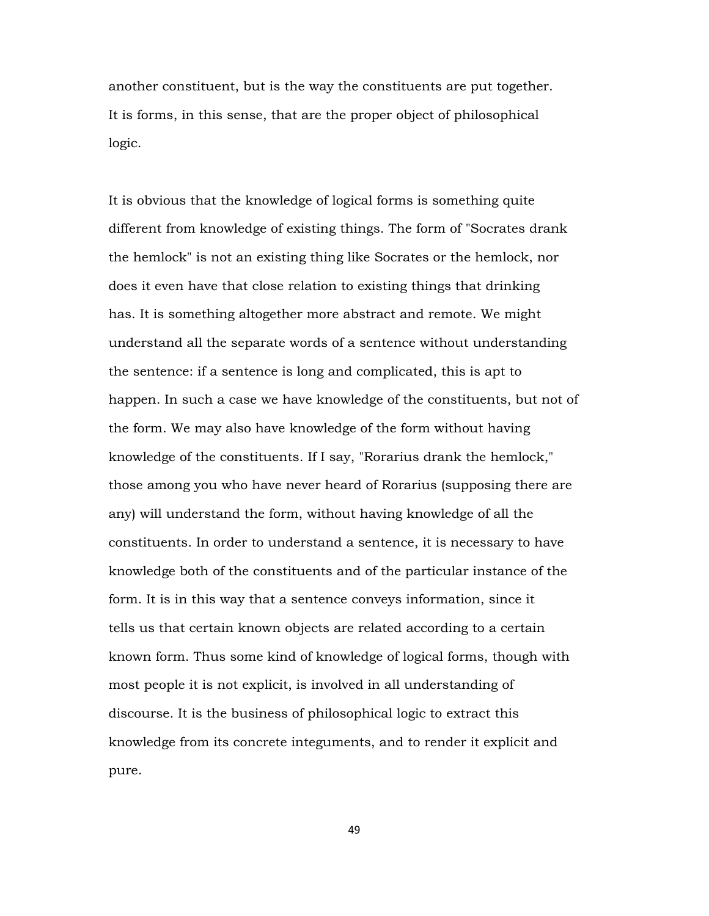another constituent, but is the way the constituents are put together. It is forms, in this sense, that are the proper object of philosophical logic.

It is obvious that the knowledge of logical forms is something quite different from knowledge of existing things. The form of "Socrates drank the hemlock" is not an existing thing like Socrates or the hemlock, nor does it even have that close relation to existing things that drinking has. It is something altogether more abstract and remote. We might understand all the separate words of a sentence without understanding the sentence: if a sentence is long and complicated, this is apt to happen. In such a case we have knowledge of the constituents, but not of the form. We may also have knowledge of the form without having knowledge of the constituents. If I say, "Rorarius drank the hemlock," those among you who have never heard of Rorarius (supposing there are any) will understand the form, without having knowledge of all the constituents. In order to understand a sentence, it is necessary to have knowledge both of the constituents and of the particular instance of the form. It is in this way that a sentence conveys information, since it tells us that certain known objects are related according to a certain known form. Thus some kind of knowledge of logical forms, though with most people it is not explicit, is involved in all understanding of discourse. It is the business of philosophical logic to extract this knowledge from its concrete integuments, and to render it explicit and pure.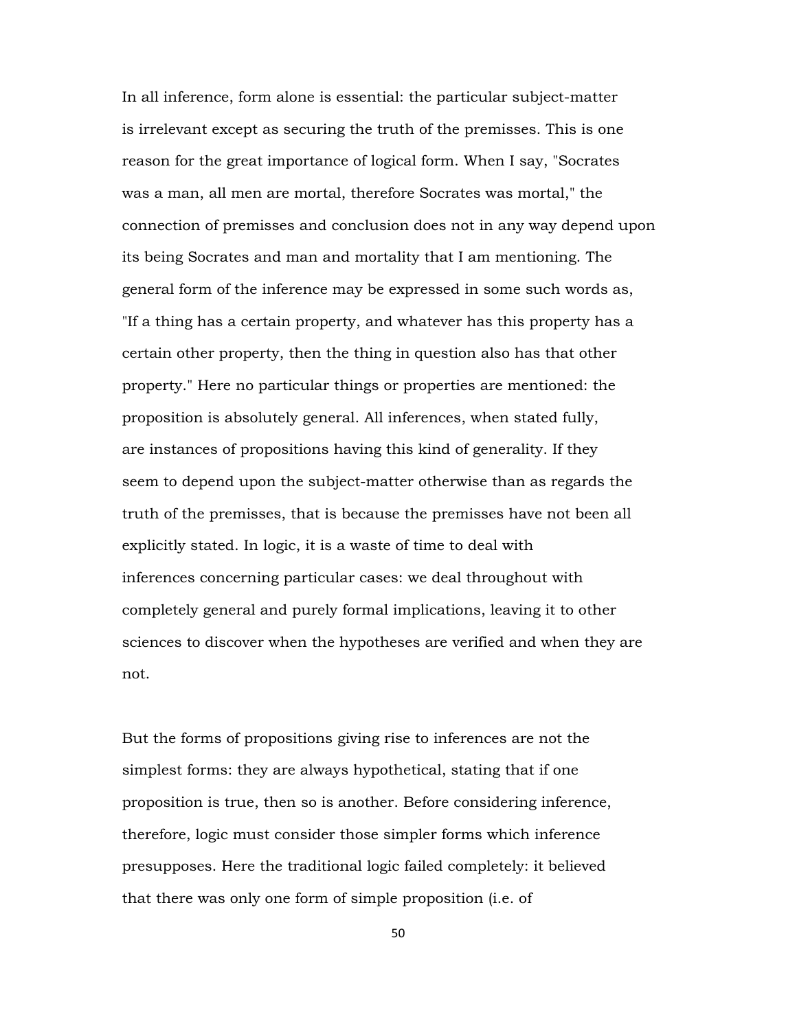In all inference, form alone is essential: the particular subject-matter is irrelevant except as securing the truth of the premisses. This is one reason for the great importance of logical form. When I say, "Socrates was a man, all men are mortal, therefore Socrates was mortal," the connection of premisses and conclusion does not in any way depend upon its being Socrates and man and mortality that I am mentioning. The general form of the inference may be expressed in some such words as, "If a thing has a certain property, and whatever has this property has a certain other property, then the thing in question also has that other property." Here no particular things or properties are mentioned: the proposition is absolutely general. All inferences, when stated fully, are instances of propositions having this kind of generality. If they seem to depend upon the subject-matter otherwise than as regards the truth of the premisses, that is because the premisses have not been all explicitly stated. In logic, it is a waste of time to deal with inferences concerning particular cases: we deal throughout with completely general and purely formal implications, leaving it to other sciences to discover when the hypotheses are verified and when they are not.

But the forms of propositions giving rise to inferences are not the simplest forms: they are always hypothetical, stating that if one proposition is true, then so is another. Before considering inference, therefore, logic must consider those simpler forms which inference presupposes. Here the traditional logic failed completely: it believed that there was only one form of simple proposition (i.e. of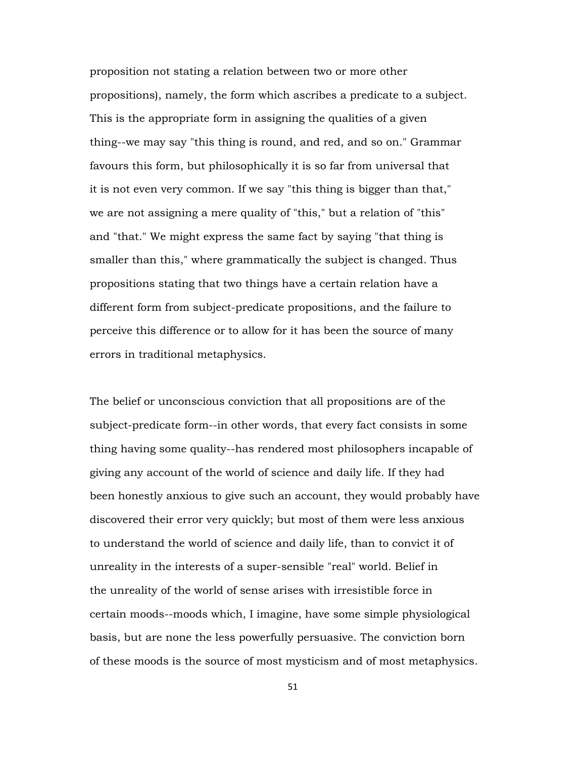proposition not stating a relation between two or more other propositions), namely, the form which ascribes a predicate to a subject. This is the appropriate form in assigning the qualities of a given thing--we may say "this thing is round, and red, and so on." Grammar favours this form, but philosophically it is so far from universal that it is not even very common. If we say "this thing is bigger than that," we are not assigning a mere quality of "this," but a relation of "this" and "that." We might express the same fact by saying "that thing is smaller than this," where grammatically the subject is changed. Thus propositions stating that two things have a certain relation have a different form from subject-predicate propositions, and the failure to perceive this difference or to allow for it has been the source of many errors in traditional metaphysics.

The belief or unconscious conviction that all propositions are of the subject-predicate form--in other words, that every fact consists in some thing having some quality--has rendered most philosophers incapable of giving any account of the world of science and daily life. If they had been honestly anxious to give such an account, they would probably have discovered their error very quickly; but most of them were less anxious to understand the world of science and daily life, than to convict it of unreality in the interests of a super-sensible "real" world. Belief in the unreality of the world of sense arises with irresistible force in certain moods--moods which, I imagine, have some simple physiological basis, but are none the less powerfully persuasive. The conviction born of these moods is the source of most mysticism and of most metaphysics.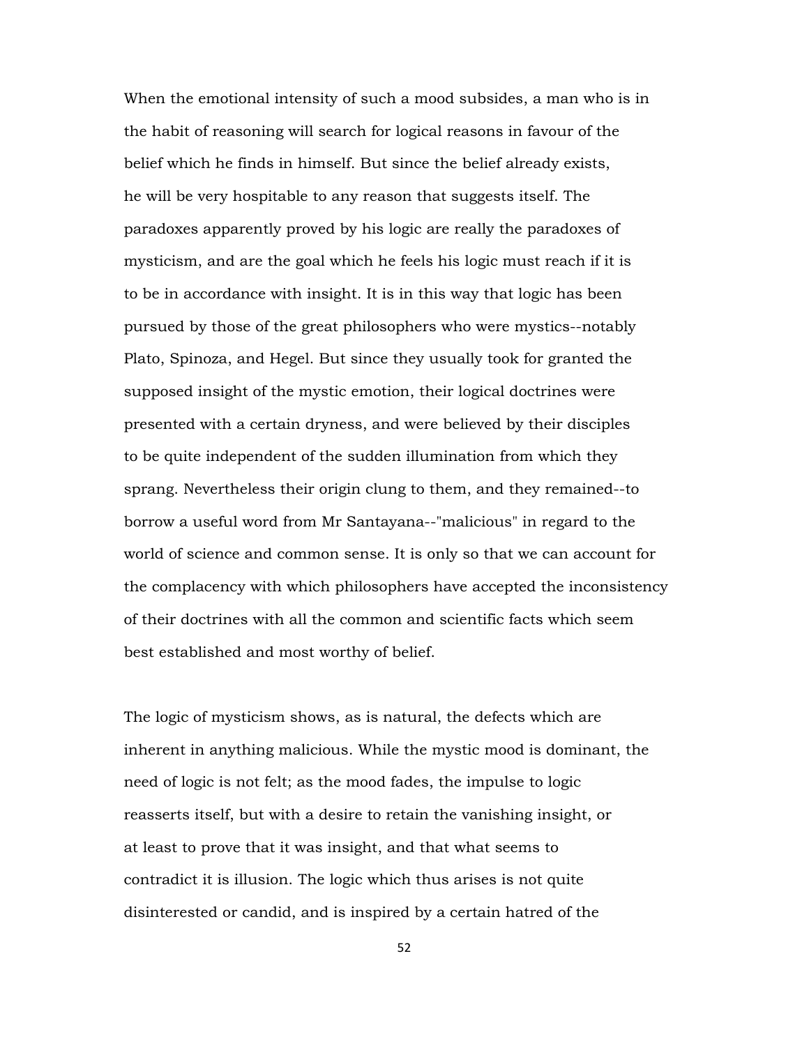When the emotional intensity of such a mood subsides, a man who is in the habit of reasoning will search for logical reasons in favour of the belief which he finds in himself. But since the belief already exists, he will be very hospitable to any reason that suggests itself. The paradoxes apparently proved by his logic are really the paradoxes of mysticism, and are the goal which he feels his logic must reach if it is to be in accordance with insight. It is in this way that logic has been pursued by those of the great philosophers who were mystics--notably Plato, Spinoza, and Hegel. But since they usually took for granted the supposed insight of the mystic emotion, their logical doctrines were presented with a certain dryness, and were believed by their disciples to be quite independent of the sudden illumination from which they sprang. Nevertheless their origin clung to them, and they remained--to borrow a useful word from Mr Santayana--"malicious" in regard to the world of science and common sense. It is only so that we can account for the complacency with which philosophers have accepted the inconsistency of their doctrines with all the common and scientific facts which seem best established and most worthy of belief.

The logic of mysticism shows, as is natural, the defects which are inherent in anything malicious. While the mystic mood is dominant, the need of logic is not felt; as the mood fades, the impulse to logic reasserts itself, but with a desire to retain the vanishing insight, or at least to prove that it was insight, and that what seems to contradict it is illusion. The logic which thus arises is not quite disinterested or candid, and is inspired by a certain hatred of the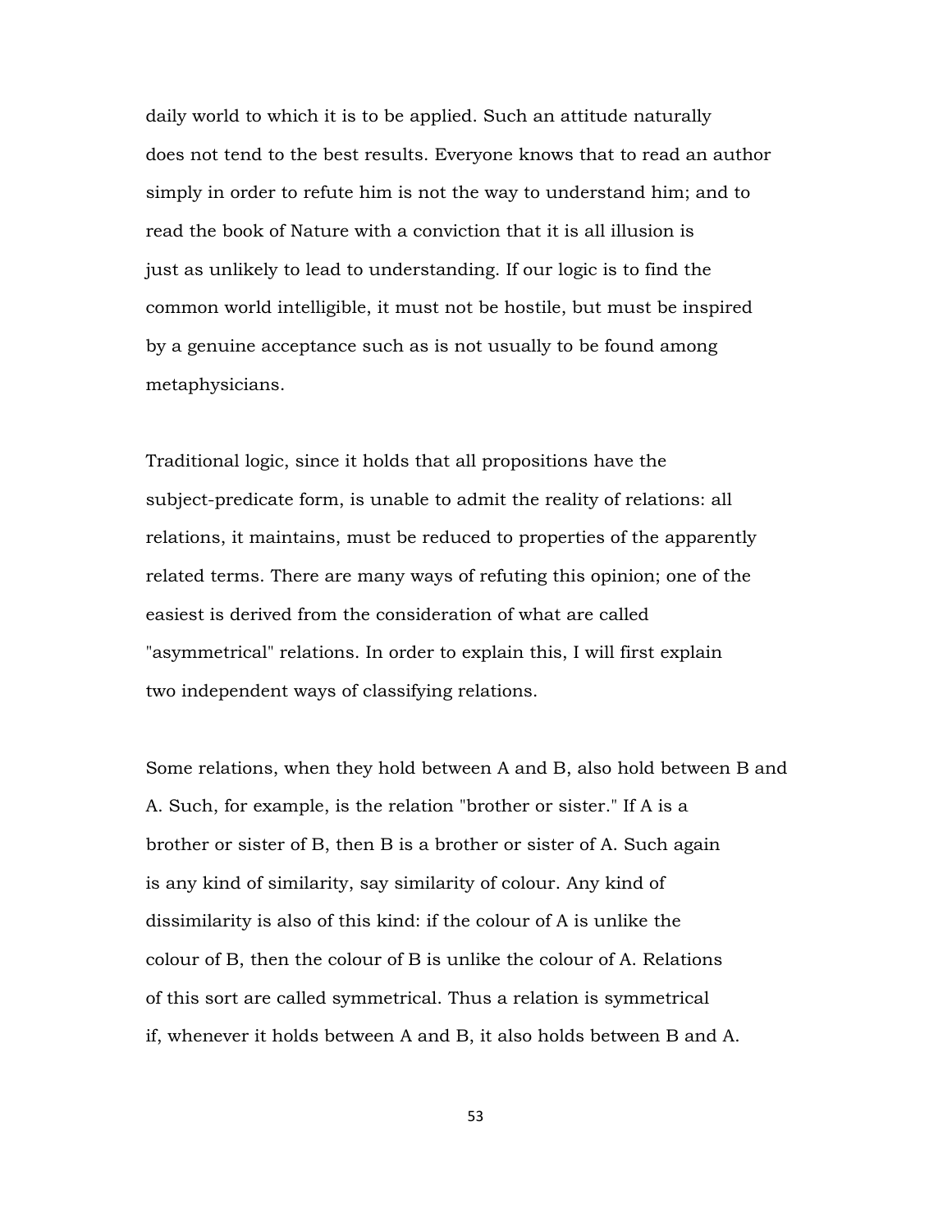daily world to which it is to be applied. Such an attitude naturally does not tend to the best results. Everyone knows that to read an author simply in order to refute him is not the way to understand him; and to read the book of Nature with a conviction that it is all illusion is just as unlikely to lead to understanding. If our logic is to find the common world intelligible, it must not be hostile, but must be inspired by a genuine acceptance such as is not usually to be found among metaphysicians.

Traditional logic, since it holds that all propositions have the subject-predicate form, is unable to admit the reality of relations: all relations, it maintains, must be reduced to properties of the apparently related terms. There are many ways of refuting this opinion; one of the easiest is derived from the consideration of what are called "asymmetrical" relations. In order to explain this, I will first explain two independent ways of classifying relations.

Some relations, when they hold between A and B, also hold between B and A. Such, for example, is the relation "brother or sister." If A is a brother or sister of B, then B is a brother or sister of A. Such again is any kind of similarity, say similarity of colour. Any kind of dissimilarity is also of this kind: if the colour of A is unlike the colour of B, then the colour of B is unlike the colour of A. Relations of this sort are called symmetrical. Thus a relation is symmetrical if, whenever it holds between A and B, it also holds between B and A.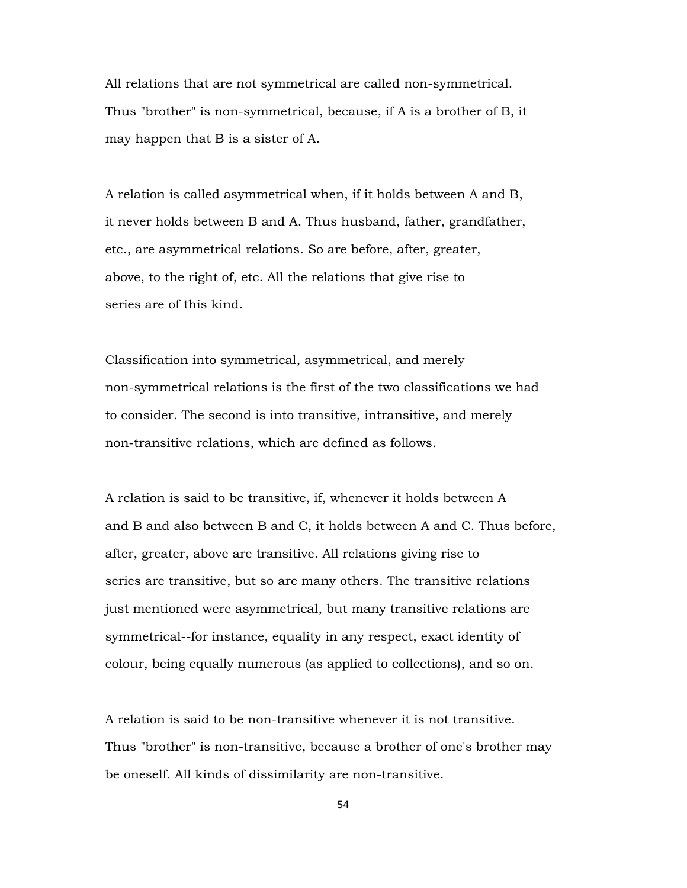All relations that are not symmetrical are called non-symmetrical. Thus "brother" is non-symmetrical, because, if A is a brother of B, it may happen that B is a sister of A.

A relation is called asymmetrical when, if it holds between A and B, it never holds between B and A. Thus husband, father, grandfather, etc., are asymmetrical relations. So are before, after, greater, above, to the right of, etc. All the relations that give rise to series are of this kind.

Classification into symmetrical, asymmetrical, and merely non-symmetrical relations is the first of the two classifications we had to consider. The second is into transitive, intransitive, and merely non-transitive relations, which are defined as follows.

A relation is said to be transitive, if, whenever it holds between A and B and also between B and C, it holds between A and C. Thus before, after, greater, above are transitive. All relations giving rise to series are transitive, but so are many others. The transitive relations just mentioned were asymmetrical, but many transitive relations are symmetrical--for instance, equality in any respect, exact identity of colour, being equally numerous (as applied to collections), and so on.

A relation is said to be non-transitive whenever it is not transitive. Thus "brother" is non-transitive, because a brother of one's brother may be oneself. All kinds of dissimilarity are non-transitive.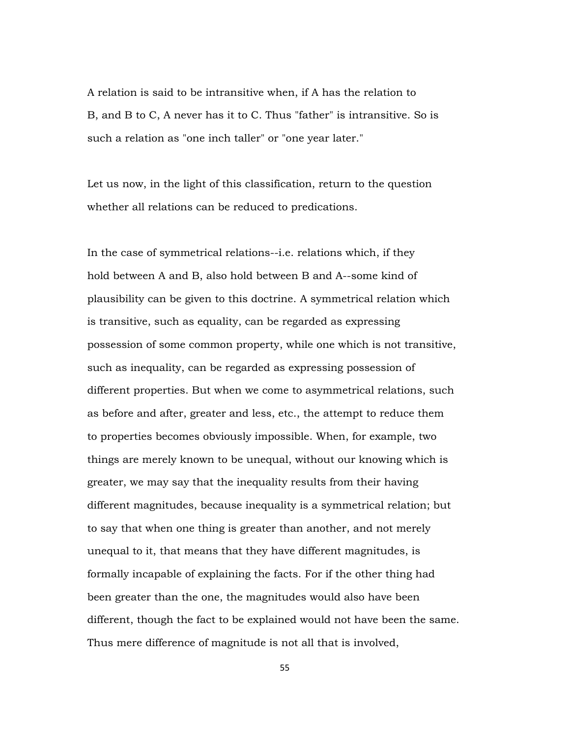A relation is said to be intransitive when, if A has the relation to B, and B to C, A never has it to C. Thus "father" is intransitive. So is such a relation as "one inch taller" or "one year later."

Let us now, in the light of this classification, return to the question whether all relations can be reduced to predications.

In the case of symmetrical relations--i.e. relations which, if they hold between A and B, also hold between B and A--some kind of plausibility can be given to this doctrine. A symmetrical relation which is transitive, such as equality, can be regarded as expressing possession of some common property, while one which is not transitive, such as inequality, can be regarded as expressing possession of different properties. But when we come to asymmetrical relations, such as before and after, greater and less, etc., the attempt to reduce them to properties becomes obviously impossible. When, for example, two things are merely known to be unequal, without our knowing which is greater, we may say that the inequality results from their having different magnitudes, because inequality is a symmetrical relation; but to say that when one thing is greater than another, and not merely unequal to it, that means that they have different magnitudes, is formally incapable of explaining the facts. For if the other thing had been greater than the one, the magnitudes would also have been different, though the fact to be explained would not have been the same. Thus mere difference of magnitude is not all that is involved,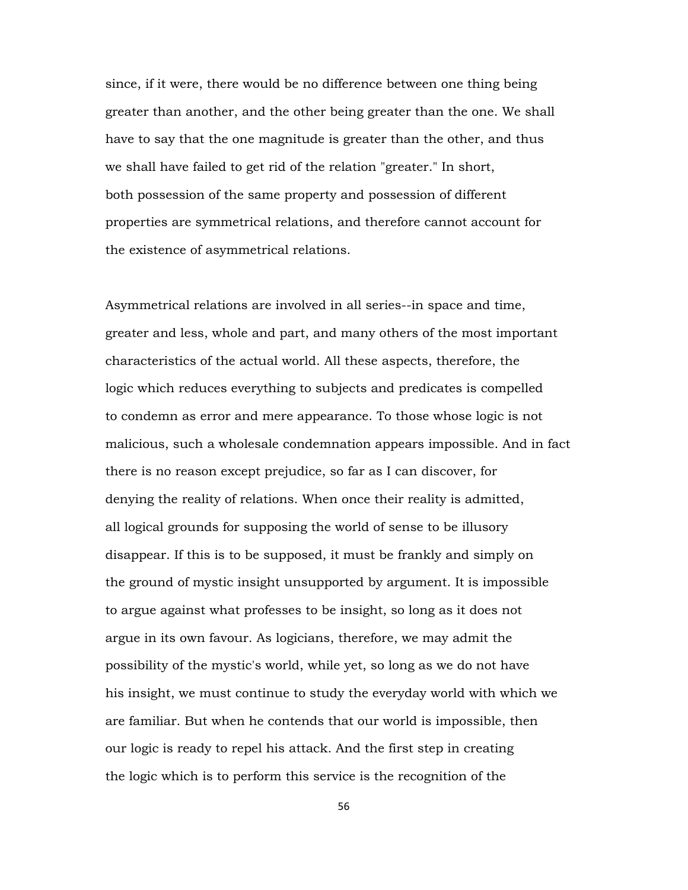since, if it were, there would be no difference between one thing being greater than another, and the other being greater than the one. We shall have to say that the one magnitude is greater than the other, and thus we shall have failed to get rid of the relation "greater." In short, both possession of the same property and possession of different properties are symmetrical relations, and therefore cannot account for the existence of asymmetrical relations.

Asymmetrical relations are involved in all series--in space and time, greater and less, whole and part, and many others of the most important characteristics of the actual world. All these aspects, therefore, the logic which reduces everything to subjects and predicates is compelled to condemn as error and mere appearance. To those whose logic is not malicious, such a wholesale condemnation appears impossible. And in fact there is no reason except prejudice, so far as I can discover, for denying the reality of relations. When once their reality is admitted, all logical grounds for supposing the world of sense to be illusory disappear. If this is to be supposed, it must be frankly and simply on the ground of mystic insight unsupported by argument. It is impossible to argue against what professes to be insight, so long as it does not argue in its own favour. As logicians, therefore, we may admit the possibility of the mystic's world, while yet, so long as we do not have his insight, we must continue to study the everyday world with which we are familiar. But when he contends that our world is impossible, then our logic is ready to repel his attack. And the first step in creating the logic which is to perform this service is the recognition of the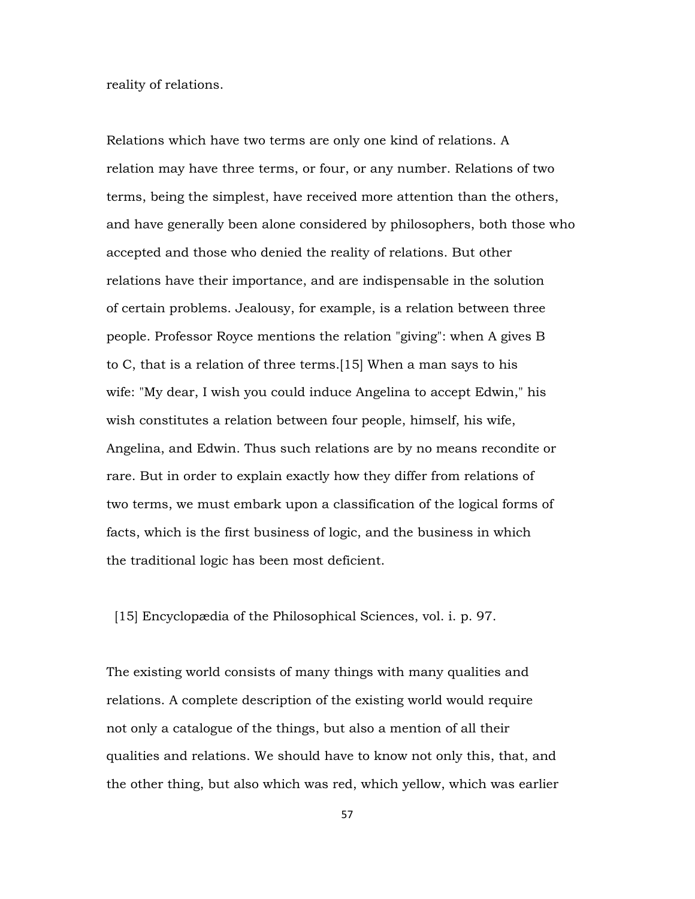reality of relations.

Relations which have two terms are only one kind of relations. A relation may have three terms, or four, or any number. Relations of two terms, being the simplest, have received more attention than the others, and have generally been alone considered by philosophers, both those who accepted and those who denied the reality of relations. But other relations have their importance, and are indispensable in the solution of certain problems. Jealousy, for example, is a relation between three people. Professor Royce mentions the relation "giving": when A gives B to C, that is a relation of three terms.[15] When a man says to his wife: "My dear, I wish you could induce Angelina to accept Edwin," his wish constitutes a relation between four people, himself, his wife, Angelina, and Edwin. Thus such relations are by no means recondite or rare. But in order to explain exactly how they differ from relations of two terms, we must embark upon a classification of the logical forms of facts, which is the first business of logic, and the business in which the traditional logic has been most deficient.

[15] Encyclopædia of the Philosophical Sciences, vol. i. p. 97.

The existing world consists of many things with many qualities and relations. A complete description of the existing world would require not only a catalogue of the things, but also a mention of all their qualities and relations. We should have to know not only this, that, and the other thing, but also which was red, which yellow, which was earlier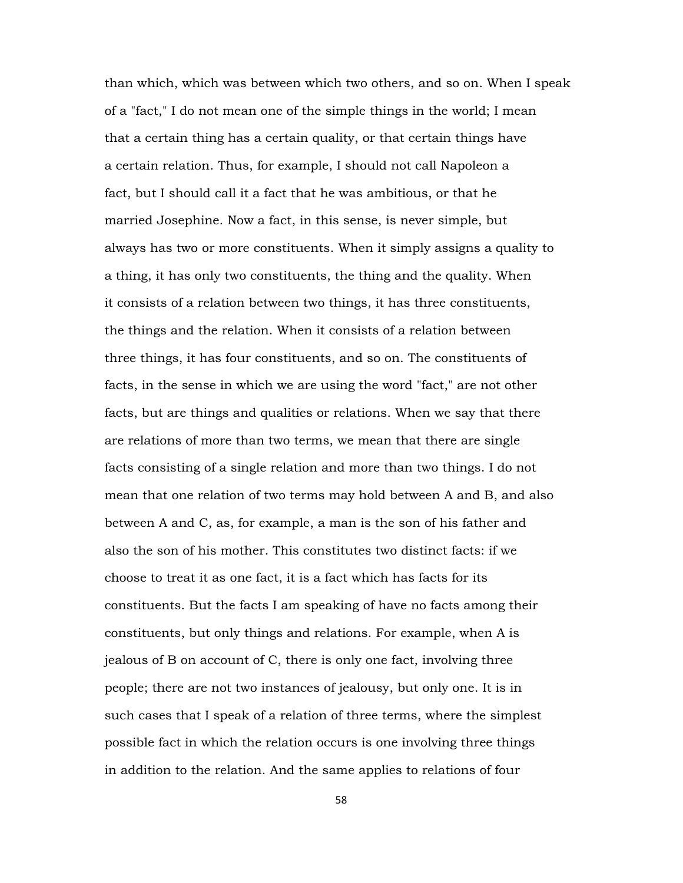than which, which was between which two others, and so on. When I speak of a "fact," I do not mean one of the simple things in the world; I mean that a certain thing has a certain quality, or that certain things have a certain relation. Thus, for example, I should not call Napoleon a fact, but I should call it a fact that he was ambitious, or that he married Josephine. Now a fact, in this sense, is never simple, but always has two or more constituents. When it simply assigns a quality to a thing, it has only two constituents, the thing and the quality. When it consists of a relation between two things, it has three constituents, the things and the relation. When it consists of a relation between three things, it has four constituents, and so on. The constituents of facts, in the sense in which we are using the word "fact," are not other facts, but are things and qualities or relations. When we say that there are relations of more than two terms, we mean that there are single facts consisting of a single relation and more than two things. I do not mean that one relation of two terms may hold between A and B, and also between A and C, as, for example, a man is the son of his father and also the son of his mother. This constitutes two distinct facts: if we choose to treat it as one fact, it is a fact which has facts for its constituents. But the facts I am speaking of have no facts among their constituents, but only things and relations. For example, when A is jealous of B on account of C, there is only one fact, involving three people; there are not two instances of jealousy, but only one. It is in such cases that I speak of a relation of three terms, where the simplest possible fact in which the relation occurs is one involving three things in addition to the relation. And the same applies to relations of four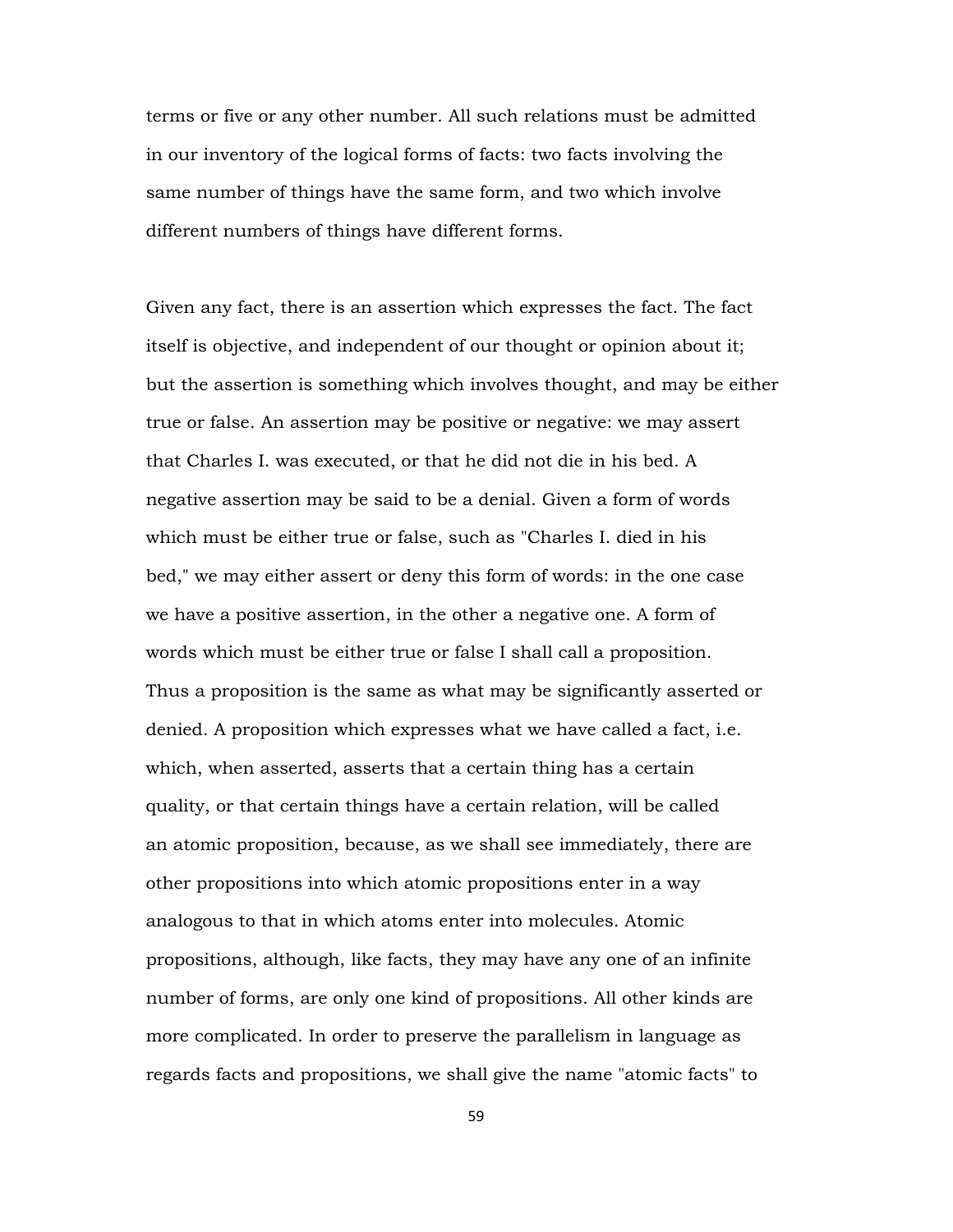terms or five or any other number. All such relations must be admitted in our inventory of the logical forms of facts: two facts involving the same number of things have the same form, and two which involve different numbers of things have different forms.

Given any fact, there is an assertion which expresses the fact. The fact itself is objective, and independent of our thought or opinion about it; but the assertion is something which involves thought, and may be either true or false. An assertion may be positive or negative: we may assert that Charles I. was executed, or that he did not die in his bed. A negative assertion may be said to be a denial. Given a form of words which must be either true or false, such as "Charles I. died in his bed," we may either assert or deny this form of words: in the one case we have a positive assertion, in the other a negative one. A form of words which must be either true or false I shall call a proposition. Thus a proposition is the same as what may be significantly asserted or denied. A proposition which expresses what we have called a fact, i.e. which, when asserted, asserts that a certain thing has a certain quality, or that certain things have a certain relation, will be called an atomic proposition, because, as we shall see immediately, there are other propositions into which atomic propositions enter in a way analogous to that in which atoms enter into molecules. Atomic propositions, although, like facts, they may have any one of an infinite number of forms, are only one kind of propositions. All other kinds are more complicated. In order to preserve the parallelism in language as regards facts and propositions, we shall give the name "atomic facts" to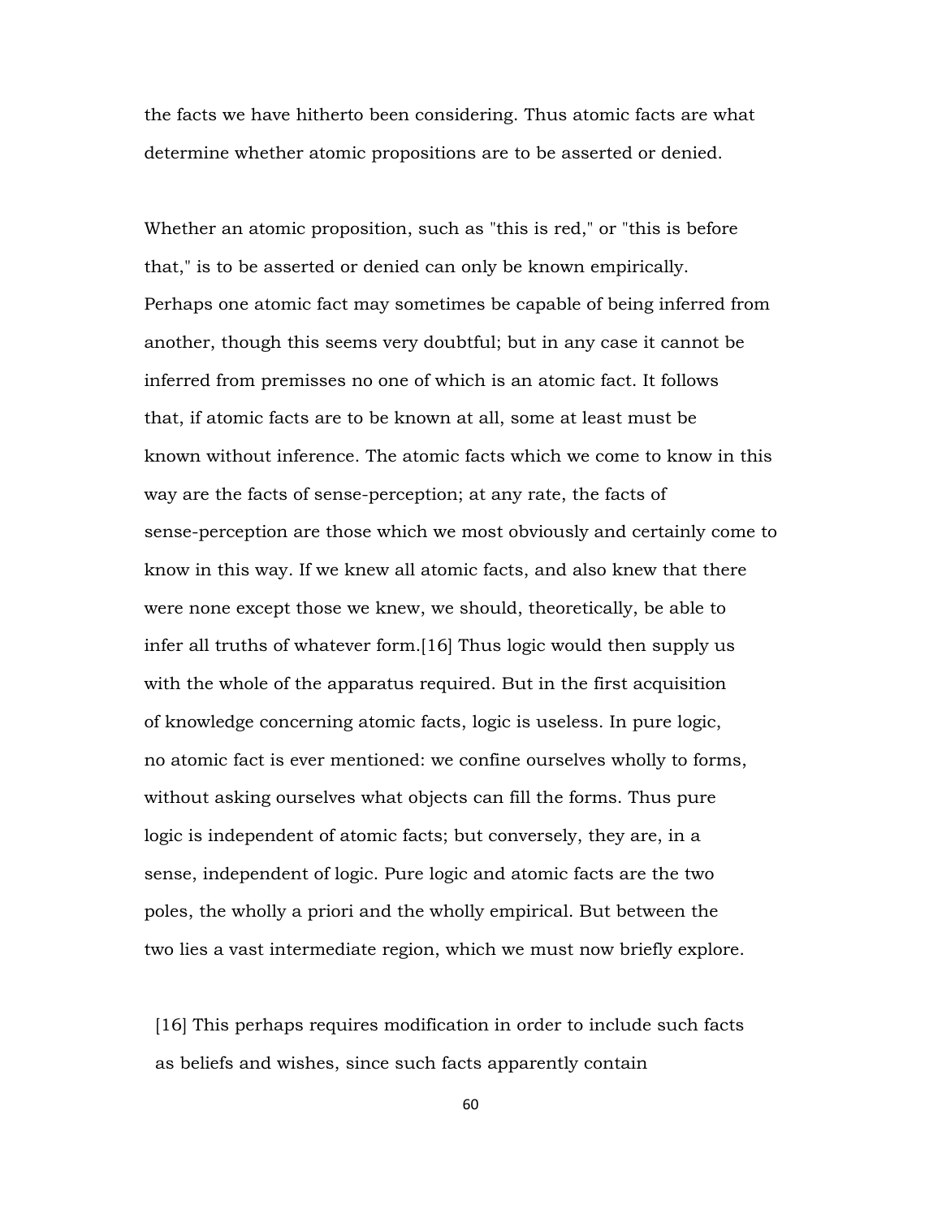the facts we have hitherto been considering. Thus atomic facts are what determine whether atomic propositions are to be asserted or denied.

Whether an atomic proposition, such as "this is red," or "this is before that," is to be asserted or denied can only be known empirically. Perhaps one atomic fact may sometimes be capable of being inferred from another, though this seems very doubtful; but in any case it cannot be inferred from premisses no one of which is an atomic fact. It follows that, if atomic facts are to be known at all, some at least must be known without inference. The atomic facts which we come to know in this way are the facts of sense-perception; at any rate, the facts of sense-perception are those which we most obviously and certainly come to know in this way. If we knew all atomic facts, and also knew that there were none except those we knew, we should, theoretically, be able to infer all truths of whatever form.[16] Thus logic would then supply us with the whole of the apparatus required. But in the first acquisition of knowledge concerning atomic facts, logic is useless. In pure logic, no atomic fact is ever mentioned: we confine ourselves wholly to forms, without asking ourselves what objects can fill the forms. Thus pure logic is independent of atomic facts; but conversely, they are, in a sense, independent of logic. Pure logic and atomic facts are the two poles, the wholly a priori and the wholly empirical. But between the two lies a vast intermediate region, which we must now briefly explore.

[16] This perhaps requires modification in order to include such facts as beliefs and wishes, since such facts apparently contain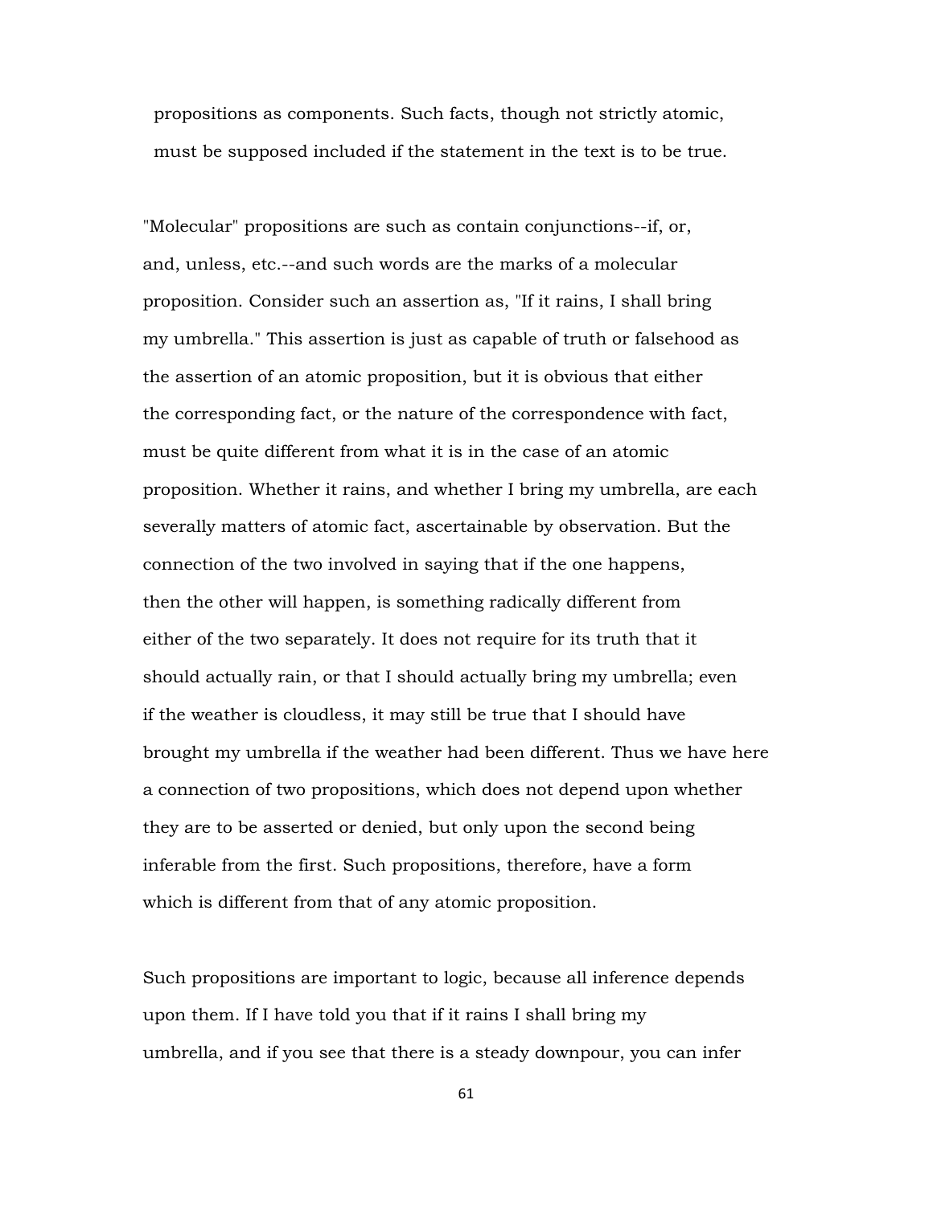propositions as components. Such facts, though not strictly atomic, must be supposed included if the statement in the text is to be true.

"Molecular" propositions are such as contain conjunctions--if, or, and, unless, etc.--and such words are the marks of a molecular proposition. Consider such an assertion as, "If it rains, I shall bring my umbrella." This assertion is just as capable of truth or falsehood as the assertion of an atomic proposition, but it is obvious that either the corresponding fact, or the nature of the correspondence with fact, must be quite different from what it is in the case of an atomic proposition. Whether it rains, and whether I bring my umbrella, are each severally matters of atomic fact, ascertainable by observation. But the connection of the two involved in saying that if the one happens, then the other will happen, is something radically different from either of the two separately. It does not require for its truth that it should actually rain, or that I should actually bring my umbrella; even if the weather is cloudless, it may still be true that I should have brought my umbrella if the weather had been different. Thus we have here a connection of two propositions, which does not depend upon whether they are to be asserted or denied, but only upon the second being inferable from the first. Such propositions, therefore, have a form which is different from that of any atomic proposition.

Such propositions are important to logic, because all inference depends upon them. If I have told you that if it rains I shall bring my umbrella, and if you see that there is a steady downpour, you can infer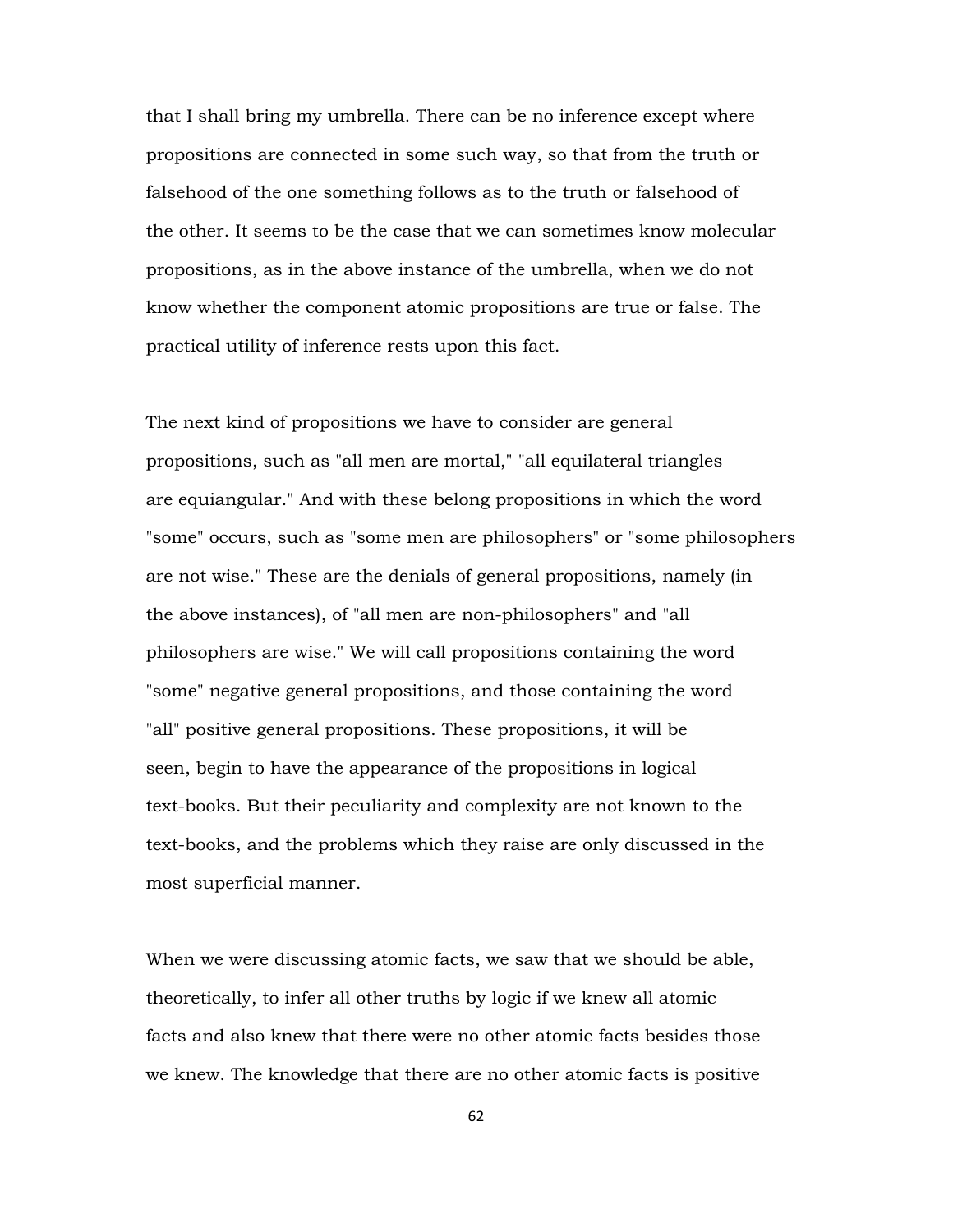that I shall bring my umbrella. There can be no inference except where propositions are connected in some such way, so that from the truth or falsehood of the one something follows as to the truth or falsehood of the other. It seems to be the case that we can sometimes know molecular propositions, as in the above instance of the umbrella, when we do not know whether the component atomic propositions are true or false. The practical utility of inference rests upon this fact.

The next kind of propositions we have to consider are general propositions, such as "all men are mortal," "all equilateral triangles are equiangular." And with these belong propositions in which the word "some" occurs, such as "some men are philosophers" or "some philosophers are not wise." These are the denials of general propositions, namely (in the above instances), of "all men are non-philosophers" and "all philosophers are wise." We will call propositions containing the word "some" negative general propositions, and those containing the word "all" positive general propositions. These propositions, it will be seen, begin to have the appearance of the propositions in logical text-books. But their peculiarity and complexity are not known to the text-books, and the problems which they raise are only discussed in the most superficial manner.

When we were discussing atomic facts, we saw that we should be able, theoretically, to infer all other truths by logic if we knew all atomic facts and also knew that there were no other atomic facts besides those we knew. The knowledge that there are no other atomic facts is positive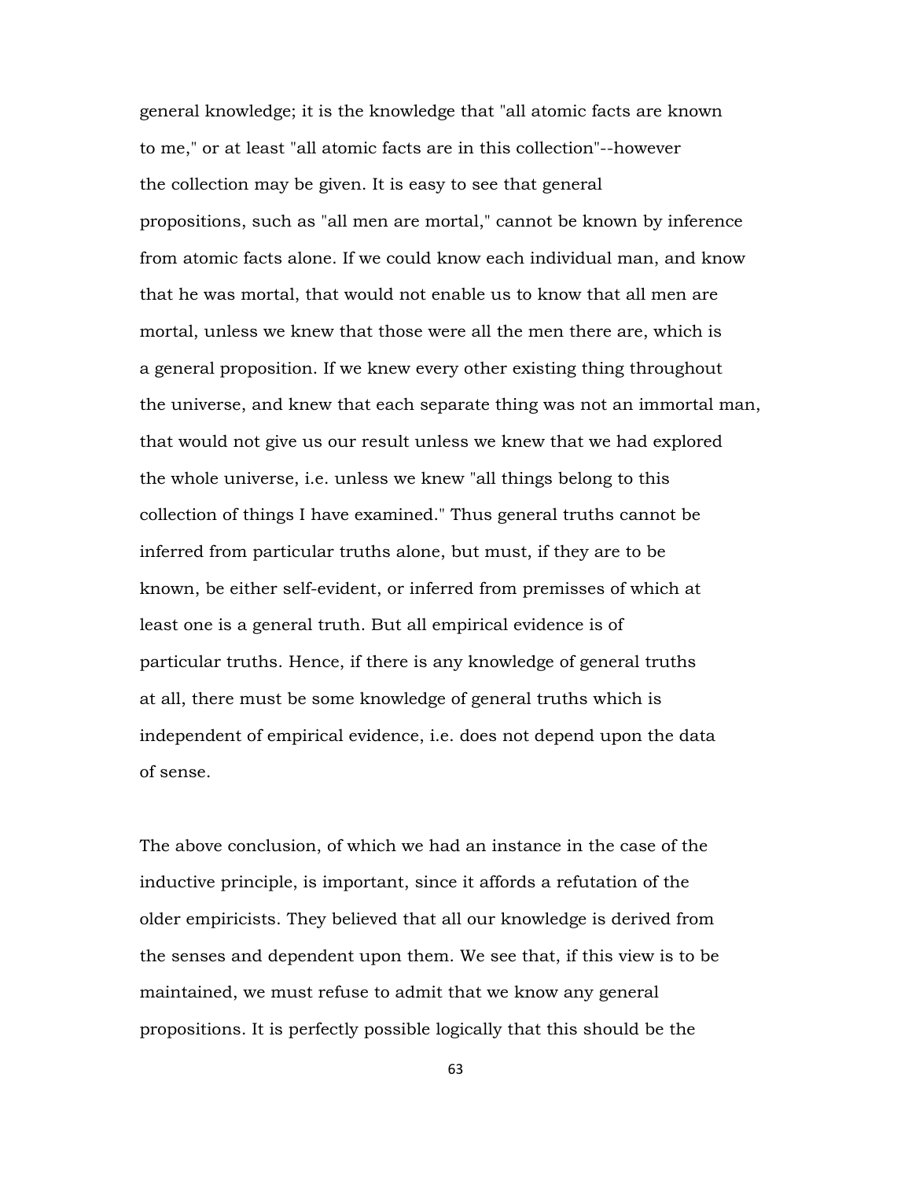general knowledge; it is the knowledge that "all atomic facts are known to me," or at least "all atomic facts are in this collection"--however the collection may be given. It is easy to see that general propositions, such as "all men are mortal," cannot be known by inference from atomic facts alone. If we could know each individual man, and know that he was mortal, that would not enable us to know that all men are mortal, unless we knew that those were all the men there are, which is a general proposition. If we knew every other existing thing throughout the universe, and knew that each separate thing was not an immortal man, that would not give us our result unless we knew that we had explored the whole universe, i.e. unless we knew "all things belong to this collection of things I have examined." Thus general truths cannot be inferred from particular truths alone, but must, if they are to be known, be either self-evident, or inferred from premisses of which at least one is a general truth. But all empirical evidence is of particular truths. Hence, if there is any knowledge of general truths at all, there must be some knowledge of general truths which is independent of empirical evidence, i.e. does not depend upon the data of sense.

The above conclusion, of which we had an instance in the case of the inductive principle, is important, since it affords a refutation of the older empiricists. They believed that all our knowledge is derived from the senses and dependent upon them. We see that, if this view is to be maintained, we must refuse to admit that we know any general propositions. It is perfectly possible logically that this should be the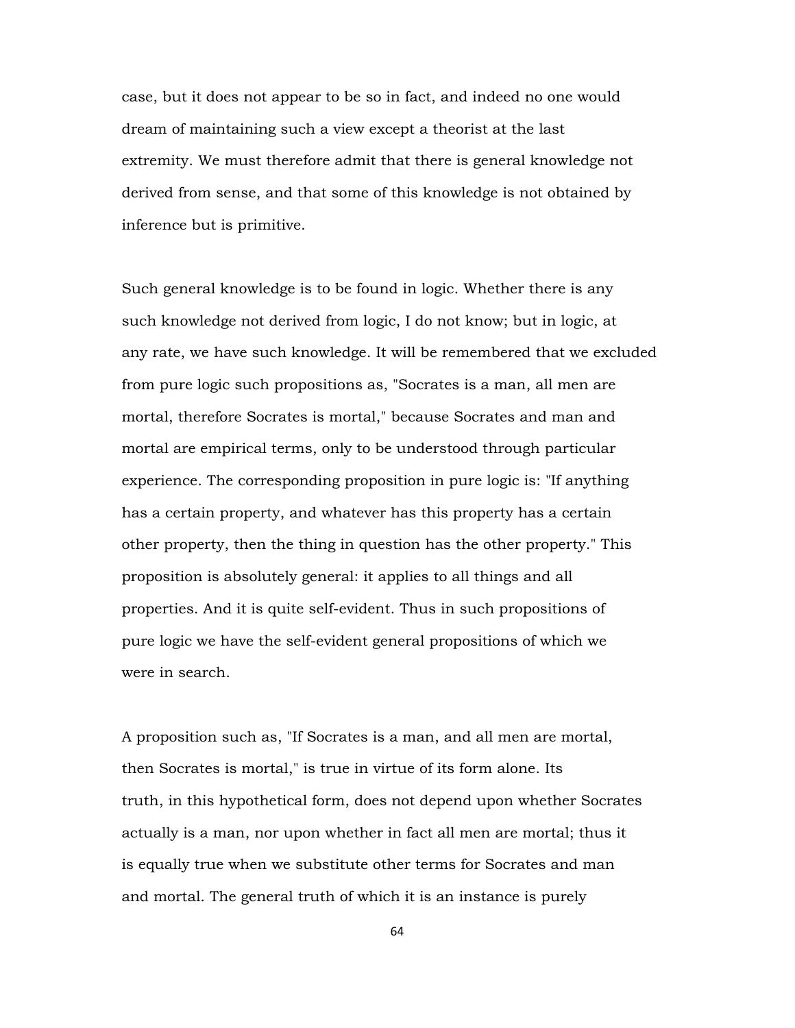case, but it does not appear to be so in fact, and indeed no one would dream of maintaining such a view except a theorist at the last extremity. We must therefore admit that there is general knowledge not derived from sense, and that some of this knowledge is not obtained by inference but is primitive.

Such general knowledge is to be found in logic. Whether there is any such knowledge not derived from logic, I do not know; but in logic, at any rate, we have such knowledge. It will be remembered that we excluded from pure logic such propositions as, "Socrates is a man, all men are mortal, therefore Socrates is mortal," because Socrates and man and mortal are empirical terms, only to be understood through particular experience. The corresponding proposition in pure logic is: "If anything has a certain property, and whatever has this property has a certain other property, then the thing in question has the other property." This proposition is absolutely general: it applies to all things and all properties. And it is quite self-evident. Thus in such propositions of pure logic we have the self-evident general propositions of which we were in search.

A proposition such as, "If Socrates is a man, and all men are mortal, then Socrates is mortal," is true in virtue of its form alone. Its truth, in this hypothetical form, does not depend upon whether Socrates actually is a man, nor upon whether in fact all men are mortal; thus it is equally true when we substitute other terms for Socrates and man and mortal. The general truth of which it is an instance is purely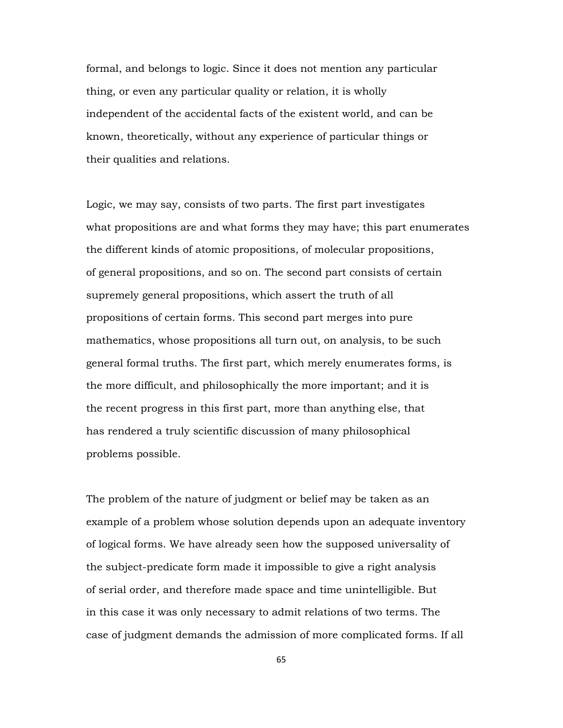formal, and belongs to logic. Since it does not mention any particular thing, or even any particular quality or relation, it is wholly independent of the accidental facts of the existent world, and can be known, theoretically, without any experience of particular things or their qualities and relations.

Logic, we may say, consists of two parts. The first part investigates what propositions are and what forms they may have; this part enumerates the different kinds of atomic propositions, of molecular propositions, of general propositions, and so on. The second part consists of certain supremely general propositions, which assert the truth of all propositions of certain forms. This second part merges into pure mathematics, whose propositions all turn out, on analysis, to be such general formal truths. The first part, which merely enumerates forms, is the more difficult, and philosophically the more important; and it is the recent progress in this first part, more than anything else, that has rendered a truly scientific discussion of many philosophical problems possible.

The problem of the nature of judgment or belief may be taken as an example of a problem whose solution depends upon an adequate inventory of logical forms. We have already seen how the supposed universality of the subject-predicate form made it impossible to give a right analysis of serial order, and therefore made space and time unintelligible. But in this case it was only necessary to admit relations of two terms. The case of judgment demands the admission of more complicated forms. If all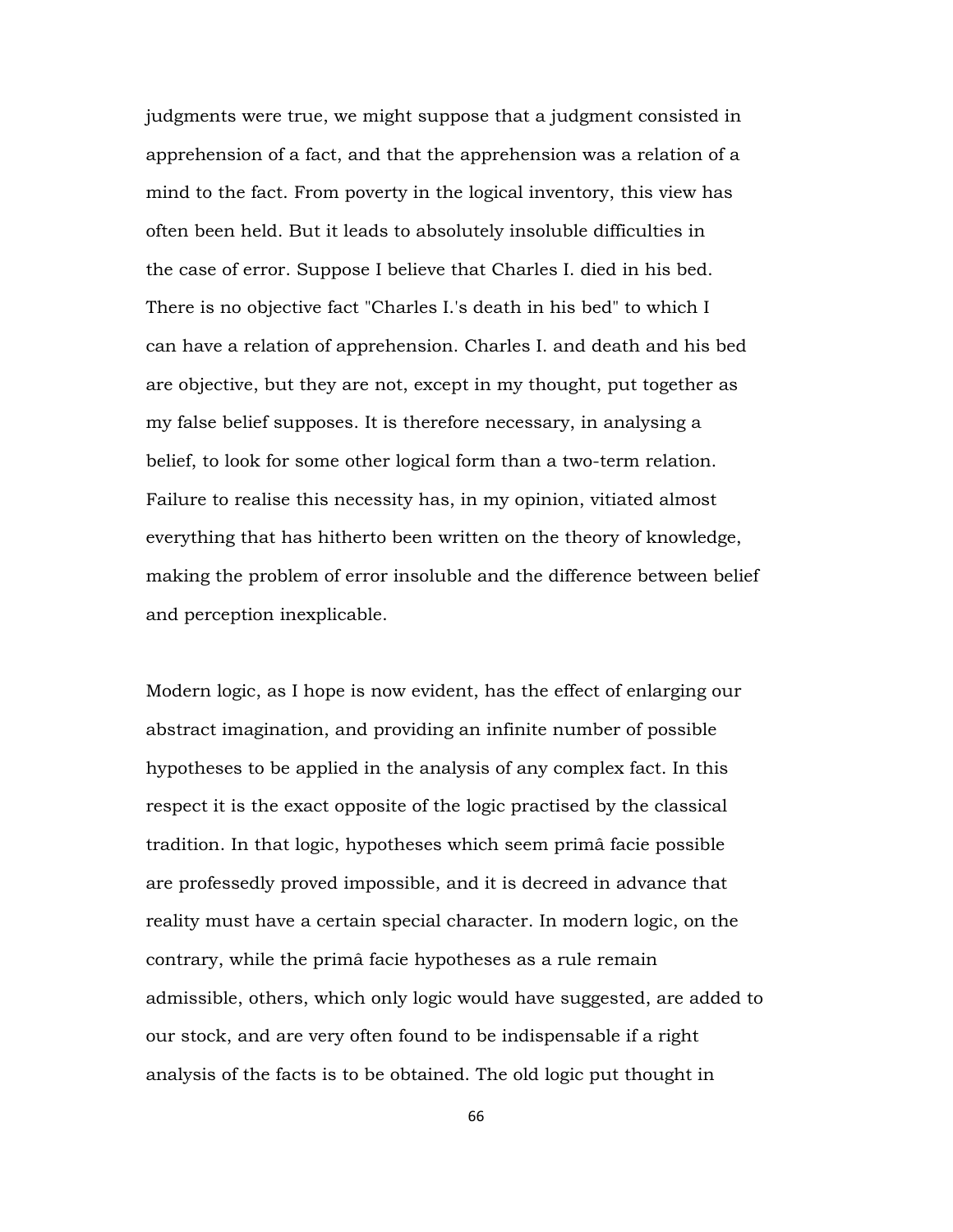judgments were true, we might suppose that a judgment consisted in apprehension of a fact, and that the apprehension was a relation of a mind to the fact. From poverty in the logical inventory, this view has often been held. But it leads to absolutely insoluble difficulties in the case of error. Suppose I believe that Charles I. died in his bed. There is no objective fact "Charles I.'s death in his bed" to which I can have a relation of apprehension. Charles I. and death and his bed are objective, but they are not, except in my thought, put together as my false belief supposes. It is therefore necessary, in analysing a belief, to look for some other logical form than a two-term relation. Failure to realise this necessity has, in my opinion, vitiated almost everything that has hitherto been written on the theory of knowledge, making the problem of error insoluble and the difference between belief and perception inexplicable.

Modern logic, as I hope is now evident, has the effect of enlarging our abstract imagination, and providing an infinite number of possible hypotheses to be applied in the analysis of any complex fact. In this respect it is the exact opposite of the logic practised by the classical tradition. In that logic, hypotheses which seem primâ facie possible are professedly proved impossible, and it is decreed in advance that reality must have a certain special character. In modern logic, on the contrary, while the primâ facie hypotheses as a rule remain admissible, others, which only logic would have suggested, are added to our stock, and are very often found to be indispensable if a right analysis of the facts is to be obtained. The old logic put thought in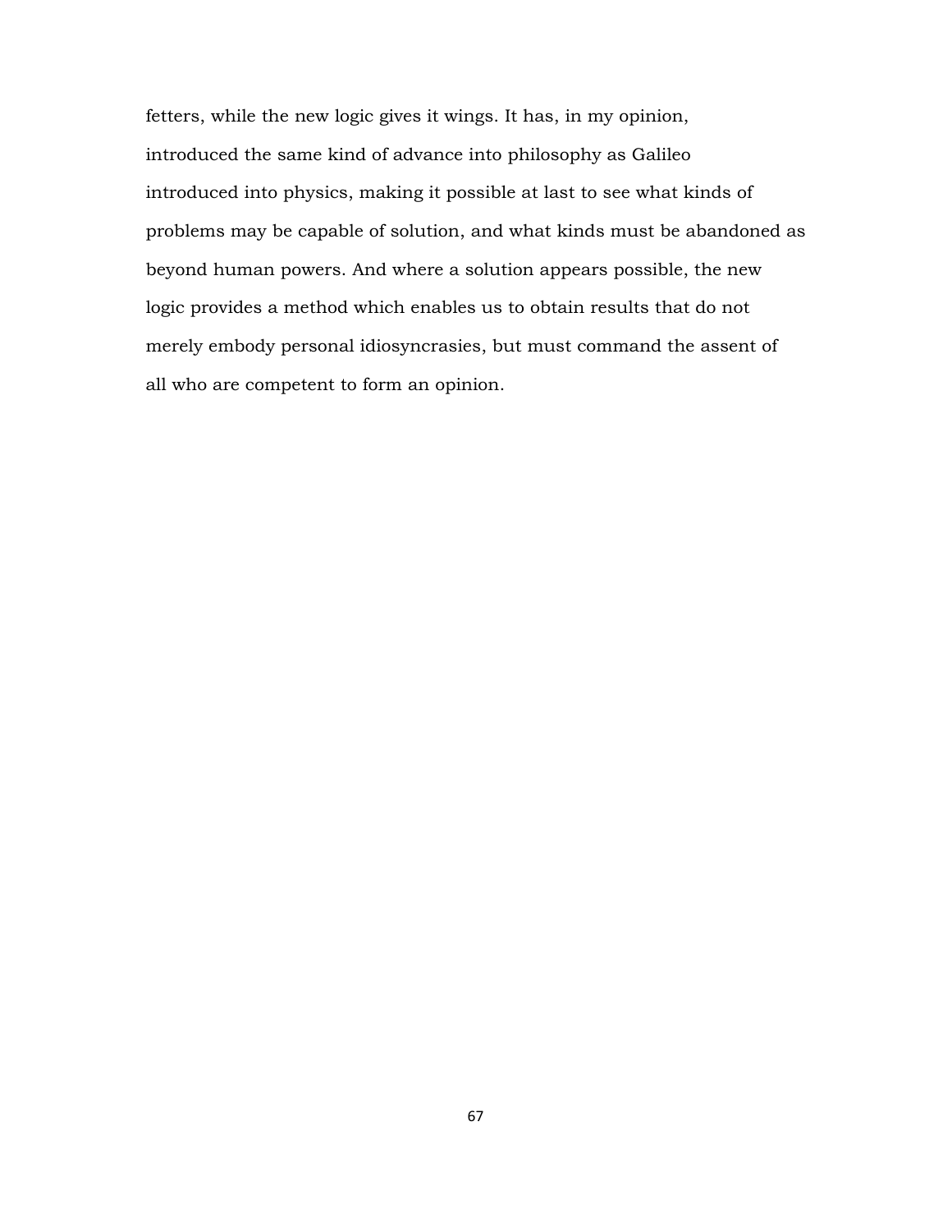fetters, while the new logic gives it wings. It has, in my opinion, introduced the same kind of advance into philosophy as Galileo introduced into physics, making it possible at last to see what kinds of problems may be capable of solution, and what kinds must be abandoned as beyond human powers. And where a solution appears possible, the new logic provides a method which enables us to obtain results that do not merely embody personal idiosyncrasies, but must command the assent of all who are competent to form an opinion.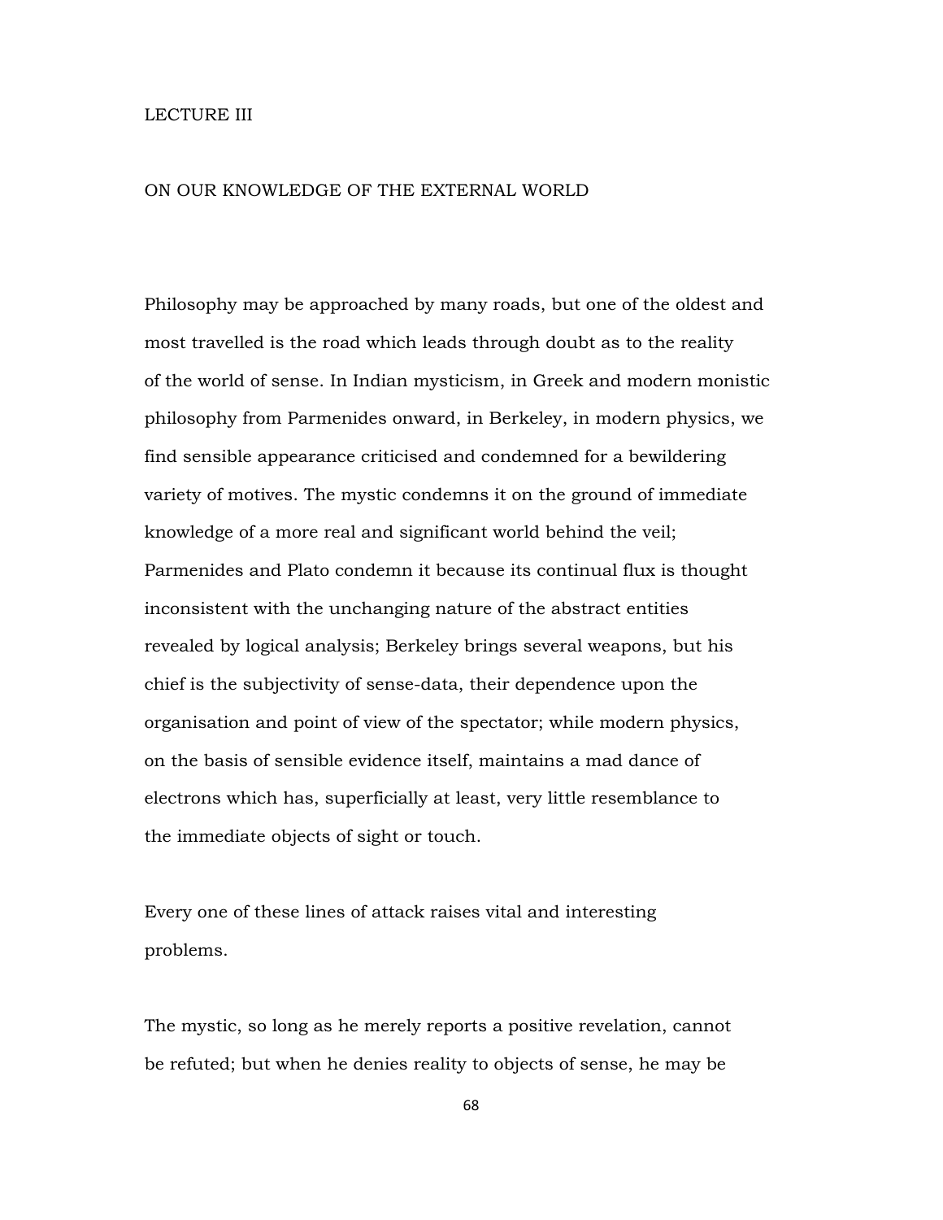# LECTURE III

## ON OUR KNOWLEDGE OF THE EXTERNAL WORLD

Philosophy may be approached by many roads, but one of the oldest and most travelled is the road which leads through doubt as to the reality of the world of sense. In Indian mysticism, in Greek and modern monistic philosophy from Parmenides onward, in Berkeley, in modern physics, we find sensible appearance criticised and condemned for a bewildering variety of motives. The mystic condemns it on the ground of immediate knowledge of a more real and significant world behind the veil; Parmenides and Plato condemn it because its continual flux is thought inconsistent with the unchanging nature of the abstract entities revealed by logical analysis; Berkeley brings several weapons, but his chief is the subjectivity of sense-data, their dependence upon the organisation and point of view of the spectator; while modern physics, on the basis of sensible evidence itself, maintains a mad dance of electrons which has, superficially at least, very little resemblance to the immediate objects of sight or touch.

Every one of these lines of attack raises vital and interesting problems.

The mystic, so long as he merely reports a positive revelation, cannot be refuted; but when he denies reality to objects of sense, he may be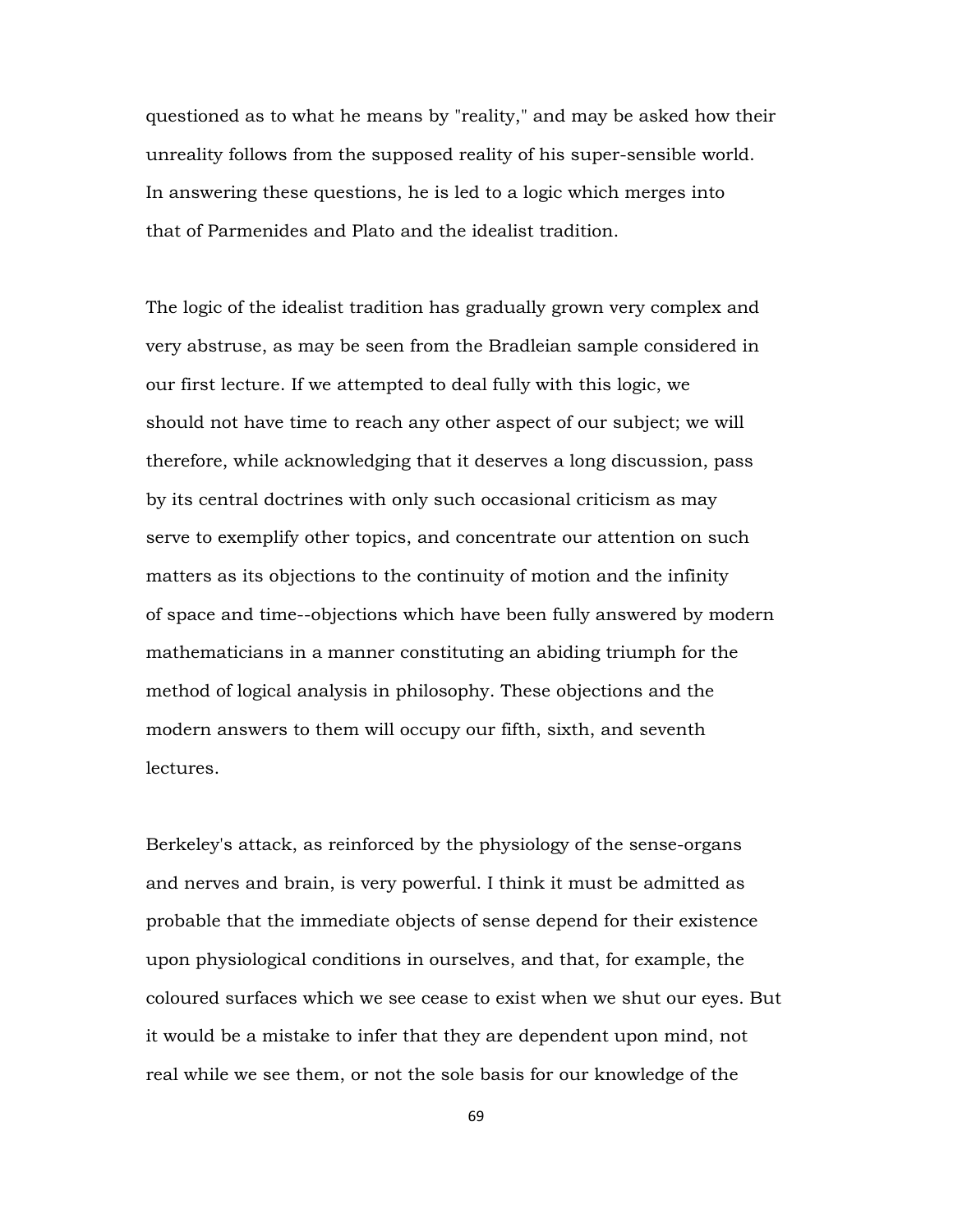questioned as to what he means by "reality," and may be asked how their unreality follows from the supposed reality of his super-sensible world. In answering these questions, he is led to a logic which merges into that of Parmenides and Plato and the idealist tradition.

The logic of the idealist tradition has gradually grown very complex and very abstruse, as may be seen from the Bradleian sample considered in our first lecture. If we attempted to deal fully with this logic, we should not have time to reach any other aspect of our subject; we will therefore, while acknowledging that it deserves a long discussion, pass by its central doctrines with only such occasional criticism as may serve to exemplify other topics, and concentrate our attention on such matters as its objections to the continuity of motion and the infinity of space and time--objections which have been fully answered by modern mathematicians in a manner constituting an abiding triumph for the method of logical analysis in philosophy. These objections and the modern answers to them will occupy our fifth, sixth, and seventh lectures.

Berkeley's attack, as reinforced by the physiology of the sense-organs and nerves and brain, is very powerful. I think it must be admitted as probable that the immediate objects of sense depend for their existence upon physiological conditions in ourselves, and that, for example, the coloured surfaces which we see cease to exist when we shut our eyes. But it would be a mistake to infer that they are dependent upon mind, not real while we see them, or not the sole basis for our knowledge of the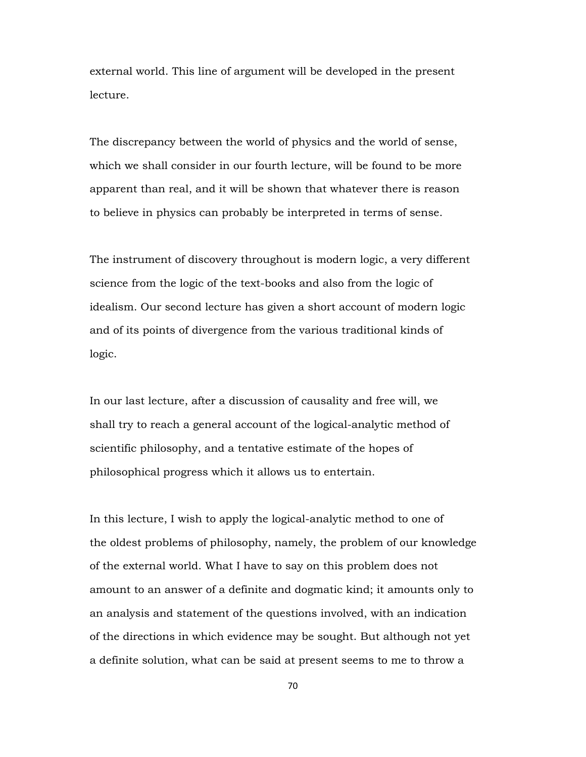external world. This line of argument will be developed in the present lecture.

The discrepancy between the world of physics and the world of sense, which we shall consider in our fourth lecture, will be found to be more apparent than real, and it will be shown that whatever there is reason to believe in physics can probably be interpreted in terms of sense.

The instrument of discovery throughout is modern logic, a very different science from the logic of the text-books and also from the logic of idealism. Our second lecture has given a short account of modern logic and of its points of divergence from the various traditional kinds of logic.

In our last lecture, after a discussion of causality and free will, we shall try to reach a general account of the logical-analytic method of scientific philosophy, and a tentative estimate of the hopes of philosophical progress which it allows us to entertain.

In this lecture, I wish to apply the logical-analytic method to one of the oldest problems of philosophy, namely, the problem of our knowledge of the external world. What I have to say on this problem does not amount to an answer of a definite and dogmatic kind; it amounts only to an analysis and statement of the questions involved, with an indication of the directions in which evidence may be sought. But although not yet a definite solution, what can be said at present seems to me to throw a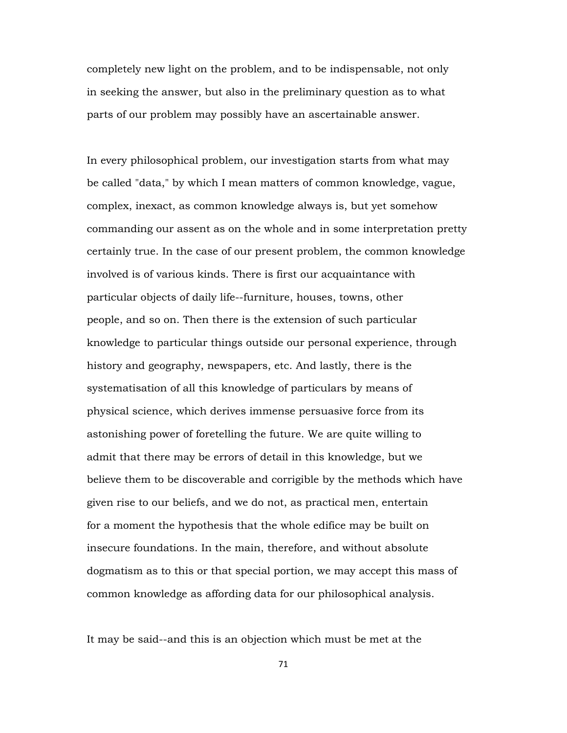completely new light on the problem, and to be indispensable, not only in seeking the answer, but also in the preliminary question as to what parts of our problem may possibly have an ascertainable answer.

In every philosophical problem, our investigation starts from what may be called "data," by which I mean matters of common knowledge, vague, complex, inexact, as common knowledge always is, but yet somehow commanding our assent as on the whole and in some interpretation pretty certainly true. In the case of our present problem, the common knowledge involved is of various kinds. There is first our acquaintance with particular objects of daily life--furniture, houses, towns, other people, and so on. Then there is the extension of such particular knowledge to particular things outside our personal experience, through history and geography, newspapers, etc. And lastly, there is the systematisation of all this knowledge of particulars by means of physical science, which derives immense persuasive force from its astonishing power of foretelling the future. We are quite willing to admit that there may be errors of detail in this knowledge, but we believe them to be discoverable and corrigible by the methods which have given rise to our beliefs, and we do not, as practical men, entertain for a moment the hypothesis that the whole edifice may be built on insecure foundations. In the main, therefore, and without absolute dogmatism as to this or that special portion, we may accept this mass of common knowledge as affording data for our philosophical analysis.

It may be said--and this is an objection which must be met at the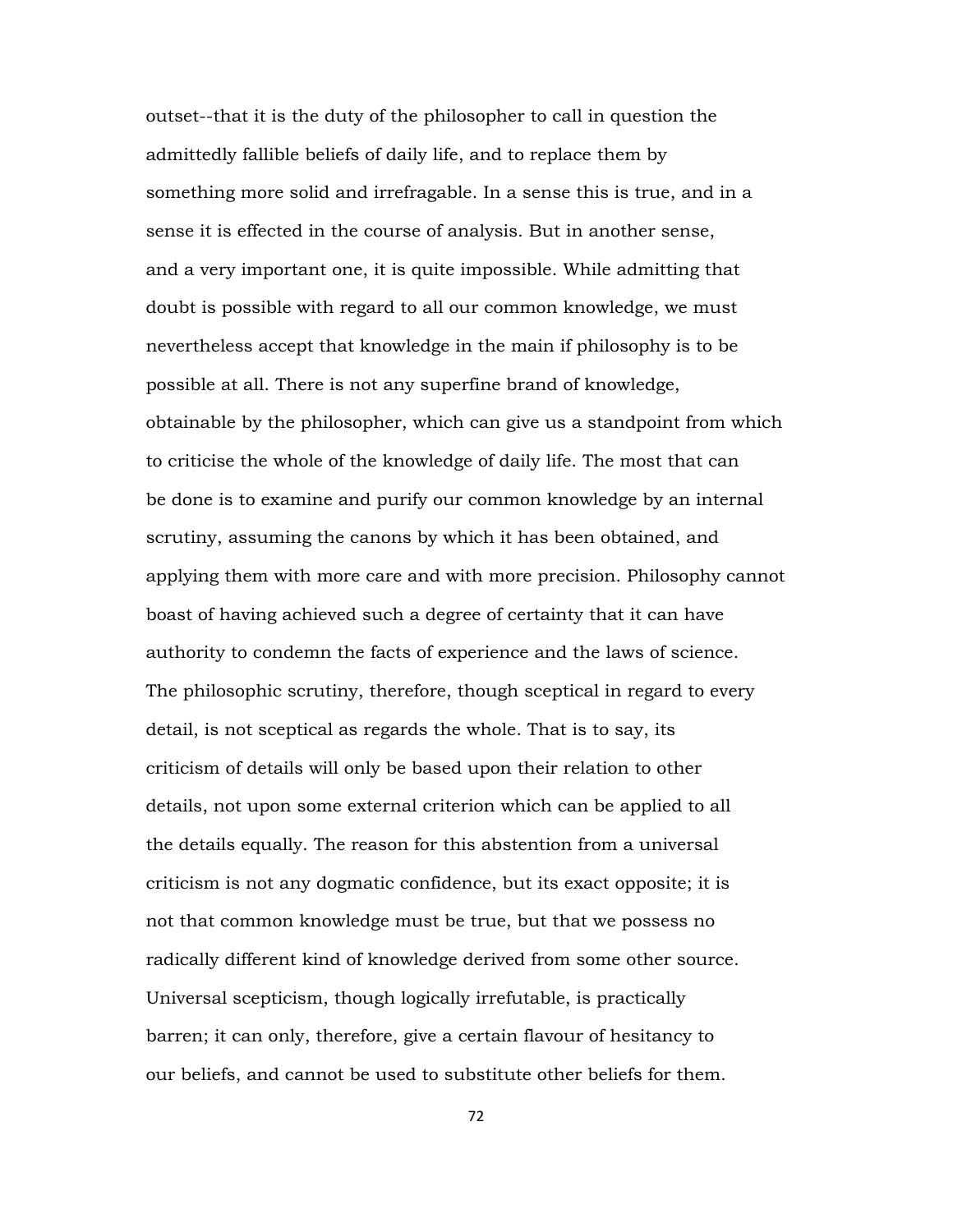outset--that it is the duty of the philosopher to call in question the admittedly fallible beliefs of daily life, and to replace them by something more solid and irrefragable. In a sense this is true, and in a sense it is effected in the course of analysis. But in another sense, and a very important one, it is quite impossible. While admitting that doubt is possible with regard to all our common knowledge, we must nevertheless accept that knowledge in the main if philosophy is to be possible at all. There is not any superfine brand of knowledge, obtainable by the philosopher, which can give us a standpoint from which to criticise the whole of the knowledge of daily life. The most that can be done is to examine and purify our common knowledge by an internal scrutiny, assuming the canons by which it has been obtained, and applying them with more care and with more precision. Philosophy cannot boast of having achieved such a degree of certainty that it can have authority to condemn the facts of experience and the laws of science. The philosophic scrutiny, therefore, though sceptical in regard to every detail, is not sceptical as regards the whole. That is to say, its criticism of details will only be based upon their relation to other details, not upon some external criterion which can be applied to all the details equally. The reason for this abstention from a universal criticism is not any dogmatic confidence, but its exact opposite; it is not that common knowledge must be true, but that we possess no radically different kind of knowledge derived from some other source. Universal scepticism, though logically irrefutable, is practically barren; it can only, therefore, give a certain flavour of hesitancy to our beliefs, and cannot be used to substitute other beliefs for them.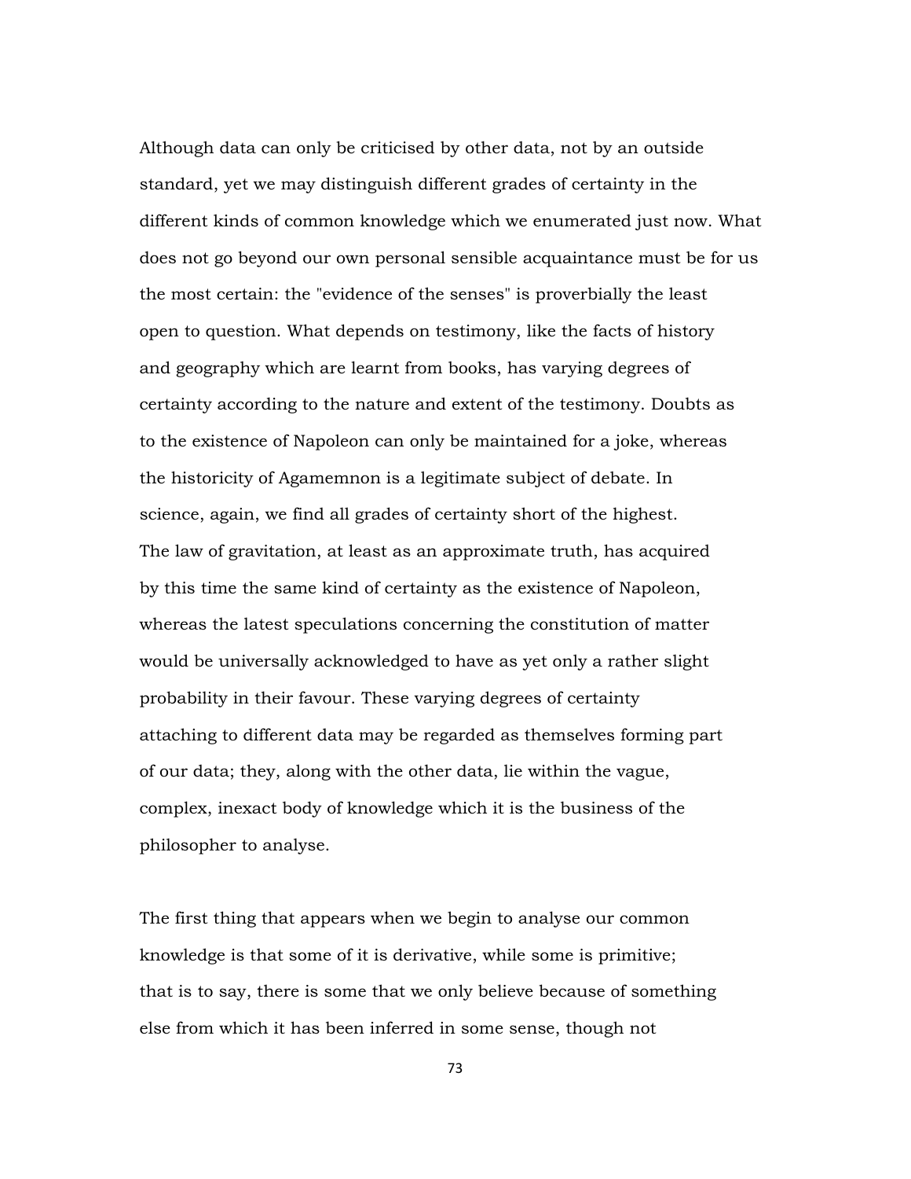Although data can only be criticised by other data, not by an outside standard, yet we may distinguish different grades of certainty in the different kinds of common knowledge which we enumerated just now. What does not go beyond our own personal sensible acquaintance must be for us the most certain: the "evidence of the senses" is proverbially the least open to question. What depends on testimony, like the facts of history and geography which are learnt from books, has varying degrees of certainty according to the nature and extent of the testimony. Doubts as to the existence of Napoleon can only be maintained for a joke, whereas the historicity of Agamemnon is a legitimate subject of debate. In science, again, we find all grades of certainty short of the highest. The law of gravitation, at least as an approximate truth, has acquired by this time the same kind of certainty as the existence of Napoleon, whereas the latest speculations concerning the constitution of matter would be universally acknowledged to have as yet only a rather slight probability in their favour. These varying degrees of certainty attaching to different data may be regarded as themselves forming part of our data; they, along with the other data, lie within the vague, complex, inexact body of knowledge which it is the business of the philosopher to analyse.

The first thing that appears when we begin to analyse our common knowledge is that some of it is derivative, while some is primitive; that is to say, there is some that we only believe because of something else from which it has been inferred in some sense, though not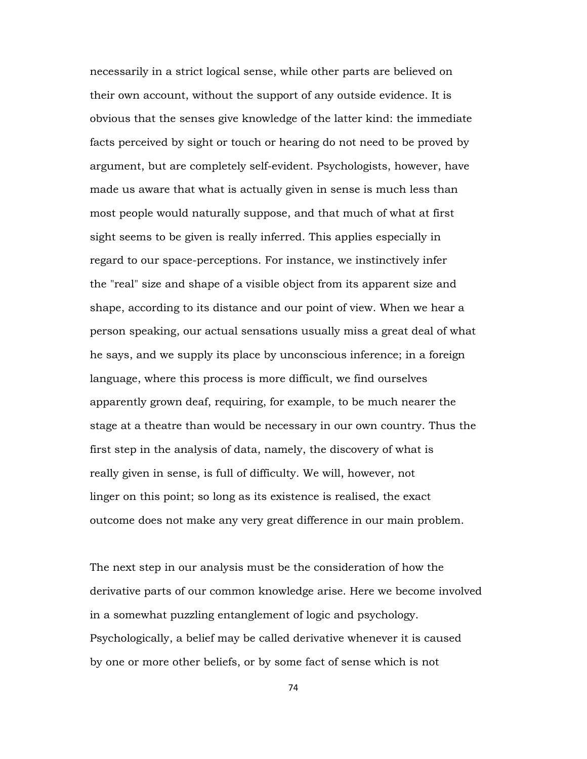necessarily in a strict logical sense, while other parts are believed on their own account, without the support of any outside evidence. It is obvious that the senses give knowledge of the latter kind: the immediate facts perceived by sight or touch or hearing do not need to be proved by argument, but are completely self-evident. Psychologists, however, have made us aware that what is actually given in sense is much less than most people would naturally suppose, and that much of what at first sight seems to be given is really inferred. This applies especially in regard to our space-perceptions. For instance, we instinctively infer the "real" size and shape of a visible object from its apparent size and shape, according to its distance and our point of view. When we hear a person speaking, our actual sensations usually miss a great deal of what he says, and we supply its place by unconscious inference; in a foreign language, where this process is more difficult, we find ourselves apparently grown deaf, requiring, for example, to be much nearer the stage at a theatre than would be necessary in our own country. Thus the first step in the analysis of data, namely, the discovery of what is really given in sense, is full of difficulty. We will, however, not linger on this point; so long as its existence is realised, the exact outcome does not make any very great difference in our main problem.

The next step in our analysis must be the consideration of how the derivative parts of our common knowledge arise. Here we become involved in a somewhat puzzling entanglement of logic and psychology. Psychologically, a belief may be called derivative whenever it is caused by one or more other beliefs, or by some fact of sense which is not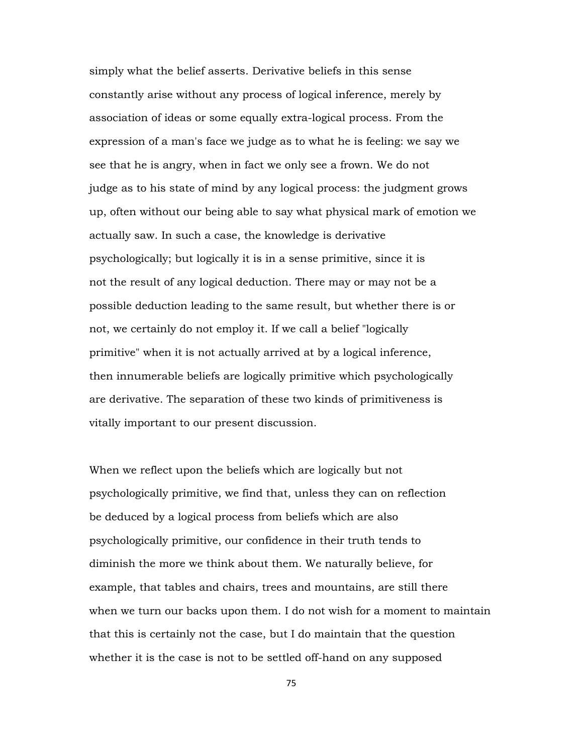simply what the belief asserts. Derivative beliefs in this sense constantly arise without any process of logical inference, merely by association of ideas or some equally extra-logical process. From the expression of a man's face we judge as to what he is feeling: we say we see that he is angry, when in fact we only see a frown. We do not judge as to his state of mind by any logical process: the judgment grows up, often without our being able to say what physical mark of emotion we actually saw. In such a case, the knowledge is derivative psychologically; but logically it is in a sense primitive, since it is not the result of any logical deduction. There may or may not be a possible deduction leading to the same result, but whether there is or not, we certainly do not employ it. If we call a belief "logically primitive" when it is not actually arrived at by a logical inference, then innumerable beliefs are logically primitive which psychologically are derivative. The separation of these two kinds of primitiveness is vitally important to our present discussion.

When we reflect upon the beliefs which are logically but not psychologically primitive, we find that, unless they can on reflection be deduced by a logical process from beliefs which are also psychologically primitive, our confidence in their truth tends to diminish the more we think about them. We naturally believe, for example, that tables and chairs, trees and mountains, are still there when we turn our backs upon them. I do not wish for a moment to maintain that this is certainly not the case, but I do maintain that the question whether it is the case is not to be settled off-hand on any supposed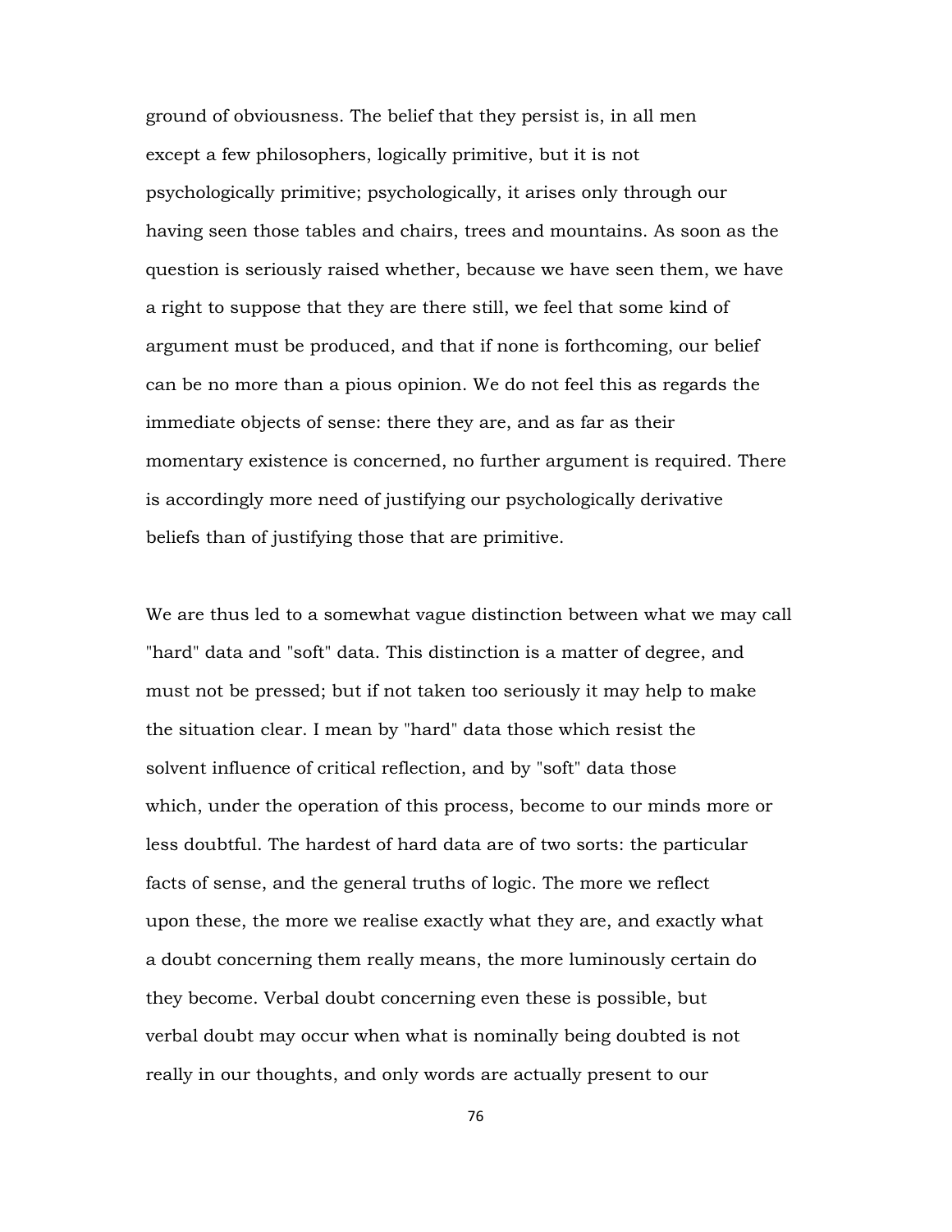ground of obviousness. The belief that they persist is, in all men except a few philosophers, logically primitive, but it is not psychologically primitive; psychologically, it arises only through our having seen those tables and chairs, trees and mountains. As soon as the question is seriously raised whether, because we have seen them, we have a right to suppose that they are there still, we feel that some kind of argument must be produced, and that if none is forthcoming, our belief can be no more than a pious opinion. We do not feel this as regards the immediate objects of sense: there they are, and as far as their momentary existence is concerned, no further argument is required. There is accordingly more need of justifying our psychologically derivative beliefs than of justifying those that are primitive.

We are thus led to a somewhat vague distinction between what we may call "hard" data and "soft" data. This distinction is a matter of degree, and must not be pressed; but if not taken too seriously it may help to make the situation clear. I mean by "hard" data those which resist the solvent influence of critical reflection, and by "soft" data those which, under the operation of this process, become to our minds more or less doubtful. The hardest of hard data are of two sorts: the particular facts of sense, and the general truths of logic. The more we reflect upon these, the more we realise exactly what they are, and exactly what a doubt concerning them really means, the more luminously certain do they become. Verbal doubt concerning even these is possible, but verbal doubt may occur when what is nominally being doubted is not really in our thoughts, and only words are actually present to our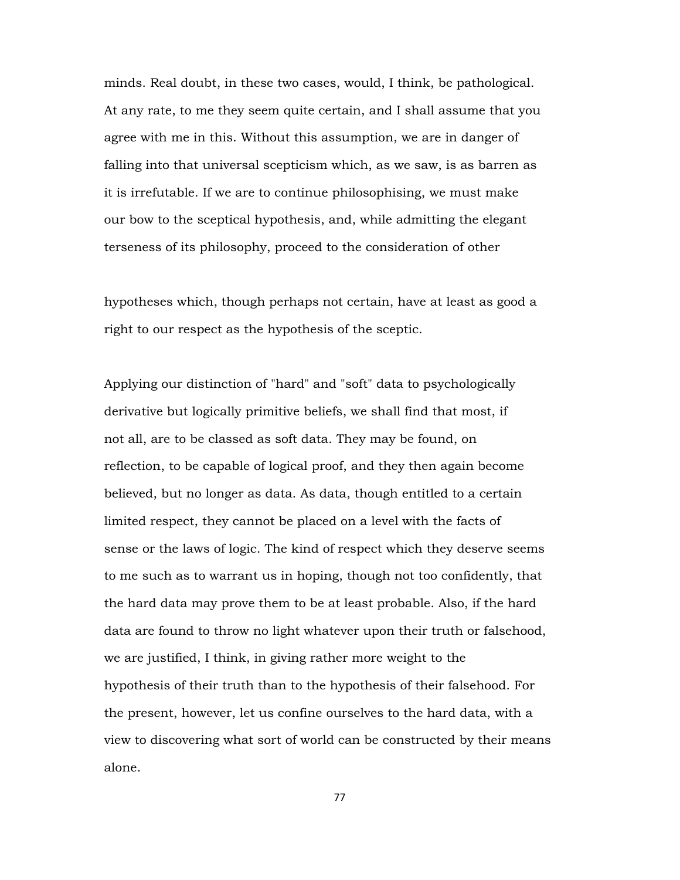minds. Real doubt, in these two cases, would, I think, be pathological. At any rate, to me they seem quite certain, and I shall assume that you agree with me in this. Without this assumption, we are in danger of falling into that universal scepticism which, as we saw, is as barren as it is irrefutable. If we are to continue philosophising, we must make our bow to the sceptical hypothesis, and, while admitting the elegant terseness of its philosophy, proceed to the consideration of other hypotheses which, though perhaps not certain, have at least as good a right to our respect as the hypothesis of the sceptic.

Applying our distinction of "hard" and "soft" data to psychologically derivative but logically primitive beliefs, we shall find that most, if not all, are to be classed as soft data. They may be found, on reflection, to be capable of logical proof, and they then again become believed, but no longer as data. As data, though entitled to a certain limited respect, they cannot be placed on a level with the facts of sense or the laws of logic. The kind of respect which they deserve seems to me such as to warrant us in hoping, though not too confidently, that the hard data may prove them to be at least probable. Also, if the hard data are found to throw no light whatever upon their truth or falsehood, we are justified, I think, in giving rather more weight to the hypothesis of their truth than to the hypothesis of their falsehood. For the present, however, let us confine ourselves to the hard data, with a view to discovering what sort of world can be constructed by their means alone.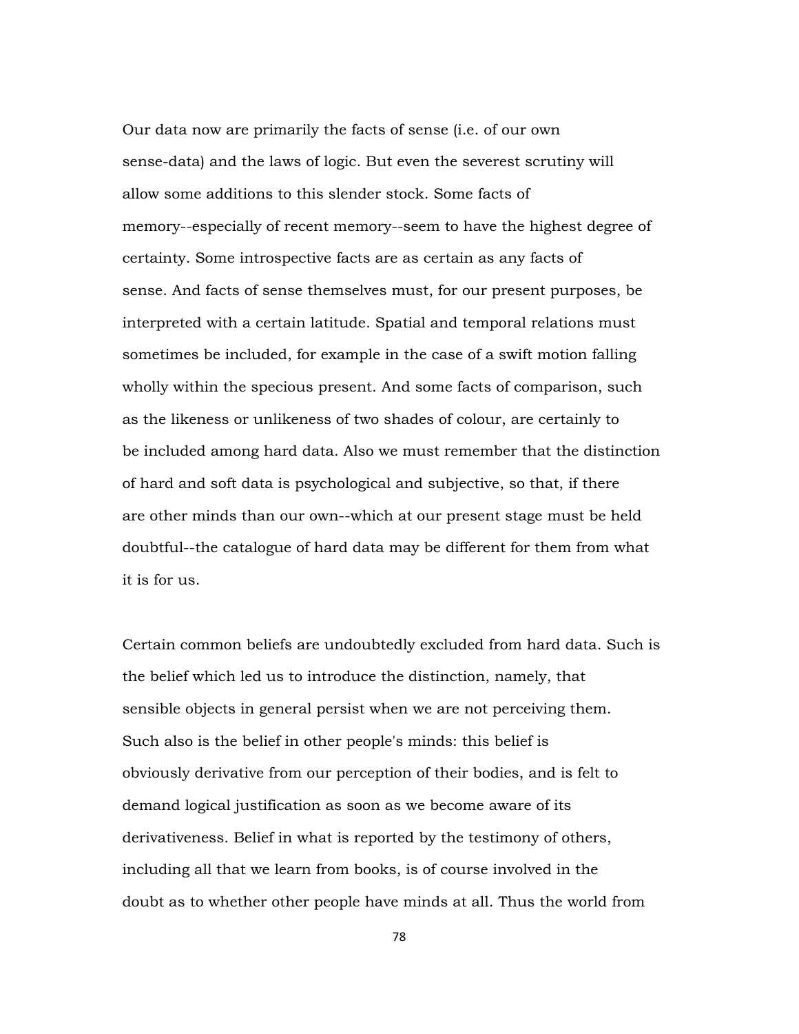Our data now are primarily the facts of sense (i.e. of our own sense-data) and the laws of logic. But even the severest scrutiny will allow some additions to this slender stock. Some facts of memory--especially of recent memory--seem to have the highest degree of certainty. Some introspective facts are as certain as any facts of sense. And facts of sense themselves must, for our present purposes, be interpreted with a certain latitude. Spatial and temporal relations must sometimes be included, for example in the case of a swift motion falling wholly within the specious present. And some facts of comparison, such as the likeness or unlikeness of two shades of colour, are certainly to be included among hard data. Also we must remember that the distinction of hard and soft data is psychological and subjective, so that, if there are other minds than our own--which at our present stage must be held doubtful--the catalogue of hard data may be different for them from what it is for us.

Certain common beliefs are undoubtedly excluded from hard data. Such is the belief which led us to introduce the distinction, namely, that sensible objects in general persist when we are not perceiving them. Such also is the belief in other people's minds: this belief is obviously derivative from our perception of their bodies, and is felt to demand logical justification as soon as we become aware of its derivativeness. Belief in what is reported by the testimony of others, including all that we learn from books, is of course involved in the doubt as to whether other people have minds at all. Thus the world from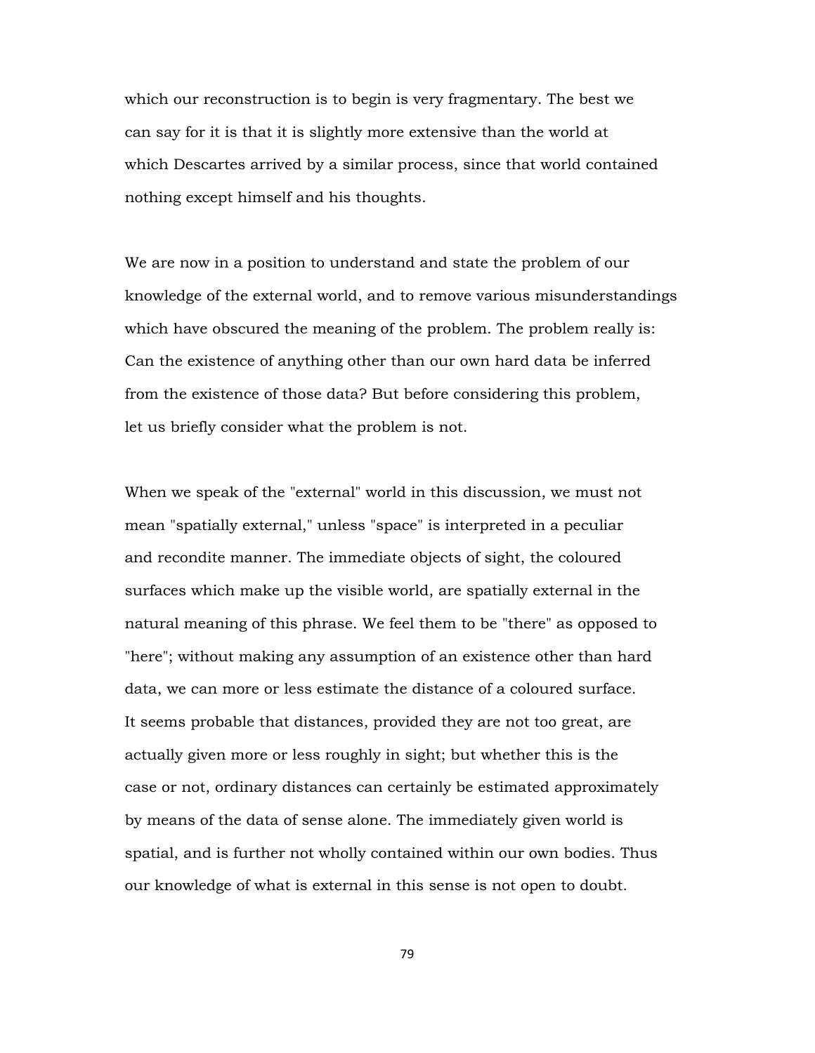which our reconstruction is to begin is very fragmentary. The best we can say for it is that it is slightly more extensive than the world at which Descartes arrived by a similar process, since that world contained nothing except himself and his thoughts.

We are now in a position to understand and state the problem of our knowledge of the external world, and to remove various misunderstandings which have obscured the meaning of the problem. The problem really is: Can the existence of anything other than our own hard data be inferred from the existence of those data? But before considering this problem, let us briefly consider what the problem is not.

When we speak of the "external" world in this discussion, we must not mean "spatially external," unless "space" is interpreted in a peculiar and recondite manner. The immediate objects of sight, the coloured surfaces which make up the visible world, are spatially external in the natural meaning of this phrase. We feel them to be "there" as opposed to "here"; without making any assumption of an existence other than hard data, we can more or less estimate the distance of a coloured surface. It seems probable that distances, provided they are not too great, are actually given more or less roughly in sight; but whether this is the case or not, ordinary distances can certainly be estimated approximately by means of the data of sense alone. The immediately given world is spatial, and is further not wholly contained within our own bodies. Thus our knowledge of what is external in this sense is not open to doubt.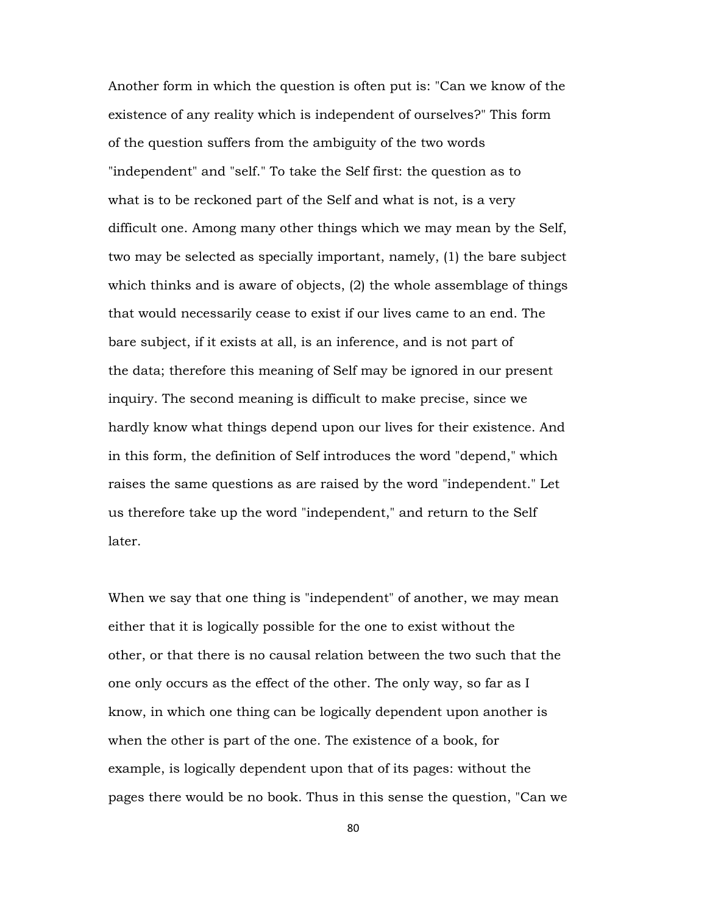Another form in which the question is often put is: "Can we know of the existence of any reality which is independent of ourselves?" This form of the question suffers from the ambiguity of the two words "independent" and "self." To take the Self first: the question as to what is to be reckoned part of the Self and what is not, is a very difficult one. Among many other things which we may mean by the Self, two may be selected as specially important, namely, (1) the bare subject which thinks and is aware of objects, (2) the whole assemblage of things that would necessarily cease to exist if our lives came to an end. The bare subject, if it exists at all, is an inference, and is not part of the data; therefore this meaning of Self may be ignored in our present inquiry. The second meaning is difficult to make precise, since we hardly know what things depend upon our lives for their existence. And in this form, the definition of Self introduces the word "depend," which raises the same questions as are raised by the word "independent." Let us therefore take up the word "independent," and return to the Self later.

When we say that one thing is "independent" of another, we may mean either that it is logically possible for the one to exist without the other, or that there is no causal relation between the two such that the one only occurs as the effect of the other. The only way, so far as I know, in which one thing can be logically dependent upon another is when the other is part of the one. The existence of a book, for example, is logically dependent upon that of its pages: without the pages there would be no book. Thus in this sense the question, "Can we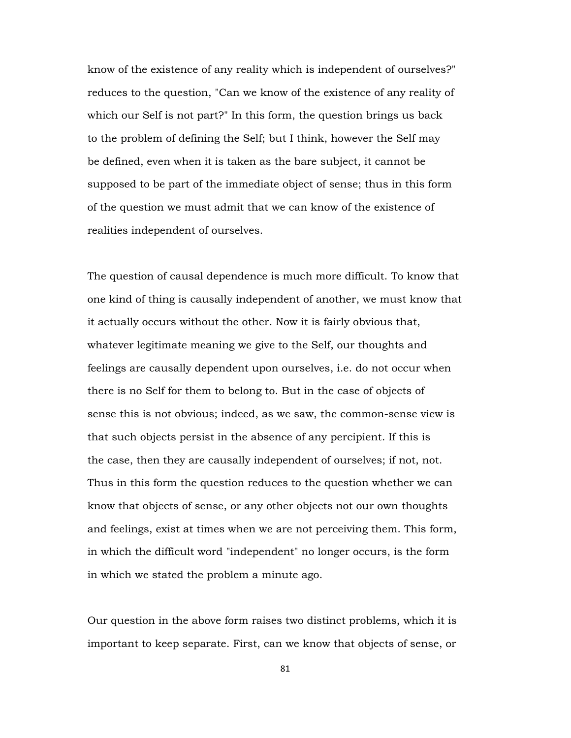know of the existence of any reality which is independent of ourselves?" reduces to the question, "Can we know of the existence of any reality of which our Self is not part?" In this form, the question brings us back to the problem of defining the Self; but I think, however the Self may be defined, even when it is taken as the bare subject, it cannot be supposed to be part of the immediate object of sense; thus in this form of the question we must admit that we can know of the existence of realities independent of ourselves.

The question of causal dependence is much more difficult. To know that one kind of thing is causally independent of another, we must know that it actually occurs without the other. Now it is fairly obvious that, whatever legitimate meaning we give to the Self, our thoughts and feelings are causally dependent upon ourselves, i.e. do not occur when there is no Self for them to belong to. But in the case of objects of sense this is not obvious; indeed, as we saw, the common-sense view is that such objects persist in the absence of any percipient. If this is the case, then they are causally independent of ourselves; if not, not. Thus in this form the question reduces to the question whether we can know that objects of sense, or any other objects not our own thoughts and feelings, exist at times when we are not perceiving them. This form, in which the difficult word "independent" no longer occurs, is the form in which we stated the problem a minute ago.

Our question in the above form raises two distinct problems, which it is important to keep separate. First, can we know that objects of sense, or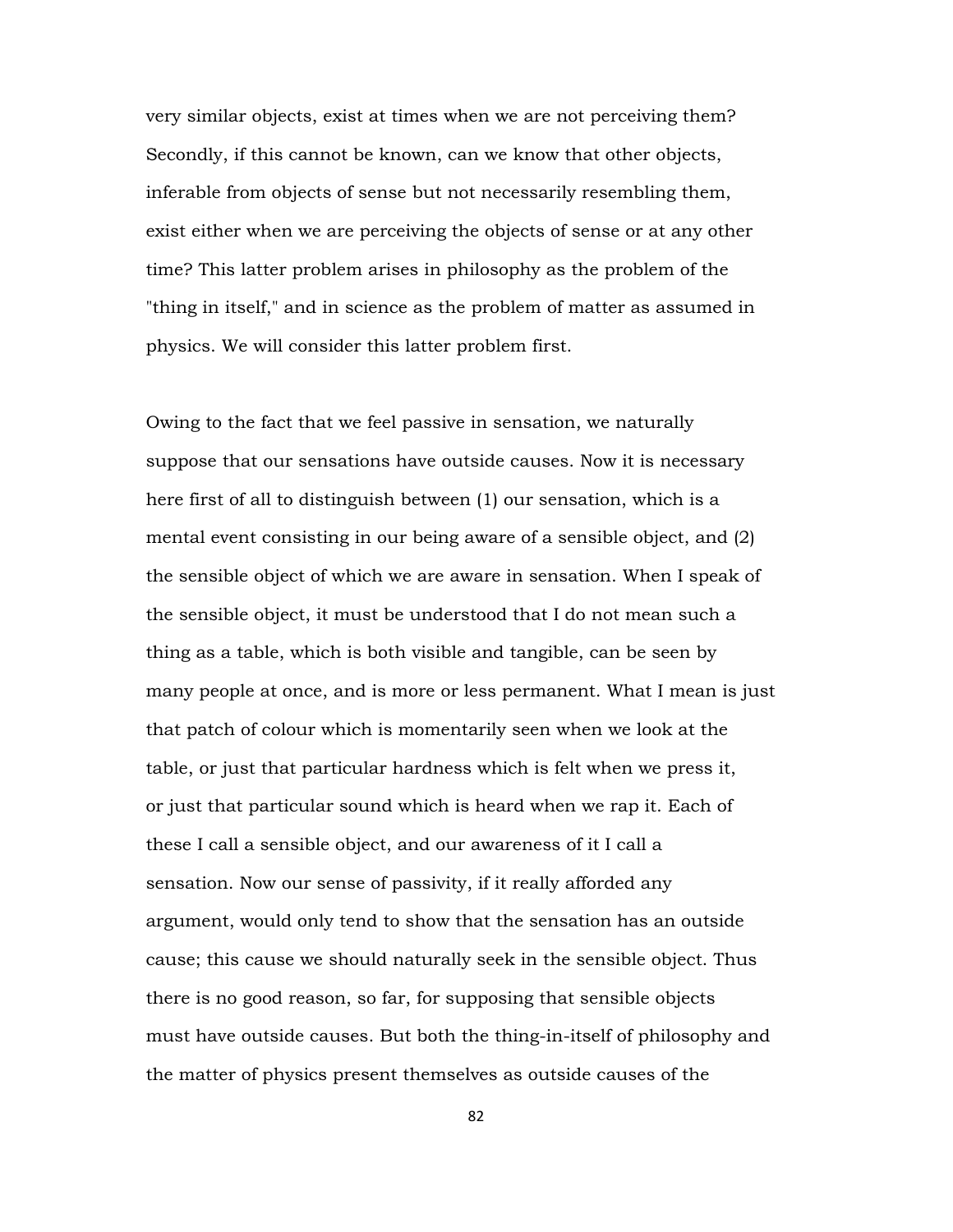very similar objects, exist at times when we are not perceiving them? Secondly, if this cannot be known, can we know that other objects, inferable from objects of sense but not necessarily resembling them, exist either when we are perceiving the objects of sense or at any other time? This latter problem arises in philosophy as the problem of the "thing in itself," and in science as the problem of matter as assumed in physics. We will consider this latter problem first.

Owing to the fact that we feel passive in sensation, we naturally suppose that our sensations have outside causes. Now it is necessary here first of all to distinguish between (1) our sensation, which is a mental event consisting in our being aware of a sensible object, and (2) the sensible object of which we are aware in sensation. When I speak of the sensible object, it must be understood that I do not mean such a thing as a table, which is both visible and tangible, can be seen by many people at once, and is more or less permanent. What I mean is just that patch of colour which is momentarily seen when we look at the table, or just that particular hardness which is felt when we press it, or just that particular sound which is heard when we rap it. Each of these I call a sensible object, and our awareness of it I call a sensation. Now our sense of passivity, if it really afforded any argument, would only tend to show that the sensation has an outside cause; this cause we should naturally seek in the sensible object. Thus there is no good reason, so far, for supposing that sensible objects must have outside causes. But both the thing-in-itself of philosophy and the matter of physics present themselves as outside causes of the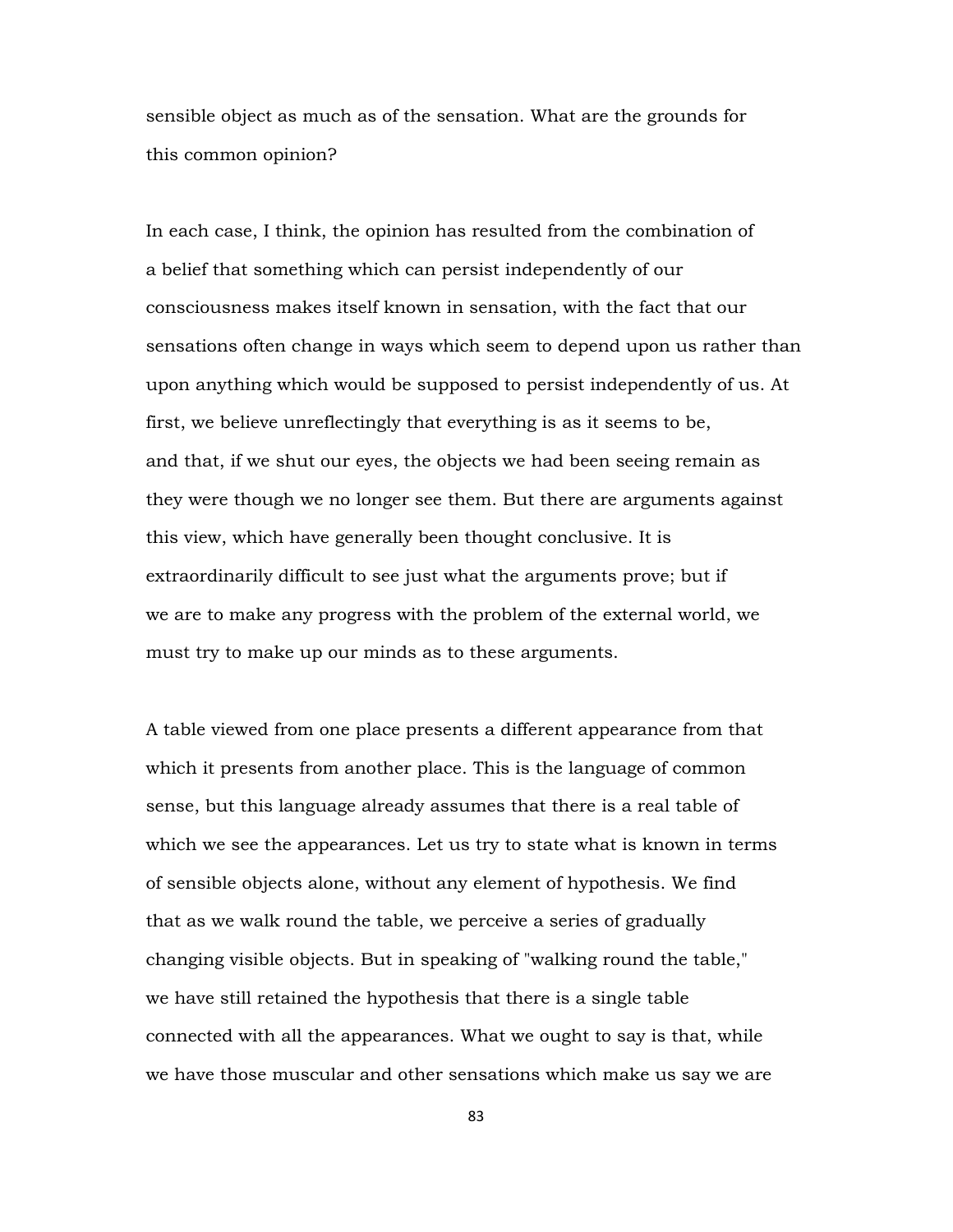sensible object as much as of the sensation. What are the grounds for this common opinion?

In each case, I think, the opinion has resulted from the combination of a belief that something which can persist independently of our consciousness makes itself known in sensation, with the fact that our sensations often change in ways which seem to depend upon us rather than upon anything which would be supposed to persist independently of us. At first, we believe unreflectingly that everything is as it seems to be, and that, if we shut our eyes, the objects we had been seeing remain as they were though we no longer see them. But there are arguments against this view, which have generally been thought conclusive. It is extraordinarily difficult to see just what the arguments prove; but if we are to make any progress with the problem of the external world, we must try to make up our minds as to these arguments.

A table viewed from one place presents a different appearance from that which it presents from another place. This is the language of common sense, but this language already assumes that there is a real table of which we see the appearances. Let us try to state what is known in terms of sensible objects alone, without any element of hypothesis. We find that as we walk round the table, we perceive a series of gradually changing visible objects. But in speaking of "walking round the table," we have still retained the hypothesis that there is a single table connected with all the appearances. What we ought to say is that, while we have those muscular and other sensations which make us say we are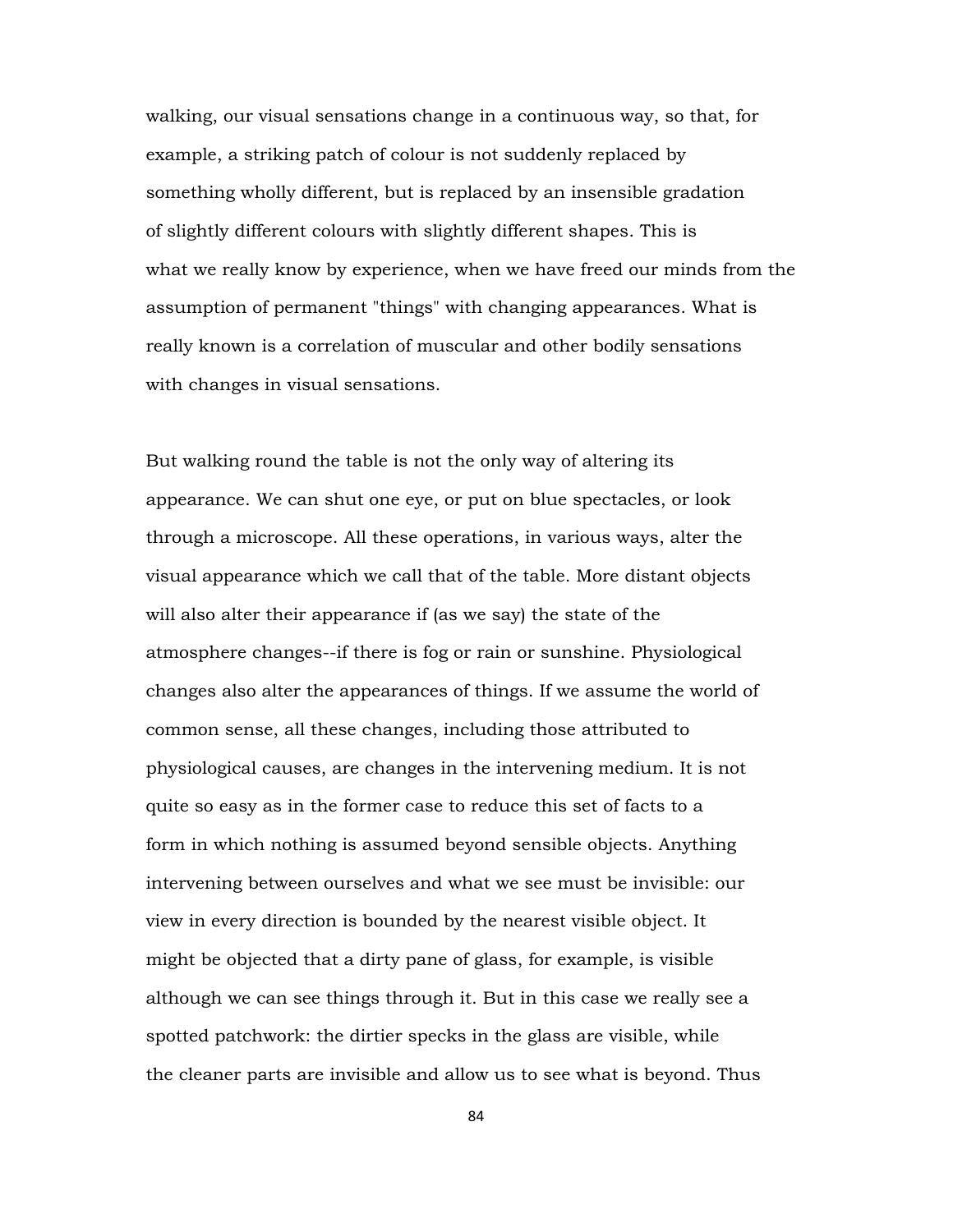walking, our visual sensations change in a continuous way, so that, for example, a striking patch of colour is not suddenly replaced by something wholly different, but is replaced by an insensible gradation of slightly different colours with slightly different shapes. This is what we really know by experience, when we have freed our minds from the assumption of permanent "things" with changing appearances. What is really known is a correlation of muscular and other bodily sensations with changes in visual sensations.

But walking round the table is not the only way of altering its appearance. We can shut one eye, or put on blue spectacles, or look through a microscope. All these operations, in various ways, alter the visual appearance which we call that of the table. More distant objects will also alter their appearance if (as we say) the state of the atmosphere changes--if there is fog or rain or sunshine. Physiological changes also alter the appearances of things. If we assume the world of common sense, all these changes, including those attributed to physiological causes, are changes in the intervening medium. It is not quite so easy as in the former case to reduce this set of facts to a form in which nothing is assumed beyond sensible objects. Anything intervening between ourselves and what we see must be invisible: our view in every direction is bounded by the nearest visible object. It might be objected that a dirty pane of glass, for example, is visible although we can see things through it. But in this case we really see a spotted patchwork: the dirtier specks in the glass are visible, while the cleaner parts are invisible and allow us to see what is beyond. Thus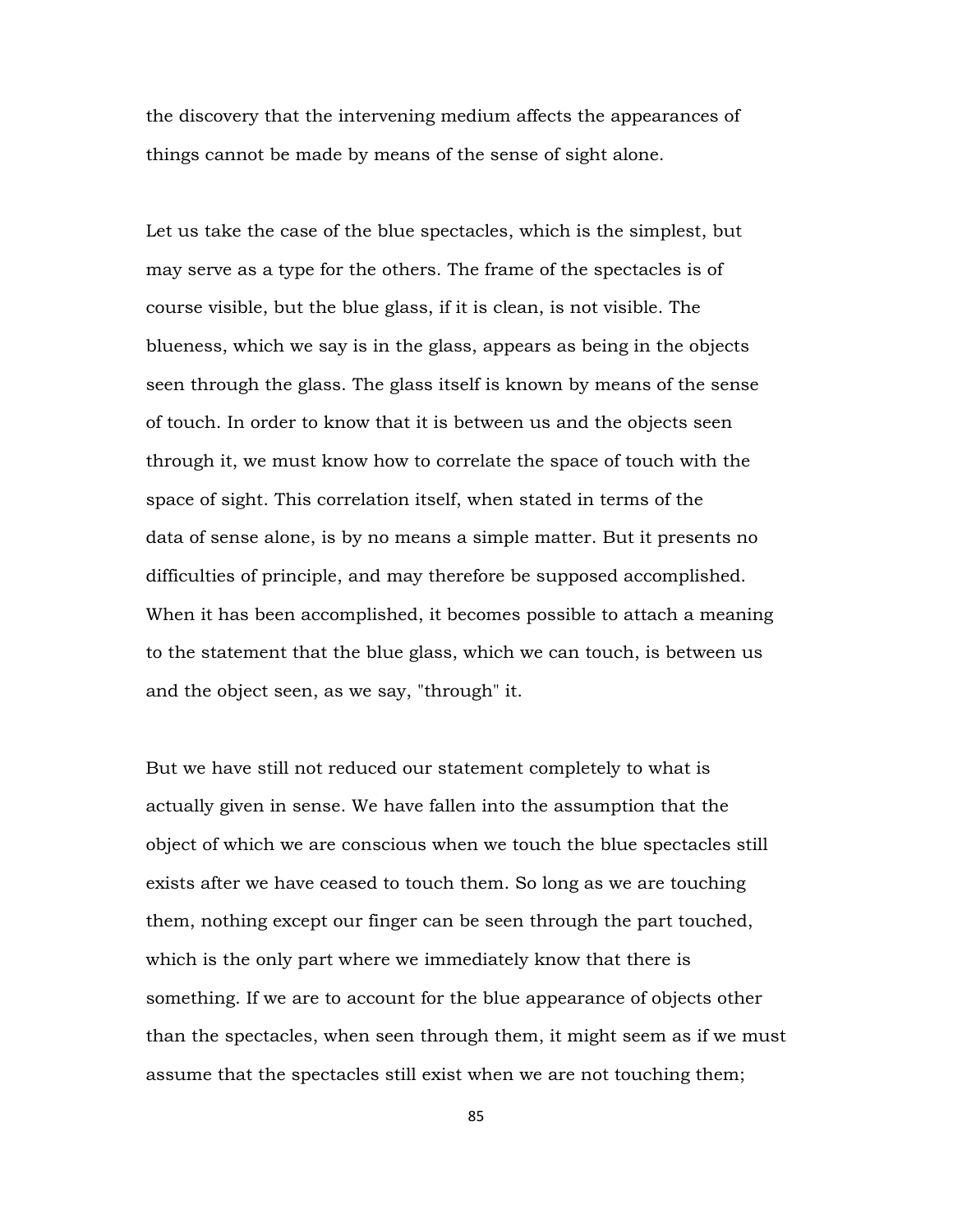the discovery that the intervening medium affects the appearances of things cannot be made by means of the sense of sight alone.

Let us take the case of the blue spectacles, which is the simplest, but may serve as a type for the others. The frame of the spectacles is of course visible, but the blue glass, if it is clean, is not visible. The blueness, which we say is in the glass, appears as being in the objects seen through the glass. The glass itself is known by means of the sense of touch. In order to know that it is between us and the objects seen through it, we must know how to correlate the space of touch with the space of sight. This correlation itself, when stated in terms of the data of sense alone, is by no means a simple matter. But it presents no difficulties of principle, and may therefore be supposed accomplished. When it has been accomplished, it becomes possible to attach a meaning to the statement that the blue glass, which we can touch, is between us and the object seen, as we say, "through" it.

But we have still not reduced our statement completely to what is actually given in sense. We have fallen into the assumption that the object of which we are conscious when we touch the blue spectacles still exists after we have ceased to touch them. So long as we are touching them, nothing except our finger can be seen through the part touched, which is the only part where we immediately know that there is something. If we are to account for the blue appearance of objects other than the spectacles, when seen through them, it might seem as if we must assume that the spectacles still exist when we are not touching them;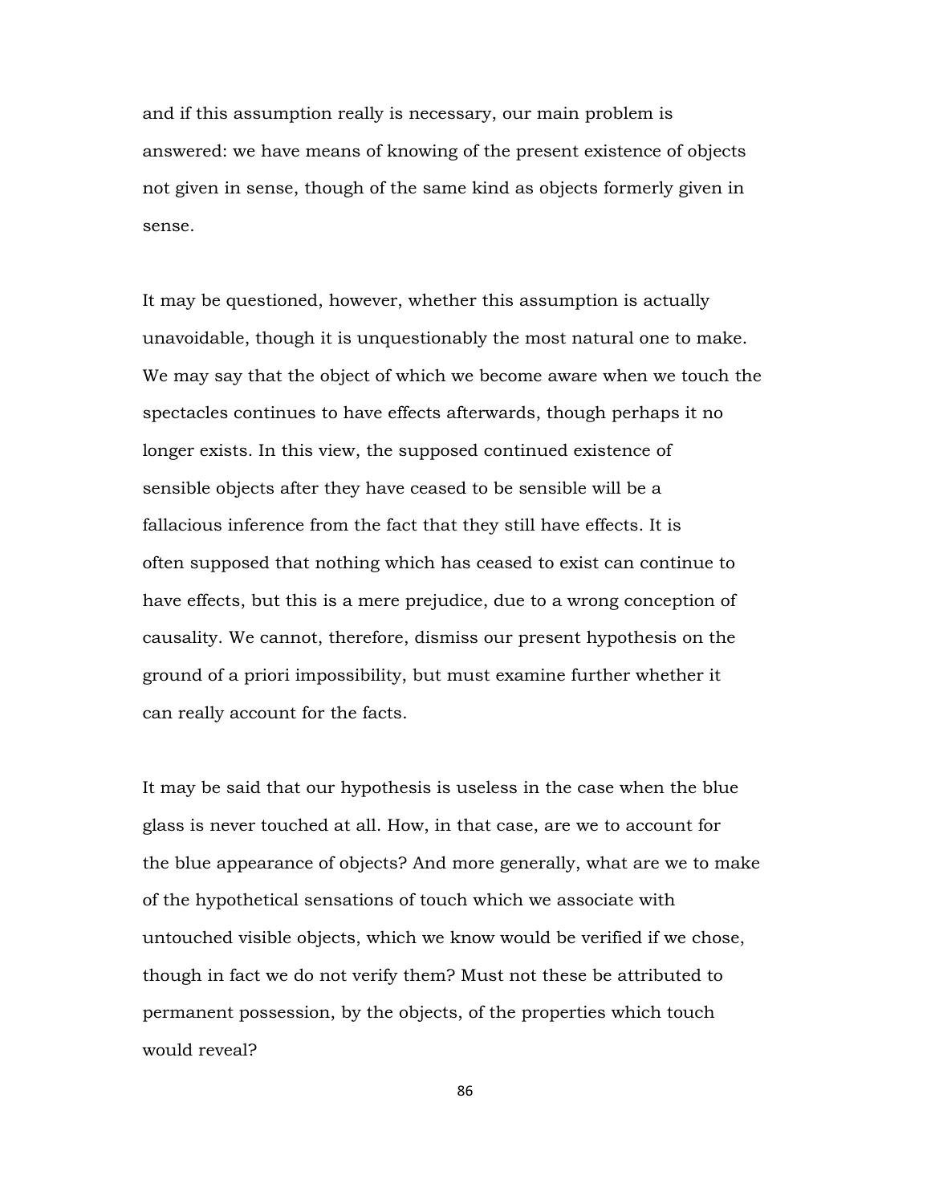and if this assumption really is necessary, our main problem is answered: we have means of knowing of the present existence of objects not given in sense, though of the same kind as objects formerly given in sense.

It may be questioned, however, whether this assumption is actually unavoidable, though it is unquestionably the most natural one to make. We may say that the object of which we become aware when we touch the spectacles continues to have effects afterwards, though perhaps it no longer exists. In this view, the supposed continued existence of sensible objects after they have ceased to be sensible will be a fallacious inference from the fact that they still have effects. It is often supposed that nothing which has ceased to exist can continue to have effects, but this is a mere prejudice, due to a wrong conception of causality. We cannot, therefore, dismiss our present hypothesis on the ground of a priori impossibility, but must examine further whether it can really account for the facts.

It may be said that our hypothesis is useless in the case when the blue glass is never touched at all. How, in that case, are we to account for the blue appearance of objects? And more generally, what are we to make of the hypothetical sensations of touch which we associate with untouched visible objects, which we know would be verified if we chose, though in fact we do not verify them? Must not these be attributed to permanent possession, by the objects, of the properties which touch would reveal?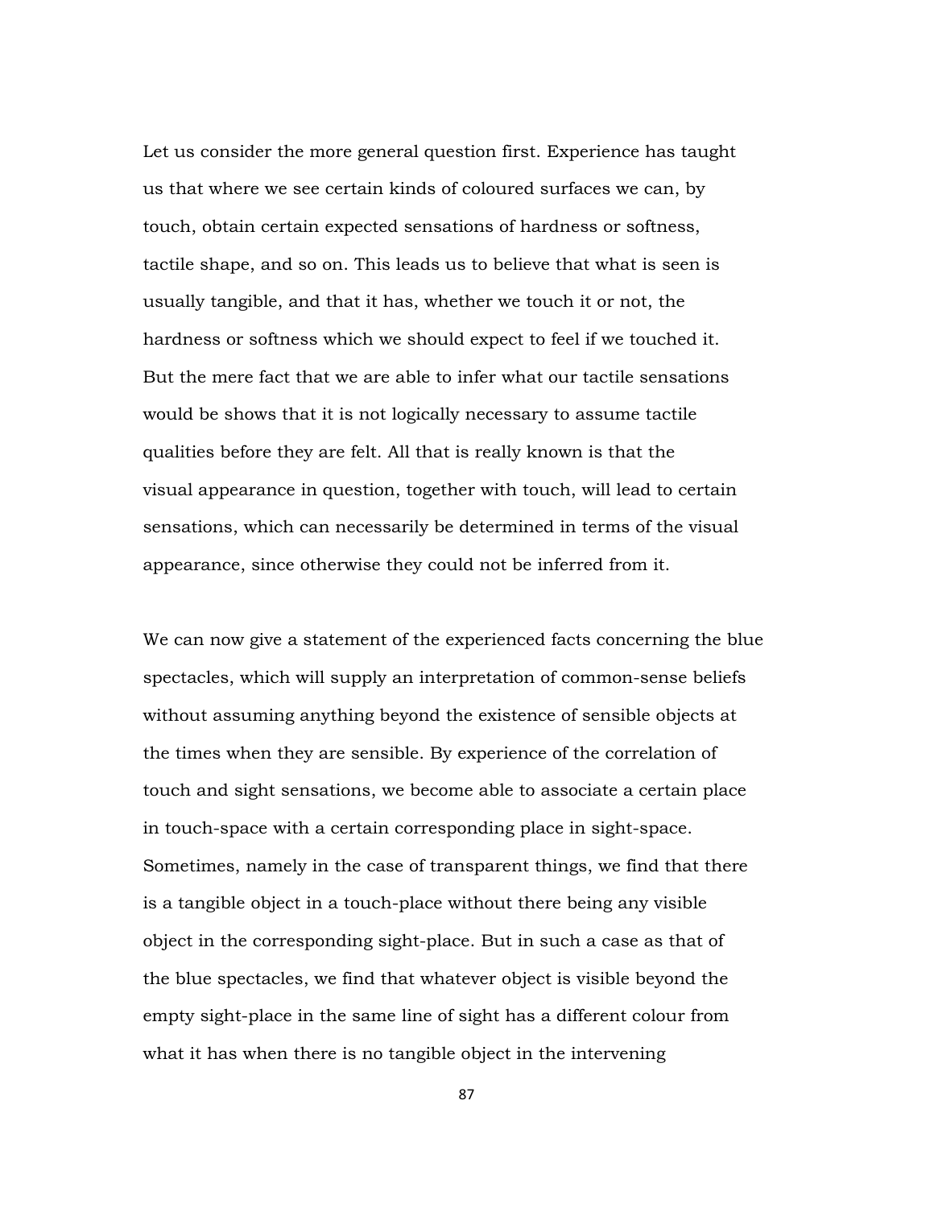Let us consider the more general question first. Experience has taught us that where we see certain kinds of coloured surfaces we can, by touch, obtain certain expected sensations of hardness or softness, tactile shape, and so on. This leads us to believe that what is seen is usually tangible, and that it has, whether we touch it or not, the hardness or softness which we should expect to feel if we touched it. But the mere fact that we are able to infer what our tactile sensations would be shows that it is not logically necessary to assume tactile qualities before they are felt. All that is really known is that the visual appearance in question, together with touch, will lead to certain sensations, which can necessarily be determined in terms of the visual appearance, since otherwise they could not be inferred from it.

We can now give a statement of the experienced facts concerning the blue spectacles, which will supply an interpretation of common-sense beliefs without assuming anything beyond the existence of sensible objects at the times when they are sensible. By experience of the correlation of touch and sight sensations, we become able to associate a certain place in touch-space with a certain corresponding place in sight-space. Sometimes, namely in the case of transparent things, we find that there is a tangible object in a touch-place without there being any visible object in the corresponding sight-place. But in such a case as that of the blue spectacles, we find that whatever object is visible beyond the empty sight-place in the same line of sight has a different colour from what it has when there is no tangible object in the intervening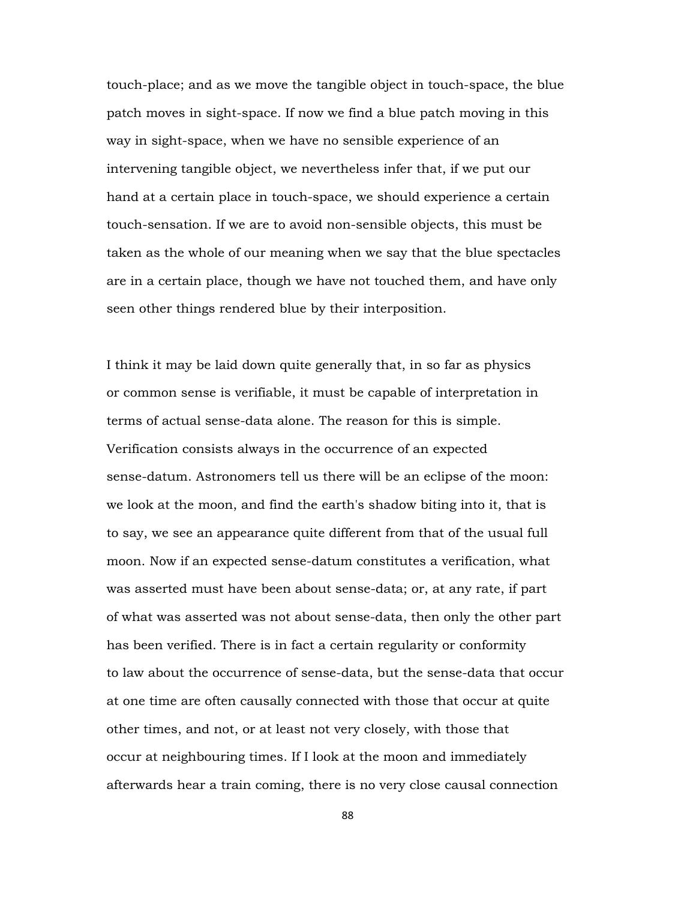touch-place; and as we move the tangible object in touch-space, the blue patch moves in sight-space. If now we find a blue patch moving in this way in sight-space, when we have no sensible experience of an intervening tangible object, we nevertheless infer that, if we put our hand at a certain place in touch-space, we should experience a certain touch-sensation. If we are to avoid non-sensible objects, this must be taken as the whole of our meaning when we say that the blue spectacles are in a certain place, though we have not touched them, and have only seen other things rendered blue by their interposition.

I think it may be laid down quite generally that, in so far as physics or common sense is verifiable, it must be capable of interpretation in terms of actual sense-data alone. The reason for this is simple. Verification consists always in the occurrence of an expected sense-datum. Astronomers tell us there will be an eclipse of the moon: we look at the moon, and find the earth's shadow biting into it, that is to say, we see an appearance quite different from that of the usual full moon. Now if an expected sense-datum constitutes a verification, what was asserted must have been about sense-data; or, at any rate, if part of what was asserted was not about sense-data, then only the other part has been verified. There is in fact a certain regularity or conformity to law about the occurrence of sense-data, but the sense-data that occur at one time are often causally connected with those that occur at quite other times, and not, or at least not very closely, with those that occur at neighbouring times. If I look at the moon and immediately afterwards hear a train coming, there is no very close causal connection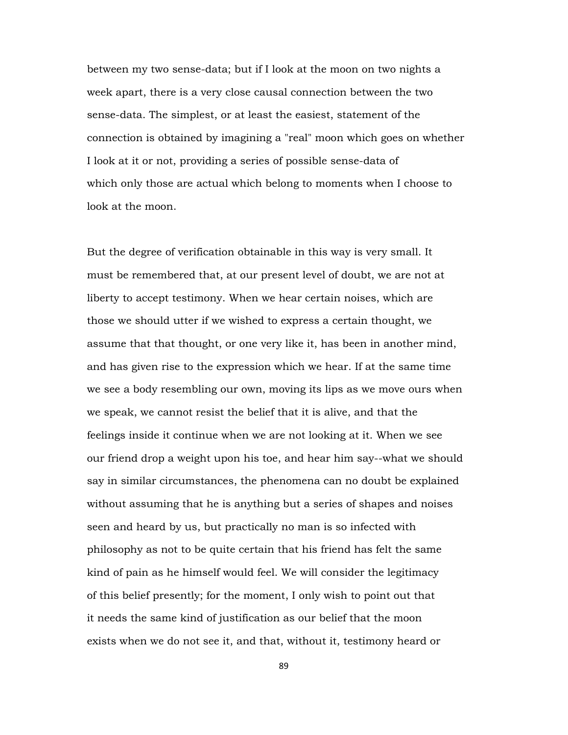between my two sense-data; but if I look at the moon on two nights a week apart, there is a very close causal connection between the two sense-data. The simplest, or at least the easiest, statement of the connection is obtained by imagining a "real" moon which goes on whether I look at it or not, providing a series of possible sense-data of which only those are actual which belong to moments when I choose to look at the moon.

But the degree of verification obtainable in this way is very small. It must be remembered that, at our present level of doubt, we are not at liberty to accept testimony. When we hear certain noises, which are those we should utter if we wished to express a certain thought, we assume that that thought, or one very like it, has been in another mind, and has given rise to the expression which we hear. If at the same time we see a body resembling our own, moving its lips as we move ours when we speak, we cannot resist the belief that it is alive, and that the feelings inside it continue when we are not looking at it. When we see our friend drop a weight upon his toe, and hear him say--what we should say in similar circumstances, the phenomena can no doubt be explained without assuming that he is anything but a series of shapes and noises seen and heard by us, but practically no man is so infected with philosophy as not to be quite certain that his friend has felt the same kind of pain as he himself would feel. We will consider the legitimacy of this belief presently; for the moment, I only wish to point out that it needs the same kind of justification as our belief that the moon exists when we do not see it, and that, without it, testimony heard or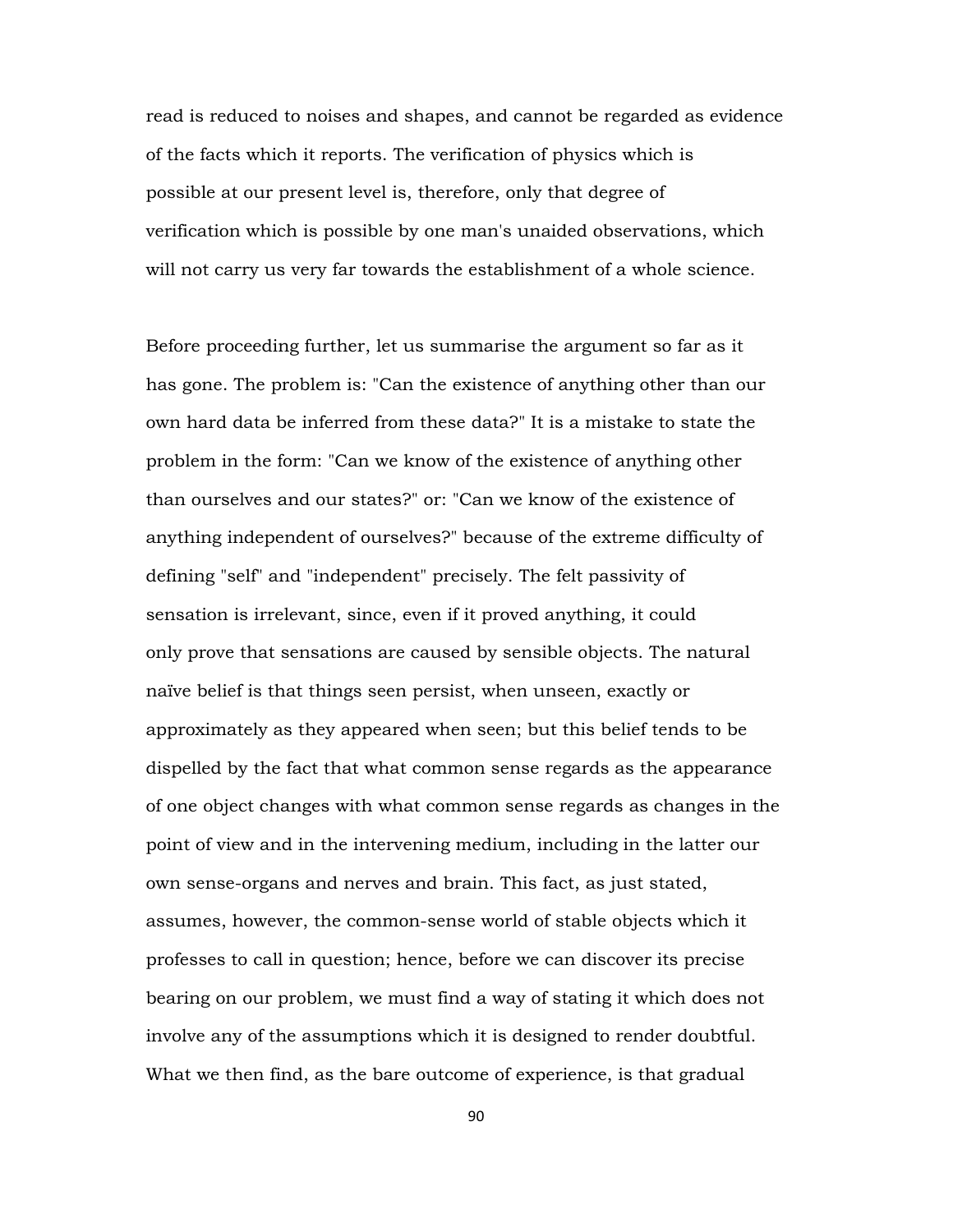read is reduced to noises and shapes, and cannot be regarded as evidence of the facts which it reports. The verification of physics which is possible at our present level is, therefore, only that degree of verification which is possible by one man's unaided observations, which will not carry us very far towards the establishment of a whole science.

Before proceeding further, let us summarise the argument so far as it has gone. The problem is: "Can the existence of anything other than our own hard data be inferred from these data?" It is a mistake to state the problem in the form: "Can we know of the existence of anything other than ourselves and our states?" or: "Can we know of the existence of anything independent of ourselves?" because of the extreme difficulty of defining "self" and "independent" precisely. The felt passivity of sensation is irrelevant, since, even if it proved anything, it could only prove that sensations are caused by sensible objects. The natural naïve belief is that things seen persist, when unseen, exactly or approximately as they appeared when seen; but this belief tends to be dispelled by the fact that what common sense regards as the appearance of one object changes with what common sense regards as changes in the point of view and in the intervening medium, including in the latter our own sense-organs and nerves and brain. This fact, as just stated, assumes, however, the common-sense world of stable objects which it professes to call in question; hence, before we can discover its precise bearing on our problem, we must find a way of stating it which does not involve any of the assumptions which it is designed to render doubtful. What we then find, as the bare outcome of experience, is that gradual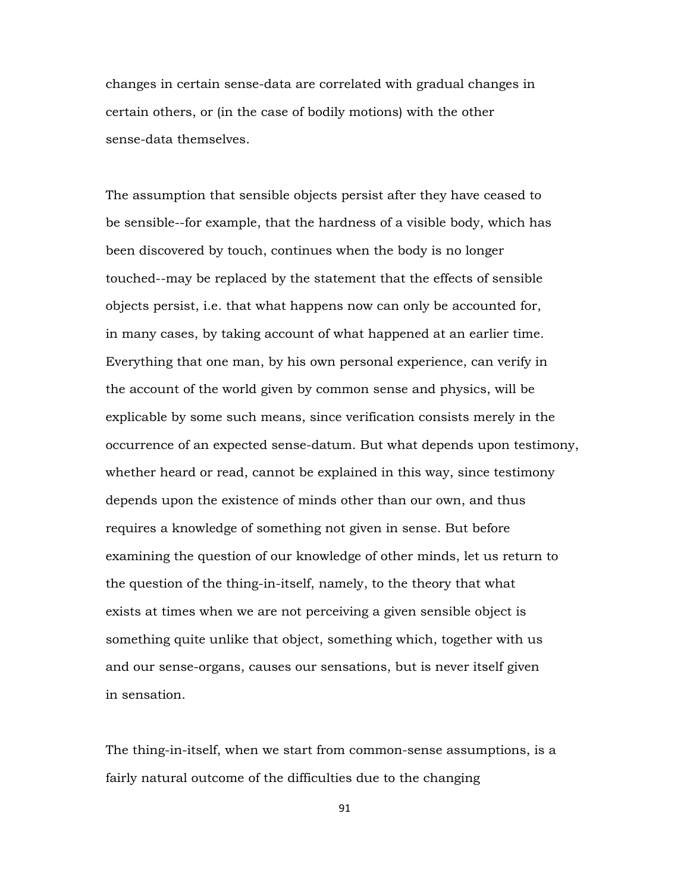changes in certain sense-data are correlated with gradual changes in certain others, or (in the case of bodily motions) with the other sense-data themselves.

The assumption that sensible objects persist after they have ceased to be sensible--for example, that the hardness of a visible body, which has been discovered by touch, continues when the body is no longer touched--may be replaced by the statement that the effects of sensible objects persist, i.e. that what happens now can only be accounted for, in many cases, by taking account of what happened at an earlier time. Everything that one man, by his own personal experience, can verify in the account of the world given by common sense and physics, will be explicable by some such means, since verification consists merely in the occurrence of an expected sense-datum. But what depends upon testimony, whether heard or read, cannot be explained in this way, since testimony depends upon the existence of minds other than our own, and thus requires a knowledge of something not given in sense. But before examining the question of our knowledge of other minds, let us return to the question of the thing-in-itself, namely, to the theory that what exists at times when we are not perceiving a given sensible object is something quite unlike that object, something which, together with us and our sense-organs, causes our sensations, but is never itself given in sensation.

The thing-in-itself, when we start from common-sense assumptions, is a fairly natural outcome of the difficulties due to the changing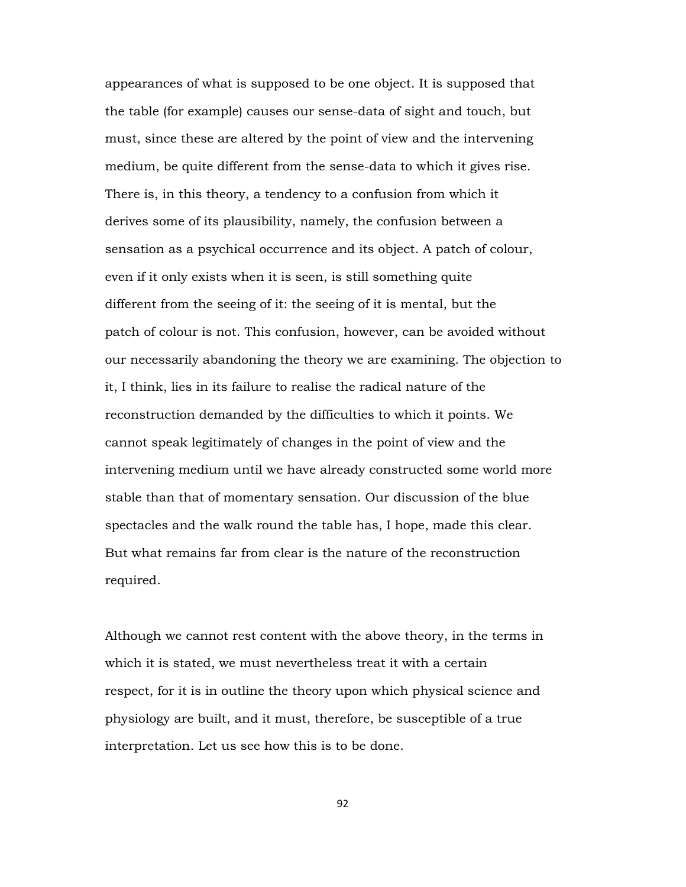appearances of what is supposed to be one object. It is supposed that the table (for example) causes our sense-data of sight and touch, but must, since these are altered by the point of view and the intervening medium, be quite different from the sense-data to which it gives rise. There is, in this theory, a tendency to a confusion from which it derives some of its plausibility, namely, the confusion between a sensation as a psychical occurrence and its object. A patch of colour, even if it only exists when it is seen, is still something quite different from the seeing of it: the seeing of it is mental, but the patch of colour is not. This confusion, however, can be avoided without our necessarily abandoning the theory we are examining. The objection to it, I think, lies in its failure to realise the radical nature of the reconstruction demanded by the difficulties to which it points. We cannot speak legitimately of changes in the point of view and the intervening medium until we have already constructed some world more stable than that of momentary sensation. Our discussion of the blue spectacles and the walk round the table has, I hope, made this clear. But what remains far from clear is the nature of the reconstruction required.

Although we cannot rest content with the above theory, in the terms in which it is stated, we must nevertheless treat it with a certain respect, for it is in outline the theory upon which physical science and physiology are built, and it must, therefore, be susceptible of a true interpretation. Let us see how this is to be done.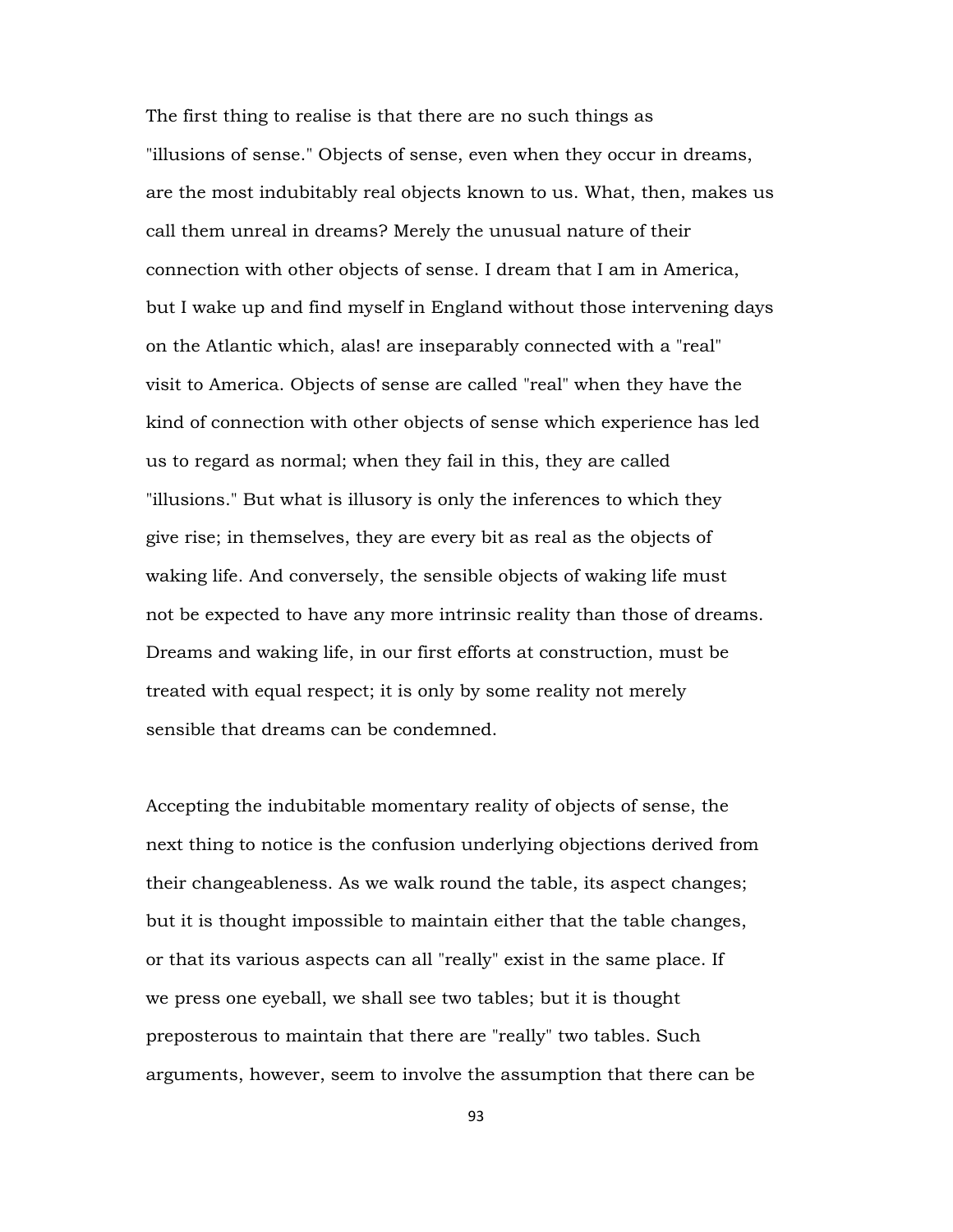The first thing to realise is that there are no such things as "illusions of sense." Objects of sense, even when they occur in dreams, are the most indubitably real objects known to us. What, then, makes us call them unreal in dreams? Merely the unusual nature of their connection with other objects of sense. I dream that I am in America, but I wake up and find myself in England without those intervening days on the Atlantic which, alas! are inseparably connected with a "real" visit to America. Objects of sense are called "real" when they have the kind of connection with other objects of sense which experience has led us to regard as normal; when they fail in this, they are called "illusions." But what is illusory is only the inferences to which they give rise; in themselves, they are every bit as real as the objects of waking life. And conversely, the sensible objects of waking life must not be expected to have any more intrinsic reality than those of dreams. Dreams and waking life, in our first efforts at construction, must be treated with equal respect; it is only by some reality not merely sensible that dreams can be condemned.

Accepting the indubitable momentary reality of objects of sense, the next thing to notice is the confusion underlying objections derived from their changeableness. As we walk round the table, its aspect changes; but it is thought impossible to maintain either that the table changes, or that its various aspects can all "really" exist in the same place. If we press one eyeball, we shall see two tables; but it is thought preposterous to maintain that there are "really" two tables. Such arguments, however, seem to involve the assumption that there can be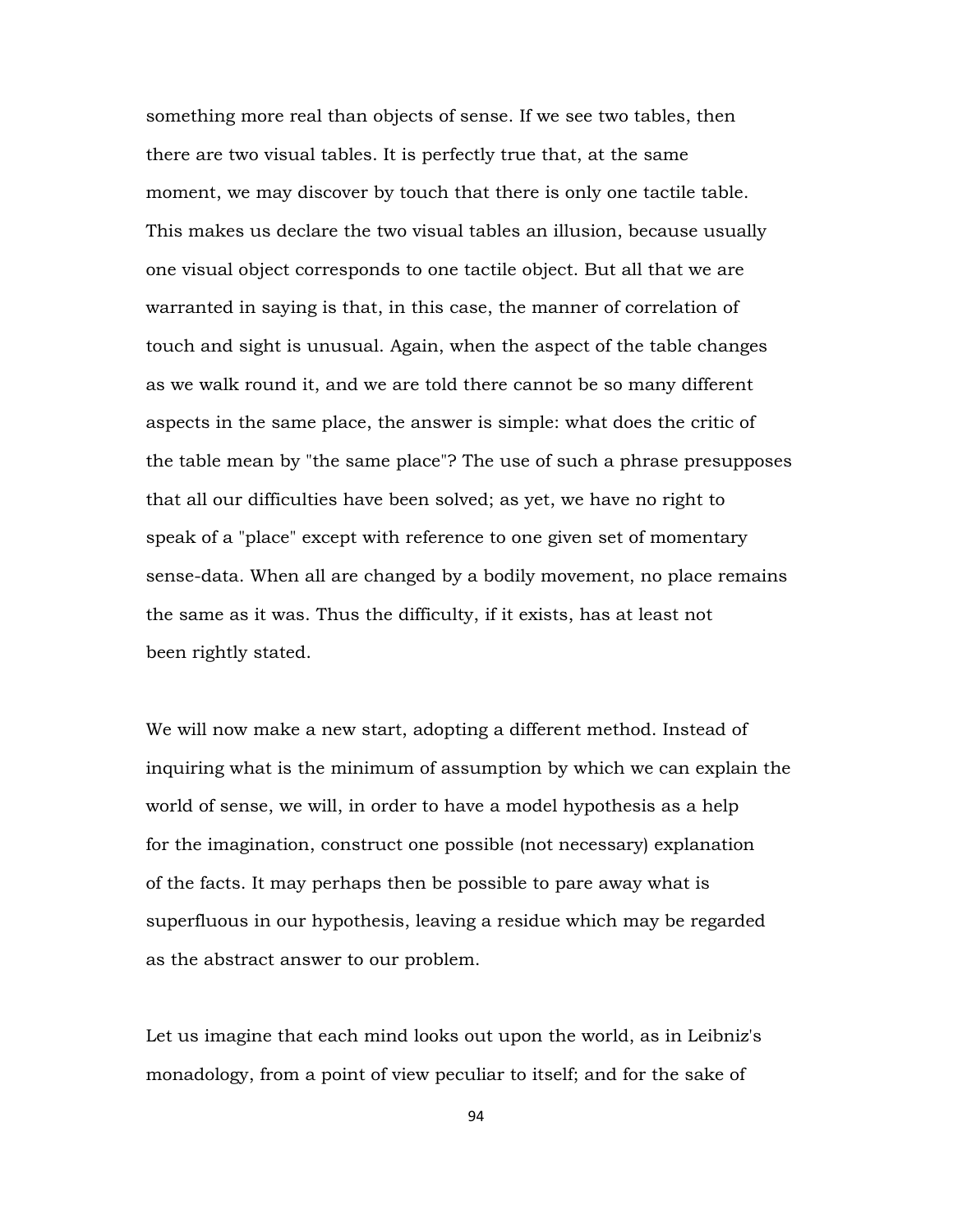something more real than objects of sense. If we see two tables, then there are two visual tables. It is perfectly true that, at the same moment, we may discover by touch that there is only one tactile table. This makes us declare the two visual tables an illusion, because usually one visual object corresponds to one tactile object. But all that we are warranted in saying is that, in this case, the manner of correlation of touch and sight is unusual. Again, when the aspect of the table changes as we walk round it, and we are told there cannot be so many different aspects in the same place, the answer is simple: what does the critic of the table mean by "the same place"? The use of such a phrase presupposes that all our difficulties have been solved; as yet, we have no right to speak of a "place" except with reference to one given set of momentary sense-data. When all are changed by a bodily movement, no place remains the same as it was. Thus the difficulty, if it exists, has at least not been rightly stated.

We will now make a new start, adopting a different method. Instead of inquiring what is the minimum of assumption by which we can explain the world of sense, we will, in order to have a model hypothesis as a help for the imagination, construct one possible (not necessary) explanation of the facts. It may perhaps then be possible to pare away what is superfluous in our hypothesis, leaving a residue which may be regarded as the abstract answer to our problem.

Let us imagine that each mind looks out upon the world, as in Leibniz's monadology, from a point of view peculiar to itself; and for the sake of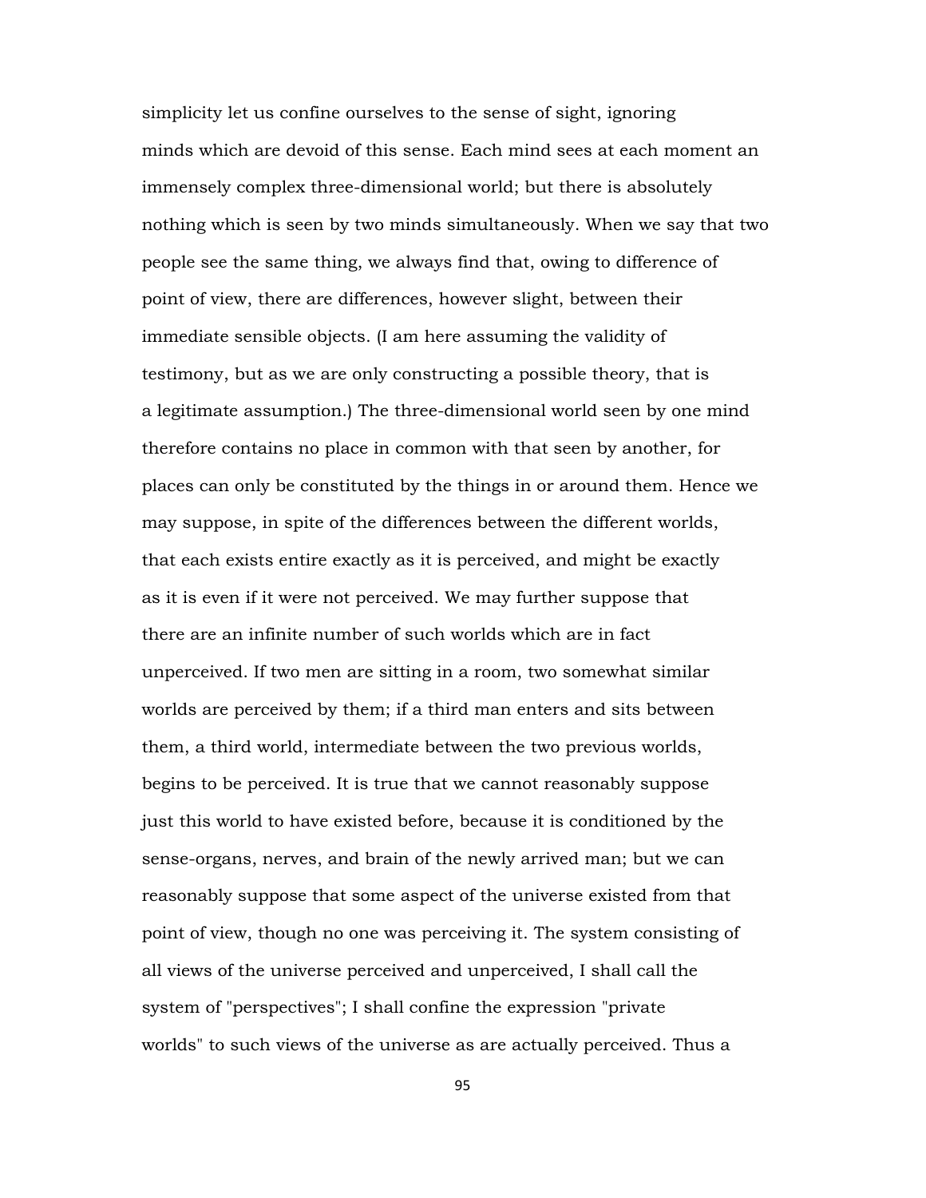simplicity let us confine ourselves to the sense of sight, ignoring minds which are devoid of this sense. Each mind sees at each moment an immensely complex three-dimensional world; but there is absolutely nothing which is seen by two minds simultaneously. When we say that two people see the same thing, we always find that, owing to difference of point of view, there are differences, however slight, between their immediate sensible objects. (I am here assuming the validity of testimony, but as we are only constructing a possible theory, that is a legitimate assumption.) The three-dimensional world seen by one mind therefore contains no place in common with that seen by another, for places can only be constituted by the things in or around them. Hence we may suppose, in spite of the differences between the different worlds, that each exists entire exactly as it is perceived, and might be exactly as it is even if it were not perceived. We may further suppose that there are an infinite number of such worlds which are in fact unperceived. If two men are sitting in a room, two somewhat similar worlds are perceived by them; if a third man enters and sits between them, a third world, intermediate between the two previous worlds, begins to be perceived. It is true that we cannot reasonably suppose just this world to have existed before, because it is conditioned by the sense-organs, nerves, and brain of the newly arrived man; but we can reasonably suppose that some aspect of the universe existed from that point of view, though no one was perceiving it. The system consisting of all views of the universe perceived and unperceived, I shall call the system of "perspectives"; I shall confine the expression "private worlds" to such views of the universe as are actually perceived. Thus a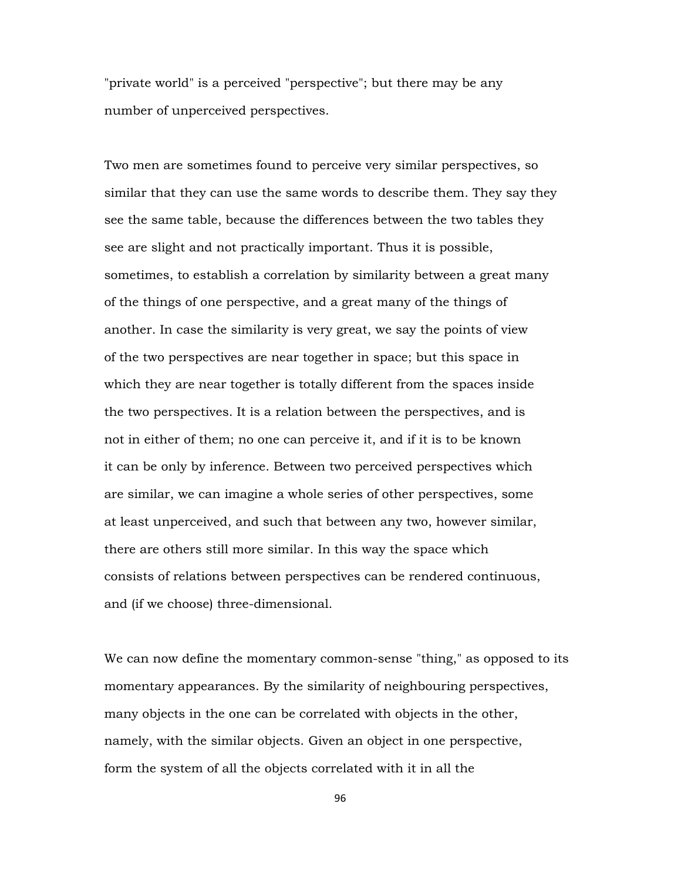"private world" is a perceived "perspective"; but there may be any number of unperceived perspectives.

Two men are sometimes found to perceive very similar perspectives, so similar that they can use the same words to describe them. They say they see the same table, because the differences between the two tables they see are slight and not practically important. Thus it is possible, sometimes, to establish a correlation by similarity between a great many of the things of one perspective, and a great many of the things of another. In case the similarity is very great, we say the points of view of the two perspectives are near together in space; but this space in which they are near together is totally different from the spaces inside the two perspectives. It is a relation between the perspectives, and is not in either of them; no one can perceive it, and if it is to be known it can be only by inference. Between two perceived perspectives which are similar, we can imagine a whole series of other perspectives, some at least unperceived, and such that between any two, however similar, there are others still more similar. In this way the space which consists of relations between perspectives can be rendered continuous, and (if we choose) three-dimensional.

We can now define the momentary common-sense "thing," as opposed to its momentary appearances. By the similarity of neighbouring perspectives, many objects in the one can be correlated with objects in the other, namely, with the similar objects. Given an object in one perspective, form the system of all the objects correlated with it in all the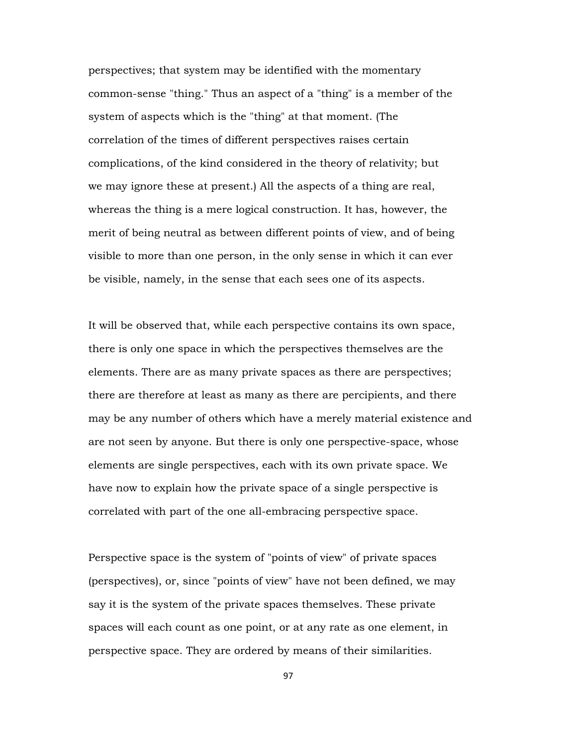perspectives; that system may be identified with the momentary common-sense "thing." Thus an aspect of a "thing" is a member of the system of aspects which is the "thing" at that moment. (The correlation of the times of different perspectives raises certain complications, of the kind considered in the theory of relativity; but we may ignore these at present.) All the aspects of a thing are real, whereas the thing is a mere logical construction. It has, however, the merit of being neutral as between different points of view, and of being visible to more than one person, in the only sense in which it can ever be visible, namely, in the sense that each sees one of its aspects.

It will be observed that, while each perspective contains its own space, there is only one space in which the perspectives themselves are the elements. There are as many private spaces as there are perspectives; there are therefore at least as many as there are percipients, and there may be any number of others which have a merely material existence and are not seen by anyone. But there is only one perspective-space, whose elements are single perspectives, each with its own private space. We have now to explain how the private space of a single perspective is correlated with part of the one all-embracing perspective space.

Perspective space is the system of "points of view" of private spaces (perspectives), or, since "points of view" have not been defined, we may say it is the system of the private spaces themselves. These private spaces will each count as one point, or at any rate as one element, in perspective space. They are ordered by means of their similarities.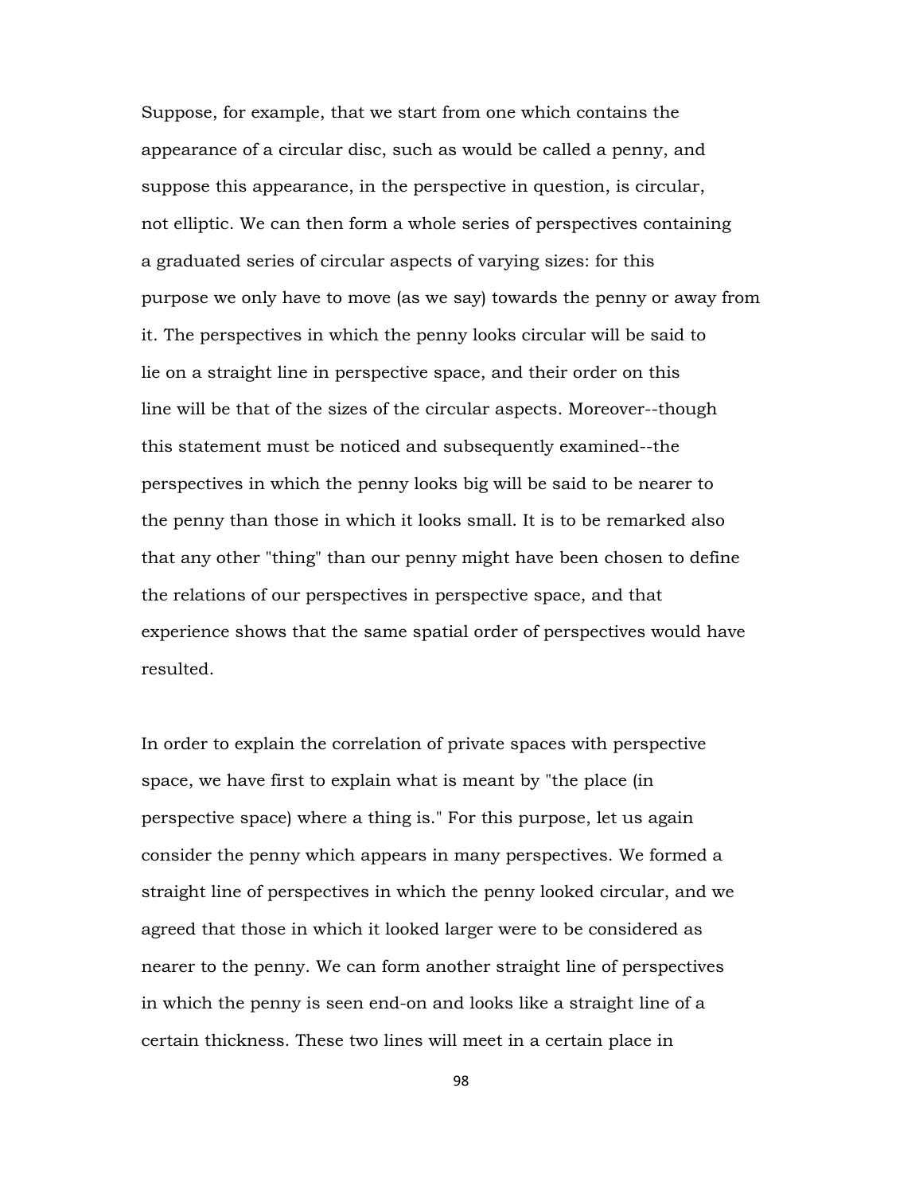Suppose, for example, that we start from one which contains the appearance of a circular disc, such as would be called a penny, and suppose this appearance, in the perspective in question, is circular, not elliptic. We can then form a whole series of perspectives containing a graduated series of circular aspects of varying sizes: for this purpose we only have to move (as we say) towards the penny or away from it. The perspectives in which the penny looks circular will be said to lie on a straight line in perspective space, and their order on this line will be that of the sizes of the circular aspects. Moreover--though this statement must be noticed and subsequently examined--the perspectives in which the penny looks big will be said to be nearer to the penny than those in which it looks small. It is to be remarked also that any other "thing" than our penny might have been chosen to define the relations of our perspectives in perspective space, and that experience shows that the same spatial order of perspectives would have resulted.

In order to explain the correlation of private spaces with perspective space, we have first to explain what is meant by "the place (in perspective space) where a thing is." For this purpose, let us again consider the penny which appears in many perspectives. We formed a straight line of perspectives in which the penny looked circular, and we agreed that those in which it looked larger were to be considered as nearer to the penny. We can form another straight line of perspectives in which the penny is seen end-on and looks like a straight line of a certain thickness. These two lines will meet in a certain place in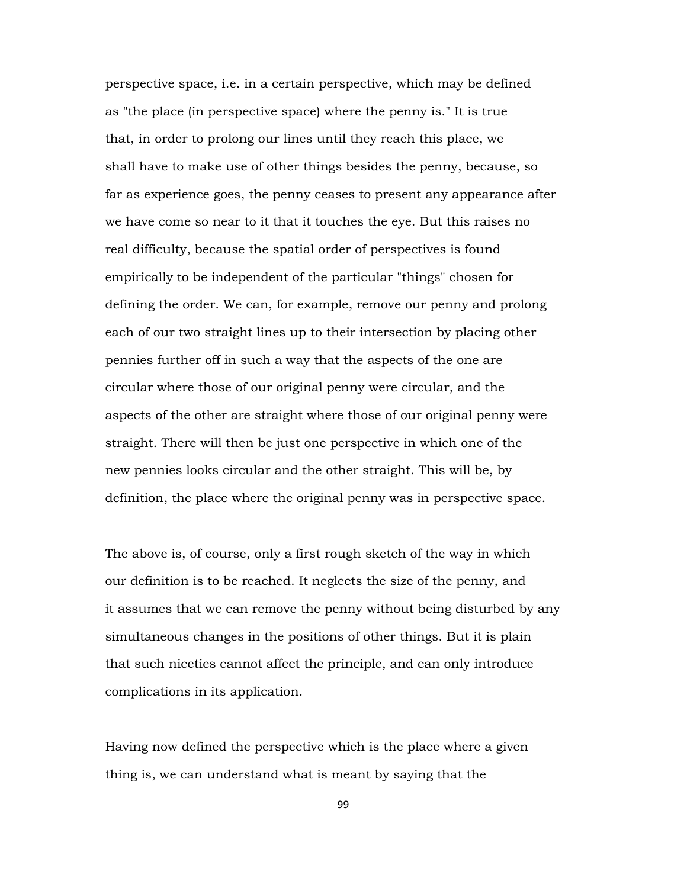perspective space, i.e. in a certain perspective, which may be defined as "the place (in perspective space) where the penny is." It is true that, in order to prolong our lines until they reach this place, we shall have to make use of other things besides the penny, because, so far as experience goes, the penny ceases to present any appearance after we have come so near to it that it touches the eye. But this raises no real difficulty, because the spatial order of perspectives is found empirically to be independent of the particular "things" chosen for defining the order. We can, for example, remove our penny and prolong each of our two straight lines up to their intersection by placing other pennies further off in such a way that the aspects of the one are circular where those of our original penny were circular, and the aspects of the other are straight where those of our original penny were straight. There will then be just one perspective in which one of the new pennies looks circular and the other straight. This will be, by definition, the place where the original penny was in perspective space.

The above is, of course, only a first rough sketch of the way in which our definition is to be reached. It neglects the size of the penny, and it assumes that we can remove the penny without being disturbed by any simultaneous changes in the positions of other things. But it is plain that such niceties cannot affect the principle, and can only introduce complications in its application.

Having now defined the perspective which is the place where a given thing is, we can understand what is meant by saying that the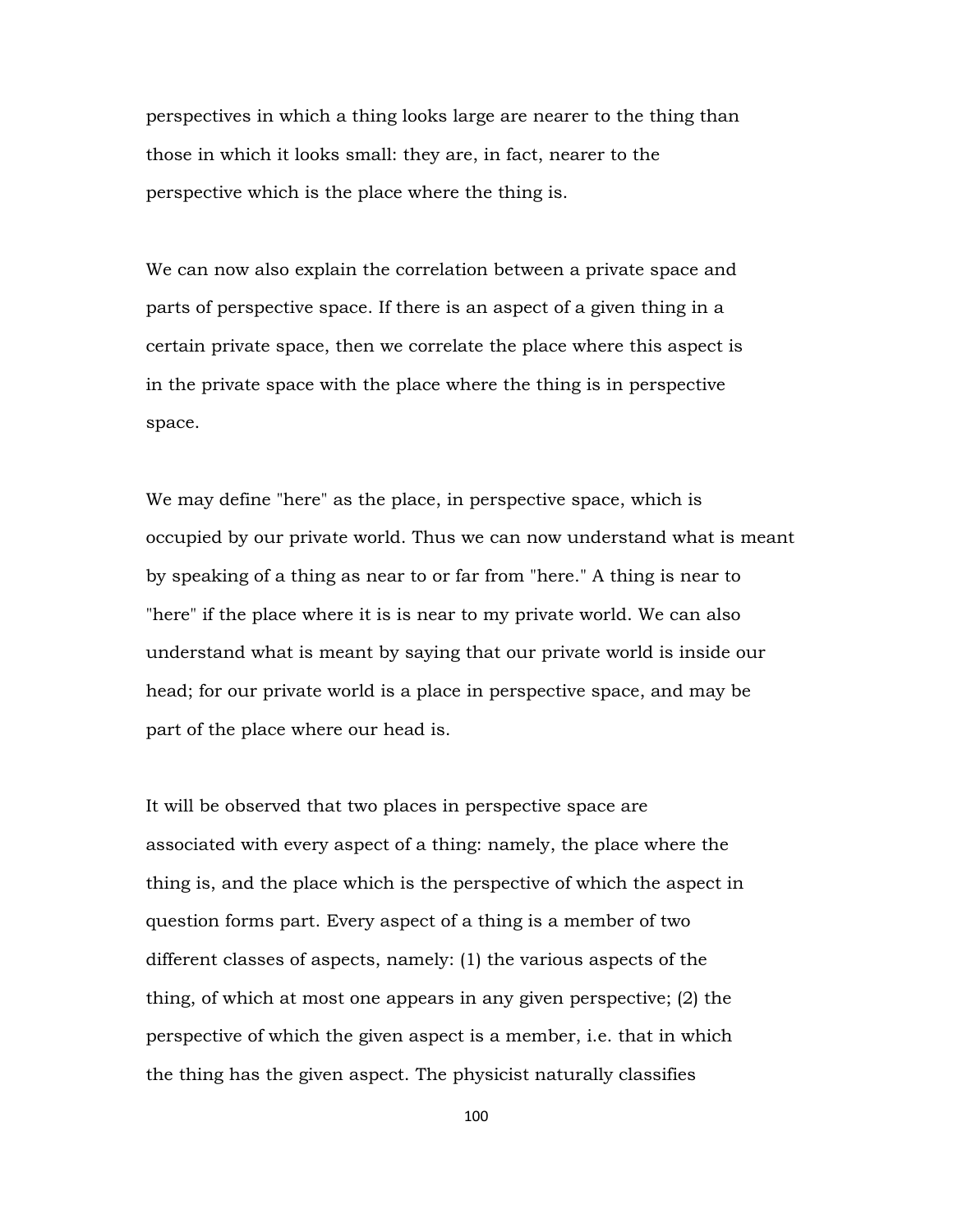perspectives in which a thing looks large are nearer to the thing than those in which it looks small: they are, in fact, nearer to the perspective which is the place where the thing is.

We can now also explain the correlation between a private space and parts of perspective space. If there is an aspect of a given thing in a certain private space, then we correlate the place where this aspect is in the private space with the place where the thing is in perspective space.

We may define "here" as the place, in perspective space, which is occupied by our private world. Thus we can now understand what is meant by speaking of a thing as near to or far from "here." A thing is near to "here" if the place where it is is near to my private world. We can also understand what is meant by saying that our private world is inside our head; for our private world is a place in perspective space, and may be part of the place where our head is.

It will be observed that two places in perspective space are associated with every aspect of a thing: namely, the place where the thing is, and the place which is the perspective of which the aspect in question forms part. Every aspect of a thing is a member of two different classes of aspects, namely: (1) the various aspects of the thing, of which at most one appears in any given perspective; (2) the perspective of which the given aspect is a member, i.e. that in which the thing has the given aspect. The physicist naturally classifies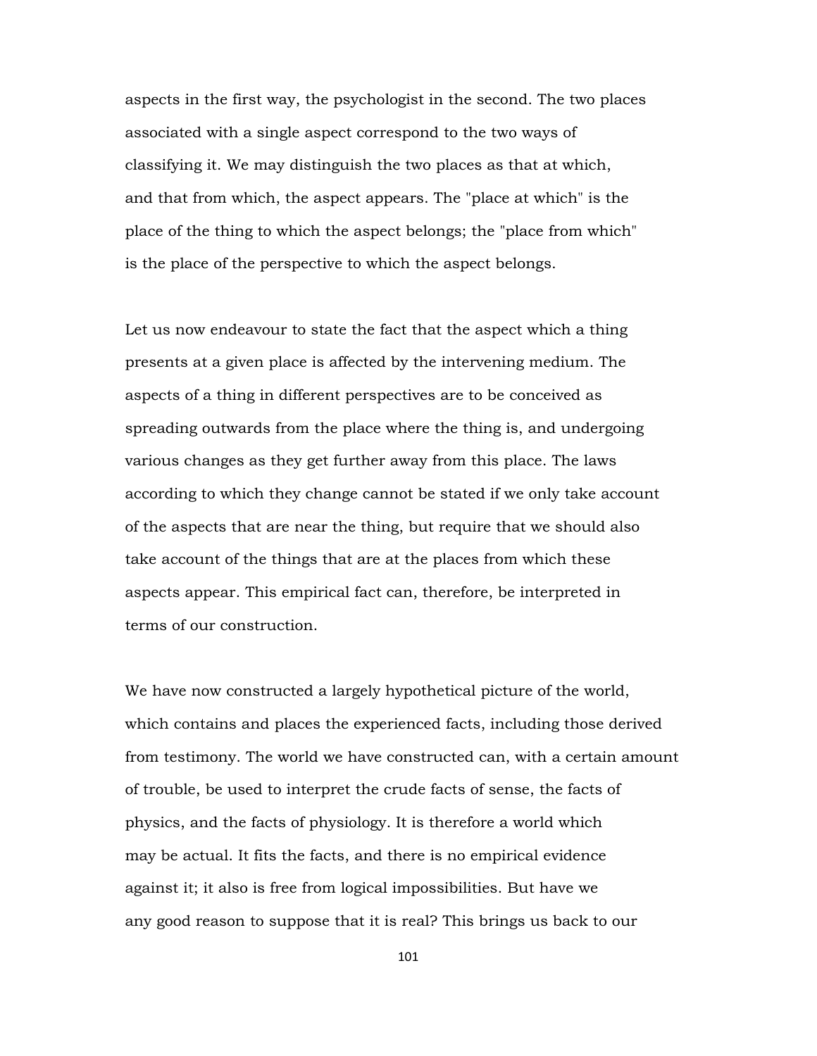aspects in the first way, the psychologist in the second. The two places associated with a single aspect correspond to the two ways of classifying it. We may distinguish the two places as that at which, and that from which, the aspect appears. The "place at which" is the place of the thing to which the aspect belongs; the "place from which" is the place of the perspective to which the aspect belongs.

Let us now endeavour to state the fact that the aspect which a thing presents at a given place is affected by the intervening medium. The aspects of a thing in different perspectives are to be conceived as spreading outwards from the place where the thing is, and undergoing various changes as they get further away from this place. The laws according to which they change cannot be stated if we only take account of the aspects that are near the thing, but require that we should also take account of the things that are at the places from which these aspects appear. This empirical fact can, therefore, be interpreted in terms of our construction.

We have now constructed a largely hypothetical picture of the world, which contains and places the experienced facts, including those derived from testimony. The world we have constructed can, with a certain amount of trouble, be used to interpret the crude facts of sense, the facts of physics, and the facts of physiology. It is therefore a world which may be actual. It fits the facts, and there is no empirical evidence against it; it also is free from logical impossibilities. But have we any good reason to suppose that it is real? This brings us back to our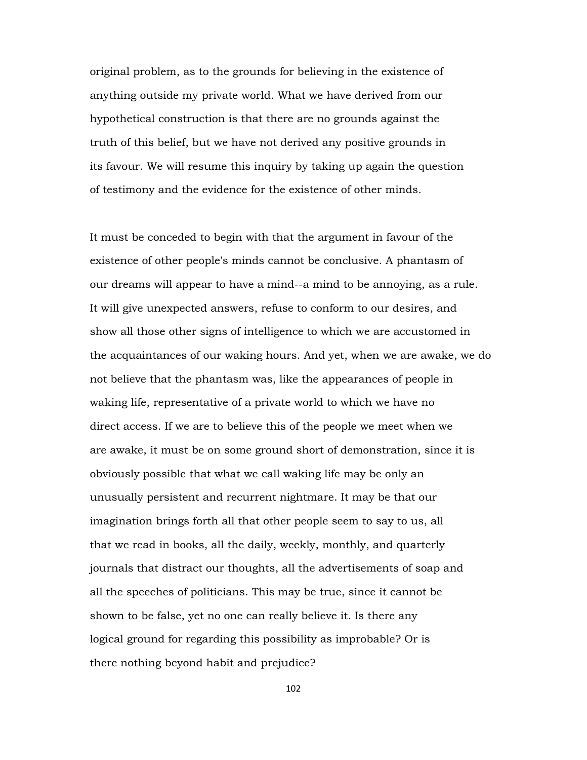original problem, as to the grounds for believing in the existence of anything outside my private world. What we have derived from our hypothetical construction is that there are no grounds against the truth of this belief, but we have not derived any positive grounds in its favour. We will resume this inquiry by taking up again the question of testimony and the evidence for the existence of other minds.

It must be conceded to begin with that the argument in favour of the existence of other people's minds cannot be conclusive. A phantasm of our dreams will appear to have a mind--a mind to be annoying, as a rule. It will give unexpected answers, refuse to conform to our desires, and show all those other signs of intelligence to which we are accustomed in the acquaintances of our waking hours. And yet, when we are awake, we do not believe that the phantasm was, like the appearances of people in waking life, representative of a private world to which we have no direct access. If we are to believe this of the people we meet when we are awake, it must be on some ground short of demonstration, since it is obviously possible that what we call waking life may be only an unusually persistent and recurrent nightmare. It may be that our imagination brings forth all that other people seem to say to us, all that we read in books, all the daily, weekly, monthly, and quarterly journals that distract our thoughts, all the advertisements of soap and all the speeches of politicians. This may be true, since it cannot be shown to be false, yet no one can really believe it. Is there any logical ground for regarding this possibility as improbable? Or is there nothing beyond habit and prejudice?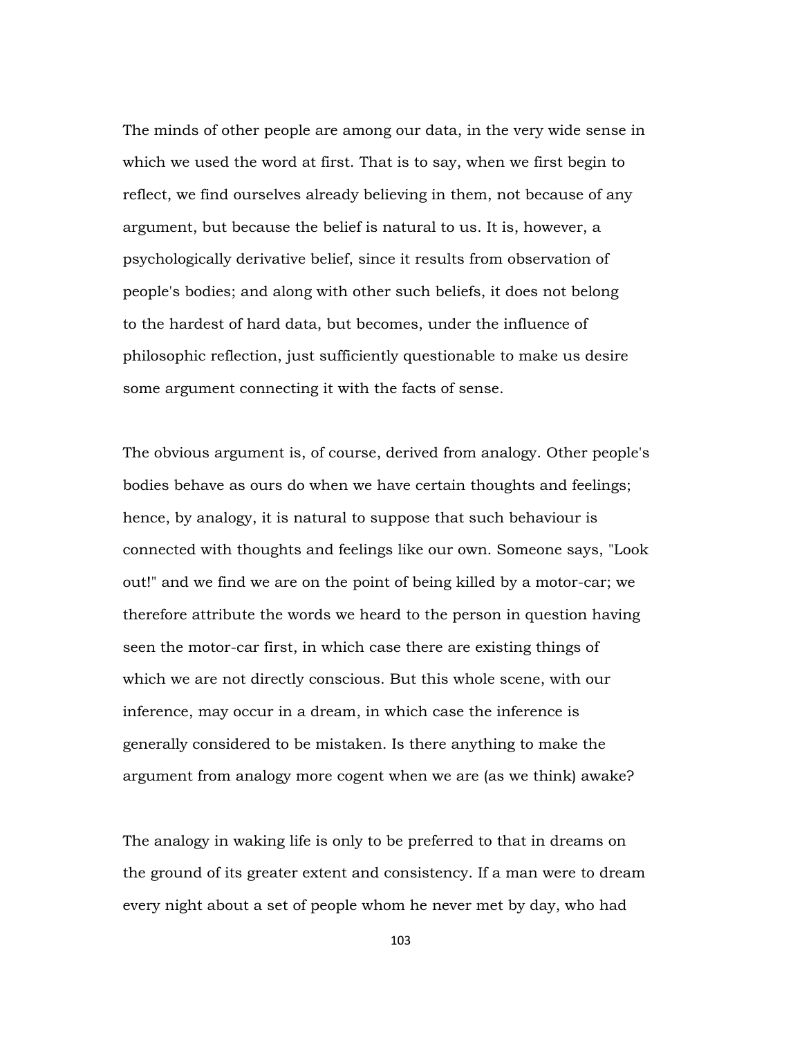The minds of other people are among our data, in the very wide sense in which we used the word at first. That is to say, when we first begin to reflect, we find ourselves already believing in them, not because of any argument, but because the belief is natural to us. It is, however, a psychologically derivative belief, since it results from observation of people's bodies; and along with other such beliefs, it does not belong to the hardest of hard data, but becomes, under the influence of philosophic reflection, just sufficiently questionable to make us desire some argument connecting it with the facts of sense.

The obvious argument is, of course, derived from analogy. Other people's bodies behave as ours do when we have certain thoughts and feelings; hence, by analogy, it is natural to suppose that such behaviour is connected with thoughts and feelings like our own. Someone says, "Look out!" and we find we are on the point of being killed by a motor-car; we therefore attribute the words we heard to the person in question having seen the motor-car first, in which case there are existing things of which we are not directly conscious. But this whole scene, with our inference, may occur in a dream, in which case the inference is generally considered to be mistaken. Is there anything to make the argument from analogy more cogent when we are (as we think) awake?

The analogy in waking life is only to be preferred to that in dreams on the ground of its greater extent and consistency. If a man were to dream every night about a set of people whom he never met by day, who had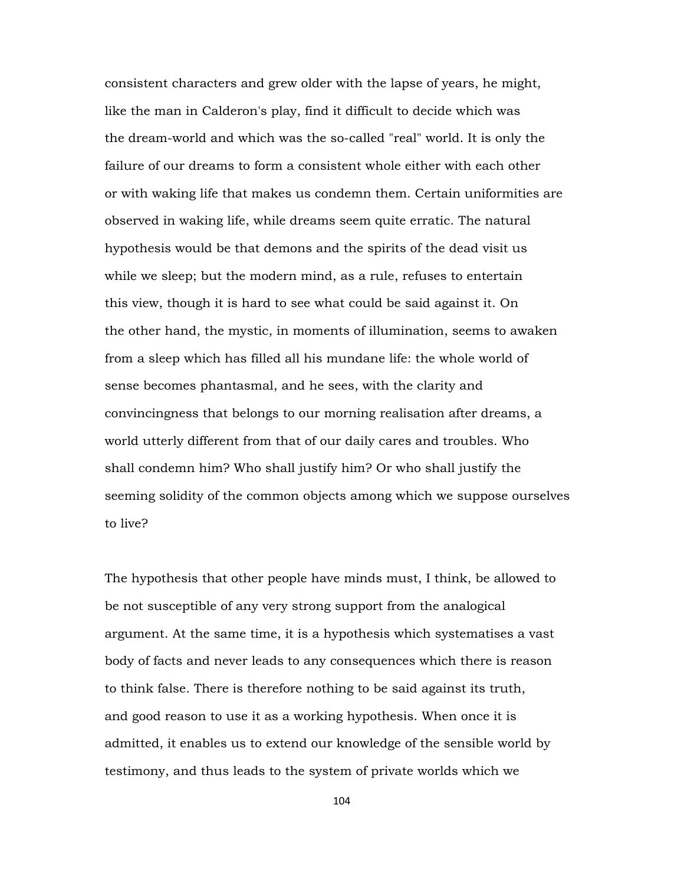consistent characters and grew older with the lapse of years, he might, like the man in Calderon's play, find it difficult to decide which was the dream-world and which was the so-called "real" world. It is only the failure of our dreams to form a consistent whole either with each other or with waking life that makes us condemn them. Certain uniformities are observed in waking life, while dreams seem quite erratic. The natural hypothesis would be that demons and the spirits of the dead visit us while we sleep; but the modern mind, as a rule, refuses to entertain this view, though it is hard to see what could be said against it. On the other hand, the mystic, in moments of illumination, seems to awaken from a sleep which has filled all his mundane life: the whole world of sense becomes phantasmal, and he sees, with the clarity and convincingness that belongs to our morning realisation after dreams, a world utterly different from that of our daily cares and troubles. Who shall condemn him? Who shall justify him? Or who shall justify the seeming solidity of the common objects among which we suppose ourselves to live?

The hypothesis that other people have minds must, I think, be allowed to be not susceptible of any very strong support from the analogical argument. At the same time, it is a hypothesis which systematises a vast body of facts and never leads to any consequences which there is reason to think false. There is therefore nothing to be said against its truth, and good reason to use it as a working hypothesis. When once it is admitted, it enables us to extend our knowledge of the sensible world by testimony, and thus leads to the system of private worlds which we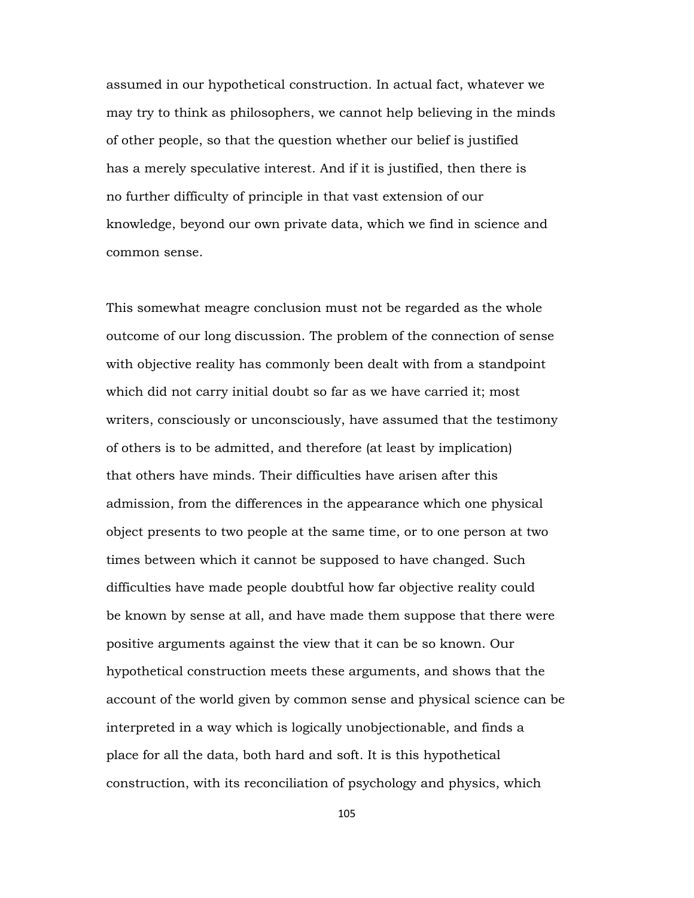assumed in our hypothetical construction. In actual fact, whatever we may try to think as philosophers, we cannot help believing in the minds of other people, so that the question whether our belief is justified has a merely speculative interest. And if it is justified, then there is no further difficulty of principle in that vast extension of our knowledge, beyond our own private data, which we find in science and common sense.

This somewhat meagre conclusion must not be regarded as the whole outcome of our long discussion. The problem of the connection of sense with objective reality has commonly been dealt with from a standpoint which did not carry initial doubt so far as we have carried it; most writers, consciously or unconsciously, have assumed that the testimony of others is to be admitted, and therefore (at least by implication) that others have minds. Their difficulties have arisen after this admission, from the differences in the appearance which one physical object presents to two people at the same time, or to one person at two times between which it cannot be supposed to have changed. Such difficulties have made people doubtful how far objective reality could be known by sense at all, and have made them suppose that there were positive arguments against the view that it can be so known. Our hypothetical construction meets these arguments, and shows that the account of the world given by common sense and physical science can be interpreted in a way which is logically unobjectionable, and finds a place for all the data, both hard and soft. It is this hypothetical construction, with its reconciliation of psychology and physics, which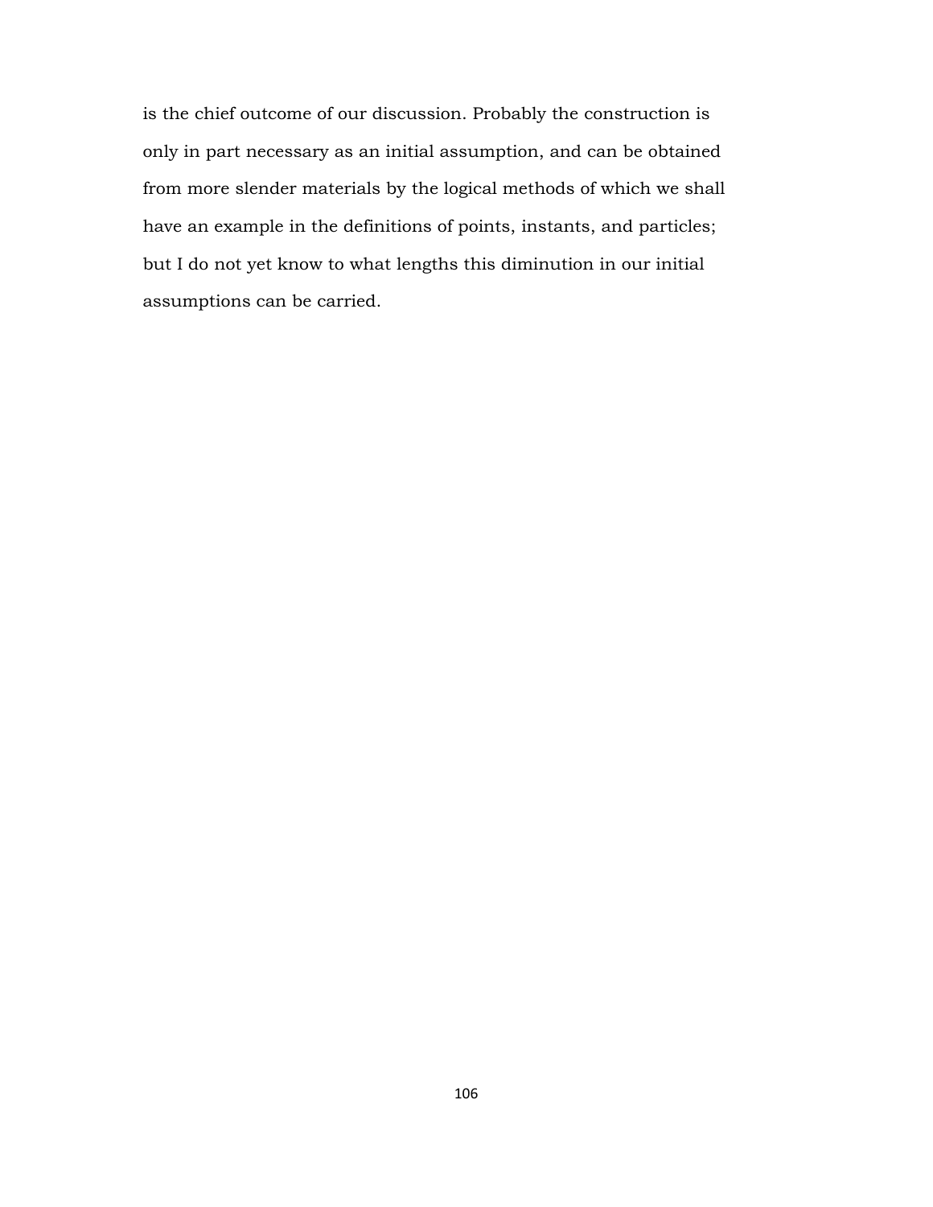is the chief outcome of our discussion. Probably the construction is only in part necessary as an initial assumption, and can be obtained from more slender materials by the logical methods of which we shall have an example in the definitions of points, instants, and particles; but I do not yet know to what lengths this diminution in our initial assumptions can be carried.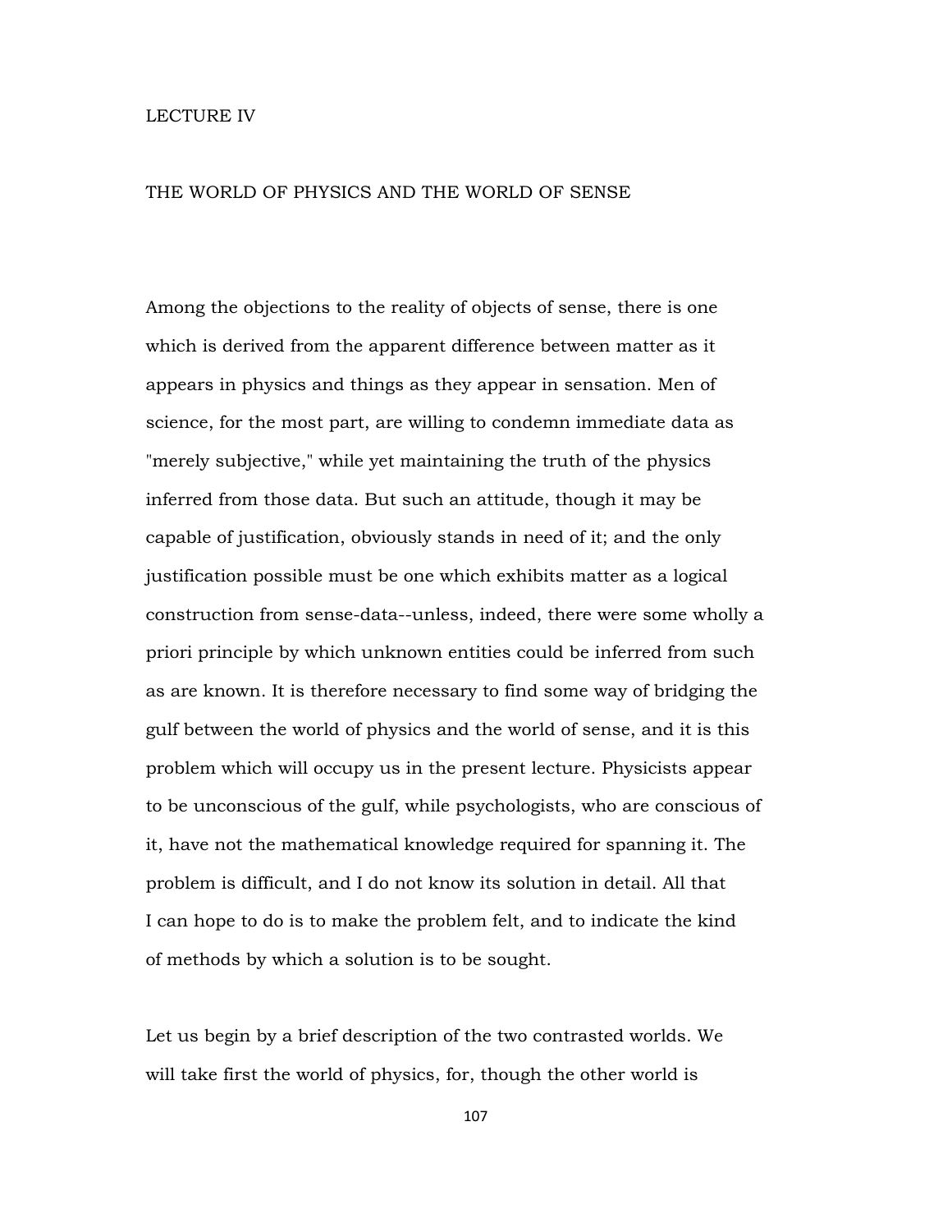## LECTURE IV

## THE WORLD OF PHYSICS AND THE WORLD OF SENSE

Among the objections to the reality of objects of sense, there is one which is derived from the apparent difference between matter as it appears in physics and things as they appear in sensation. Men of science, for the most part, are willing to condemn immediate data as "merely subjective," while yet maintaining the truth of the physics inferred from those data. But such an attitude, though it may be capable of justification, obviously stands in need of it; and the only justification possible must be one which exhibits matter as a logical construction from sense-data--unless, indeed, there were some wholly a priori principle by which unknown entities could be inferred from such as are known. It is therefore necessary to find some way of bridging the gulf between the world of physics and the world of sense, and it is this problem which will occupy us in the present lecture. Physicists appear to be unconscious of the gulf, while psychologists, who are conscious of it, have not the mathematical knowledge required for spanning it. The problem is difficult, and I do not know its solution in detail. All that I can hope to do is to make the problem felt, and to indicate the kind of methods by which a solution is to be sought.

Let us begin by a brief description of the two contrasted worlds. We will take first the world of physics, for, though the other world is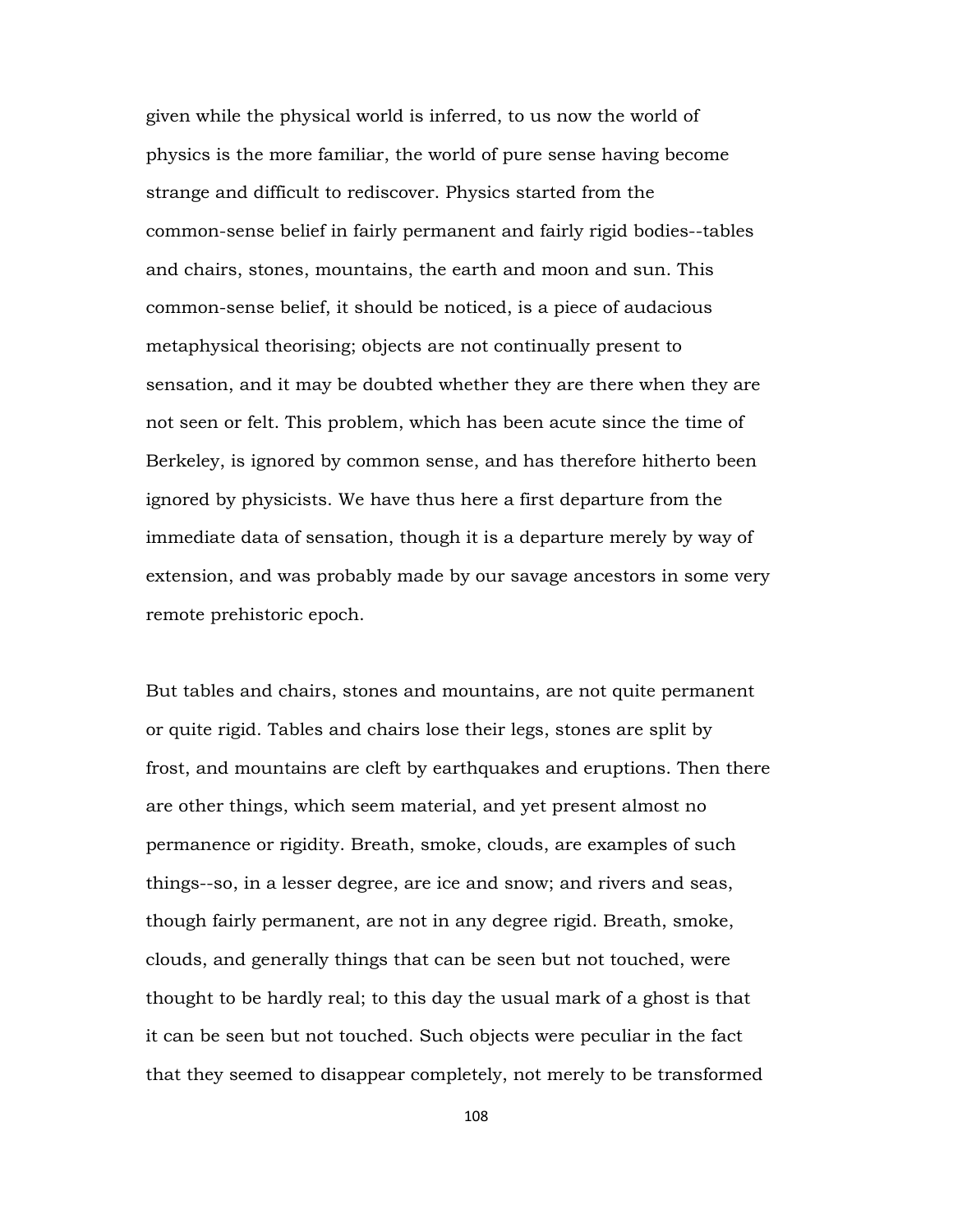given while the physical world is inferred, to us now the world of physics is the more familiar, the world of pure sense having become strange and difficult to rediscover. Physics started from the common-sense belief in fairly permanent and fairly rigid bodies--tables and chairs, stones, mountains, the earth and moon and sun. This common-sense belief, it should be noticed, is a piece of audacious metaphysical theorising; objects are not continually present to sensation, and it may be doubted whether they are there when they are not seen or felt. This problem, which has been acute since the time of Berkeley, is ignored by common sense, and has therefore hitherto been ignored by physicists. We have thus here a first departure from the immediate data of sensation, though it is a departure merely by way of extension, and was probably made by our savage ancestors in some very remote prehistoric epoch.

But tables and chairs, stones and mountains, are not quite permanent or quite rigid. Tables and chairs lose their legs, stones are split by frost, and mountains are cleft by earthquakes and eruptions. Then there are other things, which seem material, and yet present almost no permanence or rigidity. Breath, smoke, clouds, are examples of such things--so, in a lesser degree, are ice and snow; and rivers and seas, though fairly permanent, are not in any degree rigid. Breath, smoke, clouds, and generally things that can be seen but not touched, were thought to be hardly real; to this day the usual mark of a ghost is that it can be seen but not touched. Such objects were peculiar in the fact that they seemed to disappear completely, not merely to be transformed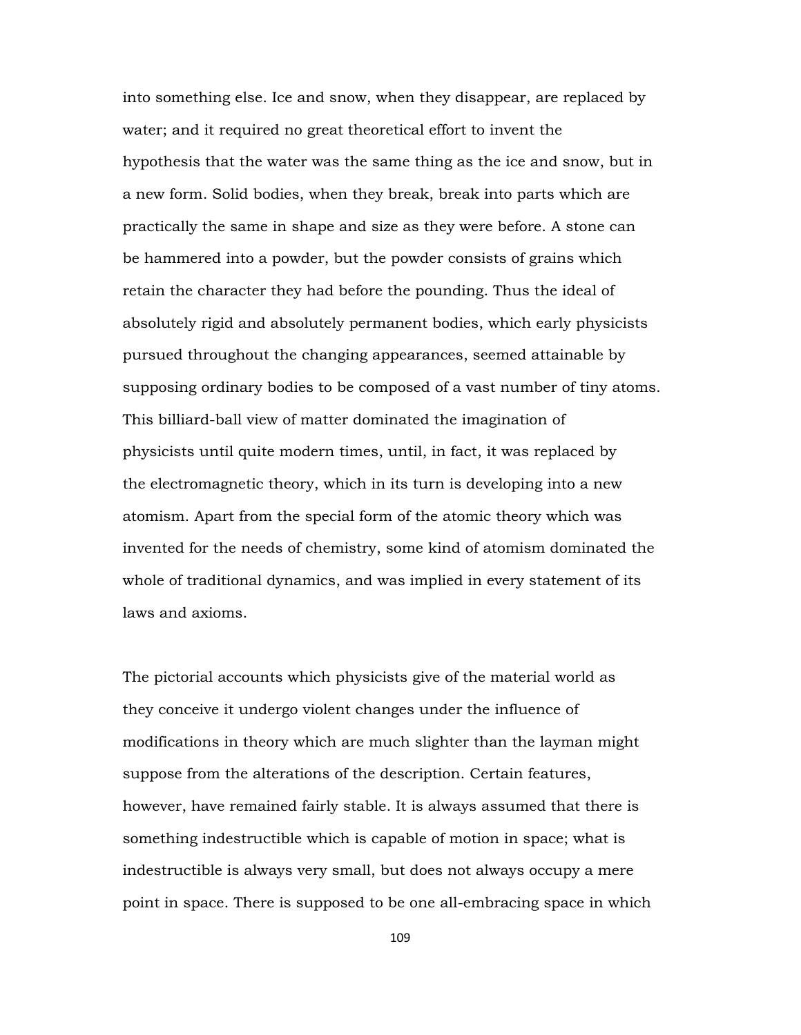into something else. Ice and snow, when they disappear, are replaced by water; and it required no great theoretical effort to invent the hypothesis that the water was the same thing as the ice and snow, but in a new form. Solid bodies, when they break, break into parts which are practically the same in shape and size as they were before. A stone can be hammered into a powder, but the powder consists of grains which retain the character they had before the pounding. Thus the ideal of absolutely rigid and absolutely permanent bodies, which early physicists pursued throughout the changing appearances, seemed attainable by supposing ordinary bodies to be composed of a vast number of tiny atoms. This billiard-ball view of matter dominated the imagination of physicists until quite modern times, until, in fact, it was replaced by the electromagnetic theory, which in its turn is developing into a new atomism. Apart from the special form of the atomic theory which was invented for the needs of chemistry, some kind of atomism dominated the whole of traditional dynamics, and was implied in every statement of its laws and axioms.

The pictorial accounts which physicists give of the material world as they conceive it undergo violent changes under the influence of modifications in theory which are much slighter than the layman might suppose from the alterations of the description. Certain features, however, have remained fairly stable. It is always assumed that there is something indestructible which is capable of motion in space; what is indestructible is always very small, but does not always occupy a mere point in space. There is supposed to be one all-embracing space in which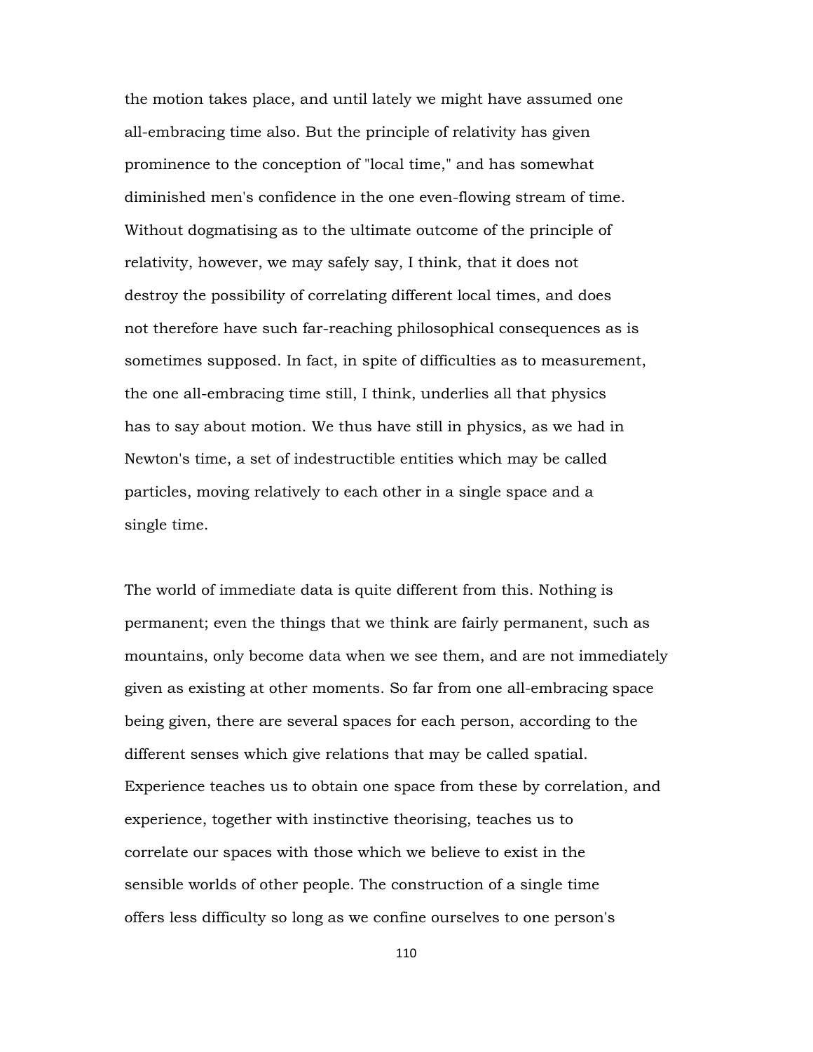the motion takes place, and until lately we might have assumed one all-embracing time also. But the principle of relativity has given prominence to the conception of "local time," and has somewhat diminished men's confidence in the one even-flowing stream of time. Without dogmatising as to the ultimate outcome of the principle of relativity, however, we may safely say, I think, that it does not destroy the possibility of correlating different local times, and does not therefore have such far-reaching philosophical consequences as is sometimes supposed. In fact, in spite of difficulties as to measurement, the one all-embracing time still, I think, underlies all that physics has to say about motion. We thus have still in physics, as we had in Newton's time, a set of indestructible entities which may be called particles, moving relatively to each other in a single space and a single time.

The world of immediate data is quite different from this. Nothing is permanent; even the things that we think are fairly permanent, such as mountains, only become data when we see them, and are not immediately given as existing at other moments. So far from one all-embracing space being given, there are several spaces for each person, according to the different senses which give relations that may be called spatial. Experience teaches us to obtain one space from these by correlation, and experience, together with instinctive theorising, teaches us to correlate our spaces with those which we believe to exist in the sensible worlds of other people. The construction of a single time offers less difficulty so long as we confine ourselves to one person's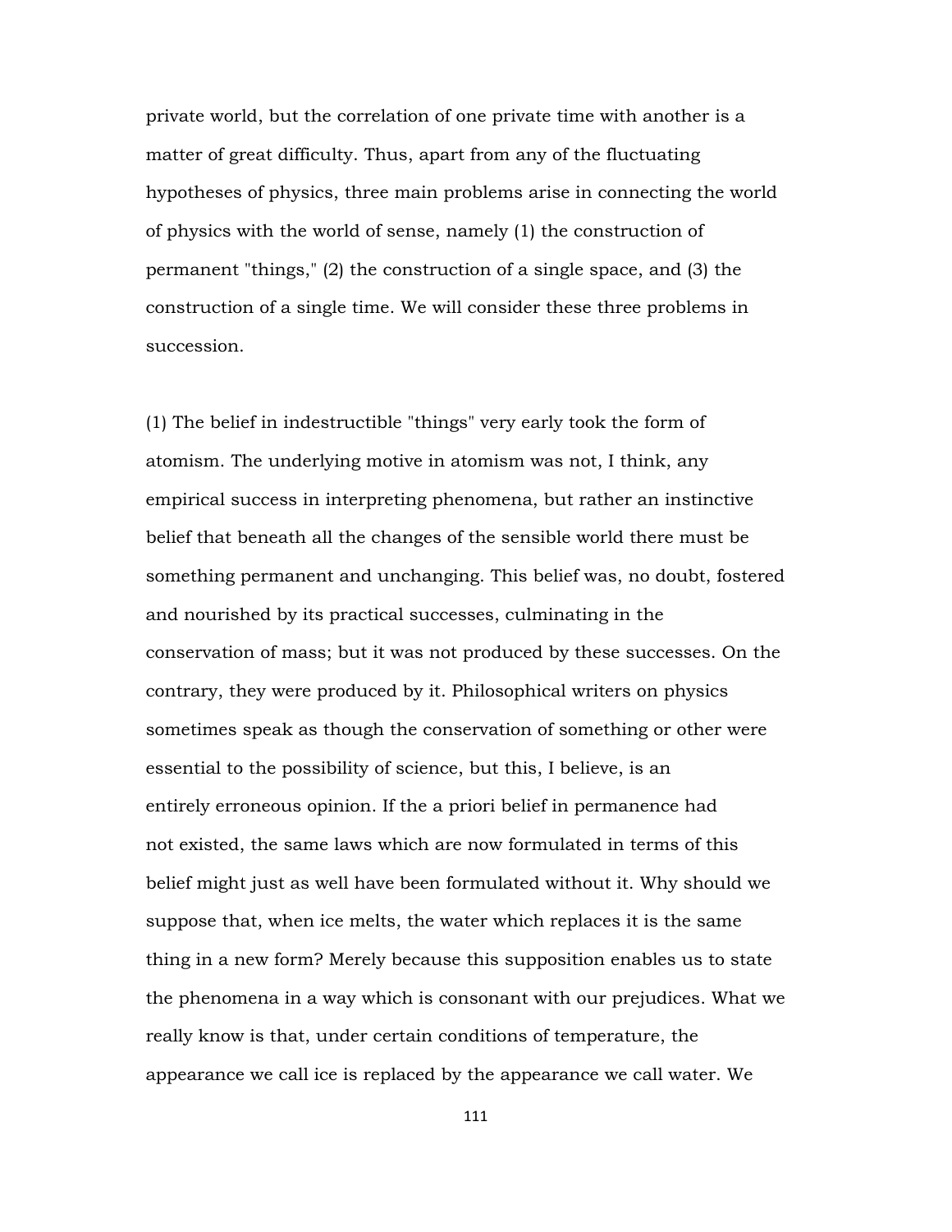private world, but the correlation of one private time with another is a matter of great difficulty. Thus, apart from any of the fluctuating hypotheses of physics, three main problems arise in connecting the world of physics with the world of sense, namely (1) the construction of permanent "things," (2) the construction of a single space, and (3) the construction of a single time. We will consider these three problems in succession.

(1) The belief in indestructible "things" very early took the form of atomism. The underlying motive in atomism was not, I think, any empirical success in interpreting phenomena, but rather an instinctive belief that beneath all the changes of the sensible world there must be something permanent and unchanging. This belief was, no doubt, fostered and nourished by its practical successes, culminating in the conservation of mass; but it was not produced by these successes. On the contrary, they were produced by it. Philosophical writers on physics sometimes speak as though the conservation of something or other were essential to the possibility of science, but this, I believe, is an entirely erroneous opinion. If the a priori belief in permanence had not existed, the same laws which are now formulated in terms of this belief might just as well have been formulated without it. Why should we suppose that, when ice melts, the water which replaces it is the same thing in a new form? Merely because this supposition enables us to state the phenomena in a way which is consonant with our prejudices. What we really know is that, under certain conditions of temperature, the appearance we call ice is replaced by the appearance we call water. We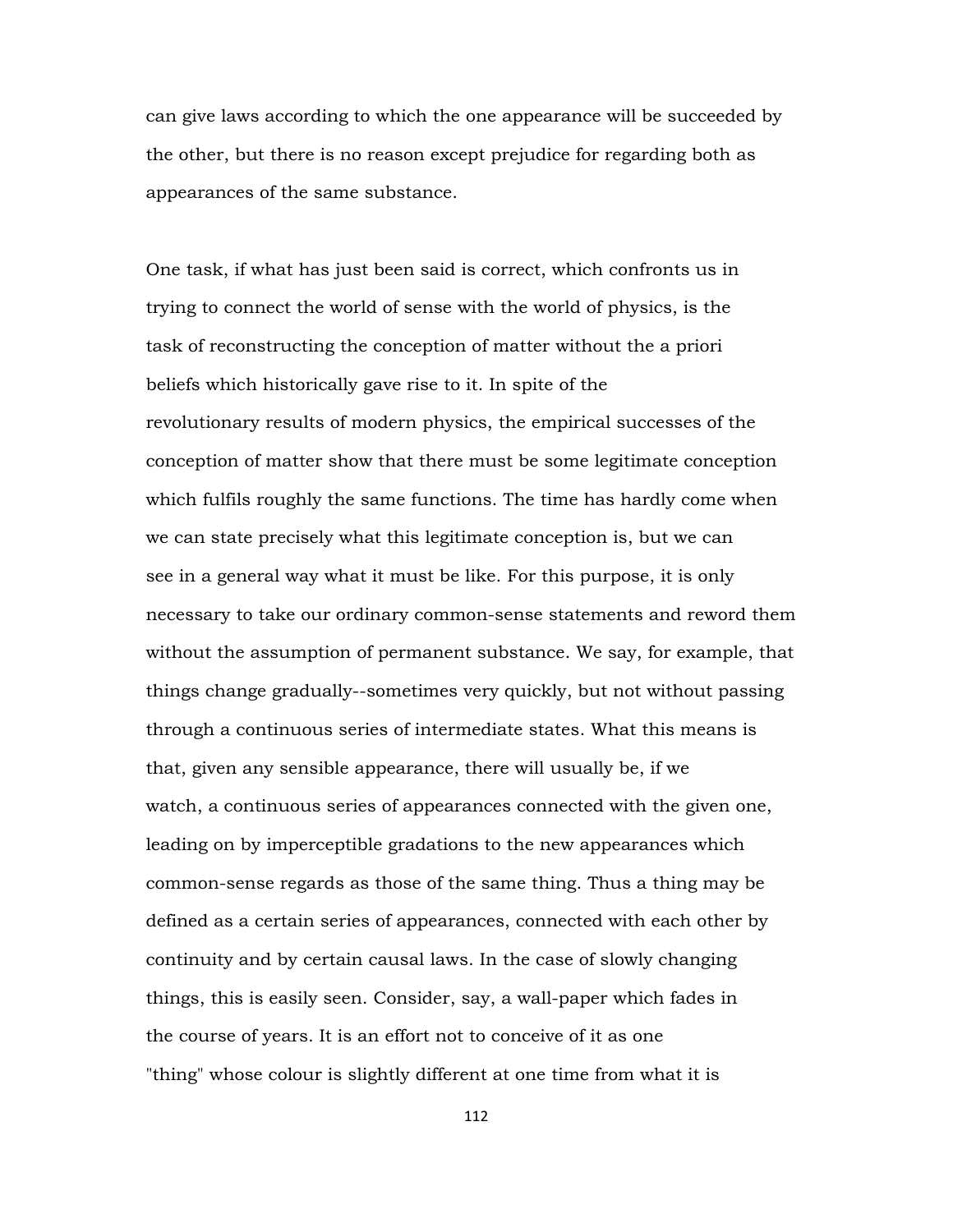can give laws according to which the one appearance will be succeeded by the other, but there is no reason except prejudice for regarding both as appearances of the same substance.

One task, if what has just been said is correct, which confronts us in trying to connect the world of sense with the world of physics, is the task of reconstructing the conception of matter without the a priori beliefs which historically gave rise to it. In spite of the revolutionary results of modern physics, the empirical successes of the conception of matter show that there must be some legitimate conception which fulfils roughly the same functions. The time has hardly come when we can state precisely what this legitimate conception is, but we can see in a general way what it must be like. For this purpose, it is only necessary to take our ordinary common-sense statements and reword them without the assumption of permanent substance. We say, for example, that things change gradually--sometimes very quickly, but not without passing through a continuous series of intermediate states. What this means is that, given any sensible appearance, there will usually be, if we watch, a continuous series of appearances connected with the given one, leading on by imperceptible gradations to the new appearances which common-sense regards as those of the same thing. Thus a thing may be defined as a certain series of appearances, connected with each other by continuity and by certain causal laws. In the case of slowly changing things, this is easily seen. Consider, say, a wall-paper which fades in the course of years. It is an effort not to conceive of it as one "thing" whose colour is slightly different at one time from what it is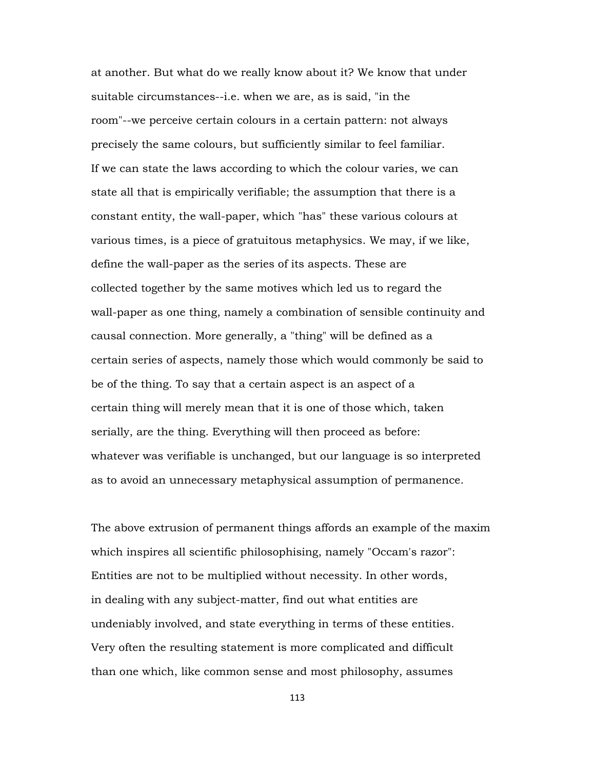at another. But what do we really know about it? We know that under suitable circumstances--i.e. when we are, as is said, "in the room"--we perceive certain colours in a certain pattern: not always precisely the same colours, but sufficiently similar to feel familiar. If we can state the laws according to which the colour varies, we can state all that is empirically verifiable; the assumption that there is a constant entity, the wall-paper, which "has" these various colours at various times, is a piece of gratuitous metaphysics. We may, if we like, define the wall-paper as the series of its aspects. These are collected together by the same motives which led us to regard the wall-paper as one thing, namely a combination of sensible continuity and causal connection. More generally, a "thing" will be defined as a certain series of aspects, namely those which would commonly be said to be of the thing. To say that a certain aspect is an aspect of a certain thing will merely mean that it is one of those which, taken serially, are the thing. Everything will then proceed as before: whatever was verifiable is unchanged, but our language is so interpreted as to avoid an unnecessary metaphysical assumption of permanence.

The above extrusion of permanent things affords an example of the maxim which inspires all scientific philosophising, namely "Occam's razor": Entities are not to be multiplied without necessity. In other words, in dealing with any subject-matter, find out what entities are undeniably involved, and state everything in terms of these entities. Very often the resulting statement is more complicated and difficult than one which, like common sense and most philosophy, assumes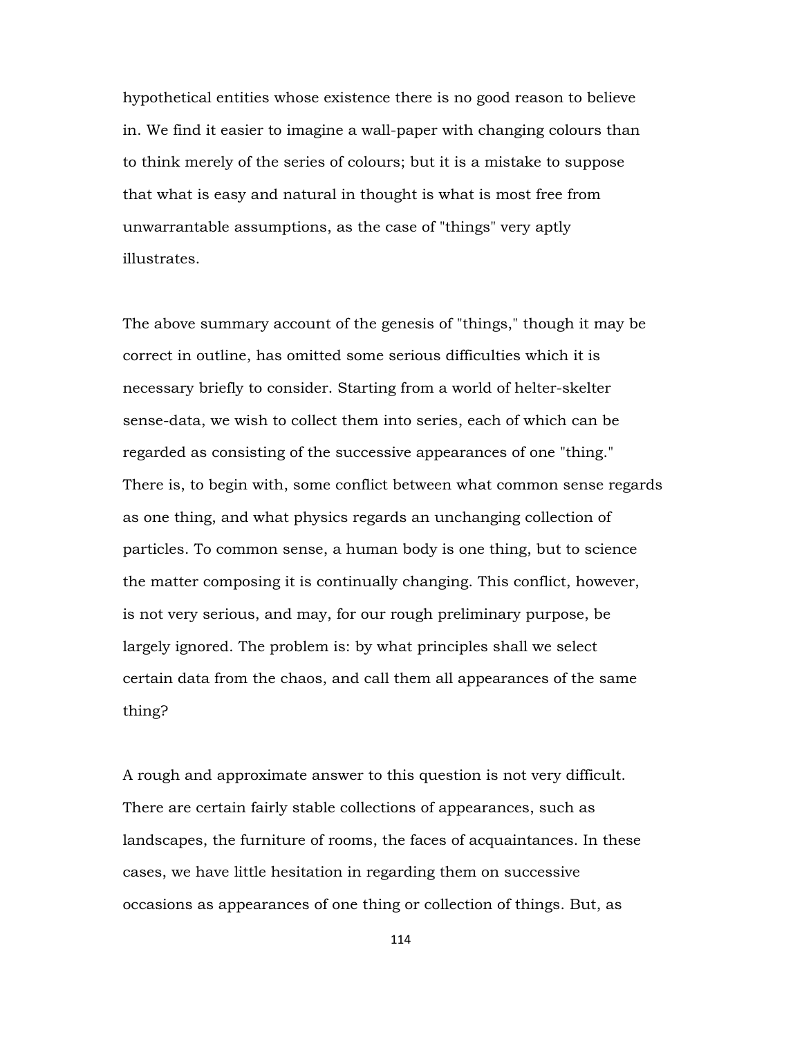hypothetical entities whose existence there is no good reason to believe in. We find it easier to imagine a wall-paper with changing colours than to think merely of the series of colours; but it is a mistake to suppose that what is easy and natural in thought is what is most free from unwarrantable assumptions, as the case of "things" very aptly illustrates.

The above summary account of the genesis of "things," though it may be correct in outline, has omitted some serious difficulties which it is necessary briefly to consider. Starting from a world of helter-skelter sense-data, we wish to collect them into series, each of which can be regarded as consisting of the successive appearances of one "thing." There is, to begin with, some conflict between what common sense regards as one thing, and what physics regards an unchanging collection of particles. To common sense, a human body is one thing, but to science the matter composing it is continually changing. This conflict, however, is not very serious, and may, for our rough preliminary purpose, be largely ignored. The problem is: by what principles shall we select certain data from the chaos, and call them all appearances of the same thing?

A rough and approximate answer to this question is not very difficult. There are certain fairly stable collections of appearances, such as landscapes, the furniture of rooms, the faces of acquaintances. In these cases, we have little hesitation in regarding them on successive occasions as appearances of one thing or collection of things. But, as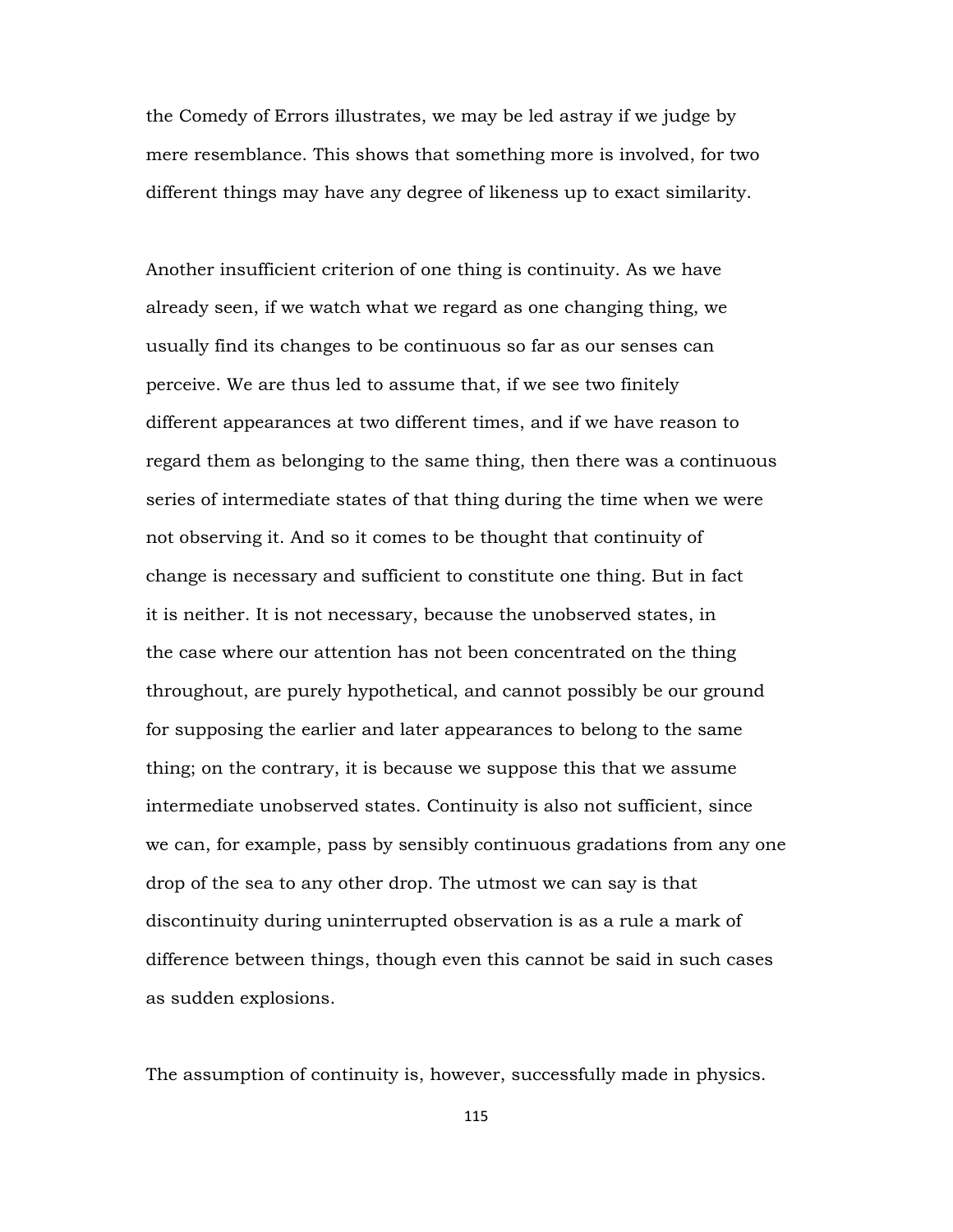the Comedy of Errors illustrates, we may be led astray if we judge by mere resemblance. This shows that something more is involved, for two different things may have any degree of likeness up to exact similarity.

Another insufficient criterion of one thing is continuity. As we have already seen, if we watch what we regard as one changing thing, we usually find its changes to be continuous so far as our senses can perceive. We are thus led to assume that, if we see two finitely different appearances at two different times, and if we have reason to regard them as belonging to the same thing, then there was a continuous series of intermediate states of that thing during the time when we were not observing it. And so it comes to be thought that continuity of change is necessary and sufficient to constitute one thing. But in fact it is neither. It is not necessary, because the unobserved states, in the case where our attention has not been concentrated on the thing throughout, are purely hypothetical, and cannot possibly be our ground for supposing the earlier and later appearances to belong to the same thing; on the contrary, it is because we suppose this that we assume intermediate unobserved states. Continuity is also not sufficient, since we can, for example, pass by sensibly continuous gradations from any one drop of the sea to any other drop. The utmost we can say is that discontinuity during uninterrupted observation is as a rule a mark of difference between things, though even this cannot be said in such cases as sudden explosions.

The assumption of continuity is, however, successfully made in physics.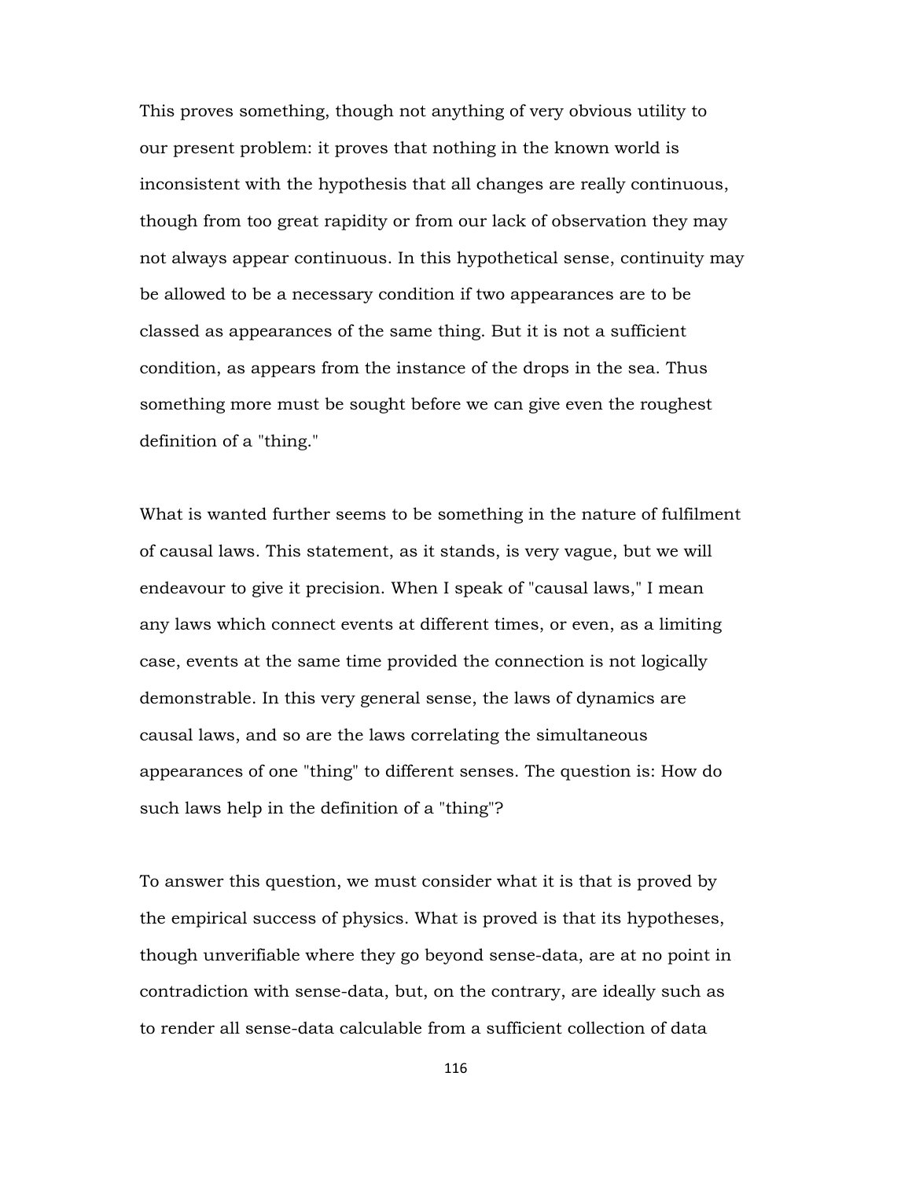This proves something, though not anything of very obvious utility to our present problem: it proves that nothing in the known world is inconsistent with the hypothesis that all changes are really continuous, though from too great rapidity or from our lack of observation they may not always appear continuous. In this hypothetical sense, continuity may be allowed to be a necessary condition if two appearances are to be classed as appearances of the same thing. But it is not a sufficient condition, as appears from the instance of the drops in the sea. Thus something more must be sought before we can give even the roughest definition of a "thing."

What is wanted further seems to be something in the nature of fulfilment of causal laws. This statement, as it stands, is very vague, but we will endeavour to give it precision. When I speak of "causal laws," I mean any laws which connect events at different times, or even, as a limiting case, events at the same time provided the connection is not logically demonstrable. In this very general sense, the laws of dynamics are causal laws, and so are the laws correlating the simultaneous appearances of one "thing" to different senses. The question is: How do such laws help in the definition of a "thing"?

To answer this question, we must consider what it is that is proved by the empirical success of physics. What is proved is that its hypotheses, though unverifiable where they go beyond sense-data, are at no point in contradiction with sense-data, but, on the contrary, are ideally such as to render all sense-data calculable from a sufficient collection of data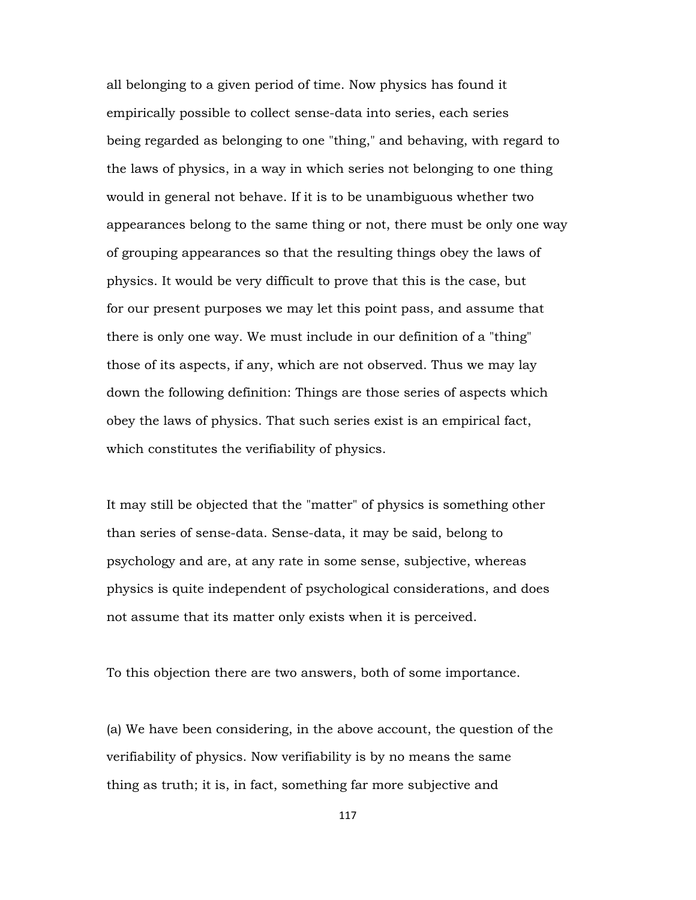all belonging to a given period of time. Now physics has found it empirically possible to collect sense-data into series, each series being regarded as belonging to one "thing," and behaving, with regard to the laws of physics, in a way in which series not belonging to one thing would in general not behave. If it is to be unambiguous whether two appearances belong to the same thing or not, there must be only one way of grouping appearances so that the resulting things obey the laws of physics. It would be very difficult to prove that this is the case, but for our present purposes we may let this point pass, and assume that there is only one way. We must include in our definition of a "thing" those of its aspects, if any, which are not observed. Thus we may lay down the following definition: Things are those series of aspects which obey the laws of physics. That such series exist is an empirical fact, which constitutes the verifiability of physics.

It may still be objected that the "matter" of physics is something other than series of sense-data. Sense-data, it may be said, belong to psychology and are, at any rate in some sense, subjective, whereas physics is quite independent of psychological considerations, and does not assume that its matter only exists when it is perceived.

To this objection there are two answers, both of some importance.

(a) We have been considering, in the above account, the question of the verifiability of physics. Now verifiability is by no means the same thing as truth; it is, in fact, something far more subjective and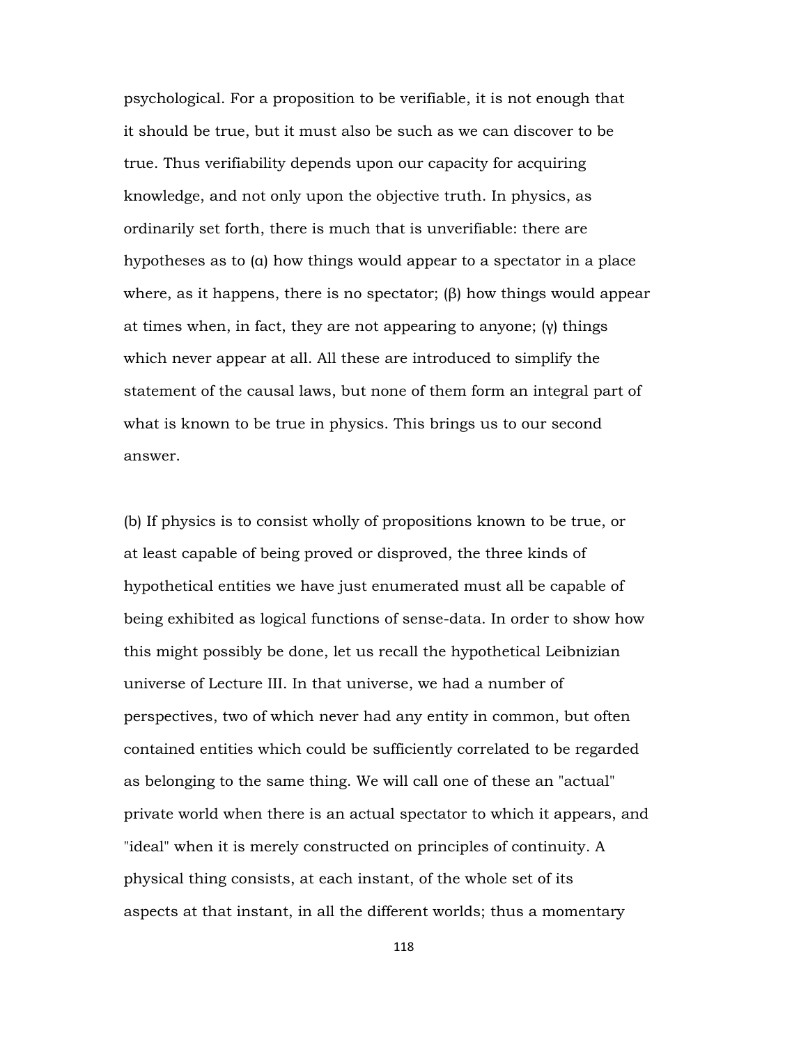psychological. For a proposition to be verifiable, it is not enough that it should be true, but it must also be such as we can discover to be true. Thus verifiability depends upon our capacity for acquiring knowledge, and not only upon the objective truth. In physics, as ordinarily set forth, there is much that is unverifiable: there are hypotheses as to (α) how things would appear to a spectator in a place where, as it happens, there is no spectator; (β) how things would appear at times when, in fact, they are not appearing to anyone; (γ) things which never appear at all. All these are introduced to simplify the statement of the causal laws, but none of them form an integral part of what is known to be true in physics. This brings us to our second answer.

(b) If physics is to consist wholly of propositions known to be true, or at least capable of being proved or disproved, the three kinds of hypothetical entities we have just enumerated must all be capable of being exhibited as logical functions of sense-data. In order to show how this might possibly be done, let us recall the hypothetical Leibnizian universe of Lecture III. In that universe, we had a number of perspectives, two of which never had any entity in common, but often contained entities which could be sufficiently correlated to be regarded as belonging to the same thing. We will call one of these an "actual" private world when there is an actual spectator to which it appears, and "ideal" when it is merely constructed on principles of continuity. A physical thing consists, at each instant, of the whole set of its aspects at that instant, in all the different worlds; thus a momentary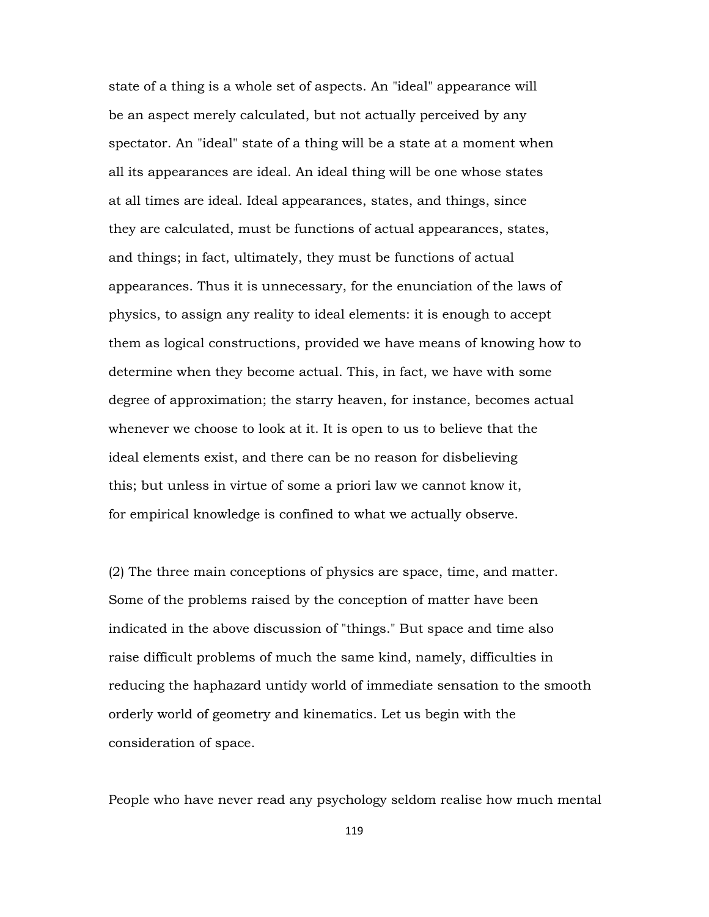state of a thing is a whole set of aspects. An "ideal" appearance will be an aspect merely calculated, but not actually perceived by any spectator. An "ideal" state of a thing will be a state at a moment when all its appearances are ideal. An ideal thing will be one whose states at all times are ideal. Ideal appearances, states, and things, since they are calculated, must be functions of actual appearances, states, and things; in fact, ultimately, they must be functions of actual appearances. Thus it is unnecessary, for the enunciation of the laws of physics, to assign any reality to ideal elements: it is enough to accept them as logical constructions, provided we have means of knowing how to determine when they become actual. This, in fact, we have with some degree of approximation; the starry heaven, for instance, becomes actual whenever we choose to look at it. It is open to us to believe that the ideal elements exist, and there can be no reason for disbelieving this; but unless in virtue of some a priori law we cannot know it, for empirical knowledge is confined to what we actually observe.

(2) The three main conceptions of physics are space, time, and matter. Some of the problems raised by the conception of matter have been indicated in the above discussion of "things." But space and time also raise difficult problems of much the same kind, namely, difficulties in reducing the haphazard untidy world of immediate sensation to the smooth orderly world of geometry and kinematics. Let us begin with the consideration of space.

People who have never read any psychology seldom realise how much mental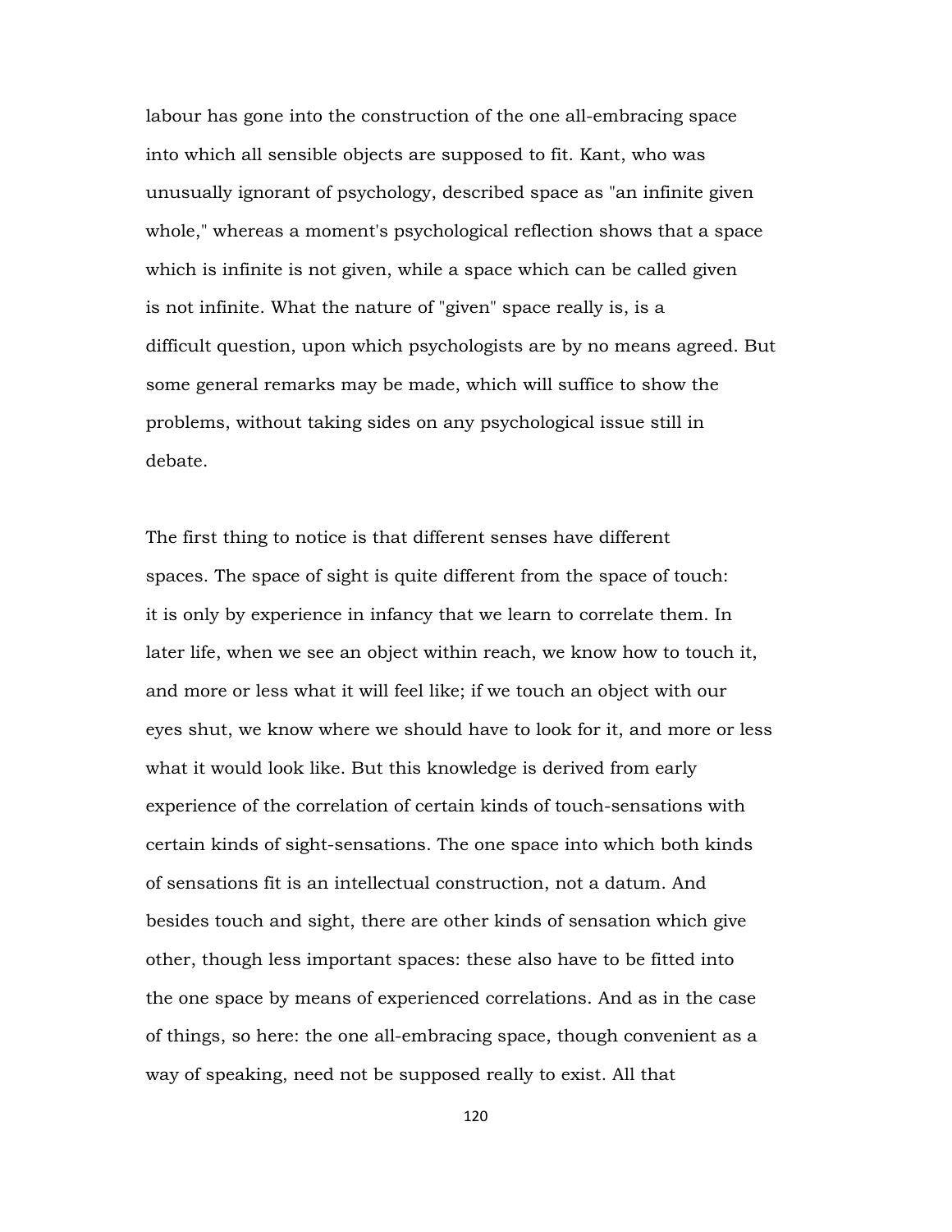labour has gone into the construction of the one all-embracing space into which all sensible objects are supposed to fit. Kant, who was unusually ignorant of psychology, described space as "an infinite given whole," whereas a moment's psychological reflection shows that a space which is infinite is not given, while a space which can be called given is not infinite. What the nature of "given" space really is, is a difficult question, upon which psychologists are by no means agreed. But some general remarks may be made, which will suffice to show the problems, without taking sides on any psychological issue still in debate.

The first thing to notice is that different senses have different spaces. The space of sight is quite different from the space of touch: it is only by experience in infancy that we learn to correlate them. In later life, when we see an object within reach, we know how to touch it, and more or less what it will feel like; if we touch an object with our eyes shut, we know where we should have to look for it, and more or less what it would look like. But this knowledge is derived from early experience of the correlation of certain kinds of touch-sensations with certain kinds of sight-sensations. The one space into which both kinds of sensations fit is an intellectual construction, not a datum. And besides touch and sight, there are other kinds of sensation which give other, though less important spaces: these also have to be fitted into the one space by means of experienced correlations. And as in the case of things, so here: the one all-embracing space, though convenient as a way of speaking, need not be supposed really to exist. All that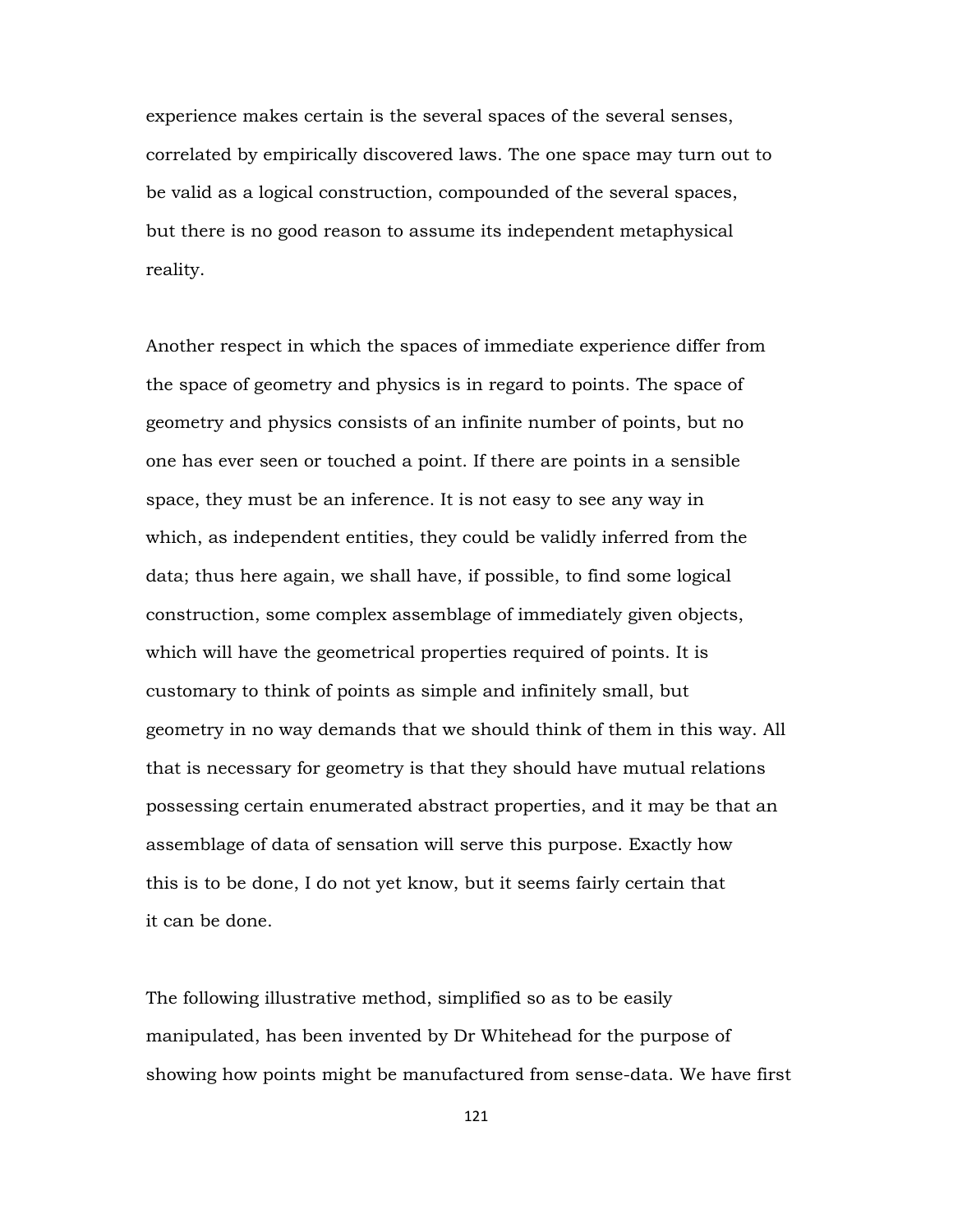experience makes certain is the several spaces of the several senses, correlated by empirically discovered laws. The one space may turn out to be valid as a logical construction, compounded of the several spaces, but there is no good reason to assume its independent metaphysical reality.

Another respect in which the spaces of immediate experience differ from the space of geometry and physics is in regard to points. The space of geometry and physics consists of an infinite number of points, but no one has ever seen or touched a point. If there are points in a sensible space, they must be an inference. It is not easy to see any way in which, as independent entities, they could be validly inferred from the data; thus here again, we shall have, if possible, to find some logical construction, some complex assemblage of immediately given objects, which will have the geometrical properties required of points. It is customary to think of points as simple and infinitely small, but geometry in no way demands that we should think of them in this way. All that is necessary for geometry is that they should have mutual relations possessing certain enumerated abstract properties, and it may be that an assemblage of data of sensation will serve this purpose. Exactly how this is to be done, I do not yet know, but it seems fairly certain that it can be done.

The following illustrative method, simplified so as to be easily manipulated, has been invented by Dr Whitehead for the purpose of showing how points might be manufactured from sense-data. We have first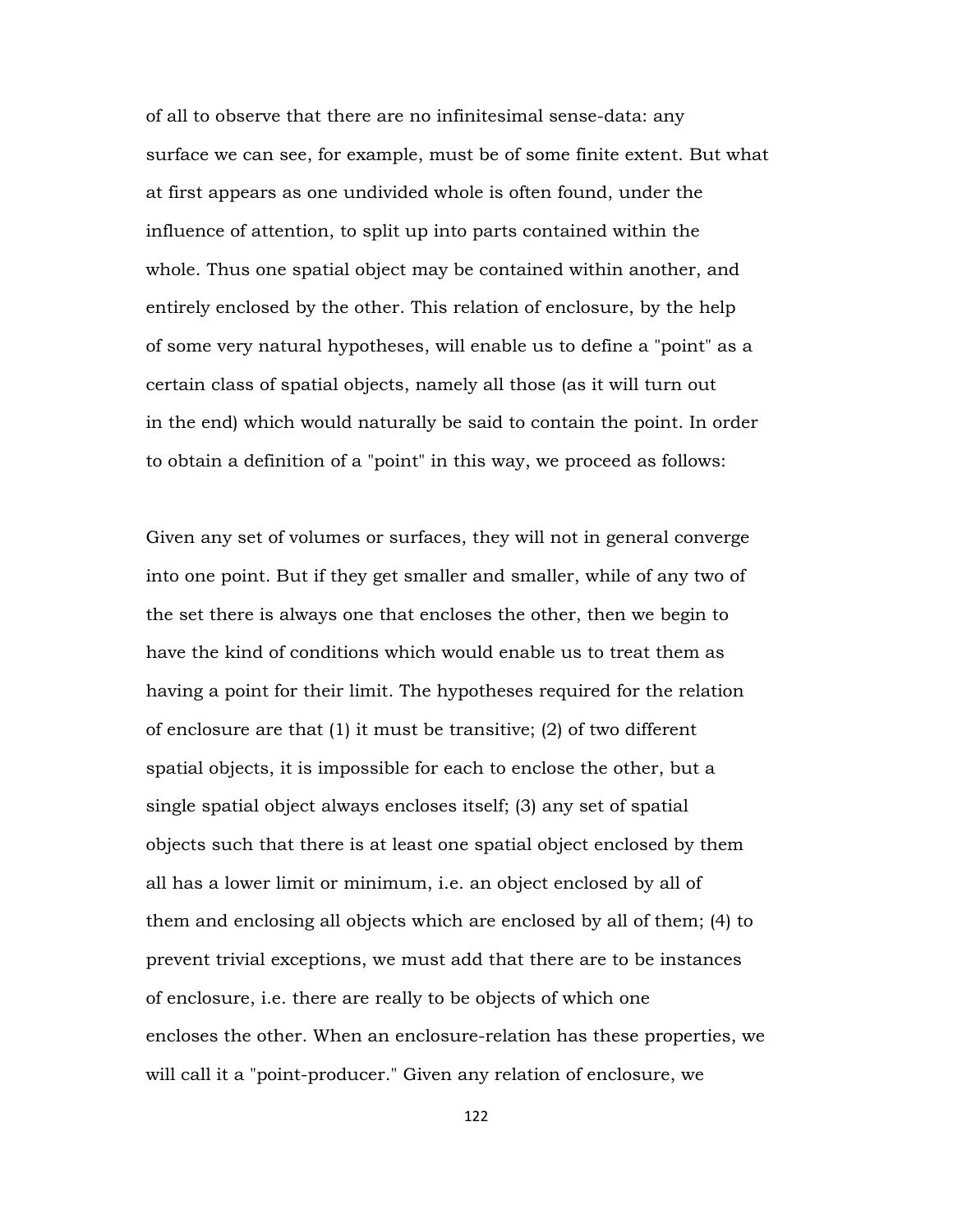of all to observe that there are no infinitesimal sense-data: any surface we can see, for example, must be of some finite extent. But what at first appears as one undivided whole is often found, under the influence of attention, to split up into parts contained within the whole. Thus one spatial object may be contained within another, and entirely enclosed by the other. This relation of enclosure, by the help of some very natural hypotheses, will enable us to define a "point" as a certain class of spatial objects, namely all those (as it will turn out in the end) which would naturally be said to contain the point. In order to obtain a definition of a "point" in this way, we proceed as follows:

Given any set of volumes or surfaces, they will not in general converge into one point. But if they get smaller and smaller, while of any two of the set there is always one that encloses the other, then we begin to have the kind of conditions which would enable us to treat them as having a point for their limit. The hypotheses required for the relation of enclosure are that (1) it must be transitive; (2) of two different spatial objects, it is impossible for each to enclose the other, but a single spatial object always encloses itself; (3) any set of spatial objects such that there is at least one spatial object enclosed by them all has a lower limit or minimum, i.e. an object enclosed by all of them and enclosing all objects which are enclosed by all of them; (4) to prevent trivial exceptions, we must add that there are to be instances of enclosure, i.e. there are really to be objects of which one encloses the other. When an enclosure-relation has these properties, we will call it a "point-producer." Given any relation of enclosure, we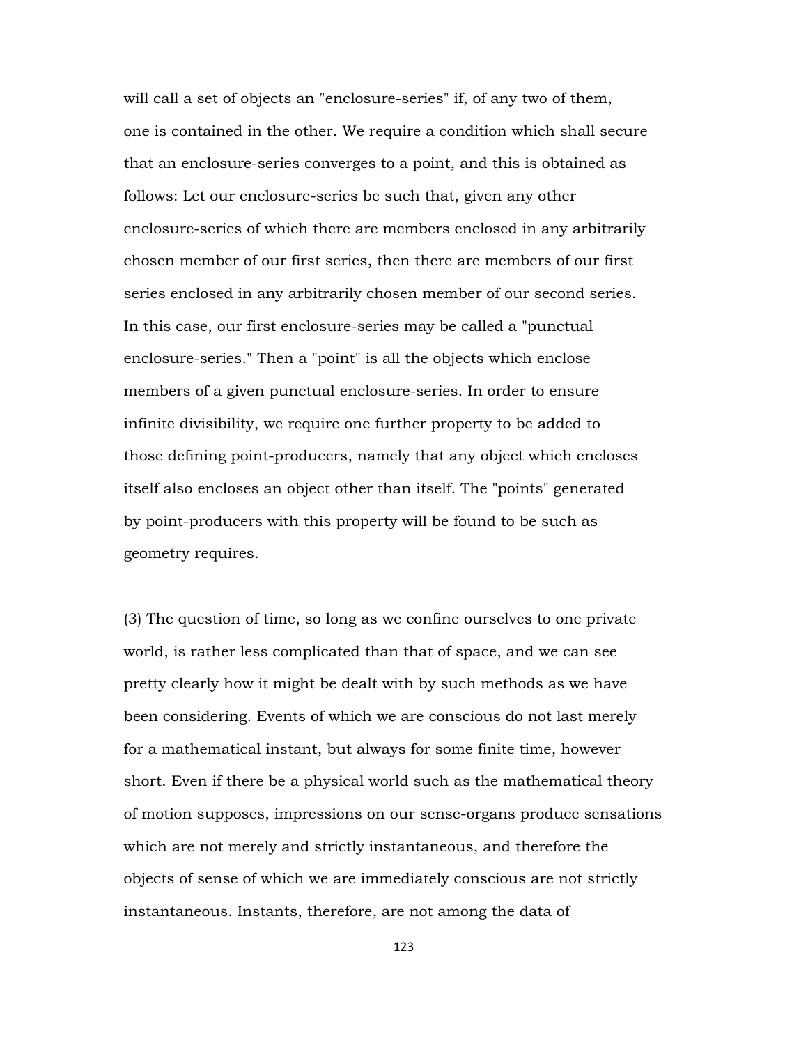will call a set of objects an "enclosure-series" if, of any two of them, one is contained in the other. We require a condition which shall secure that an enclosure-series converges to a point, and this is obtained as follows: Let our enclosure-series be such that, given any other enclosure-series of which there are members enclosed in any arbitrarily chosen member of our first series, then there are members of our first series enclosed in any arbitrarily chosen member of our second series. In this case, our first enclosure-series may be called a "punctual enclosure-series." Then a "point" is all the objects which enclose members of a given punctual enclosure-series. In order to ensure infinite divisibility, we require one further property to be added to those defining point-producers, namely that any object which encloses itself also encloses an object other than itself. The "points" generated by point-producers with this property will be found to be such as geometry requires.

(3) The question of time, so long as we confine ourselves to one private world, is rather less complicated than that of space, and we can see pretty clearly how it might be dealt with by such methods as we have been considering. Events of which we are conscious do not last merely for a mathematical instant, but always for some finite time, however short. Even if there be a physical world such as the mathematical theory of motion supposes, impressions on our sense-organs produce sensations which are not merely and strictly instantaneous, and therefore the objects of sense of which we are immediately conscious are not strictly instantaneous. Instants, therefore, are not among the data of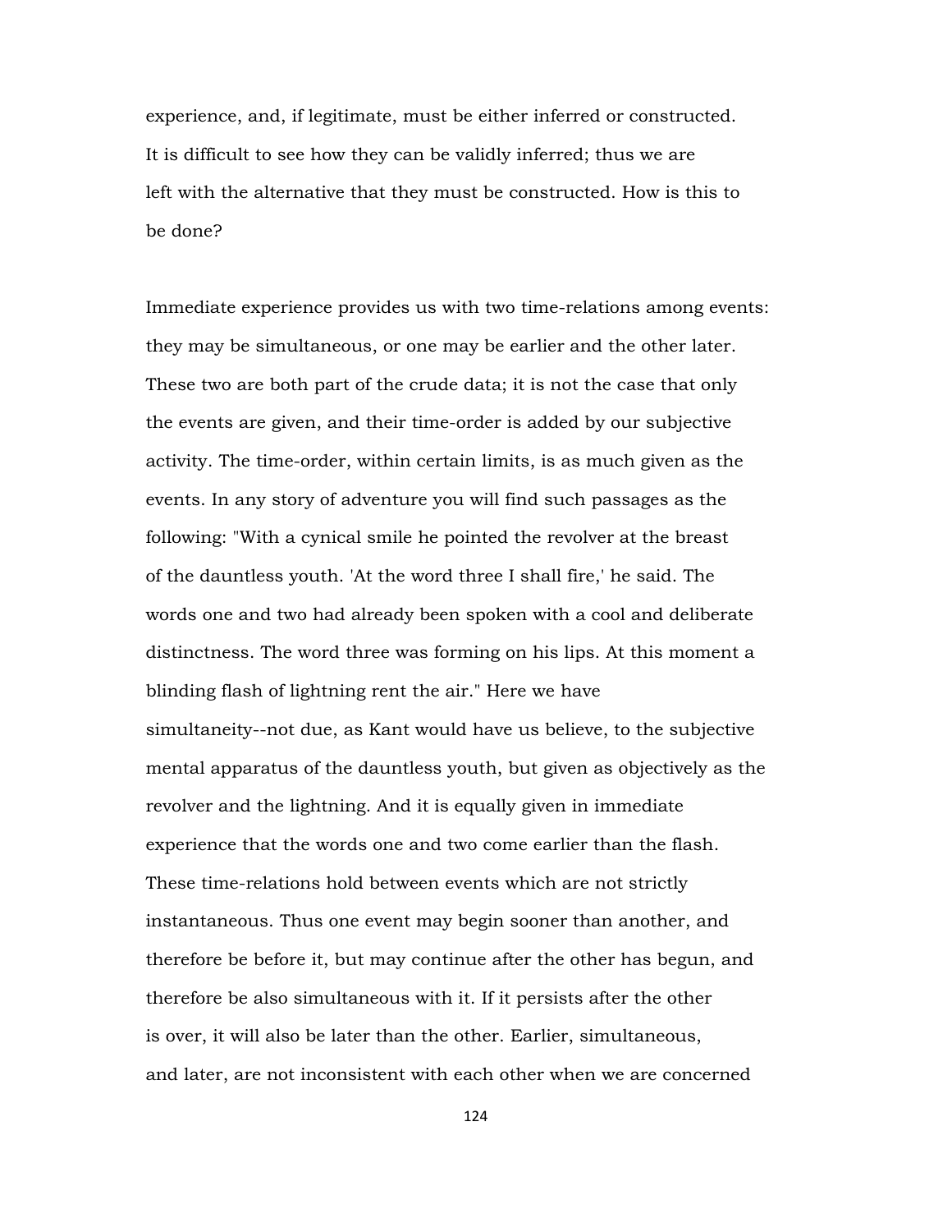experience, and, if legitimate, must be either inferred or constructed. It is difficult to see how they can be validly inferred; thus we are left with the alternative that they must be constructed. How is this to be done?

Immediate experience provides us with two time-relations among events: they may be simultaneous, or one may be earlier and the other later. These two are both part of the crude data; it is not the case that only the events are given, and their time-order is added by our subjective activity. The time-order, within certain limits, is as much given as the events. In any story of adventure you will find such passages as the following: "With a cynical smile he pointed the revolver at the breast of the dauntless youth. 'At the word three I shall fire,' he said. The words one and two had already been spoken with a cool and deliberate distinctness. The word three was forming on his lips. At this moment a blinding flash of lightning rent the air." Here we have simultaneity--not due, as Kant would have us believe, to the subjective mental apparatus of the dauntless youth, but given as objectively as the revolver and the lightning. And it is equally given in immediate experience that the words one and two come earlier than the flash. These time-relations hold between events which are not strictly instantaneous. Thus one event may begin sooner than another, and therefore be before it, but may continue after the other has begun, and therefore be also simultaneous with it. If it persists after the other is over, it will also be later than the other. Earlier, simultaneous, and later, are not inconsistent with each other when we are concerned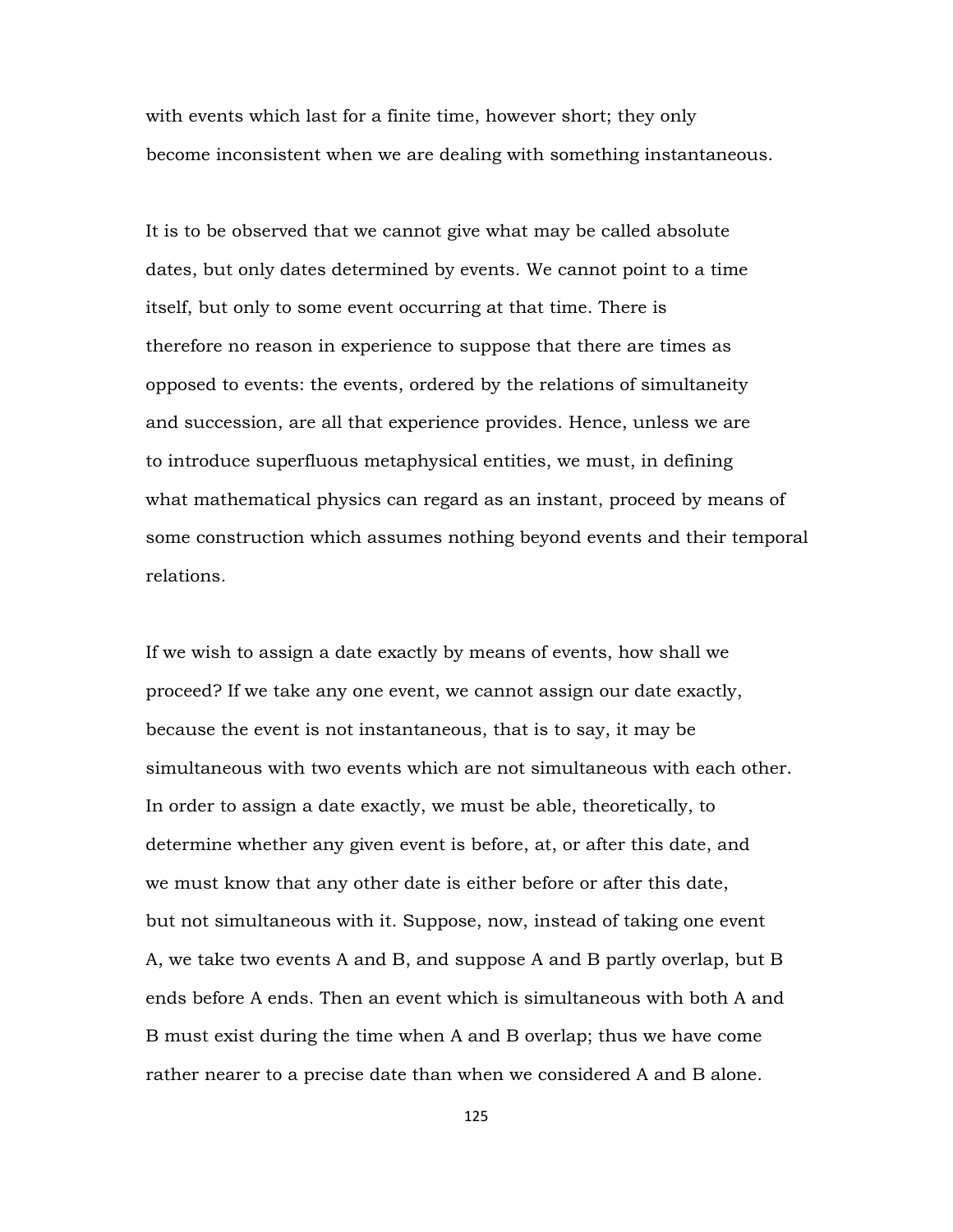with events which last for a finite time, however short; they only become inconsistent when we are dealing with something instantaneous.

It is to be observed that we cannot give what may be called absolute dates, but only dates determined by events. We cannot point to a time itself, but only to some event occurring at that time. There is therefore no reason in experience to suppose that there are times as opposed to events: the events, ordered by the relations of simultaneity and succession, are all that experience provides. Hence, unless we are to introduce superfluous metaphysical entities, we must, in defining what mathematical physics can regard as an instant, proceed by means of some construction which assumes nothing beyond events and their temporal relations.

If we wish to assign a date exactly by means of events, how shall we proceed? If we take any one event, we cannot assign our date exactly, because the event is not instantaneous, that is to say, it may be simultaneous with two events which are not simultaneous with each other. In order to assign a date exactly, we must be able, theoretically, to determine whether any given event is before, at, or after this date, and we must know that any other date is either before or after this date, but not simultaneous with it. Suppose, now, instead of taking one event A, we take two events A and B, and suppose A and B partly overlap, but B ends before A ends. Then an event which is simultaneous with both A and B must exist during the time when A and B overlap; thus we have come rather nearer to a precise date than when we considered A and B alone.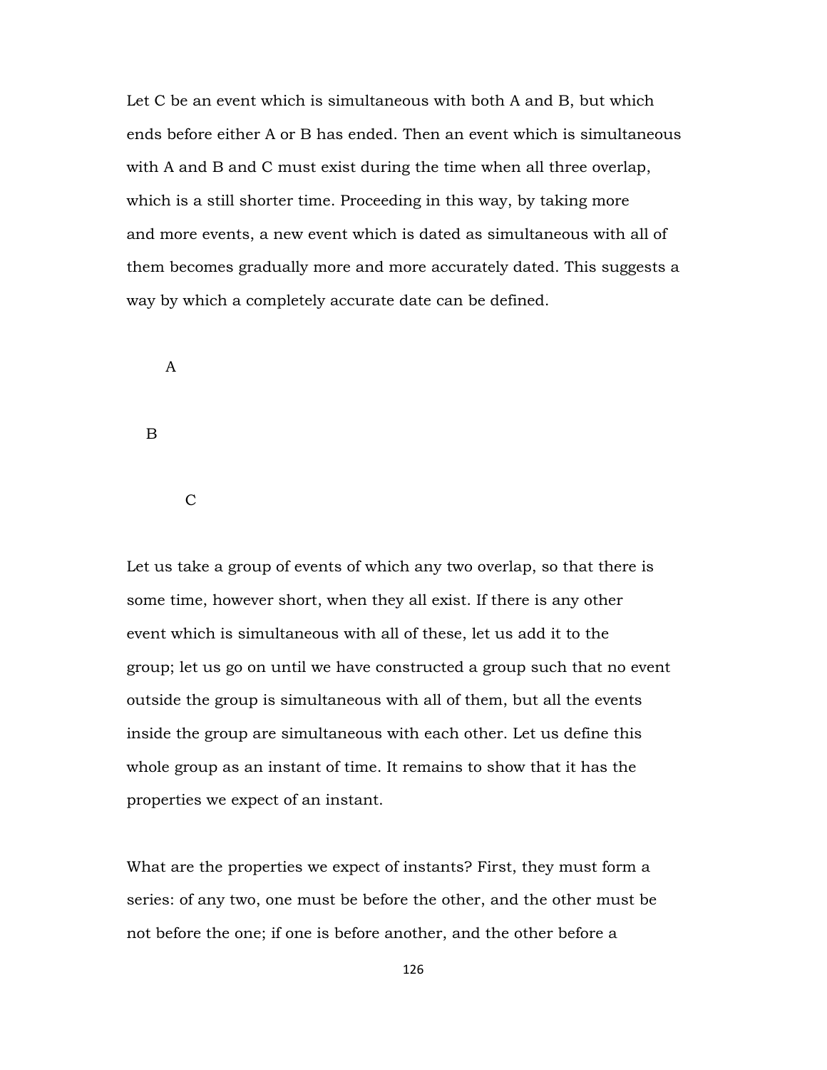Let C be an event which is simultaneous with both A and B, but which ends before either A or B has ended. Then an event which is simultaneous with A and B and C must exist during the time when all three overlap, which is a still shorter time. Proceeding in this way, by taking more and more events, a new event which is dated as simultaneous with all of them becomes gradually more and more accurately dated. This suggests a way by which a completely accurate date can be defined.

A

B

C

Let us take a group of events of which any two overlap, so that there is some time, however short, when they all exist. If there is any other event which is simultaneous with all of these, let us add it to the group; let us go on until we have constructed a group such that no event outside the group is simultaneous with all of them, but all the events inside the group are simultaneous with each other. Let us define this whole group as an instant of time. It remains to show that it has the properties we expect of an instant.

What are the properties we expect of instants? First, they must form a series: of any two, one must be before the other, and the other must be not before the one; if one is before another, and the other before a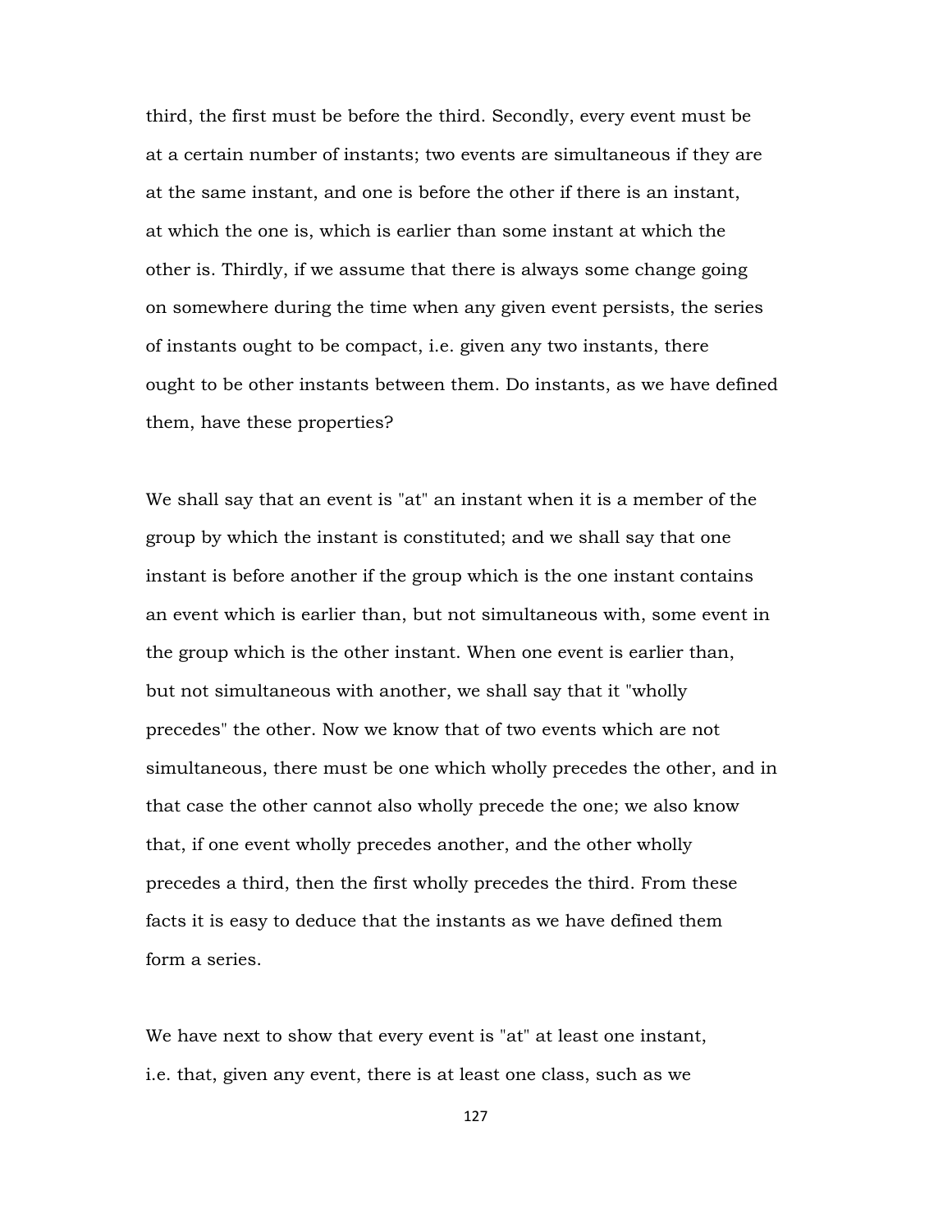third, the first must be before the third. Secondly, every event must be at a certain number of instants; two events are simultaneous if they are at the same instant, and one is before the other if there is an instant, at which the one is, which is earlier than some instant at which the other is. Thirdly, if we assume that there is always some change going on somewhere during the time when any given event persists, the series of instants ought to be compact, i.e. given any two instants, there ought to be other instants between them. Do instants, as we have defined them, have these properties?

We shall say that an event is "at" an instant when it is a member of the group by which the instant is constituted; and we shall say that one instant is before another if the group which is the one instant contains an event which is earlier than, but not simultaneous with, some event in the group which is the other instant. When one event is earlier than, but not simultaneous with another, we shall say that it "wholly precedes" the other. Now we know that of two events which are not simultaneous, there must be one which wholly precedes the other, and in that case the other cannot also wholly precede the one; we also know that, if one event wholly precedes another, and the other wholly precedes a third, then the first wholly precedes the third. From these facts it is easy to deduce that the instants as we have defined them form a series.

We have next to show that every event is "at" at least one instant, i.e. that, given any event, there is at least one class, such as we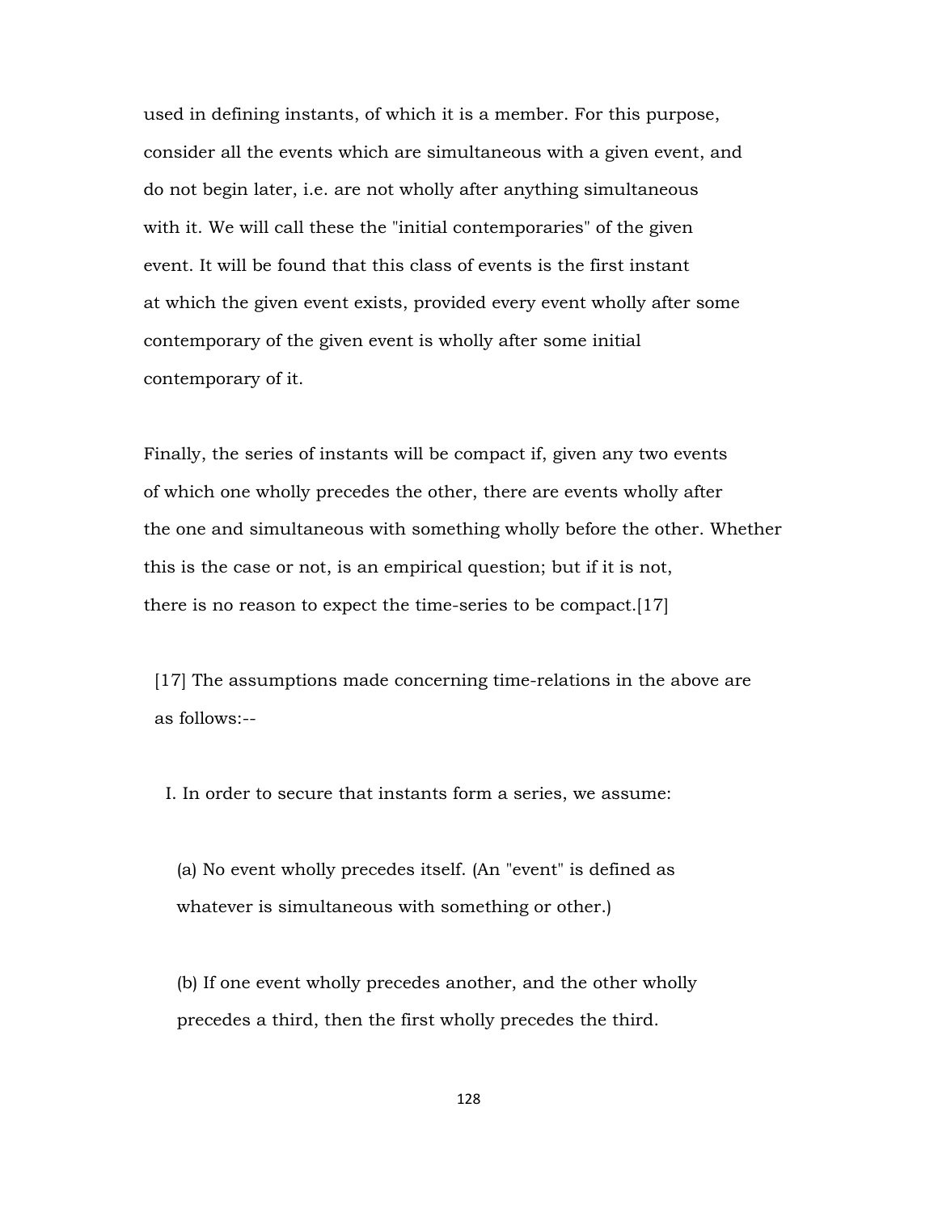used in defining instants, of which it is a member. For this purpose, consider all the events which are simultaneous with a given event, and do not begin later, i.e. are not wholly after anything simultaneous with it. We will call these the "initial contemporaries" of the given event. It will be found that this class of events is the first instant at which the given event exists, provided every event wholly after some contemporary of the given event is wholly after some initial contemporary of it.

Finally, the series of instants will be compact if, given any two events of which one wholly precedes the other, there are events wholly after the one and simultaneous with something wholly before the other. Whether this is the case or not, is an empirical question; but if it is not, there is no reason to expect the time-series to be compact.[17]

[17] The assumptions made concerning time-relations in the above are as follows:--

I. In order to secure that instants form a series, we assume:

(a) No event wholly precedes itself. (An "event" is defined as whatever is simultaneous with something or other.)

(b) If one event wholly precedes another, and the other wholly precedes a third, then the first wholly precedes the third.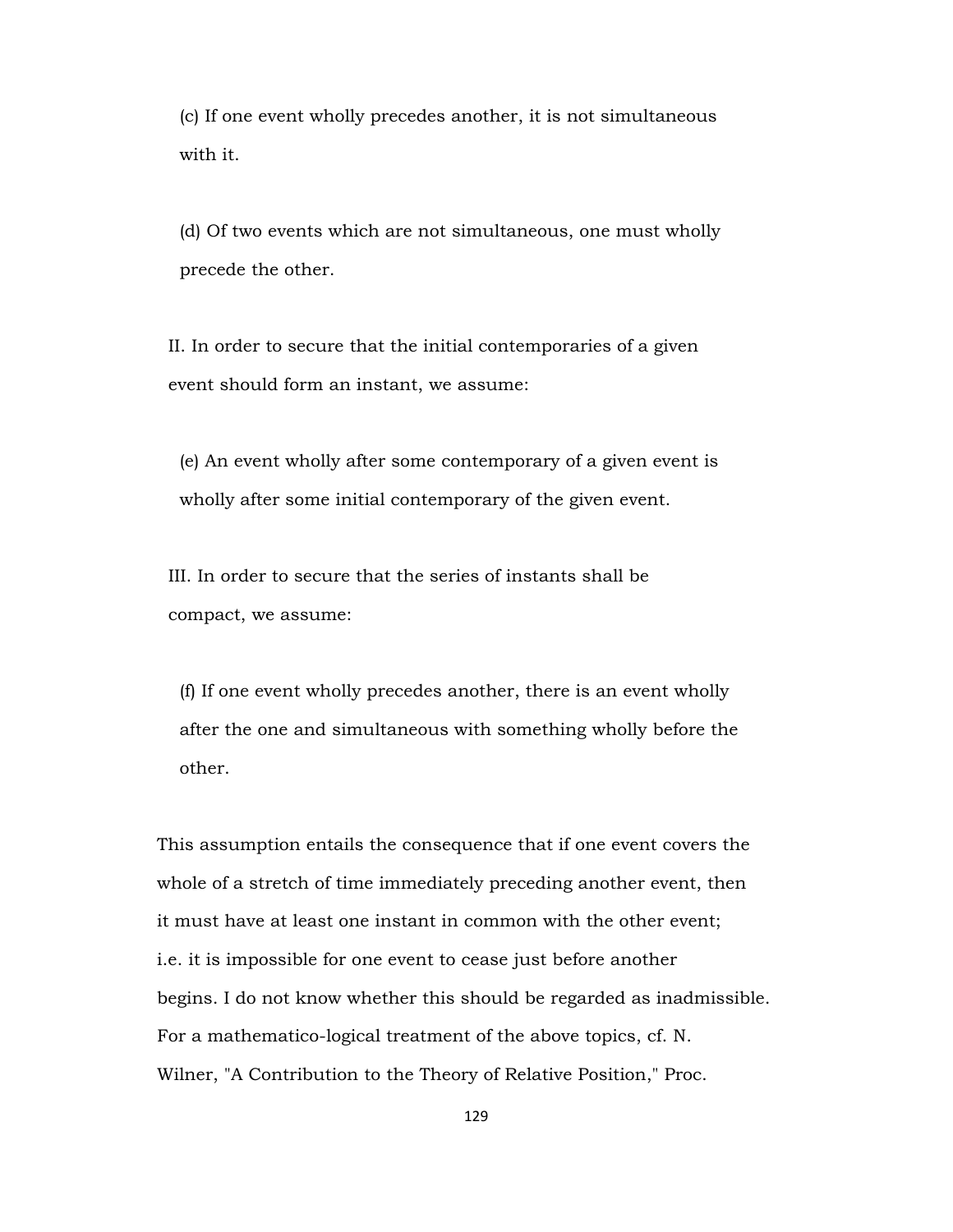(c) If one event wholly precedes another, it is not simultaneous with it.

(d) Of two events which are not simultaneous, one must wholly precede the other.

II. In order to secure that the initial contemporaries of a given event should form an instant, we assume:

(e) An event wholly after some contemporary of a given event is wholly after some initial contemporary of the given event.

III. In order to secure that the series of instants shall be compact, we assume:

(f) If one event wholly precedes another, there is an event wholly after the one and simultaneous with something wholly before the other.

This assumption entails the consequence that if one event covers the whole of a stretch of time immediately preceding another event, then it must have at least one instant in common with the other event; i.e. it is impossible for one event to cease just before another begins. I do not know whether this should be regarded as inadmissible. For a mathematico-logical treatment of the above topics, cf. N. Wilner, "A Contribution to the Theory of Relative Position," Proc.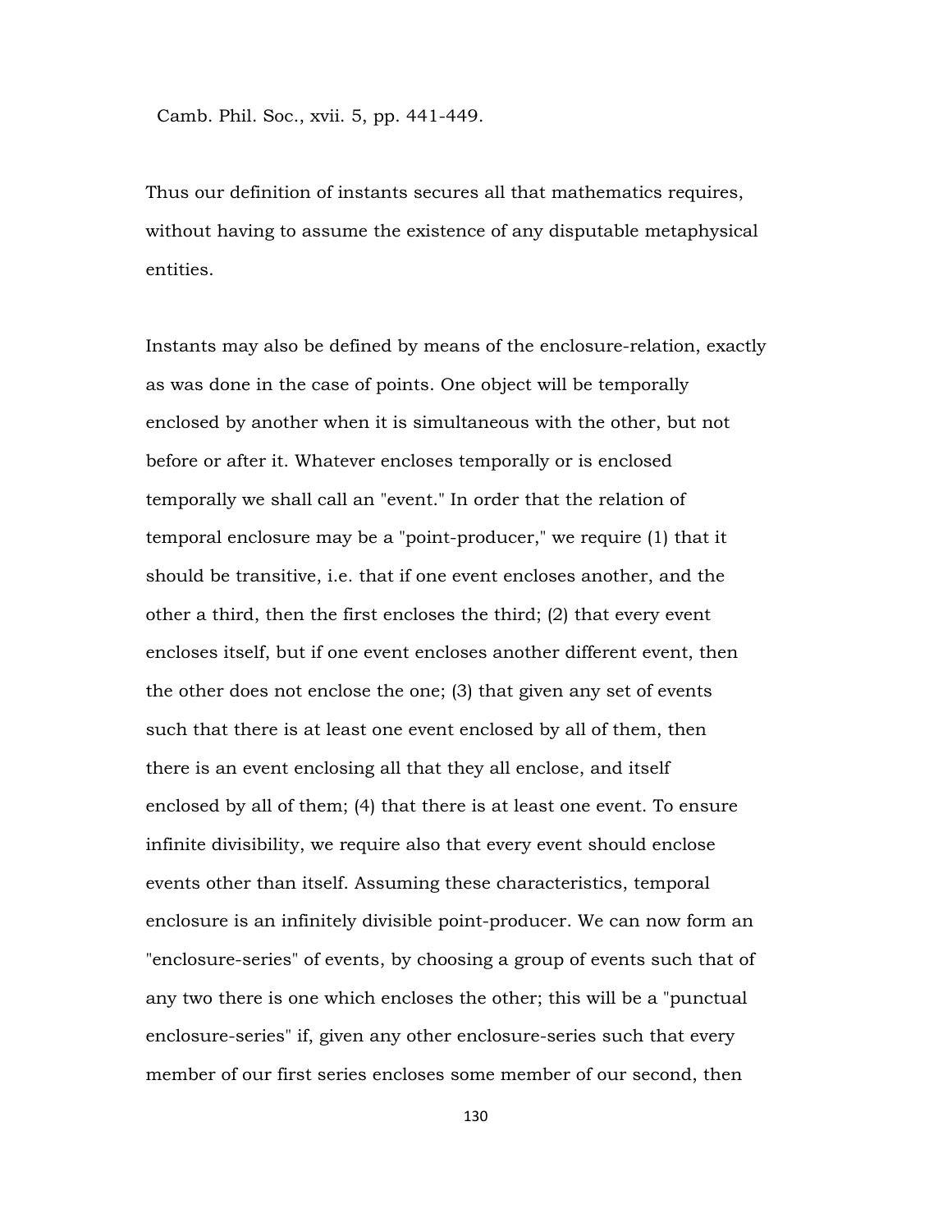Camb. Phil. Soc., xvii. 5, pp. 441-449.

Thus our definition of instants secures all that mathematics requires, without having to assume the existence of any disputable metaphysical entities.

Instants may also be defined by means of the enclosure-relation, exactly as was done in the case of points. One object will be temporally enclosed by another when it is simultaneous with the other, but not before or after it. Whatever encloses temporally or is enclosed temporally we shall call an "event." In order that the relation of temporal enclosure may be a "point-producer," we require (1) that it should be transitive, i.e. that if one event encloses another, and the other a third, then the first encloses the third; (2) that every event encloses itself, but if one event encloses another different event, then the other does not enclose the one; (3) that given any set of events such that there is at least one event enclosed by all of them, then there is an event enclosing all that they all enclose, and itself enclosed by all of them; (4) that there is at least one event. To ensure infinite divisibility, we require also that every event should enclose events other than itself. Assuming these characteristics, temporal enclosure is an infinitely divisible point-producer. We can now form an "enclosure-series" of events, by choosing a group of events such that of any two there is one which encloses the other; this will be a "punctual enclosure-series" if, given any other enclosure-series such that every member of our first series encloses some member of our second, then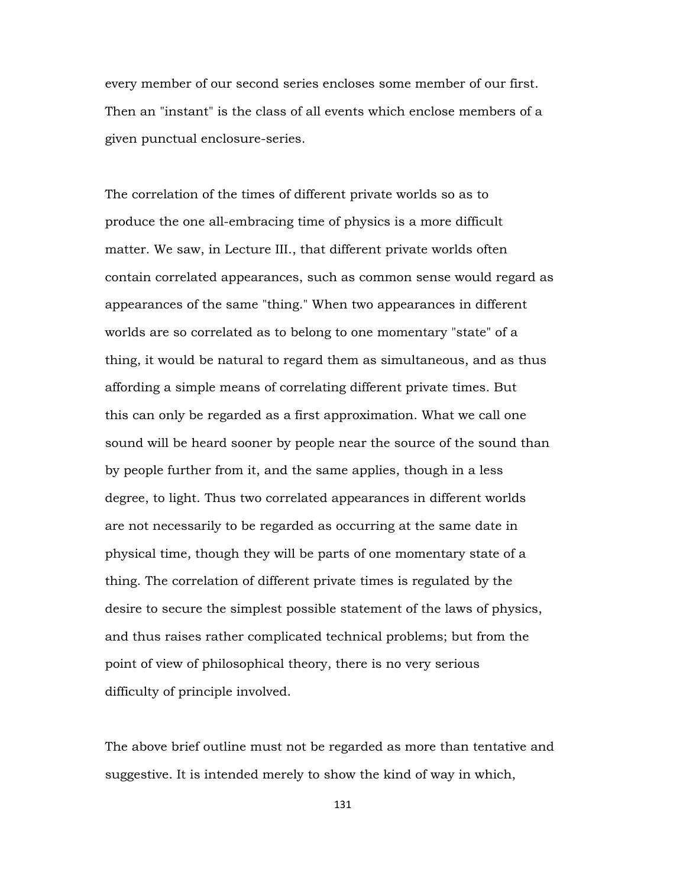every member of our second series encloses some member of our first. Then an "instant" is the class of all events which enclose members of a given punctual enclosure-series.

The correlation of the times of different private worlds so as to produce the one all-embracing time of physics is a more difficult matter. We saw, in Lecture III., that different private worlds often contain correlated appearances, such as common sense would regard as appearances of the same "thing." When two appearances in different worlds are so correlated as to belong to one momentary "state" of a thing, it would be natural to regard them as simultaneous, and as thus affording a simple means of correlating different private times. But this can only be regarded as a first approximation. What we call one sound will be heard sooner by people near the source of the sound than by people further from it, and the same applies, though in a less degree, to light. Thus two correlated appearances in different worlds are not necessarily to be regarded as occurring at the same date in physical time, though they will be parts of one momentary state of a thing. The correlation of different private times is regulated by the desire to secure the simplest possible statement of the laws of physics, and thus raises rather complicated technical problems; but from the point of view of philosophical theory, there is no very serious difficulty of principle involved.

The above brief outline must not be regarded as more than tentative and suggestive. It is intended merely to show the kind of way in which,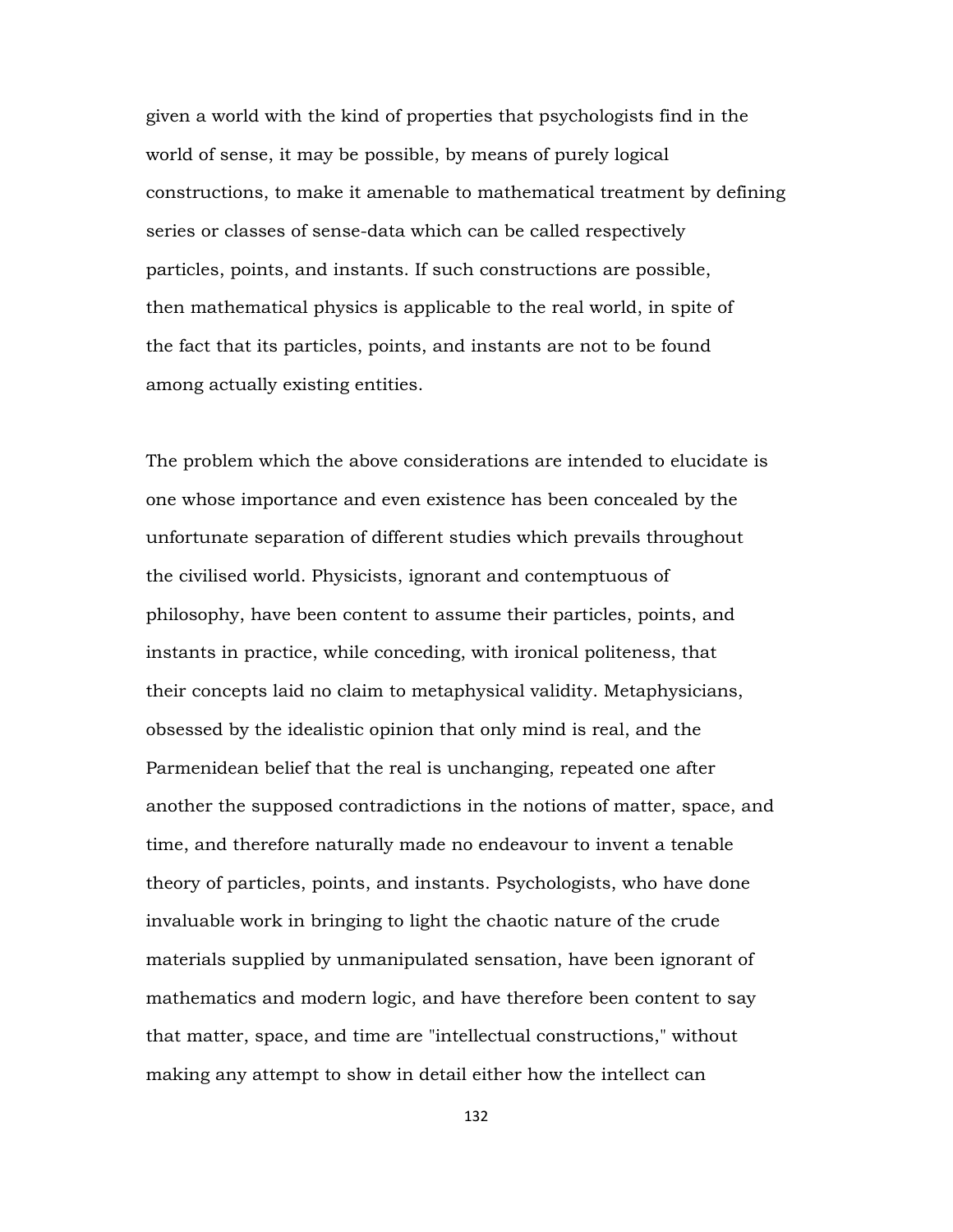given a world with the kind of properties that psychologists find in the world of sense, it may be possible, by means of purely logical constructions, to make it amenable to mathematical treatment by defining series or classes of sense-data which can be called respectively particles, points, and instants. If such constructions are possible, then mathematical physics is applicable to the real world, in spite of the fact that its particles, points, and instants are not to be found among actually existing entities.

The problem which the above considerations are intended to elucidate is one whose importance and even existence has been concealed by the unfortunate separation of different studies which prevails throughout the civilised world. Physicists, ignorant and contemptuous of philosophy, have been content to assume their particles, points, and instants in practice, while conceding, with ironical politeness, that their concepts laid no claim to metaphysical validity. Metaphysicians, obsessed by the idealistic opinion that only mind is real, and the Parmenidean belief that the real is unchanging, repeated one after another the supposed contradictions in the notions of matter, space, and time, and therefore naturally made no endeavour to invent a tenable theory of particles, points, and instants. Psychologists, who have done invaluable work in bringing to light the chaotic nature of the crude materials supplied by unmanipulated sensation, have been ignorant of mathematics and modern logic, and have therefore been content to say that matter, space, and time are "intellectual constructions," without making any attempt to show in detail either how the intellect can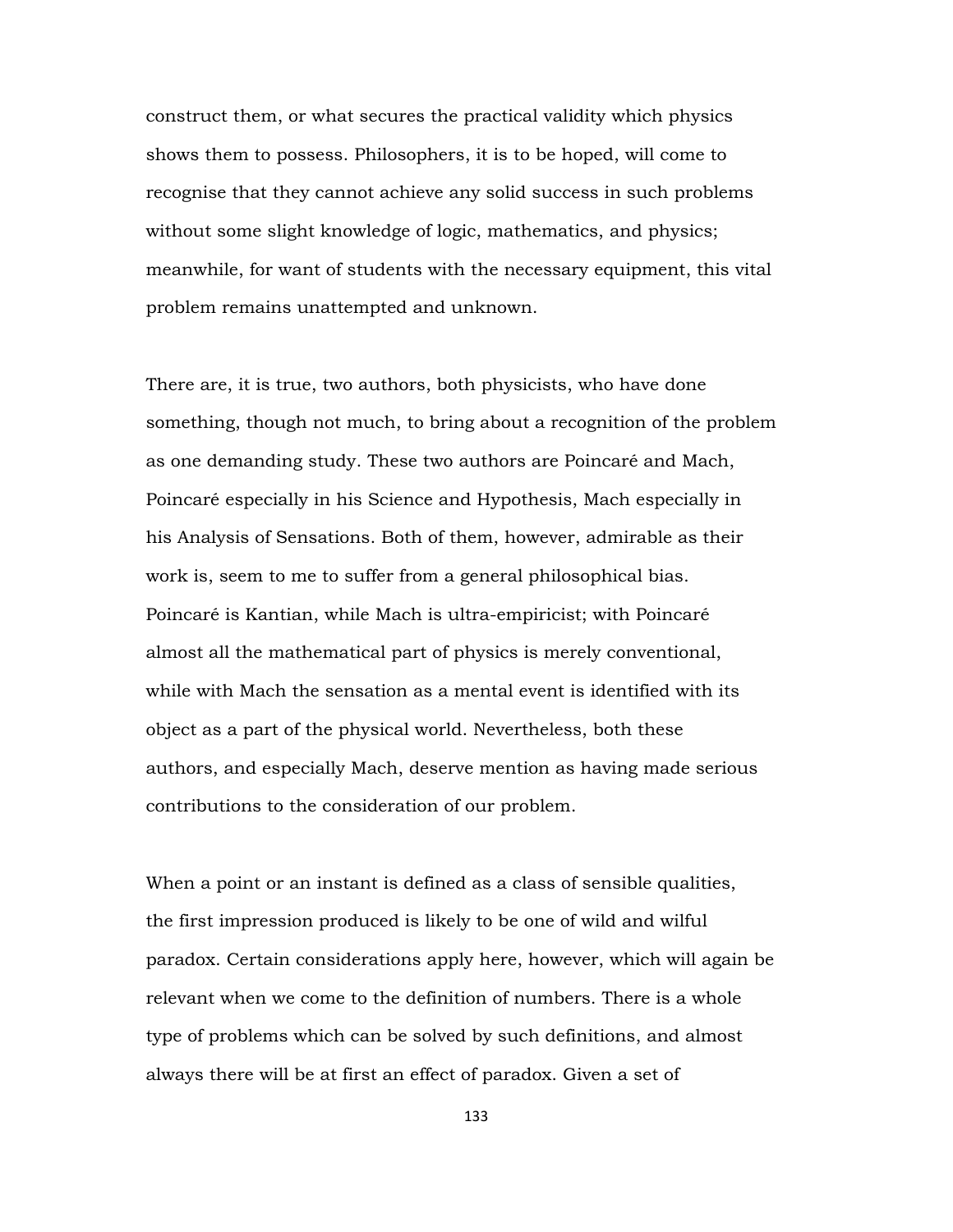construct them, or what secures the practical validity which physics shows them to possess. Philosophers, it is to be hoped, will come to recognise that they cannot achieve any solid success in such problems without some slight knowledge of logic, mathematics, and physics; meanwhile, for want of students with the necessary equipment, this vital problem remains unattempted and unknown.

There are, it is true, two authors, both physicists, who have done something, though not much, to bring about a recognition of the problem as one demanding study. These two authors are Poincaré and Mach, Poincaré especially in his Science and Hypothesis, Mach especially in his Analysis of Sensations. Both of them, however, admirable as their work is, seem to me to suffer from a general philosophical bias. Poincaré is Kantian, while Mach is ultra-empiricist; with Poincaré almost all the mathematical part of physics is merely conventional, while with Mach the sensation as a mental event is identified with its object as a part of the physical world. Nevertheless, both these authors, and especially Mach, deserve mention as having made serious contributions to the consideration of our problem.

When a point or an instant is defined as a class of sensible qualities, the first impression produced is likely to be one of wild and wilful paradox. Certain considerations apply here, however, which will again be relevant when we come to the definition of numbers. There is a whole type of problems which can be solved by such definitions, and almost always there will be at first an effect of paradox. Given a set of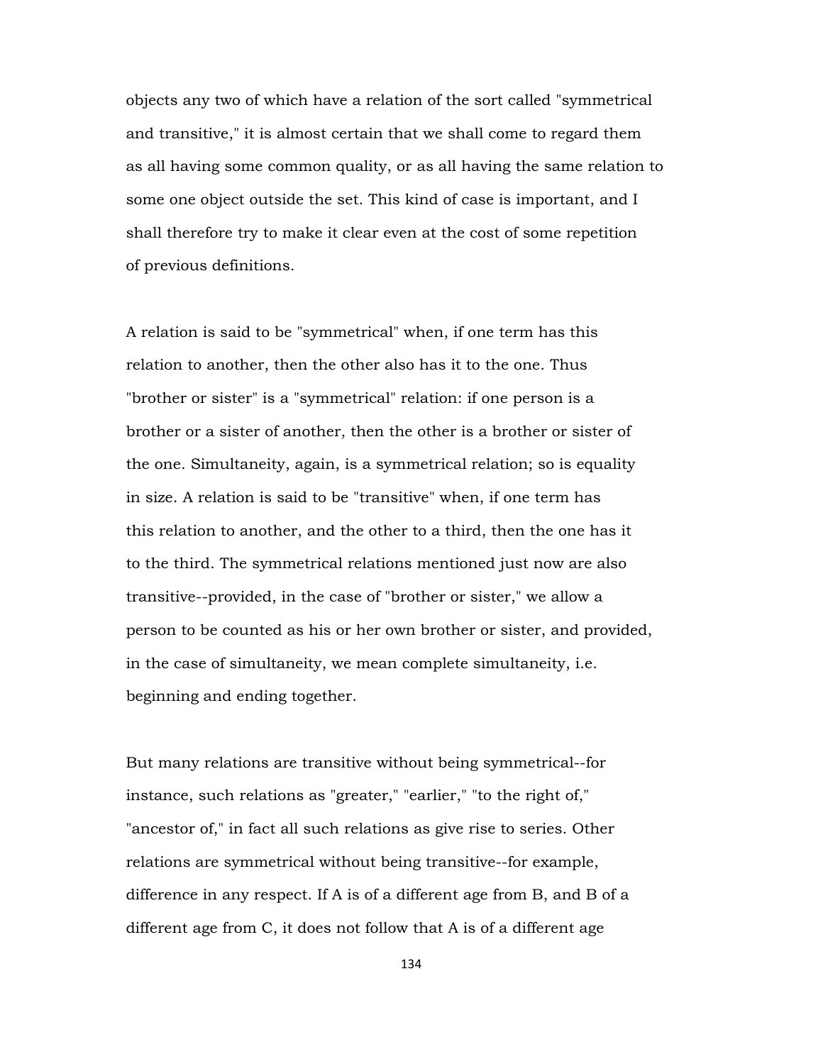objects any two of which have a relation of the sort called "symmetrical and transitive," it is almost certain that we shall come to regard them as all having some common quality, or as all having the same relation to some one object outside the set. This kind of case is important, and I shall therefore try to make it clear even at the cost of some repetition of previous definitions.

A relation is said to be "symmetrical" when, if one term has this relation to another, then the other also has it to the one. Thus "brother or sister" is a "symmetrical" relation: if one person is a brother or a sister of another, then the other is a brother or sister of the one. Simultaneity, again, is a symmetrical relation; so is equality in size. A relation is said to be "transitive" when, if one term has this relation to another, and the other to a third, then the one has it to the third. The symmetrical relations mentioned just now are also transitive--provided, in the case of "brother or sister," we allow a person to be counted as his or her own brother or sister, and provided, in the case of simultaneity, we mean complete simultaneity, i.e. beginning and ending together.

But many relations are transitive without being symmetrical--for instance, such relations as "greater," "earlier," "to the right of," "ancestor of," in fact all such relations as give rise to series. Other relations are symmetrical without being transitive--for example, difference in any respect. If A is of a different age from B, and B of a different age from C, it does not follow that A is of a different age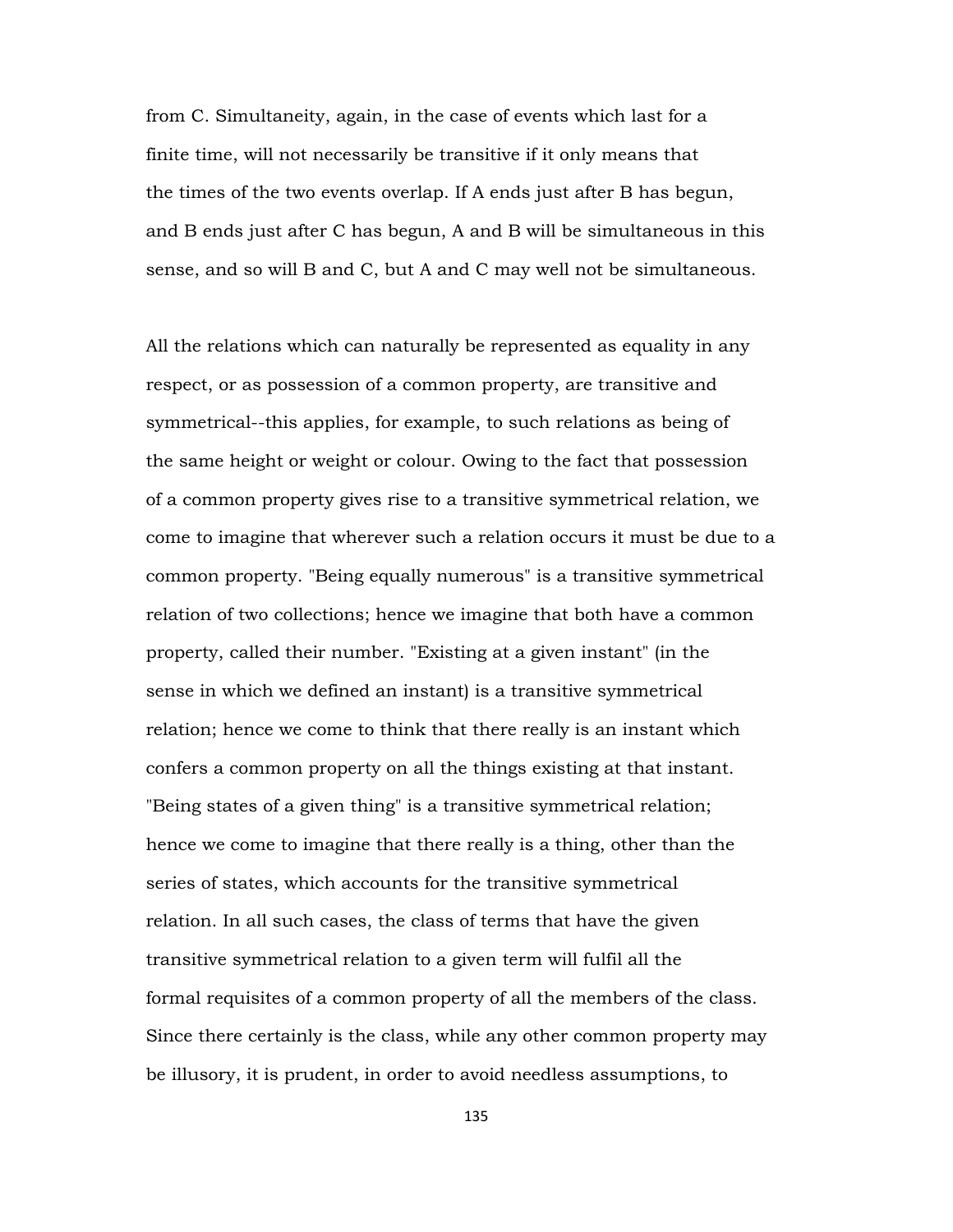from C. Simultaneity, again, in the case of events which last for a finite time, will not necessarily be transitive if it only means that the times of the two events overlap. If A ends just after B has begun, and B ends just after C has begun, A and B will be simultaneous in this sense, and so will B and C, but A and C may well not be simultaneous.

All the relations which can naturally be represented as equality in any respect, or as possession of a common property, are transitive and symmetrical--this applies, for example, to such relations as being of the same height or weight or colour. Owing to the fact that possession of a common property gives rise to a transitive symmetrical relation, we come to imagine that wherever such a relation occurs it must be due to a common property. "Being equally numerous" is a transitive symmetrical relation of two collections; hence we imagine that both have a common property, called their number. "Existing at a given instant" (in the sense in which we defined an instant) is a transitive symmetrical relation; hence we come to think that there really is an instant which confers a common property on all the things existing at that instant. "Being states of a given thing" is a transitive symmetrical relation; hence we come to imagine that there really is a thing, other than the series of states, which accounts for the transitive symmetrical relation. In all such cases, the class of terms that have the given transitive symmetrical relation to a given term will fulfil all the formal requisites of a common property of all the members of the class. Since there certainly is the class, while any other common property may be illusory, it is prudent, in order to avoid needless assumptions, to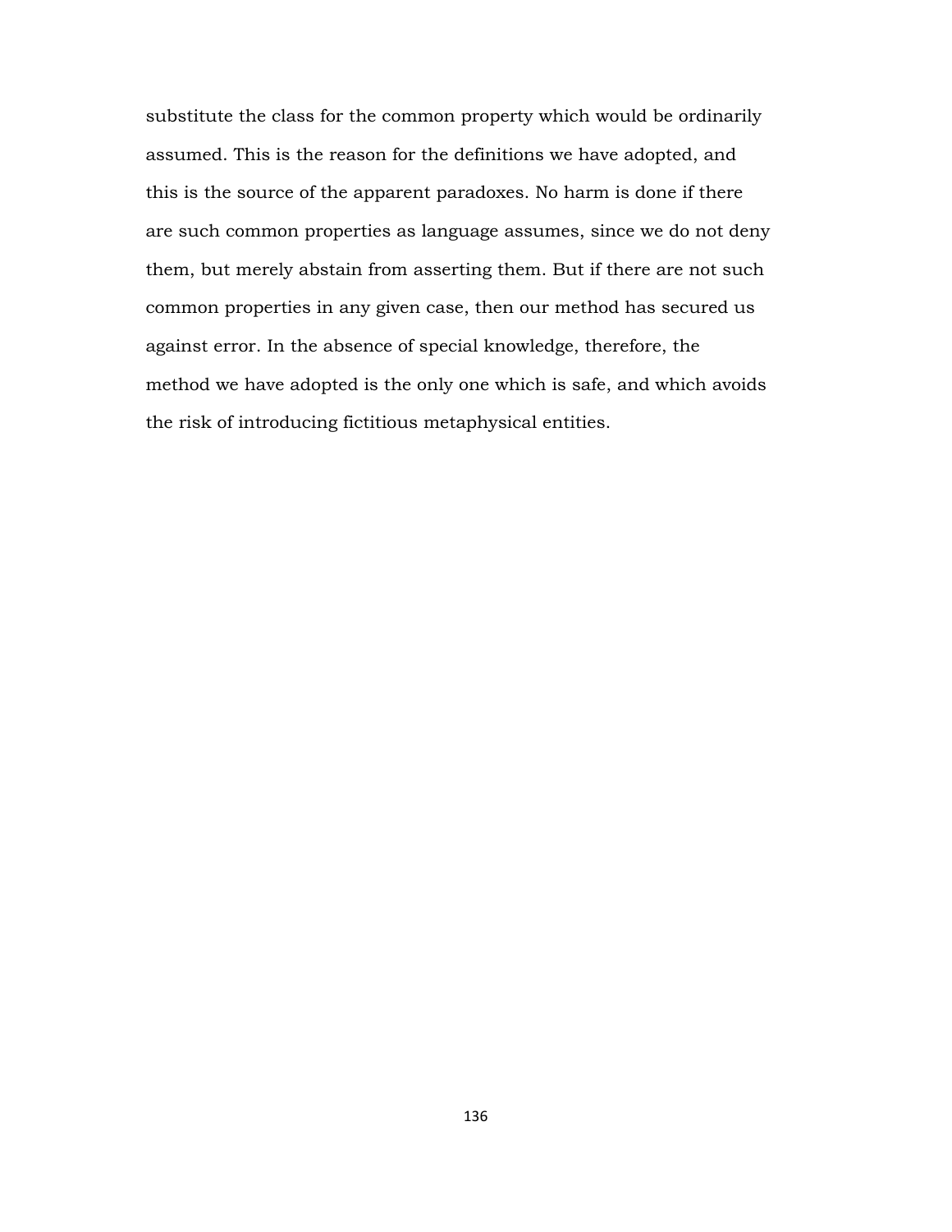substitute the class for the common property which would be ordinarily assumed. This is the reason for the definitions we have adopted, and this is the source of the apparent paradoxes. No harm is done if there are such common properties as language assumes, since we do not deny them, but merely abstain from asserting them. But if there are not such common properties in any given case, then our method has secured us against error. In the absence of special knowledge, therefore, the method we have adopted is the only one which is safe, and which avoids the risk of introducing fictitious metaphysical entities.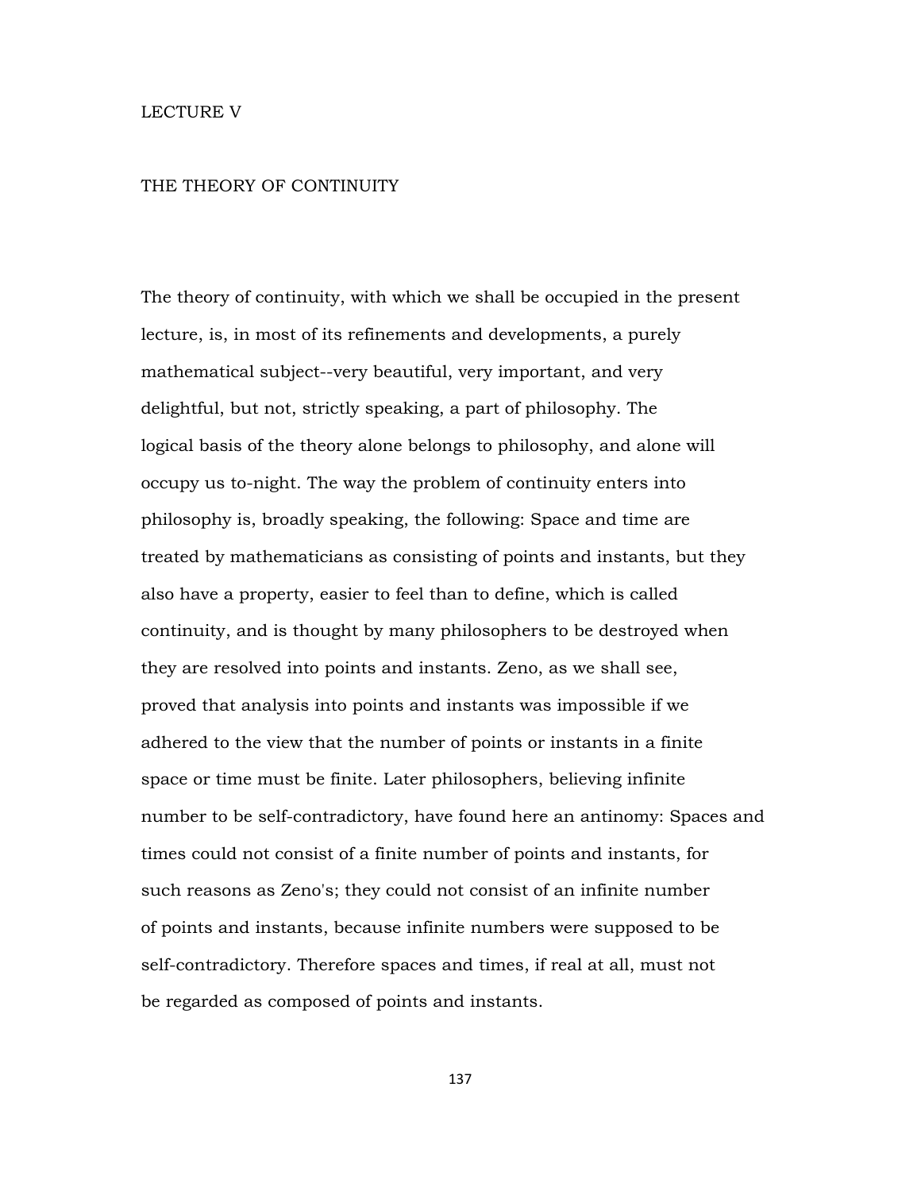# LECTURE V

## THE THEORY OF CONTINUITY

The theory of continuity, with which we shall be occupied in the present lecture, is, in most of its refinements and developments, a purely mathematical subject--very beautiful, very important, and very delightful, but not, strictly speaking, a part of philosophy. The logical basis of the theory alone belongs to philosophy, and alone will occupy us to-night. The way the problem of continuity enters into philosophy is, broadly speaking, the following: Space and time are treated by mathematicians as consisting of points and instants, but they also have a property, easier to feel than to define, which is called continuity, and is thought by many philosophers to be destroyed when they are resolved into points and instants. Zeno, as we shall see, proved that analysis into points and instants was impossible if we adhered to the view that the number of points or instants in a finite space or time must be finite. Later philosophers, believing infinite number to be self-contradictory, have found here an antinomy: Spaces and times could not consist of a finite number of points and instants, for such reasons as Zeno's; they could not consist of an infinite number of points and instants, because infinite numbers were supposed to be self-contradictory. Therefore spaces and times, if real at all, must not be regarded as composed of points and instants.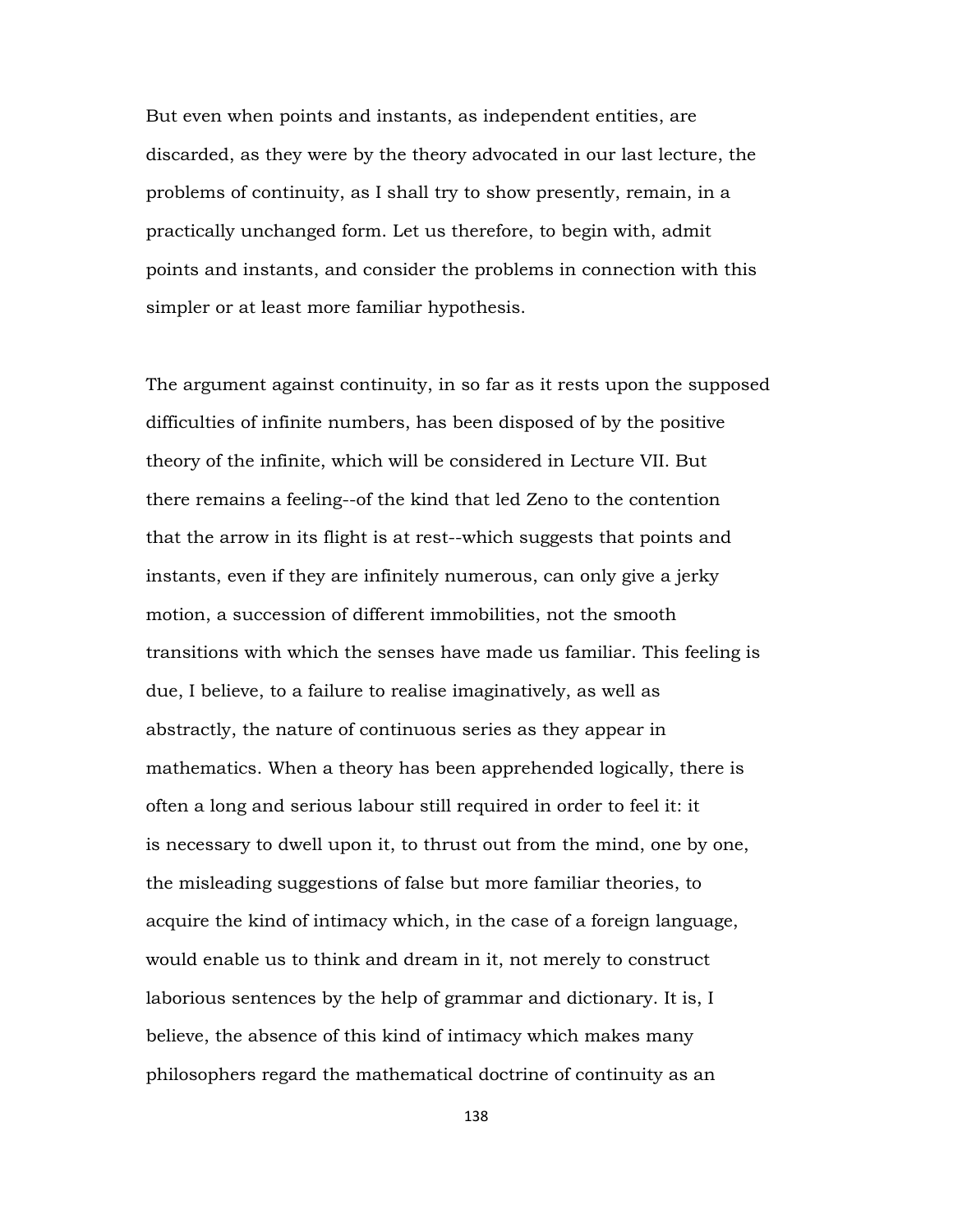But even when points and instants, as independent entities, are discarded, as they were by the theory advocated in our last lecture, the problems of continuity, as I shall try to show presently, remain, in a practically unchanged form. Let us therefore, to begin with, admit points and instants, and consider the problems in connection with this simpler or at least more familiar hypothesis.

The argument against continuity, in so far as it rests upon the supposed difficulties of infinite numbers, has been disposed of by the positive theory of the infinite, which will be considered in Lecture VII. But there remains a feeling--of the kind that led Zeno to the contention that the arrow in its flight is at rest--which suggests that points and instants, even if they are infinitely numerous, can only give a jerky motion, a succession of different immobilities, not the smooth transitions with which the senses have made us familiar. This feeling is due, I believe, to a failure to realise imaginatively, as well as abstractly, the nature of continuous series as they appear in mathematics. When a theory has been apprehended logically, there is often a long and serious labour still required in order to feel it: it is necessary to dwell upon it, to thrust out from the mind, one by one, the misleading suggestions of false but more familiar theories, to acquire the kind of intimacy which, in the case of a foreign language, would enable us to think and dream in it, not merely to construct laborious sentences by the help of grammar and dictionary. It is, I believe, the absence of this kind of intimacy which makes many philosophers regard the mathematical doctrine of continuity as an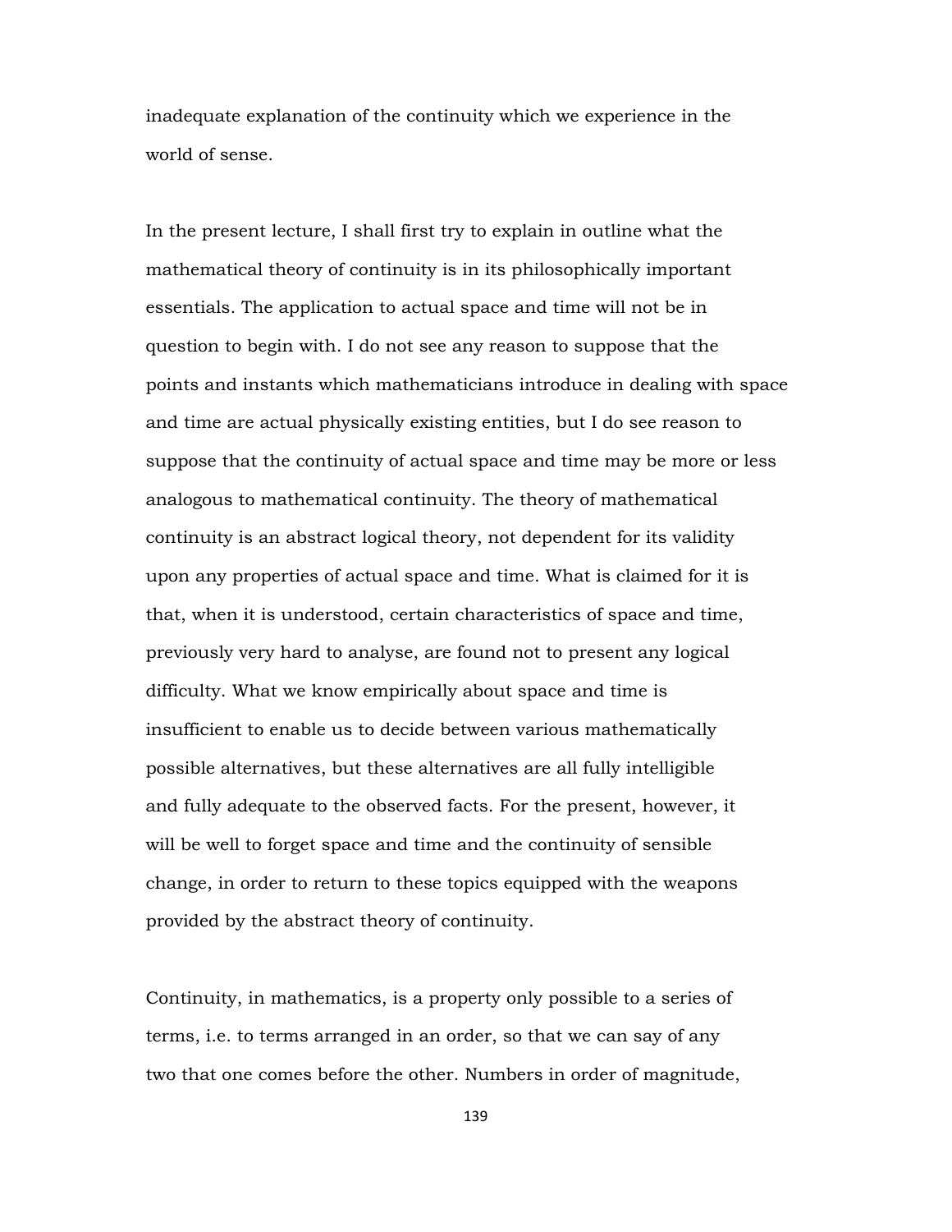inadequate explanation of the continuity which we experience in the world of sense.

In the present lecture, I shall first try to explain in outline what the mathematical theory of continuity is in its philosophically important essentials. The application to actual space and time will not be in question to begin with. I do not see any reason to suppose that the points and instants which mathematicians introduce in dealing with space and time are actual physically existing entities, but I do see reason to suppose that the continuity of actual space and time may be more or less analogous to mathematical continuity. The theory of mathematical continuity is an abstract logical theory, not dependent for its validity upon any properties of actual space and time. What is claimed for it is that, when it is understood, certain characteristics of space and time, previously very hard to analyse, are found not to present any logical difficulty. What we know empirically about space and time is insufficient to enable us to decide between various mathematically possible alternatives, but these alternatives are all fully intelligible and fully adequate to the observed facts. For the present, however, it will be well to forget space and time and the continuity of sensible change, in order to return to these topics equipped with the weapons provided by the abstract theory of continuity.

Continuity, in mathematics, is a property only possible to a series of terms, i.e. to terms arranged in an order, so that we can say of any two that one comes before the other. Numbers in order of magnitude,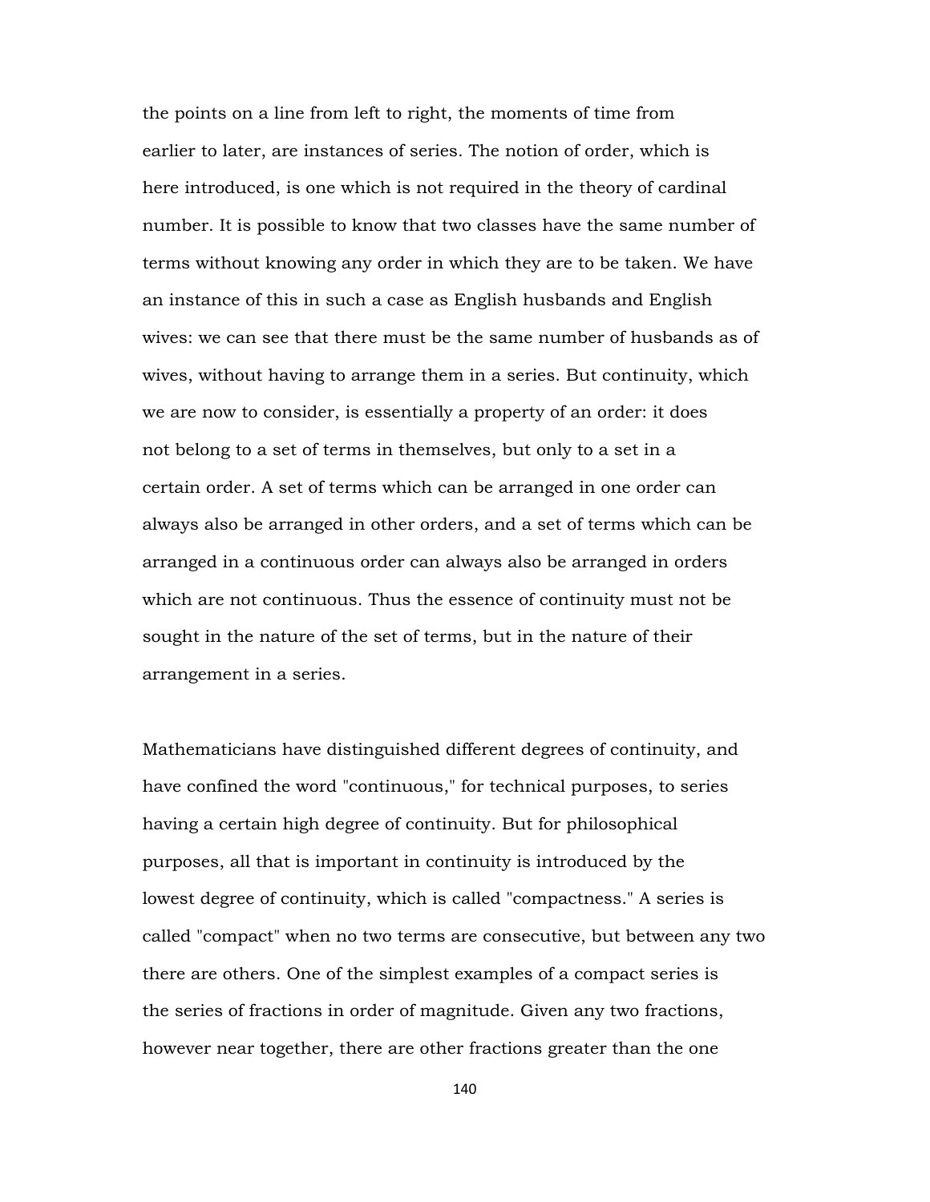the points on a line from left to right, the moments of time from earlier to later, are instances of series. The notion of order, which is here introduced, is one which is not required in the theory of cardinal number. It is possible to know that two classes have the same number of terms without knowing any order in which they are to be taken. We have an instance of this in such a case as English husbands and English wives: we can see that there must be the same number of husbands as of wives, without having to arrange them in a series. But continuity, which we are now to consider, is essentially a property of an order: it does not belong to a set of terms in themselves, but only to a set in a certain order. A set of terms which can be arranged in one order can always also be arranged in other orders, and a set of terms which can be arranged in a continuous order can always also be arranged in orders which are not continuous. Thus the essence of continuity must not be sought in the nature of the set of terms, but in the nature of their arrangement in a series.

Mathematicians have distinguished different degrees of continuity, and have confined the word "continuous," for technical purposes, to series having a certain high degree of continuity. But for philosophical purposes, all that is important in continuity is introduced by the lowest degree of continuity, which is called "compactness." A series is called "compact" when no two terms are consecutive, but between any two there are others. One of the simplest examples of a compact series is the series of fractions in order of magnitude. Given any two fractions, however near together, there are other fractions greater than the one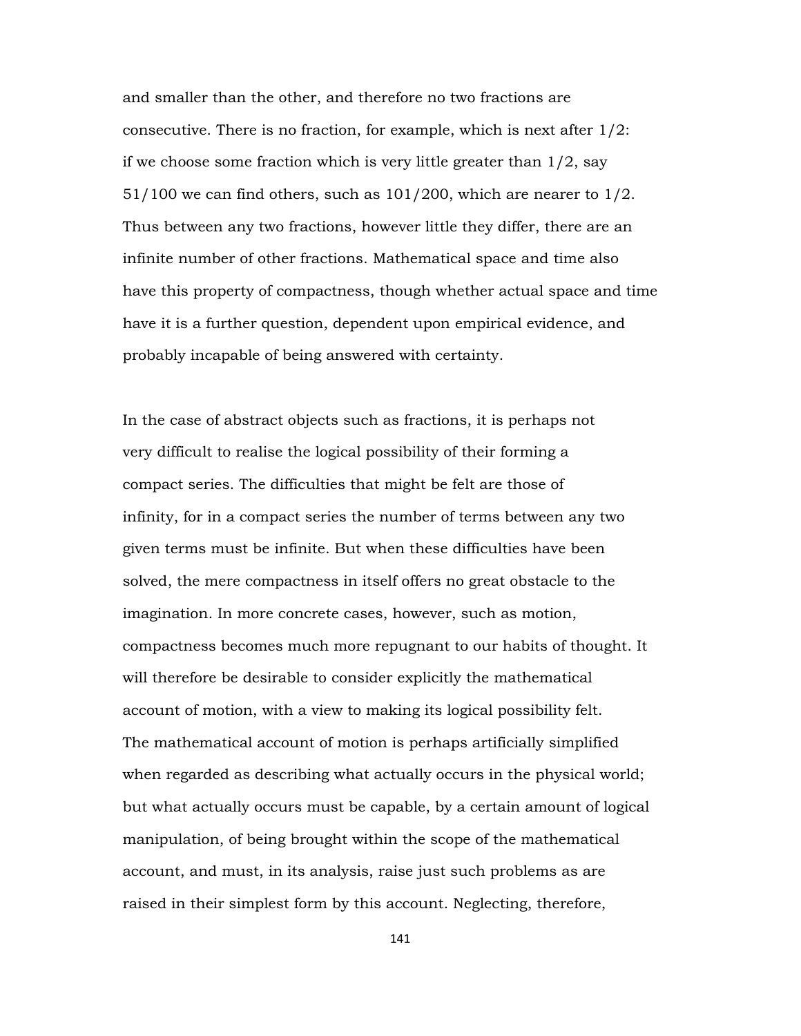and smaller than the other, and therefore no two fractions are consecutive. There is no fraction, for example, which is next after 1/2: if we choose some fraction which is very little greater than 1/2, say 51/100 we can find others, such as 101/200, which are nearer to 1/2. Thus between any two fractions, however little they differ, there are an infinite number of other fractions. Mathematical space and time also have this property of compactness, though whether actual space and time have it is a further question, dependent upon empirical evidence, and probably incapable of being answered with certainty.

In the case of abstract objects such as fractions, it is perhaps not very difficult to realise the logical possibility of their forming a compact series. The difficulties that might be felt are those of infinity, for in a compact series the number of terms between any two given terms must be infinite. But when these difficulties have been solved, the mere compactness in itself offers no great obstacle to the imagination. In more concrete cases, however, such as motion, compactness becomes much more repugnant to our habits of thought. It will therefore be desirable to consider explicitly the mathematical account of motion, with a view to making its logical possibility felt. The mathematical account of motion is perhaps artificially simplified when regarded as describing what actually occurs in the physical world; but what actually occurs must be capable, by a certain amount of logical manipulation, of being brought within the scope of the mathematical account, and must, in its analysis, raise just such problems as are raised in their simplest form by this account. Neglecting, therefore,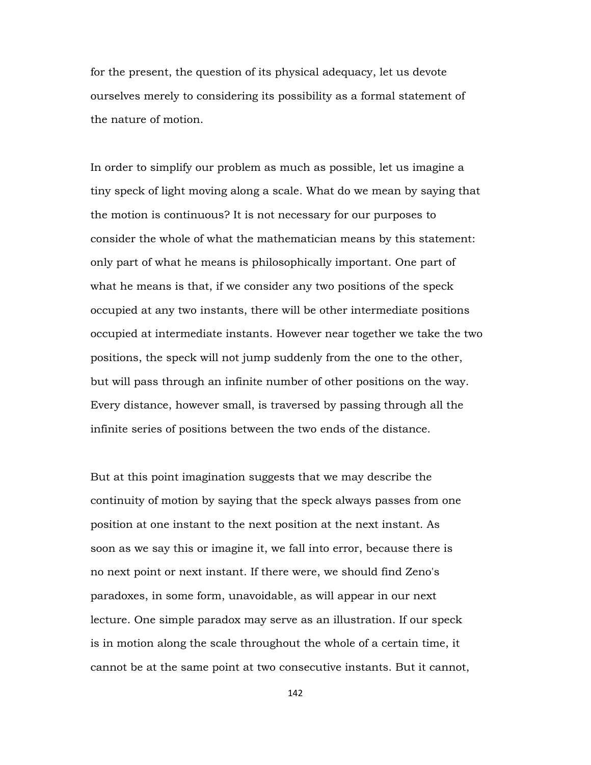for the present, the question of its physical adequacy, let us devote ourselves merely to considering its possibility as a formal statement of the nature of motion.

In order to simplify our problem as much as possible, let us imagine a tiny speck of light moving along a scale. What do we mean by saying that the motion is continuous? It is not necessary for our purposes to consider the whole of what the mathematician means by this statement: only part of what he means is philosophically important. One part of what he means is that, if we consider any two positions of the speck occupied at any two instants, there will be other intermediate positions occupied at intermediate instants. However near together we take the two positions, the speck will not jump suddenly from the one to the other, but will pass through an infinite number of other positions on the way. Every distance, however small, is traversed by passing through all the infinite series of positions between the two ends of the distance.

But at this point imagination suggests that we may describe the continuity of motion by saying that the speck always passes from one position at one instant to the next position at the next instant. As soon as we say this or imagine it, we fall into error, because there is no next point or next instant. If there were, we should find Zeno's paradoxes, in some form, unavoidable, as will appear in our next lecture. One simple paradox may serve as an illustration. If our speck is in motion along the scale throughout the whole of a certain time, it cannot be at the same point at two consecutive instants. But it cannot,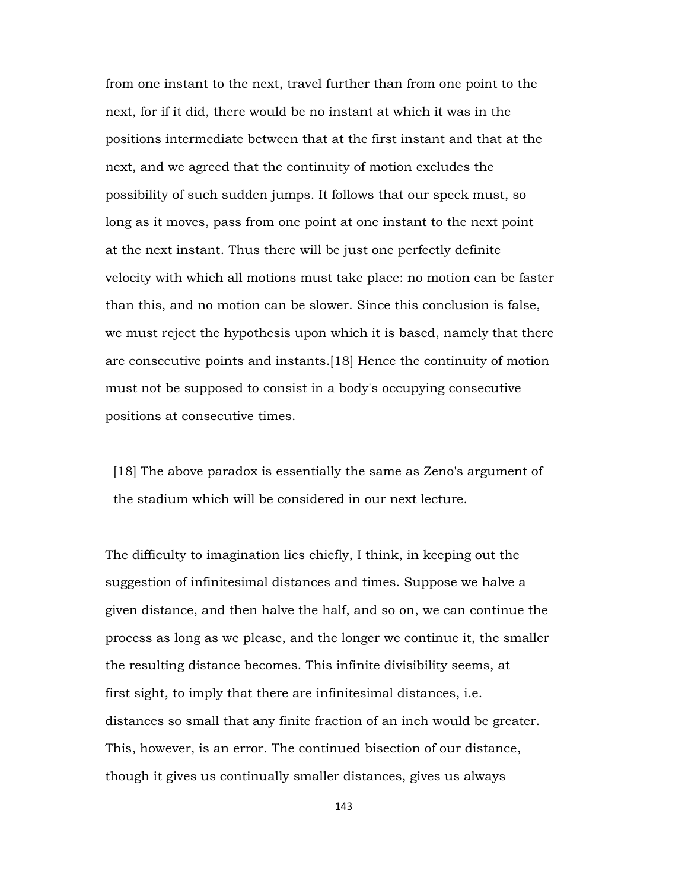from one instant to the next, travel further than from one point to the next, for if it did, there would be no instant at which it was in the positions intermediate between that at the first instant and that at the next, and we agreed that the continuity of motion excludes the possibility of such sudden jumps. It follows that our speck must, so long as it moves, pass from one point at one instant to the next point at the next instant. Thus there will be just one perfectly definite velocity with which all motions must take place: no motion can be faster than this, and no motion can be slower. Since this conclusion is false, we must reject the hypothesis upon which it is based, namely that there are consecutive points and instants.[18] Hence the continuity of motion must not be supposed to consist in a body's occupying consecutive positions at consecutive times.

[18] The above paradox is essentially the same as Zeno's argument of the stadium which will be considered in our next lecture.

The difficulty to imagination lies chiefly, I think, in keeping out the suggestion of infinitesimal distances and times. Suppose we halve a given distance, and then halve the half, and so on, we can continue the process as long as we please, and the longer we continue it, the smaller the resulting distance becomes. This infinite divisibility seems, at first sight, to imply that there are infinitesimal distances, i.e. distances so small that any finite fraction of an inch would be greater. This, however, is an error. The continued bisection of our distance, though it gives us continually smaller distances, gives us always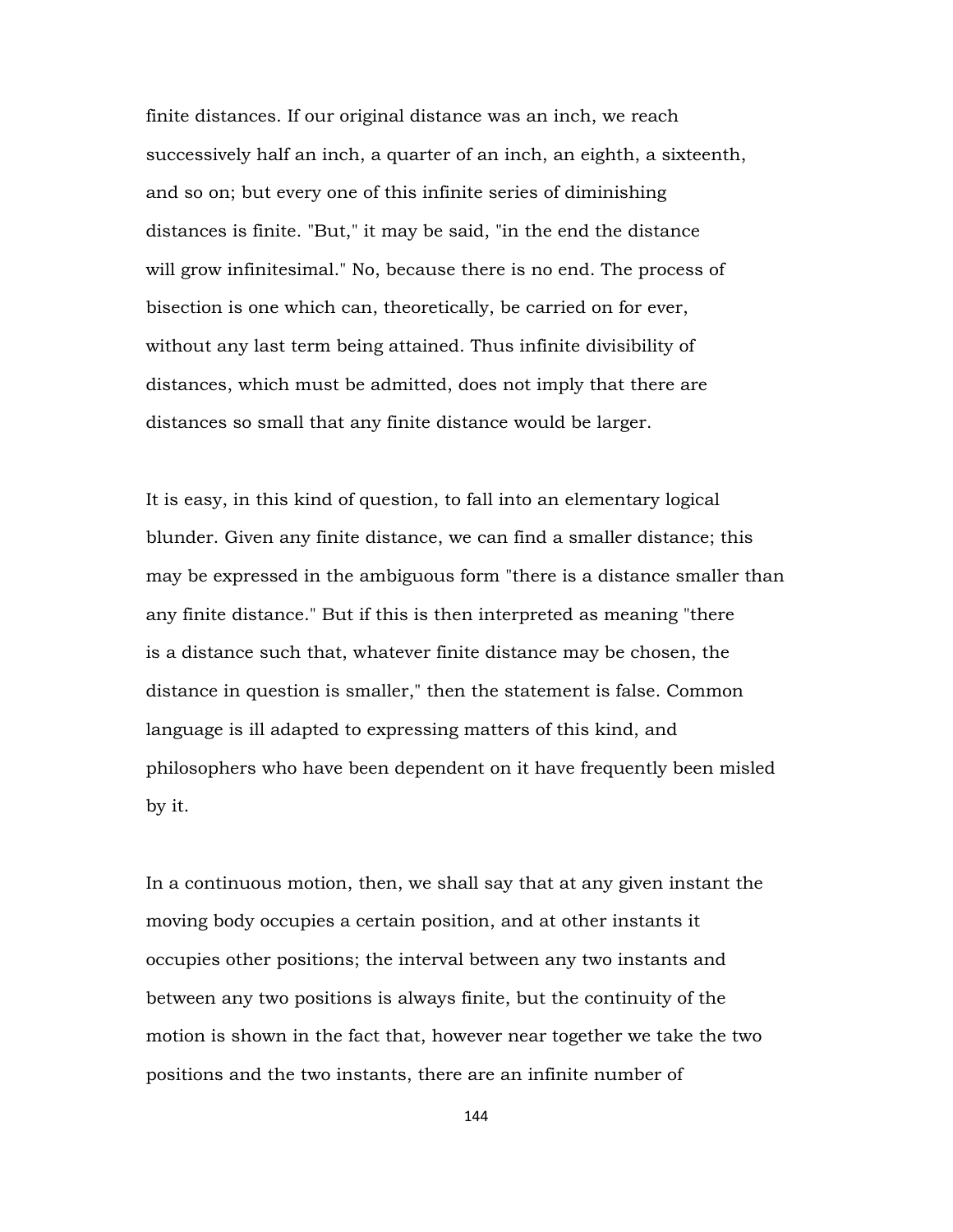finite distances. If our original distance was an inch, we reach successively half an inch, a quarter of an inch, an eighth, a sixteenth, and so on; but every one of this infinite series of diminishing distances is finite. "But," it may be said, "in the end the distance will grow infinitesimal." No, because there is no end. The process of bisection is one which can, theoretically, be carried on for ever, without any last term being attained. Thus infinite divisibility of distances, which must be admitted, does not imply that there are distances so small that any finite distance would be larger.

It is easy, in this kind of question, to fall into an elementary logical blunder. Given any finite distance, we can find a smaller distance; this may be expressed in the ambiguous form "there is a distance smaller than any finite distance." But if this is then interpreted as meaning "there is a distance such that, whatever finite distance may be chosen, the distance in question is smaller," then the statement is false. Common language is ill adapted to expressing matters of this kind, and philosophers who have been dependent on it have frequently been misled by it.

In a continuous motion, then, we shall say that at any given instant the moving body occupies a certain position, and at other instants it occupies other positions; the interval between any two instants and between any two positions is always finite, but the continuity of the motion is shown in the fact that, however near together we take the two positions and the two instants, there are an infinite number of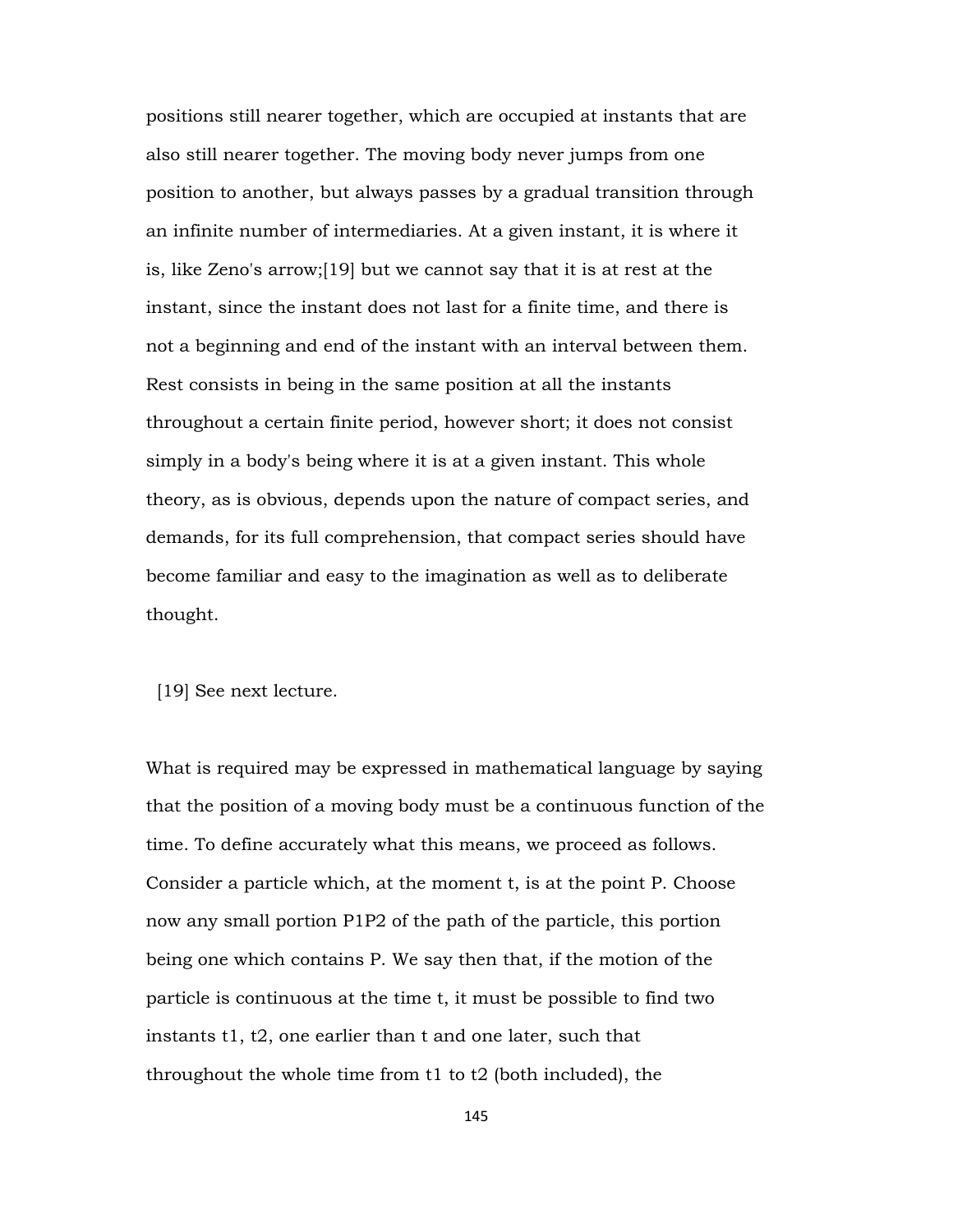positions still nearer together, which are occupied at instants that are also still nearer together. The moving body never jumps from one position to another, but always passes by a gradual transition through an infinite number of intermediaries. At a given instant, it is where it is, like Zeno's arrow;[19] but we cannot say that it is at rest at the instant, since the instant does not last for a finite time, and there is not a beginning and end of the instant with an interval between them. Rest consists in being in the same position at all the instants throughout a certain finite period, however short; it does not consist simply in a body's being where it is at a given instant. This whole theory, as is obvious, depends upon the nature of compact series, and demands, for its full comprehension, that compact series should have become familiar and easy to the imagination as well as to deliberate thought.

[19] See next lecture.

What is required may be expressed in mathematical language by saying that the position of a moving body must be a continuous function of the time. To define accurately what this means, we proceed as follows. Consider a particle which, at the moment $t$, is at the point $P$. Choose now any small portion $P_1P_2$ of the path of the particle, this portion being one which contains $P$. We say then that, if the motion of the particle is continuous at the time $t$, it must be possible to find two instants $t_1$, $t_2$, one earlier than $t$ and one later, such that throughout the whole time from $t_1$ to $t_2$ (both included), the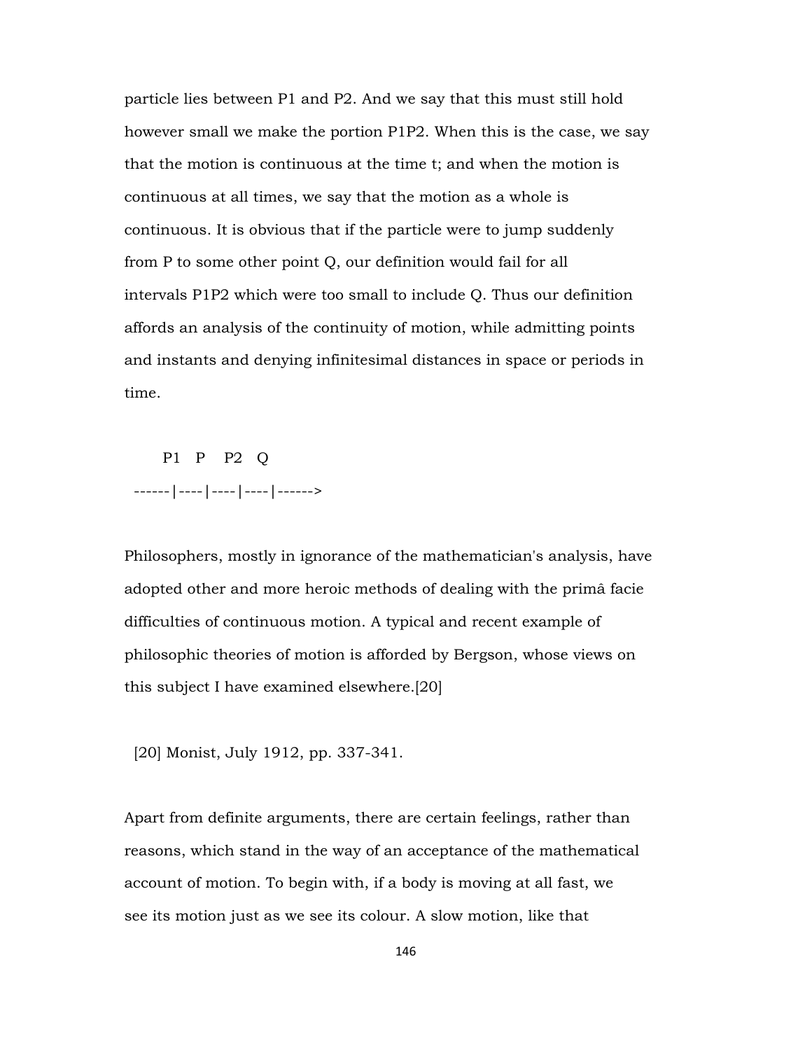particle lies between $P_1$ and $P_2$. And we say that this must still hold however small we make the portion $P_1P_2$. When this is the case, we say that the motion is continuous at the time t; and when the motion is continuous at all times, we say that the motion as a whole is continuous. It is obvious that if the particle were to jump suddenly from P to some other point Q, our definition would fail for all intervals $P_1P_2$ which were too small to include Q. Thus our definition affords an analysis of the continuity of motion, while admitting points and instants and denying infinitesimal distances in space or periods in time.

```
     P1   P    P2   Q
------|----|----|----|------>
```

Philosophers, mostly in ignorance of the mathematician's analysis, have adopted other and more heroic methods of dealing with the primâ facie difficulties of continuous motion. A typical and recent example of philosophic theories of motion is afforded by Bergson, whose views on this subject I have examined elsewhere.[20]

[20] Monist, July 1912, pp. 337-341.

Apart from definite arguments, there are certain feelings, rather than reasons, which stand in the way of an acceptance of the mathematical account of motion. To begin with, if a body is moving at all fast, we see its motion just as we see its colour. A slow motion, like that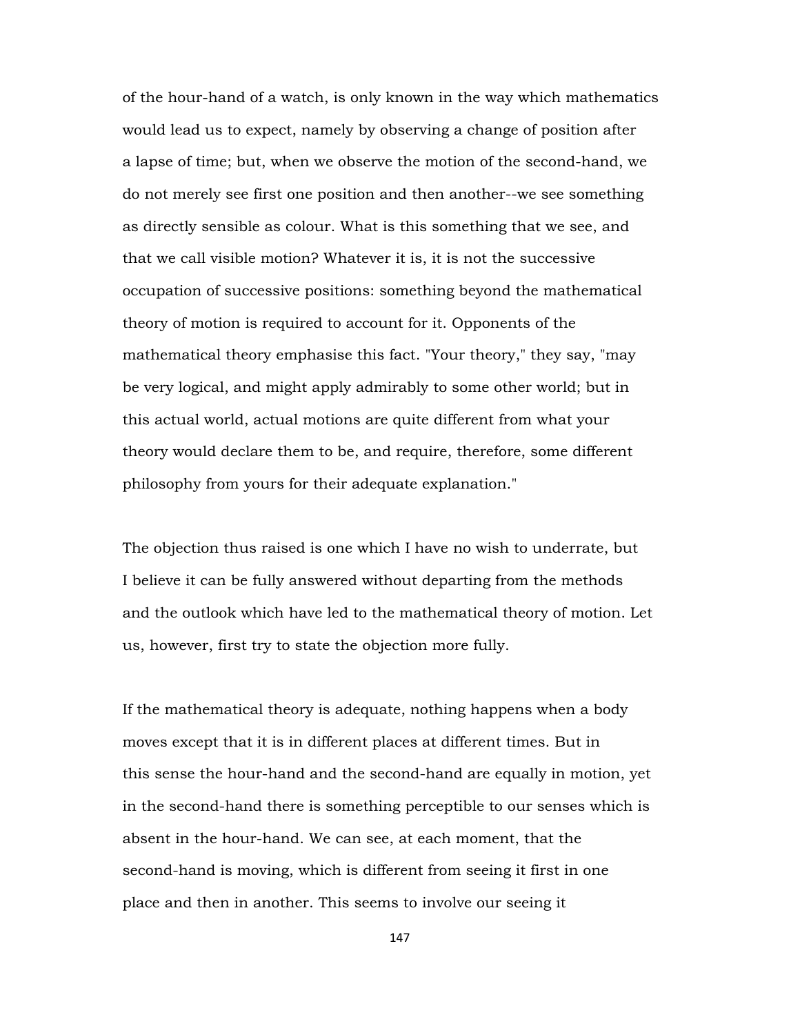of the hour-hand of a watch, is only known in the way which mathematics would lead us to expect, namely by observing a change of position after a lapse of time; but, when we observe the motion of the second-hand, we do not merely see first one position and then another--we see something as directly sensible as colour. What is this something that we see, and that we call visible motion? Whatever it is, it is not the successive occupation of successive positions: something beyond the mathematical theory of motion is required to account for it. Opponents of the mathematical theory emphasise this fact. "Your theory," they say, "may be very logical, and might apply admirably to some other world; but in this actual world, actual motions are quite different from what your theory would declare them to be, and require, therefore, some different philosophy from yours for their adequate explanation."

The objection thus raised is one which I have no wish to underrate, but I believe it can be fully answered without departing from the methods and the outlook which have led to the mathematical theory of motion. Let us, however, first try to state the objection more fully.

If the mathematical theory is adequate, nothing happens when a body moves except that it is in different places at different times. But in this sense the hour-hand and the second-hand are equally in motion, yet in the second-hand there is something perceptible to our senses which is absent in the hour-hand. We can see, at each moment, that the second-hand is moving, which is different from seeing it first in one place and then in another. This seems to involve our seeing it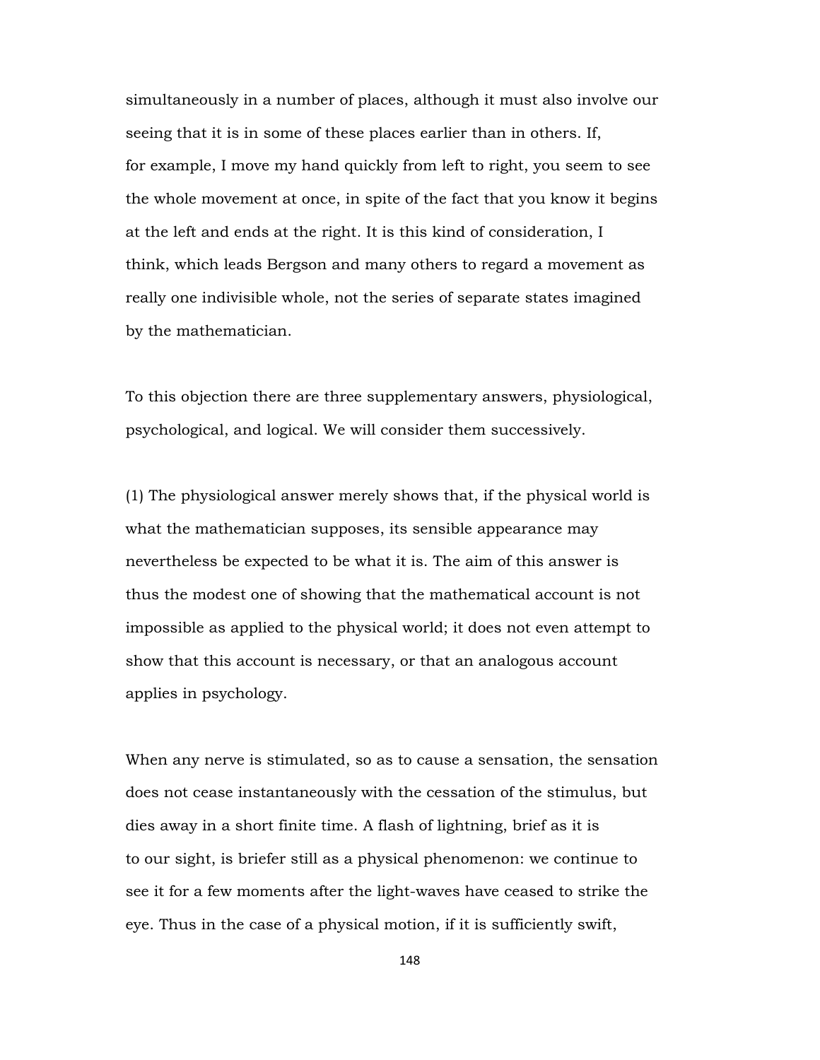simultaneously in a number of places, although it must also involve our seeing that it is in some of these places earlier than in others. If, for example, I move my hand quickly from left to right, you seem to see the whole movement at once, in spite of the fact that you know it begins at the left and ends at the right. It is this kind of consideration, I think, which leads Bergson and many others to regard a movement as really one indivisible whole, not the series of separate states imagined by the mathematician.

To this objection there are three supplementary answers, physiological, psychological, and logical. We will consider them successively.

(1) The physiological answer merely shows that, if the physical world is what the mathematician supposes, its sensible appearance may nevertheless be expected to be what it is. The aim of this answer is thus the modest one of showing that the mathematical account is not impossible as applied to the physical world; it does not even attempt to show that this account is necessary, or that an analogous account applies in psychology.

When any nerve is stimulated, so as to cause a sensation, the sensation does not cease instantaneously with the cessation of the stimulus, but dies away in a short finite time. A flash of lightning, brief as it is to our sight, is briefer still as a physical phenomenon: we continue to see it for a few moments after the light-waves have ceased to strike the eye. Thus in the case of a physical motion, if it is sufficiently swift,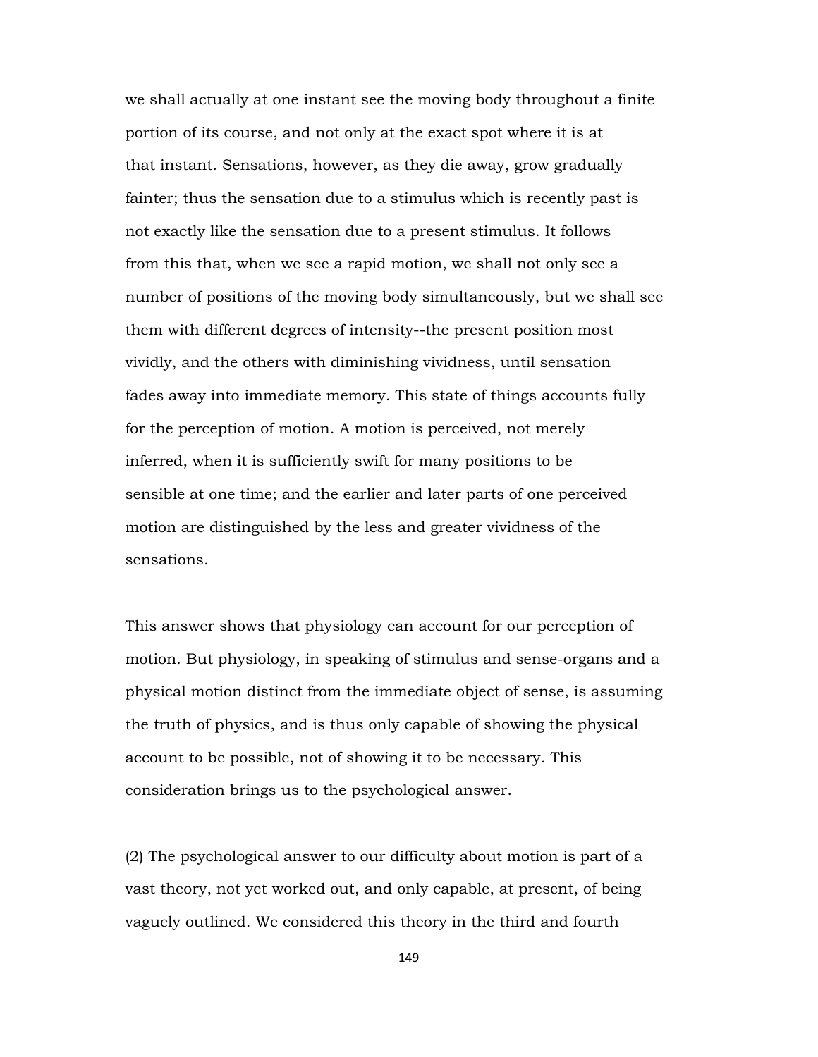we shall actually at one instant see the moving body throughout a finite portion of its course, and not only at the exact spot where it is at that instant. Sensations, however, as they die away, grow gradually fainter; thus the sensation due to a stimulus which is recently past is not exactly like the sensation due to a present stimulus. It follows from this that, when we see a rapid motion, we shall not only see a number of positions of the moving body simultaneously, but we shall see them with different degrees of intensity--the present position most vividly, and the others with diminishing vividness, until sensation fades away into immediate memory. This state of things accounts fully for the perception of motion. A motion is perceived, not merely inferred, when it is sufficiently swift for many positions to be sensible at one time; and the earlier and later parts of one perceived motion are distinguished by the less and greater vividness of the sensations.

This answer shows that physiology can account for our perception of motion. But physiology, in speaking of stimulus and sense-organs and a physical motion distinct from the immediate object of sense, is assuming the truth of physics, and is thus only capable of showing the physical account to be possible, not of showing it to be necessary. This consideration brings us to the psychological answer.

(2) The psychological answer to our difficulty about motion is part of a vast theory, not yet worked out, and only capable, at present, of being vaguely outlined. We considered this theory in the third and fourth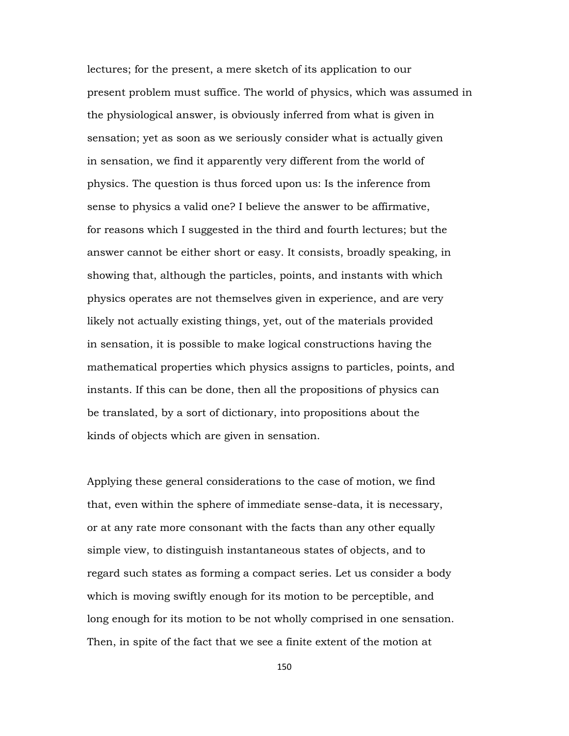lectures; for the present, a mere sketch of its application to our present problem must suffice. The world of physics, which was assumed in the physiological answer, is obviously inferred from what is given in sensation; yet as soon as we seriously consider what is actually given in sensation, we find it apparently very different from the world of physics. The question is thus forced upon us: Is the inference from sense to physics a valid one? I believe the answer to be affirmative, for reasons which I suggested in the third and fourth lectures; but the answer cannot be either short or easy. It consists, broadly speaking, in showing that, although the particles, points, and instants with which physics operates are not themselves given in experience, and are very likely not actually existing things, yet, out of the materials provided in sensation, it is possible to make logical constructions having the mathematical properties which physics assigns to particles, points, and instants. If this can be done, then all the propositions of physics can be translated, by a sort of dictionary, into propositions about the kinds of objects which are given in sensation.

Applying these general considerations to the case of motion, we find that, even within the sphere of immediate sense-data, it is necessary, or at any rate more consonant with the facts than any other equally simple view, to distinguish instantaneous states of objects, and to regard such states as forming a compact series. Let us consider a body which is moving swiftly enough for its motion to be perceptible, and long enough for its motion to be not wholly comprised in one sensation. Then, in spite of the fact that we see a finite extent of the motion at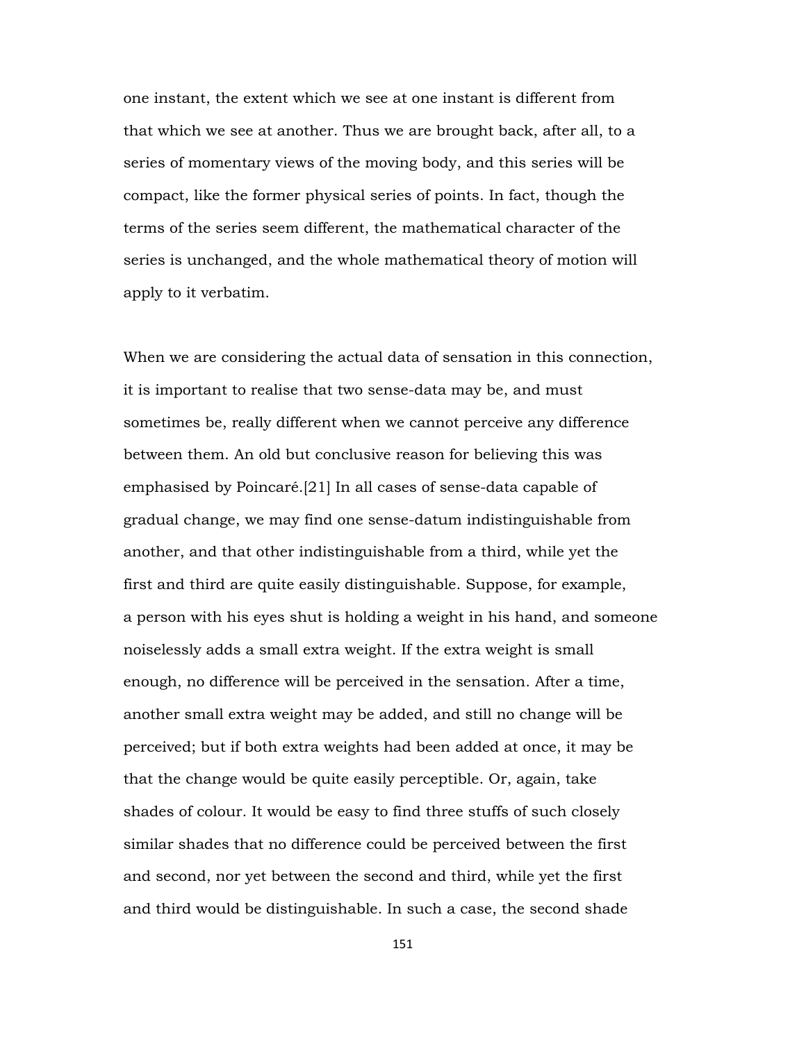one instant, the extent which we see at one instant is different from that which we see at another. Thus we are brought back, after all, to a series of momentary views of the moving body, and this series will be compact, like the former physical series of points. In fact, though the terms of the series seem different, the mathematical character of the series is unchanged, and the whole mathematical theory of motion will apply to it verbatim.

When we are considering the actual data of sensation in this connection, it is important to realise that two sense-data may be, and must sometimes be, really different when we cannot perceive any difference between them. An old but conclusive reason for believing this was emphasised by Poincaré.[21] In all cases of sense-data capable of gradual change, we may find one sense-datum indistinguishable from another, and that other indistinguishable from a third, while yet the first and third are quite easily distinguishable. Suppose, for example, a person with his eyes shut is holding a weight in his hand, and someone noiselessly adds a small extra weight. If the extra weight is small enough, no difference will be perceived in the sensation. After a time, another small extra weight may be added, and still no change will be perceived; but if both extra weights had been added at once, it may be that the change would be quite easily perceptible. Or, again, take shades of colour. It would be easy to find three stuffs of such closely similar shades that no difference could be perceived between the first and second, nor yet between the second and third, while yet the first and third would be distinguishable. In such a case, the second shade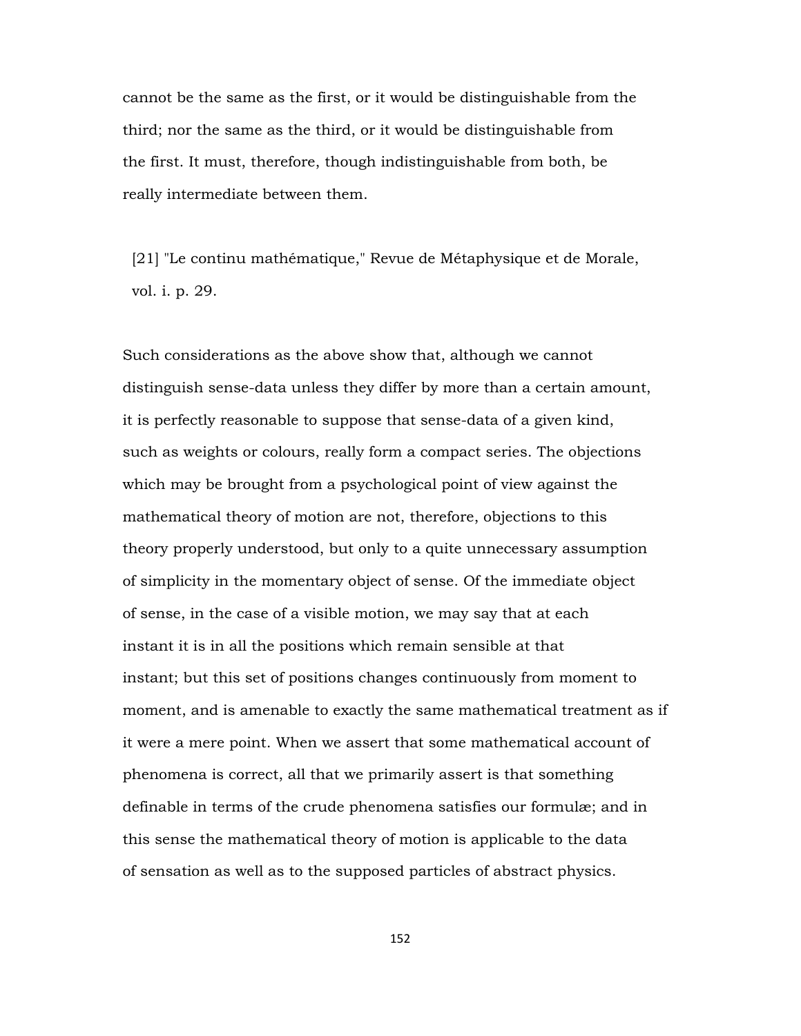cannot be the same as the first, or it would be distinguishable from the third; nor the same as the third, or it would be distinguishable from the first. It must, therefore, though indistinguishable from both, be really intermediate between them.

[21] "Le continu mathématique," Revue de Métaphysique et de Morale, vol. i. p. 29.

Such considerations as the above show that, although we cannot distinguish sense-data unless they differ by more than a certain amount, it is perfectly reasonable to suppose that sense-data of a given kind, such as weights or colours, really form a compact series. The objections which may be brought from a psychological point of view against the mathematical theory of motion are not, therefore, objections to this theory properly understood, but only to a quite unnecessary assumption of simplicity in the momentary object of sense. Of the immediate object of sense, in the case of a visible motion, we may say that at each instant it is in all the positions which remain sensible at that instant; but this set of positions changes continuously from moment to moment, and is amenable to exactly the same mathematical treatment as if it were a mere point. When we assert that some mathematical account of phenomena is correct, all that we primarily assert is that something definable in terms of the crude phenomena satisfies our formulæ; and in this sense the mathematical theory of motion is applicable to the data of sensation as well as to the supposed particles of abstract physics.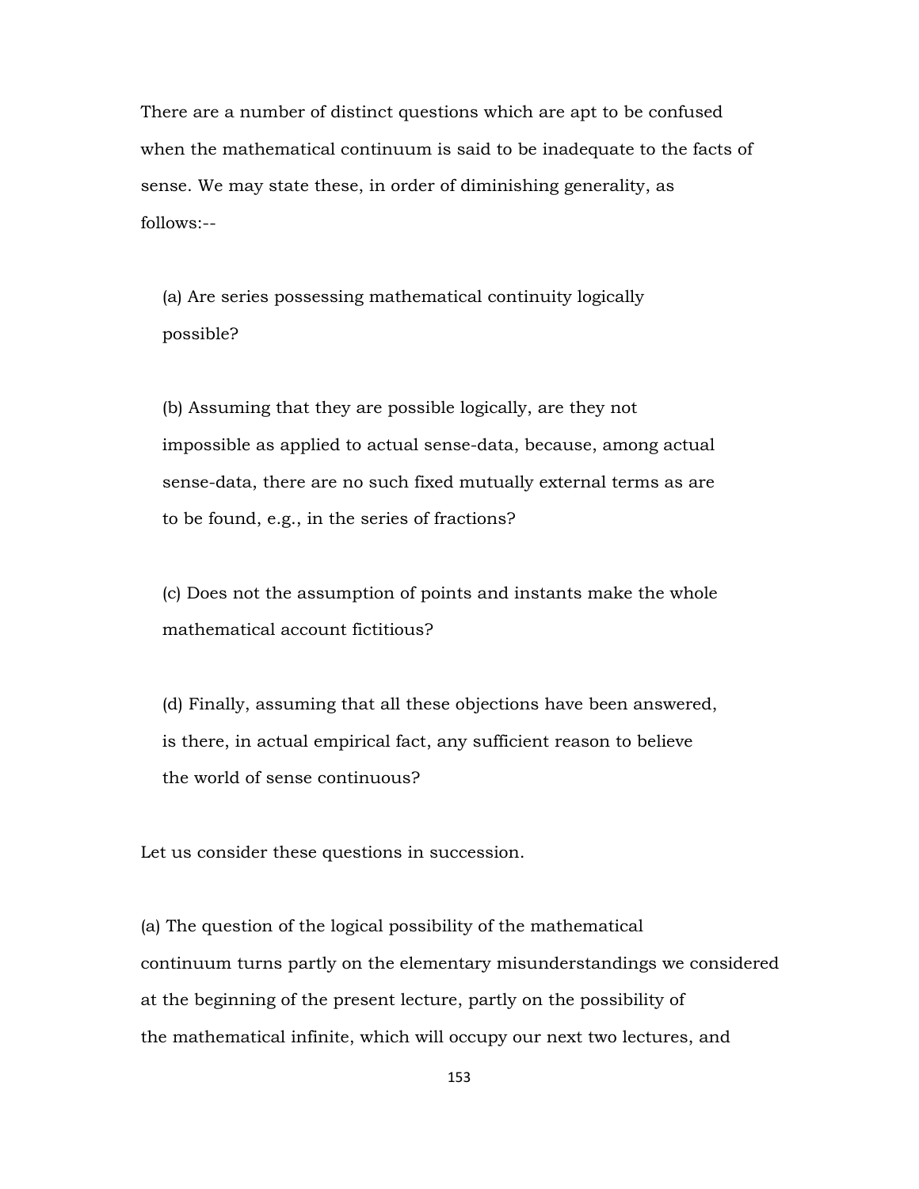There are a number of distinct questions which are apt to be confused when the mathematical continuum is said to be inadequate to the facts of sense. We may state these, in order of diminishing generality, as follows:--

(a) Are series possessing mathematical continuity logically possible?

(b) Assuming that they are possible logically, are they not impossible as applied to actual sense-data, because, among actual sense-data, there are no such fixed mutually external terms as are to be found, e.g., in the series of fractions?

(c) Does not the assumption of points and instants make the whole mathematical account fictitious?

(d) Finally, assuming that all these objections have been answered, is there, in actual empirical fact, any sufficient reason to believe the world of sense continuous?

Let us consider these questions in succession.

(a) The question of the logical possibility of the mathematical continuum turns partly on the elementary misunderstandings we considered at the beginning of the present lecture, partly on the possibility of the mathematical infinite, which will occupy our next two lectures, and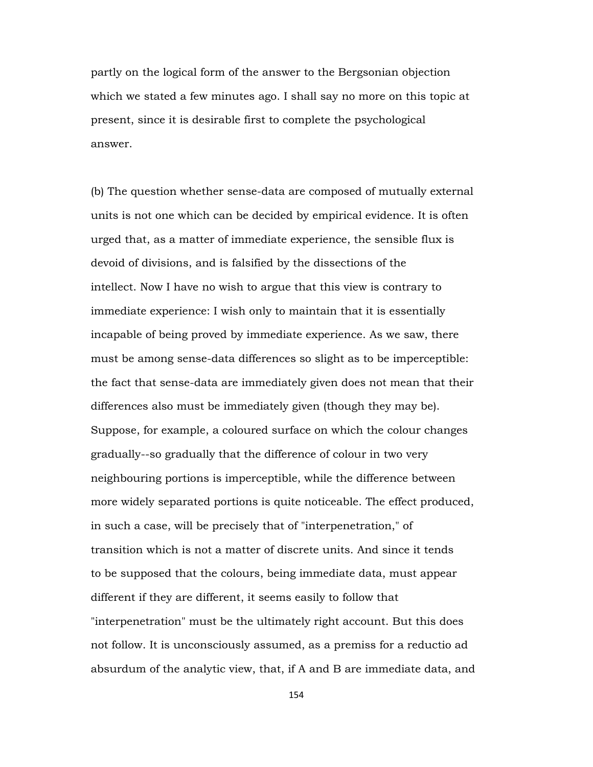partly on the logical form of the answer to the Bergsonian objection which we stated a few minutes ago. I shall say no more on this topic at present, since it is desirable first to complete the psychological answer.

(b) The question whether sense-data are composed of mutually external units is not one which can be decided by empirical evidence. It is often urged that, as a matter of immediate experience, the sensible flux is devoid of divisions, and is falsified by the dissections of the intellect. Now I have no wish to argue that this view is contrary to immediate experience: I wish only to maintain that it is essentially incapable of being proved by immediate experience. As we saw, there must be among sense-data differences so slight as to be imperceptible: the fact that sense-data are immediately given does not mean that their differences also must be immediately given (though they may be). Suppose, for example, a coloured surface on which the colour changes gradually--so gradually that the difference of colour in two very neighbouring portions is imperceptible, while the difference between more widely separated portions is quite noticeable. The effect produced, in such a case, will be precisely that of "interpenetration," of transition which is not a matter of discrete units. And since it tends to be supposed that the colours, being immediate data, must appear different if they are different, it seems easily to follow that "interpenetration" must be the ultimately right account. But this does not follow. It is unconsciously assumed, as a premiss for a reductio ad absurdum of the analytic view, that, if A and B are immediate data, and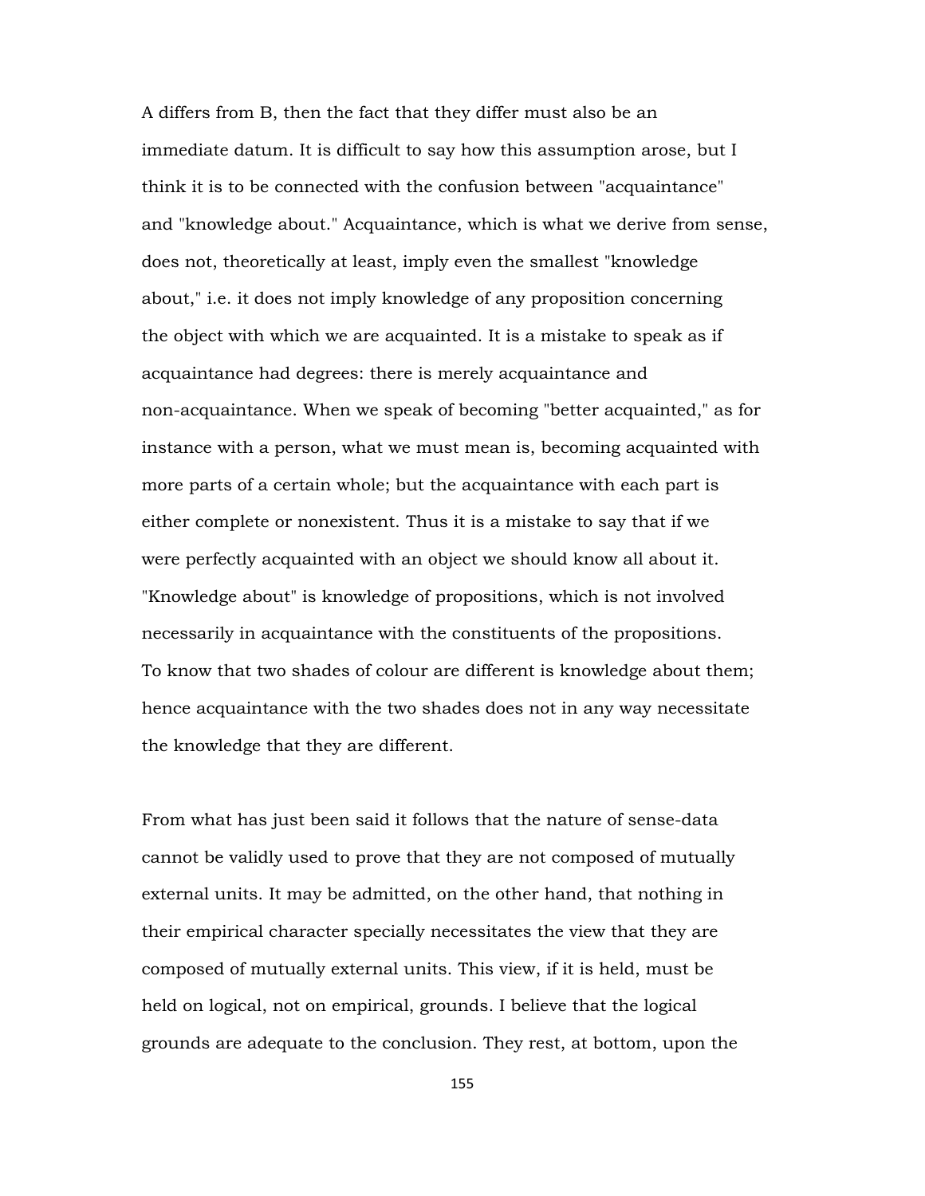A differs from B, then the fact that they differ must also be an immediate datum. It is difficult to say how this assumption arose, but I think it is to be connected with the confusion between "acquaintance" and "knowledge about." Acquaintance, which is what we derive from sense, does not, theoretically at least, imply even the smallest "knowledge about," i.e. it does not imply knowledge of any proposition concerning the object with which we are acquainted. It is a mistake to speak as if acquaintance had degrees: there is merely acquaintance and non-acquaintance. When we speak of becoming "better acquainted," as for instance with a person, what we must mean is, becoming acquainted with more parts of a certain whole; but the acquaintance with each part is either complete or nonexistent. Thus it is a mistake to say that if we were perfectly acquainted with an object we should know all about it. "Knowledge about" is knowledge of propositions, which is not involved necessarily in acquaintance with the constituents of the propositions. To know that two shades of colour are different is knowledge about them; hence acquaintance with the two shades does not in any way necessitate the knowledge that they are different.

From what has just been said it follows that the nature of sense-data cannot be validly used to prove that they are not composed of mutually external units. It may be admitted, on the other hand, that nothing in their empirical character specially necessitates the view that they are composed of mutually external units. This view, if it is held, must be held on logical, not on empirical, grounds. I believe that the logical grounds are adequate to the conclusion. They rest, at bottom, upon the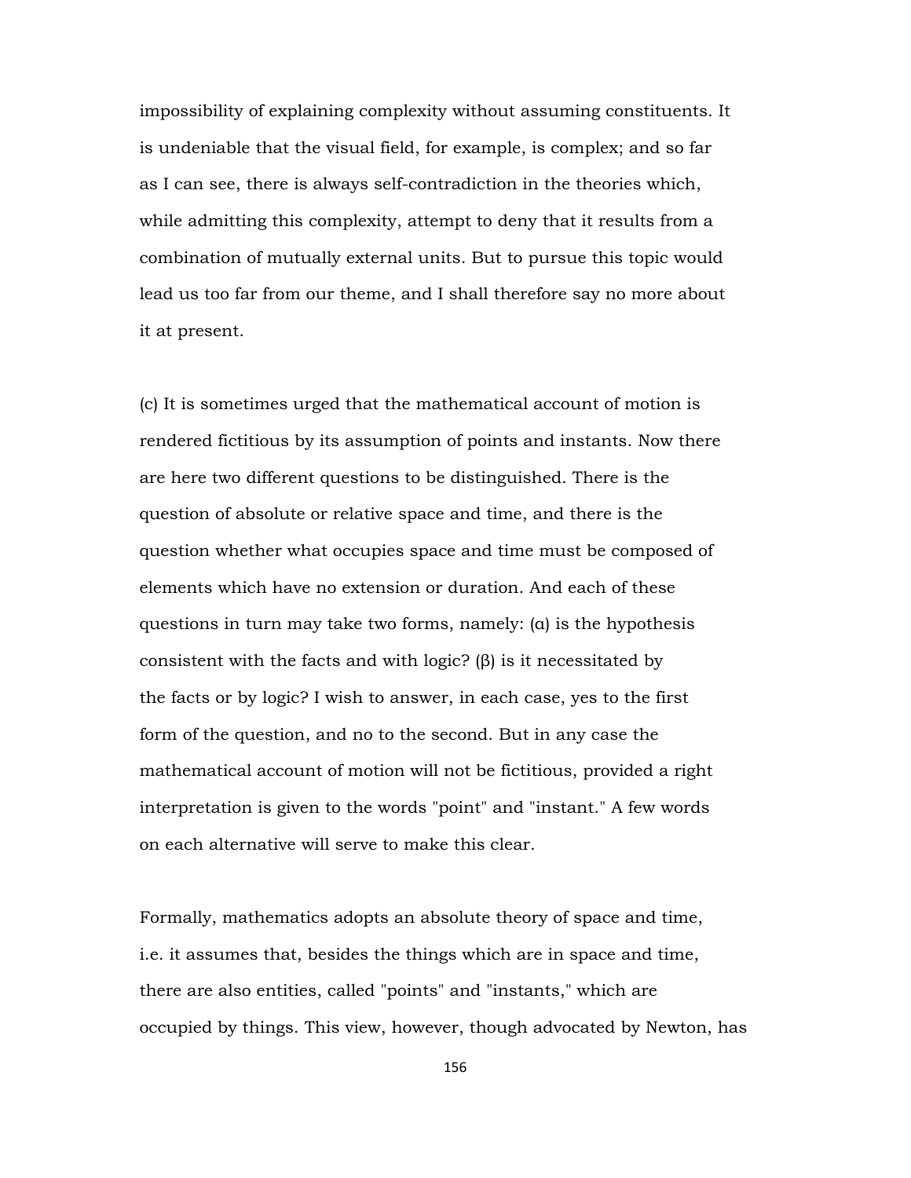impossibility of explaining complexity without assuming constituents. It is undeniable that the visual field, for example, is complex; and so far as I can see, there is always self-contradiction in the theories which, while admitting this complexity, attempt to deny that it results from a combination of mutually external units. But to pursue this topic would lead us too far from our theme, and I shall therefore say no more about it at present.

(c) It is sometimes urged that the mathematical account of motion is rendered fictitious by its assumption of points and instants. Now there are here two different questions to be distinguished. There is the question of absolute or relative space and time, and there is the question whether what occupies space and time must be composed of elements which have no extension or duration. And each of these questions in turn may take two forms, namely: (α) is the hypothesis consistent with the facts and with logic? (β) is it necessitated by the facts or by logic? I wish to answer, in each case, yes to the first form of the question, and no to the second. But in any case the mathematical account of motion will not be fictitious, provided a right interpretation is given to the words "point" and "instant." A few words on each alternative will serve to make this clear.

Formally, mathematics adopts an absolute theory of space and time, i.e. it assumes that, besides the things which are in space and time, there are also entities, called "points" and "instants," which are occupied by things. This view, however, though advocated by Newton, has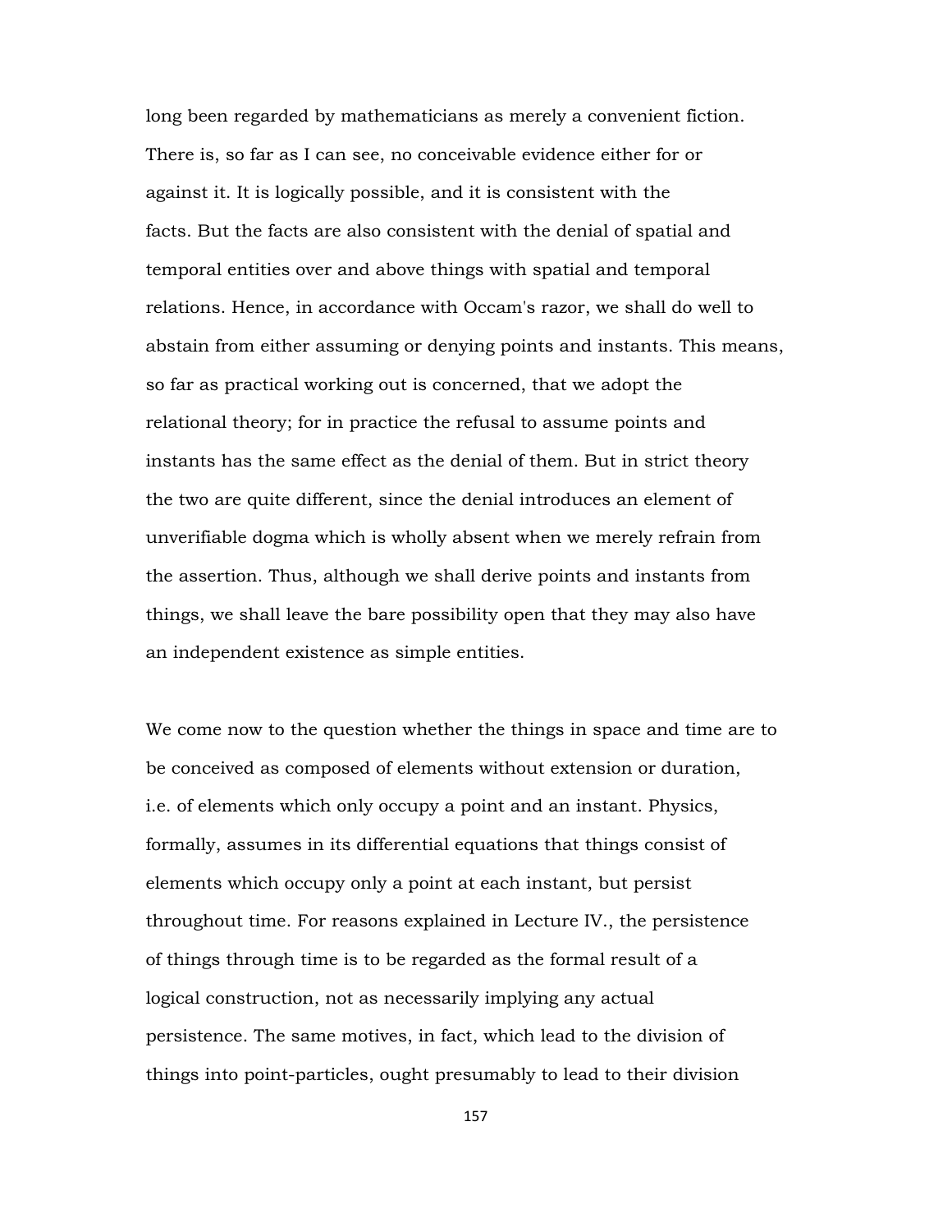long been regarded by mathematicians as merely a convenient fiction. There is, so far as I can see, no conceivable evidence either for or against it. It is logically possible, and it is consistent with the facts. But the facts are also consistent with the denial of spatial and temporal entities over and above things with spatial and temporal relations. Hence, in accordance with Occam's razor, we shall do well to abstain from either assuming or denying points and instants. This means, so far as practical working out is concerned, that we adopt the relational theory; for in practice the refusal to assume points and instants has the same effect as the denial of them. But in strict theory the two are quite different, since the denial introduces an element of unverifiable dogma which is wholly absent when we merely refrain from the assertion. Thus, although we shall derive points and instants from things, we shall leave the bare possibility open that they may also have an independent existence as simple entities.

We come now to the question whether the things in space and time are to be conceived as composed of elements without extension or duration, i.e. of elements which only occupy a point and an instant. Physics, formally, assumes in its differential equations that things consist of elements which occupy only a point at each instant, but persist throughout time. For reasons explained in Lecture IV., the persistence of things through time is to be regarded as the formal result of a logical construction, not as necessarily implying any actual persistence. The same motives, in fact, which lead to the division of things into point-particles, ought presumably to lead to their division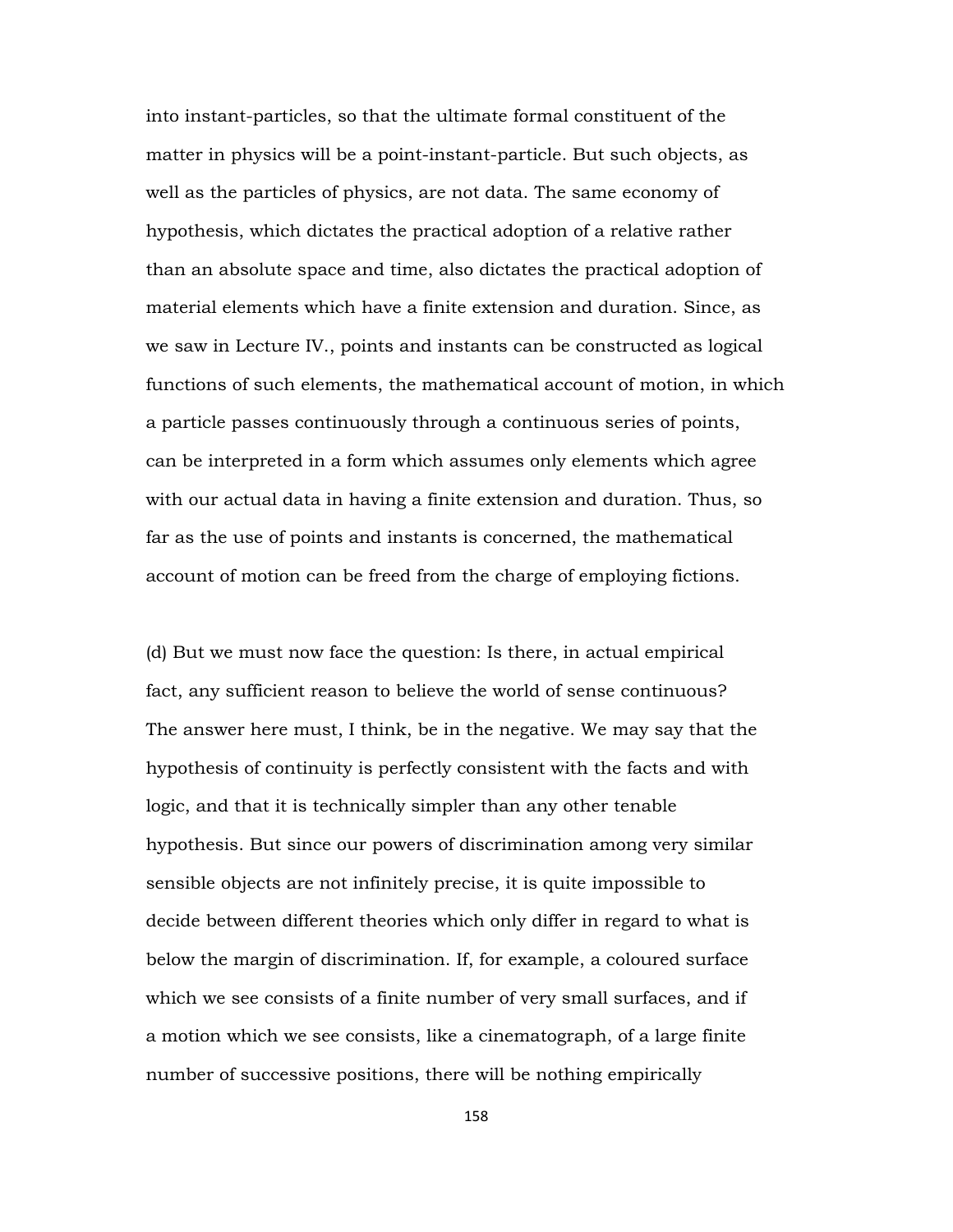into instant-particles, so that the ultimate formal constituent of the matter in physics will be a point-instant-particle. But such objects, as well as the particles of physics, are not data. The same economy of hypothesis, which dictates the practical adoption of a relative rather than an absolute space and time, also dictates the practical adoption of material elements which have a finite extension and duration. Since, as we saw in Lecture IV., points and instants can be constructed as logical functions of such elements, the mathematical account of motion, in which a particle passes continuously through a continuous series of points, can be interpreted in a form which assumes only elements which agree with our actual data in having a finite extension and duration. Thus, so far as the use of points and instants is concerned, the mathematical account of motion can be freed from the charge of employing fictions.

(d) But we must now face the question: Is there, in actual empirical fact, any sufficient reason to believe the world of sense continuous? The answer here must, I think, be in the negative. We may say that the hypothesis of continuity is perfectly consistent with the facts and with logic, and that it is technically simpler than any other tenable hypothesis. But since our powers of discrimination among very similar sensible objects are not infinitely precise, it is quite impossible to decide between different theories which only differ in regard to what is below the margin of discrimination. If, for example, a coloured surface which we see consists of a finite number of very small surfaces, and if a motion which we see consists, like a cinematograph, of a large finite number of successive positions, there will be nothing empirically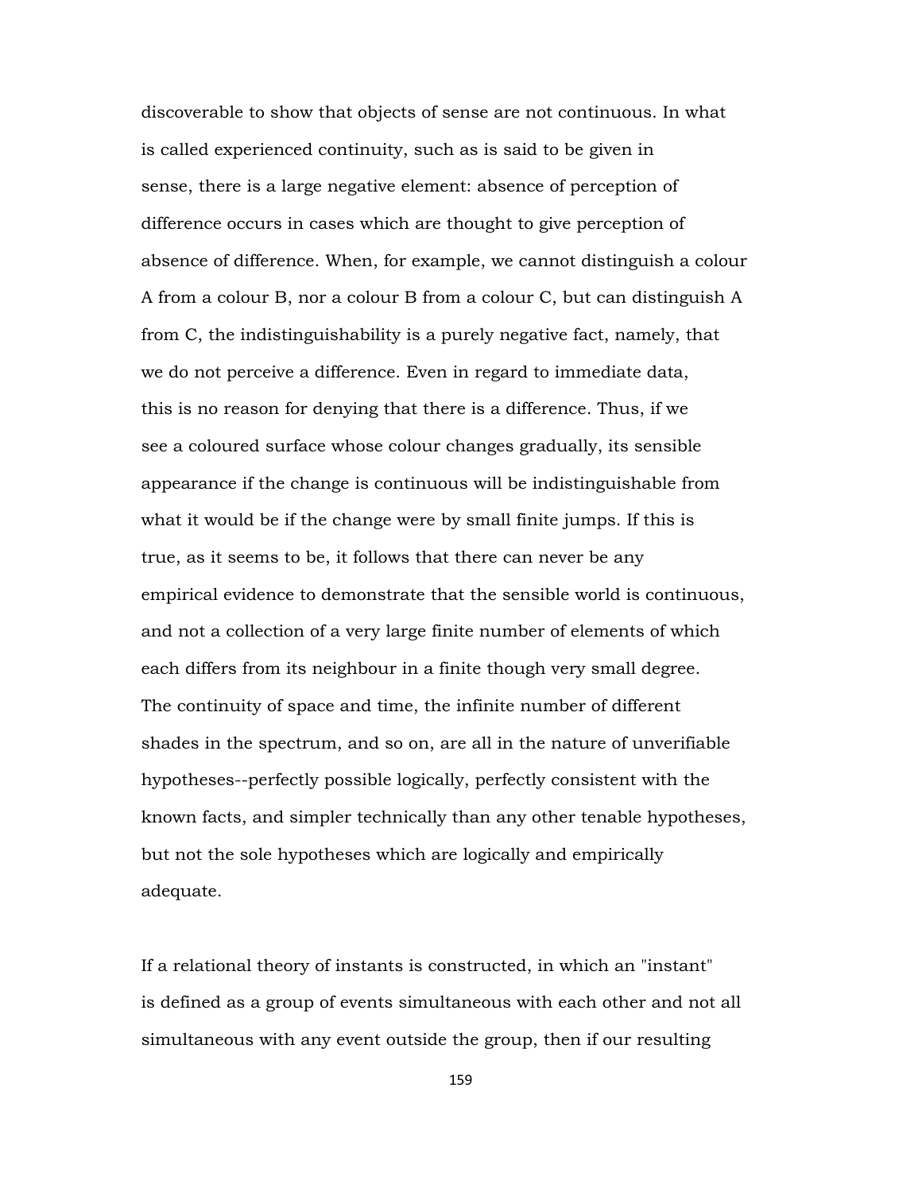discoverable to show that objects of sense are not continuous. In what is called experienced continuity, such as is said to be given in sense, there is a large negative element: absence of perception of difference occurs in cases which are thought to give perception of absence of difference. When, for example, we cannot distinguish a colour A from a colour B, nor a colour B from a colour C, but can distinguish A from C, the indistinguishability is a purely negative fact, namely, that we do not perceive a difference. Even in regard to immediate data, this is no reason for denying that there is a difference. Thus, if we see a coloured surface whose colour changes gradually, its sensible appearance if the change is continuous will be indistinguishable from what it would be if the change were by small finite jumps. If this is true, as it seems to be, it follows that there can never be any empirical evidence to demonstrate that the sensible world is continuous, and not a collection of a very large finite number of elements of which each differs from its neighbour in a finite though very small degree. The continuity of space and time, the infinite number of different shades in the spectrum, and so on, are all in the nature of unverifiable hypotheses--perfectly possible logically, perfectly consistent with the known facts, and simpler technically than any other tenable hypotheses, but not the sole hypotheses which are logically and empirically adequate.

If a relational theory of instants is constructed, in which an "instant" is defined as a group of events simultaneous with each other and not all simultaneous with any event outside the group, then if our resulting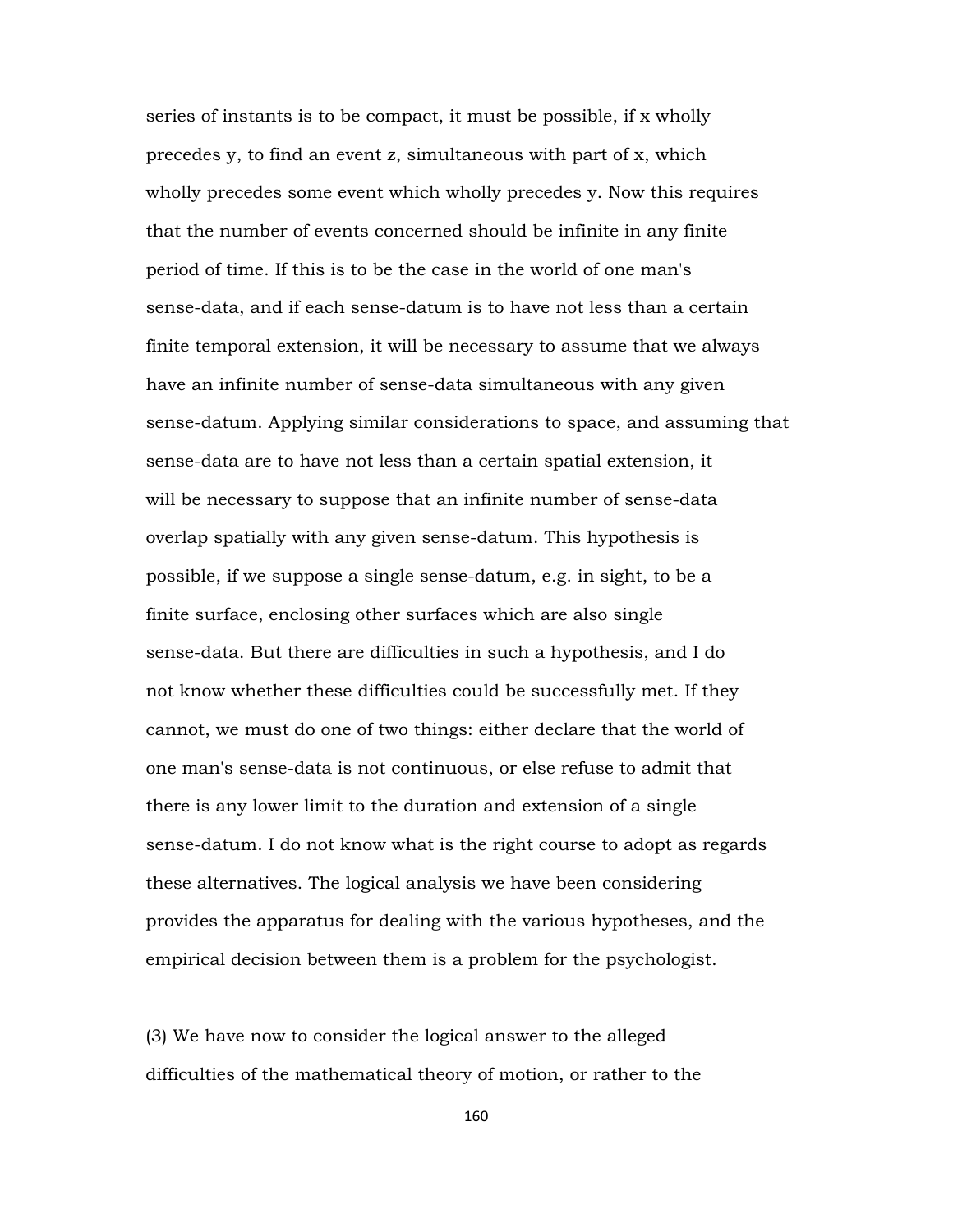series of instants is to be compact, it must be possible, if x wholly precedes y, to find an event z, simultaneous with part of x, which wholly precedes some event which wholly precedes y. Now this requires that the number of events concerned should be infinite in any finite period of time. If this is to be the case in the world of one man's sense-data, and if each sense-datum is to have not less than a certain finite temporal extension, it will be necessary to assume that we always have an infinite number of sense-data simultaneous with any given sense-datum. Applying similar considerations to space, and assuming that sense-data are to have not less than a certain spatial extension, it will be necessary to suppose that an infinite number of sense-data overlap spatially with any given sense-datum. This hypothesis is possible, if we suppose a single sense-datum, e.g. in sight, to be a finite surface, enclosing other surfaces which are also single sense-data. But there are difficulties in such a hypothesis, and I do not know whether these difficulties could be successfully met. If they cannot, we must do one of two things: either declare that the world of one man's sense-data is not continuous, or else refuse to admit that there is any lower limit to the duration and extension of a single sense-datum. I do not know what is the right course to adopt as regards these alternatives. The logical analysis we have been considering provides the apparatus for dealing with the various hypotheses, and the empirical decision between them is a problem for the psychologist.

(3) We have now to consider the logical answer to the alleged difficulties of the mathematical theory of motion, or rather to the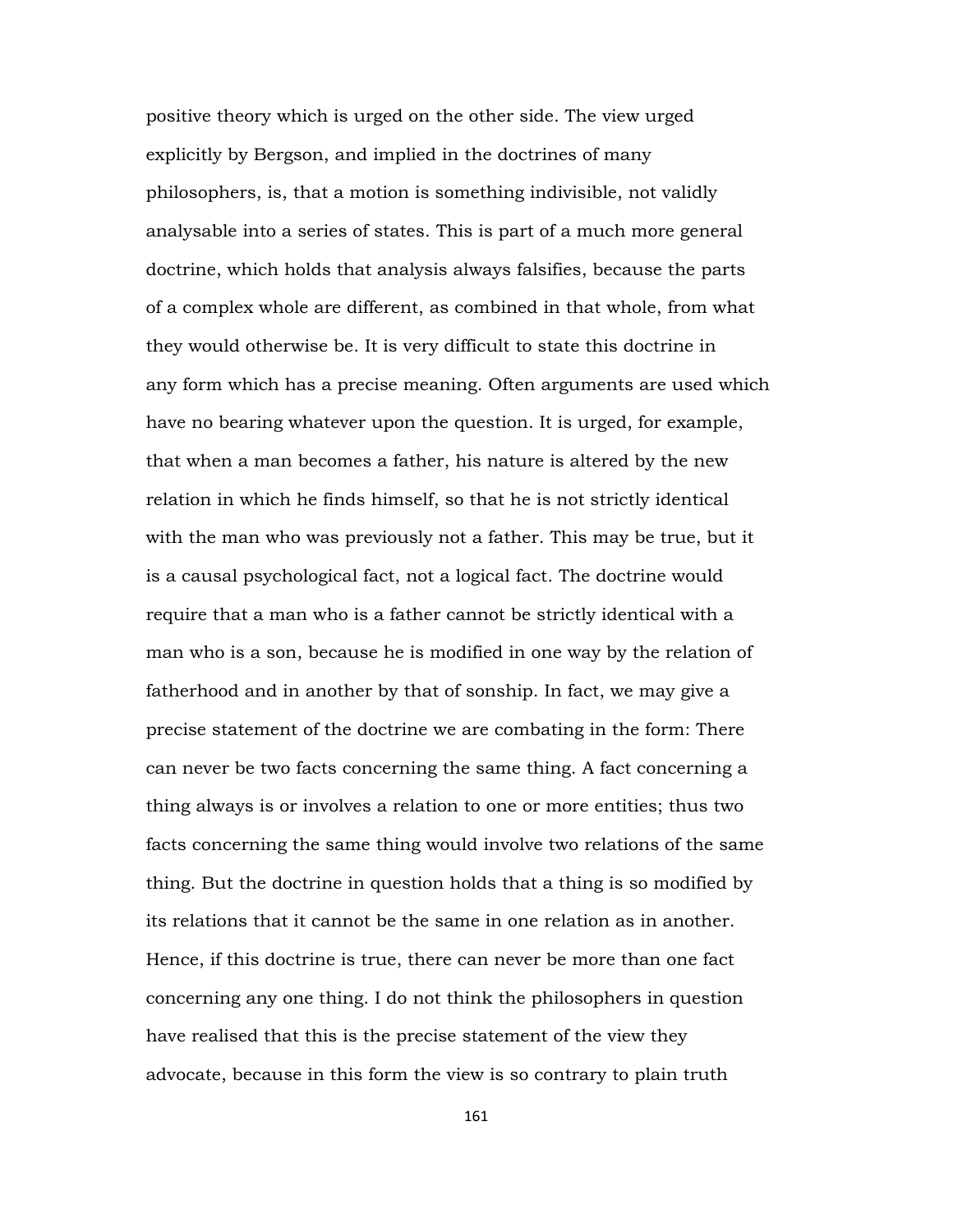positive theory which is urged on the other side. The view urged explicitly by Bergson, and implied in the doctrines of many philosophers, is, that a motion is something indivisible, not validly analysable into a series of states. This is part of a much more general doctrine, which holds that analysis always falsifies, because the parts of a complex whole are different, as combined in that whole, from what they would otherwise be. It is very difficult to state this doctrine in any form which has a precise meaning. Often arguments are used which have no bearing whatever upon the question. It is urged, for example, that when a man becomes a father, his nature is altered by the new relation in which he finds himself, so that he is not strictly identical with the man who was previously not a father. This may be true, but it is a causal psychological fact, not a logical fact. The doctrine would require that a man who is a father cannot be strictly identical with a man who is a son, because he is modified in one way by the relation of fatherhood and in another by that of sonship. In fact, we may give a precise statement of the doctrine we are combating in the form: There can never be two facts concerning the same thing. A fact concerning a thing always is or involves a relation to one or more entities; thus two facts concerning the same thing would involve two relations of the same thing. But the doctrine in question holds that a thing is so modified by its relations that it cannot be the same in one relation as in another. Hence, if this doctrine is true, there can never be more than one fact concerning any one thing. I do not think the philosophers in question have realised that this is the precise statement of the view they advocate, because in this form the view is so contrary to plain truth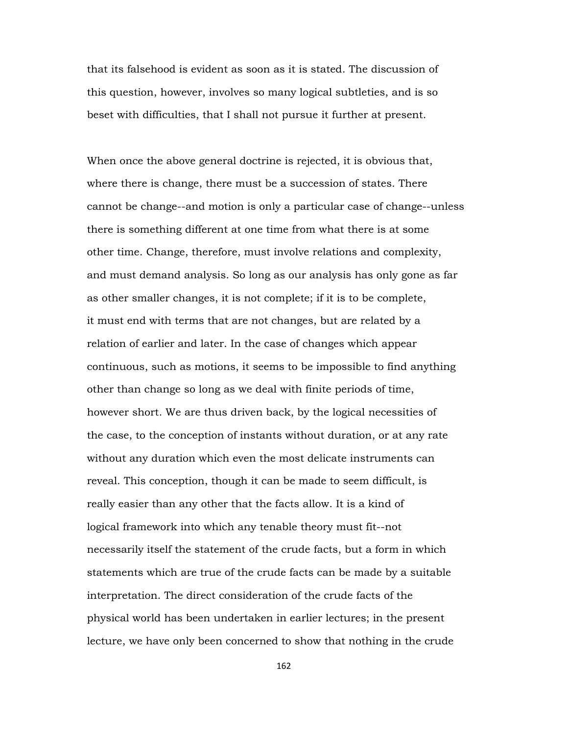that its falsehood is evident as soon as it is stated. The discussion of this question, however, involves so many logical subtleties, and is so beset with difficulties, that I shall not pursue it further at present.

When once the above general doctrine is rejected, it is obvious that, where there is change, there must be a succession of states. There cannot be change--and motion is only a particular case of change--unless there is something different at one time from what there is at some other time. Change, therefore, must involve relations and complexity, and must demand analysis. So long as our analysis has only gone as far as other smaller changes, it is not complete; if it is to be complete, it must end with terms that are not changes, but are related by a relation of earlier and later. In the case of changes which appear continuous, such as motions, it seems to be impossible to find anything other than change so long as we deal with finite periods of time, however short. We are thus driven back, by the logical necessities of the case, to the conception of instants without duration, or at any rate without any duration which even the most delicate instruments can reveal. This conception, though it can be made to seem difficult, is really easier than any other that the facts allow. It is a kind of logical framework into which any tenable theory must fit--not necessarily itself the statement of the crude facts, but a form in which statements which are true of the crude facts can be made by a suitable interpretation. The direct consideration of the crude facts of the physical world has been undertaken in earlier lectures; in the present lecture, we have only been concerned to show that nothing in the crude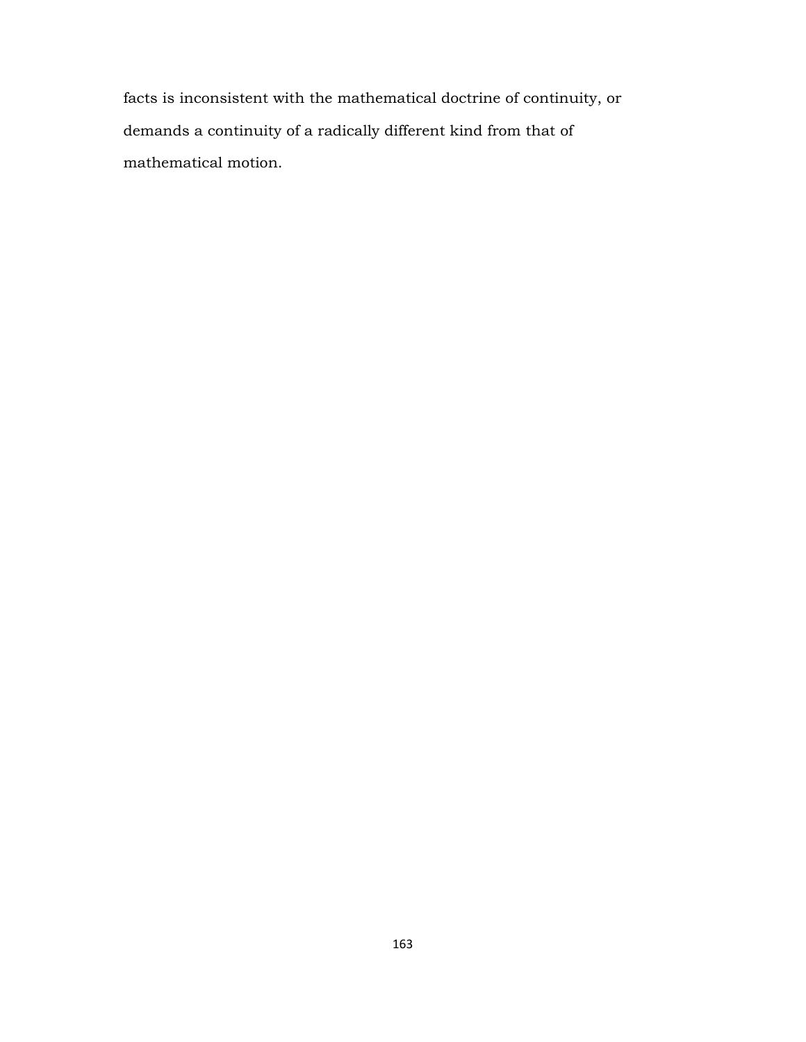facts is inconsistent with the mathematical doctrine of continuity, or demands a continuity of a radically different kind from that of mathematical motion.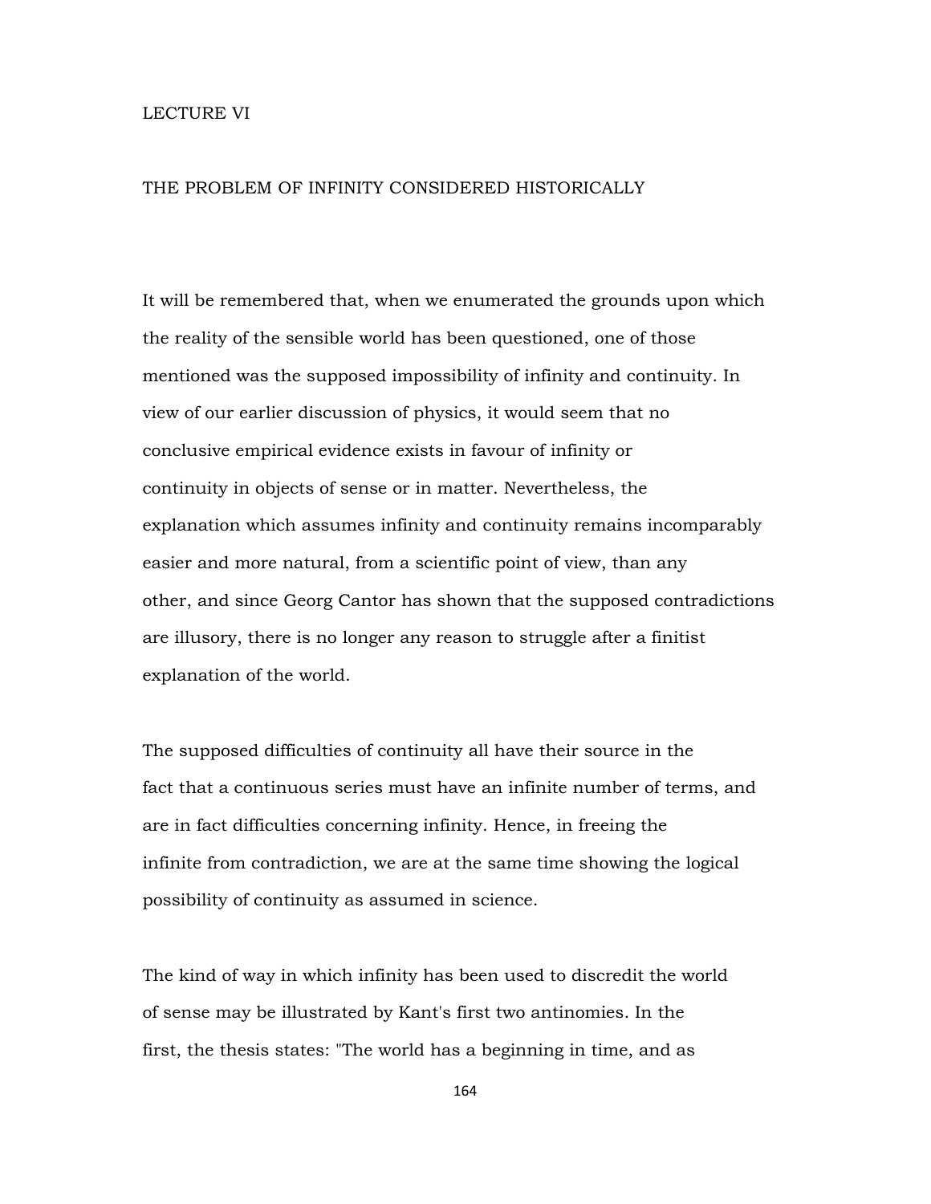# LECTURE VI

## THE PROBLEM OF INFINITY CONSIDERED HISTORICALLY

It will be remembered that, when we enumerated the grounds upon which the reality of the sensible world has been questioned, one of those mentioned was the supposed impossibility of infinity and continuity. In view of our earlier discussion of physics, it would seem that no conclusive empirical evidence exists in favour of infinity or continuity in objects of sense or in matter. Nevertheless, the explanation which assumes infinity and continuity remains incomparably easier and more natural, from a scientific point of view, than any other, and since Georg Cantor has shown that the supposed contradictions are illusory, there is no longer any reason to struggle after a finitist explanation of the world.

The supposed difficulties of continuity all have their source in the fact that a continuous series must have an infinite number of terms, and are in fact difficulties concerning infinity. Hence, in freeing the infinite from contradiction, we are at the same time showing the logical possibility of continuity as assumed in science.

The kind of way in which infinity has been used to discredit the world of sense may be illustrated by Kant's first two antinomies. In the first, the thesis states: "The world has a beginning in time, and as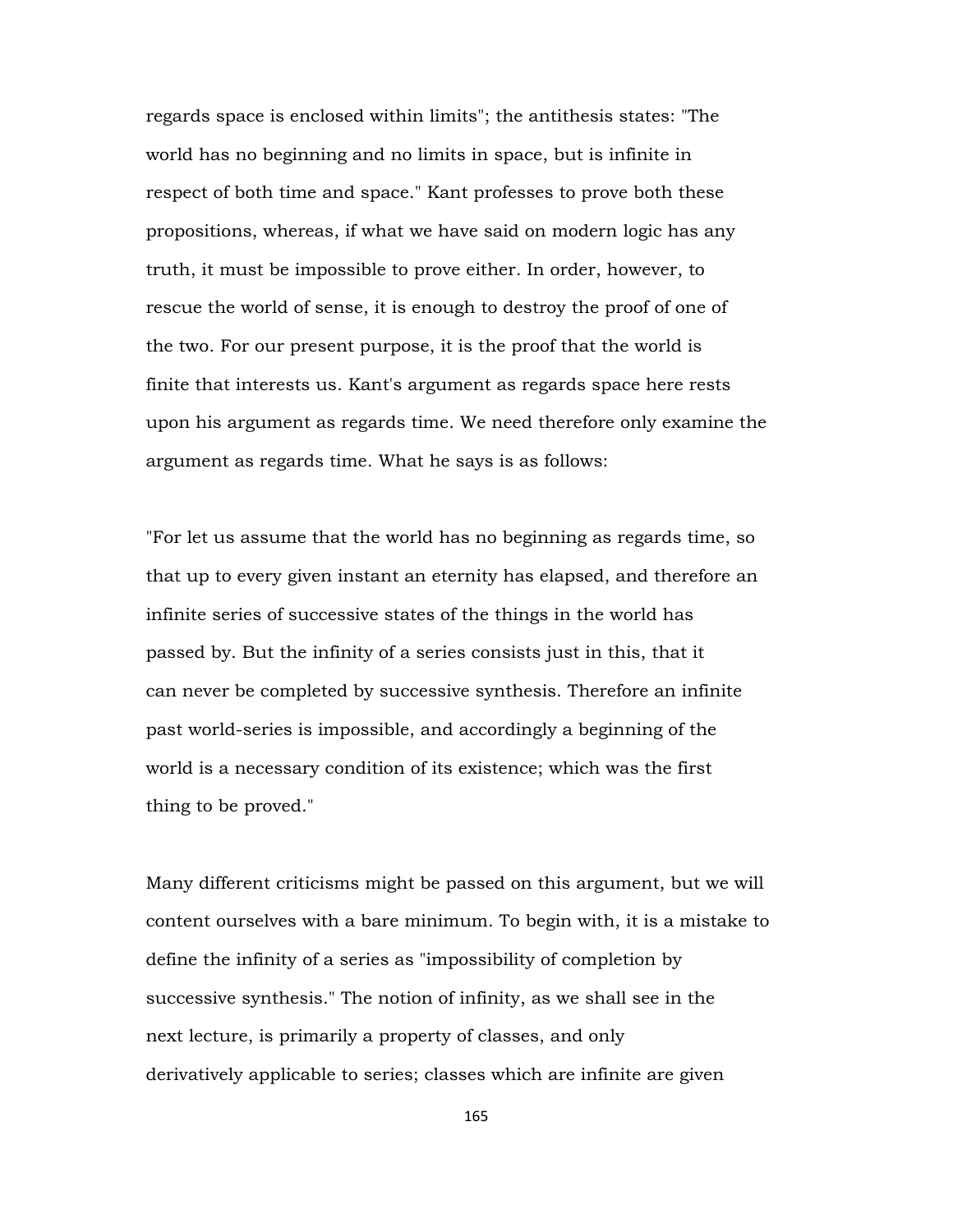regards space is enclosed within limits"; the antithesis states: "The world has no beginning and no limits in space, but is infinite in respect of both time and space." Kant professes to prove both these propositions, whereas, if what we have said on modern logic has any truth, it must be impossible to prove either. In order, however, to rescue the world of sense, it is enough to destroy the proof of one of the two. For our present purpose, it is the proof that the world is finite that interests us. Kant's argument as regards space here rests upon his argument as regards time. We need therefore only examine the argument as regards time. What he says is as follows:

"For let us assume that the world has no beginning as regards time, so that up to every given instant an eternity has elapsed, and therefore an infinite series of successive states of the things in the world has passed by. But the infinity of a series consists just in this, that it can never be completed by successive synthesis. Therefore an infinite past world-series is impossible, and accordingly a beginning of the world is a necessary condition of its existence; which was the first thing to be proved."

Many different criticisms might be passed on this argument, but we will content ourselves with a bare minimum. To begin with, it is a mistake to define the infinity of a series as "impossibility of completion by successive synthesis." The notion of infinity, as we shall see in the next lecture, is primarily a property of classes, and only derivatively applicable to series; classes which are infinite are given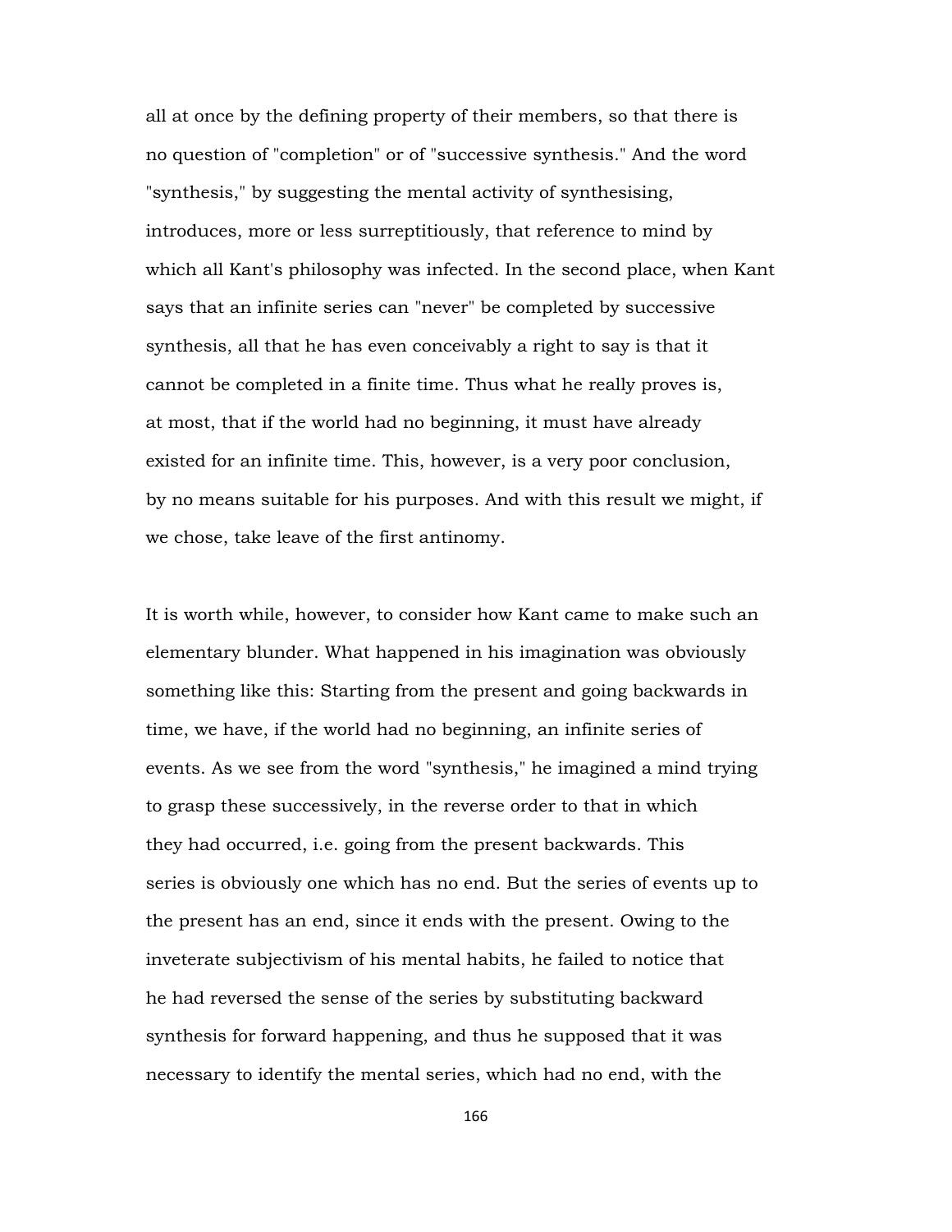all at once by the defining property of their members, so that there is no question of "completion" or of "successive synthesis." And the word "synthesis," by suggesting the mental activity of synthesising, introduces, more or less surreptitiously, that reference to mind by which all Kant's philosophy was infected. In the second place, when Kant says that an infinite series can "never" be completed by successive synthesis, all that he has even conceivably a right to say is that it cannot be completed in a finite time. Thus what he really proves is, at most, that if the world had no beginning, it must have already existed for an infinite time. This, however, is a very poor conclusion, by no means suitable for his purposes. And with this result we might, if we chose, take leave of the first antinomy.

It is worth while, however, to consider how Kant came to make such an elementary blunder. What happened in his imagination was obviously something like this: Starting from the present and going backwards in time, we have, if the world had no beginning, an infinite series of events. As we see from the word "synthesis," he imagined a mind trying to grasp these successively, in the reverse order to that in which they had occurred, i.e. going from the present backwards. This series is obviously one which has no end. But the series of events up to the present has an end, since it ends with the present. Owing to the inveterate subjectivism of his mental habits, he failed to notice that he had reversed the sense of the series by substituting backward synthesis for forward happening, and thus he supposed that it was necessary to identify the mental series, which had no end, with the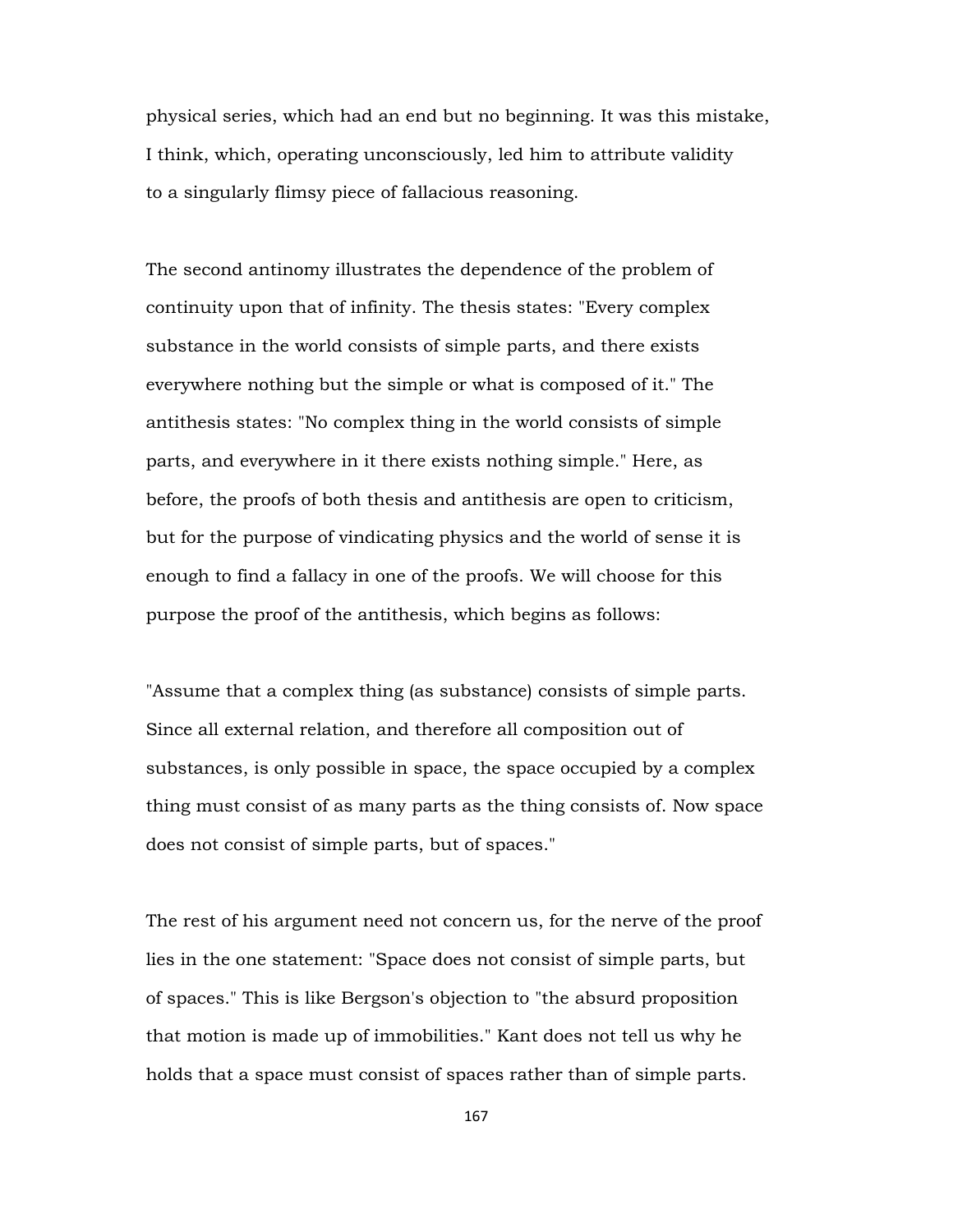physical series, which had an end but no beginning. It was this mistake, I think, which, operating unconsciously, led him to attribute validity to a singularly flimsy piece of fallacious reasoning.

The second antinomy illustrates the dependence of the problem of continuity upon that of infinity. The thesis states: "Every complex substance in the world consists of simple parts, and there exists everywhere nothing but the simple or what is composed of it." The antithesis states: "No complex thing in the world consists of simple parts, and everywhere in it there exists nothing simple." Here, as before, the proofs of both thesis and antithesis are open to criticism, but for the purpose of vindicating physics and the world of sense it is enough to find a fallacy in one of the proofs. We will choose for this purpose the proof of the antithesis, which begins as follows:

"Assume that a complex thing (as substance) consists of simple parts. Since all external relation, and therefore all composition out of substances, is only possible in space, the space occupied by a complex thing must consist of as many parts as the thing consists of. Now space does not consist of simple parts, but of spaces."

The rest of his argument need not concern us, for the nerve of the proof lies in the one statement: "Space does not consist of simple parts, but of spaces." This is like Bergson's objection to "the absurd proposition that motion is made up of immobilities." Kant does not tell us why he holds that a space must consist of spaces rather than of simple parts.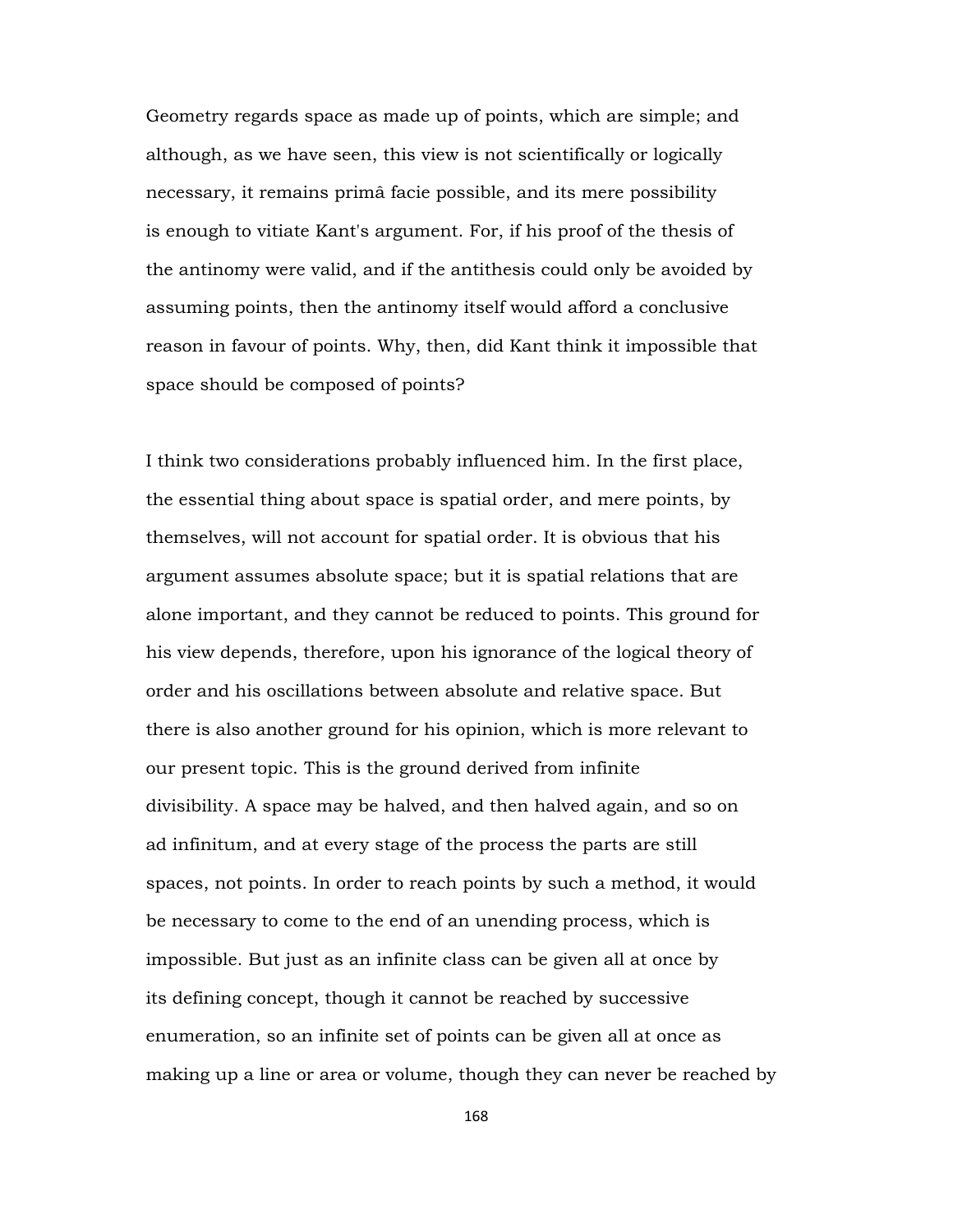Geometry regards space as made up of points, which are simple; and although, as we have seen, this view is not scientifically or logically necessary, it remains primâ facie possible, and its mere possibility is enough to vitiate Kant's argument. For, if his proof of the thesis of the antinomy were valid, and if the antithesis could only be avoided by assuming points, then the antinomy itself would afford a conclusive reason in favour of points. Why, then, did Kant think it impossible that space should be composed of points?

I think two considerations probably influenced him. In the first place, the essential thing about space is spatial order, and mere points, by themselves, will not account for spatial order. It is obvious that his argument assumes absolute space; but it is spatial relations that are alone important, and they cannot be reduced to points. This ground for his view depends, therefore, upon his ignorance of the logical theory of order and his oscillations between absolute and relative space. But there is also another ground for his opinion, which is more relevant to our present topic. This is the ground derived from infinite divisibility. A space may be halved, and then halved again, and so on ad infinitum, and at every stage of the process the parts are still spaces, not points. In order to reach points by such a method, it would be necessary to come to the end of an unending process, which is impossible. But just as an infinite class can be given all at once by its defining concept, though it cannot be reached by successive enumeration, so an infinite set of points can be given all at once as making up a line or area or volume, though they can never be reached by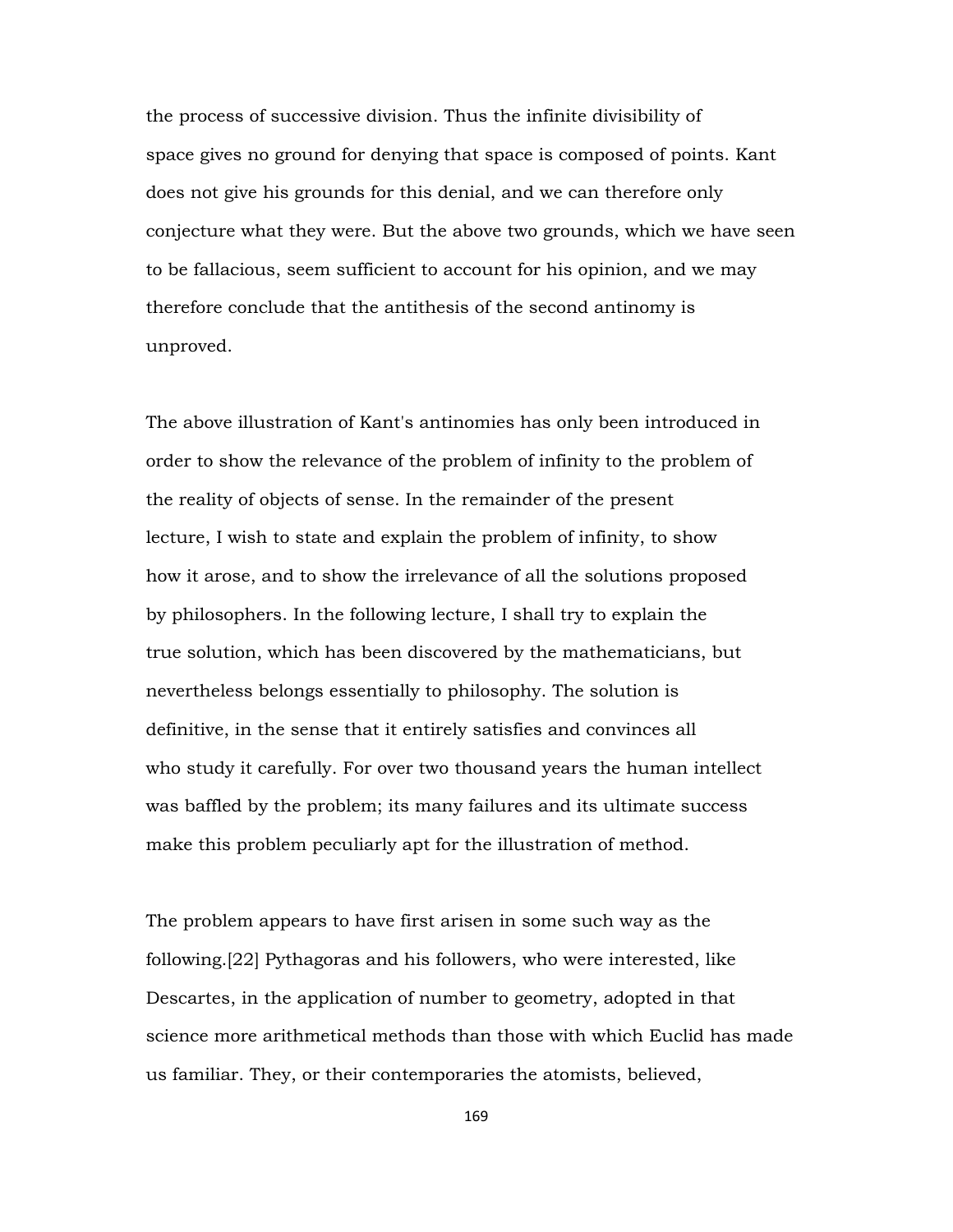the process of successive division. Thus the infinite divisibility of space gives no ground for denying that space is composed of points. Kant does not give his grounds for this denial, and we can therefore only conjecture what they were. But the above two grounds, which we have seen to be fallacious, seem sufficient to account for his opinion, and we may therefore conclude that the antithesis of the second antinomy is unproved.

The above illustration of Kant's antinomies has only been introduced in order to show the relevance of the problem of infinity to the problem of the reality of objects of sense. In the remainder of the present lecture, I wish to state and explain the problem of infinity, to show how it arose, and to show the irrelevance of all the solutions proposed by philosophers. In the following lecture, I shall try to explain the true solution, which has been discovered by the mathematicians, but nevertheless belongs essentially to philosophy. The solution is definitive, in the sense that it entirely satisfies and convinces all who study it carefully. For over two thousand years the human intellect was baffled by the problem; its many failures and its ultimate success make this problem peculiarly apt for the illustration of method.

The problem appears to have first arisen in some such way as the following.[22] Pythagoras and his followers, who were interested, like Descartes, in the application of number to geometry, adopted in that science more arithmetical methods than those with which Euclid has made us familiar. They, or their contemporaries the atomists, believed,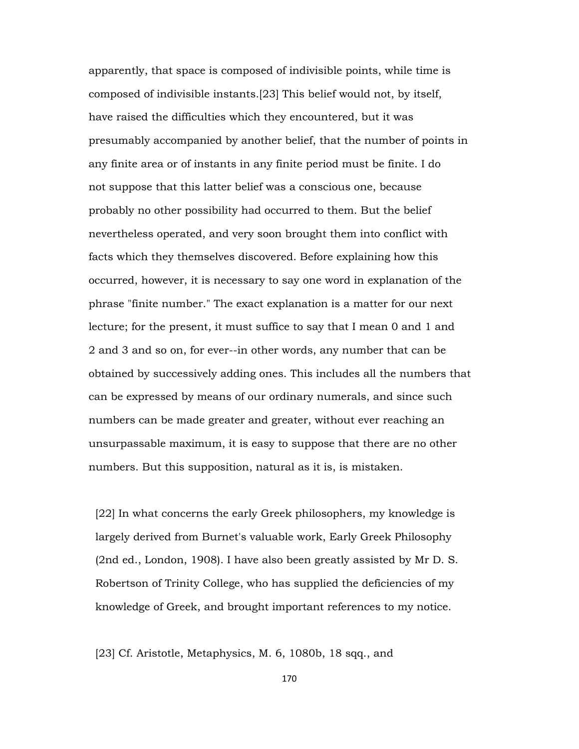apparently, that space is composed of indivisible points, while time is composed of indivisible instants.[23] This belief would not, by itself, have raised the difficulties which they encountered, but it was presumably accompanied by another belief, that the number of points in any finite area or of instants in any finite period must be finite. I do not suppose that this latter belief was a conscious one, because probably no other possibility had occurred to them. But the belief nevertheless operated, and very soon brought them into conflict with facts which they themselves discovered. Before explaining how this occurred, however, it is necessary to say one word in explanation of the phrase "finite number." The exact explanation is a matter for our next lecture; for the present, it must suffice to say that I mean 0 and 1 and 2 and 3 and so on, for ever--in other words, any number that can be obtained by successively adding ones. This includes all the numbers that can be expressed by means of our ordinary numerals, and since such numbers can be made greater and greater, without ever reaching an unsurpassable maximum, it is easy to suppose that there are no other numbers. But this supposition, natural as it is, is mistaken.

[22] In what concerns the early Greek philosophers, my knowledge is largely derived from Burnet's valuable work, Early Greek Philosophy (2nd ed., London, 1908). I have also been greatly assisted by Mr D. S. Robertson of Trinity College, who has supplied the deficiencies of my knowledge of Greek, and brought important references to my notice.

[23] Cf. Aristotle, Metaphysics, M. 6, 1080b, 18 sqq., and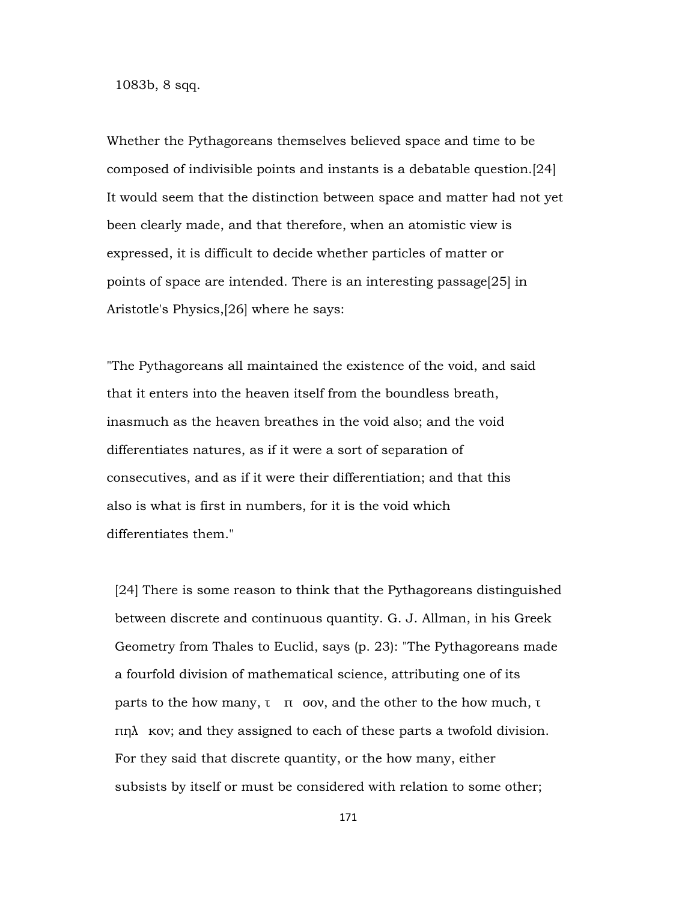1083b, 8 sqq.

Whether the Pythagoreans themselves believed space and time to be composed of indivisible points and instants is a debatable question.[24] It would seem that the distinction between space and matter had not yet been clearly made, and that therefore, when an atomistic view is expressed, it is difficult to decide whether particles of matter or points of space are intended. There is an interesting passage[25] in Aristotle's Physics,[26] where he says:

"The Pythagoreans all maintained the existence of the void, and said that it enters into the heaven itself from the boundless breath, inasmuch as the heaven breathes in the void also; and the void differentiates natures, as if it were a sort of separation of consecutives, and as if it were their differentiation; and that this also is what is first in numbers, for it is the void which differentiates them."

[24] There is some reason to think that the Pythagoreans distinguished between discrete and continuous quantity. G. J. Allman, in his Greek Geometry from Thales to Euclid, says (p. 23): "The Pythagoreans made a fourfold division of mathematical science, attributing one of its parts to the how many, τ π σον, and the other to the how much, τ πηλ κον; and they assigned to each of these parts a twofold division. For they said that discrete quantity, or the how many, either subsists by itself or must be considered with relation to some other;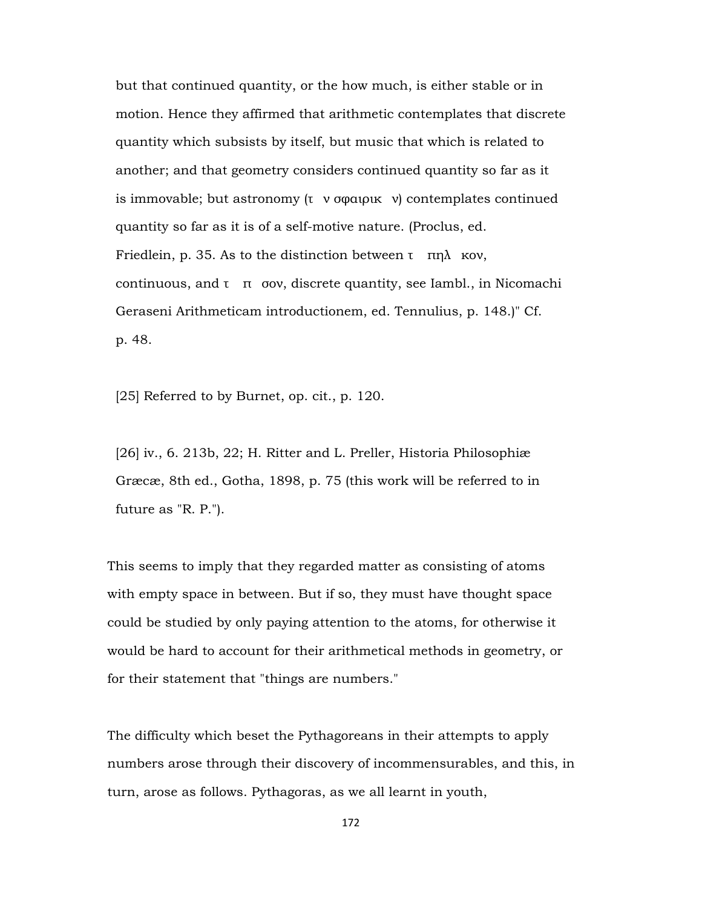but that continued quantity, or the how much, is either stable or in motion. Hence they affirmed that arithmetic contemplates that discrete quantity which subsists by itself, but music that which is related to another; and that geometry considers continued quantity so far as it is immovable; but astronomy (τ ν σφαιρικ ν) contemplates continued quantity so far as it is of a self-motive nature. (Proclus, ed. Friedlein, p. 35. As to the distinction between τ πηλ κον, continuous, and τ π σον, discrete quantity, see Iambl., in Nicomachi Geraseni Arithmeticam introductionem, ed. Tennulius, p. 148.)" Cf. p. 48.

[25] Referred to by Burnet, op. cit., p. 120.

[26] iv., 6. 213b, 22; H. Ritter and L. Preller, Historia Philosophiæ Græcæ, 8th ed., Gotha, 1898, p. 75 (this work will be referred to in future as "R. P.").

This seems to imply that they regarded matter as consisting of atoms with empty space in between. But if so, they must have thought space could be studied by only paying attention to the atoms, for otherwise it would be hard to account for their arithmetical methods in geometry, or for their statement that "things are numbers."

The difficulty which beset the Pythagoreans in their attempts to apply numbers arose through their discovery of incommensurables, and this, in turn, arose as follows. Pythagoras, as we all learnt in youth,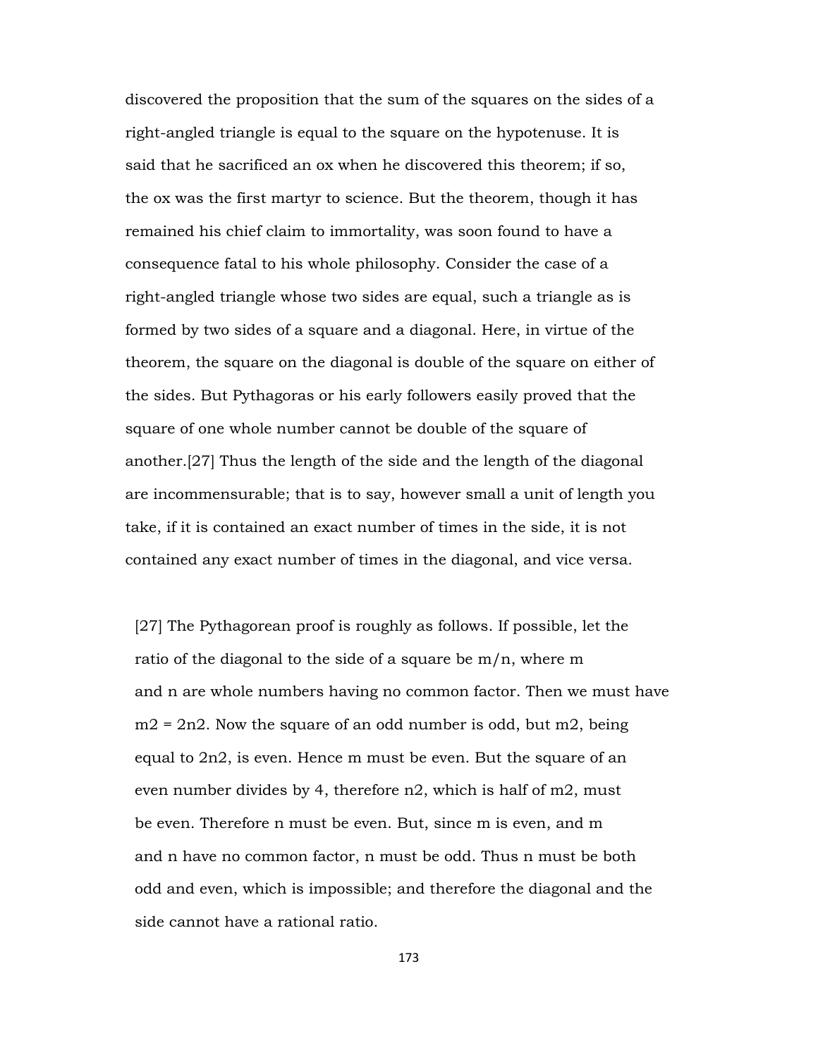discovered the proposition that the sum of the squares on the sides of a right-angled triangle is equal to the square on the hypotenuse. It is said that he sacrificed an ox when he discovered this theorem; if so, the ox was the first martyr to science. But the theorem, though it has remained his chief claim to immortality, was soon found to have a consequence fatal to his whole philosophy. Consider the case of a right-angled triangle whose two sides are equal, such a triangle as is formed by two sides of a square and a diagonal. Here, in virtue of the theorem, the square on the diagonal is double of the square on either of the sides. But Pythagoras or his early followers easily proved that the square of one whole number cannot be double of the square of another.[27] Thus the length of the side and the length of the diagonal are incommensurable; that is to say, however small a unit of length you take, if it is contained an exact number of times in the side, it is not contained any exact number of times in the diagonal, and vice versa.

[27] The Pythagorean proof is roughly as follows. If possible, let the ratio of the diagonal to the side of a square be $m/n$, where $m$ and $n$ are whole numbers having no common factor. Then we must have $m^2 = 2n^2$. Now the square of an odd number is odd, but $m^2$, being equal to $2n^2$, is even. Hence $m$ must be even. But the square of an even number divides by 4, therefore $n^2$, which is half of $m^2$, must be even. Therefore $n$ must be even. But, since $m$ is even, and $m$ and $n$ have no common factor, $n$ must be odd. Thus $n$ must be both odd and even, which is impossible; and therefore the diagonal and the side cannot have a rational ratio.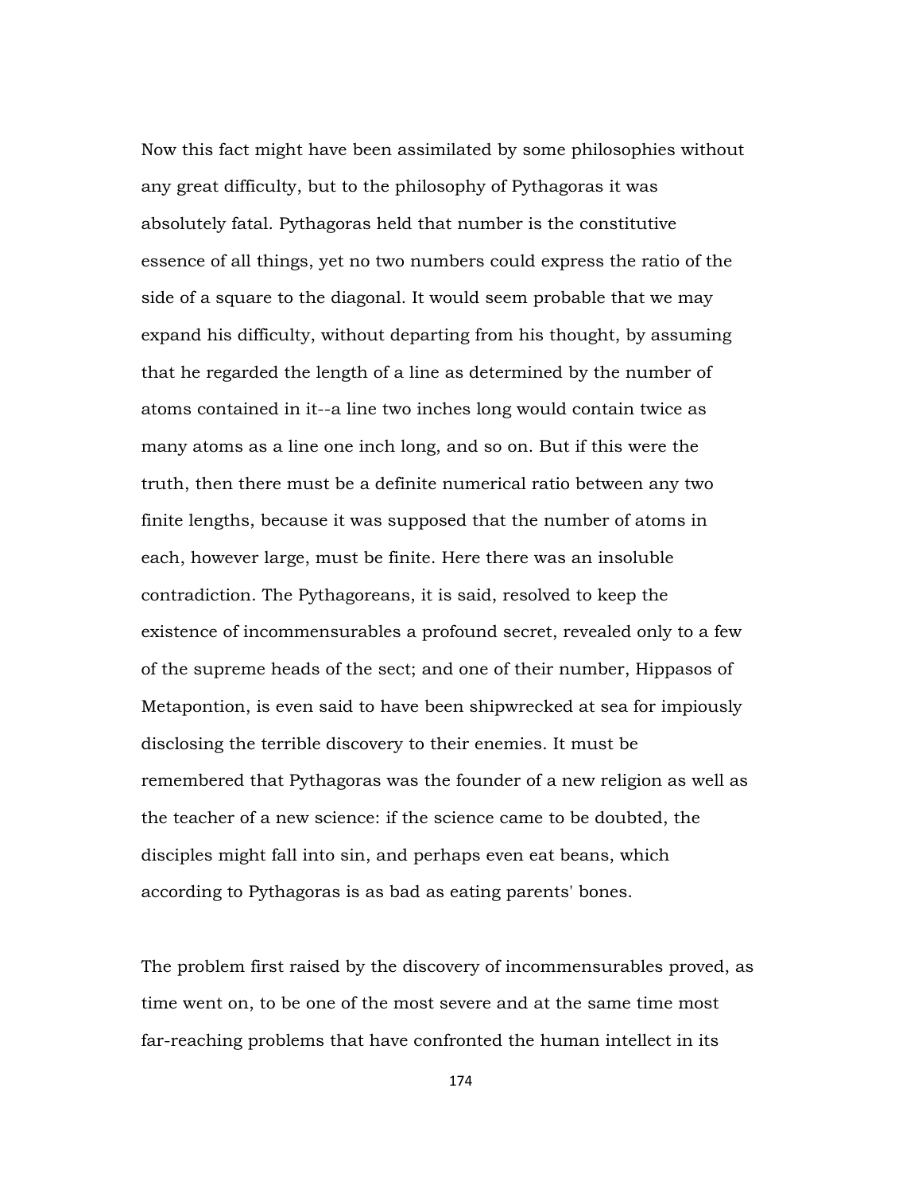Now this fact might have been assimilated by some philosophies without any great difficulty, but to the philosophy of Pythagoras it was absolutely fatal. Pythagoras held that number is the constitutive essence of all things, yet no two numbers could express the ratio of the side of a square to the diagonal. It would seem probable that we may expand his difficulty, without departing from his thought, by assuming that he regarded the length of a line as determined by the number of atoms contained in it--a line two inches long would contain twice as many atoms as a line one inch long, and so on. But if this were the truth, then there must be a definite numerical ratio between any two finite lengths, because it was supposed that the number of atoms in each, however large, must be finite. Here there was an insoluble contradiction. The Pythagoreans, it is said, resolved to keep the existence of incommensurables a profound secret, revealed only to a few of the supreme heads of the sect; and one of their number, Hippasos of Metapontion, is even said to have been shipwrecked at sea for impiously disclosing the terrible discovery to their enemies. It must be remembered that Pythagoras was the founder of a new religion as well as the teacher of a new science: if the science came to be doubted, the disciples might fall into sin, and perhaps even eat beans, which according to Pythagoras is as bad as eating parents' bones.

The problem first raised by the discovery of incommensurables proved, as time went on, to be one of the most severe and at the same time most far-reaching problems that have confronted the human intellect in its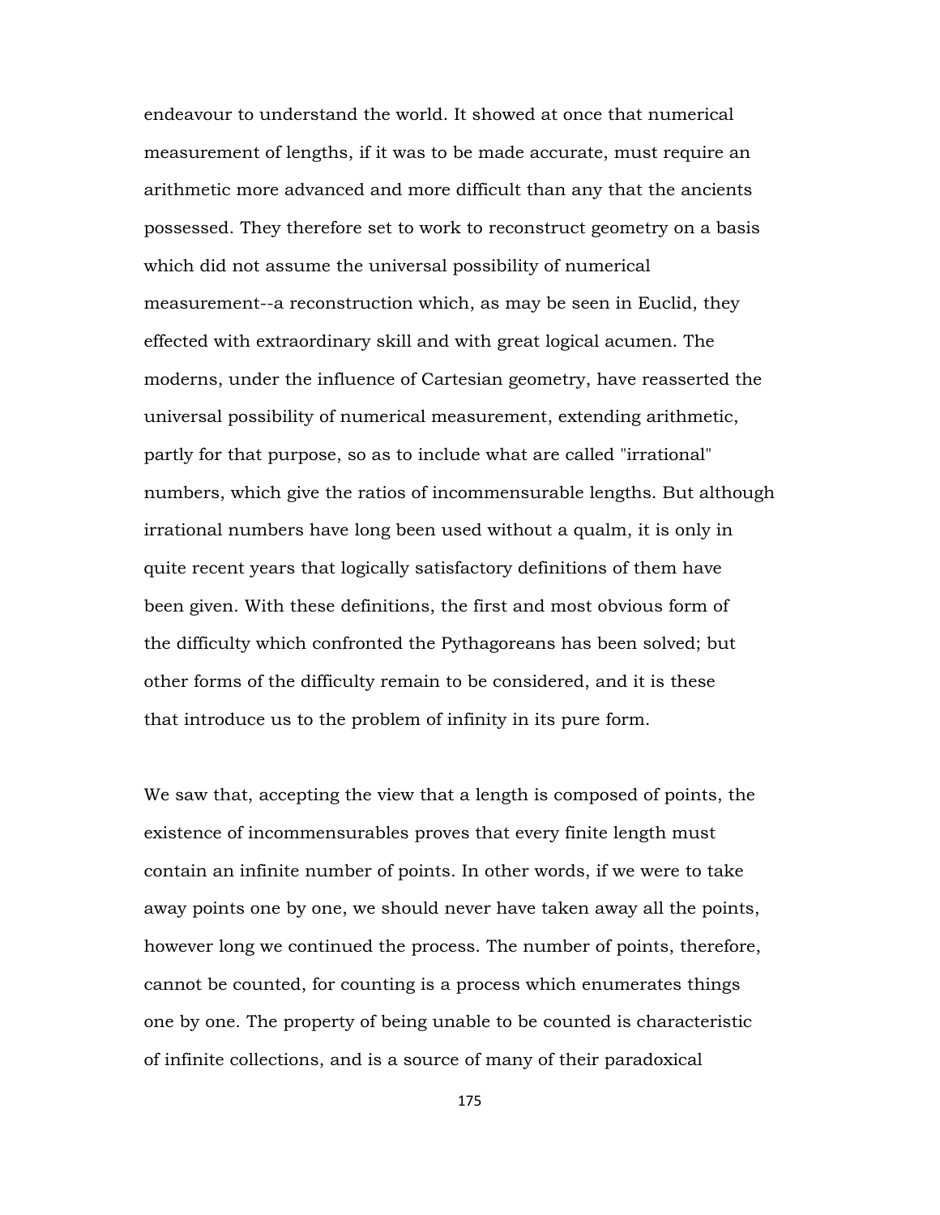endeavour to understand the world. It showed at once that numerical measurement of lengths, if it was to be made accurate, must require an arithmetic more advanced and more difficult than any that the ancients possessed. They therefore set to work to reconstruct geometry on a basis which did not assume the universal possibility of numerical measurement--a reconstruction which, as may be seen in Euclid, they effected with extraordinary skill and with great logical acumen. The moderns, under the influence of Cartesian geometry, have reasserted the universal possibility of numerical measurement, extending arithmetic, partly for that purpose, so as to include what are called "irrational" numbers, which give the ratios of incommensurable lengths. But although irrational numbers have long been used without a qualm, it is only in quite recent years that logically satisfactory definitions of them have been given. With these definitions, the first and most obvious form of the difficulty which confronted the Pythagoreans has been solved; but other forms of the difficulty remain to be considered, and it is these that introduce us to the problem of infinity in its pure form.

We saw that, accepting the view that a length is composed of points, the existence of incommensurables proves that every finite length must contain an infinite number of points. In other words, if we were to take away points one by one, we should never have taken away all the points, however long we continued the process. The number of points, therefore, cannot be counted, for counting is a process which enumerates things one by one. The property of being unable to be counted is characteristic of infinite collections, and is a source of many of their paradoxical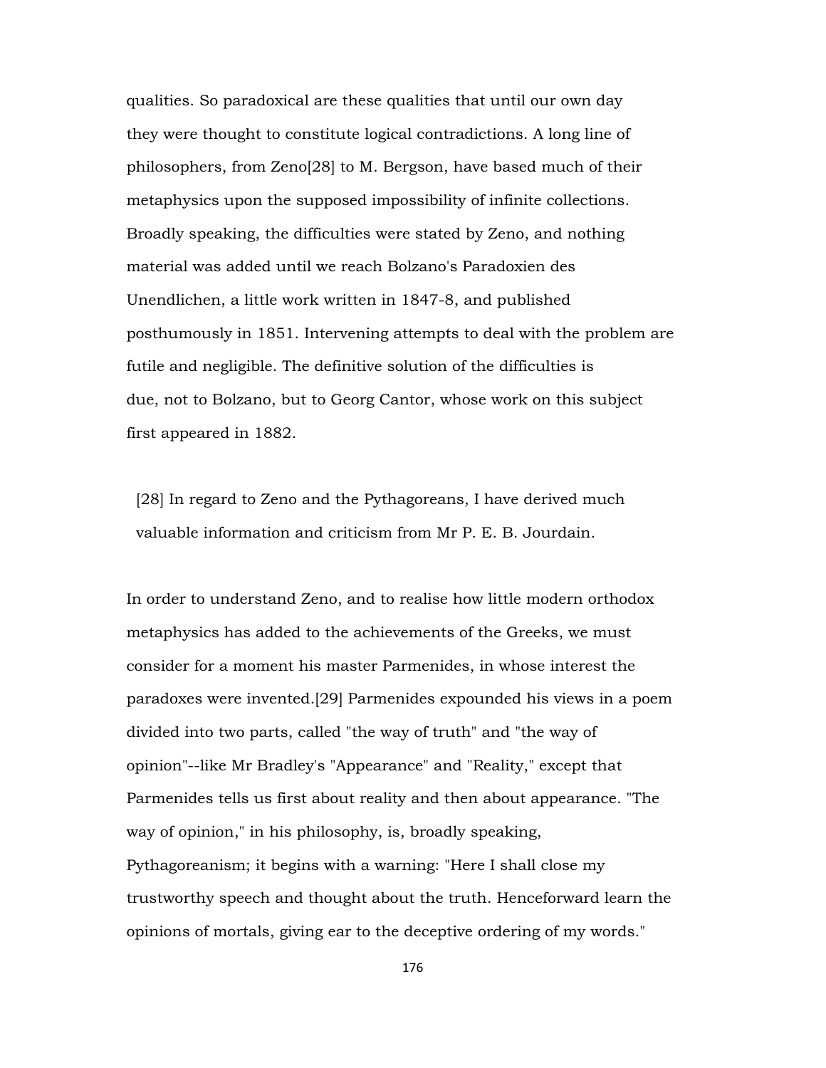qualities. So paradoxical are these qualities that until our own day they were thought to constitute logical contradictions. A long line of philosophers, from Zeno[28] to M. Bergson, have based much of their metaphysics upon the supposed impossibility of infinite collections. Broadly speaking, the difficulties were stated by Zeno, and nothing material was added until we reach Bolzano's Paradoxien des Unendlichen, a little work written in 1847-8, and published posthumously in 1851. Intervening attempts to deal with the problem are futile and negligible. The definitive solution of the difficulties is due, not to Bolzano, but to Georg Cantor, whose work on this subject first appeared in 1882.

[28] In regard to Zeno and the Pythagoreans, I have derived much valuable information and criticism from Mr P. E. B. Jourdain.

In order to understand Zeno, and to realise how little modern orthodox metaphysics has added to the achievements of the Greeks, we must consider for a moment his master Parmenides, in whose interest the paradoxes were invented.[29] Parmenides expounded his views in a poem divided into two parts, called "the way of truth" and "the way of opinion"--like Mr Bradley's "Appearance" and "Reality," except that Parmenides tells us first about reality and then about appearance. "The way of opinion," in his philosophy, is, broadly speaking, Pythagoreanism; it begins with a warning: "Here I shall close my trustworthy speech and thought about the truth. Henceforward learn the opinions of mortals, giving ear to the deceptive ordering of my words."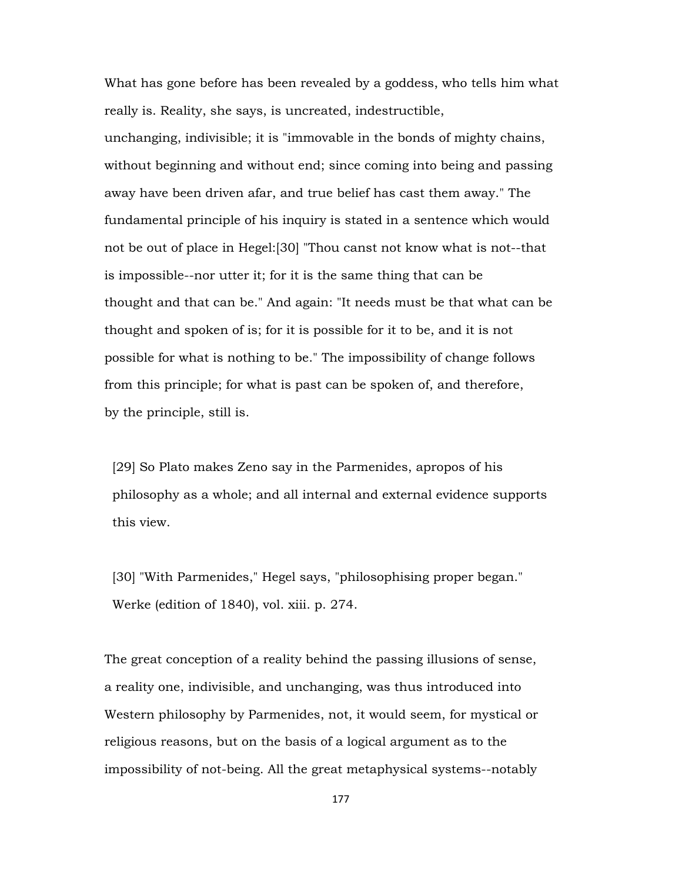What has gone before has been revealed by a goddess, who tells him what really is. Reality, she says, is uncreated, indestructible, unchanging, indivisible; it is "immovable in the bonds of mighty chains, without beginning and without end; since coming into being and passing away have been driven afar, and true belief has cast them away." The fundamental principle of his inquiry is stated in a sentence which would not be out of place in Hegel:[30] "Thou canst not know what is not--that is impossible--nor utter it; for it is the same thing that can be thought and that can be." And again: "It needs must be that what can be thought and spoken of is; for it is possible for it to be, and it is not possible for what is nothing to be." The impossibility of change follows from this principle; for what is past can be spoken of, and therefore, by the principle, still is.

[29] So Plato makes Zeno say in the Parmenides, apropos of his philosophy as a whole; and all internal and external evidence supports this view.

[30] "With Parmenides," Hegel says, "philosophising proper began." Werke (edition of 1840), vol. xiii. p. 274.

The great conception of a reality behind the passing illusions of sense, a reality one, indivisible, and unchanging, was thus introduced into Western philosophy by Parmenides, not, it would seem, for mystical or religious reasons, but on the basis of a logical argument as to the impossibility of not-being. All the great metaphysical systems--notably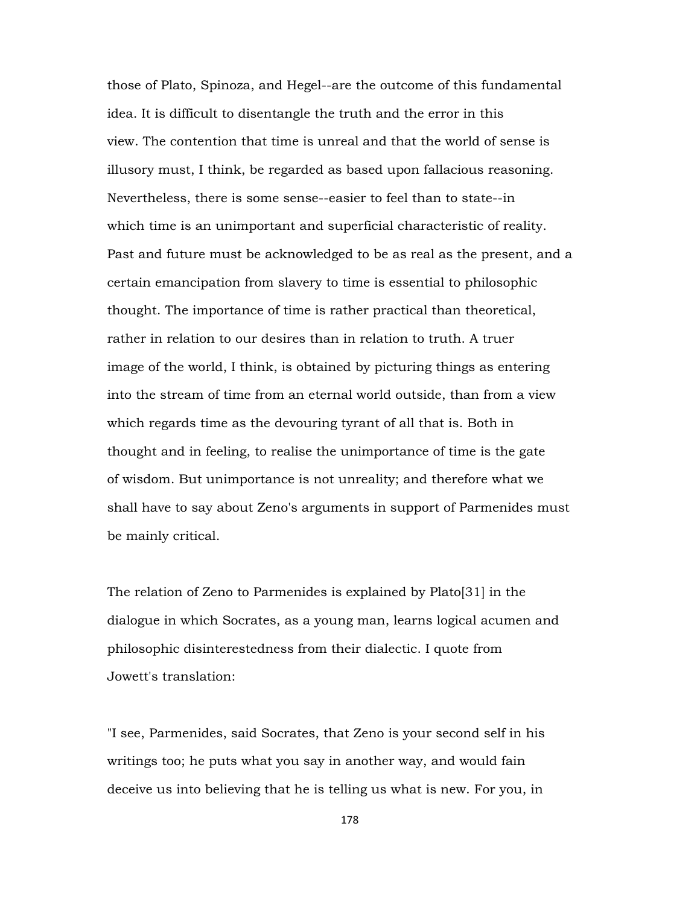those of Plato, Spinoza, and Hegel--are the outcome of this fundamental idea. It is difficult to disentangle the truth and the error in this view. The contention that time is unreal and that the world of sense is illusory must, I think, be regarded as based upon fallacious reasoning. Nevertheless, there is some sense--easier to feel than to state--in which time is an unimportant and superficial characteristic of reality. Past and future must be acknowledged to be as real as the present, and a certain emancipation from slavery to time is essential to philosophic thought. The importance of time is rather practical than theoretical, rather in relation to our desires than in relation to truth. A truer image of the world, I think, is obtained by picturing things as entering into the stream of time from an eternal world outside, than from a view which regards time as the devouring tyrant of all that is. Both in thought and in feeling, to realise the unimportance of time is the gate of wisdom. But unimportance is not unreality; and therefore what we shall have to say about Zeno's arguments in support of Parmenides must be mainly critical.

The relation of Zeno to Parmenides is explained by Plato[31] in the dialogue in which Socrates, as a young man, learns logical acumen and philosophic disinterestedness from their dialectic. I quote from Jowett's translation:

"I see, Parmenides, said Socrates, that Zeno is your second self in his writings too; he puts what you say in another way, and would fain deceive us into believing that he is telling us what is new. For you, in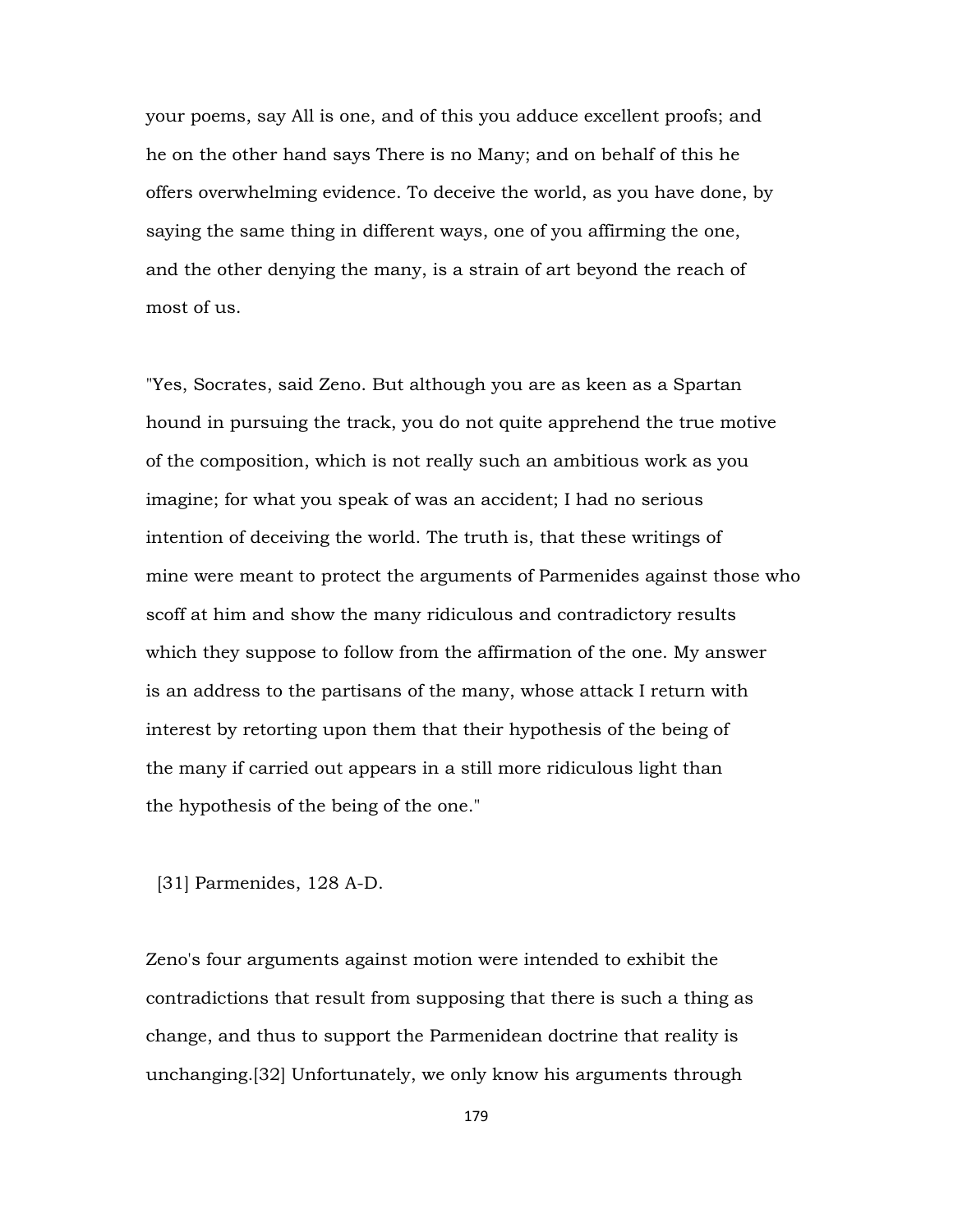your poems, say All is one, and of this you adduce excellent proofs; and he on the other hand says There is no Many; and on behalf of this he offers overwhelming evidence. To deceive the world, as you have done, by saying the same thing in different ways, one of you affirming the one, and the other denying the many, is a strain of art beyond the reach of most of us.

"Yes, Socrates, said Zeno. But although you are as keen as a Spartan hound in pursuing the track, you do not quite apprehend the true motive of the composition, which is not really such an ambitious work as you imagine; for what you speak of was an accident; I had no serious intention of deceiving the world. The truth is, that these writings of mine were meant to protect the arguments of Parmenides against those who scoff at him and show the many ridiculous and contradictory results which they suppose to follow from the affirmation of the one. My answer is an address to the partisans of the many, whose attack I return with interest by retorting upon them that their hypothesis of the being of the many if carried out appears in a still more ridiculous light than the hypothesis of the being of the one."

[31] Parmenides, 128 A-D.

Zeno's four arguments against motion were intended to exhibit the contradictions that result from supposing that there is such a thing as change, and thus to support the Parmenidean doctrine that reality is unchanging.[32] Unfortunately, we only know his arguments through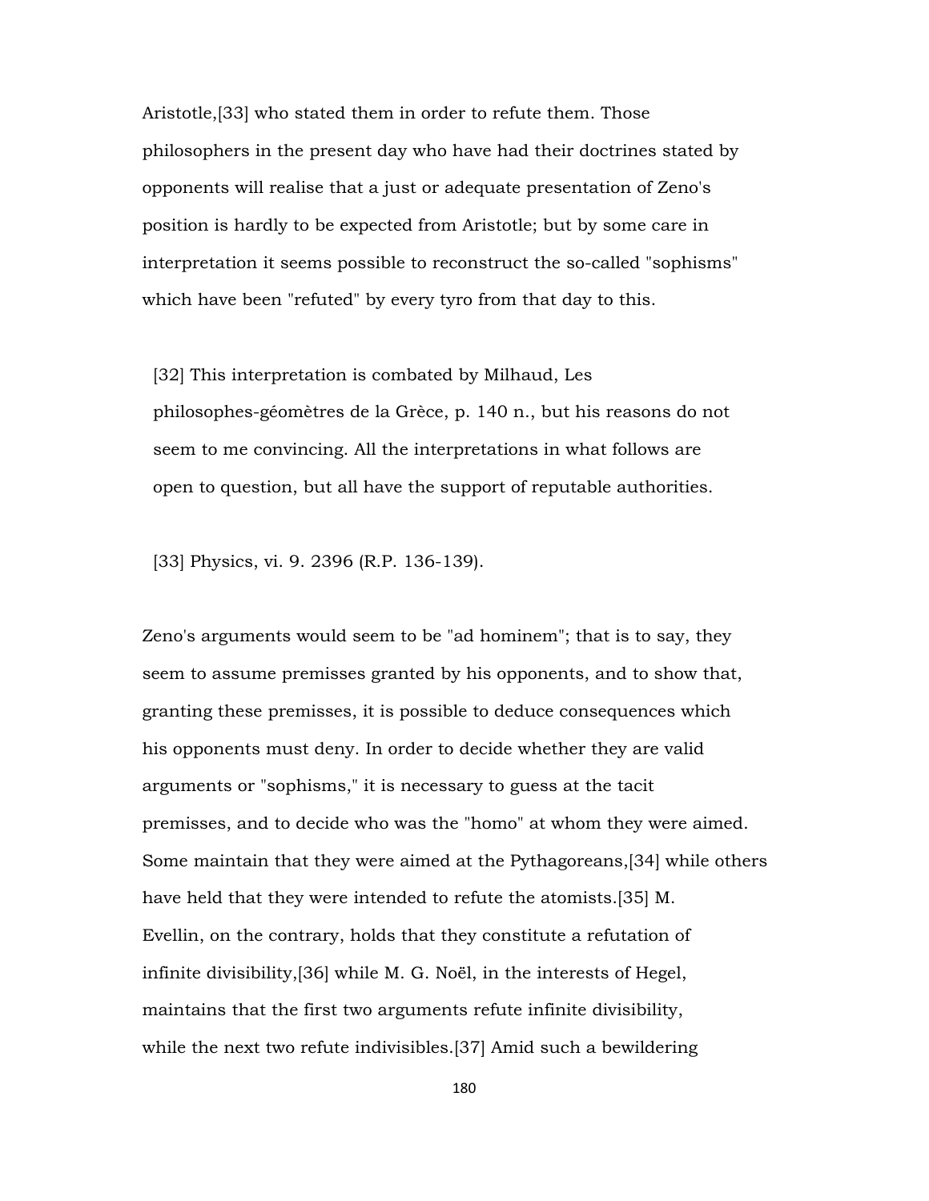Aristotle,[33] who stated them in order to refute them. Those philosophers in the present day who have had their doctrines stated by opponents will realise that a just or adequate presentation of Zeno's position is hardly to be expected from Aristotle; but by some care in interpretation it seems possible to reconstruct the so-called "sophisms" which have been "refuted" by every tyro from that day to this.

[32] This interpretation is combated by Milhaud, Les philosophes-géomètres de la Grèce, p. 140 n., but his reasons do not seem to me convincing. All the interpretations in what follows are open to question, but all have the support of reputable authorities.

[33] Physics, vi. 9. 2396 (R.P. 136-139).

Zeno's arguments would seem to be "ad hominem"; that is to say, they seem to assume premisses granted by his opponents, and to show that, granting these premisses, it is possible to deduce consequences which his opponents must deny. In order to decide whether they are valid arguments or "sophisms," it is necessary to guess at the tacit premisses, and to decide who was the "homo" at whom they were aimed. Some maintain that they were aimed at the Pythagoreans,[34] while others have held that they were intended to refute the atomists.[35] M. Evellin, on the contrary, holds that they constitute a refutation of infinite divisibility,[36] while M. G. Noël, in the interests of Hegel, maintains that the first two arguments refute infinite divisibility, while the next two refute indivisibles.[37] Amid such a bewildering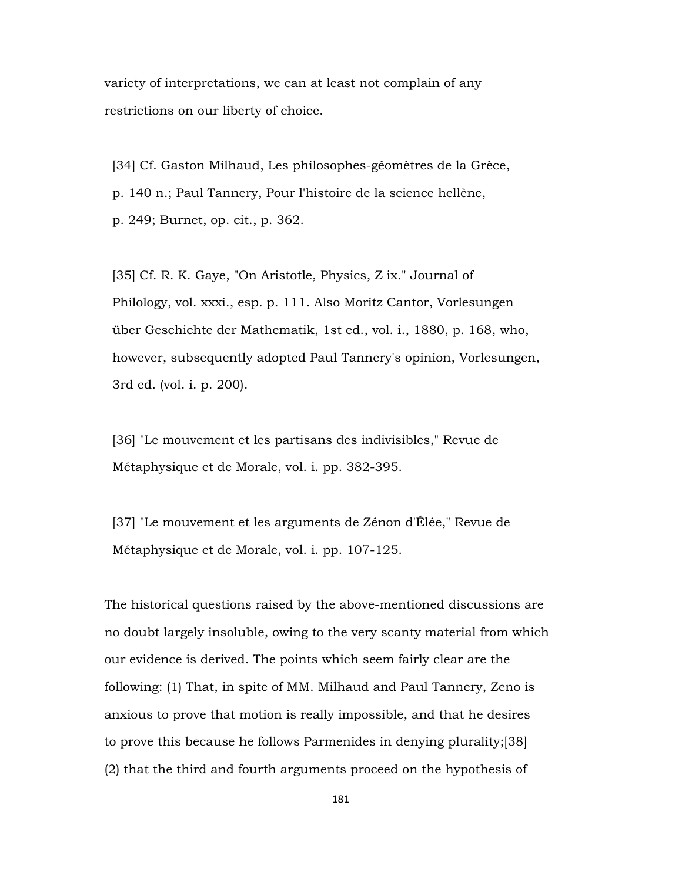variety of interpretations, we can at least not complain of any restrictions on our liberty of choice.

[34] Cf. Gaston Milhaud, Les philosophes-géomètres de la Grèce, p. 140 n.; Paul Tannery, Pour l'histoire de la science hellène, p. 249; Burnet, op. cit., p. 362.

[35] Cf. R. K. Gaye, "On Aristotle, Physics, Z ix." Journal of Philology, vol. xxxi., esp. p. 111. Also Moritz Cantor, Vorlesungen über Geschichte der Mathematik, 1st ed., vol. i., 1880, p. 168, who, however, subsequently adopted Paul Tannery's opinion, Vorlesungen, 3rd ed. (vol. i. p. 200).

[36] "Le mouvement et les partisans des indivisibles," Revue de Métaphysique et de Morale, vol. i. pp. 382-395.

[37] "Le mouvement et les arguments de Zénon d'Élée," Revue de Métaphysique et de Morale, vol. i. pp. 107-125.

The historical questions raised by the above-mentioned discussions are no doubt largely insoluble, owing to the very scanty material from which our evidence is derived. The points which seem fairly clear are the following: (1) That, in spite of MM. Milhaud and Paul Tannery, Zeno is anxious to prove that motion is really impossible, and that he desires to prove this because he follows Parmenides in denying plurality;[38] (2) that the third and fourth arguments proceed on the hypothesis of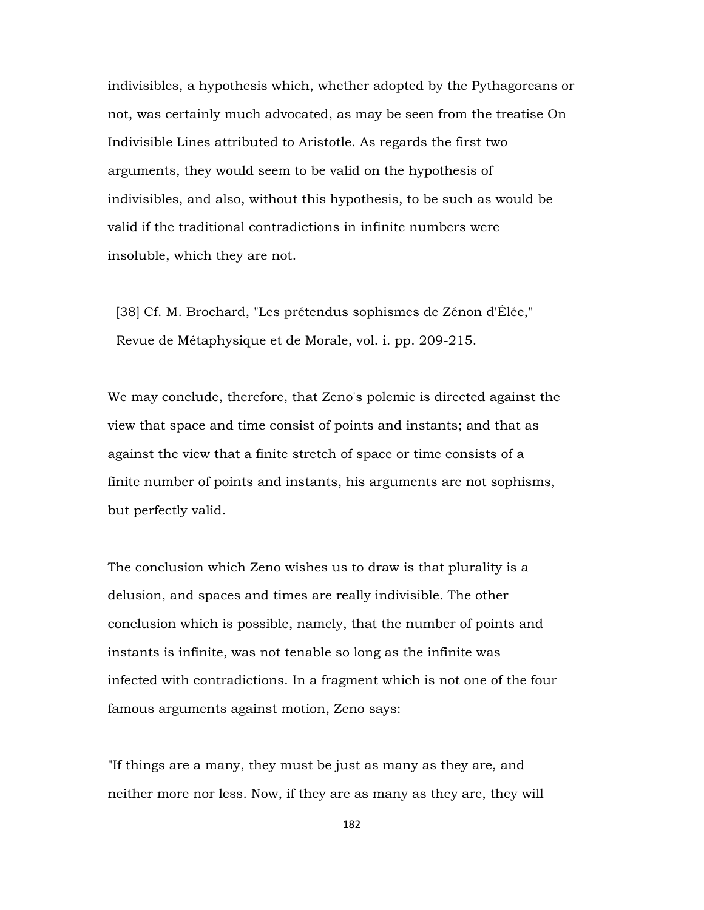indivisibles, a hypothesis which, whether adopted by the Pythagoreans or not, was certainly much advocated, as may be seen from the treatise On Indivisible Lines attributed to Aristotle. As regards the first two arguments, they would seem to be valid on the hypothesis of indivisibles, and also, without this hypothesis, to be such as would be valid if the traditional contradictions in infinite numbers were insoluble, which they are not.

[38] Cf. M. Brochard, "Les prétendus sophismes de Zénon d'Élée," Revue de Métaphysique et de Morale, vol. i. pp. 209-215.

We may conclude, therefore, that Zeno's polemic is directed against the view that space and time consist of points and instants; and that as against the view that a finite stretch of space or time consists of a finite number of points and instants, his arguments are not sophisms, but perfectly valid.

The conclusion which Zeno wishes us to draw is that plurality is a delusion, and spaces and times are really indivisible. The other conclusion which is possible, namely, that the number of points and instants is infinite, was not tenable so long as the infinite was infected with contradictions. In a fragment which is not one of the four famous arguments against motion, Zeno says:

"If things are a many, they must be just as many as they are, and neither more nor less. Now, if they are as many as they are, they will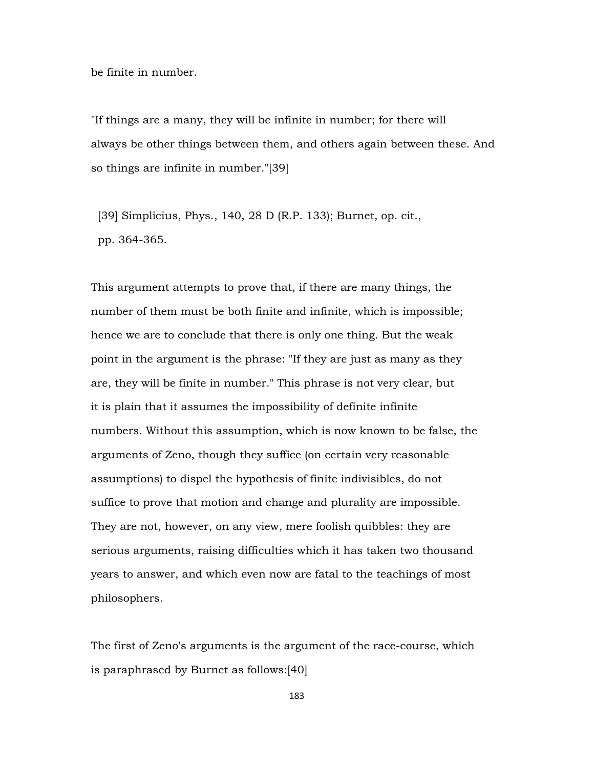be finite in number.

"If things are a many, they will be infinite in number; for there will always be other things between them, and others again between these. And so things are infinite in number."[39]

[39] Simplicius, Phys., 140, 28 D (R.P. 133); Burnet, op. cit., pp. 364-365.

This argument attempts to prove that, if there are many things, the number of them must be both finite and infinite, which is impossible; hence we are to conclude that there is only one thing. But the weak point in the argument is the phrase: "If they are just as many as they are, they will be finite in number." This phrase is not very clear, but it is plain that it assumes the impossibility of definite infinite numbers. Without this assumption, which is now known to be false, the arguments of Zeno, though they suffice (on certain very reasonable assumptions) to dispel the hypothesis of finite indivisibles, do not suffice to prove that motion and change and plurality are impossible. They are not, however, on any view, mere foolish quibbles: they are serious arguments, raising difficulties which it has taken two thousand years to answer, and which even now are fatal to the teachings of most philosophers.

The first of Zeno's arguments is the argument of the race-course, which is paraphrased by Burnet as follows:[40]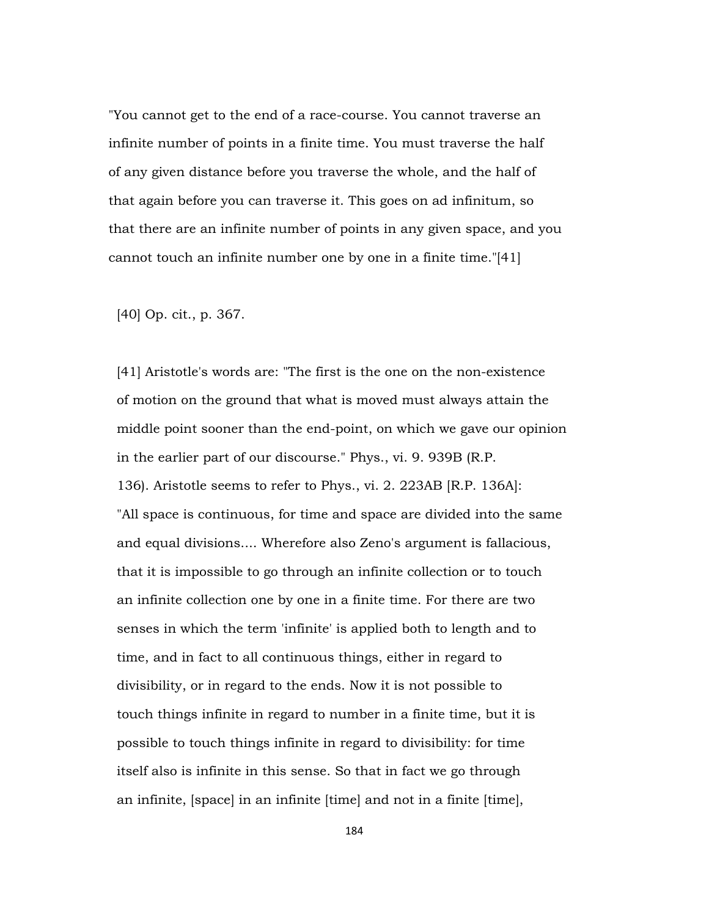"You cannot get to the end of a race-course. You cannot traverse an infinite number of points in a finite time. You must traverse the half of any given distance before you traverse the whole, and the half of that again before you can traverse it. This goes on ad infinitum, so that there are an infinite number of points in any given space, and you cannot touch an infinite number one by one in a finite time."[41]

[40] Op. cit., p. 367.

[41] Aristotle's words are: "The first is the one on the non-existence of motion on the ground that what is moved must always attain the middle point sooner than the end-point, on which we gave our opinion in the earlier part of our discourse." Phys., vi. 9. 939B (R.P. 136). Aristotle seems to refer to Phys., vi. 2. 223AB [R.P. 136A]: "All space is continuous, for time and space are divided into the same and equal divisions.... Wherefore also Zeno's argument is fallacious, that it is impossible to go through an infinite collection or to touch an infinite collection one by one in a finite time. For there are two senses in which the term 'infinite' is applied both to length and to time, and in fact to all continuous things, either in regard to divisibility, or in regard to the ends. Now it is not possible to touch things infinite in regard to number in a finite time, but it is possible to touch things infinite in regard to divisibility: for time itself also is infinite in this sense. So that in fact we go through an infinite, [space] in an infinite [time] and not in a finite [time],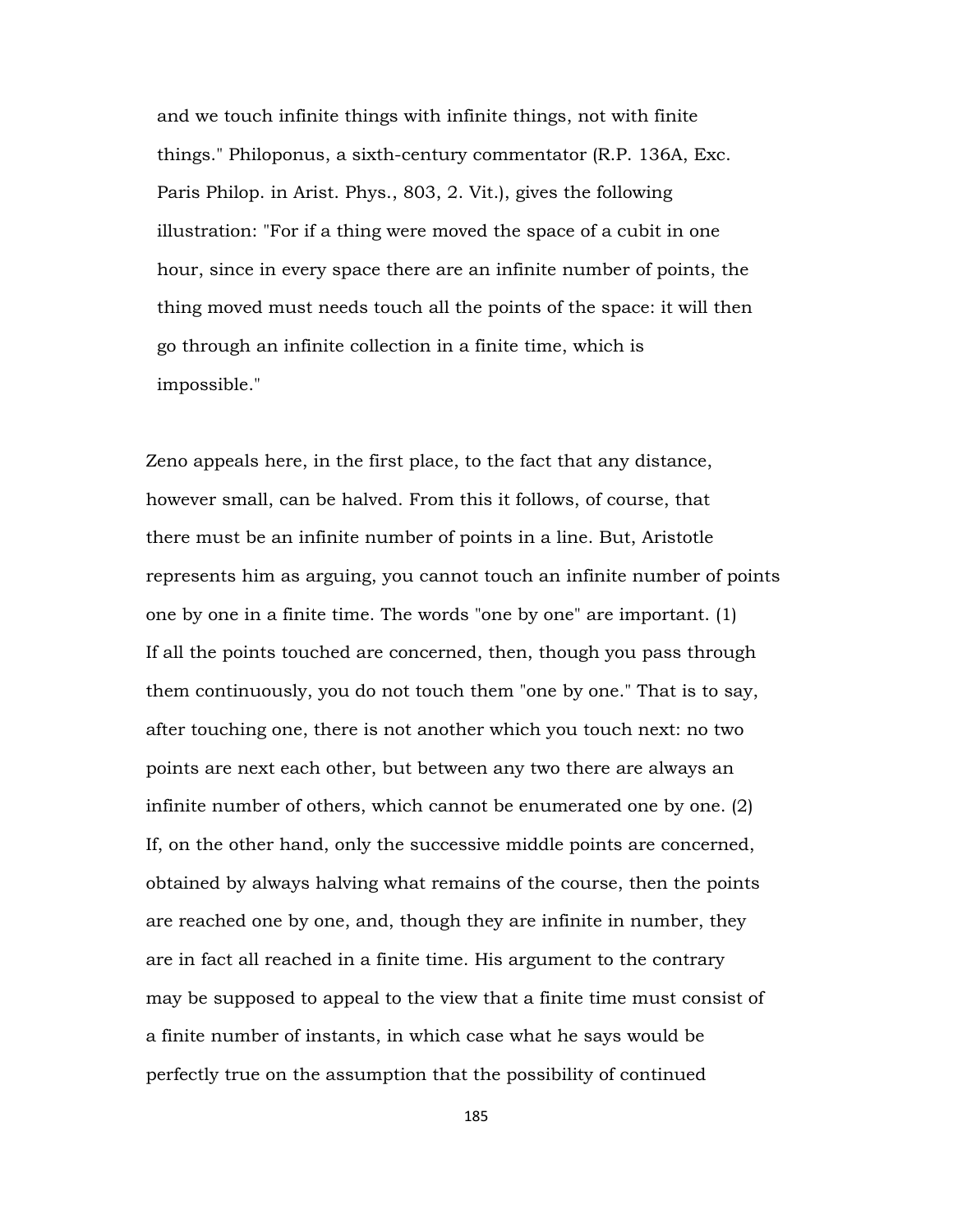> and we touch infinite things with infinite things, not with finite things." Philoponus, a sixth-century commentator (R.P. 136A, Exc. Paris Philop. in Arist. Phys., 803, 2. Vit.), gives the following illustration: "For if a thing were moved the space of a cubit in one hour, since in every space there are an infinite number of points, the thing moved must needs touch all the points of the space: it will then go through an infinite collection in a finite time, which is impossible."

Zeno appeals here, in the first place, to the fact that any distance, however small, can be halved. From this it follows, of course, that there must be an infinite number of points in a line. But, Aristotle represents him as arguing, you cannot touch an infinite number of points one by one in a finite time. The words "one by one" are important. (1) If all the points touched are concerned, then, though you pass through them continuously, you do not touch them "one by one." That is to say, after touching one, there is not another which you touch next: no two points are next each other, but between any two there are always an infinite number of others, which cannot be enumerated one by one. (2) If, on the other hand, only the successive middle points are concerned, obtained by always halving what remains of the course, then the points are reached one by one, and, though they are infinite in number, they are in fact all reached in a finite time. His argument to the contrary may be supposed to appeal to the view that a finite time must consist of a finite number of instants, in which case what he says would be perfectly true on the assumption that the possibility of continued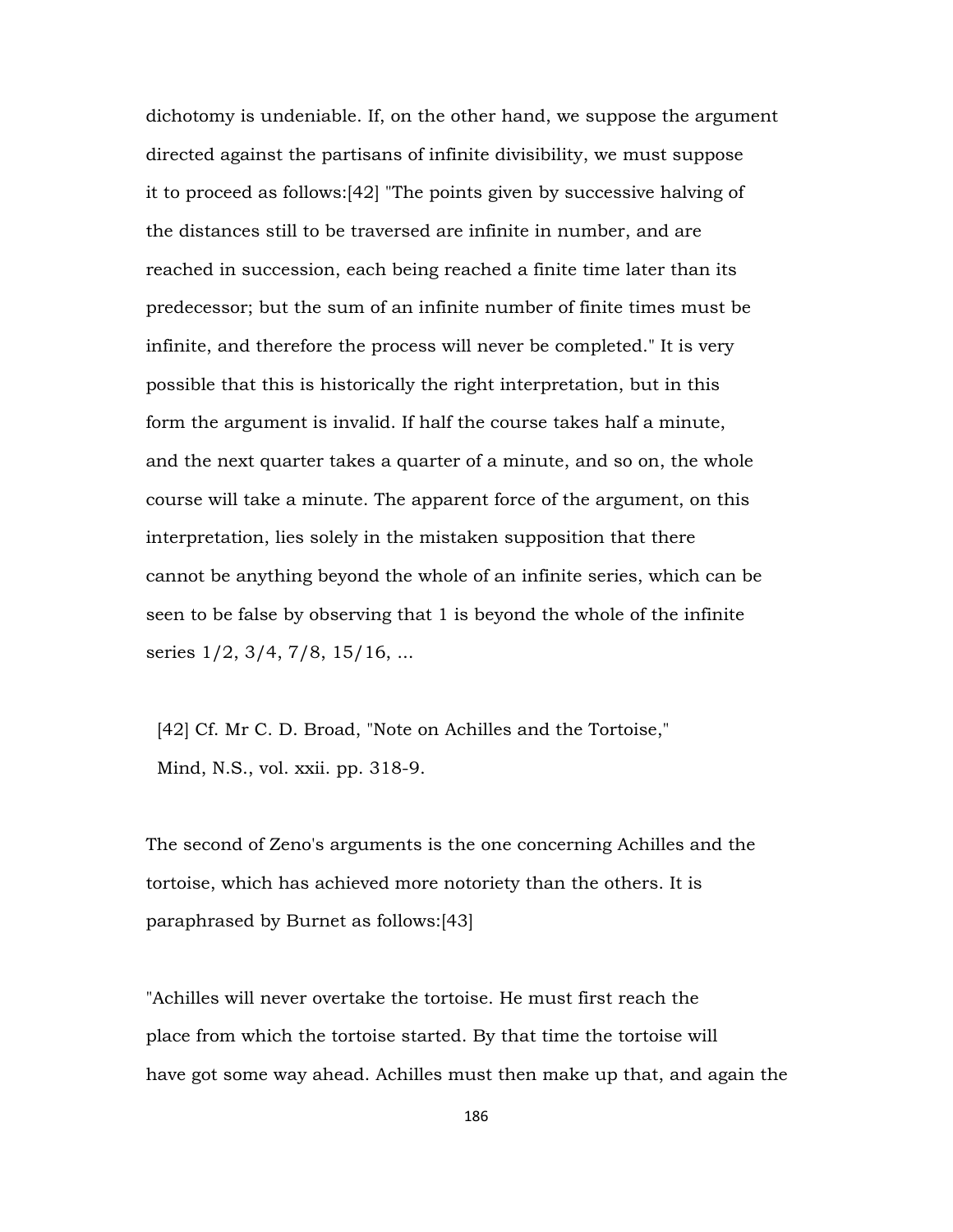dichotomy is undeniable. If, on the other hand, we suppose the argument directed against the partisans of infinite divisibility, we must suppose it to proceed as follows:[42] "The points given by successive halving of the distances still to be traversed are infinite in number, and are reached in succession, each being reached a finite time later than its predecessor; but the sum of an infinite number of finite times must be infinite, and therefore the process will never be completed." It is very possible that this is historically the right interpretation, but in this form the argument is invalid. If half the course takes half a minute, and the next quarter takes a quarter of a minute, and so on, the whole course will take a minute. The apparent force of the argument, on this interpretation, lies solely in the mistaken supposition that there cannot be anything beyond the whole of an infinite series, which can be seen to be false by observing that 1 is beyond the whole of the infinite series 1/2, 3/4, 7/8, 15/16, ...

[42] Cf. Mr C. D. Broad, "Note on Achilles and the Tortoise," Mind, N.S., vol. xxii. pp. 318-9.

The second of Zeno's arguments is the one concerning Achilles and the tortoise, which has achieved more notoriety than the others. It is paraphrased by Burnet as follows:[43]

"Achilles will never overtake the tortoise. He must first reach the place from which the tortoise started. By that time the tortoise will have got some way ahead. Achilles must then make up that, and again the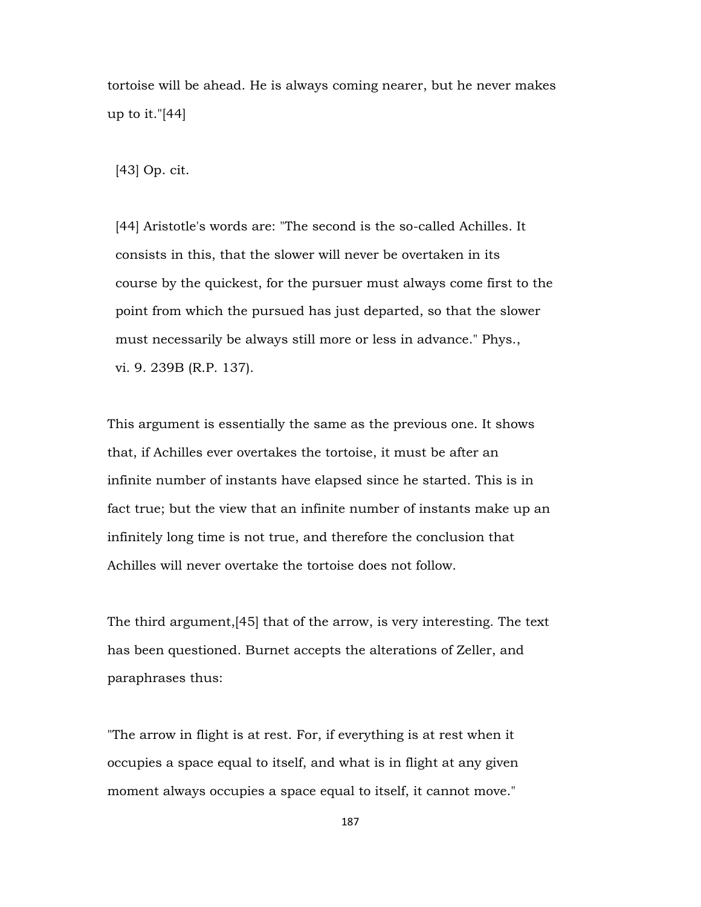tortoise will be ahead. He is always coming nearer, but he never makes up to it."[44]

[43] Op. cit.

[44] Aristotle's words are: "The second is the so-called Achilles. It consists in this, that the slower will never be overtaken in its course by the quickest, for the pursuer must always come first to the point from which the pursued has just departed, so that the slower must necessarily be always still more or less in advance." Phys., vi. 9. 239B (R.P. 137).

This argument is essentially the same as the previous one. It shows that, if Achilles ever overtakes the tortoise, it must be after an infinite number of instants have elapsed since he started. This is in fact true; but the view that an infinite number of instants make up an infinitely long time is not true, and therefore the conclusion that Achilles will never overtake the tortoise does not follow.

The third argument,[45] that of the arrow, is very interesting. The text has been questioned. Burnet accepts the alterations of Zeller, and paraphrases thus:

"The arrow in flight is at rest. For, if everything is at rest when it occupies a space equal to itself, and what is in flight at any given moment always occupies a space equal to itself, it cannot move."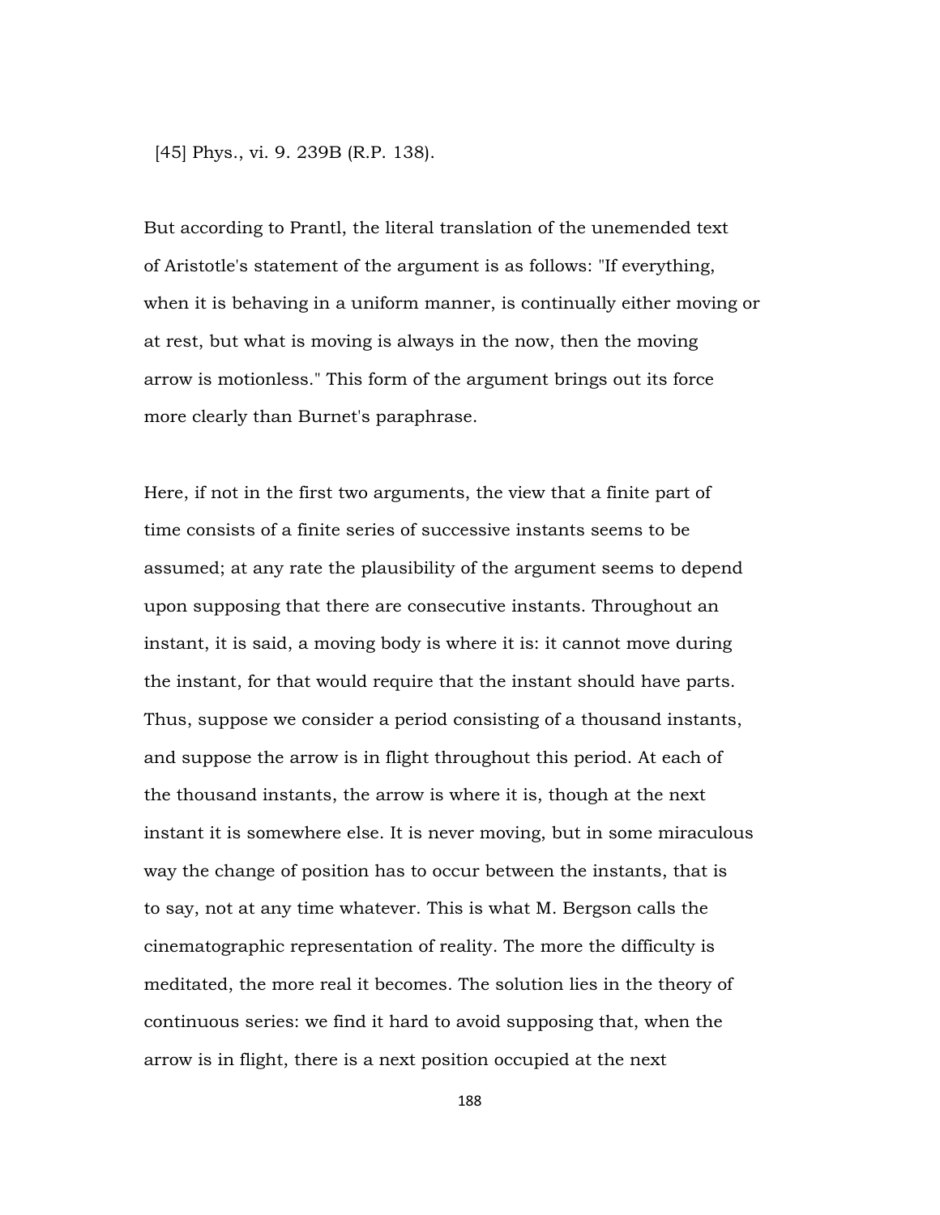[45] Phys., vi. 9. 239B (R.P. 138).

But according to Prantl, the literal translation of the unemended text of Aristotle's statement of the argument is as follows: "If everything, when it is behaving in a uniform manner, is continually either moving or at rest, but what is moving is always in the now, then the moving arrow is motionless." This form of the argument brings out its force more clearly than Burnet's paraphrase.

Here, if not in the first two arguments, the view that a finite part of time consists of a finite series of successive instants seems to be assumed; at any rate the plausibility of the argument seems to depend upon supposing that there are consecutive instants. Throughout an instant, it is said, a moving body is where it is: it cannot move during the instant, for that would require that the instant should have parts. Thus, suppose we consider a period consisting of a thousand instants, and suppose the arrow is in flight throughout this period. At each of the thousand instants, the arrow is where it is, though at the next instant it is somewhere else. It is never moving, but in some miraculous way the change of position has to occur between the instants, that is to say, not at any time whatever. This is what M. Bergson calls the cinematographic representation of reality. The more the difficulty is meditated, the more real it becomes. The solution lies in the theory of continuous series: we find it hard to avoid supposing that, when the arrow is in flight, there is a next position occupied at the next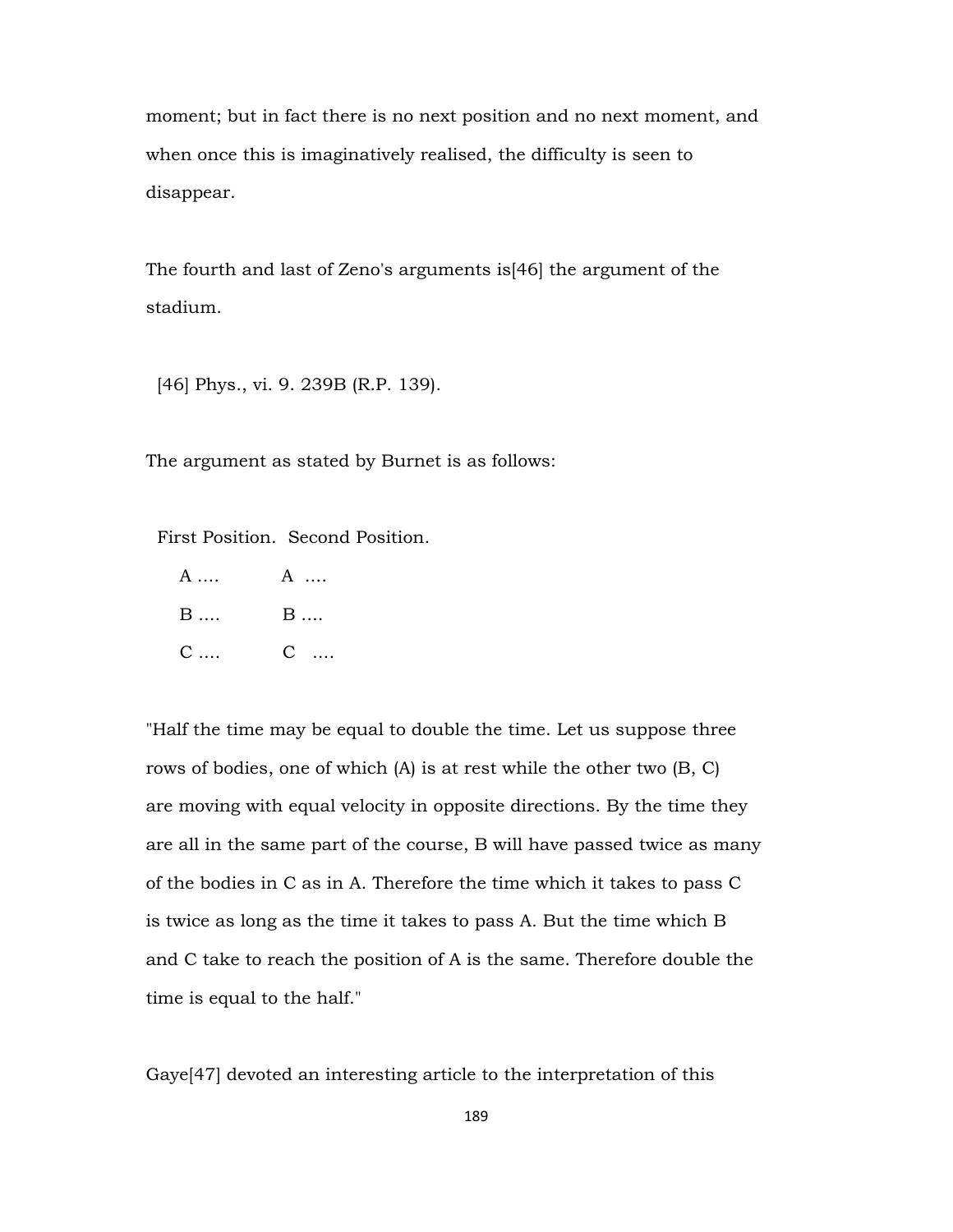moment; but in fact there is no next position and no next moment, and when once this is imaginatively realised, the difficulty is seen to disappear.

The fourth and last of Zeno's arguments is[46] the argument of the stadium.

[46] Phys., vi. 9. 239B (R.P. 139).

The argument as stated by Burnet is as follows:

```
First Position.  Second Position.
   A ....          A  ....
   B ....          B ....
   C ....          C   ....
```

"Half the time may be equal to double the time. Let us suppose three rows of bodies, one of which (A) is at rest while the other two (B, C) are moving with equal velocity in opposite directions. By the time they are all in the same part of the course, B will have passed twice as many of the bodies in C as in A. Therefore the time which it takes to pass C is twice as long as the time it takes to pass A. But the time which B and C take to reach the position of A is the same. Therefore double the time is equal to the half."

Gaye[47] devoted an interesting article to the interpretation of this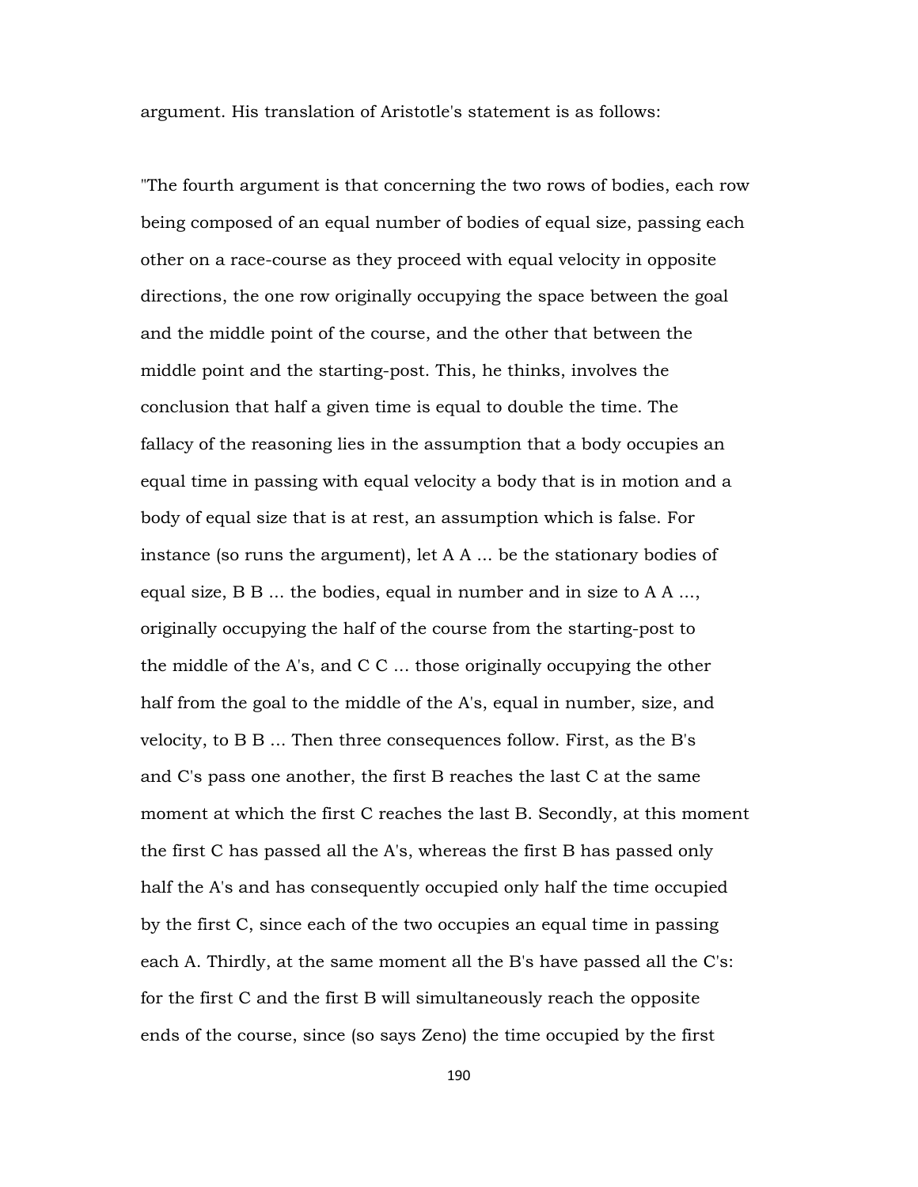argument. His translation of Aristotle's statement is as follows:

"The fourth argument is that concerning the two rows of bodies, each row being composed of an equal number of bodies of equal size, passing each other on a race-course as they proceed with equal velocity in opposite directions, the one row originally occupying the space between the goal and the middle point of the course, and the other that between the middle point and the starting-post. This, he thinks, involves the conclusion that half a given time is equal to double the time. The fallacy of the reasoning lies in the assumption that a body occupies an equal time in passing with equal velocity a body that is in motion and a body of equal size that is at rest, an assumption which is false. For instance (so runs the argument), let A A ... be the stationary bodies of equal size, B B ... the bodies, equal in number and in size to A A ..., originally occupying the half of the course from the starting-post to the middle of the A's, and C C ... those originally occupying the other half from the goal to the middle of the A's, equal in number, size, and velocity, to B B ... Then three consequences follow. First, as the B's and C's pass one another, the first B reaches the last C at the same moment at which the first C reaches the last B. Secondly, at this moment the first C has passed all the A's, whereas the first B has passed only half the A's and has consequently occupied only half the time occupied by the first C, since each of the two occupies an equal time in passing each A. Thirdly, at the same moment all the B's have passed all the C's: for the first C and the first B will simultaneously reach the opposite ends of the course, since (so says Zeno) the time occupied by the first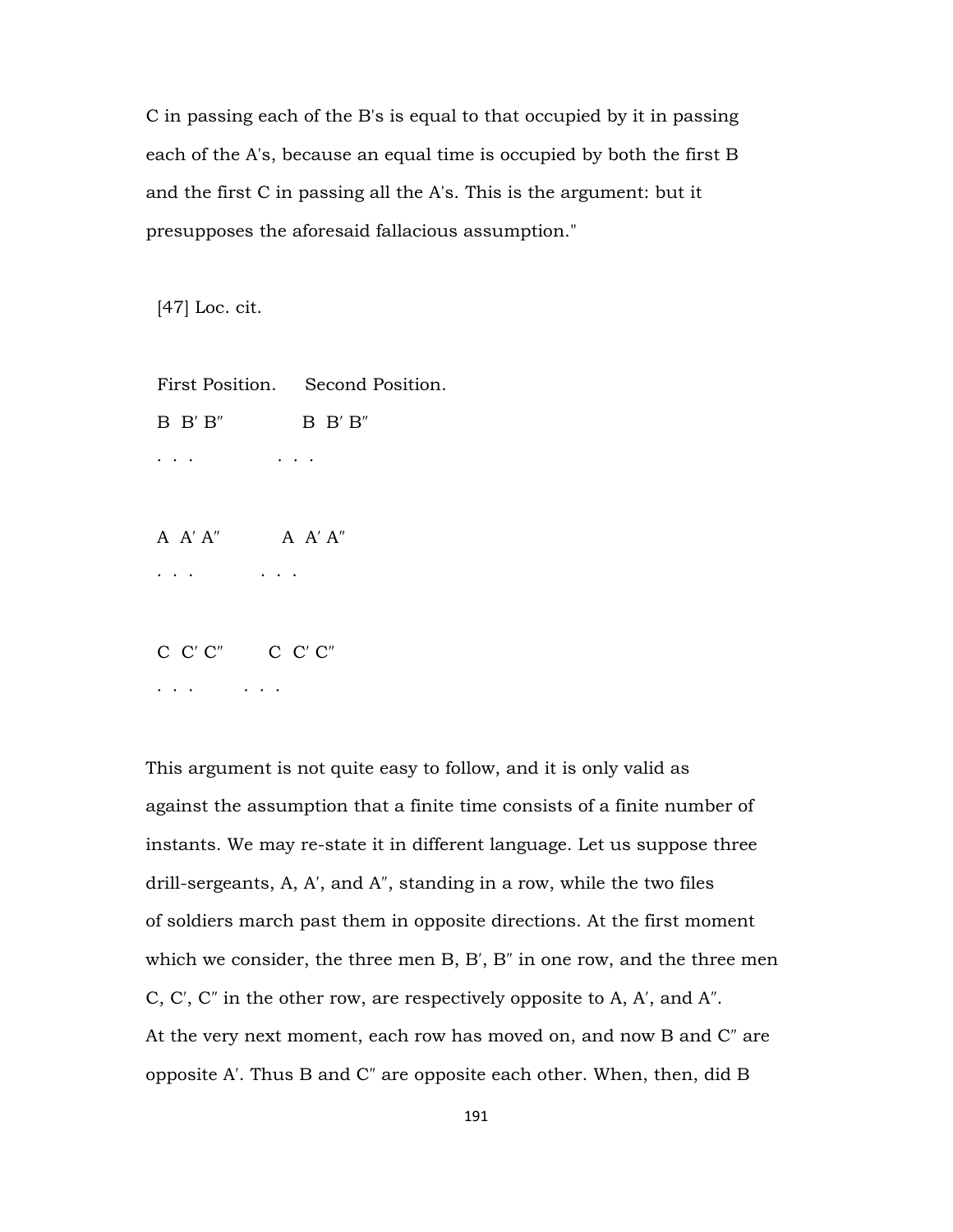C in passing each of the B's is equal to that occupied by it in passing each of the A's, because an equal time is occupied by both the first B and the first C in passing all the A's. This is the argument: but it presupposes the aforesaid fallacious assumption."

[47] Loc. cit.

```
First Position.     Second Position.
B  B′ B″              B  B′ B″
.  .  .               .  .  .

A  A′ A″            A  A′ A″
.  .  .             .  .  .

C  C′ C″          C  C′ C″
.  .  .           .  .  .
```

This argument is not quite easy to follow, and it is only valid as against the assumption that a finite time consists of a finite number of instants. We may re-state it in different language. Let us suppose three drill-sergeants, A, A′, and A″, standing in a row, while the two files of soldiers march past them in opposite directions. At the first moment which we consider, the three men B, B′, B″ in one row, and the three men C, C′, C″ in the other row, are respectively opposite to A, A′, and A″. At the very next moment, each row has moved on, and now B and C″ are opposite A′. Thus B and C″ are opposite each other. When, then, did B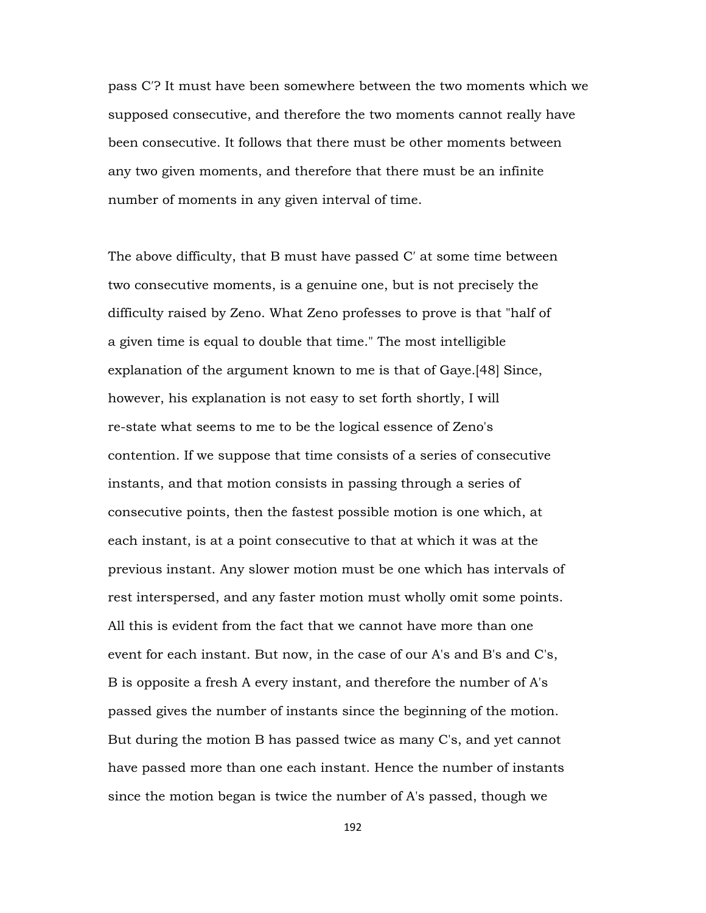pass C′? It must have been somewhere between the two moments which we supposed consecutive, and therefore the two moments cannot really have been consecutive. It follows that there must be other moments between any two given moments, and therefore that there must be an infinite number of moments in any given interval of time.

The above difficulty, that B must have passed C′ at some time between two consecutive moments, is a genuine one, but is not precisely the difficulty raised by Zeno. What Zeno professes to prove is that "half of a given time is equal to double that time." The most intelligible explanation of the argument known to me is that of Gaye.[48] Since, however, his explanation is not easy to set forth shortly, I will re-state what seems to me to be the logical essence of Zeno's contention. If we suppose that time consists of a series of consecutive instants, and that motion consists in passing through a series of consecutive points, then the fastest possible motion is one which, at each instant, is at a point consecutive to that at which it was at the previous instant. Any slower motion must be one which has intervals of rest interspersed, and any faster motion must wholly omit some points. All this is evident from the fact that we cannot have more than one event for each instant. But now, in the case of our A's and B's and C's, B is opposite a fresh A every instant, and therefore the number of A's passed gives the number of instants since the beginning of the motion. But during the motion B has passed twice as many C's, and yet cannot have passed more than one each instant. Hence the number of instants since the motion began is twice the number of A's passed, though we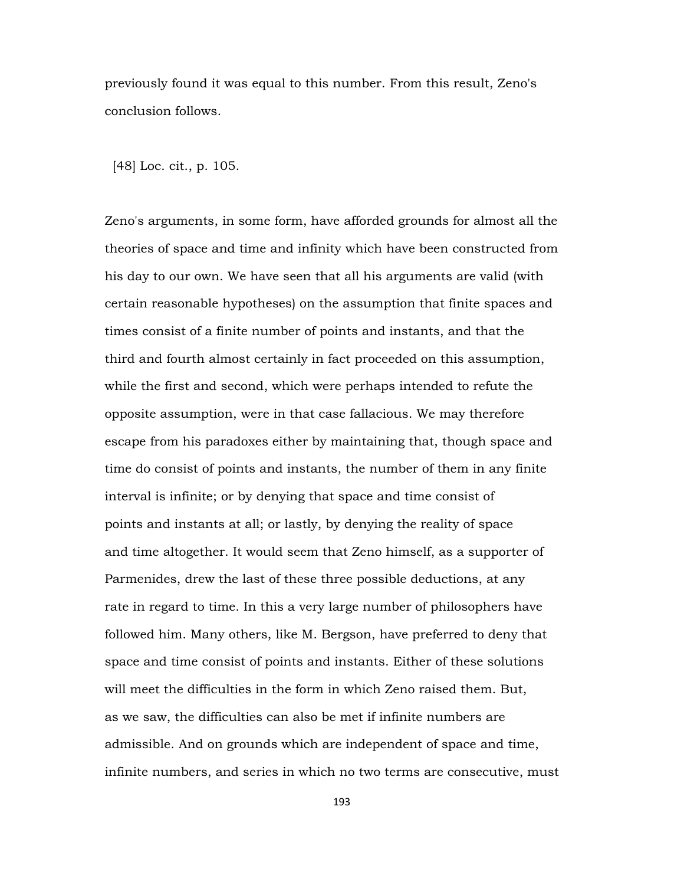previously found it was equal to this number. From this result, Zeno's conclusion follows.

[48] Loc. cit., p. 105.

Zeno's arguments, in some form, have afforded grounds for almost all the theories of space and time and infinity which have been constructed from his day to our own. We have seen that all his arguments are valid (with certain reasonable hypotheses) on the assumption that finite spaces and times consist of a finite number of points and instants, and that the third and fourth almost certainly in fact proceeded on this assumption, while the first and second, which were perhaps intended to refute the opposite assumption, were in that case fallacious. We may therefore escape from his paradoxes either by maintaining that, though space and time do consist of points and instants, the number of them in any finite interval is infinite; or by denying that space and time consist of points and instants at all; or lastly, by denying the reality of space and time altogether. It would seem that Zeno himself, as a supporter of Parmenides, drew the last of these three possible deductions, at any rate in regard to time. In this a very large number of philosophers have followed him. Many others, like M. Bergson, have preferred to deny that space and time consist of points and instants. Either of these solutions will meet the difficulties in the form in which Zeno raised them. But, as we saw, the difficulties can also be met if infinite numbers are admissible. And on grounds which are independent of space and time, infinite numbers, and series in which no two terms are consecutive, must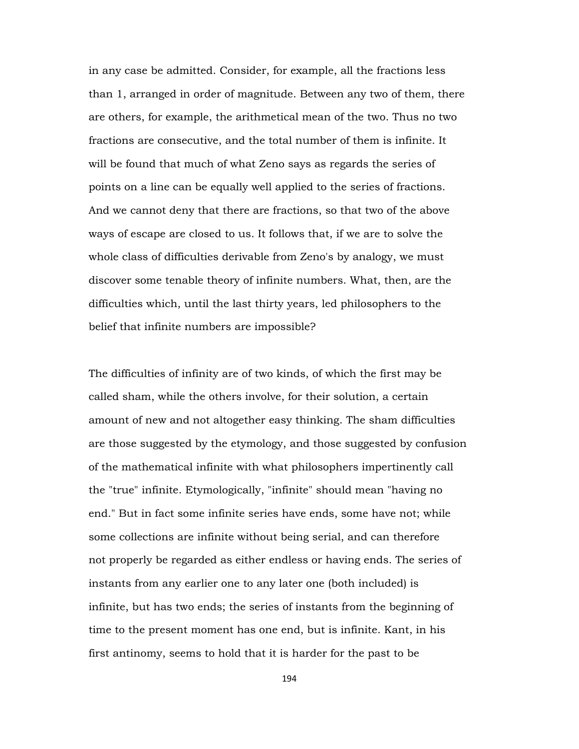in any case be admitted. Consider, for example, all the fractions less than 1, arranged in order of magnitude. Between any two of them, there are others, for example, the arithmetical mean of the two. Thus no two fractions are consecutive, and the total number of them is infinite. It will be found that much of what Zeno says as regards the series of points on a line can be equally well applied to the series of fractions. And we cannot deny that there are fractions, so that two of the above ways of escape are closed to us. It follows that, if we are to solve the whole class of difficulties derivable from Zeno's by analogy, we must discover some tenable theory of infinite numbers. What, then, are the difficulties which, until the last thirty years, led philosophers to the belief that infinite numbers are impossible?

The difficulties of infinity are of two kinds, of which the first may be called sham, while the others involve, for their solution, a certain amount of new and not altogether easy thinking. The sham difficulties are those suggested by the etymology, and those suggested by confusion of the mathematical infinite with what philosophers impertinently call the "true" infinite. Etymologically, "infinite" should mean "having no end." But in fact some infinite series have ends, some have not; while some collections are infinite without being serial, and can therefore not properly be regarded as either endless or having ends. The series of instants from any earlier one to any later one (both included) is infinite, but has two ends; the series of instants from the beginning of time to the present moment has one end, but is infinite. Kant, in his first antinomy, seems to hold that it is harder for the past to be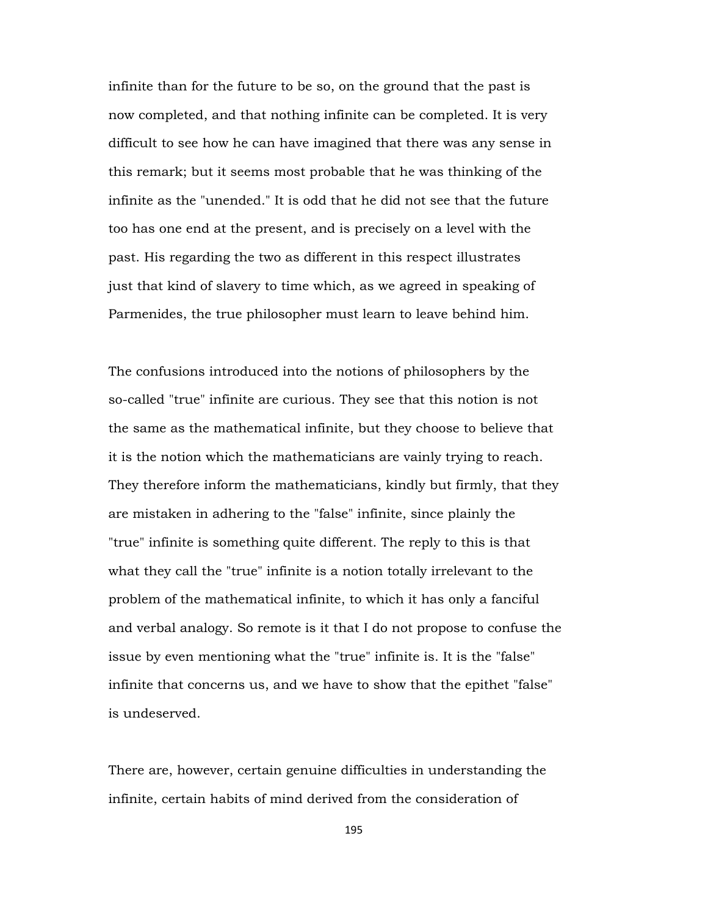infinite than for the future to be so, on the ground that the past is now completed, and that nothing infinite can be completed. It is very difficult to see how he can have imagined that there was any sense in this remark; but it seems most probable that he was thinking of the infinite as the "unended." It is odd that he did not see that the future too has one end at the present, and is precisely on a level with the past. His regarding the two as different in this respect illustrates just that kind of slavery to time which, as we agreed in speaking of Parmenides, the true philosopher must learn to leave behind him.

The confusions introduced into the notions of philosophers by the so-called "true" infinite are curious. They see that this notion is not the same as the mathematical infinite, but they choose to believe that it is the notion which the mathematicians are vainly trying to reach. They therefore inform the mathematicians, kindly but firmly, that they are mistaken in adhering to the "false" infinite, since plainly the "true" infinite is something quite different. The reply to this is that what they call the "true" infinite is a notion totally irrelevant to the problem of the mathematical infinite, to which it has only a fanciful and verbal analogy. So remote is it that I do not propose to confuse the issue by even mentioning what the "true" infinite is. It is the "false" infinite that concerns us, and we have to show that the epithet "false" is undeserved.

There are, however, certain genuine difficulties in understanding the infinite, certain habits of mind derived from the consideration of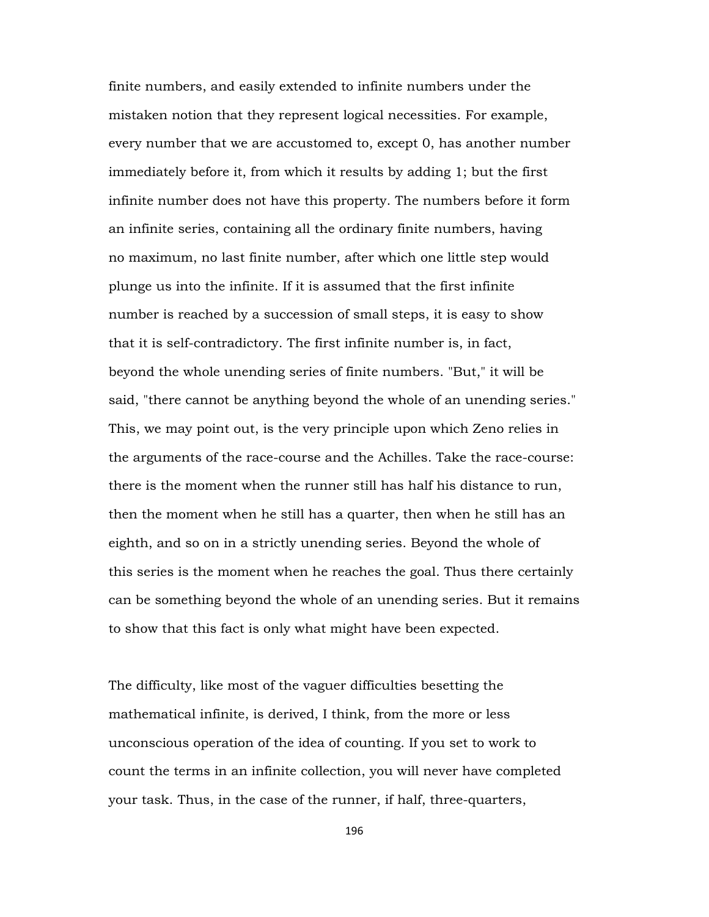finite numbers, and easily extended to infinite numbers under the mistaken notion that they represent logical necessities. For example, every number that we are accustomed to, except 0, has another number immediately before it, from which it results by adding 1; but the first infinite number does not have this property. The numbers before it form an infinite series, containing all the ordinary finite numbers, having no maximum, no last finite number, after which one little step would plunge us into the infinite. If it is assumed that the first infinite number is reached by a succession of small steps, it is easy to show that it is self-contradictory. The first infinite number is, in fact, beyond the whole unending series of finite numbers. "But," it will be said, "there cannot be anything beyond the whole of an unending series." This, we may point out, is the very principle upon which Zeno relies in the arguments of the race-course and the Achilles. Take the race-course: there is the moment when the runner still has half his distance to run, then the moment when he still has a quarter, then when he still has an eighth, and so on in a strictly unending series. Beyond the whole of this series is the moment when he reaches the goal. Thus there certainly can be something beyond the whole of an unending series. But it remains to show that this fact is only what might have been expected.

The difficulty, like most of the vaguer difficulties besetting the mathematical infinite, is derived, I think, from the more or less unconscious operation of the idea of counting. If you set to work to count the terms in an infinite collection, you will never have completed your task. Thus, in the case of the runner, if half, three-quarters,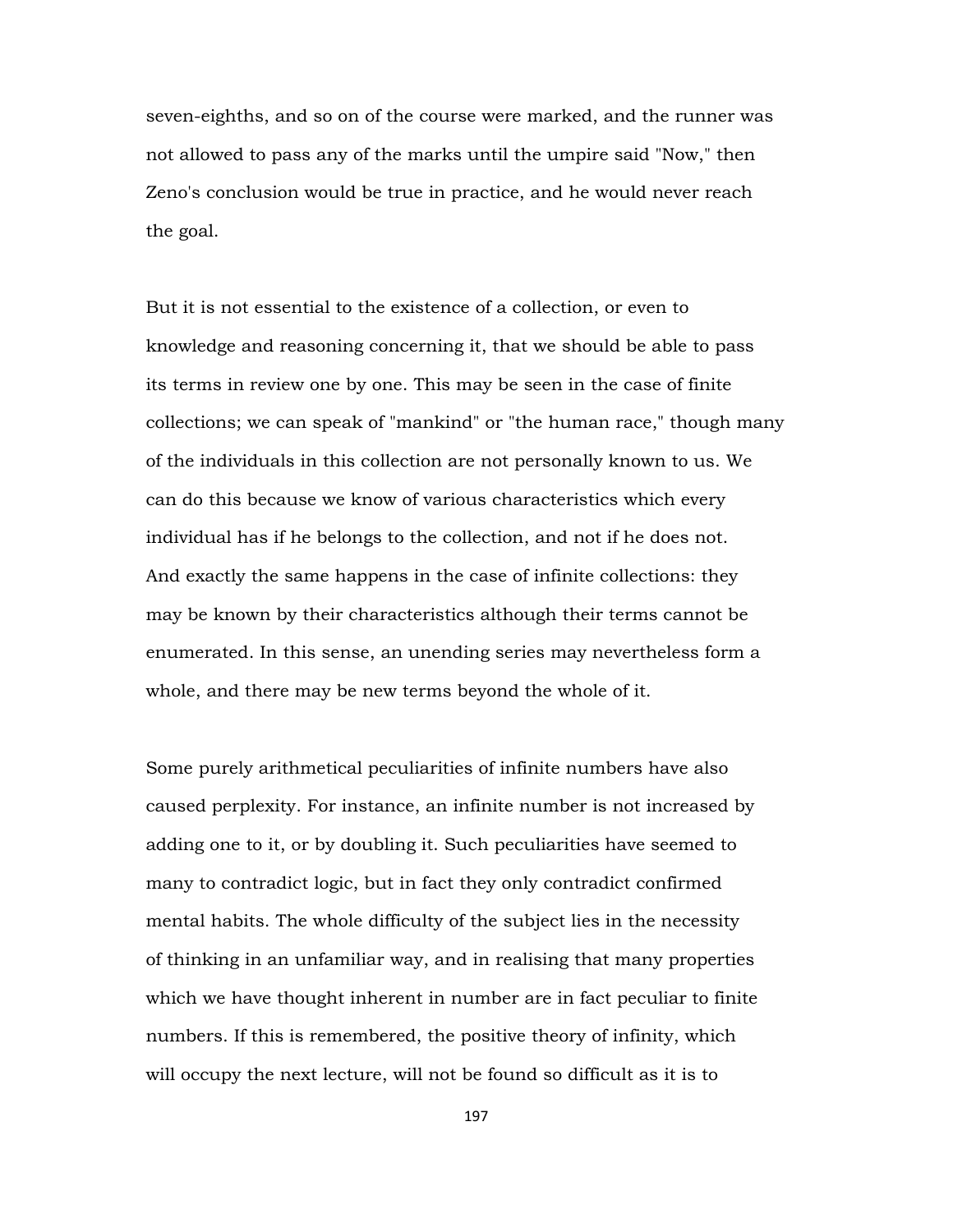seven-eighths, and so on of the course were marked, and the runner was not allowed to pass any of the marks until the umpire said "Now," then Zeno's conclusion would be true in practice, and he would never reach the goal.

But it is not essential to the existence of a collection, or even to knowledge and reasoning concerning it, that we should be able to pass its terms in review one by one. This may be seen in the case of finite collections; we can speak of "mankind" or "the human race," though many of the individuals in this collection are not personally known to us. We can do this because we know of various characteristics which every individual has if he belongs to the collection, and not if he does not. And exactly the same happens in the case of infinite collections: they may be known by their characteristics although their terms cannot be enumerated. In this sense, an unending series may nevertheless form a whole, and there may be new terms beyond the whole of it.

Some purely arithmetical peculiarities of infinite numbers have also caused perplexity. For instance, an infinite number is not increased by adding one to it, or by doubling it. Such peculiarities have seemed to many to contradict logic, but in fact they only contradict confirmed mental habits. The whole difficulty of the subject lies in the necessity of thinking in an unfamiliar way, and in realising that many properties which we have thought inherent in number are in fact peculiar to finite numbers. If this is remembered, the positive theory of infinity, which will occupy the next lecture, will not be found so difficult as it is to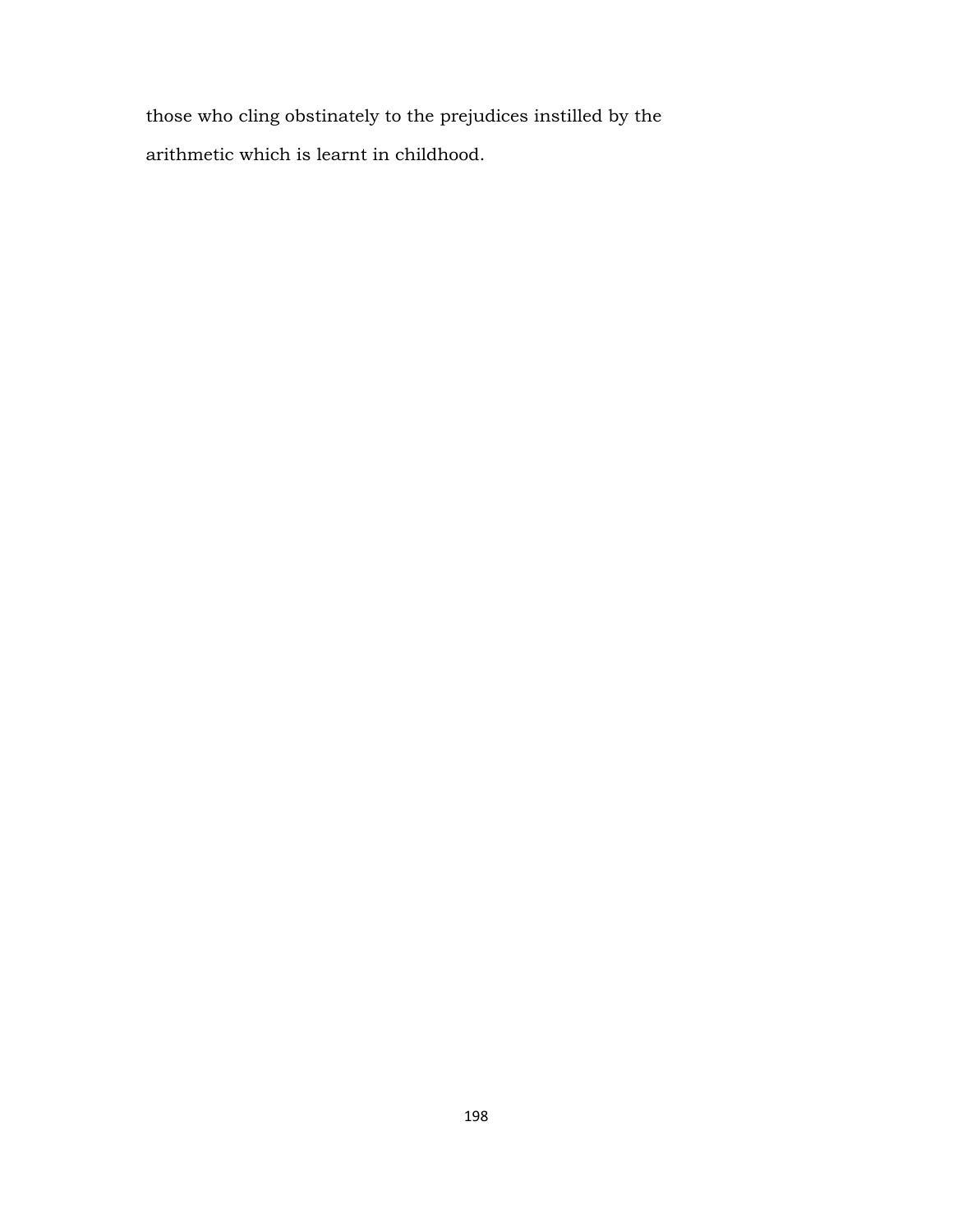those who cling obstinately to the prejudices instilled by the arithmetic which is learnt in childhood.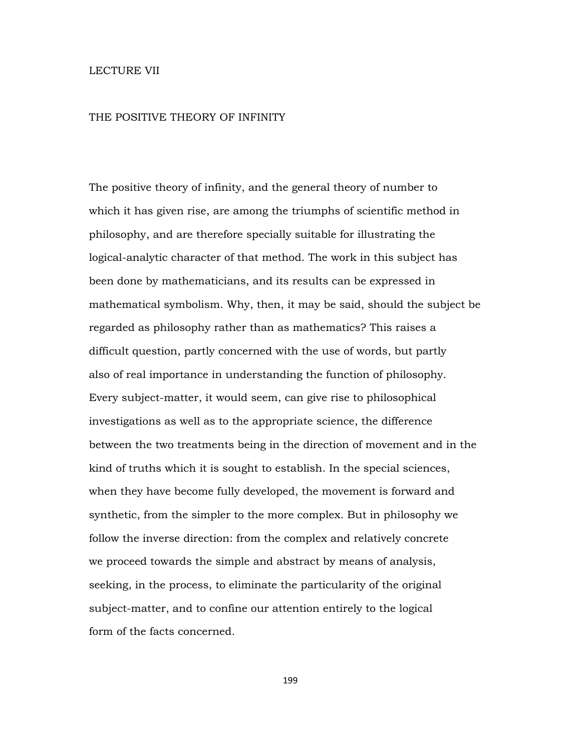# LECTURE VII

## THE POSITIVE THEORY OF INFINITY

The positive theory of infinity, and the general theory of number to which it has given rise, are among the triumphs of scientific method in philosophy, and are therefore specially suitable for illustrating the logical-analytic character of that method. The work in this subject has been done by mathematicians, and its results can be expressed in mathematical symbolism. Why, then, it may be said, should the subject be regarded as philosophy rather than as mathematics? This raises a difficult question, partly concerned with the use of words, but partly also of real importance in understanding the function of philosophy. Every subject-matter, it would seem, can give rise to philosophical investigations as well as to the appropriate science, the difference between the two treatments being in the direction of movement and in the kind of truths which it is sought to establish. In the special sciences, when they have become fully developed, the movement is forward and synthetic, from the simpler to the more complex. But in philosophy we follow the inverse direction: from the complex and relatively concrete we proceed towards the simple and abstract by means of analysis, seeking, in the process, to eliminate the particularity of the original subject-matter, and to confine our attention entirely to the logical form of the facts concerned.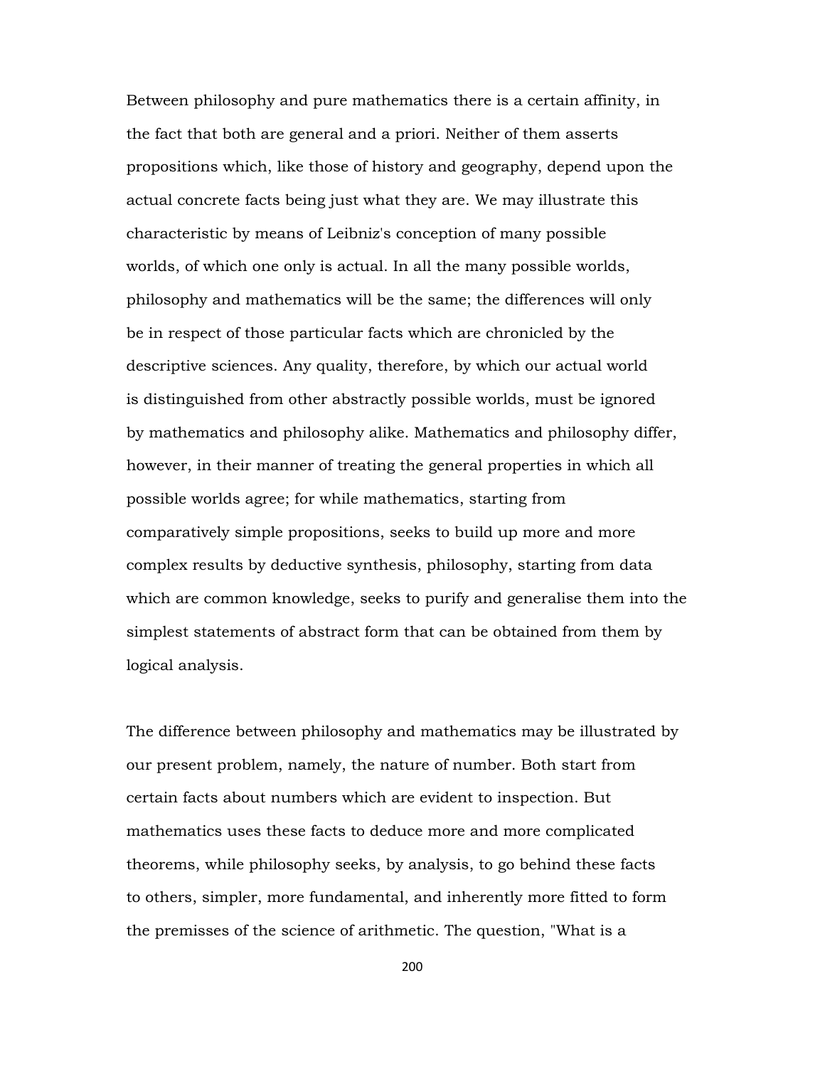Between philosophy and pure mathematics there is a certain affinity, in the fact that both are general and a priori. Neither of them asserts propositions which, like those of history and geography, depend upon the actual concrete facts being just what they are. We may illustrate this characteristic by means of Leibniz's conception of many possible worlds, of which one only is actual. In all the many possible worlds, philosophy and mathematics will be the same; the differences will only be in respect of those particular facts which are chronicled by the descriptive sciences. Any quality, therefore, by which our actual world is distinguished from other abstractly possible worlds, must be ignored by mathematics and philosophy alike. Mathematics and philosophy differ, however, in their manner of treating the general properties in which all possible worlds agree; for while mathematics, starting from comparatively simple propositions, seeks to build up more and more complex results by deductive synthesis, philosophy, starting from data which are common knowledge, seeks to purify and generalise them into the simplest statements of abstract form that can be obtained from them by logical analysis.

The difference between philosophy and mathematics may be illustrated by our present problem, namely, the nature of number. Both start from certain facts about numbers which are evident to inspection. But mathematics uses these facts to deduce more and more complicated theorems, while philosophy seeks, by analysis, to go behind these facts to others, simpler, more fundamental, and inherently more fitted to form the premisses of the science of arithmetic. The question, "What is a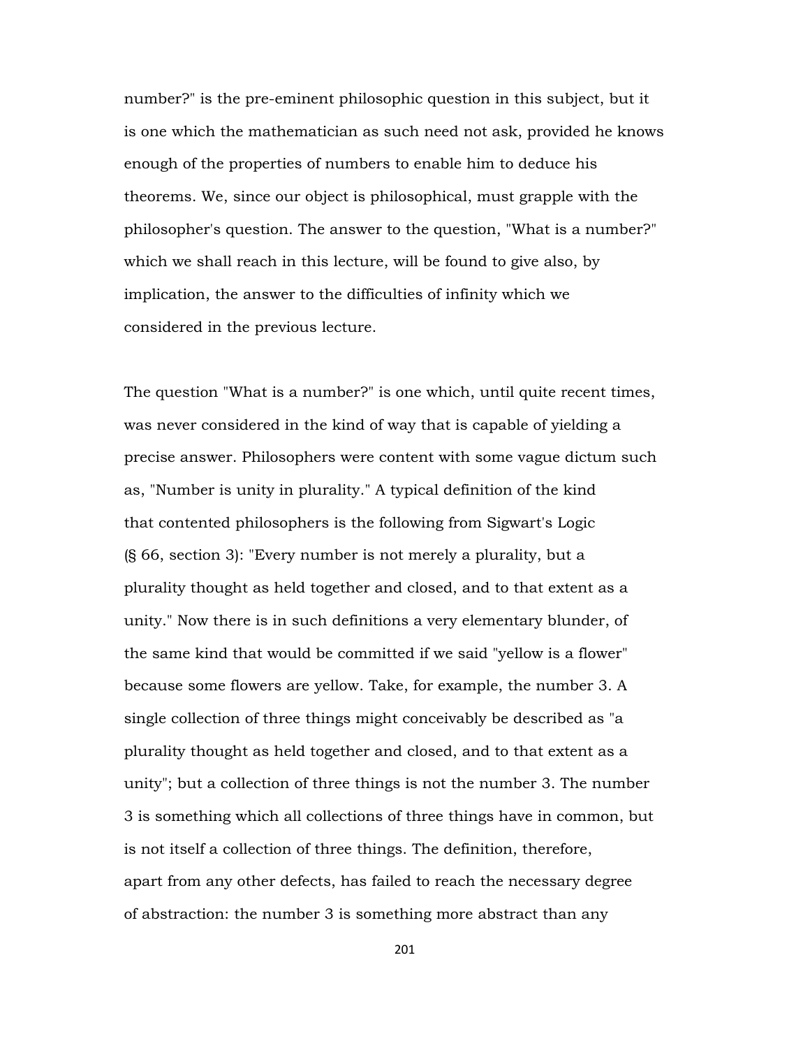number?" is the pre-eminent philosophic question in this subject, but it is one which the mathematician as such need not ask, provided he knows enough of the properties of numbers to enable him to deduce his theorems. We, since our object is philosophical, must grapple with the philosopher's question. The answer to the question, "What is a number?" which we shall reach in this lecture, will be found to give also, by implication, the answer to the difficulties of infinity which we considered in the previous lecture.

The question "What is a number?" is one which, until quite recent times, was never considered in the kind of way that is capable of yielding a precise answer. Philosophers were content with some vague dictum such as, "Number is unity in plurality." A typical definition of the kind that contented philosophers is the following from Sigwart's Logic (§ 66, section 3): "Every number is not merely a plurality, but a plurality thought as held together and closed, and to that extent as a unity." Now there is in such definitions a very elementary blunder, of the same kind that would be committed if we said "yellow is a flower" because some flowers are yellow. Take, for example, the number 3. A single collection of three things might conceivably be described as "a plurality thought as held together and closed, and to that extent as a unity"; but a collection of three things is not the number 3. The number 3 is something which all collections of three things have in common, but is not itself a collection of three things. The definition, therefore, apart from any other defects, has failed to reach the necessary degree of abstraction: the number 3 is something more abstract than any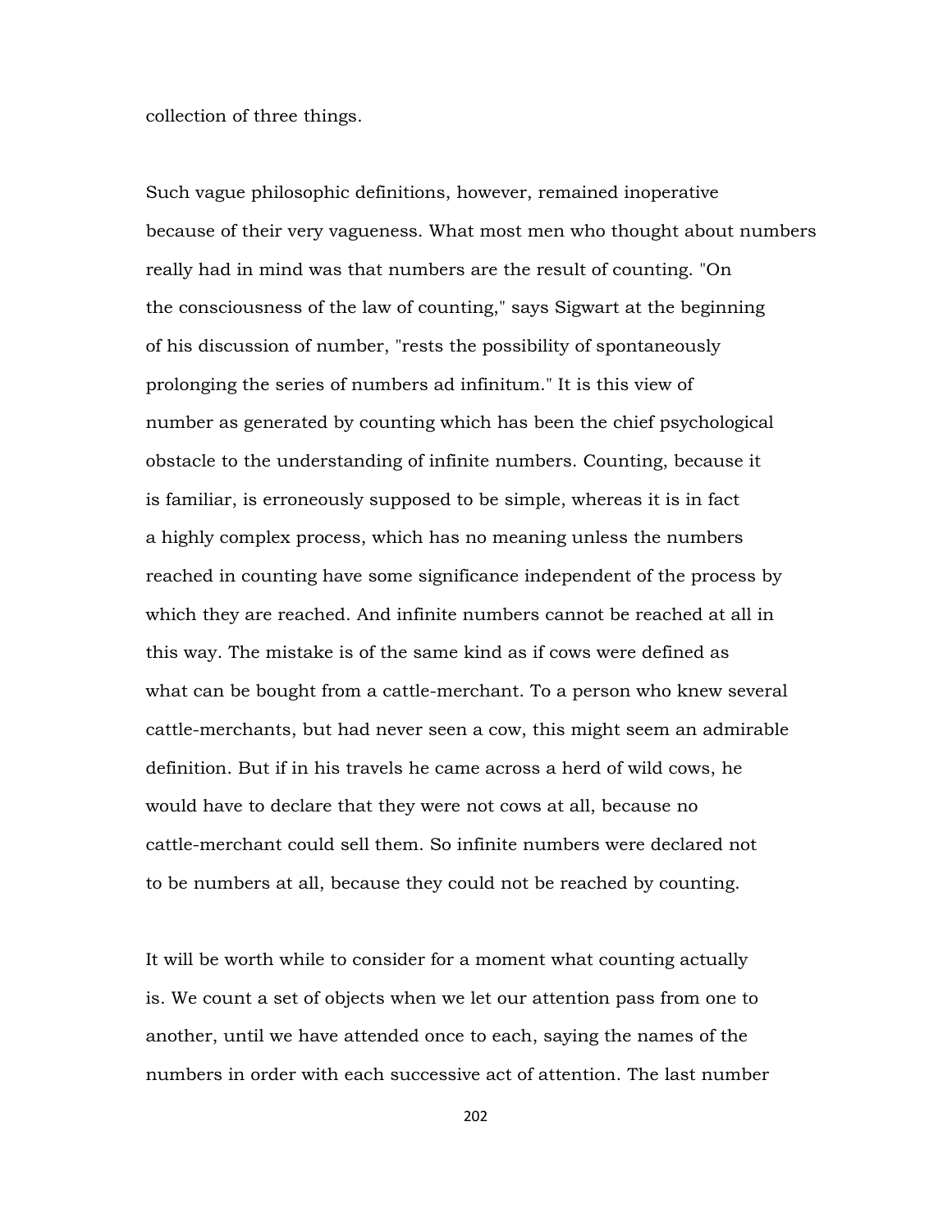collection of three things.

Such vague philosophic definitions, however, remained inoperative because of their very vagueness. What most men who thought about numbers really had in mind was that numbers are the result of counting. "On the consciousness of the law of counting," says Sigwart at the beginning of his discussion of number, "rests the possibility of spontaneously prolonging the series of numbers ad infinitum." It is this view of number as generated by counting which has been the chief psychological obstacle to the understanding of infinite numbers. Counting, because it is familiar, is erroneously supposed to be simple, whereas it is in fact a highly complex process, which has no meaning unless the numbers reached in counting have some significance independent of the process by which they are reached. And infinite numbers cannot be reached at all in this way. The mistake is of the same kind as if cows were defined as what can be bought from a cattle-merchant. To a person who knew several cattle-merchants, but had never seen a cow, this might seem an admirable definition. But if in his travels he came across a herd of wild cows, he would have to declare that they were not cows at all, because no cattle-merchant could sell them. So infinite numbers were declared not to be numbers at all, because they could not be reached by counting.

It will be worth while to consider for a moment what counting actually is. We count a set of objects when we let our attention pass from one to another, until we have attended once to each, saying the names of the numbers in order with each successive act of attention. The last number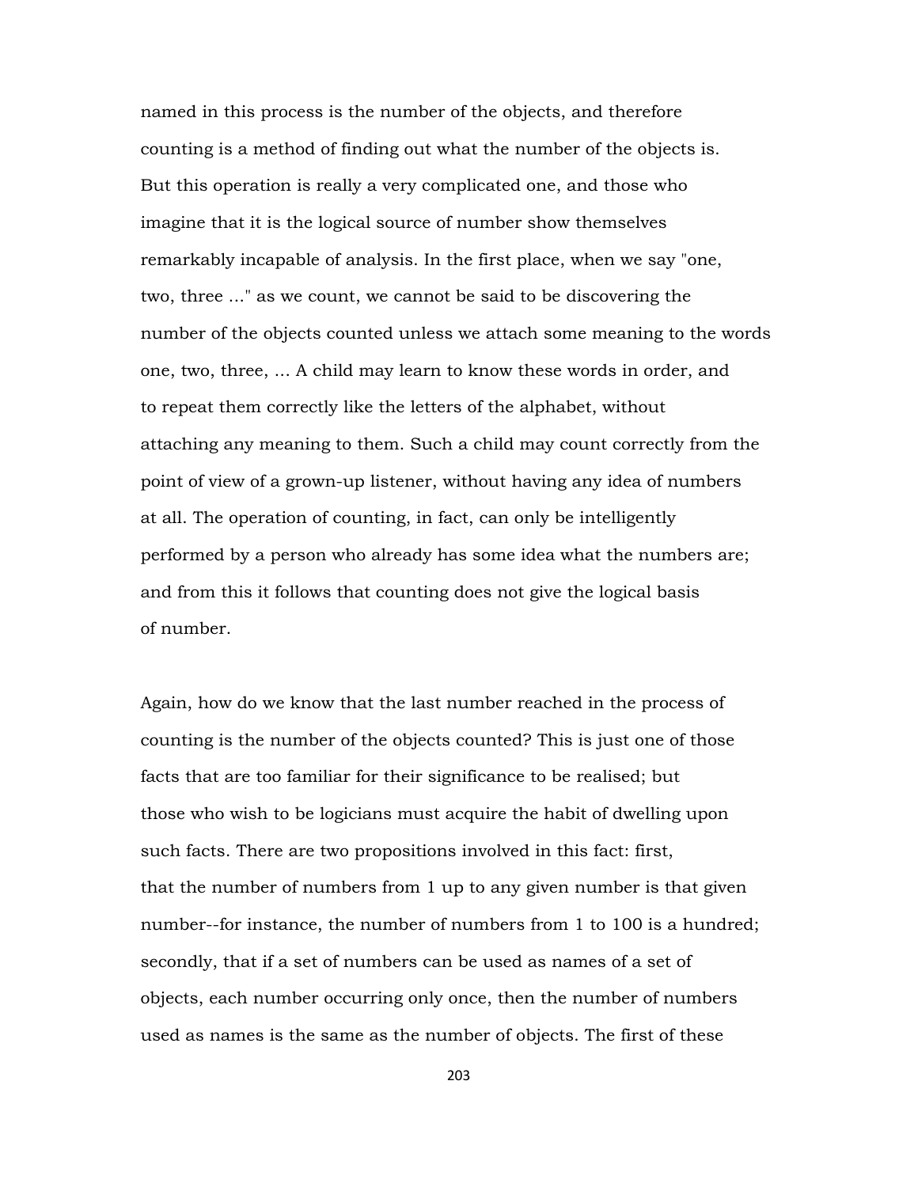named in this process is the number of the objects, and therefore counting is a method of finding out what the number of the objects is. But this operation is really a very complicated one, and those who imagine that it is the logical source of number show themselves remarkably incapable of analysis. In the first place, when we say "one, two, three ..." as we count, we cannot be said to be discovering the number of the objects counted unless we attach some meaning to the words one, two, three, ... A child may learn to know these words in order, and to repeat them correctly like the letters of the alphabet, without attaching any meaning to them. Such a child may count correctly from the point of view of a grown-up listener, without having any idea of numbers at all. The operation of counting, in fact, can only be intelligently performed by a person who already has some idea what the numbers are; and from this it follows that counting does not give the logical basis of number.

Again, how do we know that the last number reached in the process of counting is the number of the objects counted? This is just one of those facts that are too familiar for their significance to be realised; but those who wish to be logicians must acquire the habit of dwelling upon such facts. There are two propositions involved in this fact: first, that the number of numbers from 1 up to any given number is that given number--for instance, the number of numbers from 1 to 100 is a hundred; secondly, that if a set of numbers can be used as names of a set of objects, each number occurring only once, then the number of numbers used as names is the same as the number of objects. The first of these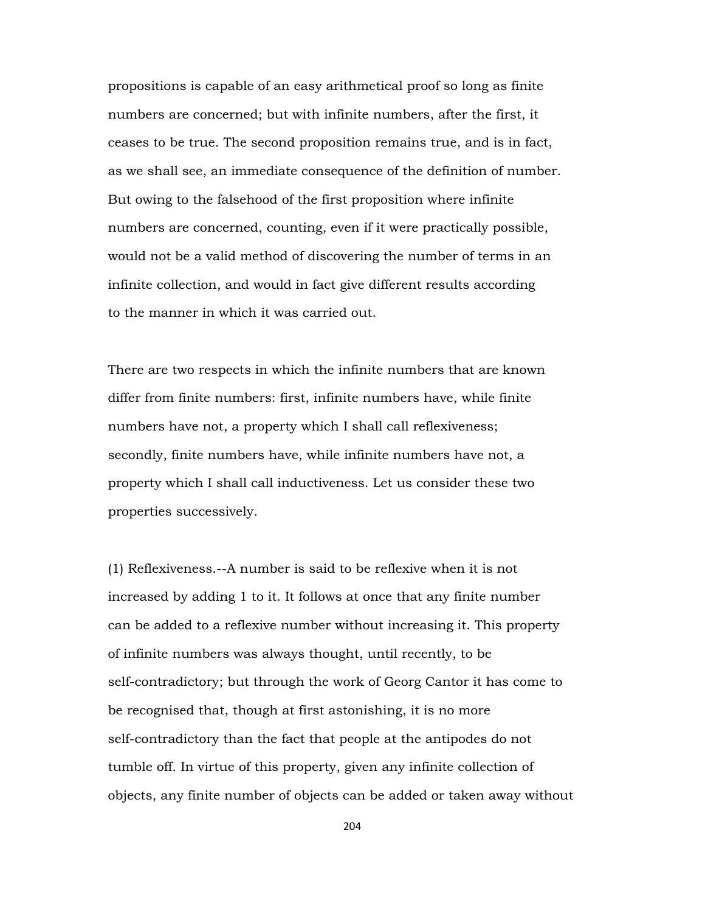propositions is capable of an easy arithmetical proof so long as finite numbers are concerned; but with infinite numbers, after the first, it ceases to be true. The second proposition remains true, and is in fact, as we shall see, an immediate consequence of the definition of number. But owing to the falsehood of the first proposition where infinite numbers are concerned, counting, even if it were practically possible, would not be a valid method of discovering the number of terms in an infinite collection, and would in fact give different results according to the manner in which it was carried out.

There are two respects in which the infinite numbers that are known differ from finite numbers: first, infinite numbers have, while finite numbers have not, a property which I shall call reflexiveness; secondly, finite numbers have, while infinite numbers have not, a property which I shall call inductiveness. Let us consider these two properties successively.

(1) Reflexiveness.--A number is said to be reflexive when it is not increased by adding 1 to it. It follows at once that any finite number can be added to a reflexive number without increasing it. This property of infinite numbers was always thought, until recently, to be self-contradictory; but through the work of Georg Cantor it has come to be recognised that, though at first astonishing, it is no more self-contradictory than the fact that people at the antipodes do not tumble off. In virtue of this property, given any infinite collection of objects, any finite number of objects can be added or taken away without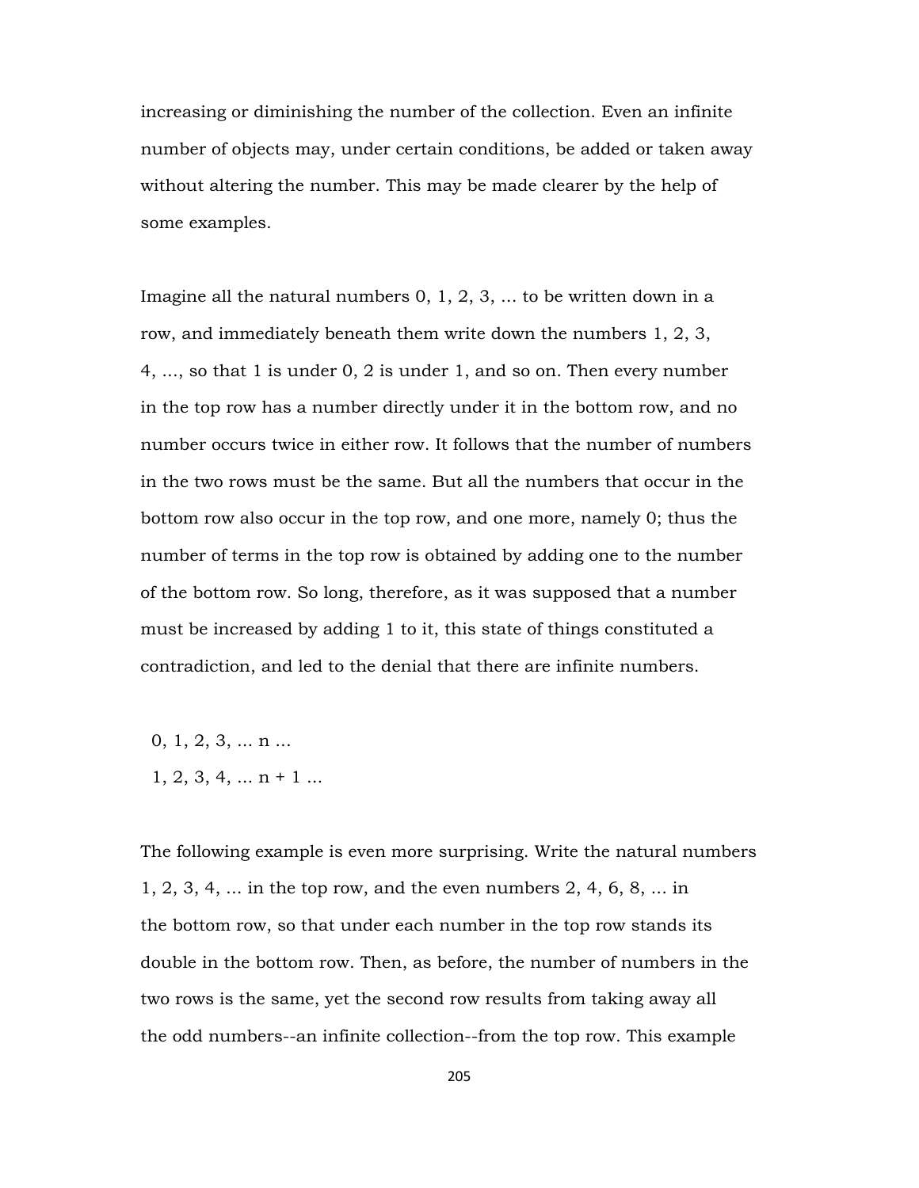increasing or diminishing the number of the collection. Even an infinite number of objects may, under certain conditions, be added or taken away without altering the number. This may be made clearer by the help of some examples.

Imagine all the natural numbers 0, 1, 2, 3, ... to be written down in a row, and immediately beneath them write down the numbers 1, 2, 3, 4, ..., so that 1 is under 0, 2 is under 1, and so on. Then every number in the top row has a number directly under it in the bottom row, and no number occurs twice in either row. It follows that the number of numbers in the two rows must be the same. But all the numbers that occur in the bottom row also occur in the top row, and one more, namely 0; thus the number of terms in the top row is obtained by adding one to the number of the bottom row. So long, therefore, as it was supposed that a number must be increased by adding 1 to it, this state of things constituted a contradiction, and led to the denial that there are infinite numbers.

0, 1, 2, 3, ... n ...
1, 2, 3, 4, ... n + 1 ...

The following example is even more surprising. Write the natural numbers 1, 2, 3, 4, ... in the top row, and the even numbers 2, 4, 6, 8, ... in the bottom row, so that under each number in the top row stands its double in the bottom row. Then, as before, the number of numbers in the two rows is the same, yet the second row results from taking away all the odd numbers--an infinite collection--from the top row. This example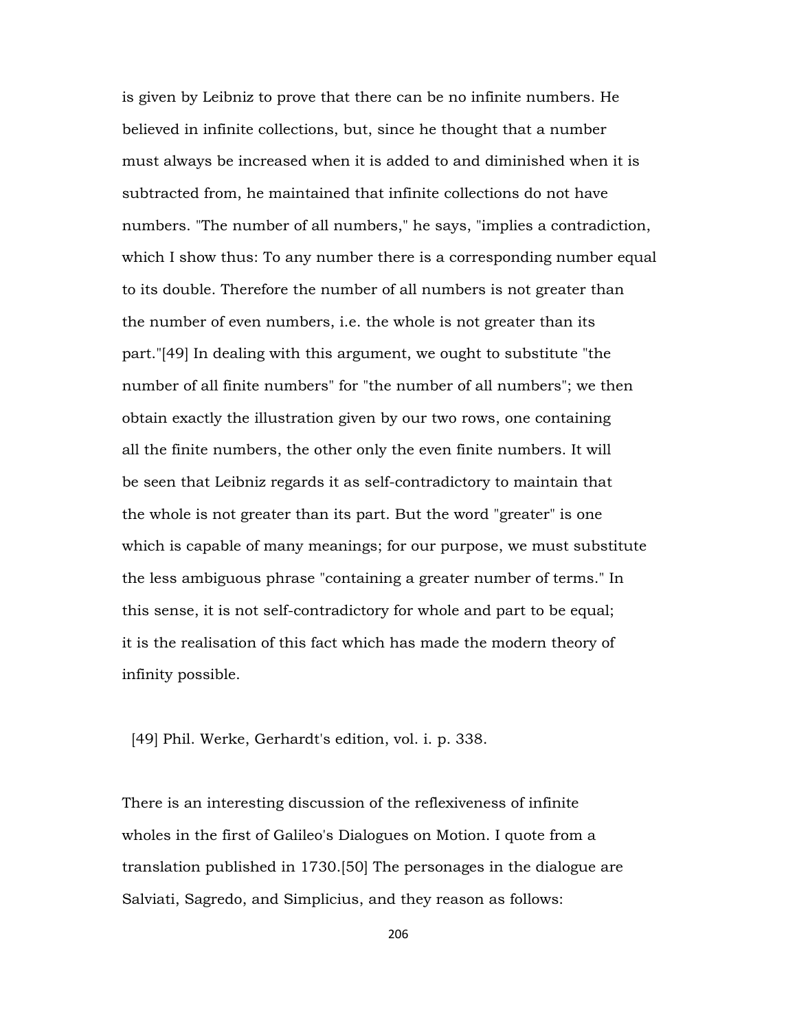is given by Leibniz to prove that there can be no infinite numbers. He believed in infinite collections, but, since he thought that a number must always be increased when it is added to and diminished when it is subtracted from, he maintained that infinite collections do not have numbers. "The number of all numbers," he says, "implies a contradiction, which I show thus: To any number there is a corresponding number equal to its double. Therefore the number of all numbers is not greater than the number of even numbers, i.e. the whole is not greater than its part."[49] In dealing with this argument, we ought to substitute "the number of all finite numbers" for "the number of all numbers"; we then obtain exactly the illustration given by our two rows, one containing all the finite numbers, the other only the even finite numbers. It will be seen that Leibniz regards it as self-contradictory to maintain that the whole is not greater than its part. But the word "greater" is one which is capable of many meanings; for our purpose, we must substitute the less ambiguous phrase "containing a greater number of terms." In this sense, it is not self-contradictory for whole and part to be equal; it is the realisation of this fact which has made the modern theory of infinity possible.

[49] Phil. Werke, Gerhardt's edition, vol. i. p. 338.

There is an interesting discussion of the reflexiveness of infinite wholes in the first of Galileo's Dialogues on Motion. I quote from a translation published in 1730.[50] The personages in the dialogue are Salviati, Sagredo, and Simplicius, and they reason as follows: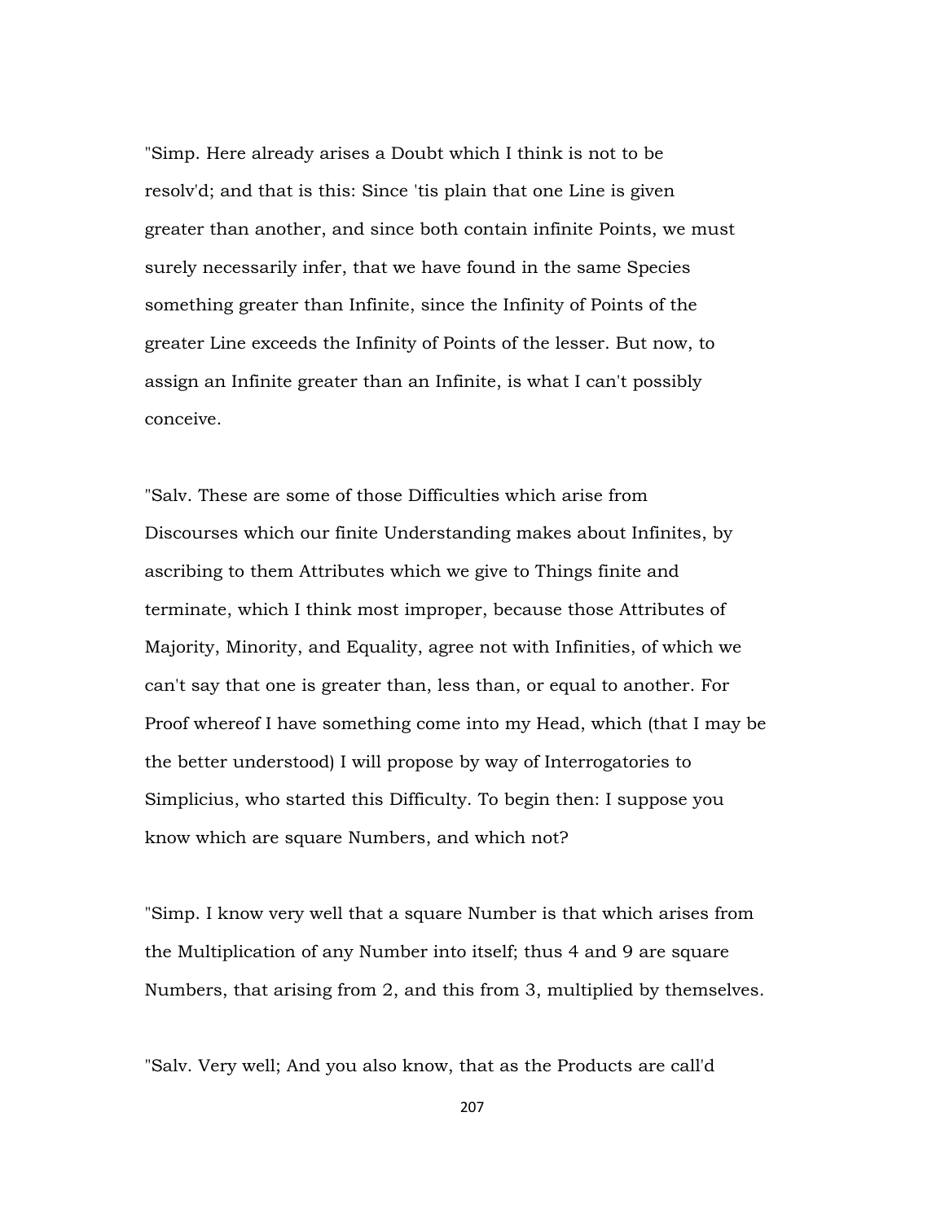"Simp. Here already arises a Doubt which I think is not to be resolv'd; and that is this: Since 'tis plain that one Line is given greater than another, and since both contain infinite Points, we must surely necessarily infer, that we have found in the same Species something greater than Infinite, since the Infinity of Points of the greater Line exceeds the Infinity of Points of the lesser. But now, to assign an Infinite greater than an Infinite, is what I can't possibly conceive.

"Salv. These are some of those Difficulties which arise from Discourses which our finite Understanding makes about Infinites, by ascribing to them Attributes which we give to Things finite and terminate, which I think most improper, because those Attributes of Majority, Minority, and Equality, agree not with Infinities, of which we can't say that one is greater than, less than, or equal to another. For Proof whereof I have something come into my Head, which (that I may be the better understood) I will propose by way of Interrogatories to Simplicius, who started this Difficulty. To begin then: I suppose you know which are square Numbers, and which not?

"Simp. I know very well that a square Number is that which arises from the Multiplication of any Number into itself; thus 4 and 9 are square Numbers, that arising from 2, and this from 3, multiplied by themselves.

"Salv. Very well; And you also know, that as the Products are call'd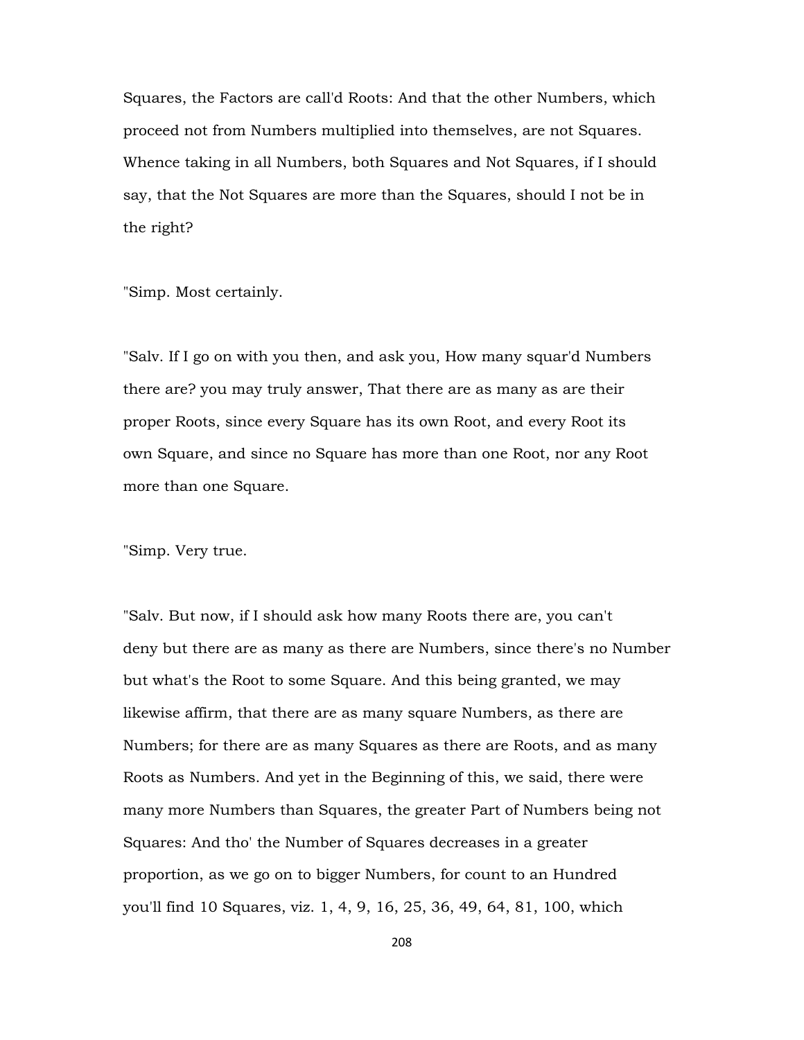Squares, the Factors are call'd Roots: And that the other Numbers, which proceed not from Numbers multiplied into themselves, are not Squares. Whence taking in all Numbers, both Squares and Not Squares, if I should say, that the Not Squares are more than the Squares, should I not be in the right?

"Simp. Most certainly.

"Salv. If I go on with you then, and ask you, How many squar'd Numbers there are? you may truly answer, That there are as many as are their proper Roots, since every Square has its own Root, and every Root its own Square, and since no Square has more than one Root, nor any Root more than one Square.

"Simp. Very true.

"Salv. But now, if I should ask how many Roots there are, you can't deny but there are as many as there are Numbers, since there's no Number but what's the Root to some Square. And this being granted, we may likewise affirm, that there are as many square Numbers, as there are Numbers; for there are as many Squares as there are Roots, and as many Roots as Numbers. And yet in the Beginning of this, we said, there were many more Numbers than Squares, the greater Part of Numbers being not Squares: And tho' the Number of Squares decreases in a greater proportion, as we go on to bigger Numbers, for count to an Hundred you'll find 10 Squares, viz. 1, 4, 9, 16, 25, 36, 49, 64, 81, 100, which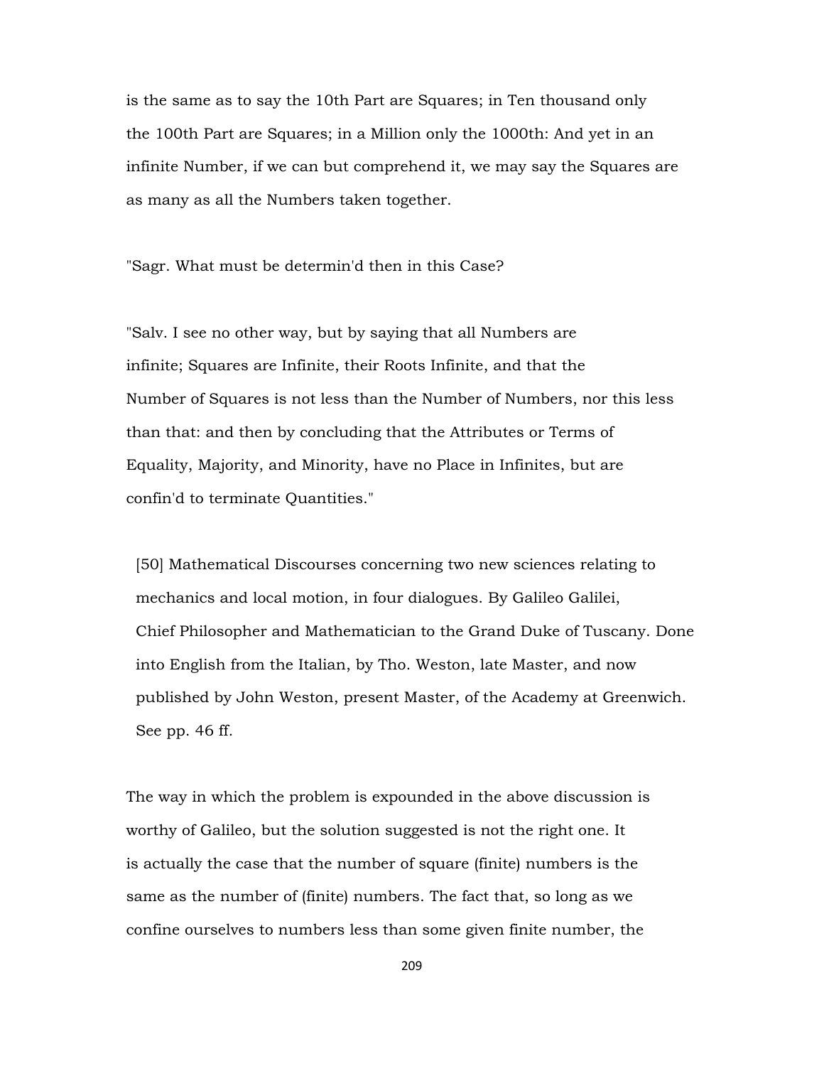is the same as to say the 10th Part are Squares; in Ten thousand only the 100th Part are Squares; in a Million only the 1000th: And yet in an infinite Number, if we can but comprehend it, we may say the Squares are as many as all the Numbers taken together.

"Sagr. What must be determin'd then in this Case?

"Salv. I see no other way, but by saying that all Numbers are infinite; Squares are Infinite, their Roots Infinite, and that the Number of Squares is not less than the Number of Numbers, nor this less than that: and then by concluding that the Attributes or Terms of Equality, Majority, and Minority, have no Place in Infinites, but are confin'd to terminate Quantities."

[50] Mathematical Discourses concerning two new sciences relating to mechanics and local motion, in four dialogues. By Galileo Galilei, Chief Philosopher and Mathematician to the Grand Duke of Tuscany. Done into English from the Italian, by Tho. Weston, late Master, and now published by John Weston, present Master, of the Academy at Greenwich. See pp. 46 ff.

The way in which the problem is expounded in the above discussion is worthy of Galileo, but the solution suggested is not the right one. It is actually the case that the number of square (finite) numbers is the same as the number of (finite) numbers. The fact that, so long as we confine ourselves to numbers less than some given finite number, the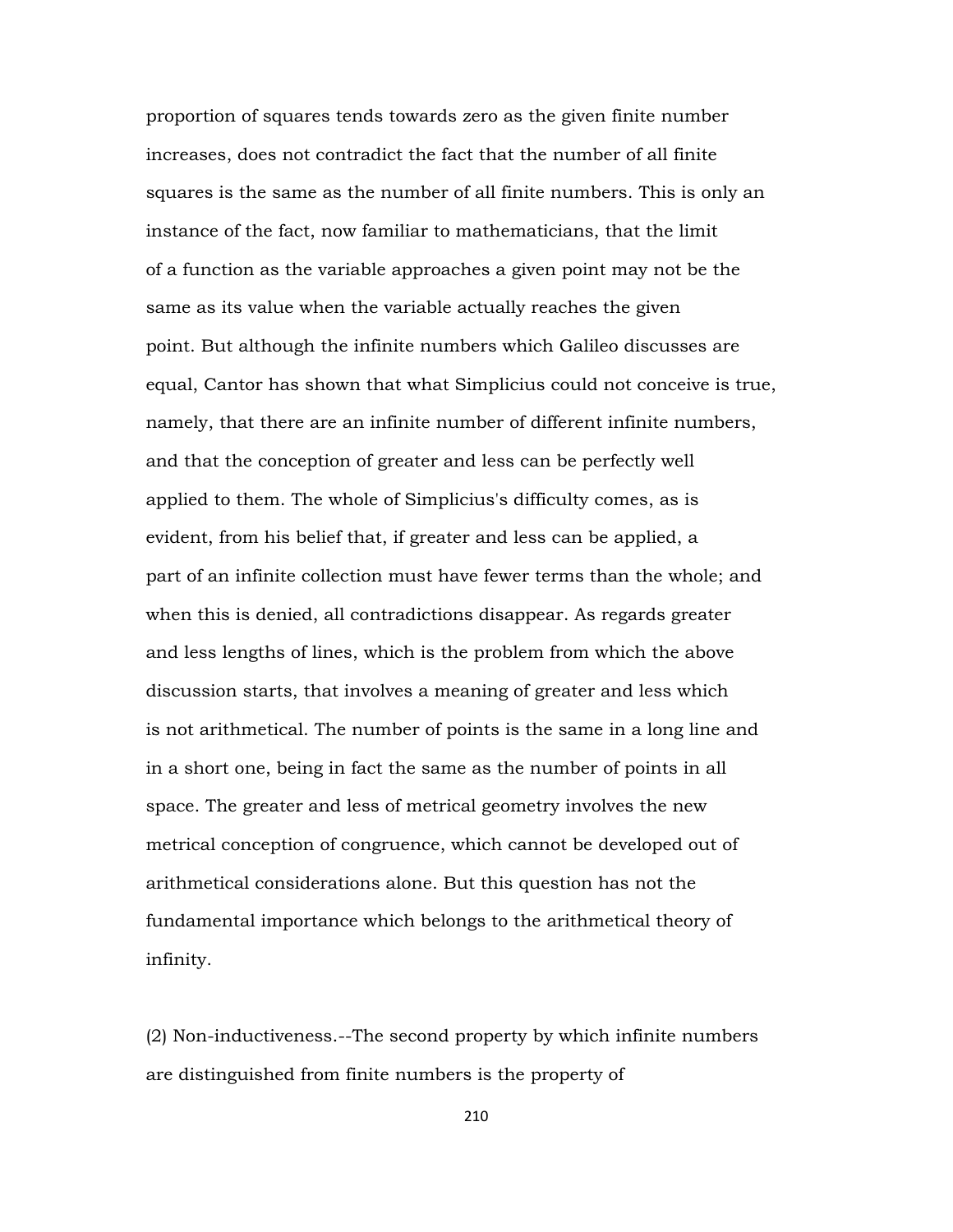proportion of squares tends towards zero as the given finite number increases, does not contradict the fact that the number of all finite squares is the same as the number of all finite numbers. This is only an instance of the fact, now familiar to mathematicians, that the limit of a function as the variable approaches a given point may not be the same as its value when the variable actually reaches the given point. But although the infinite numbers which Galileo discusses are equal, Cantor has shown that what Simplicius could not conceive is true, namely, that there are an infinite number of different infinite numbers, and that the conception of greater and less can be perfectly well applied to them. The whole of Simplicius's difficulty comes, as is evident, from his belief that, if greater and less can be applied, a part of an infinite collection must have fewer terms than the whole; and when this is denied, all contradictions disappear. As regards greater and less lengths of lines, which is the problem from which the above discussion starts, that involves a meaning of greater and less which is not arithmetical. The number of points is the same in a long line and in a short one, being in fact the same as the number of points in all space. The greater and less of metrical geometry involves the new metrical conception of congruence, which cannot be developed out of arithmetical considerations alone. But this question has not the fundamental importance which belongs to the arithmetical theory of infinity.

(2) Non-inductiveness.--The second property by which infinite numbers are distinguished from finite numbers is the property of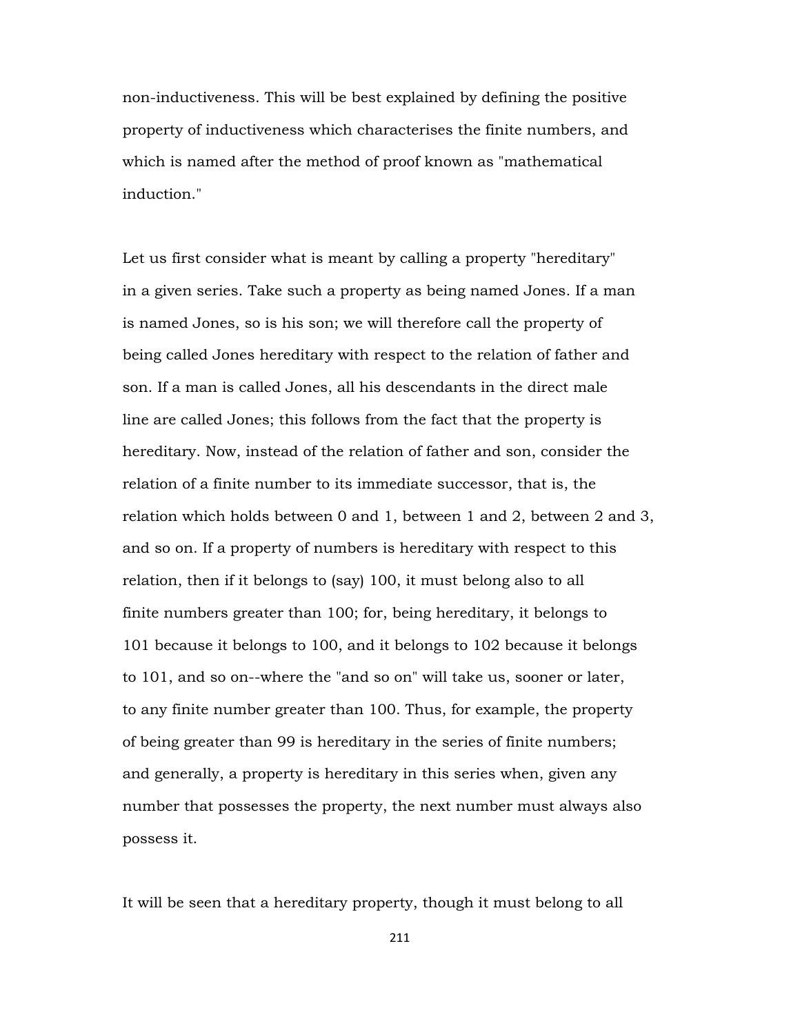non-inductiveness. This will be best explained by defining the positive property of inductiveness which characterises the finite numbers, and which is named after the method of proof known as "mathematical induction."

Let us first consider what is meant by calling a property "hereditary" in a given series. Take such a property as being named Jones. If a man is named Jones, so is his son; we will therefore call the property of being called Jones hereditary with respect to the relation of father and son. If a man is called Jones, all his descendants in the direct male line are called Jones; this follows from the fact that the property is hereditary. Now, instead of the relation of father and son, consider the relation of a finite number to its immediate successor, that is, the relation which holds between 0 and 1, between 1 and 2, between 2 and 3, and so on. If a property of numbers is hereditary with respect to this relation, then if it belongs to (say) 100, it must belong also to all finite numbers greater than 100; for, being hereditary, it belongs to 101 because it belongs to 100, and it belongs to 102 because it belongs to 101, and so on--where the "and so on" will take us, sooner or later, to any finite number greater than 100. Thus, for example, the property of being greater than 99 is hereditary in the series of finite numbers; and generally, a property is hereditary in this series when, given any number that possesses the property, the next number must always also possess it.

It will be seen that a hereditary property, though it must belong to all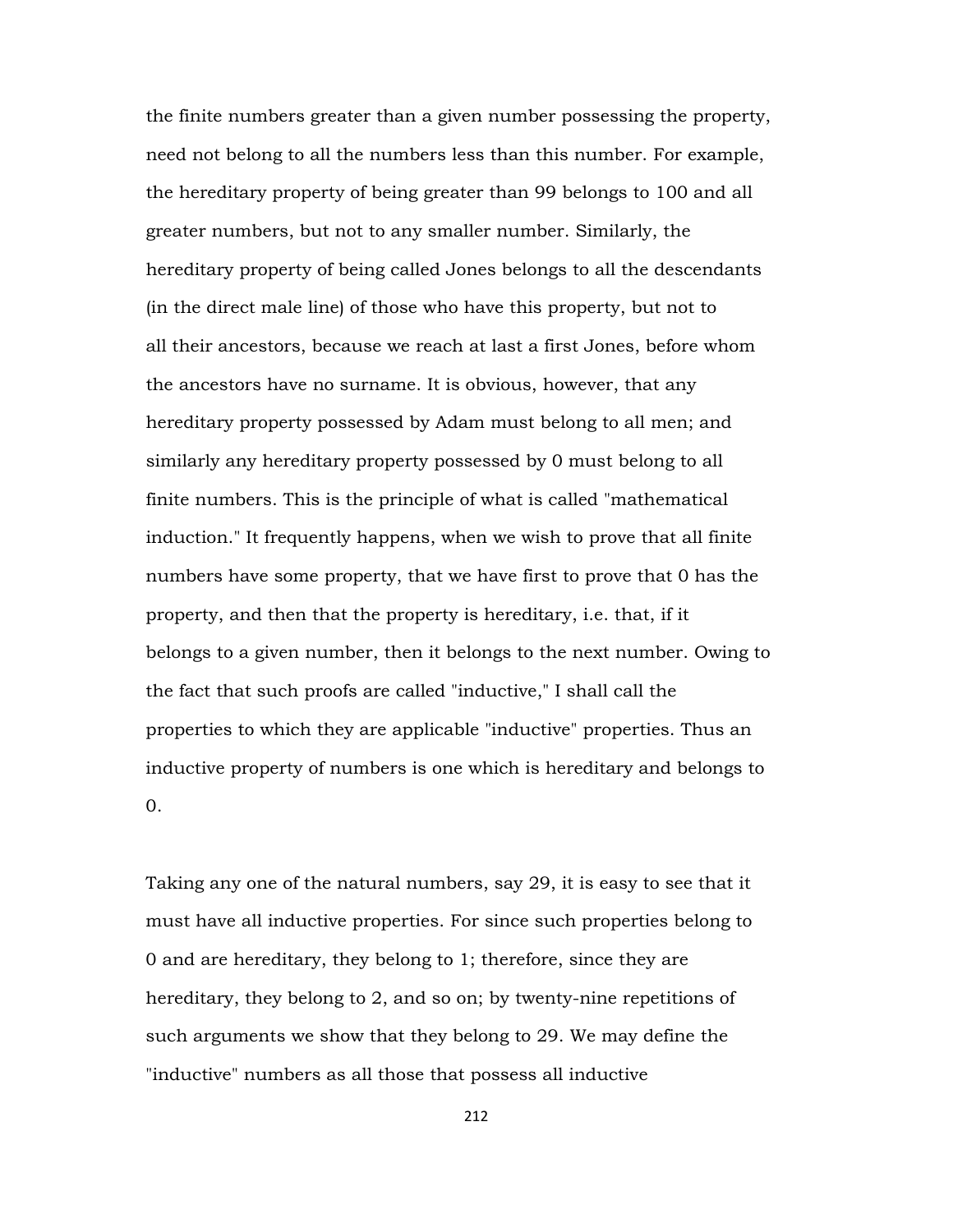the finite numbers greater than a given number possessing the property, need not belong to all the numbers less than this number. For example, the hereditary property of being greater than 99 belongs to 100 and all greater numbers, but not to any smaller number. Similarly, the hereditary property of being called Jones belongs to all the descendants (in the direct male line) of those who have this property, but not to all their ancestors, because we reach at last a first Jones, before whom the ancestors have no surname. It is obvious, however, that any hereditary property possessed by Adam must belong to all men; and similarly any hereditary property possessed by 0 must belong to all finite numbers. This is the principle of what is called "mathematical induction." It frequently happens, when we wish to prove that all finite numbers have some property, that we have first to prove that 0 has the property, and then that the property is hereditary, i.e. that, if it belongs to a given number, then it belongs to the next number. Owing to the fact that such proofs are called "inductive," I shall call the properties to which they are applicable "inductive" properties. Thus an inductive property of numbers is one which is hereditary and belongs to 0.

Taking any one of the natural numbers, say 29, it is easy to see that it must have all inductive properties. For since such properties belong to 0 and are hereditary, they belong to 1; therefore, since they are hereditary, they belong to 2, and so on; by twenty-nine repetitions of such arguments we show that they belong to 29. We may define the "inductive" numbers as all those that possess all inductive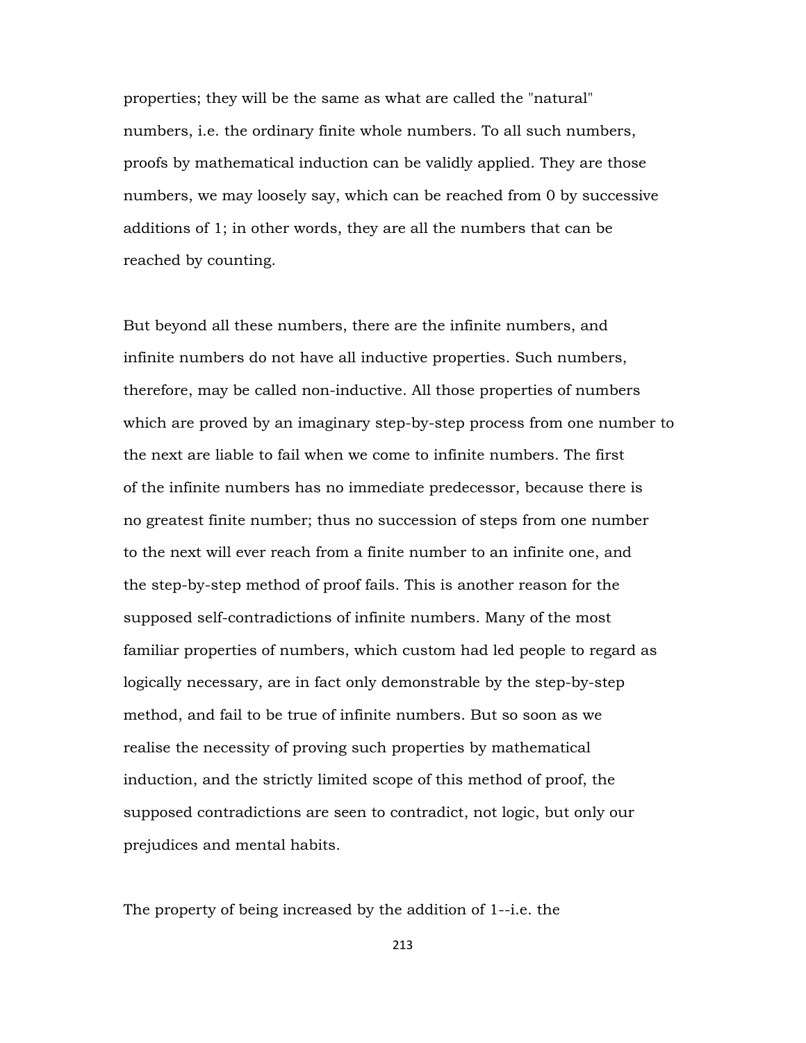properties; they will be the same as what are called the "natural" numbers, i.e. the ordinary finite whole numbers. To all such numbers, proofs by mathematical induction can be validly applied. They are those numbers, we may loosely say, which can be reached from 0 by successive additions of 1; in other words, they are all the numbers that can be reached by counting.

But beyond all these numbers, there are the infinite numbers, and infinite numbers do not have all inductive properties. Such numbers, therefore, may be called non-inductive. All those properties of numbers which are proved by an imaginary step-by-step process from one number to the next are liable to fail when we come to infinite numbers. The first of the infinite numbers has no immediate predecessor, because there is no greatest finite number; thus no succession of steps from one number to the next will ever reach from a finite number to an infinite one, and the step-by-step method of proof fails. This is another reason for the supposed self-contradictions of infinite numbers. Many of the most familiar properties of numbers, which custom had led people to regard as logically necessary, are in fact only demonstrable by the step-by-step method, and fail to be true of infinite numbers. But so soon as we realise the necessity of proving such properties by mathematical induction, and the strictly limited scope of this method of proof, the supposed contradictions are seen to contradict, not logic, but only our prejudices and mental habits.

The property of being increased by the addition of 1--i.e. the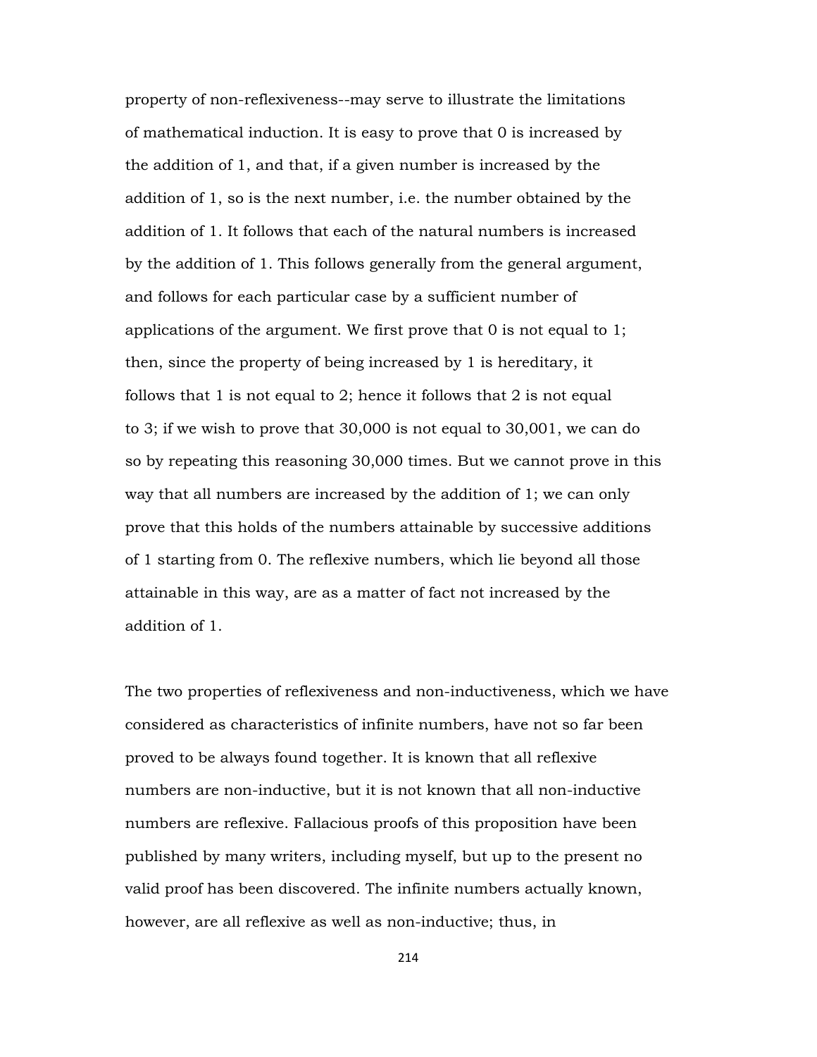property of non-reflexiveness--may serve to illustrate the limitations of mathematical induction. It is easy to prove that 0 is increased by the addition of 1, and that, if a given number is increased by the addition of 1, so is the next number, i.e. the number obtained by the addition of 1. It follows that each of the natural numbers is increased by the addition of 1. This follows generally from the general argument, and follows for each particular case by a sufficient number of applications of the argument. We first prove that 0 is not equal to 1; then, since the property of being increased by 1 is hereditary, it follows that 1 is not equal to 2; hence it follows that 2 is not equal to 3; if we wish to prove that 30,000 is not equal to 30,001, we can do so by repeating this reasoning 30,000 times. But we cannot prove in this way that all numbers are increased by the addition of 1; we can only prove that this holds of the numbers attainable by successive additions of 1 starting from 0. The reflexive numbers, which lie beyond all those attainable in this way, are as a matter of fact not increased by the addition of 1.

The two properties of reflexiveness and non-inductiveness, which we have considered as characteristics of infinite numbers, have not so far been proved to be always found together. It is known that all reflexive numbers are non-inductive, but it is not known that all non-inductive numbers are reflexive. Fallacious proofs of this proposition have been published by many writers, including myself, but up to the present no valid proof has been discovered. The infinite numbers actually known, however, are all reflexive as well as non-inductive; thus, in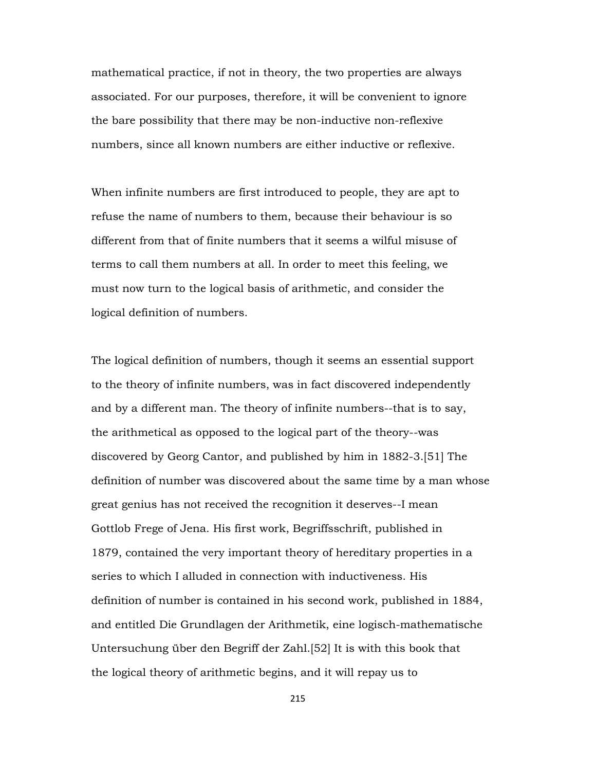mathematical practice, if not in theory, the two properties are always associated. For our purposes, therefore, it will be convenient to ignore the bare possibility that there may be non-inductive non-reflexive numbers, since all known numbers are either inductive or reflexive.

When infinite numbers are first introduced to people, they are apt to refuse the name of numbers to them, because their behaviour is so different from that of finite numbers that it seems a wilful misuse of terms to call them numbers at all. In order to meet this feeling, we must now turn to the logical basis of arithmetic, and consider the logical definition of numbers.

The logical definition of numbers, though it seems an essential support to the theory of infinite numbers, was in fact discovered independently and by a different man. The theory of infinite numbers--that is to say, the arithmetical as opposed to the logical part of the theory--was discovered by Georg Cantor, and published by him in 1882-3.[51] The definition of number was discovered about the same time by a man whose great genius has not received the recognition it deserves--I mean Gottlob Frege of Jena. His first work, Begriffsschrift, published in 1879, contained the very important theory of hereditary properties in a series to which I alluded in connection with inductiveness. His definition of number is contained in his second work, published in 1884, and entitled Die Grundlagen der Arithmetik, eine logisch-mathematische Untersuchung über den Begriff der Zahl.[52] It is with this book that the logical theory of arithmetic begins, and it will repay us to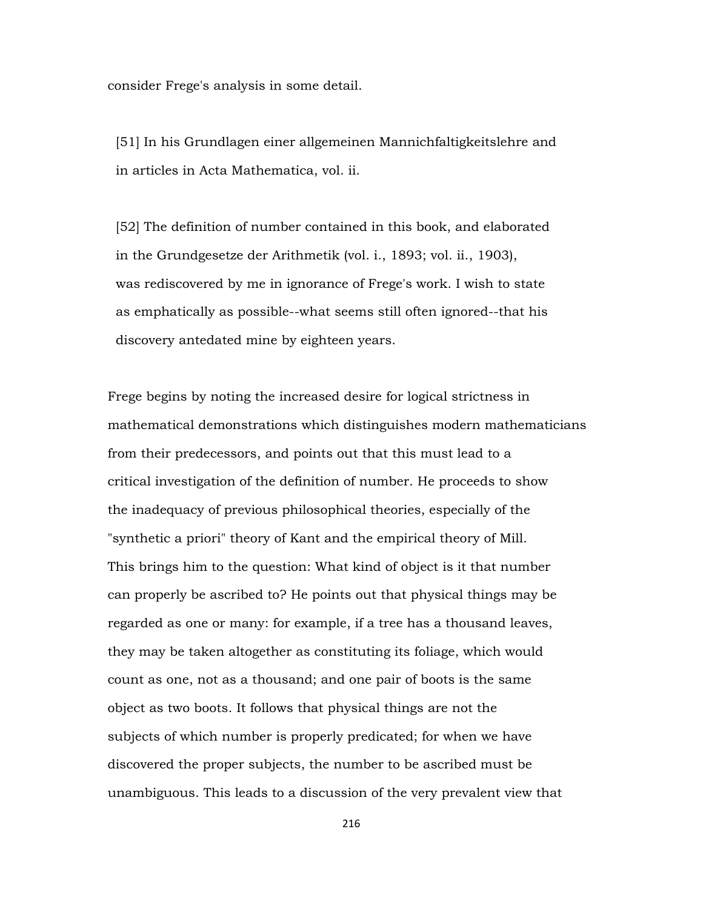consider Frege's analysis in some detail.

[51] In his Grundlagen einer allgemeinen Mannichfaltigkeitslehre and in articles in Acta Mathematica, vol. ii.

[52] The definition of number contained in this book, and elaborated in the Grundgesetze der Arithmetik (vol. i., 1893; vol. ii., 1903), was rediscovered by me in ignorance of Frege's work. I wish to state as emphatically as possible--what seems still often ignored--that his discovery antedated mine by eighteen years.

Frege begins by noting the increased desire for logical strictness in mathematical demonstrations which distinguishes modern mathematicians from their predecessors, and points out that this must lead to a critical investigation of the definition of number. He proceeds to show the inadequacy of previous philosophical theories, especially of the "synthetic a priori" theory of Kant and the empirical theory of Mill. This brings him to the question: What kind of object is it that number can properly be ascribed to? He points out that physical things may be regarded as one or many: for example, if a tree has a thousand leaves, they may be taken altogether as constituting its foliage, which would count as one, not as a thousand; and one pair of boots is the same object as two boots. It follows that physical things are not the subjects of which number is properly predicated; for when we have discovered the proper subjects, the number to be ascribed must be unambiguous. This leads to a discussion of the very prevalent view that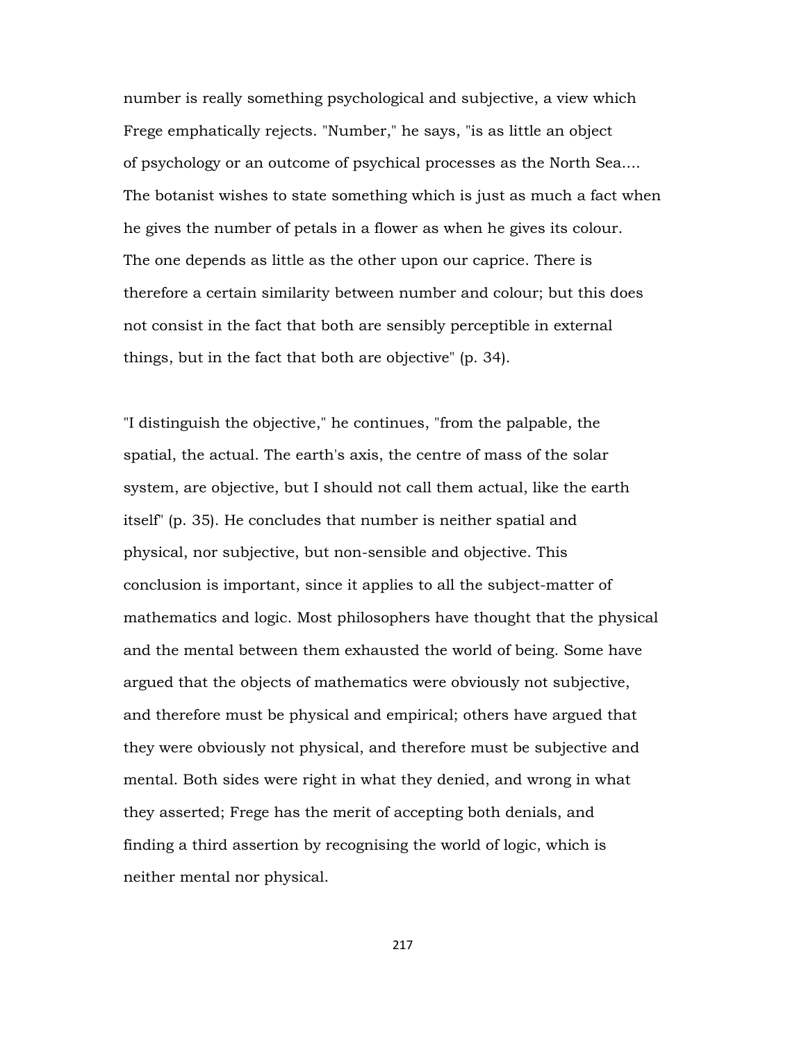number is really something psychological and subjective, a view which Frege emphatically rejects. "Number," he says, "is as little an object of psychology or an outcome of psychical processes as the North Sea.... The botanist wishes to state something which is just as much a fact when he gives the number of petals in a flower as when he gives its colour. The one depends as little as the other upon our caprice. There is therefore a certain similarity between number and colour; but this does not consist in the fact that both are sensibly perceptible in external things, but in the fact that both are objective" (p. 34).

"I distinguish the objective," he continues, "from the palpable, the spatial, the actual. The earth's axis, the centre of mass of the solar system, are objective, but I should not call them actual, like the earth itself" (p. 35). He concludes that number is neither spatial and physical, nor subjective, but non-sensible and objective. This conclusion is important, since it applies to all the subject-matter of mathematics and logic. Most philosophers have thought that the physical and the mental between them exhausted the world of being. Some have argued that the objects of mathematics were obviously not subjective, and therefore must be physical and empirical; others have argued that they were obviously not physical, and therefore must be subjective and mental. Both sides were right in what they denied, and wrong in what they asserted; Frege has the merit of accepting both denials, and finding a third assertion by recognising the world of logic, which is neither mental nor physical.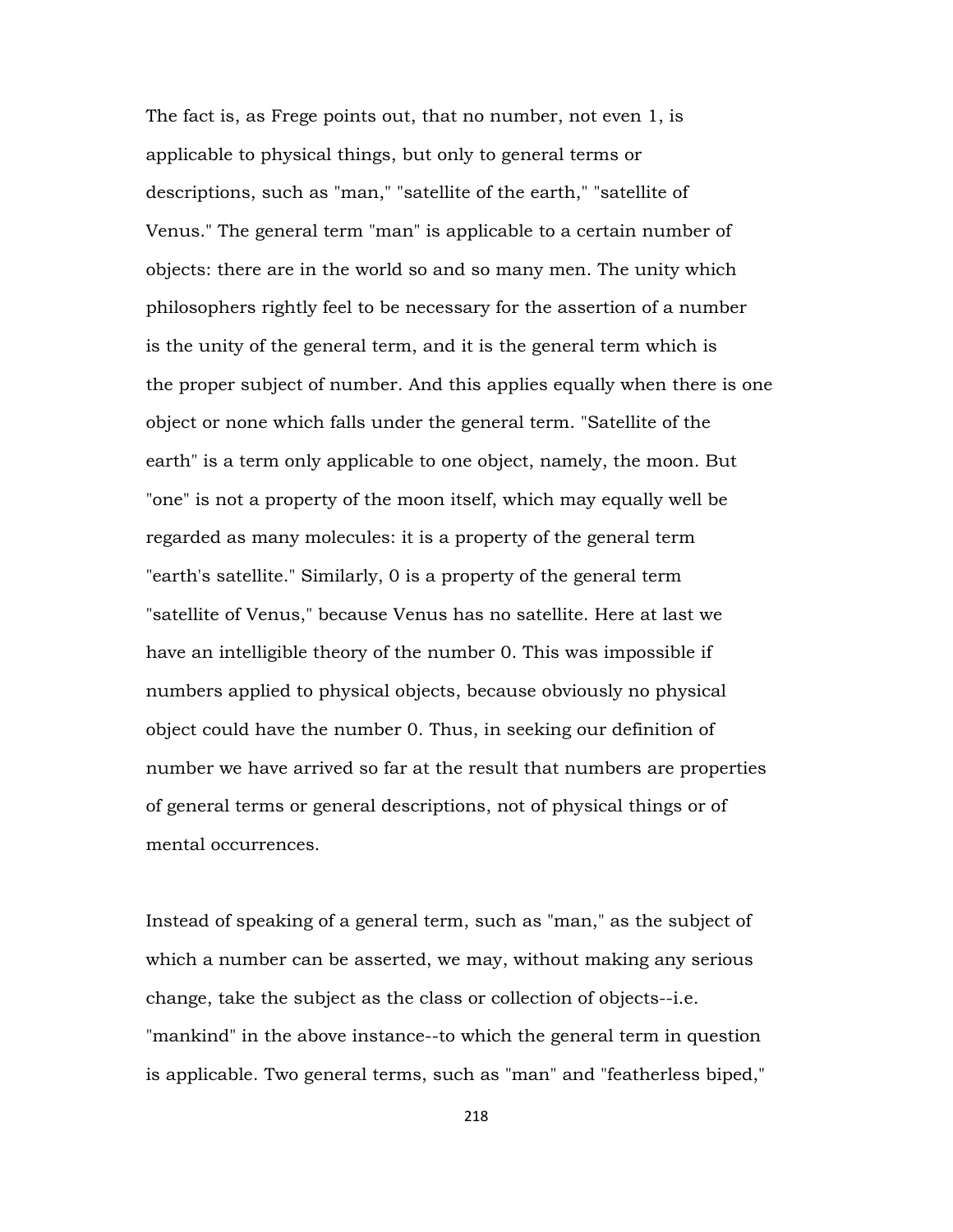The fact is, as Frege points out, that no number, not even 1, is applicable to physical things, but only to general terms or descriptions, such as "man," "satellite of the earth," "satellite of Venus." The general term "man" is applicable to a certain number of objects: there are in the world so and so many men. The unity which philosophers rightly feel to be necessary for the assertion of a number is the unity of the general term, and it is the general term which is the proper subject of number. And this applies equally when there is one object or none which falls under the general term. "Satellite of the earth" is a term only applicable to one object, namely, the moon. But "one" is not a property of the moon itself, which may equally well be regarded as many molecules: it is a property of the general term "earth's satellite." Similarly, 0 is a property of the general term "satellite of Venus," because Venus has no satellite. Here at last we have an intelligible theory of the number 0. This was impossible if numbers applied to physical objects, because obviously no physical object could have the number 0. Thus, in seeking our definition of number we have arrived so far at the result that numbers are properties of general terms or general descriptions, not of physical things or of mental occurrences.

Instead of speaking of a general term, such as "man," as the subject of which a number can be asserted, we may, without making any serious change, take the subject as the class or collection of objects--i.e. "mankind" in the above instance--to which the general term in question is applicable. Two general terms, such as "man" and "featherless biped,"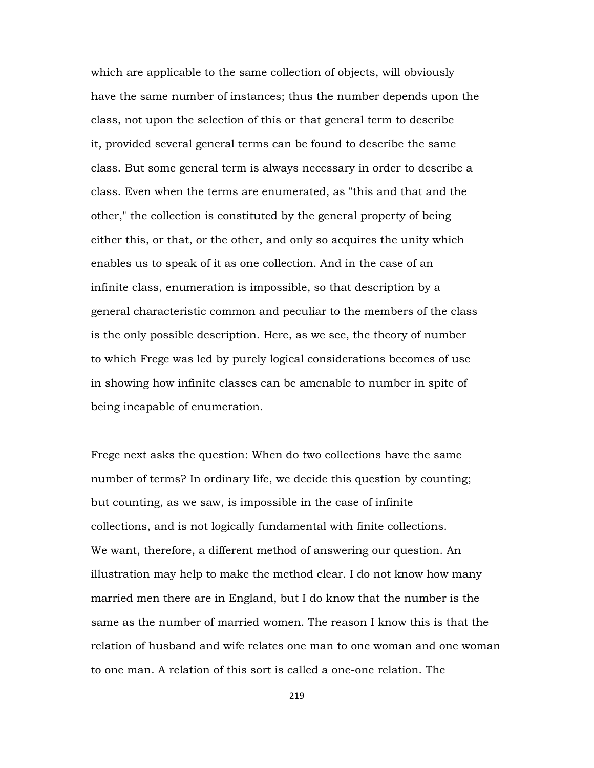which are applicable to the same collection of objects, will obviously have the same number of instances; thus the number depends upon the class, not upon the selection of this or that general term to describe it, provided several general terms can be found to describe the same class. But some general term is always necessary in order to describe a class. Even when the terms are enumerated, as "this and that and the other," the collection is constituted by the general property of being either this, or that, or the other, and only so acquires the unity which enables us to speak of it as one collection. And in the case of an infinite class, enumeration is impossible, so that description by a general characteristic common and peculiar to the members of the class is the only possible description. Here, as we see, the theory of number to which Frege was led by purely logical considerations becomes of use in showing how infinite classes can be amenable to number in spite of being incapable of enumeration.

Frege next asks the question: When do two collections have the same number of terms? In ordinary life, we decide this question by counting; but counting, as we saw, is impossible in the case of infinite collections, and is not logically fundamental with finite collections. We want, therefore, a different method of answering our question. An illustration may help to make the method clear. I do not know how many married men there are in England, but I do know that the number is the same as the number of married women. The reason I know this is that the relation of husband and wife relates one man to one woman and one woman to one man. A relation of this sort is called a one-one relation. The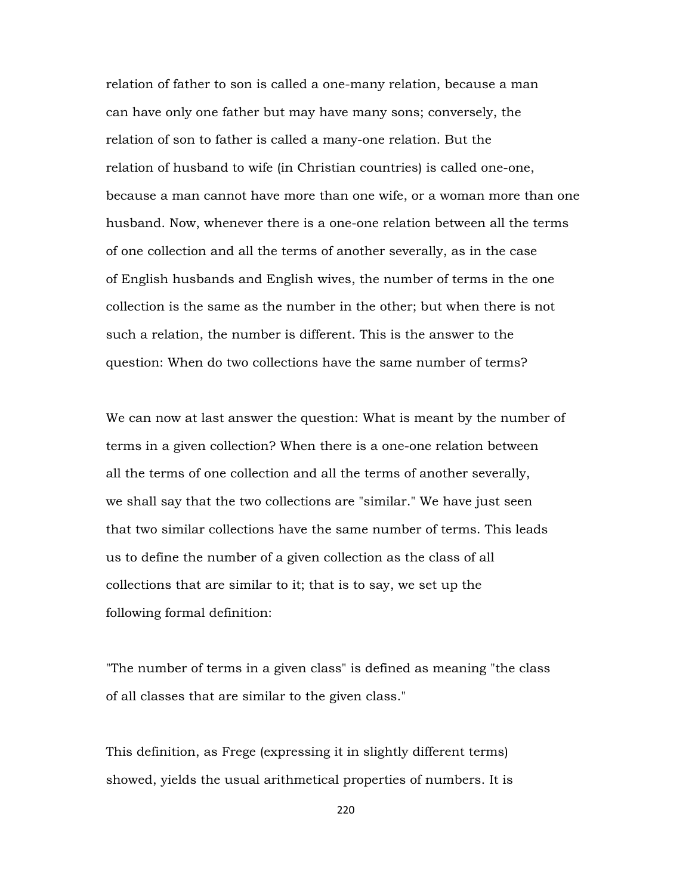relation of father to son is called a one-many relation, because a man can have only one father but may have many sons; conversely, the relation of son to father is called a many-one relation. But the relation of husband to wife (in Christian countries) is called one-one, because a man cannot have more than one wife, or a woman more than one husband. Now, whenever there is a one-one relation between all the terms of one collection and all the terms of another severally, as in the case of English husbands and English wives, the number of terms in the one collection is the same as the number in the other; but when there is not such a relation, the number is different. This is the answer to the question: When do two collections have the same number of terms?

We can now at last answer the question: What is meant by the number of terms in a given collection? When there is a one-one relation between all the terms of one collection and all the terms of another severally, we shall say that the two collections are "similar." We have just seen that two similar collections have the same number of terms. This leads us to define the number of a given collection as the class of all collections that are similar to it; that is to say, we set up the following formal definition:

"The number of terms in a given class" is defined as meaning "the class of all classes that are similar to the given class."

This definition, as Frege (expressing it in slightly different terms) showed, yields the usual arithmetical properties of numbers. It is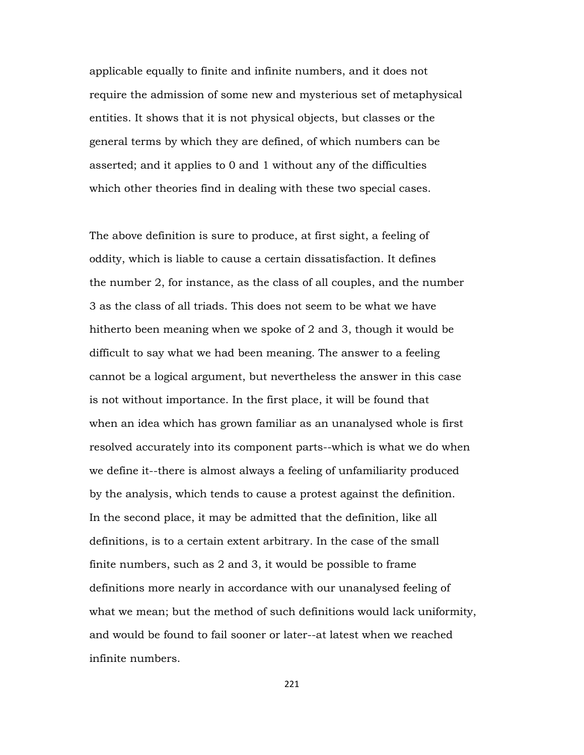applicable equally to finite and infinite numbers, and it does not require the admission of some new and mysterious set of metaphysical entities. It shows that it is not physical objects, but classes or the general terms by which they are defined, of which numbers can be asserted; and it applies to 0 and 1 without any of the difficulties which other theories find in dealing with these two special cases.

The above definition is sure to produce, at first sight, a feeling of oddity, which is liable to cause a certain dissatisfaction. It defines the number 2, for instance, as the class of all couples, and the number 3 as the class of all triads. This does not seem to be what we have hitherto been meaning when we spoke of 2 and 3, though it would be difficult to say what we had been meaning. The answer to a feeling cannot be a logical argument, but nevertheless the answer in this case is not without importance. In the first place, it will be found that when an idea which has grown familiar as an unanalysed whole is first resolved accurately into its component parts--which is what we do when we define it--there is almost always a feeling of unfamiliarity produced by the analysis, which tends to cause a protest against the definition. In the second place, it may be admitted that the definition, like all definitions, is to a certain extent arbitrary. In the case of the small finite numbers, such as 2 and 3, it would be possible to frame definitions more nearly in accordance with our unanalysed feeling of what we mean; but the method of such definitions would lack uniformity, and would be found to fail sooner or later--at latest when we reached infinite numbers.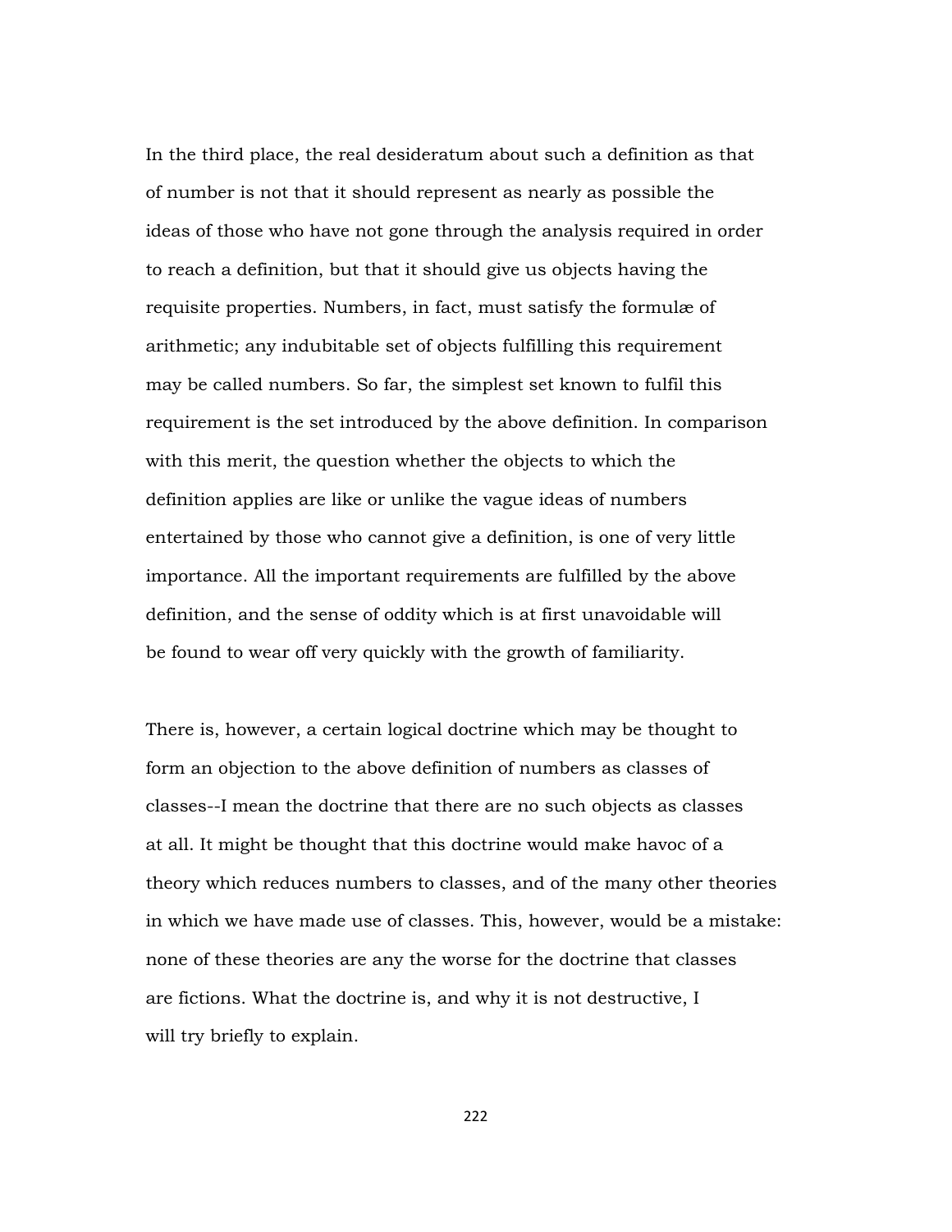In the third place, the real desideratum about such a definition as that of number is not that it should represent as nearly as possible the ideas of those who have not gone through the analysis required in order to reach a definition, but that it should give us objects having the requisite properties. Numbers, in fact, must satisfy the formulæ of arithmetic; any indubitable set of objects fulfilling this requirement may be called numbers. So far, the simplest set known to fulfil this requirement is the set introduced by the above definition. In comparison with this merit, the question whether the objects to which the definition applies are like or unlike the vague ideas of numbers entertained by those who cannot give a definition, is one of very little importance. All the important requirements are fulfilled by the above definition, and the sense of oddity which is at first unavoidable will be found to wear off very quickly with the growth of familiarity.

There is, however, a certain logical doctrine which may be thought to form an objection to the above definition of numbers as classes of classes--I mean the doctrine that there are no such objects as classes at all. It might be thought that this doctrine would make havoc of a theory which reduces numbers to classes, and of the many other theories in which we have made use of classes. This, however, would be a mistake: none of these theories are any the worse for the doctrine that classes are fictions. What the doctrine is, and why it is not destructive, I will try briefly to explain.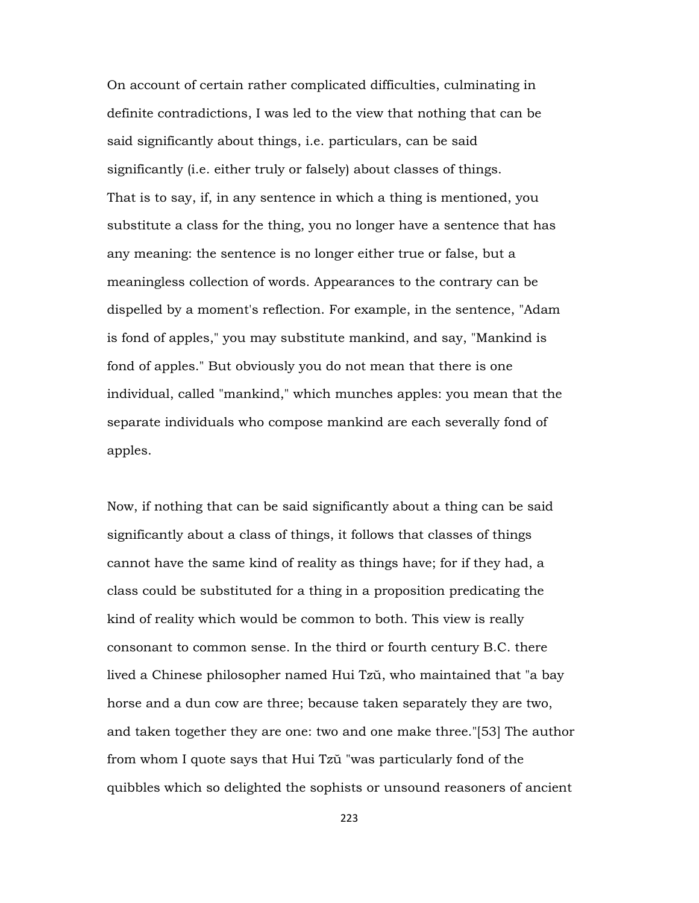On account of certain rather complicated difficulties, culminating in definite contradictions, I was led to the view that nothing that can be said significantly about things, i.e. particulars, can be said significantly (i.e. either truly or falsely) about classes of things. That is to say, if, in any sentence in which a thing is mentioned, you substitute a class for the thing, you no longer have a sentence that has any meaning: the sentence is no longer either true or false, but a meaningless collection of words. Appearances to the contrary can be dispelled by a moment's reflection. For example, in the sentence, "Adam is fond of apples," you may substitute mankind, and say, "Mankind is fond of apples." But obviously you do not mean that there is one individual, called "mankind," which munches apples: you mean that the separate individuals who compose mankind are each severally fond of apples.

Now, if nothing that can be said significantly about a thing can be said significantly about a class of things, it follows that classes of things cannot have the same kind of reality as things have; for if they had, a class could be substituted for a thing in a proposition predicating the kind of reality which would be common to both. This view is really consonant to common sense. In the third or fourth century B.C. there lived a Chinese philosopher named Hui Tzŭ, who maintained that "a bay horse and a dun cow are three; because taken separately they are two, and taken together they are one: two and one make three."[53] The author from whom I quote says that Hui Tzŭ "was particularly fond of the quibbles which so delighted the sophists or unsound reasoners of ancient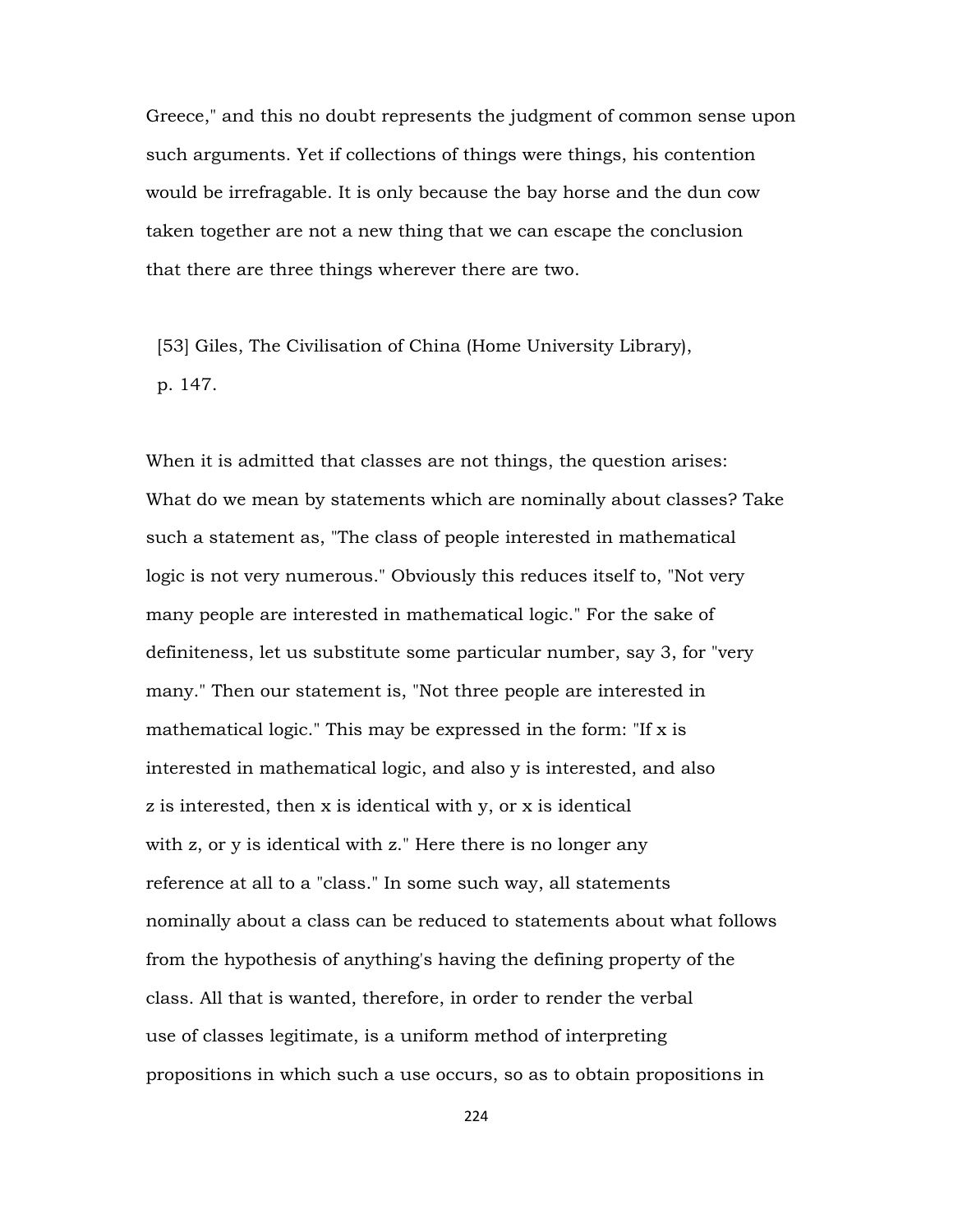Greece," and this no doubt represents the judgment of common sense upon such arguments. Yet if collections of things were things, his contention would be irrefragable. It is only because the bay horse and the dun cow taken together are not a new thing that we can escape the conclusion that there are three things wherever there are two.

[53] Giles, The Civilisation of China (Home University Library), p. 147.

When it is admitted that classes are not things, the question arises: What do we mean by statements which are nominally about classes? Take such a statement as, "The class of people interested in mathematical logic is not very numerous." Obviously this reduces itself to, "Not very many people are interested in mathematical logic." For the sake of definiteness, let us substitute some particular number, say 3, for "very many." Then our statement is, "Not three people are interested in mathematical logic." This may be expressed in the form: "If x is interested in mathematical logic, and also y is interested, and also z is interested, then x is identical with y, or x is identical with z, or y is identical with z." Here there is no longer any reference at all to a "class." In some such way, all statements nominally about a class can be reduced to statements about what follows from the hypothesis of anything's having the defining property of the class. All that is wanted, therefore, in order to render the verbal use of classes legitimate, is a uniform method of interpreting propositions in which such a use occurs, so as to obtain propositions in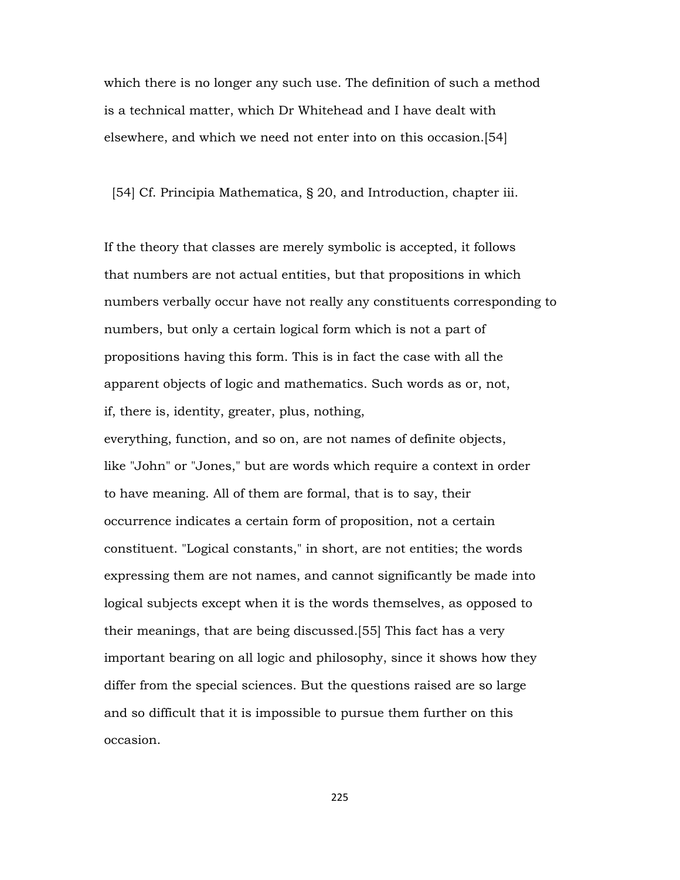which there is no longer any such use. The definition of such a method is a technical matter, which Dr Whitehead and I have dealt with elsewhere, and which we need not enter into on this occasion.[54]

[54] Cf. Principia Mathematica, § 20, and Introduction, chapter iii.

If the theory that classes are merely symbolic is accepted, it follows that numbers are not actual entities, but that propositions in which numbers verbally occur have not really any constituents corresponding to numbers, but only a certain logical form which is not a part of propositions having this form. This is in fact the case with all the apparent objects of logic and mathematics. Such words as or, not, if, there is, identity, greater, plus, nothing, everything, function, and so on, are not names of definite objects, like "John" or "Jones," but are words which require a context in order to have meaning. All of them are formal, that is to say, their occurrence indicates a certain form of proposition, not a certain constituent. "Logical constants," in short, are not entities; the words expressing them are not names, and cannot significantly be made into logical subjects except when it is the words themselves, as opposed to their meanings, that are being discussed.[55] This fact has a very important bearing on all logic and philosophy, since it shows how they differ from the special sciences. But the questions raised are so large and so difficult that it is impossible to pursue them further on this occasion.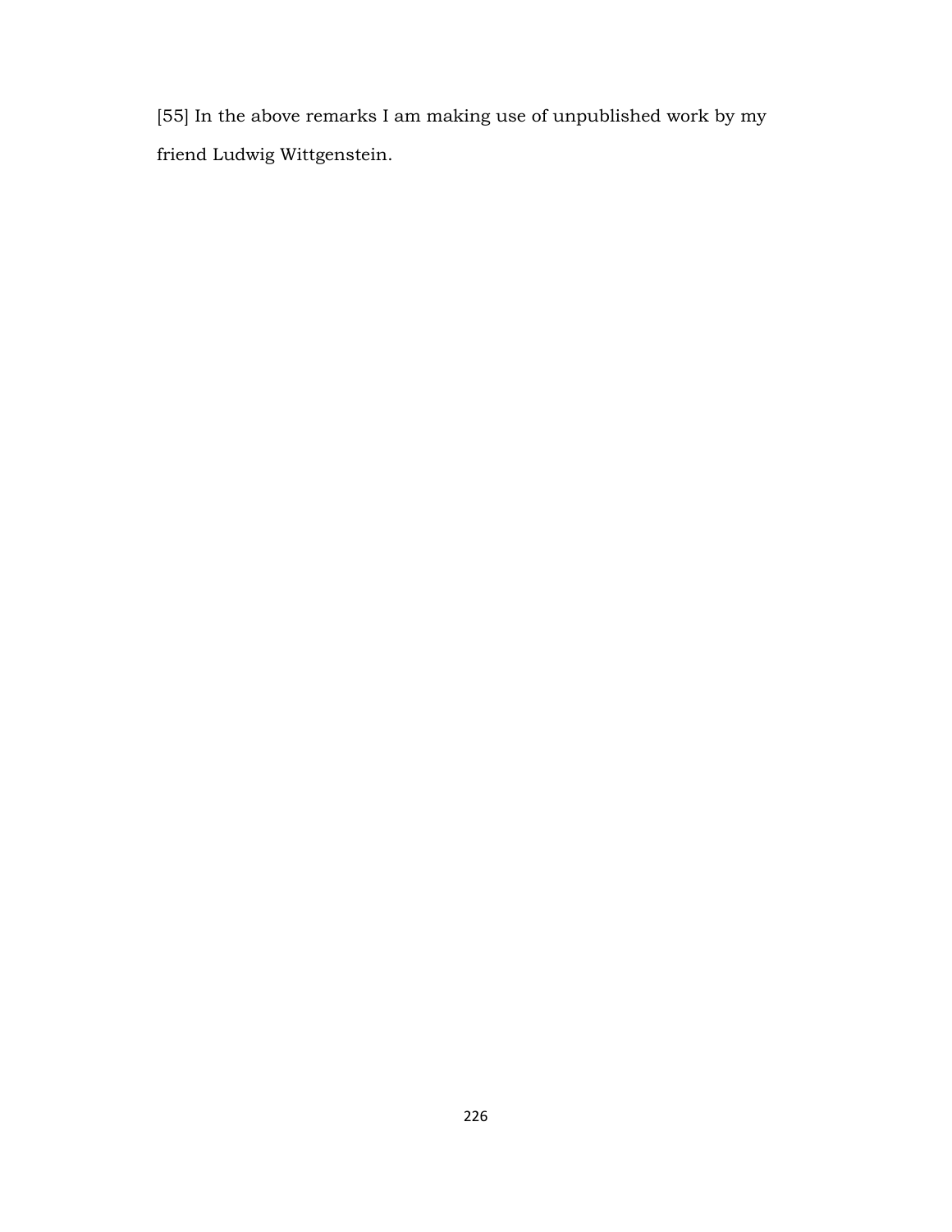[55] In the above remarks I am making use of unpublished work by my friend Ludwig Wittgenstein.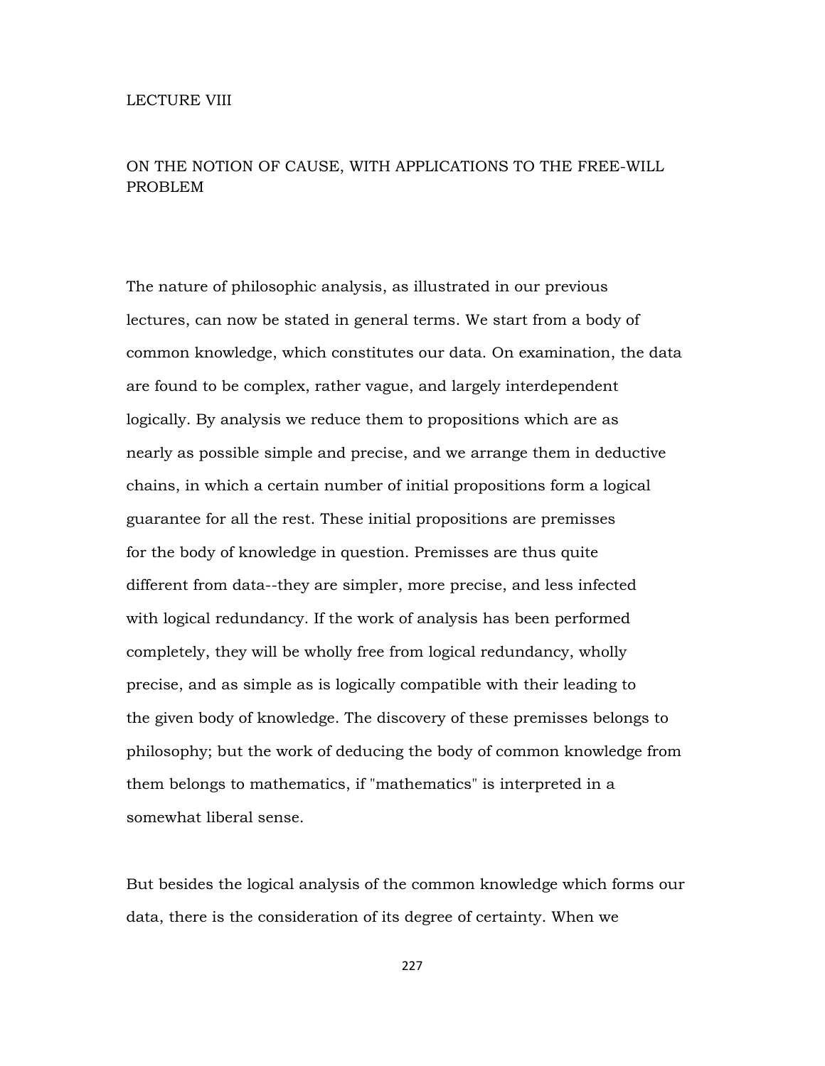# LECTURE VIII

## ON THE NOTION OF CAUSE, WITH APPLICATIONS TO THE FREE-WILL PROBLEM

The nature of philosophic analysis, as illustrated in our previous lectures, can now be stated in general terms. We start from a body of common knowledge, which constitutes our data. On examination, the data are found to be complex, rather vague, and largely interdependent logically. By analysis we reduce them to propositions which are as nearly as possible simple and precise, and we arrange them in deductive chains, in which a certain number of initial propositions form a logical guarantee for all the rest. These initial propositions are premisses for the body of knowledge in question. Premisses are thus quite different from data--they are simpler, more precise, and less infected with logical redundancy. If the work of analysis has been performed completely, they will be wholly free from logical redundancy, wholly precise, and as simple as is logically compatible with their leading to the given body of knowledge. The discovery of these premisses belongs to philosophy; but the work of deducing the body of common knowledge from them belongs to mathematics, if "mathematics" is interpreted in a somewhat liberal sense.

But besides the logical analysis of the common knowledge which forms our data, there is the consideration of its degree of certainty. When we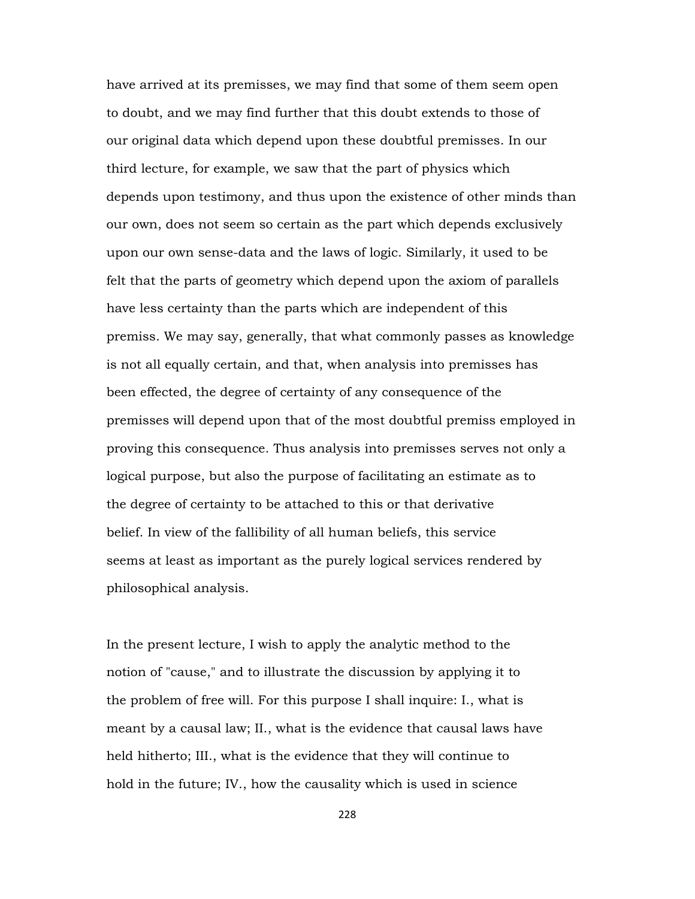have arrived at its premisses, we may find that some of them seem open to doubt, and we may find further that this doubt extends to those of our original data which depend upon these doubtful premisses. In our third lecture, for example, we saw that the part of physics which depends upon testimony, and thus upon the existence of other minds than our own, does not seem so certain as the part which depends exclusively upon our own sense-data and the laws of logic. Similarly, it used to be felt that the parts of geometry which depend upon the axiom of parallels have less certainty than the parts which are independent of this premiss. We may say, generally, that what commonly passes as knowledge is not all equally certain, and that, when analysis into premisses has been effected, the degree of certainty of any consequence of the premisses will depend upon that of the most doubtful premiss employed in proving this consequence. Thus analysis into premisses serves not only a logical purpose, but also the purpose of facilitating an estimate as to the degree of certainty to be attached to this or that derivative belief. In view of the fallibility of all human beliefs, this service seems at least as important as the purely logical services rendered by philosophical analysis.

In the present lecture, I wish to apply the analytic method to the notion of "cause," and to illustrate the discussion by applying it to the problem of free will. For this purpose I shall inquire: I., what is meant by a causal law; II., what is the evidence that causal laws have held hitherto; III., what is the evidence that they will continue to hold in the future; IV., how the causality which is used in science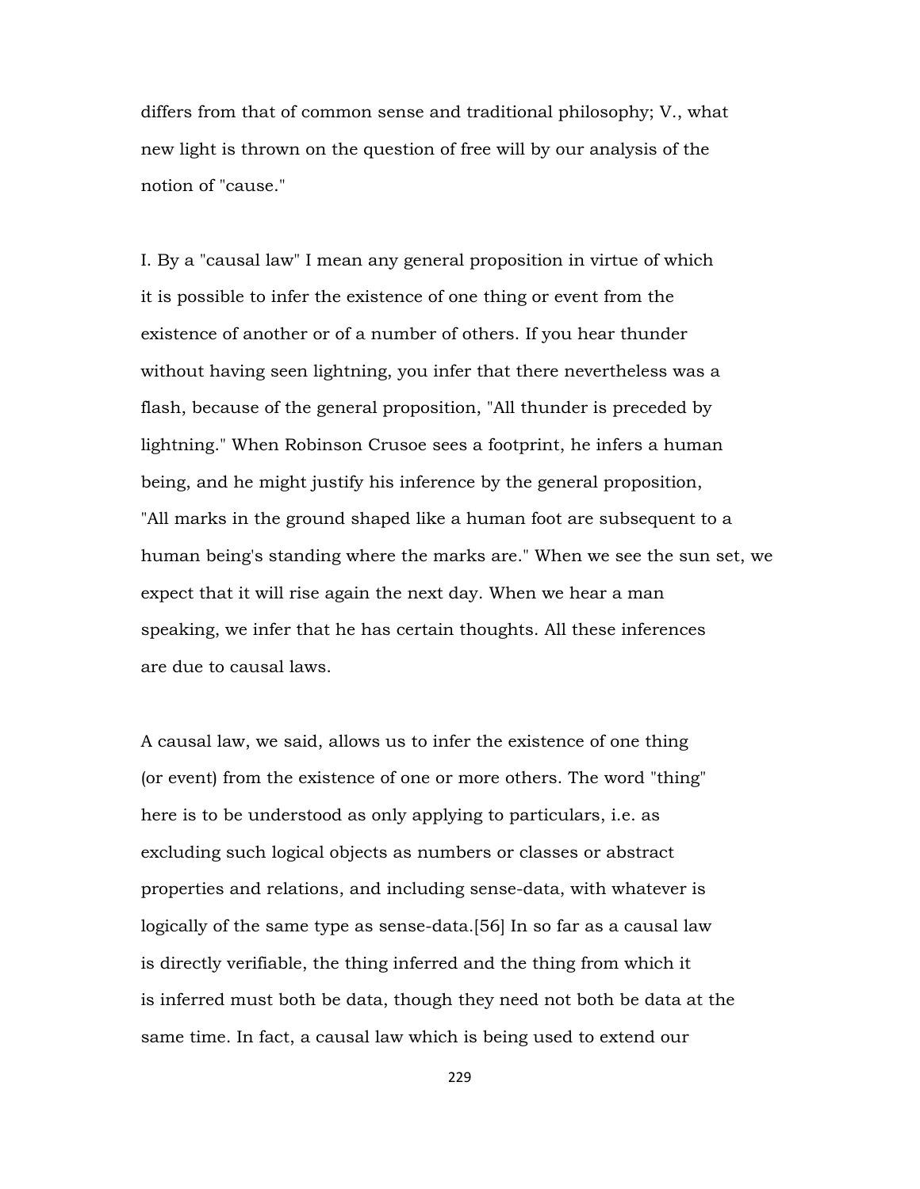differs from that of common sense and traditional philosophy; V., what new light is thrown on the question of free will by our analysis of the notion of "cause."

I. By a "causal law" I mean any general proposition in virtue of which it is possible to infer the existence of one thing or event from the existence of another or of a number of others. If you hear thunder without having seen lightning, you infer that there nevertheless was a flash, because of the general proposition, "All thunder is preceded by lightning." When Robinson Crusoe sees a footprint, he infers a human being, and he might justify his inference by the general proposition, "All marks in the ground shaped like a human foot are subsequent to a human being's standing where the marks are." When we see the sun set, we expect that it will rise again the next day. When we hear a man speaking, we infer that he has certain thoughts. All these inferences are due to causal laws.

A causal law, we said, allows us to infer the existence of one thing (or event) from the existence of one or more others. The word "thing" here is to be understood as only applying to particulars, i.e. as excluding such logical objects as numbers or classes or abstract properties and relations, and including sense-data, with whatever is logically of the same type as sense-data.[56] In so far as a causal law is directly verifiable, the thing inferred and the thing from which it is inferred must both be data, though they need not both be data at the same time. In fact, a causal law which is being used to extend our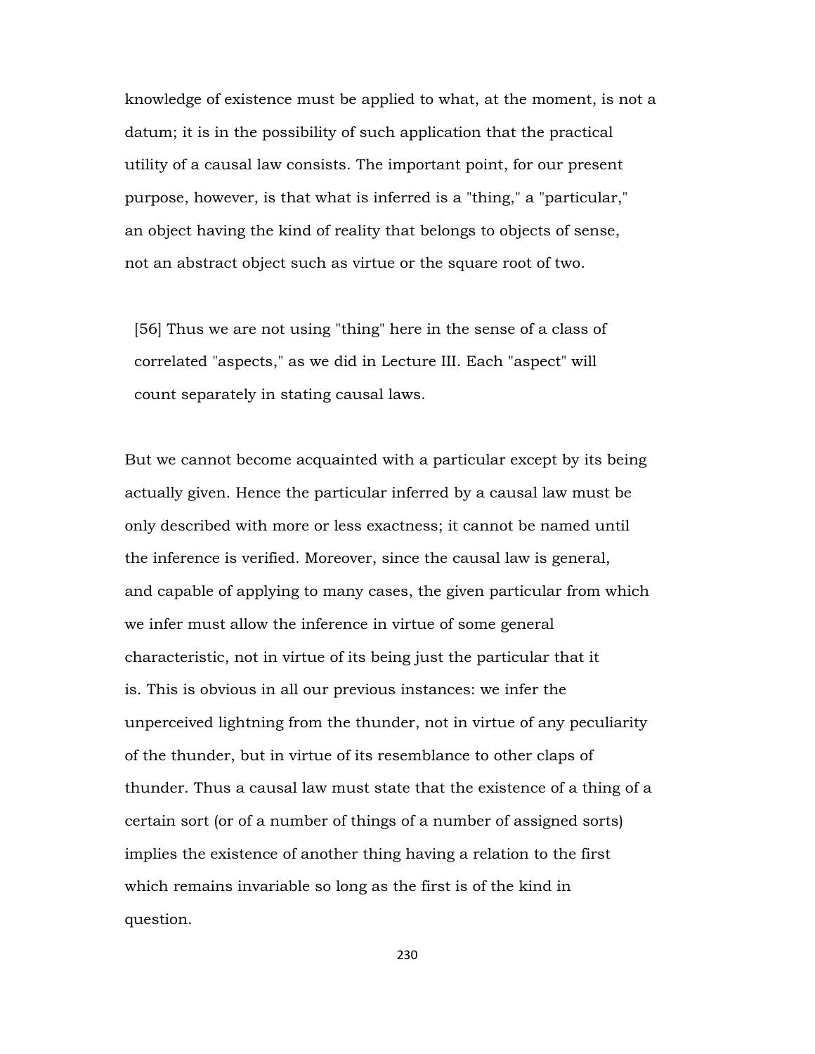knowledge of existence must be applied to what, at the moment, is not a datum; it is in the possibility of such application that the practical utility of a causal law consists. The important point, for our present purpose, however, is that what is inferred is a "thing," a "particular," an object having the kind of reality that belongs to objects of sense, not an abstract object such as virtue or the square root of two.

[56] Thus we are not using "thing" here in the sense of a class of correlated "aspects," as we did in Lecture III. Each "aspect" will count separately in stating causal laws.

But we cannot become acquainted with a particular except by its being actually given. Hence the particular inferred by a causal law must be only described with more or less exactness; it cannot be named until the inference is verified. Moreover, since the causal law is general, and capable of applying to many cases, the given particular from which we infer must allow the inference in virtue of some general characteristic, not in virtue of its being just the particular that it is. This is obvious in all our previous instances: we infer the unperceived lightning from the thunder, not in virtue of any peculiarity of the thunder, but in virtue of its resemblance to other claps of thunder. Thus a causal law must state that the existence of a thing of a certain sort (or of a number of things of a number of assigned sorts) implies the existence of another thing having a relation to the first which remains invariable so long as the first is of the kind in question.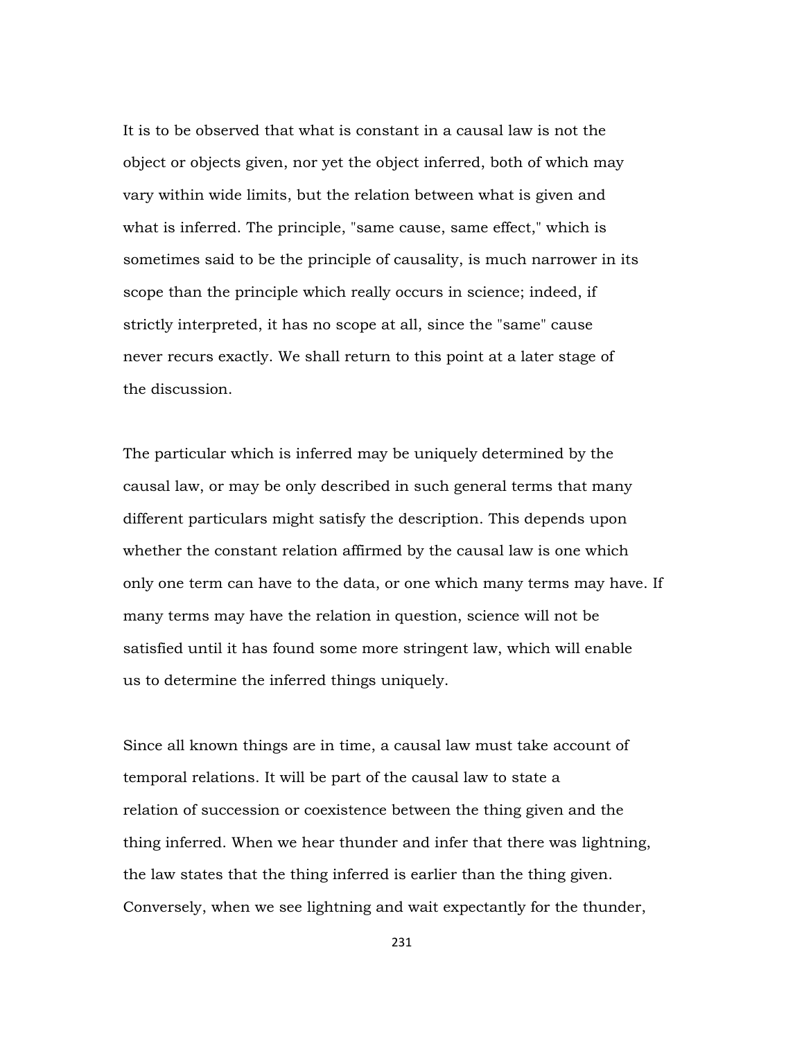It is to be observed that what is constant in a causal law is not the object or objects given, nor yet the object inferred, both of which may vary within wide limits, but the relation between what is given and what is inferred. The principle, "same cause, same effect," which is sometimes said to be the principle of causality, is much narrower in its scope than the principle which really occurs in science; indeed, if strictly interpreted, it has no scope at all, since the "same" cause never recurs exactly. We shall return to this point at a later stage of the discussion.

The particular which is inferred may be uniquely determined by the causal law, or may be only described in such general terms that many different particulars might satisfy the description. This depends upon whether the constant relation affirmed by the causal law is one which only one term can have to the data, or one which many terms may have. If many terms may have the relation in question, science will not be satisfied until it has found some more stringent law, which will enable us to determine the inferred things uniquely.

Since all known things are in time, a causal law must take account of temporal relations. It will be part of the causal law to state a relation of succession or coexistence between the thing given and the thing inferred. When we hear thunder and infer that there was lightning, the law states that the thing inferred is earlier than the thing given. Conversely, when we see lightning and wait expectantly for the thunder,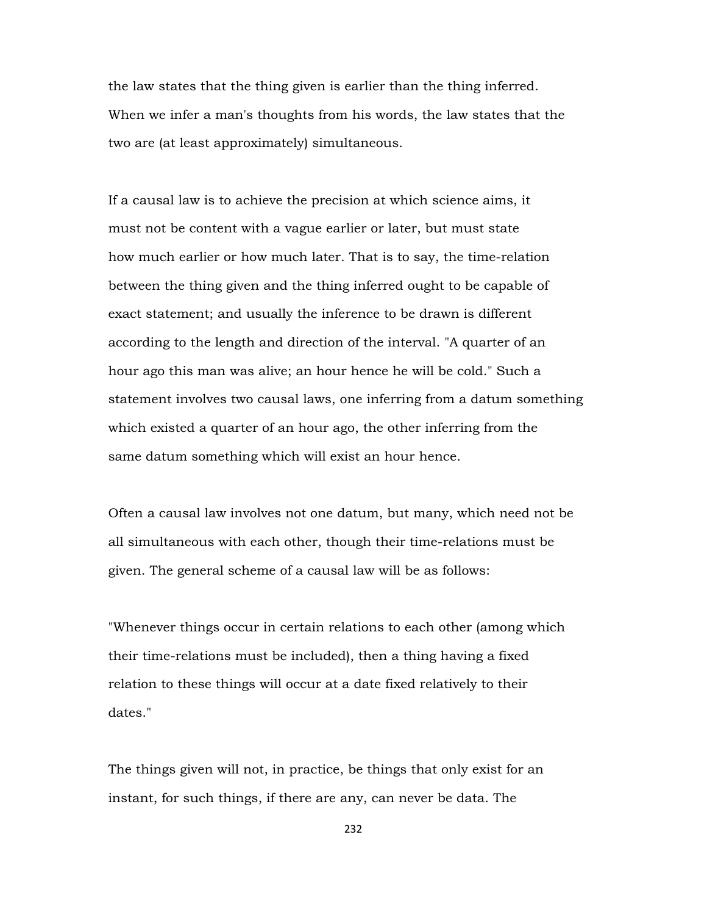the law states that the thing given is earlier than the thing inferred. When we infer a man's thoughts from his words, the law states that the two are (at least approximately) simultaneous.

If a causal law is to achieve the precision at which science aims, it must not be content with a vague earlier or later, but must state how much earlier or how much later. That is to say, the time-relation between the thing given and the thing inferred ought to be capable of exact statement; and usually the inference to be drawn is different according to the length and direction of the interval. "A quarter of an hour ago this man was alive; an hour hence he will be cold." Such a statement involves two causal laws, one inferring from a datum something which existed a quarter of an hour ago, the other inferring from the same datum something which will exist an hour hence.

Often a causal law involves not one datum, but many, which need not be all simultaneous with each other, though their time-relations must be given. The general scheme of a causal law will be as follows:

"Whenever things occur in certain relations to each other (among which their time-relations must be included), then a thing having a fixed relation to these things will occur at a date fixed relatively to their dates."

The things given will not, in practice, be things that only exist for an instant, for such things, if there are any, can never be data. The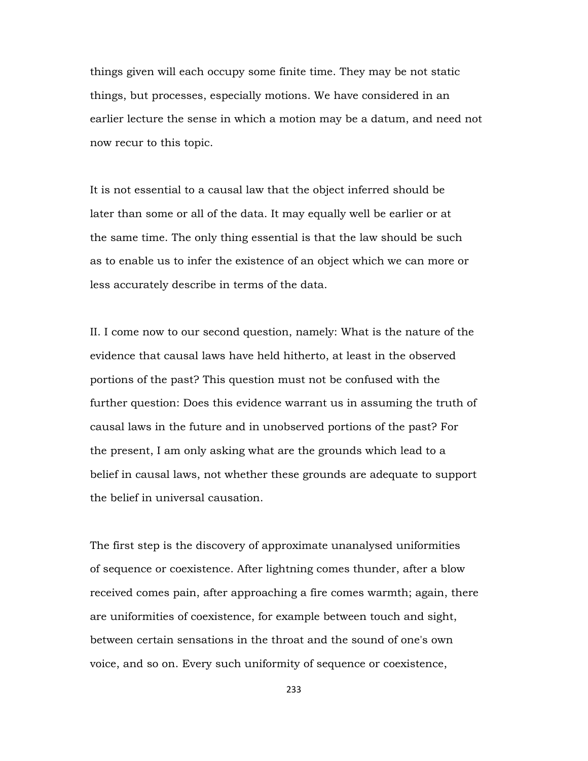things given will each occupy some finite time. They may be not static things, but processes, especially motions. We have considered in an earlier lecture the sense in which a motion may be a datum, and need not now recur to this topic.

It is not essential to a causal law that the object inferred should be later than some or all of the data. It may equally well be earlier or at the same time. The only thing essential is that the law should be such as to enable us to infer the existence of an object which we can more or less accurately describe in terms of the data.

II. I come now to our second question, namely: What is the nature of the evidence that causal laws have held hitherto, at least in the observed portions of the past? This question must not be confused with the further question: Does this evidence warrant us in assuming the truth of causal laws in the future and in unobserved portions of the past? For the present, I am only asking what are the grounds which lead to a belief in causal laws, not whether these grounds are adequate to support the belief in universal causation.

The first step is the discovery of approximate unanalysed uniformities of sequence or coexistence. After lightning comes thunder, after a blow received comes pain, after approaching a fire comes warmth; again, there are uniformities of coexistence, for example between touch and sight, between certain sensations in the throat and the sound of one's own voice, and so on. Every such uniformity of sequence or coexistence,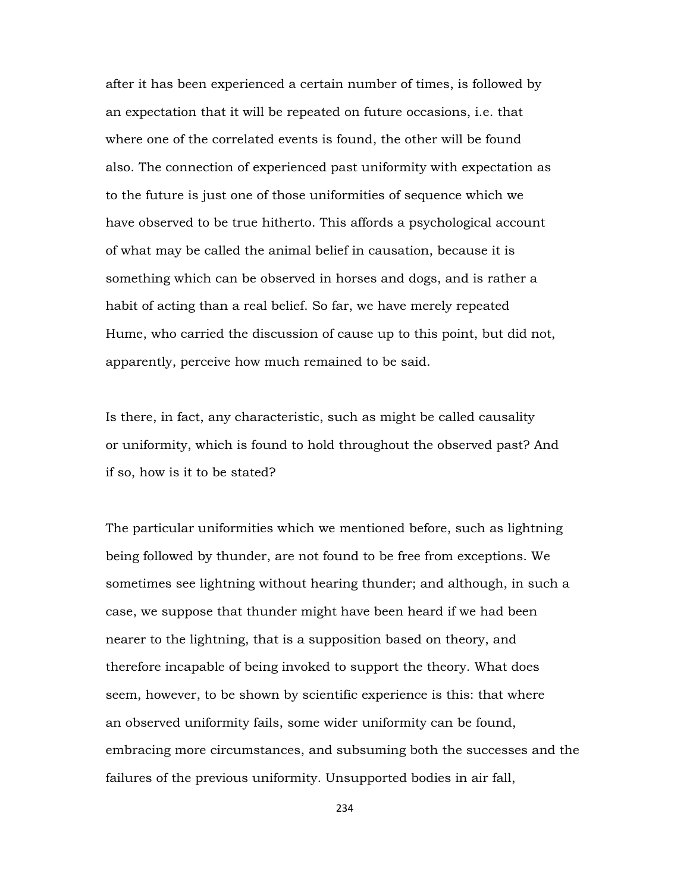after it has been experienced a certain number of times, is followed by an expectation that it will be repeated on future occasions, i.e. that where one of the correlated events is found, the other will be found also. The connection of experienced past uniformity with expectation as to the future is just one of those uniformities of sequence which we have observed to be true hitherto. This affords a psychological account of what may be called the animal belief in causation, because it is something which can be observed in horses and dogs, and is rather a habit of acting than a real belief. So far, we have merely repeated Hume, who carried the discussion of cause up to this point, but did not, apparently, perceive how much remained to be said.

Is there, in fact, any characteristic, such as might be called causality or uniformity, which is found to hold throughout the observed past? And if so, how is it to be stated?

The particular uniformities which we mentioned before, such as lightning being followed by thunder, are not found to be free from exceptions. We sometimes see lightning without hearing thunder; and although, in such a case, we suppose that thunder might have been heard if we had been nearer to the lightning, that is a supposition based on theory, and therefore incapable of being invoked to support the theory. What does seem, however, to be shown by scientific experience is this: that where an observed uniformity fails, some wider uniformity can be found, embracing more circumstances, and subsuming both the successes and the failures of the previous uniformity. Unsupported bodies in air fall,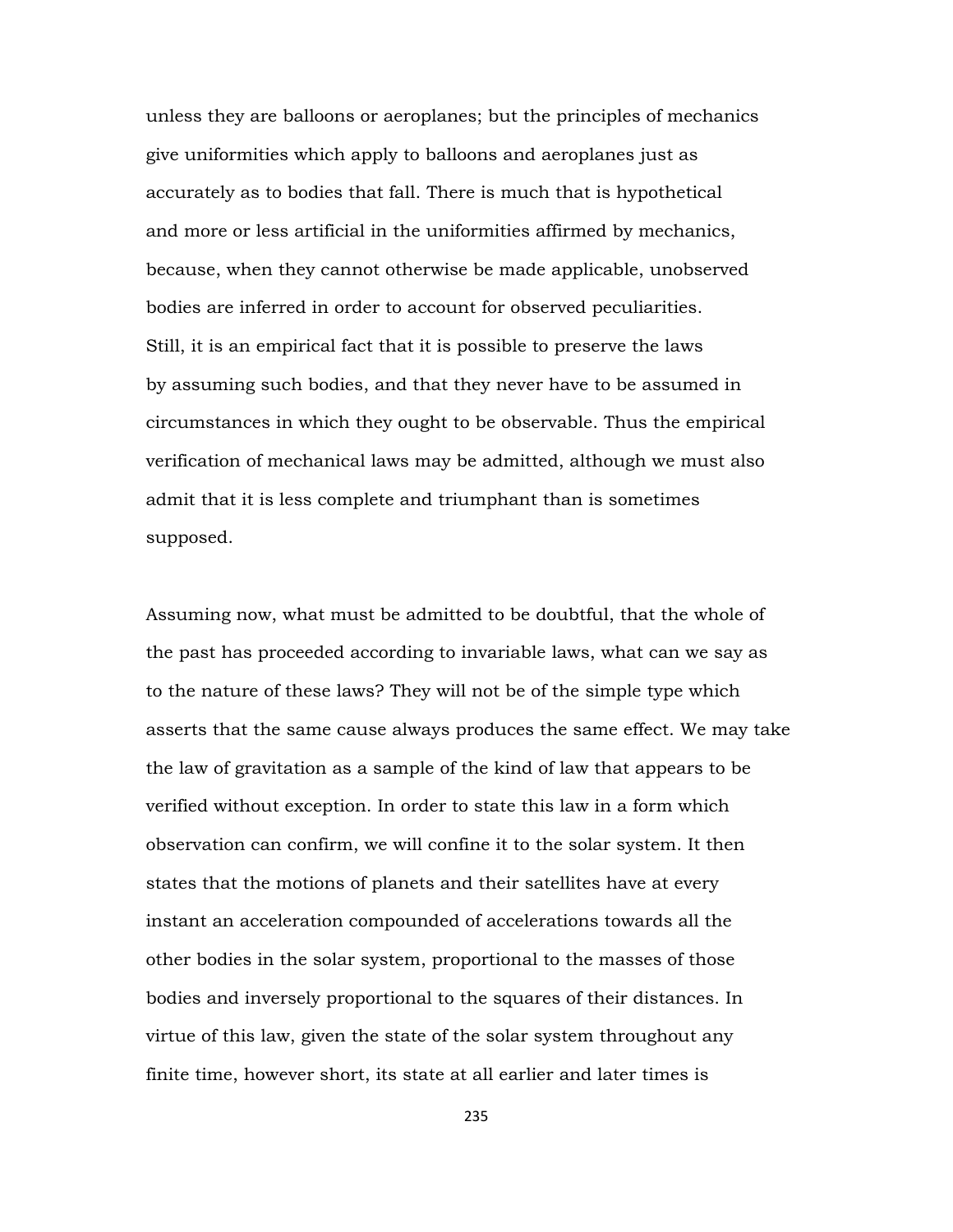unless they are balloons or aeroplanes; but the principles of mechanics give uniformities which apply to balloons and aeroplanes just as accurately as to bodies that fall. There is much that is hypothetical and more or less artificial in the uniformities affirmed by mechanics, because, when they cannot otherwise be made applicable, unobserved bodies are inferred in order to account for observed peculiarities. Still, it is an empirical fact that it is possible to preserve the laws by assuming such bodies, and that they never have to be assumed in circumstances in which they ought to be observable. Thus the empirical verification of mechanical laws may be admitted, although we must also admit that it is less complete and triumphant than is sometimes supposed.

Assuming now, what must be admitted to be doubtful, that the whole of the past has proceeded according to invariable laws, what can we say as to the nature of these laws? They will not be of the simple type which asserts that the same cause always produces the same effect. We may take the law of gravitation as a sample of the kind of law that appears to be verified without exception. In order to state this law in a form which observation can confirm, we will confine it to the solar system. It then states that the motions of planets and their satellites have at every instant an acceleration compounded of accelerations towards all the other bodies in the solar system, proportional to the masses of those bodies and inversely proportional to the squares of their distances. In virtue of this law, given the state of the solar system throughout any finite time, however short, its state at all earlier and later times is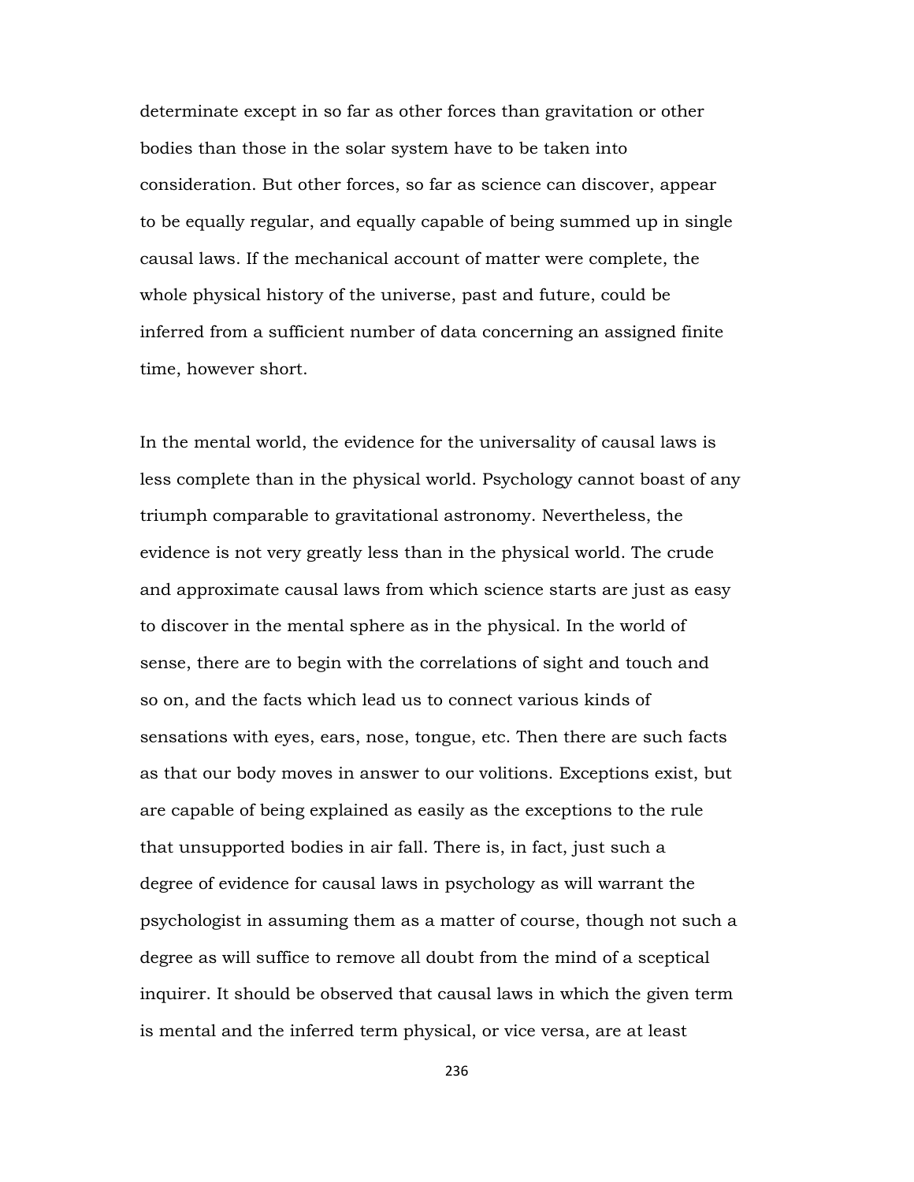determinate except in so far as other forces than gravitation or other bodies than those in the solar system have to be taken into consideration. But other forces, so far as science can discover, appear to be equally regular, and equally capable of being summed up in single causal laws. If the mechanical account of matter were complete, the whole physical history of the universe, past and future, could be inferred from a sufficient number of data concerning an assigned finite time, however short.

In the mental world, the evidence for the universality of causal laws is less complete than in the physical world. Psychology cannot boast of any triumph comparable to gravitational astronomy. Nevertheless, the evidence is not very greatly less than in the physical world. The crude and approximate causal laws from which science starts are just as easy to discover in the mental sphere as in the physical. In the world of sense, there are to begin with the correlations of sight and touch and so on, and the facts which lead us to connect various kinds of sensations with eyes, ears, nose, tongue, etc. Then there are such facts as that our body moves in answer to our volitions. Exceptions exist, but are capable of being explained as easily as the exceptions to the rule that unsupported bodies in air fall. There is, in fact, just such a degree of evidence for causal laws in psychology as will warrant the psychologist in assuming them as a matter of course, though not such a degree as will suffice to remove all doubt from the mind of a sceptical inquirer. It should be observed that causal laws in which the given term is mental and the inferred term physical, or vice versa, are at least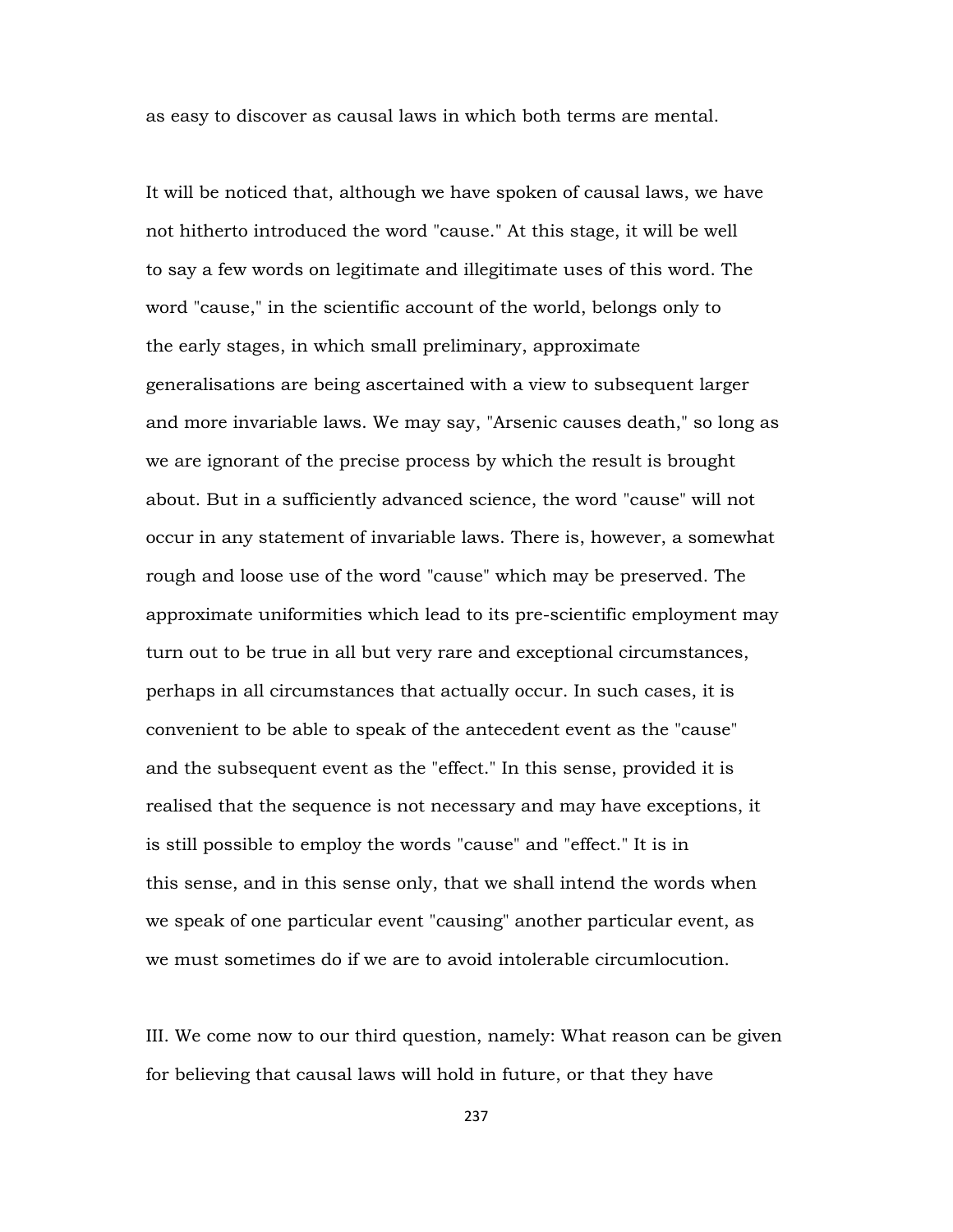as easy to discover as causal laws in which both terms are mental.

It will be noticed that, although we have spoken of causal laws, we have not hitherto introduced the word "cause." At this stage, it will be well to say a few words on legitimate and illegitimate uses of this word. The word "cause," in the scientific account of the world, belongs only to the early stages, in which small preliminary, approximate generalisations are being ascertained with a view to subsequent larger and more invariable laws. We may say, "Arsenic causes death," so long as we are ignorant of the precise process by which the result is brought about. But in a sufficiently advanced science, the word "cause" will not occur in any statement of invariable laws. There is, however, a somewhat rough and loose use of the word "cause" which may be preserved. The approximate uniformities which lead to its pre-scientific employment may turn out to be true in all but very rare and exceptional circumstances, perhaps in all circumstances that actually occur. In such cases, it is convenient to be able to speak of the antecedent event as the "cause" and the subsequent event as the "effect." In this sense, provided it is realised that the sequence is not necessary and may have exceptions, it is still possible to employ the words "cause" and "effect." It is in this sense, and in this sense only, that we shall intend the words when we speak of one particular event "causing" another particular event, as we must sometimes do if we are to avoid intolerable circumlocution.

III. We come now to our third question, namely: What reason can be given for believing that causal laws will hold in future, or that they have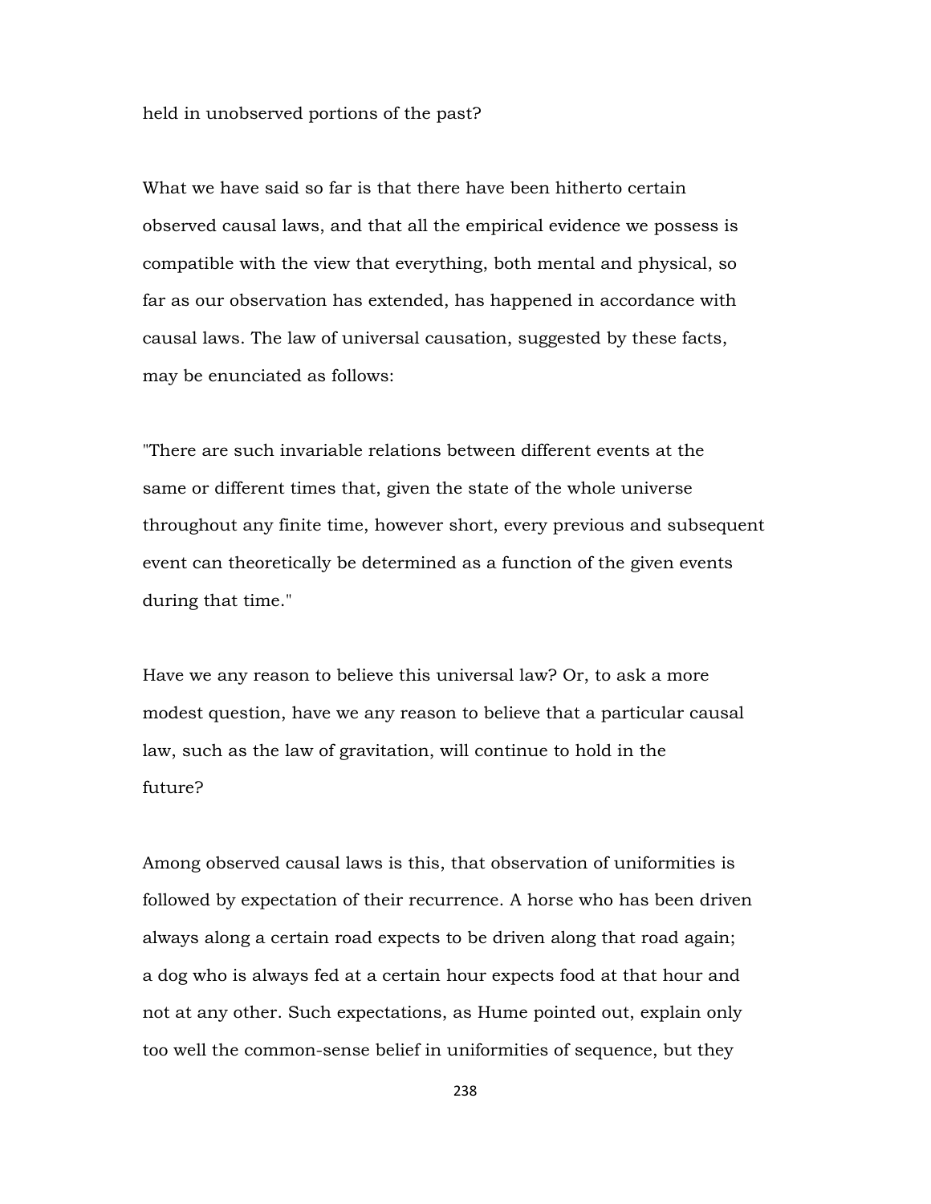held in unobserved portions of the past?

What we have said so far is that there have been hitherto certain observed causal laws, and that all the empirical evidence we possess is compatible with the view that everything, both mental and physical, so far as our observation has extended, has happened in accordance with causal laws. The law of universal causation, suggested by these facts, may be enunciated as follows:

"There are such invariable relations between different events at the same or different times that, given the state of the whole universe throughout any finite time, however short, every previous and subsequent event can theoretically be determined as a function of the given events during that time."

Have we any reason to believe this universal law? Or, to ask a more modest question, have we any reason to believe that a particular causal law, such as the law of gravitation, will continue to hold in the future?

Among observed causal laws is this, that observation of uniformities is followed by expectation of their recurrence. A horse who has been driven always along a certain road expects to be driven along that road again; a dog who is always fed at a certain hour expects food at that hour and not at any other. Such expectations, as Hume pointed out, explain only too well the common-sense belief in uniformities of sequence, but they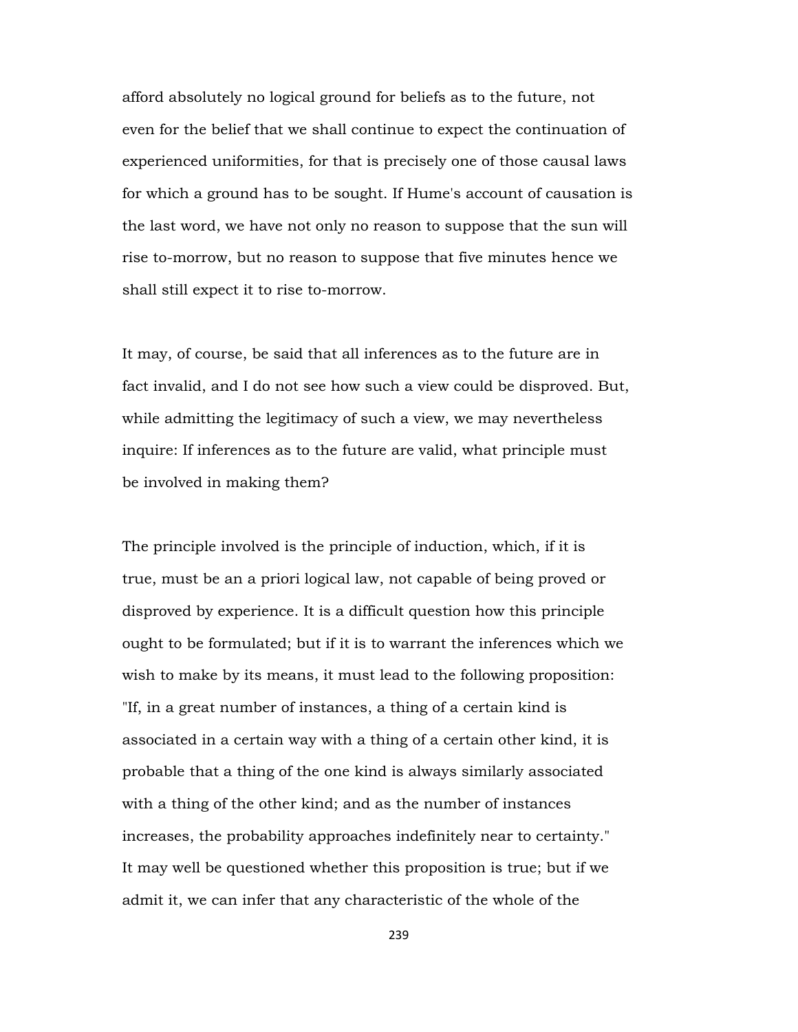afford absolutely no logical ground for beliefs as to the future, not even for the belief that we shall continue to expect the continuation of experienced uniformities, for that is precisely one of those causal laws for which a ground has to be sought. If Hume's account of causation is the last word, we have not only no reason to suppose that the sun will rise to-morrow, but no reason to suppose that five minutes hence we shall still expect it to rise to-morrow.

It may, of course, be said that all inferences as to the future are in fact invalid, and I do not see how such a view could be disproved. But, while admitting the legitimacy of such a view, we may nevertheless inquire: If inferences as to the future are valid, what principle must be involved in making them?

The principle involved is the principle of induction, which, if it is true, must be an a priori logical law, not capable of being proved or disproved by experience. It is a difficult question how this principle ought to be formulated; but if it is to warrant the inferences which we wish to make by its means, it must lead to the following proposition: "If, in a great number of instances, a thing of a certain kind is associated in a certain way with a thing of a certain other kind, it is probable that a thing of the one kind is always similarly associated with a thing of the other kind; and as the number of instances increases, the probability approaches indefinitely near to certainty." It may well be questioned whether this proposition is true; but if we admit it, we can infer that any characteristic of the whole of the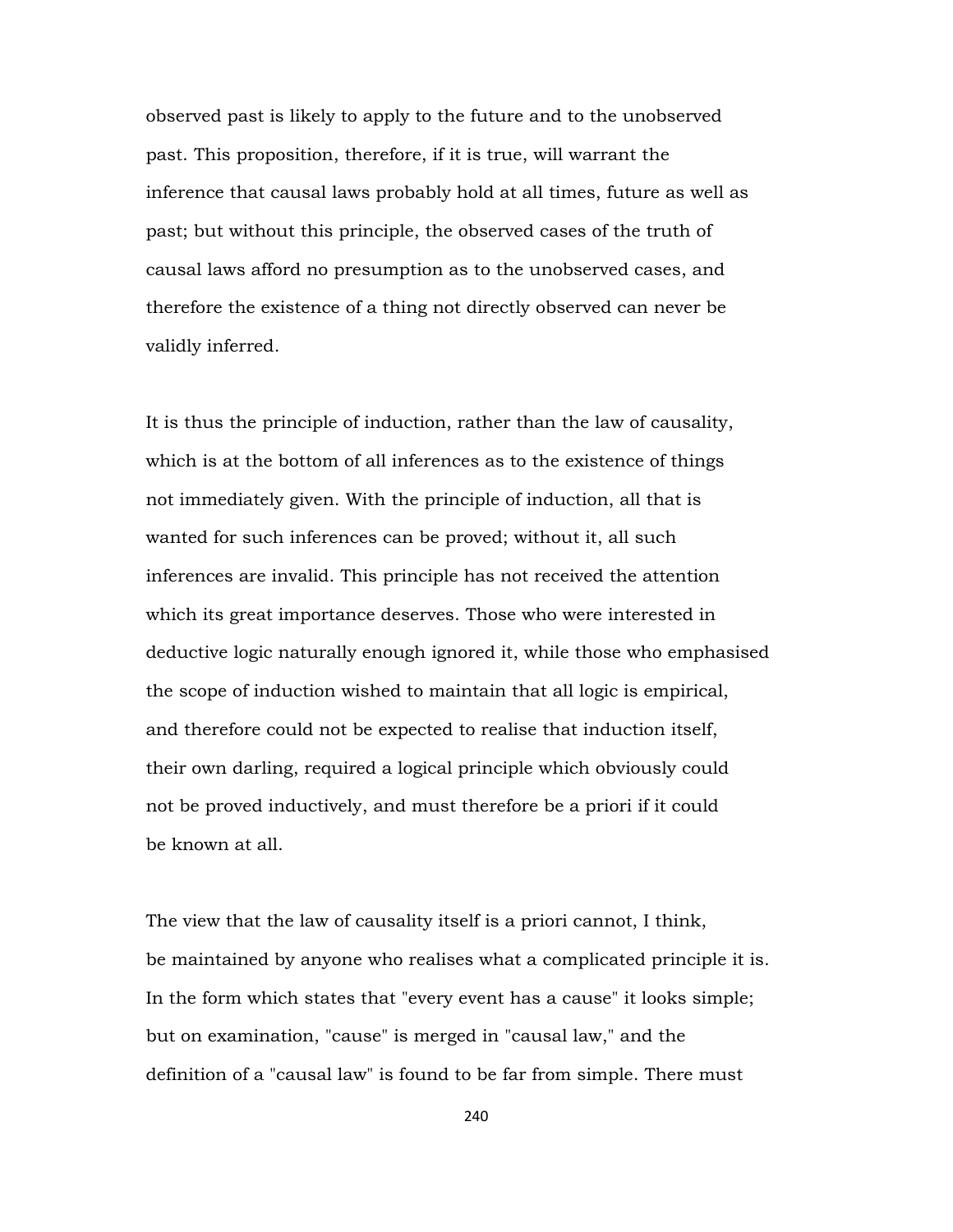observed past is likely to apply to the future and to the unobserved past. This proposition, therefore, if it is true, will warrant the inference that causal laws probably hold at all times, future as well as past; but without this principle, the observed cases of the truth of causal laws afford no presumption as to the unobserved cases, and therefore the existence of a thing not directly observed can never be validly inferred.

It is thus the principle of induction, rather than the law of causality, which is at the bottom of all inferences as to the existence of things not immediately given. With the principle of induction, all that is wanted for such inferences can be proved; without it, all such inferences are invalid. This principle has not received the attention which its great importance deserves. Those who were interested in deductive logic naturally enough ignored it, while those who emphasised the scope of induction wished to maintain that all logic is empirical, and therefore could not be expected to realise that induction itself, their own darling, required a logical principle which obviously could not be proved inductively, and must therefore be a priori if it could be known at all.

The view that the law of causality itself is a priori cannot, I think, be maintained by anyone who realises what a complicated principle it is. In the form which states that "every event has a cause" it looks simple; but on examination, "cause" is merged in "causal law," and the definition of a "causal law" is found to be far from simple. There must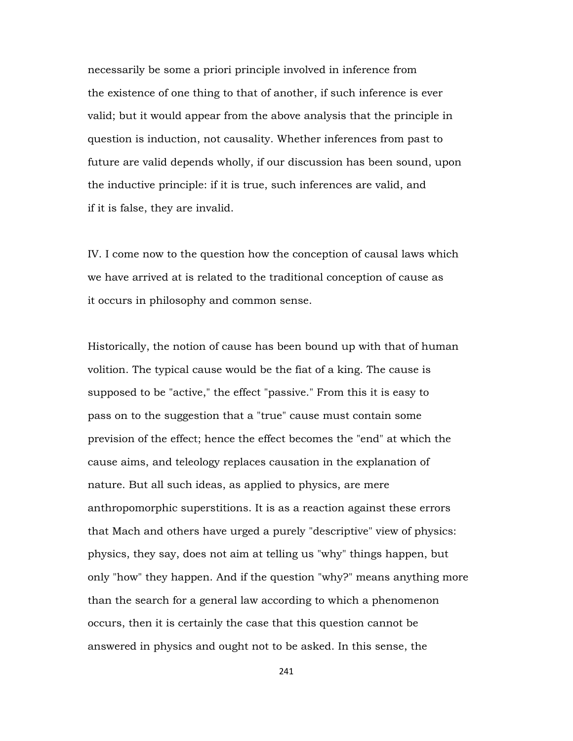necessarily be some a priori principle involved in inference from the existence of one thing to that of another, if such inference is ever valid; but it would appear from the above analysis that the principle in question is induction, not causality. Whether inferences from past to future are valid depends wholly, if our discussion has been sound, upon the inductive principle: if it is true, such inferences are valid, and if it is false, they are invalid.

IV. I come now to the question how the conception of causal laws which we have arrived at is related to the traditional conception of cause as it occurs in philosophy and common sense.

Historically, the notion of cause has been bound up with that of human volition. The typical cause would be the fiat of a king. The cause is supposed to be "active," the effect "passive." From this it is easy to pass on to the suggestion that a "true" cause must contain some prevision of the effect; hence the effect becomes the "end" at which the cause aims, and teleology replaces causation in the explanation of nature. But all such ideas, as applied to physics, are mere anthropomorphic superstitions. It is as a reaction against these errors that Mach and others have urged a purely "descriptive" view of physics: physics, they say, does not aim at telling us "why" things happen, but only "how" they happen. And if the question "why?" means anything more than the search for a general law according to which a phenomenon occurs, then it is certainly the case that this question cannot be answered in physics and ought not to be asked. In this sense, the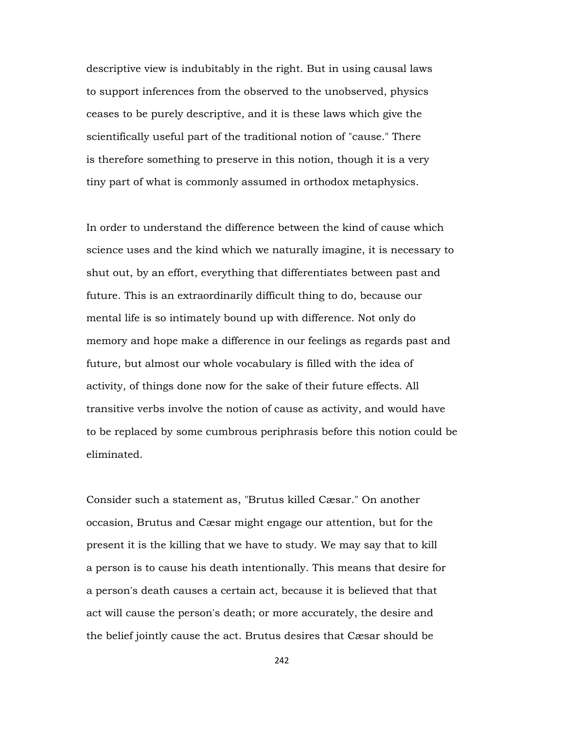descriptive view is indubitably in the right. But in using causal laws to support inferences from the observed to the unobserved, physics ceases to be purely descriptive, and it is these laws which give the scientifically useful part of the traditional notion of "cause." There is therefore something to preserve in this notion, though it is a very tiny part of what is commonly assumed in orthodox metaphysics.

In order to understand the difference between the kind of cause which science uses and the kind which we naturally imagine, it is necessary to shut out, by an effort, everything that differentiates between past and future. This is an extraordinarily difficult thing to do, because our mental life is so intimately bound up with difference. Not only do memory and hope make a difference in our feelings as regards past and future, but almost our whole vocabulary is filled with the idea of activity, of things done now for the sake of their future effects. All transitive verbs involve the notion of cause as activity, and would have to be replaced by some cumbrous periphrasis before this notion could be eliminated.

Consider such a statement as, "Brutus killed Cæsar." On another occasion, Brutus and Cæsar might engage our attention, but for the present it is the killing that we have to study. We may say that to kill a person is to cause his death intentionally. This means that desire for a person's death causes a certain act, because it is believed that that act will cause the person's death; or more accurately, the desire and the belief jointly cause the act. Brutus desires that Cæsar should be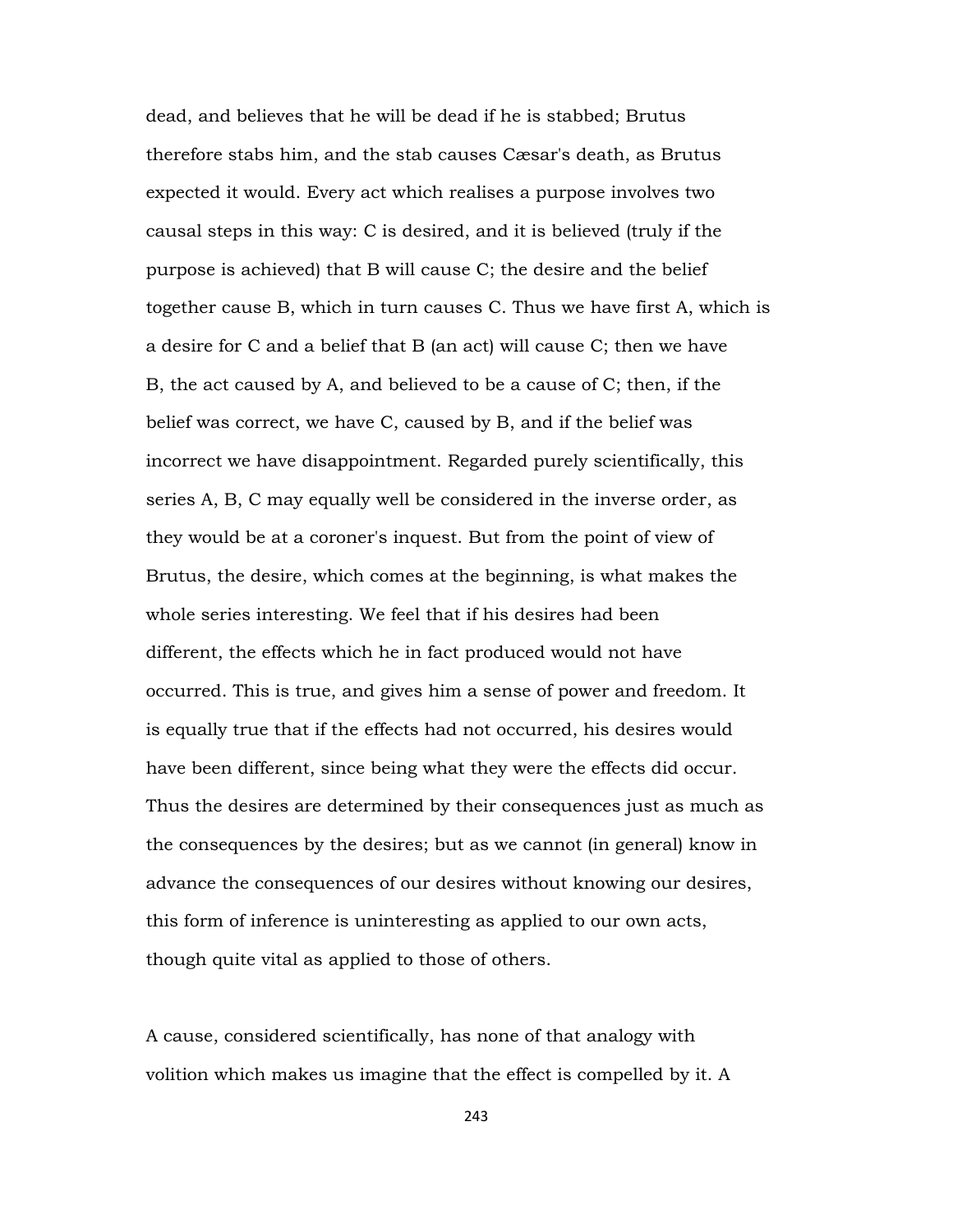dead, and believes that he will be dead if he is stabbed; Brutus therefore stabs him, and the stab causes Cæsar's death, as Brutus expected it would. Every act which realises a purpose involves two causal steps in this way: C is desired, and it is believed (truly if the purpose is achieved) that B will cause C; the desire and the belief together cause B, which in turn causes C. Thus we have first A, which is a desire for C and a belief that B (an act) will cause C; then we have B, the act caused by A, and believed to be a cause of C; then, if the belief was correct, we have C, caused by B, and if the belief was incorrect we have disappointment. Regarded purely scientifically, this series A, B, C may equally well be considered in the inverse order, as they would be at a coroner's inquest. But from the point of view of Brutus, the desire, which comes at the beginning, is what makes the whole series interesting. We feel that if his desires had been different, the effects which he in fact produced would not have occurred. This is true, and gives him a sense of power and freedom. It is equally true that if the effects had not occurred, his desires would have been different, since being what they were the effects did occur. Thus the desires are determined by their consequences just as much as the consequences by the desires; but as we cannot (in general) know in advance the consequences of our desires without knowing our desires, this form of inference is uninteresting as applied to our own acts, though quite vital as applied to those of others.

A cause, considered scientifically, has none of that analogy with volition which makes us imagine that the effect is compelled by it. A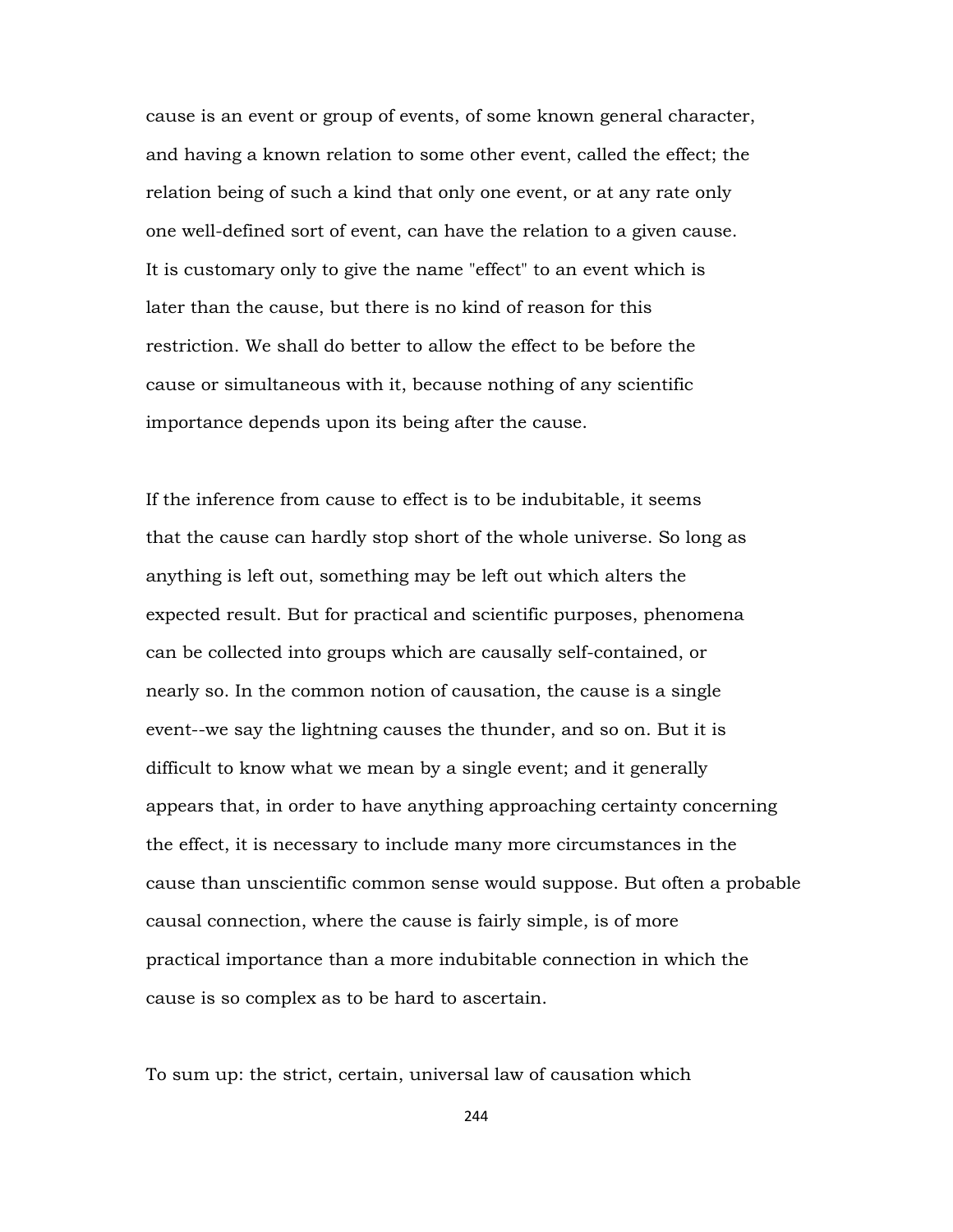cause is an event or group of events, of some known general character, and having a known relation to some other event, called the effect; the relation being of such a kind that only one event, or at any rate only one well-defined sort of event, can have the relation to a given cause. It is customary only to give the name "effect" to an event which is later than the cause, but there is no kind of reason for this restriction. We shall do better to allow the effect to be before the cause or simultaneous with it, because nothing of any scientific importance depends upon its being after the cause.

If the inference from cause to effect is to be indubitable, it seems that the cause can hardly stop short of the whole universe. So long as anything is left out, something may be left out which alters the expected result. But for practical and scientific purposes, phenomena can be collected into groups which are causally self-contained, or nearly so. In the common notion of causation, the cause is a single event--we say the lightning causes the thunder, and so on. But it is difficult to know what we mean by a single event; and it generally appears that, in order to have anything approaching certainty concerning the effect, it is necessary to include many more circumstances in the cause than unscientific common sense would suppose. But often a probable causal connection, where the cause is fairly simple, is of more practical importance than a more indubitable connection in which the cause is so complex as to be hard to ascertain.

To sum up: the strict, certain, universal law of causation which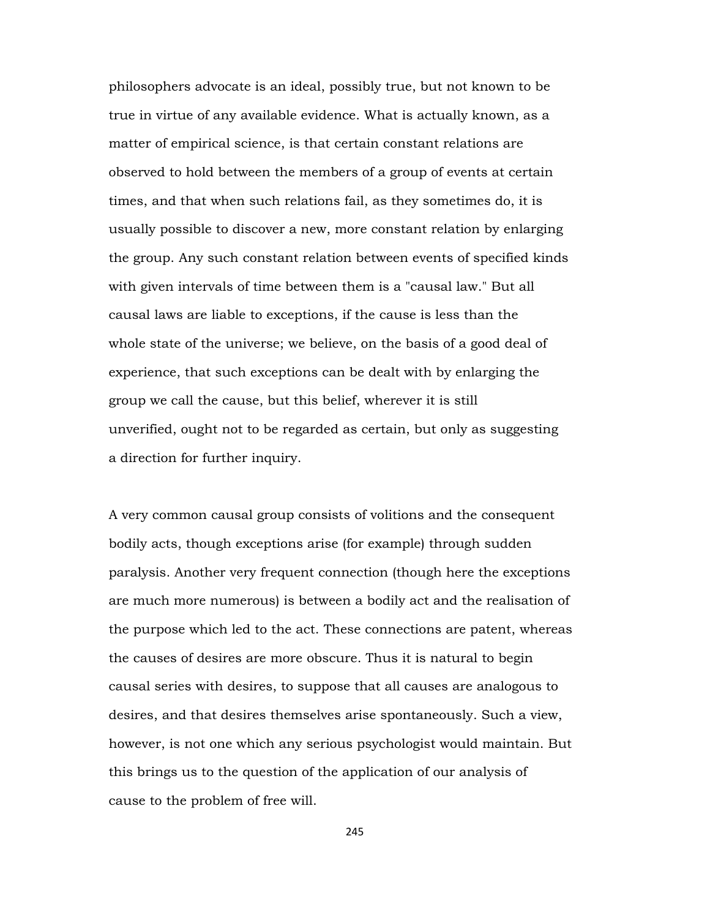philosophers advocate is an ideal, possibly true, but not known to be true in virtue of any available evidence. What is actually known, as a matter of empirical science, is that certain constant relations are observed to hold between the members of a group of events at certain times, and that when such relations fail, as they sometimes do, it is usually possible to discover a new, more constant relation by enlarging the group. Any such constant relation between events of specified kinds with given intervals of time between them is a "causal law." But all causal laws are liable to exceptions, if the cause is less than the whole state of the universe; we believe, on the basis of a good deal of experience, that such exceptions can be dealt with by enlarging the group we call the cause, but this belief, wherever it is still unverified, ought not to be regarded as certain, but only as suggesting a direction for further inquiry.

A very common causal group consists of volitions and the consequent bodily acts, though exceptions arise (for example) through sudden paralysis. Another very frequent connection (though here the exceptions are much more numerous) is between a bodily act and the realisation of the purpose which led to the act. These connections are patent, whereas the causes of desires are more obscure. Thus it is natural to begin causal series with desires, to suppose that all causes are analogous to desires, and that desires themselves arise spontaneously. Such a view, however, is not one which any serious psychologist would maintain. But this brings us to the question of the application of our analysis of cause to the problem of free will.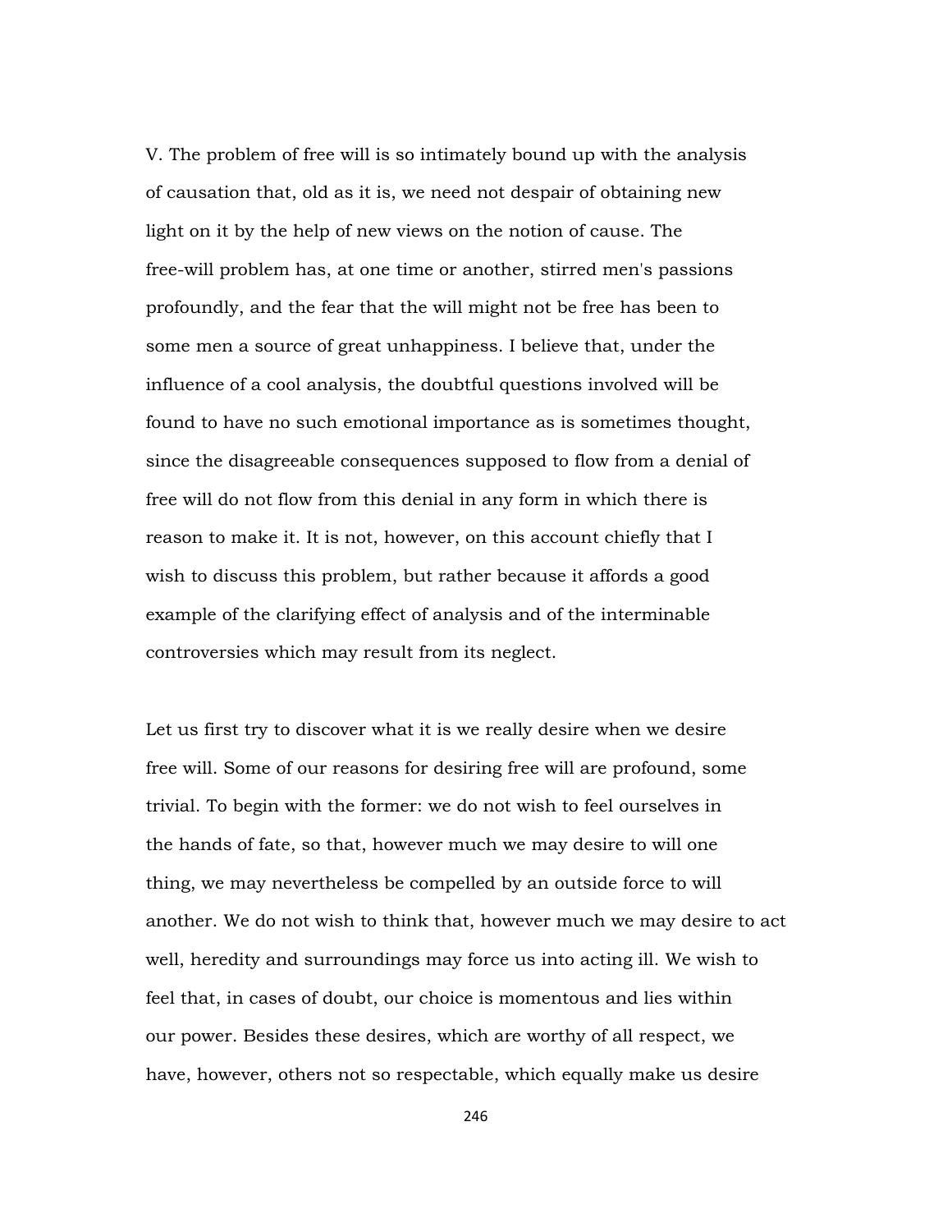V. The problem of free will is so intimately bound up with the analysis of causation that, old as it is, we need not despair of obtaining new light on it by the help of new views on the notion of cause. The free-will problem has, at one time or another, stirred men's passions profoundly, and the fear that the will might not be free has been to some men a source of great unhappiness. I believe that, under the influence of a cool analysis, the doubtful questions involved will be found to have no such emotional importance as is sometimes thought, since the disagreeable consequences supposed to flow from a denial of free will do not flow from this denial in any form in which there is reason to make it. It is not, however, on this account chiefly that I wish to discuss this problem, but rather because it affords a good example of the clarifying effect of analysis and of the interminable controversies which may result from its neglect.

Let us first try to discover what it is we really desire when we desire free will. Some of our reasons for desiring free will are profound, some trivial. To begin with the former: we do not wish to feel ourselves in the hands of fate, so that, however much we may desire to will one thing, we may nevertheless be compelled by an outside force to will another. We do not wish to think that, however much we may desire to act well, heredity and surroundings may force us into acting ill. We wish to feel that, in cases of doubt, our choice is momentous and lies within our power. Besides these desires, which are worthy of all respect, we have, however, others not so respectable, which equally make us desire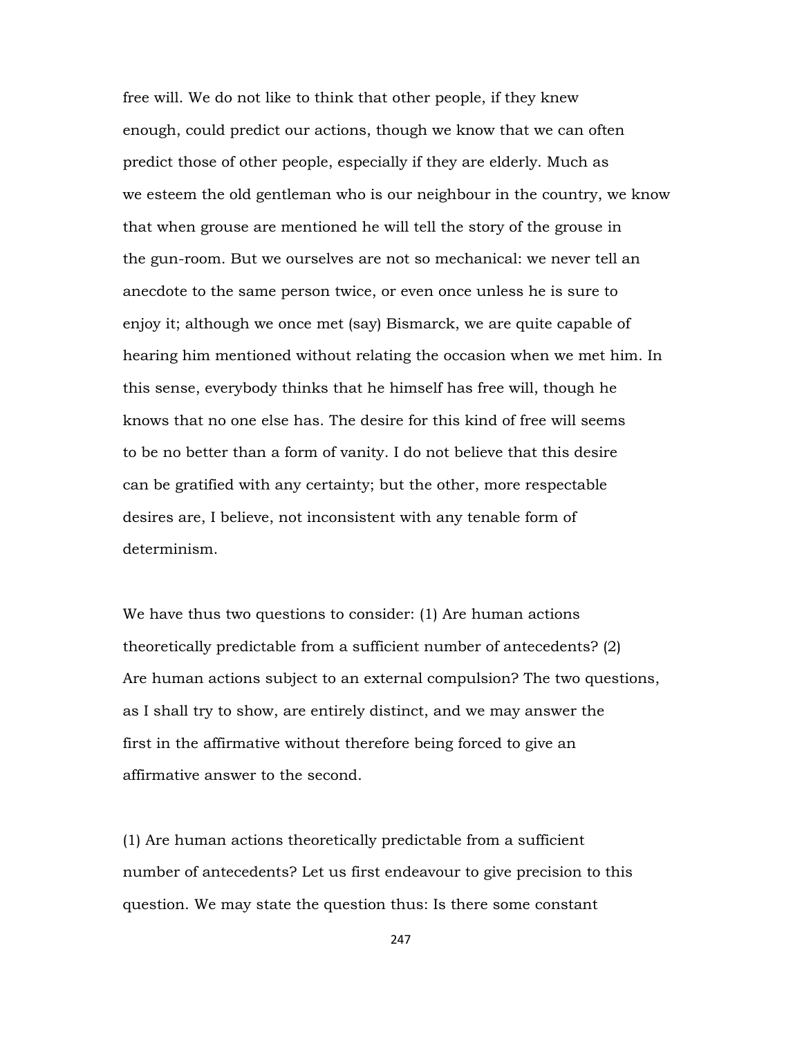free will. We do not like to think that other people, if they knew enough, could predict our actions, though we know that we can often predict those of other people, especially if they are elderly. Much as we esteem the old gentleman who is our neighbour in the country, we know that when grouse are mentioned he will tell the story of the grouse in the gun-room. But we ourselves are not so mechanical: we never tell an anecdote to the same person twice, or even once unless he is sure to enjoy it; although we once met (say) Bismarck, we are quite capable of hearing him mentioned without relating the occasion when we met him. In this sense, everybody thinks that he himself has free will, though he knows that no one else has. The desire for this kind of free will seems to be no better than a form of vanity. I do not believe that this desire can be gratified with any certainty; but the other, more respectable desires are, I believe, not inconsistent with any tenable form of determinism.

We have thus two questions to consider: (1) Are human actions theoretically predictable from a sufficient number of antecedents? (2) Are human actions subject to an external compulsion? The two questions, as I shall try to show, are entirely distinct, and we may answer the first in the affirmative without therefore being forced to give an affirmative answer to the second.

(1) Are human actions theoretically predictable from a sufficient number of antecedents? Let us first endeavour to give precision to this question. We may state the question thus: Is there some constant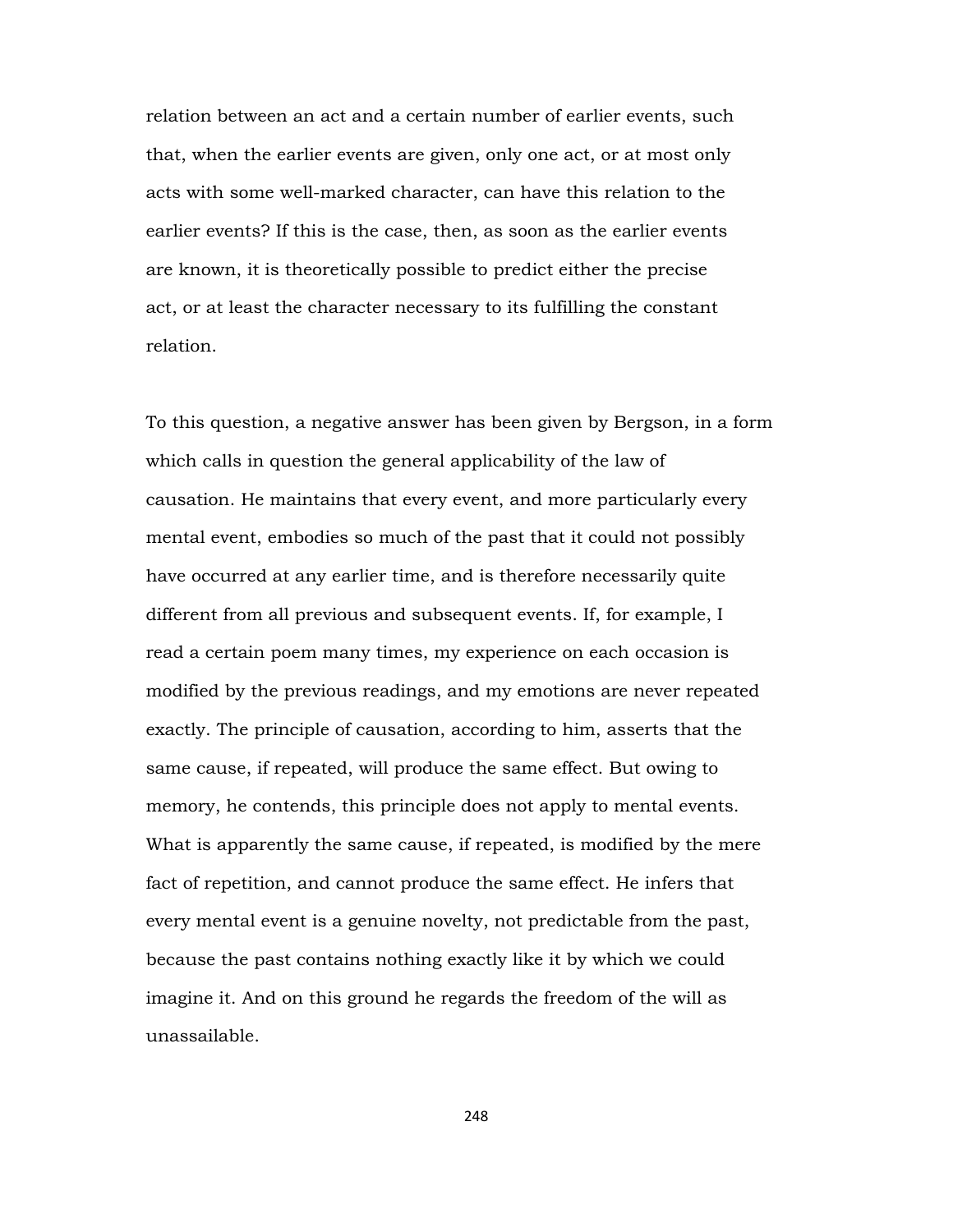relation between an act and a certain number of earlier events, such that, when the earlier events are given, only one act, or at most only acts with some well-marked character, can have this relation to the earlier events? If this is the case, then, as soon as the earlier events are known, it is theoretically possible to predict either the precise act, or at least the character necessary to its fulfilling the constant relation.

To this question, a negative answer has been given by Bergson, in a form which calls in question the general applicability of the law of causation. He maintains that every event, and more particularly every mental event, embodies so much of the past that it could not possibly have occurred at any earlier time, and is therefore necessarily quite different from all previous and subsequent events. If, for example, I read a certain poem many times, my experience on each occasion is modified by the previous readings, and my emotions are never repeated exactly. The principle of causation, according to him, asserts that the same cause, if repeated, will produce the same effect. But owing to memory, he contends, this principle does not apply to mental events. What is apparently the same cause, if repeated, is modified by the mere fact of repetition, and cannot produce the same effect. He infers that every mental event is a genuine novelty, not predictable from the past, because the past contains nothing exactly like it by which we could imagine it. And on this ground he regards the freedom of the will as unassailable.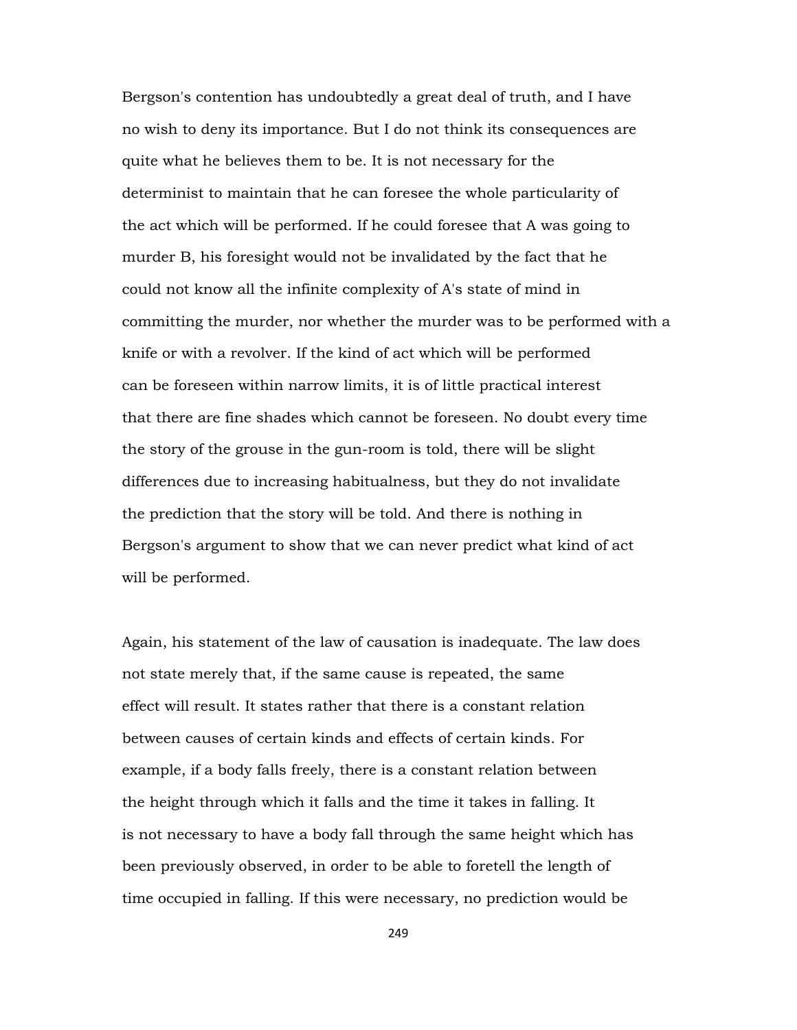Bergson's contention has undoubtedly a great deal of truth, and I have no wish to deny its importance. But I do not think its consequences are quite what he believes them to be. It is not necessary for the determinist to maintain that he can foresee the whole particularity of the act which will be performed. If he could foresee that A was going to murder B, his foresight would not be invalidated by the fact that he could not know all the infinite complexity of A's state of mind in committing the murder, nor whether the murder was to be performed with a knife or with a revolver. If the kind of act which will be performed can be foreseen within narrow limits, it is of little practical interest that there are fine shades which cannot be foreseen. No doubt every time the story of the grouse in the gun-room is told, there will be slight differences due to increasing habitualness, but they do not invalidate the prediction that the story will be told. And there is nothing in Bergson's argument to show that we can never predict what kind of act will be performed.

Again, his statement of the law of causation is inadequate. The law does not state merely that, if the same cause is repeated, the same effect will result. It states rather that there is a constant relation between causes of certain kinds and effects of certain kinds. For example, if a body falls freely, there is a constant relation between the height through which it falls and the time it takes in falling. It is not necessary to have a body fall through the same height which has been previously observed, in order to be able to foretell the length of time occupied in falling. If this were necessary, no prediction would be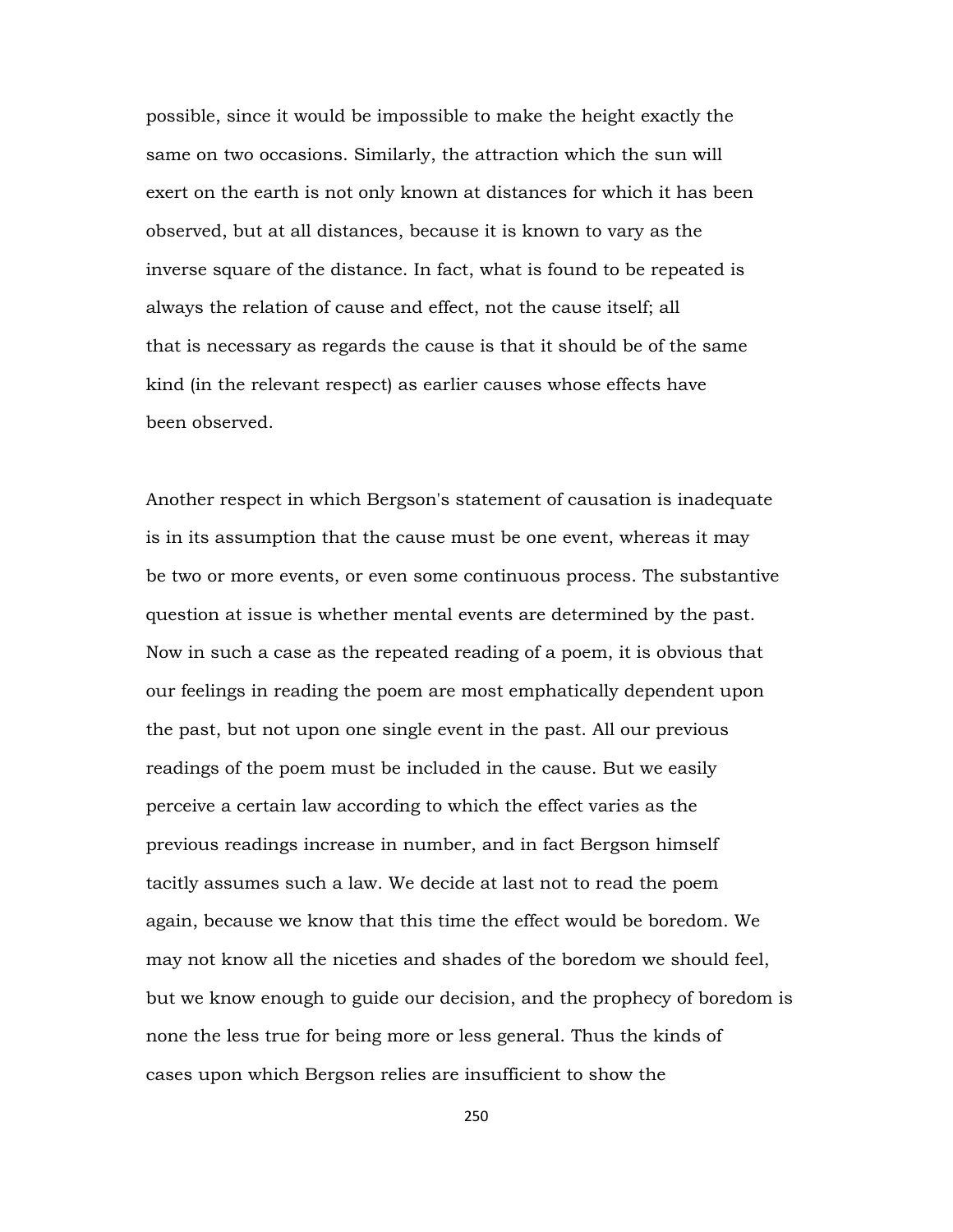possible, since it would be impossible to make the height exactly the same on two occasions. Similarly, the attraction which the sun will exert on the earth is not only known at distances for which it has been observed, but at all distances, because it is known to vary as the inverse square of the distance. In fact, what is found to be repeated is always the relation of cause and effect, not the cause itself; all that is necessary as regards the cause is that it should be of the same kind (in the relevant respect) as earlier causes whose effects have been observed.

Another respect in which Bergson's statement of causation is inadequate is in its assumption that the cause must be one event, whereas it may be two or more events, or even some continuous process. The substantive question at issue is whether mental events are determined by the past. Now in such a case as the repeated reading of a poem, it is obvious that our feelings in reading the poem are most emphatically dependent upon the past, but not upon one single event in the past. All our previous readings of the poem must be included in the cause. But we easily perceive a certain law according to which the effect varies as the previous readings increase in number, and in fact Bergson himself tacitly assumes such a law. We decide at last not to read the poem again, because we know that this time the effect would be boredom. We may not know all the niceties and shades of the boredom we should feel, but we know enough to guide our decision, and the prophecy of boredom is none the less true for being more or less general. Thus the kinds of cases upon which Bergson relies are insufficient to show the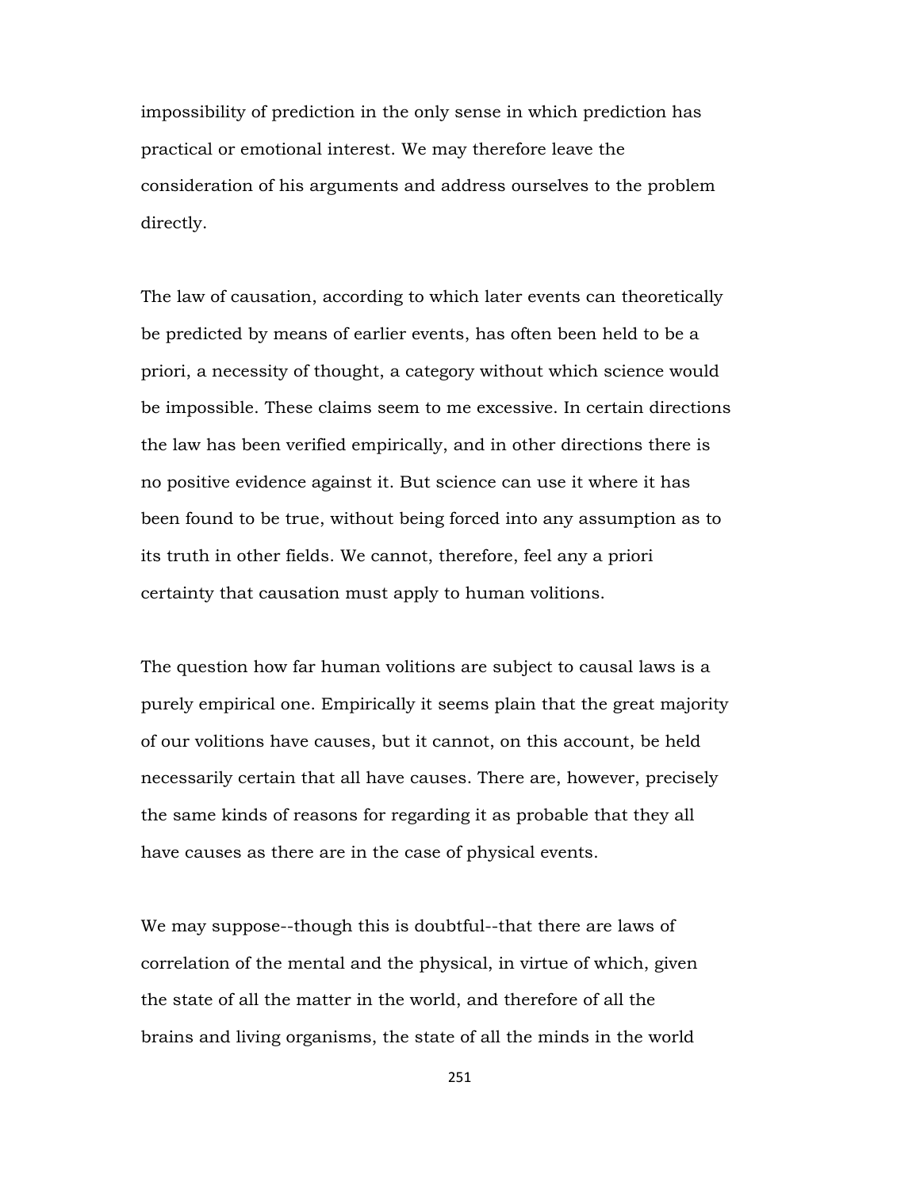impossibility of prediction in the only sense in which prediction has practical or emotional interest. We may therefore leave the consideration of his arguments and address ourselves to the problem directly.

The law of causation, according to which later events can theoretically be predicted by means of earlier events, has often been held to be a priori, a necessity of thought, a category without which science would be impossible. These claims seem to me excessive. In certain directions the law has been verified empirically, and in other directions there is no positive evidence against it. But science can use it where it has been found to be true, without being forced into any assumption as to its truth in other fields. We cannot, therefore, feel any a priori certainty that causation must apply to human volitions.

The question how far human volitions are subject to causal laws is a purely empirical one. Empirically it seems plain that the great majority of our volitions have causes, but it cannot, on this account, be held necessarily certain that all have causes. There are, however, precisely the same kinds of reasons for regarding it as probable that they all have causes as there are in the case of physical events.

We may suppose--though this is doubtful--that there are laws of correlation of the mental and the physical, in virtue of which, given the state of all the matter in the world, and therefore of all the brains and living organisms, the state of all the minds in the world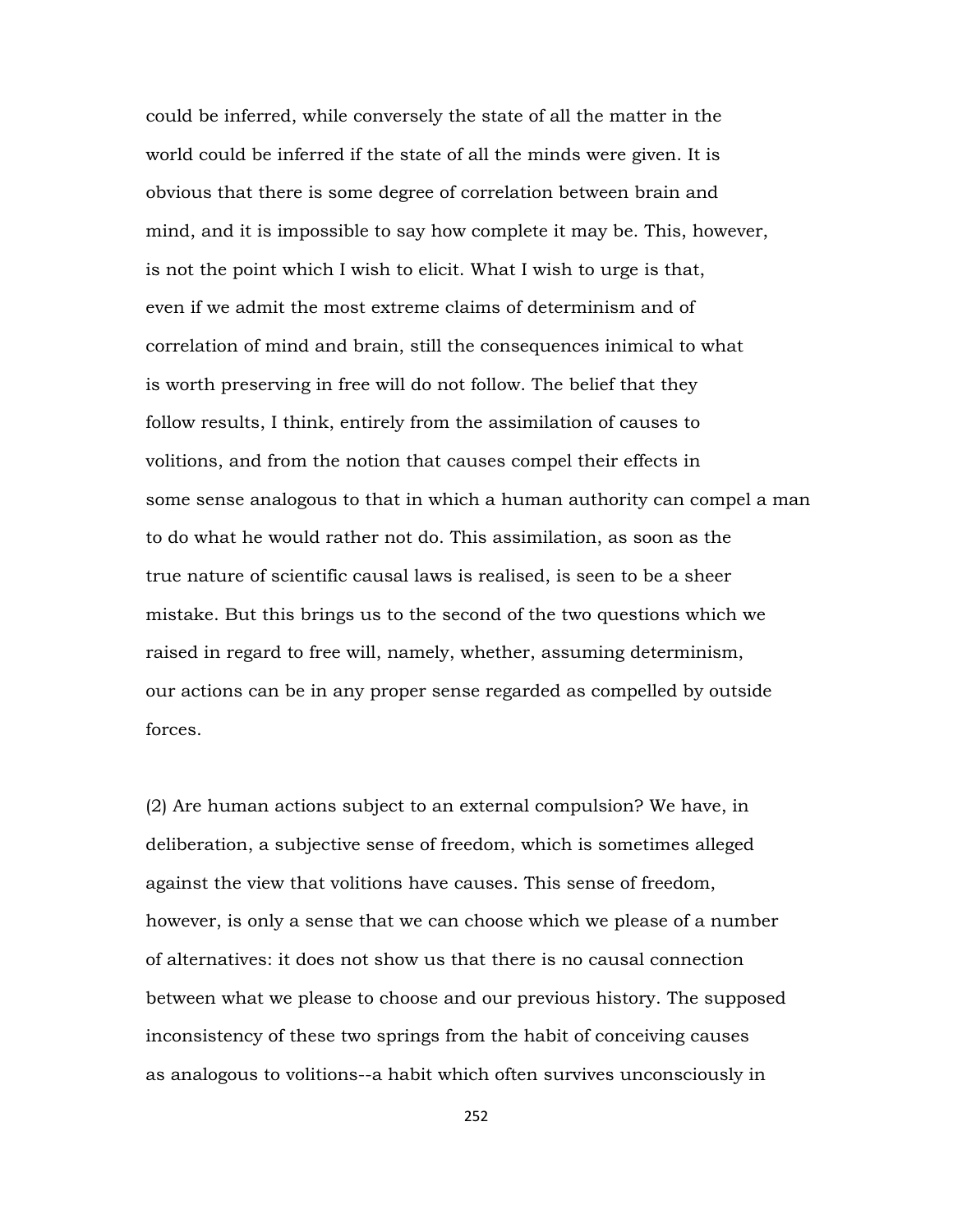could be inferred, while conversely the state of all the matter in the world could be inferred if the state of all the minds were given. It is obvious that there is some degree of correlation between brain and mind, and it is impossible to say how complete it may be. This, however, is not the point which I wish to elicit. What I wish to urge is that, even if we admit the most extreme claims of determinism and of correlation of mind and brain, still the consequences inimical to what is worth preserving in free will do not follow. The belief that they follow results, I think, entirely from the assimilation of causes to volitions, and from the notion that causes compel their effects in some sense analogous to that in which a human authority can compel a man to do what he would rather not do. This assimilation, as soon as the true nature of scientific causal laws is realised, is seen to be a sheer mistake. But this brings us to the second of the two questions which we raised in regard to free will, namely, whether, assuming determinism, our actions can be in any proper sense regarded as compelled by outside forces.

(2) Are human actions subject to an external compulsion? We have, in deliberation, a subjective sense of freedom, which is sometimes alleged against the view that volitions have causes. This sense of freedom, however, is only a sense that we can choose which we please of a number of alternatives: it does not show us that there is no causal connection between what we please to choose and our previous history. The supposed inconsistency of these two springs from the habit of conceiving causes as analogous to volitions--a habit which often survives unconsciously in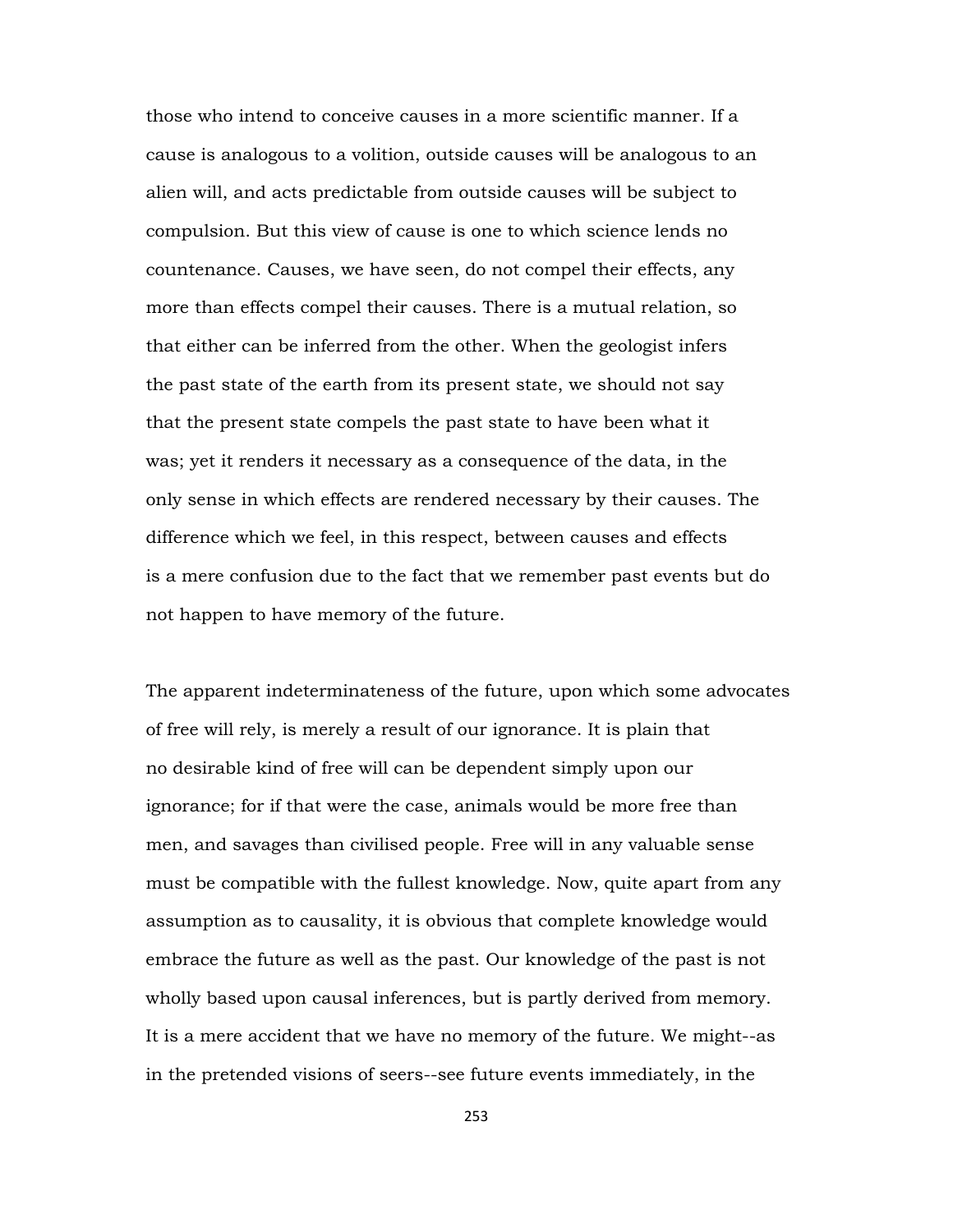those who intend to conceive causes in a more scientific manner. If a cause is analogous to a volition, outside causes will be analogous to an alien will, and acts predictable from outside causes will be subject to compulsion. But this view of cause is one to which science lends no countenance. Causes, we have seen, do not compel their effects, any more than effects compel their causes. There is a mutual relation, so that either can be inferred from the other. When the geologist infers the past state of the earth from its present state, we should not say that the present state compels the past state to have been what it was; yet it renders it necessary as a consequence of the data, in the only sense in which effects are rendered necessary by their causes. The difference which we feel, in this respect, between causes and effects is a mere confusion due to the fact that we remember past events but do not happen to have memory of the future.

The apparent indeterminateness of the future, upon which some advocates of free will rely, is merely a result of our ignorance. It is plain that no desirable kind of free will can be dependent simply upon our ignorance; for if that were the case, animals would be more free than men, and savages than civilised people. Free will in any valuable sense must be compatible with the fullest knowledge. Now, quite apart from any assumption as to causality, it is obvious that complete knowledge would embrace the future as well as the past. Our knowledge of the past is not wholly based upon causal inferences, but is partly derived from memory. It is a mere accident that we have no memory of the future. We might--as in the pretended visions of seers--see future events immediately, in the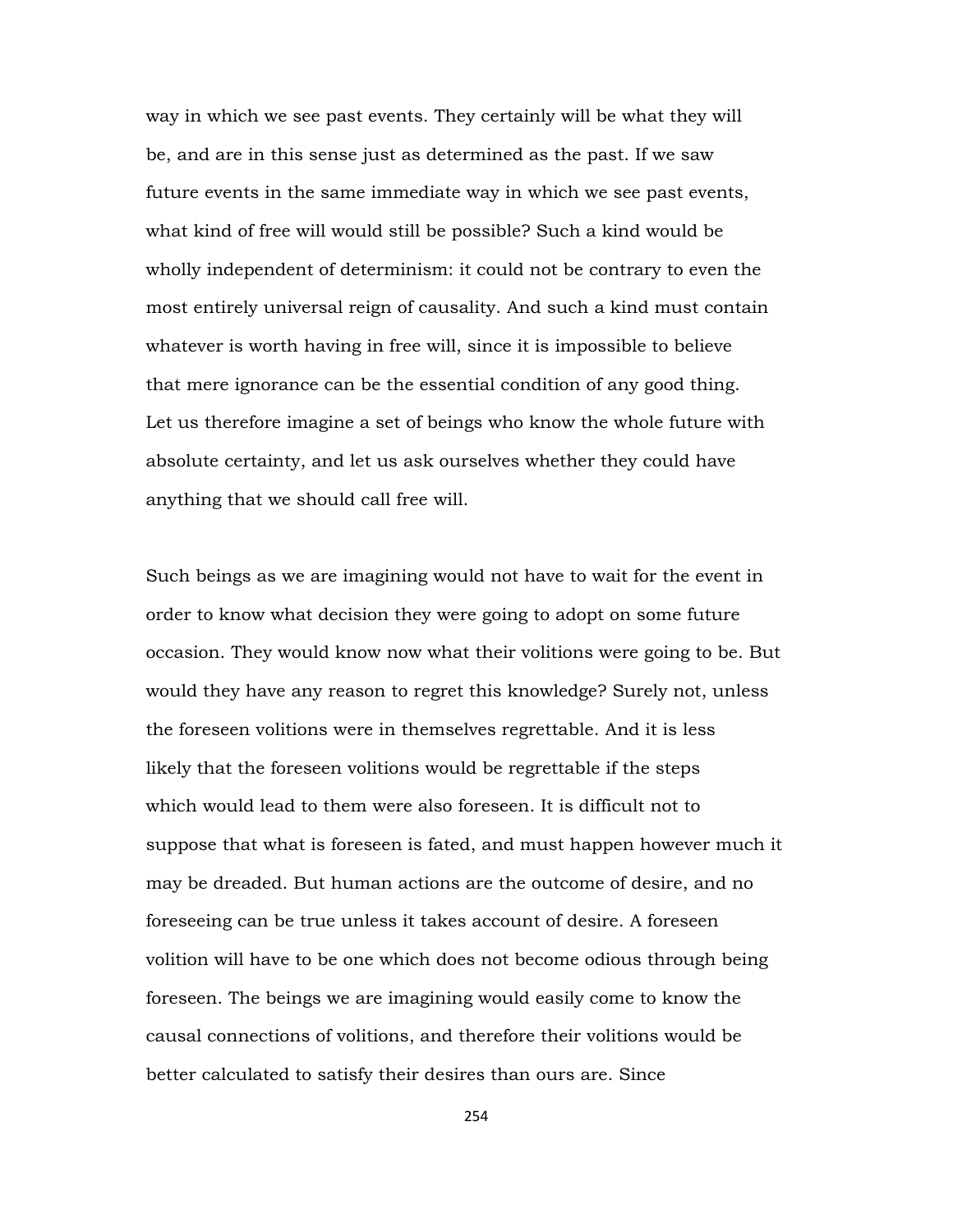way in which we see past events. They certainly will be what they will be, and are in this sense just as determined as the past. If we saw future events in the same immediate way in which we see past events, what kind of free will would still be possible? Such a kind would be wholly independent of determinism: it could not be contrary to even the most entirely universal reign of causality. And such a kind must contain whatever is worth having in free will, since it is impossible to believe that mere ignorance can be the essential condition of any good thing. Let us therefore imagine a set of beings who know the whole future with absolute certainty, and let us ask ourselves whether they could have anything that we should call free will.

Such beings as we are imagining would not have to wait for the event in order to know what decision they were going to adopt on some future occasion. They would know now what their volitions were going to be. But would they have any reason to regret this knowledge? Surely not, unless the foreseen volitions were in themselves regrettable. And it is less likely that the foreseen volitions would be regrettable if the steps which would lead to them were also foreseen. It is difficult not to suppose that what is foreseen is fated, and must happen however much it may be dreaded. But human actions are the outcome of desire, and no foreseeing can be true unless it takes account of desire. A foreseen volition will have to be one which does not become odious through being foreseen. The beings we are imagining would easily come to know the causal connections of volitions, and therefore their volitions would be better calculated to satisfy their desires than ours are. Since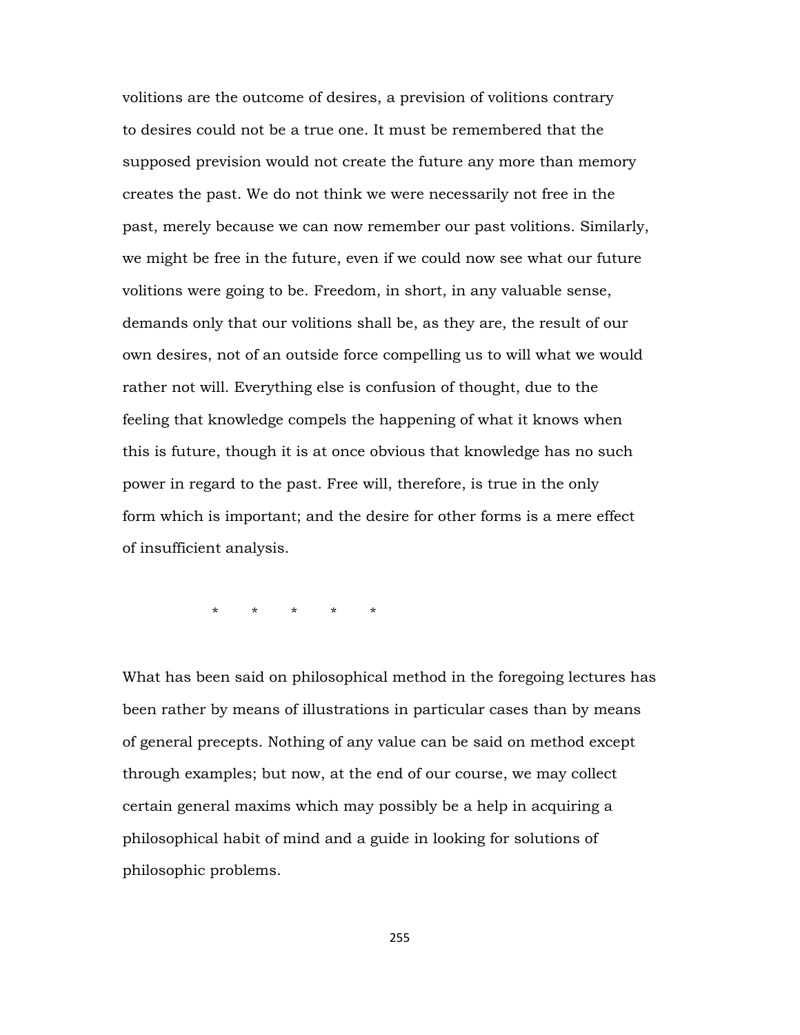volitions are the outcome of desires, a prevision of volitions contrary to desires could not be a true one. It must be remembered that the supposed prevision would not create the future any more than memory creates the past. We do not think we were necessarily not free in the past, merely because we can now remember our past volitions. Similarly, we might be free in the future, even if we could now see what our future volitions were going to be. Freedom, in short, in any valuable sense, demands only that our volitions shall be, as they are, the result of our own desires, not of an outside force compelling us to will what we would rather not will. Everything else is confusion of thought, due to the feeling that knowledge compels the happening of what it knows when this is future, though it is at once obvious that knowledge has no such power in regard to the past. Free will, therefore, is true in the only form which is important; and the desire for other forms is a mere effect of insufficient analysis.

\* \* \* \* \*

What has been said on philosophical method in the foregoing lectures has been rather by means of illustrations in particular cases than by means of general precepts. Nothing of any value can be said on method except through examples; but now, at the end of our course, we may collect certain general maxims which may possibly be a help in acquiring a philosophical habit of mind and a guide in looking for solutions of philosophic problems.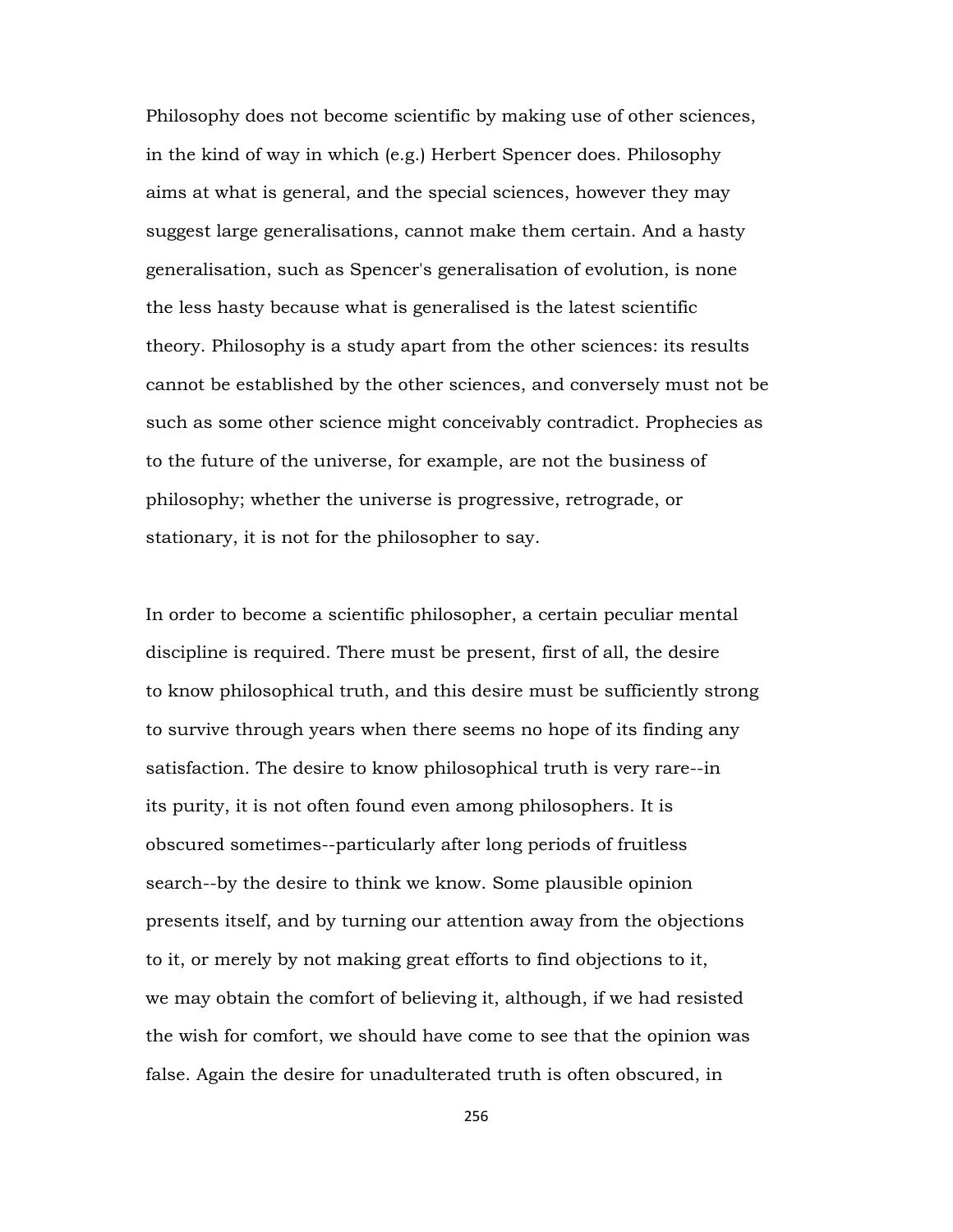Philosophy does not become scientific by making use of other sciences, in the kind of way in which (e.g.) Herbert Spencer does. Philosophy aims at what is general, and the special sciences, however they may suggest large generalisations, cannot make them certain. And a hasty generalisation, such as Spencer's generalisation of evolution, is none the less hasty because what is generalised is the latest scientific theory. Philosophy is a study apart from the other sciences: its results cannot be established by the other sciences, and conversely must not be such as some other science might conceivably contradict. Prophecies as to the future of the universe, for example, are not the business of philosophy; whether the universe is progressive, retrograde, or stationary, it is not for the philosopher to say.

In order to become a scientific philosopher, a certain peculiar mental discipline is required. There must be present, first of all, the desire to know philosophical truth, and this desire must be sufficiently strong to survive through years when there seems no hope of its finding any satisfaction. The desire to know philosophical truth is very rare--in its purity, it is not often found even among philosophers. It is obscured sometimes--particularly after long periods of fruitless search--by the desire to think we know. Some plausible opinion presents itself, and by turning our attention away from the objections to it, or merely by not making great efforts to find objections to it, we may obtain the comfort of believing it, although, if we had resisted the wish for comfort, we should have come to see that the opinion was false. Again the desire for unadulterated truth is often obscured, in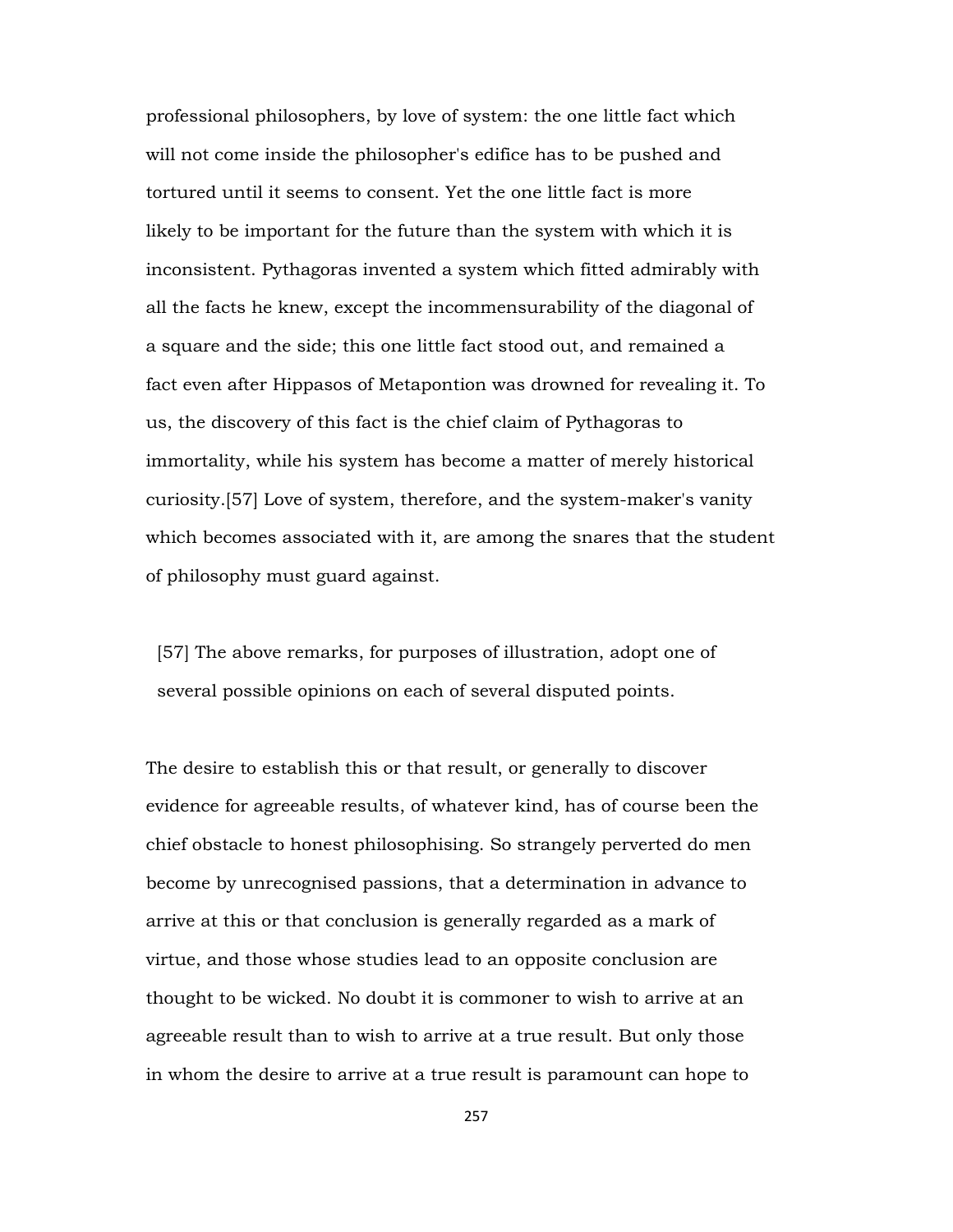professional philosophers, by love of system: the one little fact which will not come inside the philosopher's edifice has to be pushed and tortured until it seems to consent. Yet the one little fact is more likely to be important for the future than the system with which it is inconsistent. Pythagoras invented a system which fitted admirably with all the facts he knew, except the incommensurability of the diagonal of a square and the side; this one little fact stood out, and remained a fact even after Hippasos of Metapontion was drowned for revealing it. To us, the discovery of this fact is the chief claim of Pythagoras to immortality, while his system has become a matter of merely historical curiosity.[57] Love of system, therefore, and the system-maker's vanity which becomes associated with it, are among the snares that the student of philosophy must guard against.

[57] The above remarks, for purposes of illustration, adopt one of several possible opinions on each of several disputed points.

The desire to establish this or that result, or generally to discover evidence for agreeable results, of whatever kind, has of course been the chief obstacle to honest philosophising. So strangely perverted do men become by unrecognised passions, that a determination in advance to arrive at this or that conclusion is generally regarded as a mark of virtue, and those whose studies lead to an opposite conclusion are thought to be wicked. No doubt it is commoner to wish to arrive at an agreeable result than to wish to arrive at a true result. But only those in whom the desire to arrive at a true result is paramount can hope to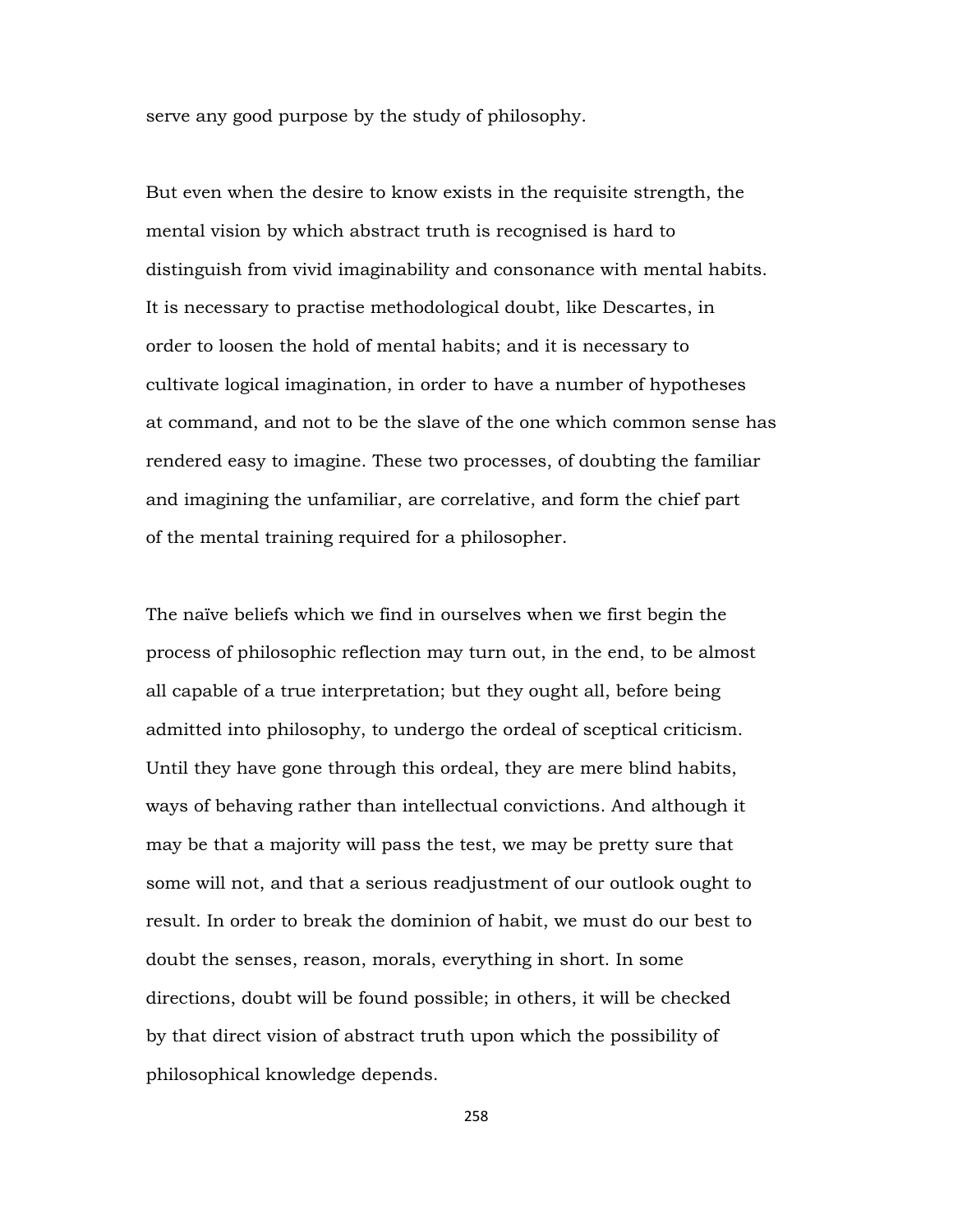serve any good purpose by the study of philosophy.

But even when the desire to know exists in the requisite strength, the mental vision by which abstract truth is recognised is hard to distinguish from vivid imaginability and consonance with mental habits. It is necessary to practise methodological doubt, like Descartes, in order to loosen the hold of mental habits; and it is necessary to cultivate logical imagination, in order to have a number of hypotheses at command, and not to be the slave of the one which common sense has rendered easy to imagine. These two processes, of doubting the familiar and imagining the unfamiliar, are correlative, and form the chief part of the mental training required for a philosopher.

The naïve beliefs which we find in ourselves when we first begin the process of philosophic reflection may turn out, in the end, to be almost all capable of a true interpretation; but they ought all, before being admitted into philosophy, to undergo the ordeal of sceptical criticism. Until they have gone through this ordeal, they are mere blind habits, ways of behaving rather than intellectual convictions. And although it may be that a majority will pass the test, we may be pretty sure that some will not, and that a serious readjustment of our outlook ought to result. In order to break the dominion of habit, we must do our best to doubt the senses, reason, morals, everything in short. In some directions, doubt will be found possible; in others, it will be checked by that direct vision of abstract truth upon which the possibility of philosophical knowledge depends.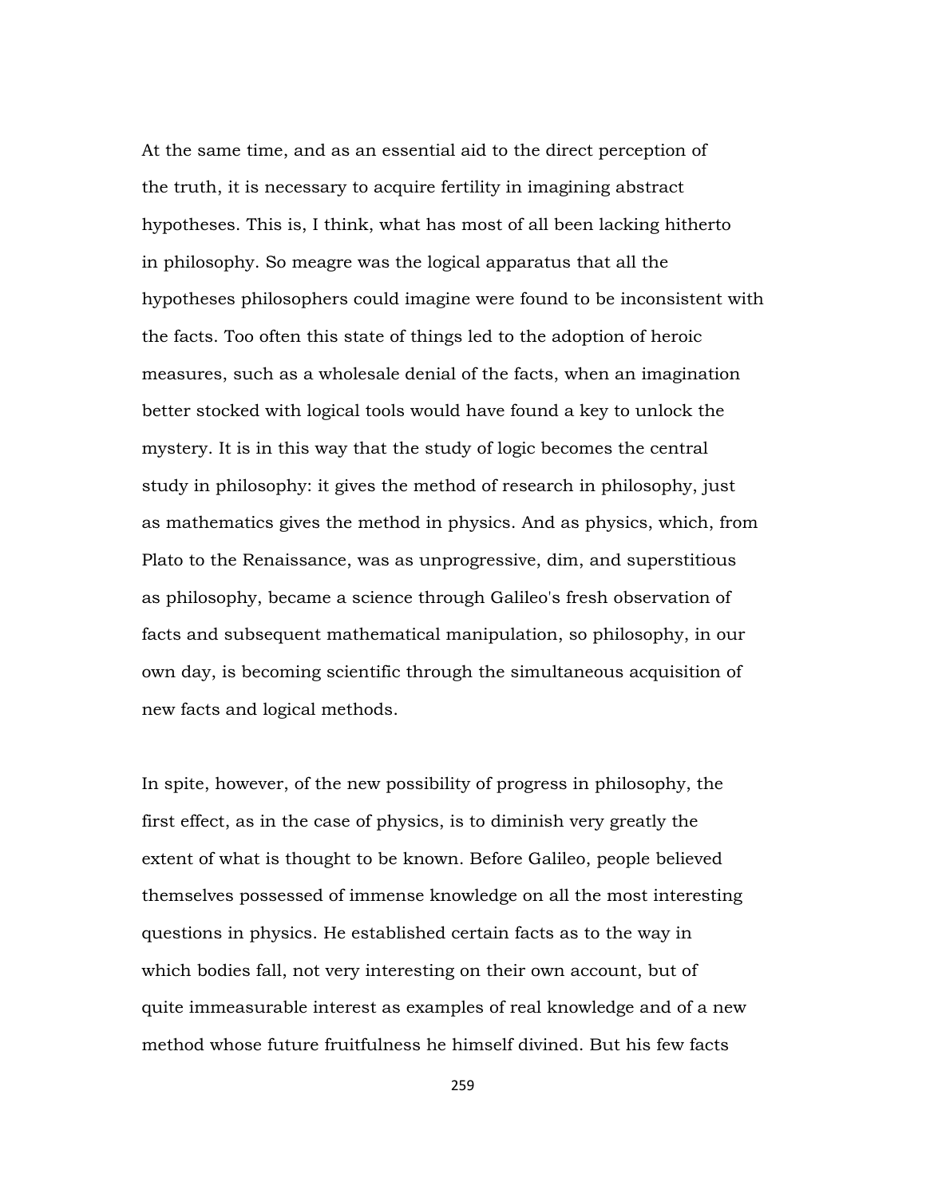At the same time, and as an essential aid to the direct perception of the truth, it is necessary to acquire fertility in imagining abstract hypotheses. This is, I think, what has most of all been lacking hitherto in philosophy. So meagre was the logical apparatus that all the hypotheses philosophers could imagine were found to be inconsistent with the facts. Too often this state of things led to the adoption of heroic measures, such as a wholesale denial of the facts, when an imagination better stocked with logical tools would have found a key to unlock the mystery. It is in this way that the study of logic becomes the central study in philosophy: it gives the method of research in philosophy, just as mathematics gives the method in physics. And as physics, which, from Plato to the Renaissance, was as unprogressive, dim, and superstitious as philosophy, became a science through Galileo's fresh observation of facts and subsequent mathematical manipulation, so philosophy, in our own day, is becoming scientific through the simultaneous acquisition of new facts and logical methods.

In spite, however, of the new possibility of progress in philosophy, the first effect, as in the case of physics, is to diminish very greatly the extent of what is thought to be known. Before Galileo, people believed themselves possessed of immense knowledge on all the most interesting questions in physics. He established certain facts as to the way in which bodies fall, not very interesting on their own account, but of quite immeasurable interest as examples of real knowledge and of a new method whose future fruitfulness he himself divined. But his few facts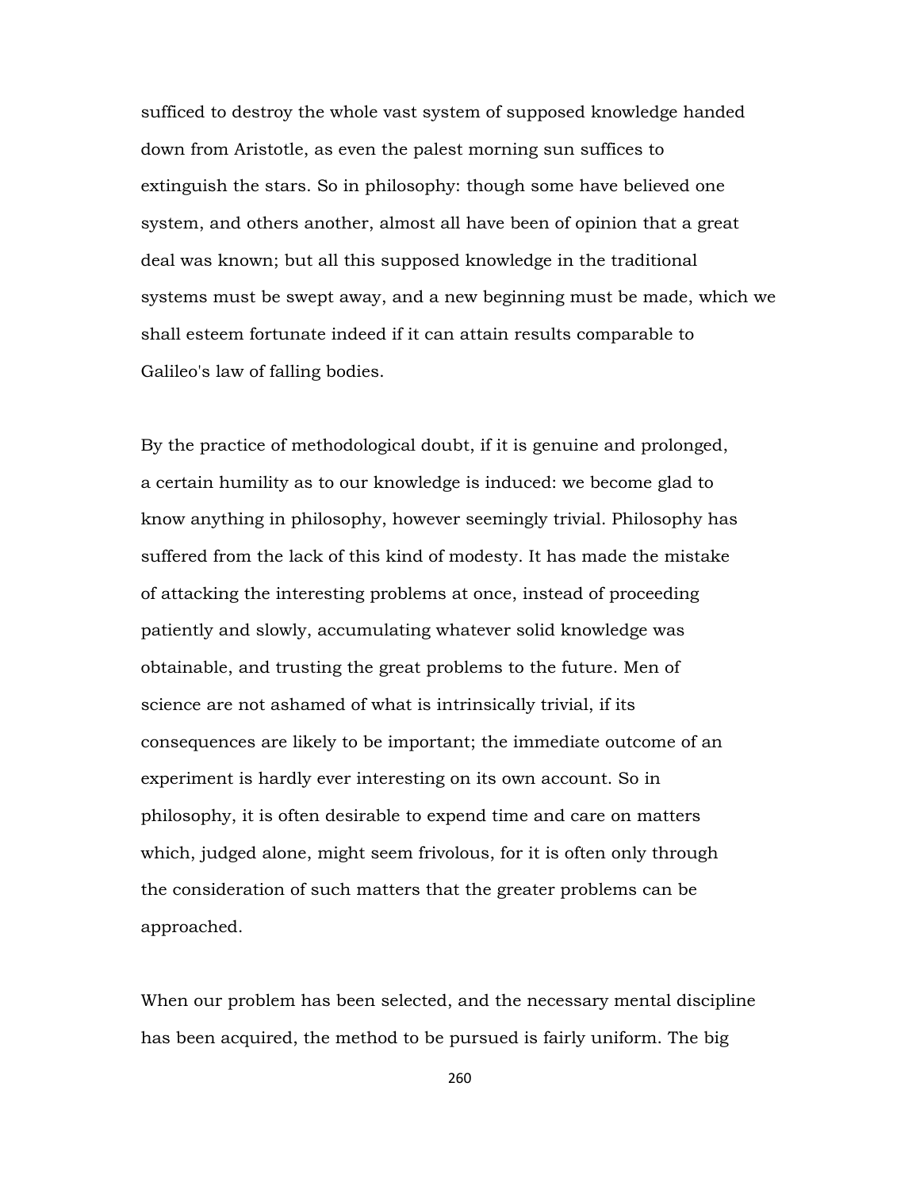sufficed to destroy the whole vast system of supposed knowledge handed down from Aristotle, as even the palest morning sun suffices to extinguish the stars. So in philosophy: though some have believed one system, and others another, almost all have been of opinion that a great deal was known; but all this supposed knowledge in the traditional systems must be swept away, and a new beginning must be made, which we shall esteem fortunate indeed if it can attain results comparable to Galileo's law of falling bodies.

By the practice of methodological doubt, if it is genuine and prolonged, a certain humility as to our knowledge is induced: we become glad to know anything in philosophy, however seemingly trivial. Philosophy has suffered from the lack of this kind of modesty. It has made the mistake of attacking the interesting problems at once, instead of proceeding patiently and slowly, accumulating whatever solid knowledge was obtainable, and trusting the great problems to the future. Men of science are not ashamed of what is intrinsically trivial, if its consequences are likely to be important; the immediate outcome of an experiment is hardly ever interesting on its own account. So in philosophy, it is often desirable to expend time and care on matters which, judged alone, might seem frivolous, for it is often only through the consideration of such matters that the greater problems can be approached.

When our problem has been selected, and the necessary mental discipline has been acquired, the method to be pursued is fairly uniform. The big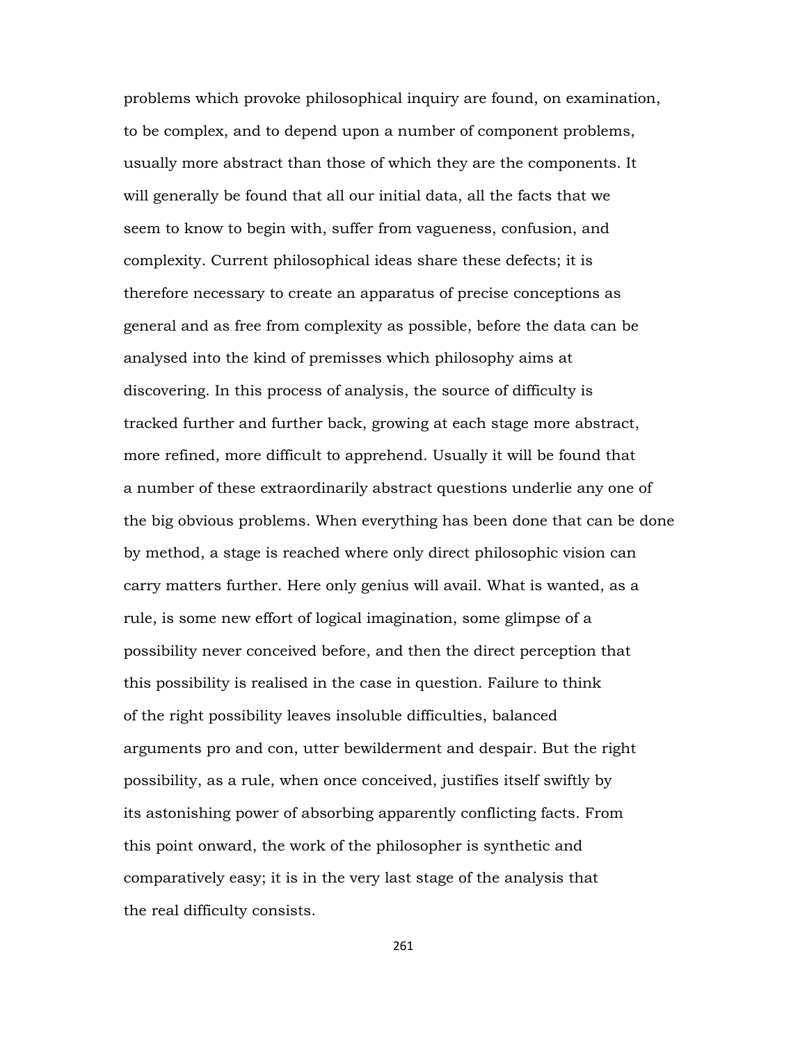problems which provoke philosophical inquiry are found, on examination, to be complex, and to depend upon a number of component problems, usually more abstract than those of which they are the components. It will generally be found that all our initial data, all the facts that we seem to know to begin with, suffer from vagueness, confusion, and complexity. Current philosophical ideas share these defects; it is therefore necessary to create an apparatus of precise conceptions as general and as free from complexity as possible, before the data can be analysed into the kind of premisses which philosophy aims at discovering. In this process of analysis, the source of difficulty is tracked further and further back, growing at each stage more abstract, more refined, more difficult to apprehend. Usually it will be found that a number of these extraordinarily abstract questions underlie any one of the big obvious problems. When everything has been done that can be done by method, a stage is reached where only direct philosophic vision can carry matters further. Here only genius will avail. What is wanted, as a rule, is some new effort of logical imagination, some glimpse of a possibility never conceived before, and then the direct perception that this possibility is realised in the case in question. Failure to think of the right possibility leaves insoluble difficulties, balanced arguments pro and con, utter bewilderment and despair. But the right possibility, as a rule, when once conceived, justifies itself swiftly by its astonishing power of absorbing apparently conflicting facts. From this point onward, the work of the philosopher is synthetic and comparatively easy; it is in the very last stage of the analysis that the real difficulty consists.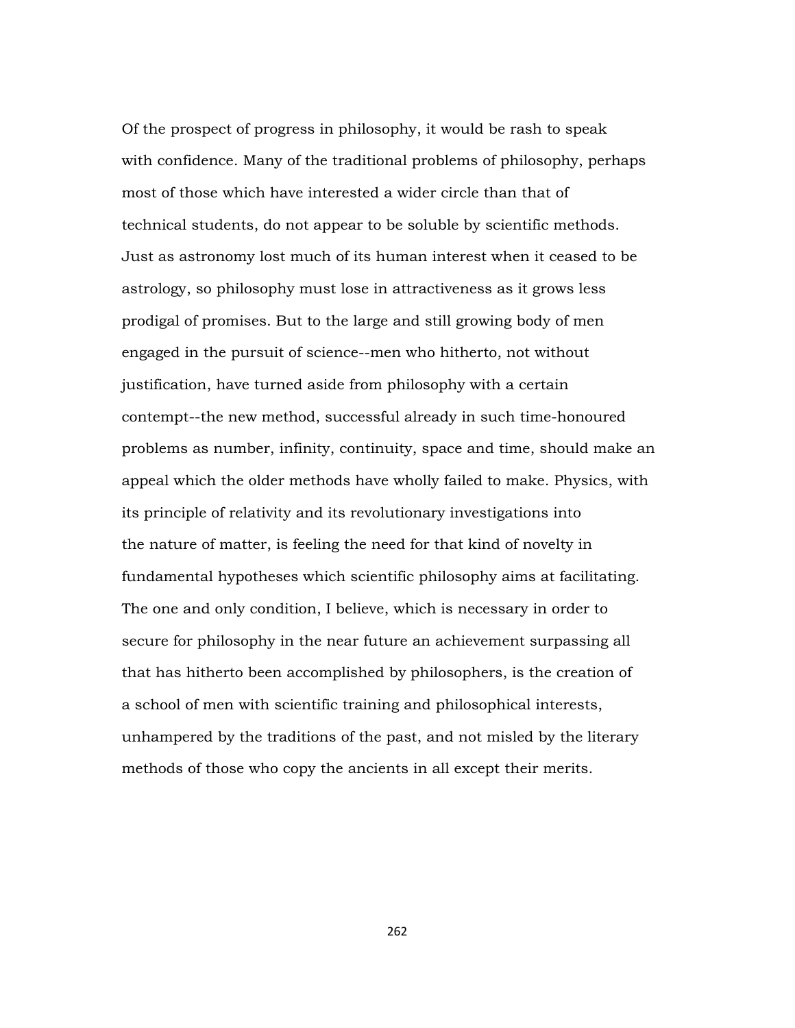Of the prospect of progress in philosophy, it would be rash to speak with confidence. Many of the traditional problems of philosophy, perhaps most of those which have interested a wider circle than that of technical students, do not appear to be soluble by scientific methods. Just as astronomy lost much of its human interest when it ceased to be astrology, so philosophy must lose in attractiveness as it grows less prodigal of promises. But to the large and still growing body of men engaged in the pursuit of science--men who hitherto, not without justification, have turned aside from philosophy with a certain contempt--the new method, successful already in such time-honoured problems as number, infinity, continuity, space and time, should make an appeal which the older methods have wholly failed to make. Physics, with its principle of relativity and its revolutionary investigations into the nature of matter, is feeling the need for that kind of novelty in fundamental hypotheses which scientific philosophy aims at facilitating. The one and only condition, I believe, which is necessary in order to secure for philosophy in the near future an achievement surpassing all that has hitherto been accomplished by philosophers, is the creation of a school of men with scientific training and philosophical interests, unhampered by the traditions of the past, and not misled by the literary methods of those who copy the ancients in all except their merits.